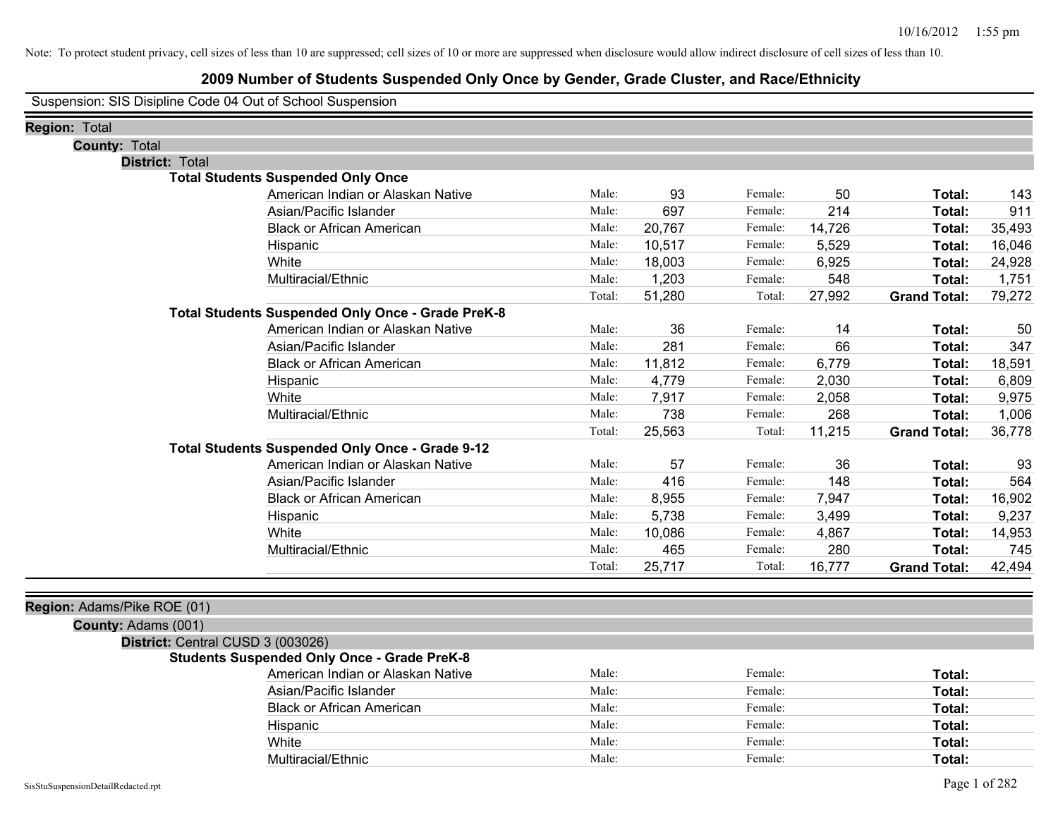Note: To protect student privacy, cell sizes of less than 10 are suppressed; cell sizes of 10 or more are suppressed when disclosure would allow indirect disclosure of cell sizes of less than 10.

# 2009 Number of Students Suspended Only Once by Gender, Grade Cluster, and Race/Ethnicity

Suspension: SIS Disipline Code 04 Out of School Suspension

**Region:** Total

**County:** Total

**District:** Total

### Total Students Suspended Only Once

| Race/Ethnicity | | Male | | Female | | Total |
|---|---|---|---|---|---|---|
| American Indian or Alaskan Native | Male: | 93 | Female: | 50 | **Total:** | 143 |
| Asian/Pacific Islander | Male: | 697 | Female: | 214 | **Total:** | 911 |
| Black or African American | Male: | 20,767 | Female: | 14,726 | **Total:** | 35,493 |
| Hispanic | Male: | 10,517 | Female: | 5,529 | **Total:** | 16,046 |
| White | Male: | 18,003 | Female: | 6,925 | **Total:** | 24,928 |
| Multiracial/Ethnic | Male: | 1,203 | Female: | 548 | **Total:** | 1,751 |
| | Total: | 51,280 | Total: | 27,992 | **Grand Total:** | 79,272 |

### Total Students Suspended Only Once - Grade PreK-8

| Race/Ethnicity | | Male | | Female | | Total |
|---|---|---|---|---|---|---|
| American Indian or Alaskan Native | Male: | 36 | Female: | 14 | **Total:** | 50 |
| Asian/Pacific Islander | Male: | 281 | Female: | 66 | **Total:** | 347 |
| Black or African American | Male: | 11,812 | Female: | 6,779 | **Total:** | 18,591 |
| Hispanic | Male: | 4,779 | Female: | 2,030 | **Total:** | 6,809 |
| White | Male: | 7,917 | Female: | 2,058 | **Total:** | 9,975 |
| Multiracial/Ethnic | Male: | 738 | Female: | 268 | **Total:** | 1,006 |
| | Total: | 25,563 | Total: | 11,215 | **Grand Total:** | 36,778 |

### Total Students Suspended Only Once - Grade 9-12

| Race/Ethnicity | | Male | | Female | | Total |
|---|---|---|---|---|---|---|
| American Indian or Alaskan Native | Male: | 57 | Female: | 36 | **Total:** | 93 |
| Asian/Pacific Islander | Male: | 416 | Female: | 148 | **Total:** | 564 |
| Black or African American | Male: | 8,955 | Female: | 7,947 | **Total:** | 16,902 |
| Hispanic | Male: | 5,738 | Female: | 3,499 | **Total:** | 9,237 |
| White | Male: | 10,086 | Female: | 4,867 | **Total:** | 14,953 |
| Multiracial/Ethnic | Male: | 465 | Female: | 280 | **Total:** | 745 |
| | Total: | 25,717 | Total: | 16,777 | **Grand Total:** | 42,494 |

**Region:** Adams/Pike ROE (01)

**County:** Adams (001)

**District:** Central CUSD 3 (003026)

### Students Suspended Only Once - Grade PreK-8

| Race/Ethnicity | | Male | | Female | | Total |
|---|---|---|---|---|---|---|
| American Indian or Alaskan Native | Male: | | Female: | | **Total:** | |
| Asian/Pacific Islander | Male: | | Female: | | **Total:** | |
| Black or African American | Male: | | Female: | | **Total:** | |
| Hispanic | Male: | | Female: | | **Total:** | |
| White | Male: | | Female: | | **Total:** | |
| Multiracial/Ethnic | Male: | | Female: | | **Total:** | |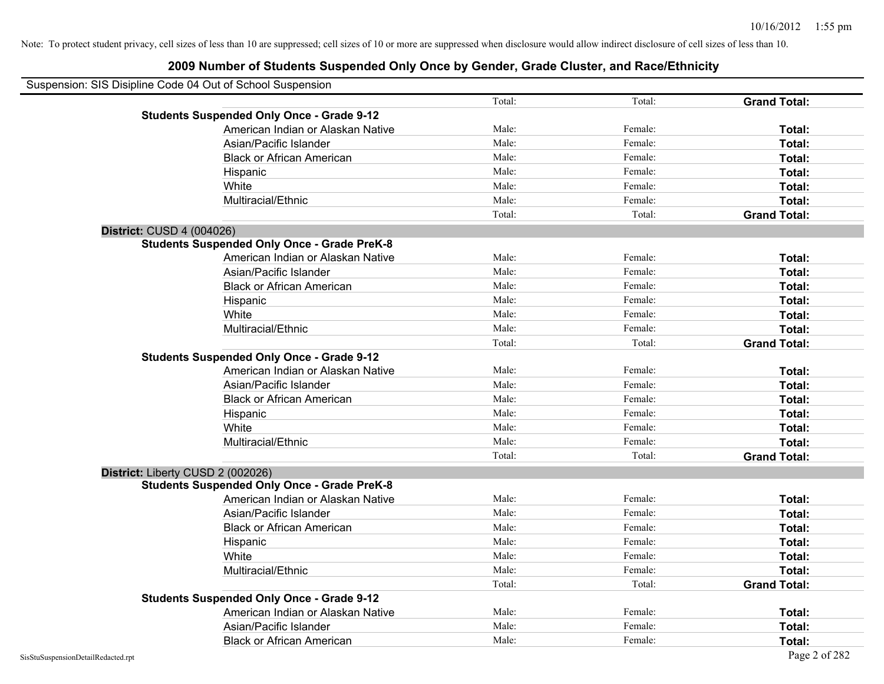Note: To protect student privacy, cell sizes of less than 10 are suppressed; cell sizes of 10 or more are suppressed when disclosure would allow indirect disclosure of cell sizes of less than 10.

## 2009 Number of Students Suspended Only Once by Gender, Grade Cluster, and Race/Ethnicity

Suspension: SIS Disipline Code 04 Out of School Suspension

| | | | | |
|---|---|---|---|---|
| | | Total: | Total: | **Grand Total:** |
| **Students Suspended Only Once - Grade 9-12** | | | | |
| | American Indian or Alaskan Native | Male: | Female: | **Total:** |
| | Asian/Pacific Islander | Male: | Female: | **Total:** |
| | Black or African American | Male: | Female: | **Total:** |
| | Hispanic | Male: | Female: | **Total:** |
| | White | Male: | Female: | **Total:** |
| | Multiracial/Ethnic | Male: | Female: | **Total:** |
| | | Total: | Total: | **Grand Total:** |
| **District:** CUSD 4 (004026) | | | | |
| **Students Suspended Only Once - Grade PreK-8** | | | | |
| | American Indian or Alaskan Native | Male: | Female: | **Total:** |
| | Asian/Pacific Islander | Male: | Female: | **Total:** |
| | Black or African American | Male: | Female: | **Total:** |
| | Hispanic | Male: | Female: | **Total:** |
| | White | Male: | Female: | **Total:** |
| | Multiracial/Ethnic | Male: | Female: | **Total:** |
| | | Total: | Total: | **Grand Total:** |
| **Students Suspended Only Once - Grade 9-12** | | | | |
| | American Indian or Alaskan Native | Male: | Female: | **Total:** |
| | Asian/Pacific Islander | Male: | Female: | **Total:** |
| | Black or African American | Male: | Female: | **Total:** |
| | Hispanic | Male: | Female: | **Total:** |
| | White | Male: | Female: | **Total:** |
| | Multiracial/Ethnic | Male: | Female: | **Total:** |
| | | Total: | Total: | **Grand Total:** |
| **District:** Liberty CUSD 2 (002026) | | | | |
| **Students Suspended Only Once - Grade PreK-8** | | | | |
| | American Indian or Alaskan Native | Male: | Female: | **Total:** |
| | Asian/Pacific Islander | Male: | Female: | **Total:** |
| | Black or African American | Male: | Female: | **Total:** |
| | Hispanic | Male: | Female: | **Total:** |
| | White | Male: | Female: | **Total:** |
| | Multiracial/Ethnic | Male: | Female: | **Total:** |
| | | Total: | Total: | **Grand Total:** |
| **Students Suspended Only Once - Grade 9-12** | | | | |
| | American Indian or Alaskan Native | Male: | Female: | **Total:** |
| | Asian/Pacific Islander | Male: | Female: | **Total:** |
| | Black or African American | Male: | Female: | **Total:** |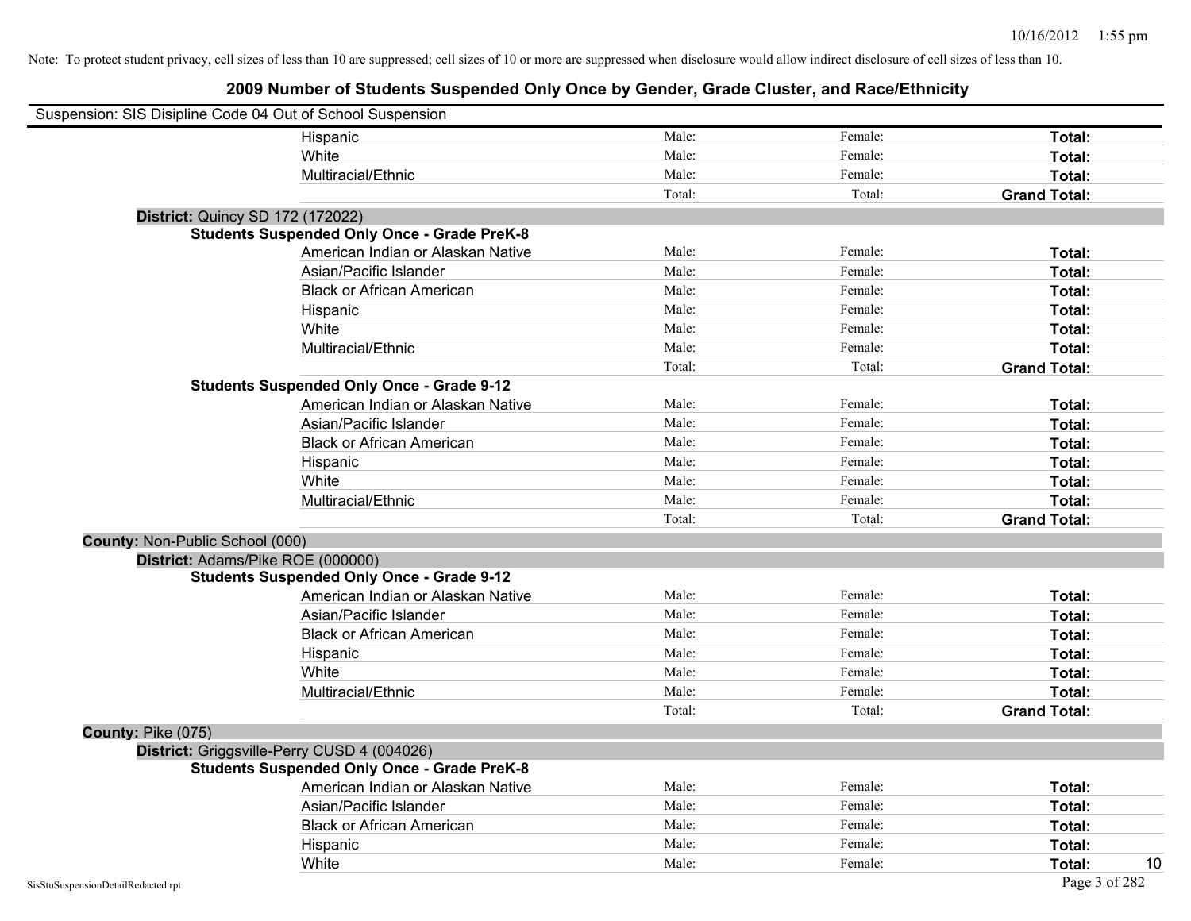Note: To protect student privacy, cell sizes of less than 10 are suppressed; cell sizes of 10 or more are suppressed when disclosure would allow indirect disclosure of cell sizes of less than 10.

# 2009 Number of Students Suspended Only Once by Gender, Grade Cluster, and Race/Ethnicity

Suspension: SIS Disipline Code 04 Out of School Suspension

| | | | |
|---|---|---|---|
| Hispanic | Male: | Female: | **Total:** |
| White | Male: | Female: | **Total:** |
| Multiracial/Ethnic | Male: | Female: | **Total:** |
| | Total: | Total: | **Grand Total:** |

**District:** Quincy SD 172 (172022)

**Students Suspended Only Once - Grade PreK-8**

| | | | |
|---|---|---|---|
| American Indian or Alaskan Native | Male: | Female: | **Total:** |
| Asian/Pacific Islander | Male: | Female: | **Total:** |
| Black or African American | Male: | Female: | **Total:** |
| Hispanic | Male: | Female: | **Total:** |
| White | Male: | Female: | **Total:** |
| Multiracial/Ethnic | Male: | Female: | **Total:** |
| | Total: | Total: | **Grand Total:** |

**Students Suspended Only Once - Grade 9-12**

| | | | |
|---|---|---|---|
| American Indian or Alaskan Native | Male: | Female: | **Total:** |
| Asian/Pacific Islander | Male: | Female: | **Total:** |
| Black or African American | Male: | Female: | **Total:** |
| Hispanic | Male: | Female: | **Total:** |
| White | Male: | Female: | **Total:** |
| Multiracial/Ethnic | Male: | Female: | **Total:** |
| | Total: | Total: | **Grand Total:** |

**County:** Non-Public School (000)

**District:** Adams/Pike ROE (000000)

**Students Suspended Only Once - Grade 9-12**

| | | | |
|---|---|---|---|
| American Indian or Alaskan Native | Male: | Female: | **Total:** |
| Asian/Pacific Islander | Male: | Female: | **Total:** |
| Black or African American | Male: | Female: | **Total:** |
| Hispanic | Male: | Female: | **Total:** |
| White | Male: | Female: | **Total:** |
| Multiracial/Ethnic | Male: | Female: | **Total:** |
| | Total: | Total: | **Grand Total:** |

**County:** Pike (075)

**District:** Griggsville-Perry CUSD 4 (004026)

**Students Suspended Only Once - Grade PreK-8**

| | | | |
|---|---|---|---|
| American Indian or Alaskan Native | Male: | Female: | **Total:** |
| Asian/Pacific Islander | Male: | Female: | **Total:** |
| Black or African American | Male: | Female: | **Total:** |
| Hispanic | Male: | Female: | **Total:** |
| White | Male: | Female: | **Total:** 10 |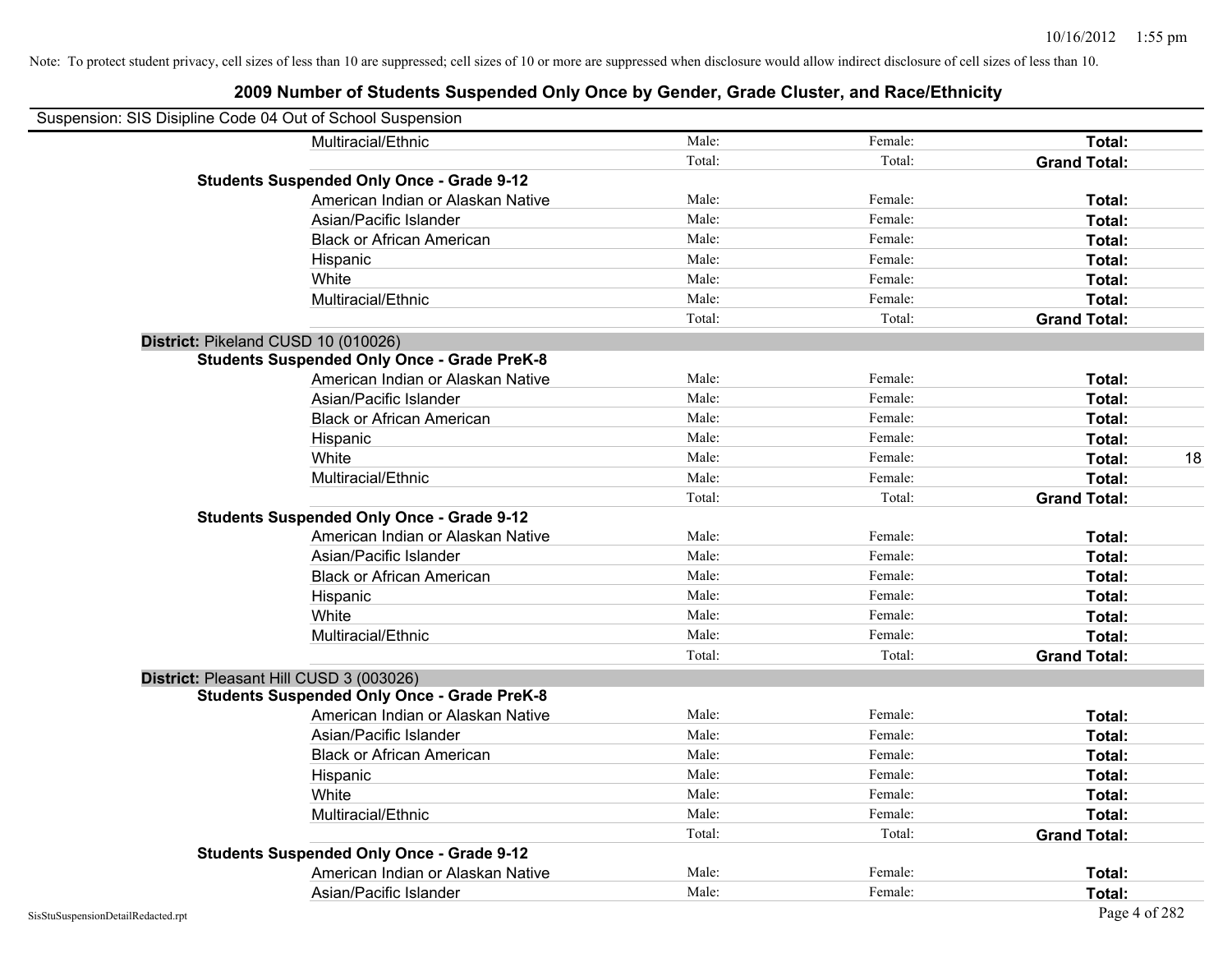Note: To protect student privacy, cell sizes of less than 10 are suppressed; cell sizes of 10 or more are suppressed when disclosure would allow indirect disclosure of cell sizes of less than 10.

# 2009 Number of Students Suspended Only Once by Gender, Grade Cluster, and Race/Ethnicity

Suspension: SIS Disipline Code 04 Out of School Suspension

| | | | | | |
|---|---|---|---|---|---|
| | Multiracial/Ethnic | Male: | Female: | **Total:** | |
| | | Total: | Total: | **Grand Total:** | |
| **Students Suspended Only Once - Grade 9-12** | | | | | |
| | American Indian or Alaskan Native | Male: | Female: | **Total:** | |
| | Asian/Pacific Islander | Male: | Female: | **Total:** | |
| | Black or African American | Male: | Female: | **Total:** | |
| | Hispanic | Male: | Female: | **Total:** | |
| | White | Male: | Female: | **Total:** | |
| | Multiracial/Ethnic | Male: | Female: | **Total:** | |
| | | Total: | Total: | **Grand Total:** | |
| **District:** Pikeland CUSD 10 (010026) | | | | | |
| **Students Suspended Only Once - Grade PreK-8** | | | | | |
| | American Indian or Alaskan Native | Male: | Female: | **Total:** | |
| | Asian/Pacific Islander | Male: | Female: | **Total:** | |
| | Black or African American | Male: | Female: | **Total:** | |
| | Hispanic | Male: | Female: | **Total:** | |
| | White | Male: | Female: | **Total:** | 18 |
| | Multiracial/Ethnic | Male: | Female: | **Total:** | |
| | | Total: | Total: | **Grand Total:** | |
| **Students Suspended Only Once - Grade 9-12** | | | | | |
| | American Indian or Alaskan Native | Male: | Female: | **Total:** | |
| | Asian/Pacific Islander | Male: | Female: | **Total:** | |
| | Black or African American | Male: | Female: | **Total:** | |
| | Hispanic | Male: | Female: | **Total:** | |
| | White | Male: | Female: | **Total:** | |
| | Multiracial/Ethnic | Male: | Female: | **Total:** | |
| | | Total: | Total: | **Grand Total:** | |
| **District:** Pleasant Hill CUSD 3 (003026) | | | | | |
| **Students Suspended Only Once - Grade PreK-8** | | | | | |
| | American Indian or Alaskan Native | Male: | Female: | **Total:** | |
| | Asian/Pacific Islander | Male: | Female: | **Total:** | |
| | Black or African American | Male: | Female: | **Total:** | |
| | Hispanic | Male: | Female: | **Total:** | |
| | White | Male: | Female: | **Total:** | |
| | Multiracial/Ethnic | Male: | Female: | **Total:** | |
| | | Total: | Total: | **Grand Total:** | |
| **Students Suspended Only Once - Grade 9-12** | | | | | |
| | American Indian or Alaskan Native | Male: | Female: | **Total:** | |
| | Asian/Pacific Islander | Male: | Female: | **Total:** | |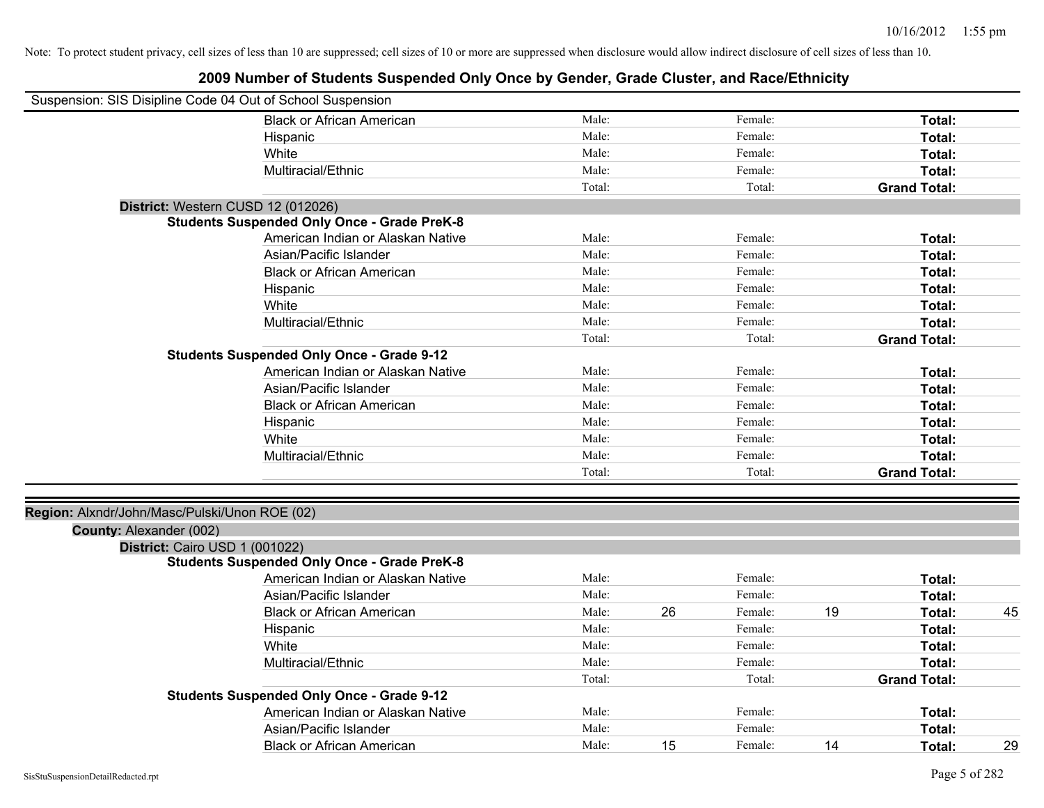Note: To protect student privacy, cell sizes of less than 10 are suppressed; cell sizes of 10 or more are suppressed when disclosure would allow indirect disclosure of cell sizes of less than 10.

# 2009 Number of Students Suspended Only Once by Gender, Grade Cluster, and Race/Ethnicity

Suspension: SIS Disipline Code 04 Out of School Suspension

| Race/Ethnicity | Male: | | Female: | | Total: | |
|---|---|---|---|---|---|---|
| Black or African American | Male: | | Female: | | Total: | |
| Hispanic | Male: | | Female: | | Total: | |
| White | Male: | | Female: | | Total: | |
| Multiracial/Ethnic | Male: | | Female: | | Total: | |
| | Total: | | Total: | | Grand Total: | |

**District:** Western CUSD 12 (012026)

**Students Suspended Only Once - Grade PreK-8**

| Race/Ethnicity | Male: | | Female: | | Total: | |
|---|---|---|---|---|---|---|
| American Indian or Alaskan Native | Male: | | Female: | | Total: | |
| Asian/Pacific Islander | Male: | | Female: | | Total: | |
| Black or African American | Male: | | Female: | | Total: | |
| Hispanic | Male: | | Female: | | Total: | |
| White | Male: | | Female: | | Total: | |
| Multiracial/Ethnic | Male: | | Female: | | Total: | |
| | Total: | | Total: | | Grand Total: | |

**Students Suspended Only Once - Grade 9-12**

| Race/Ethnicity | Male: | | Female: | | Total: | |
|---|---|---|---|---|---|---|
| American Indian or Alaskan Native | Male: | | Female: | | Total: | |
| Asian/Pacific Islander | Male: | | Female: | | Total: | |
| Black or African American | Male: | | Female: | | Total: | |
| Hispanic | Male: | | Female: | | Total: | |
| White | Male: | | Female: | | Total: | |
| Multiracial/Ethnic | Male: | | Female: | | Total: | |
| | Total: | | Total: | | Grand Total: | |

**Region:** Alxndr/John/Masc/Pulski/Unon ROE (02)

**County:** Alexander (002)

**District:** Cairo USD 1 (001022)

**Students Suspended Only Once - Grade PreK-8**

| Race/Ethnicity | Male: | | Female: | | Total: | |
|---|---|---|---|---|---|---|
| American Indian or Alaskan Native | Male: | | Female: | | Total: | |
| Asian/Pacific Islander | Male: | | Female: | | Total: | |
| Black or African American | Male: | 26 | Female: | 19 | Total: | 45 |
| Hispanic | Male: | | Female: | | Total: | |
| White | Male: | | Female: | | Total: | |
| Multiracial/Ethnic | Male: | | Female: | | Total: | |
| | Total: | | Total: | | Grand Total: | |

**Students Suspended Only Once - Grade 9-12**

| Race/Ethnicity | Male: | | Female: | | Total: | |
|---|---|---|---|---|---|---|
| American Indian or Alaskan Native | Male: | | Female: | | Total: | |
| Asian/Pacific Islander | Male: | | Female: | | Total: | |
| Black or African American | Male: | 15 | Female: | 14 | Total: | 29 |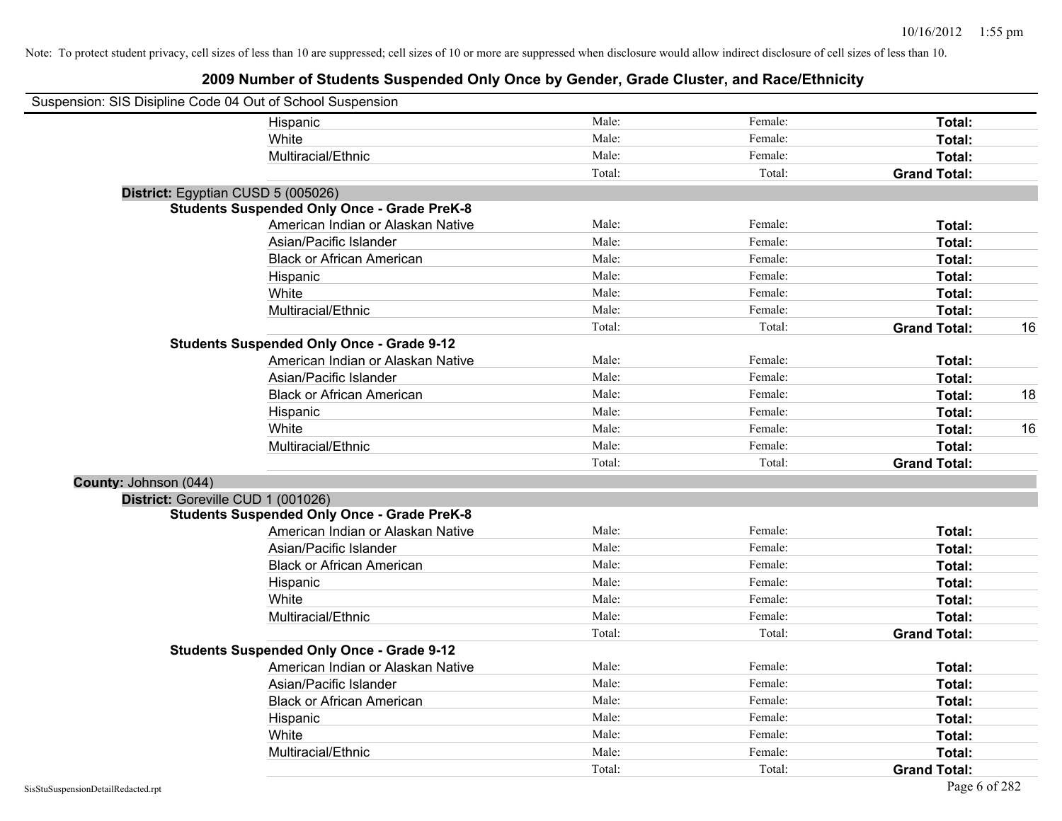Note: To protect student privacy, cell sizes of less than 10 are suppressed; cell sizes of 10 or more are suppressed when disclosure would allow indirect disclosure of cell sizes of less than 10.

# 2009 Number of Students Suspended Only Once by Gender, Grade Cluster, and Race/Ethnicity

Suspension: SIS Disipline Code 04 Out of School Suspension

| | | | | | |
|---|---|---|---|---|---|
| Hispanic | Male: | Female: | **Total:** | |
| White | Male: | Female: | **Total:** | |
| Multiracial/Ethnic | Male: | Female: | **Total:** | |
| | Total: | Total: | **Grand Total:** | |

**District:** Egyptian CUSD 5 (005026)

**Students Suspended Only Once - Grade PreK-8**

| | | | | |
|---|---|---|---|---|
| American Indian or Alaskan Native | Male: | Female: | **Total:** | |
| Asian/Pacific Islander | Male: | Female: | **Total:** | |
| Black or African American | Male: | Female: | **Total:** | |
| Hispanic | Male: | Female: | **Total:** | |
| White | Male: | Female: | **Total:** | |
| Multiracial/Ethnic | Male: | Female: | **Total:** | |
| | Total: | Total: | **Grand Total:** | 16 |

**Students Suspended Only Once - Grade 9-12**

| | | | | |
|---|---|---|---|---|
| American Indian or Alaskan Native | Male: | Female: | **Total:** | |
| Asian/Pacific Islander | Male: | Female: | **Total:** | |
| Black or African American | Male: | Female: | **Total:** | 18 |
| Hispanic | Male: | Female: | **Total:** | |
| White | Male: | Female: | **Total:** | 16 |
| Multiracial/Ethnic | Male: | Female: | **Total:** | |
| | Total: | Total: | **Grand Total:** | |

**County:** Johnson (044)

**District:** Goreville CUD 1 (001026)

**Students Suspended Only Once - Grade PreK-8**

| | | | | |
|---|---|---|---|---|
| American Indian or Alaskan Native | Male: | Female: | **Total:** | |
| Asian/Pacific Islander | Male: | Female: | **Total:** | |
| Black or African American | Male: | Female: | **Total:** | |
| Hispanic | Male: | Female: | **Total:** | |
| White | Male: | Female: | **Total:** | |
| Multiracial/Ethnic | Male: | Female: | **Total:** | |
| | Total: | Total: | **Grand Total:** | |

**Students Suspended Only Once - Grade 9-12**

| | | | | |
|---|---|---|---|---|
| American Indian or Alaskan Native | Male: | Female: | **Total:** | |
| Asian/Pacific Islander | Male: | Female: | **Total:** | |
| Black or African American | Male: | Female: | **Total:** | |
| Hispanic | Male: | Female: | **Total:** | |
| White | Male: | Female: | **Total:** | |
| Multiracial/Ethnic | Male: | Female: | **Total:** | |
| | Total: | Total: | **Grand Total:** | |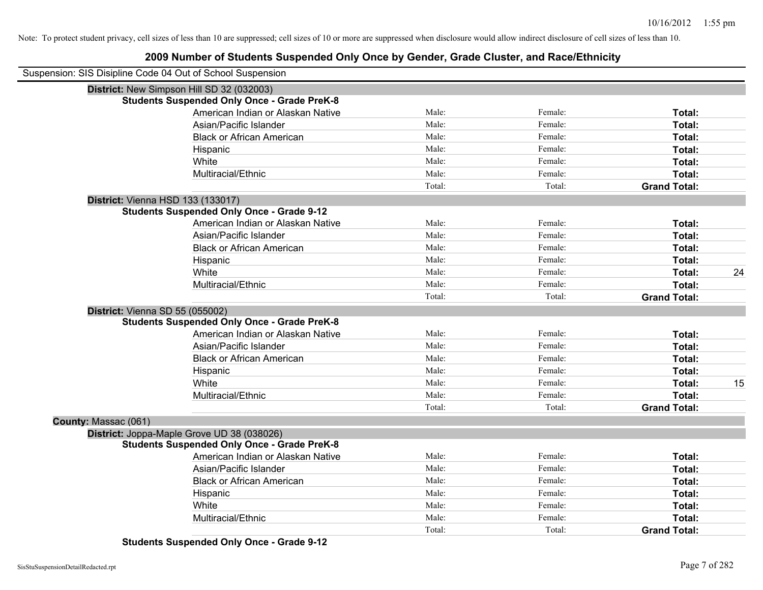Note: To protect student privacy, cell sizes of less than 10 are suppressed; cell sizes of 10 or more are suppressed when disclosure would allow indirect disclosure of cell sizes of less than 10.

# 2009 Number of Students Suspended Only Once by Gender, Grade Cluster, and Race/Ethnicity

Suspension: SIS Disipline Code 04 Out of School Suspension

**District:** New Simpson Hill SD 32 (032003)

**Students Suspended Only Once - Grade PreK-8**

| Race/Ethnicity | Male: | Female: | Total: | |
|---|---|---|---|---|
| American Indian or Alaskan Native | Male: | Female: | **Total:** | |
| Asian/Pacific Islander | Male: | Female: | **Total:** | |
| Black or African American | Male: | Female: | **Total:** | |
| Hispanic | Male: | Female: | **Total:** | |
| White | Male: | Female: | **Total:** | |
| Multiracial/Ethnic | Male: | Female: | **Total:** | |
| | Total: | Total: | **Grand Total:** | |

**District:** Vienna HSD 133 (133017)

**Students Suspended Only Once - Grade 9-12**

| Race/Ethnicity | Male: | Female: | Total: | |
|---|---|---|---|---|
| American Indian or Alaskan Native | Male: | Female: | **Total:** | |
| Asian/Pacific Islander | Male: | Female: | **Total:** | |
| Black or African American | Male: | Female: | **Total:** | |
| Hispanic | Male: | Female: | **Total:** | |
| White | Male: | Female: | **Total:** | 24 |
| Multiracial/Ethnic | Male: | Female: | **Total:** | |
| | Total: | Total: | **Grand Total:** | |

**District:** Vienna SD 55 (055002)

**Students Suspended Only Once - Grade PreK-8**

| Race/Ethnicity | Male: | Female: | Total: | |
|---|---|---|---|---|
| American Indian or Alaskan Native | Male: | Female: | **Total:** | |
| Asian/Pacific Islander | Male: | Female: | **Total:** | |
| Black or African American | Male: | Female: | **Total:** | |
| Hispanic | Male: | Female: | **Total:** | |
| White | Male: | Female: | **Total:** | 15 |
| Multiracial/Ethnic | Male: | Female: | **Total:** | |
| | Total: | Total: | **Grand Total:** | |

**County:** Massac (061)

**District:** Joppa-Maple Grove UD 38 (038026)

**Students Suspended Only Once - Grade PreK-8**

| Race/Ethnicity | Male: | Female: | Total: | |
|---|---|---|---|---|
| American Indian or Alaskan Native | Male: | Female: | **Total:** | |
| Asian/Pacific Islander | Male: | Female: | **Total:** | |
| Black or African American | Male: | Female: | **Total:** | |
| Hispanic | Male: | Female: | **Total:** | |
| White | Male: | Female: | **Total:** | |
| Multiracial/Ethnic | Male: | Female: | **Total:** | |
| | Total: | Total: | **Grand Total:** | |

**Students Suspended Only Once - Grade 9-12**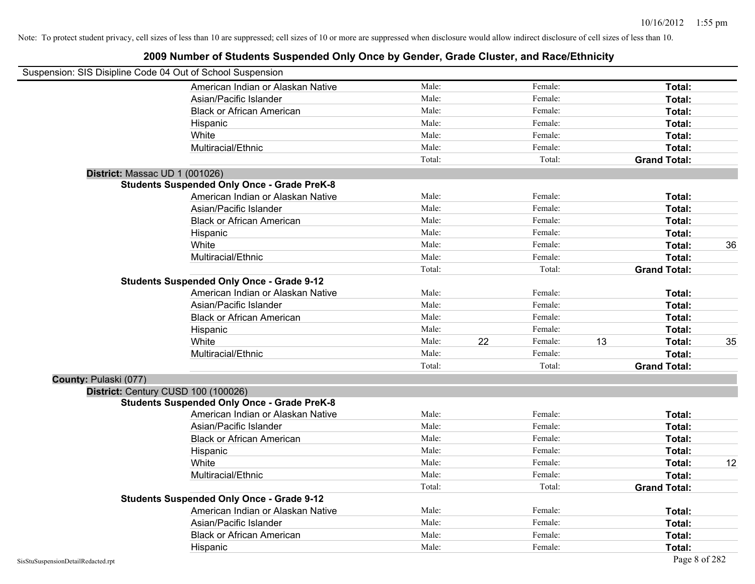Note: To protect student privacy, cell sizes of less than 10 are suppressed; cell sizes of 10 or more are suppressed when disclosure would allow indirect disclosure of cell sizes of less than 10.

# 2009 Number of Students Suspended Only Once by Gender, Grade Cluster, and Race/Ethnicity

Suspension: SIS Disipline Code 04 Out of School Suspension

| | Male: | | Female: | | Total: | |
|---|---|---|---|---|---|---|
| American Indian or Alaskan Native | Male: | | Female: | | **Total:** | |
| Asian/Pacific Islander | Male: | | Female: | | **Total:** | |
| Black or African American | Male: | | Female: | | **Total:** | |
| Hispanic | Male: | | Female: | | **Total:** | |
| White | Male: | | Female: | | **Total:** | |
| Multiracial/Ethnic | Male: | | Female: | | **Total:** | |
| | Total: | | Total: | | **Grand Total:** | |

**District:** Massac UD 1 (001026)

**Students Suspended Only Once - Grade PreK-8**

| | | | | | | |
|---|---|---|---|---|---|---|
| American Indian or Alaskan Native | Male: | | Female: | | **Total:** | |
| Asian/Pacific Islander | Male: | | Female: | | **Total:** | |
| Black or African American | Male: | | Female: | | **Total:** | |
| Hispanic | Male: | | Female: | | **Total:** | |
| White | Male: | | Female: | | **Total:** | 36 |
| Multiracial/Ethnic | Male: | | Female: | | **Total:** | |
| | Total: | | Total: | | **Grand Total:** | |

**Students Suspended Only Once - Grade 9-12**

| | | | | | | |
|---|---|---|---|---|---|---|
| American Indian or Alaskan Native | Male: | | Female: | | **Total:** | |
| Asian/Pacific Islander | Male: | | Female: | | **Total:** | |
| Black or African American | Male: | | Female: | | **Total:** | |
| Hispanic | Male: | | Female: | | **Total:** | |
| White | Male: | 22 | Female: | 13 | **Total:** | 35 |
| Multiracial/Ethnic | Male: | | Female: | | **Total:** | |
| | Total: | | Total: | | **Grand Total:** | |

**County:** Pulaski (077)

**District:** Century CUSD 100 (100026)

**Students Suspended Only Once - Grade PreK-8**

| | | | | | | |
|---|---|---|---|---|---|---|
| American Indian or Alaskan Native | Male: | | Female: | | **Total:** | |
| Asian/Pacific Islander | Male: | | Female: | | **Total:** | |
| Black or African American | Male: | | Female: | | **Total:** | |
| Hispanic | Male: | | Female: | | **Total:** | |
| White | Male: | | Female: | | **Total:** | 12 |
| Multiracial/Ethnic | Male: | | Female: | | **Total:** | |
| | Total: | | Total: | | **Grand Total:** | |

**Students Suspended Only Once - Grade 9-12**

| | | | | | | |
|---|---|---|---|---|---|---|
| American Indian or Alaskan Native | Male: | | Female: | | **Total:** | |
| Asian/Pacific Islander | Male: | | Female: | | **Total:** | |
| Black or African American | Male: | | Female: | | **Total:** | |
| Hispanic | Male: | | Female: | | **Total:** | |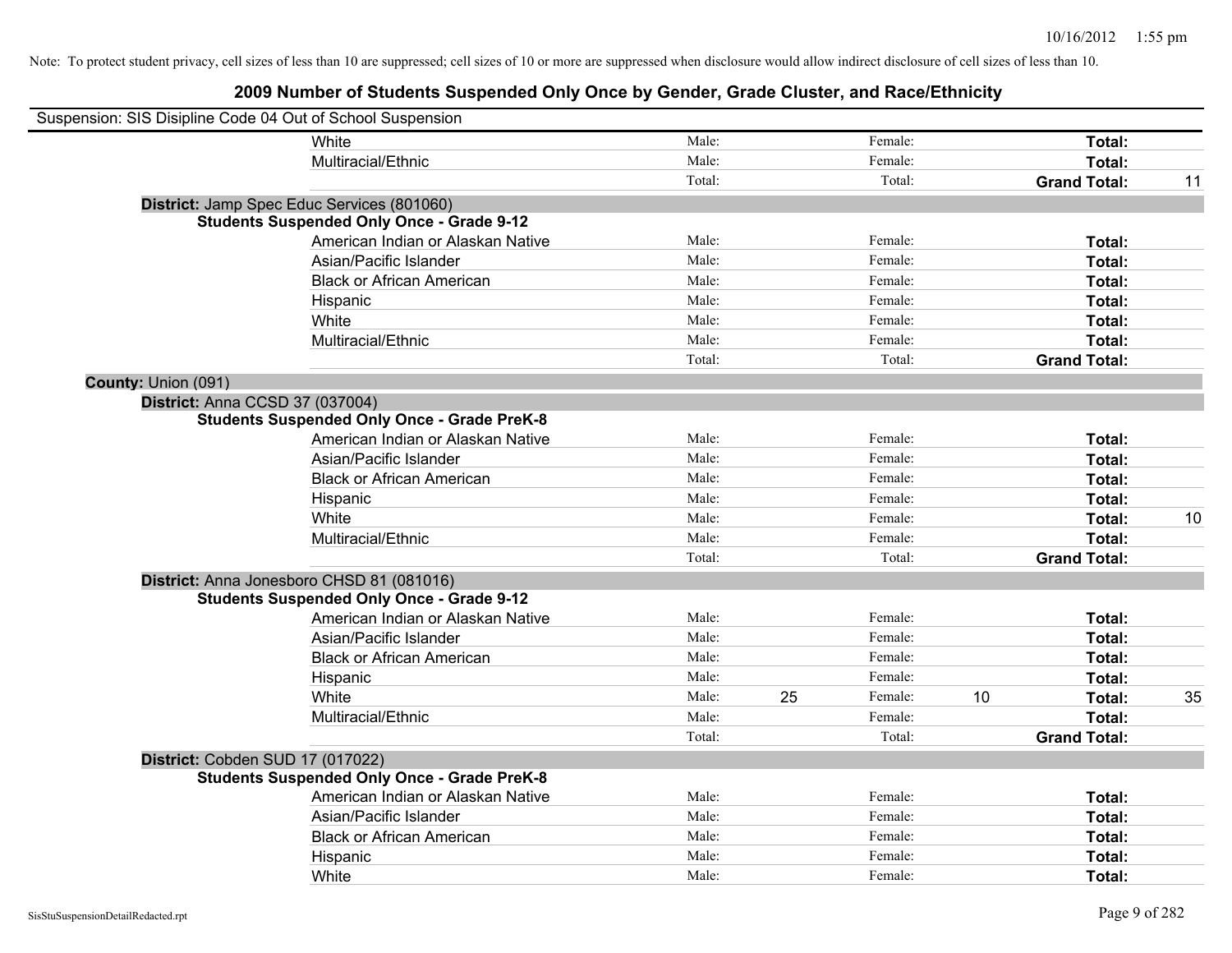Note: To protect student privacy, cell sizes of less than 10 are suppressed; cell sizes of 10 or more are suppressed when disclosure would allow indirect disclosure of cell sizes of less than 10.

# 2009 Number of Students Suspended Only Once by Gender, Grade Cluster, and Race/Ethnicity

Suspension: SIS Disipline Code 04 Out of School Suspension

| | | | | | | |
|---|---|---|---|---|---|---|
| White | Male: | | Female: | | **Total:** | |
| Multiracial/Ethnic | Male: | | Female: | | **Total:** | |
| | Total: | | Total: | | **Grand Total:** | 11 |

**District:** Jamp Spec Educ Services (801060)

**Students Suspended Only Once - Grade 9-12**

| | | | | | | |
|---|---|---|---|---|---|---|
| American Indian or Alaskan Native | Male: | | Female: | | **Total:** | |
| Asian/Pacific Islander | Male: | | Female: | | **Total:** | |
| Black or African American | Male: | | Female: | | **Total:** | |
| Hispanic | Male: | | Female: | | **Total:** | |
| White | Male: | | Female: | | **Total:** | |
| Multiracial/Ethnic | Male: | | Female: | | **Total:** | |
| | Total: | | Total: | | **Grand Total:** | |

**County:** Union (091)

**District:** Anna CCSD 37 (037004)

**Students Suspended Only Once - Grade PreK-8**

| | | | | | | |
|---|---|---|---|---|---|---|
| American Indian or Alaskan Native | Male: | | Female: | | **Total:** | |
| Asian/Pacific Islander | Male: | | Female: | | **Total:** | |
| Black or African American | Male: | | Female: | | **Total:** | |
| Hispanic | Male: | | Female: | | **Total:** | |
| White | Male: | | Female: | | **Total:** | 10 |
| Multiracial/Ethnic | Male: | | Female: | | **Total:** | |
| | Total: | | Total: | | **Grand Total:** | |

**District:** Anna Jonesboro CHSD 81 (081016)

**Students Suspended Only Once - Grade 9-12**

| | | | | | | |
|---|---|---|---|---|---|---|
| American Indian or Alaskan Native | Male: | | Female: | | **Total:** | |
| Asian/Pacific Islander | Male: | | Female: | | **Total:** | |
| Black or African American | Male: | | Female: | | **Total:** | |
| Hispanic | Male: | | Female: | | **Total:** | |
| White | Male: | 25 | Female: | 10 | **Total:** | 35 |
| Multiracial/Ethnic | Male: | | Female: | | **Total:** | |
| | Total: | | Total: | | **Grand Total:** | |

**District:** Cobden SUD 17 (017022)

**Students Suspended Only Once - Grade PreK-8**

| | | | | | | |
|---|---|---|---|---|---|---|
| American Indian or Alaskan Native | Male: | | Female: | | **Total:** | |
| Asian/Pacific Islander | Male: | | Female: | | **Total:** | |
| Black or African American | Male: | | Female: | | **Total:** | |
| Hispanic | Male: | | Female: | | **Total:** | |
| White | Male: | | Female: | | **Total:** | |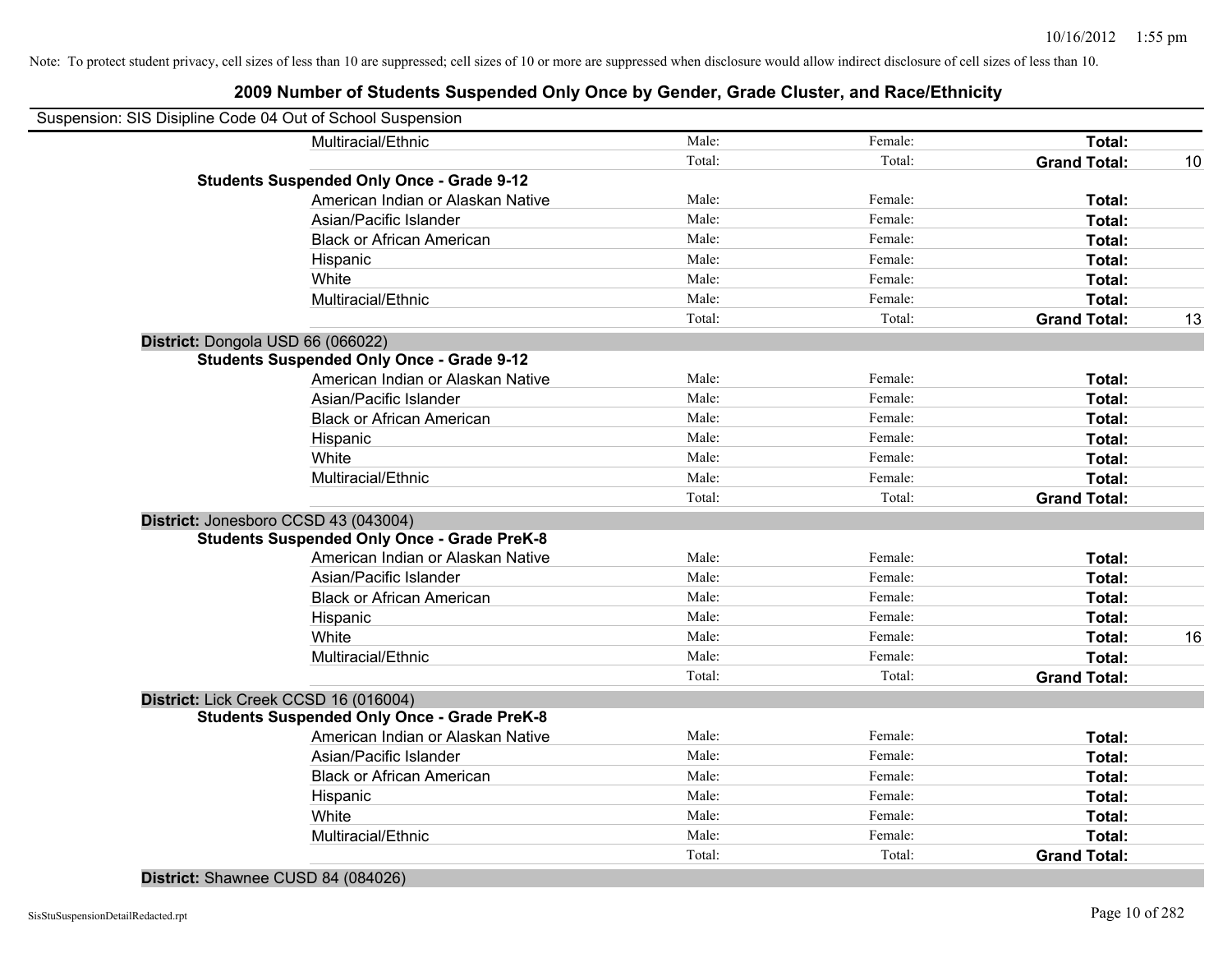Note: To protect student privacy, cell sizes of less than 10 are suppressed; cell sizes of 10 or more are suppressed when disclosure would allow indirect disclosure of cell sizes of less than 10.

# 2009 Number of Students Suspended Only Once by Gender, Grade Cluster, and Race/Ethnicity

Suspension: SIS Disipline Code 04 Out of School Suspension

| | | | | | |
|---|---|---|---|---|---|
| | Multiracial/Ethnic | Male: | Female: | **Total:** | |
| | | Total: | Total: | **Grand Total:** | 10 |
| **Students Suspended Only Once - Grade 9-12** | | | | | |
| | American Indian or Alaskan Native | Male: | Female: | **Total:** | |
| | Asian/Pacific Islander | Male: | Female: | **Total:** | |
| | Black or African American | Male: | Female: | **Total:** | |
| | Hispanic | Male: | Female: | **Total:** | |
| | White | Male: | Female: | **Total:** | |
| | Multiracial/Ethnic | Male: | Female: | **Total:** | |
| | | Total: | Total: | **Grand Total:** | 13 |
| **District:** Dongola USD 66 (066022) | | | | | |
| **Students Suspended Only Once - Grade 9-12** | | | | | |
| | American Indian or Alaskan Native | Male: | Female: | **Total:** | |
| | Asian/Pacific Islander | Male: | Female: | **Total:** | |
| | Black or African American | Male: | Female: | **Total:** | |
| | Hispanic | Male: | Female: | **Total:** | |
| | White | Male: | Female: | **Total:** | |
| | Multiracial/Ethnic | Male: | Female: | **Total:** | |
| | | Total: | Total: | **Grand Total:** | |
| **District:** Jonesboro CCSD 43 (043004) | | | | | |
| **Students Suspended Only Once - Grade PreK-8** | | | | | |
| | American Indian or Alaskan Native | Male: | Female: | **Total:** | |
| | Asian/Pacific Islander | Male: | Female: | **Total:** | |
| | Black or African American | Male: | Female: | **Total:** | |
| | Hispanic | Male: | Female: | **Total:** | |
| | White | Male: | Female: | **Total:** | 16 |
| | Multiracial/Ethnic | Male: | Female: | **Total:** | |
| | | Total: | Total: | **Grand Total:** | |
| **District:** Lick Creek CCSD 16 (016004) | | | | | |
| **Students Suspended Only Once - Grade PreK-8** | | | | | |
| | American Indian or Alaskan Native | Male: | Female: | **Total:** | |
| | Asian/Pacific Islander | Male: | Female: | **Total:** | |
| | Black or African American | Male: | Female: | **Total:** | |
| | Hispanic | Male: | Female: | **Total:** | |
| | White | Male: | Female: | **Total:** | |
| | Multiracial/Ethnic | Male: | Female: | **Total:** | |
| | | Total: | Total: | **Grand Total:** | |
| **District:** Shawnee CUSD 84 (084026) | | | | | |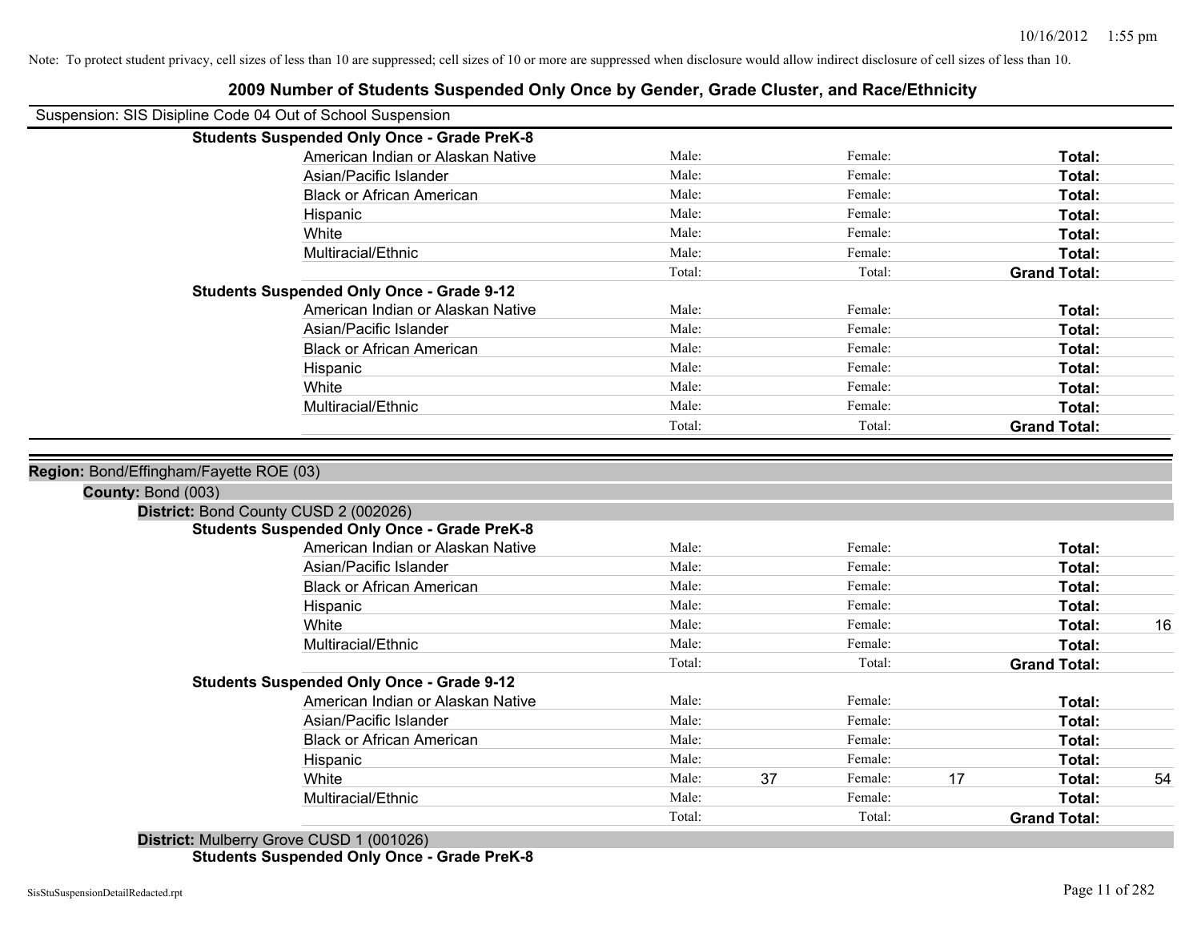Note: To protect student privacy, cell sizes of less than 10 are suppressed; cell sizes of 10 or more are suppressed when disclosure would allow indirect disclosure of cell sizes of less than 10.

# 2009 Number of Students Suspended Only Once by Gender, Grade Cluster, and Race/Ethnicity

Suspension: SIS Disipline Code 04 Out of School Suspension

**Students Suspended Only Once - Grade PreK-8**

| | | | | | | |
|---|---|---|---|---|---|---|
| American Indian or Alaskan Native | Male: | | Female: | | **Total:** | |
| Asian/Pacific Islander | Male: | | Female: | | **Total:** | |
| Black or African American | Male: | | Female: | | **Total:** | |
| Hispanic | Male: | | Female: | | **Total:** | |
| White | Male: | | Female: | | **Total:** | |
| Multiracial/Ethnic | Male: | | Female: | | **Total:** | |
| | Total: | | Total: | | **Grand Total:** | |

**Students Suspended Only Once - Grade 9-12**

| | | | | | | |
|---|---|---|---|---|---|---|
| American Indian or Alaskan Native | Male: | | Female: | | **Total:** | |
| Asian/Pacific Islander | Male: | | Female: | | **Total:** | |
| Black or African American | Male: | | Female: | | **Total:** | |
| Hispanic | Male: | | Female: | | **Total:** | |
| White | Male: | | Female: | | **Total:** | |
| Multiracial/Ethnic | Male: | | Female: | | **Total:** | |
| | Total: | | Total: | | **Grand Total:** | |

**Region:** Bond/Effingham/Fayette ROE (03)

**County:** Bond (003)

**District:** Bond County CUSD 2 (002026)

**Students Suspended Only Once - Grade PreK-8**

| | | | | | | |
|---|---|---|---|---|---|---|
| American Indian or Alaskan Native | Male: | | Female: | | **Total:** | |
| Asian/Pacific Islander | Male: | | Female: | | **Total:** | |
| Black or African American | Male: | | Female: | | **Total:** | |
| Hispanic | Male: | | Female: | | **Total:** | |
| White | Male: | | Female: | | **Total:** | 16 |
| Multiracial/Ethnic | Male: | | Female: | | **Total:** | |
| | Total: | | Total: | | **Grand Total:** | |

**Students Suspended Only Once - Grade 9-12**

| | | | | | | |
|---|---|---|---|---|---|---|
| American Indian or Alaskan Native | Male: | | Female: | | **Total:** | |
| Asian/Pacific Islander | Male: | | Female: | | **Total:** | |
| Black or African American | Male: | | Female: | | **Total:** | |
| Hispanic | Male: | | Female: | | **Total:** | |
| White | Male: | 37 | Female: | 17 | **Total:** | 54 |
| Multiracial/Ethnic | Male: | | Female: | | **Total:** | |
| | Total: | | Total: | | **Grand Total:** | |

**District:** Mulberry Grove CUSD 1 (001026)

**Students Suspended Only Once - Grade PreK-8**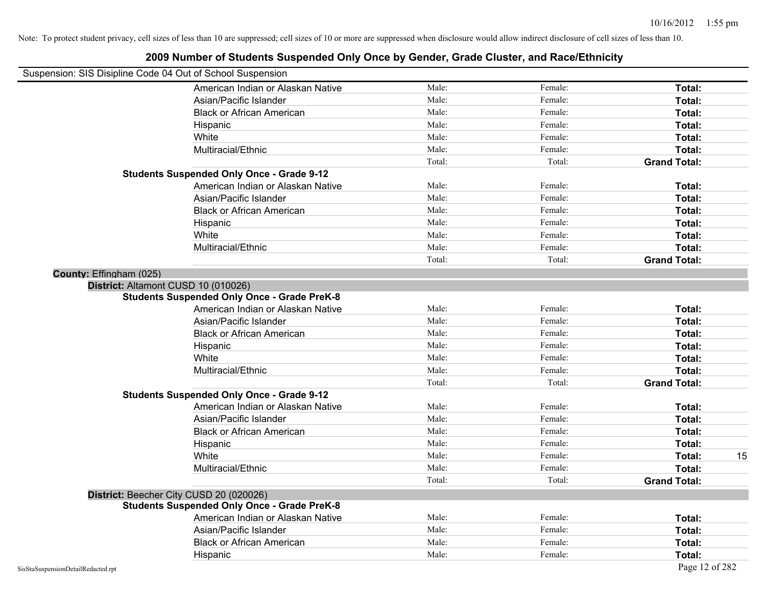Note: To protect student privacy, cell sizes of less than 10 are suppressed; cell sizes of 10 or more are suppressed when disclosure would allow indirect disclosure of cell sizes of less than 10.

# 2009 Number of Students Suspended Only Once by Gender, Grade Cluster, and Race/Ethnicity

Suspension: SIS Disipline Code 04 Out of School Suspension

| | | | | |
|---|---|---|---|---|
| American Indian or Alaskan Native | Male: | Female: | **Total:** | |
| Asian/Pacific Islander | Male: | Female: | **Total:** | |
| Black or African American | Male: | Female: | **Total:** | |
| Hispanic | Male: | Female: | **Total:** | |
| White | Male: | Female: | **Total:** | |
| Multiracial/Ethnic | Male: | Female: | **Total:** | |
| | Total: | Total: | **Grand Total:** | |

**Students Suspended Only Once - Grade 9-12**

| | | | | |
|---|---|---|---|---|
| American Indian or Alaskan Native | Male: | Female: | **Total:** | |
| Asian/Pacific Islander | Male: | Female: | **Total:** | |
| Black or African American | Male: | Female: | **Total:** | |
| Hispanic | Male: | Female: | **Total:** | |
| White | Male: | Female: | **Total:** | |
| Multiracial/Ethnic | Male: | Female: | **Total:** | |
| | Total: | Total: | **Grand Total:** | |

**County:** Effingham (025)

**District:** Altamont CUSD 10 (010026)

**Students Suspended Only Once - Grade PreK-8**

| | | | | |
|---|---|---|---|---|
| American Indian or Alaskan Native | Male: | Female: | **Total:** | |
| Asian/Pacific Islander | Male: | Female: | **Total:** | |
| Black or African American | Male: | Female: | **Total:** | |
| Hispanic | Male: | Female: | **Total:** | |
| White | Male: | Female: | **Total:** | |
| Multiracial/Ethnic | Male: | Female: | **Total:** | |
| | Total: | Total: | **Grand Total:** | |

**Students Suspended Only Once - Grade 9-12**

| | | | | |
|---|---|---|---|---|
| American Indian or Alaskan Native | Male: | Female: | **Total:** | |
| Asian/Pacific Islander | Male: | Female: | **Total:** | |
| Black or African American | Male: | Female: | **Total:** | |
| Hispanic | Male: | Female: | **Total:** | |
| White | Male: | Female: | **Total:** | 15 |
| Multiracial/Ethnic | Male: | Female: | **Total:** | |
| | Total: | Total: | **Grand Total:** | |

**District:** Beecher City CUSD 20 (020026)

**Students Suspended Only Once - Grade PreK-8**

| | | | | |
|---|---|---|---|---|
| American Indian or Alaskan Native | Male: | Female: | **Total:** | |
| Asian/Pacific Islander | Male: | Female: | **Total:** | |
| Black or African American | Male: | Female: | **Total:** | |
| Hispanic | Male: | Female: | **Total:** | |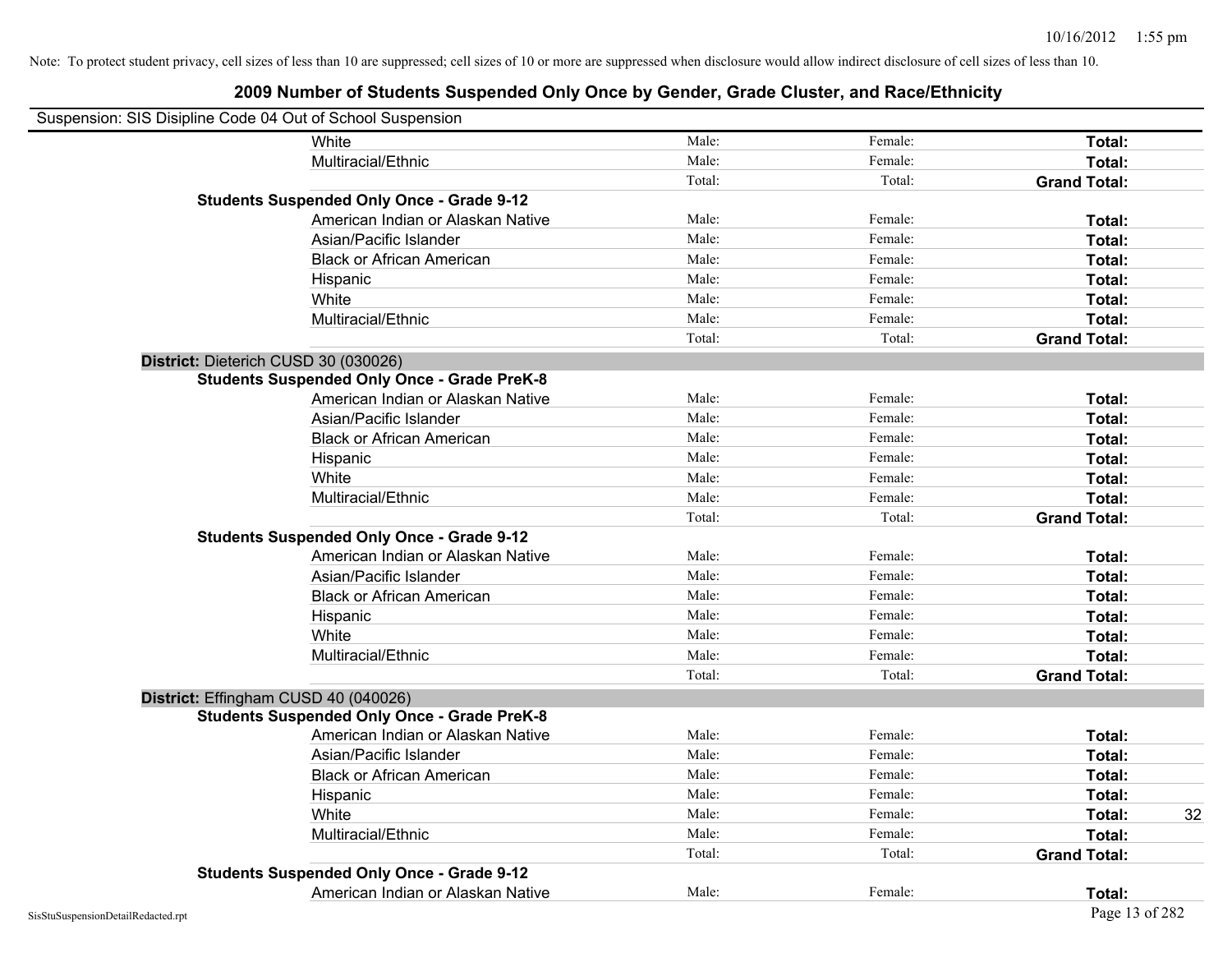Note: To protect student privacy, cell sizes of less than 10 are suppressed; cell sizes of 10 or more are suppressed when disclosure would allow indirect disclosure of cell sizes of less than 10.

# 2009 Number of Students Suspended Only Once by Gender, Grade Cluster, and Race/Ethnicity

Suspension: SIS Disipline Code 04 Out of School Suspension

| | | | | |
|---|---|---|---|---|
| White | Male: | Female: | **Total:** | |
| Multiracial/Ethnic | Male: | Female: | **Total:** | |
| | Total: | Total: | **Grand Total:** | |
| **Students Suspended Only Once - Grade 9-12** | | | | |
| American Indian or Alaskan Native | Male: | Female: | **Total:** | |
| Asian/Pacific Islander | Male: | Female: | **Total:** | |
| Black or African American | Male: | Female: | **Total:** | |
| Hispanic | Male: | Female: | **Total:** | |
| White | Male: | Female: | **Total:** | |
| Multiracial/Ethnic | Male: | Female: | **Total:** | |
| | Total: | Total: | **Grand Total:** | |
| **District:** Dieterich CUSD 30 (030026) | | | | |
| **Students Suspended Only Once - Grade PreK-8** | | | | |
| American Indian or Alaskan Native | Male: | Female: | **Total:** | |
| Asian/Pacific Islander | Male: | Female: | **Total:** | |
| Black or African American | Male: | Female: | **Total:** | |
| Hispanic | Male: | Female: | **Total:** | |
| White | Male: | Female: | **Total:** | |
| Multiracial/Ethnic | Male: | Female: | **Total:** | |
| | Total: | Total: | **Grand Total:** | |
| **Students Suspended Only Once - Grade 9-12** | | | | |
| American Indian or Alaskan Native | Male: | Female: | **Total:** | |
| Asian/Pacific Islander | Male: | Female: | **Total:** | |
| Black or African American | Male: | Female: | **Total:** | |
| Hispanic | Male: | Female: | **Total:** | |
| White | Male: | Female: | **Total:** | |
| Multiracial/Ethnic | Male: | Female: | **Total:** | |
| | Total: | Total: | **Grand Total:** | |
| **District:** Effingham CUSD 40 (040026) | | | | |
| **Students Suspended Only Once - Grade PreK-8** | | | | |
| American Indian or Alaskan Native | Male: | Female: | **Total:** | |
| Asian/Pacific Islander | Male: | Female: | **Total:** | |
| Black or African American | Male: | Female: | **Total:** | |
| Hispanic | Male: | Female: | **Total:** | |
| White | Male: | Female: | **Total:** | 32 |
| Multiracial/Ethnic | Male: | Female: | **Total:** | |
| | Total: | Total: | **Grand Total:** | |
| **Students Suspended Only Once - Grade 9-12** | | | | |
| American Indian or Alaskan Native | Male: | Female: | **Total:** | |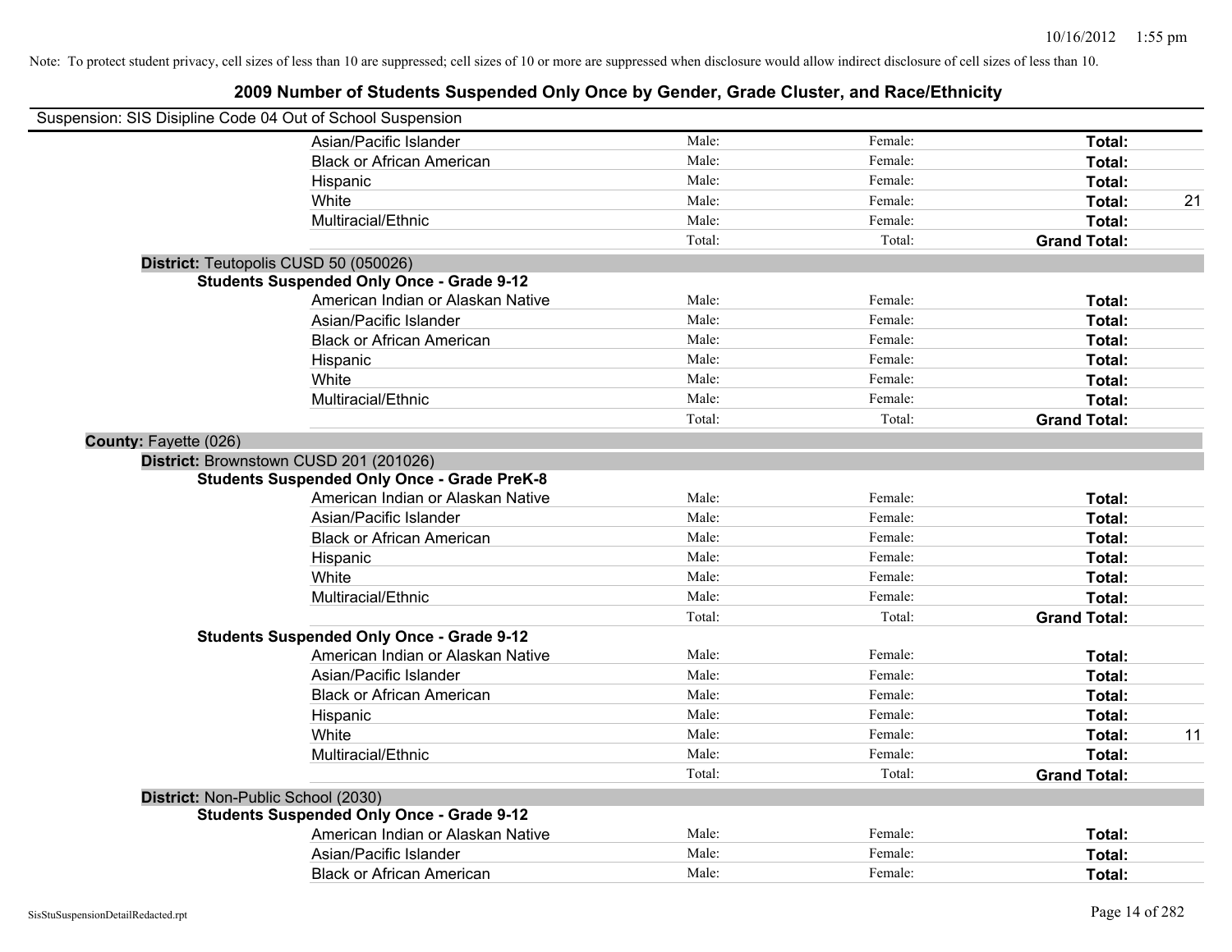Note: To protect student privacy, cell sizes of less than 10 are suppressed; cell sizes of 10 or more are suppressed when disclosure would allow indirect disclosure of cell sizes of less than 10.

# 2009 Number of Students Suspended Only Once by Gender, Grade Cluster, and Race/Ethnicity

Suspension: SIS Disipline Code 04 Out of School Suspension

| | | | | |
|---|---|---|---|---|
| Asian/Pacific Islander | Male: | Female: | **Total:** | |
| Black or African American | Male: | Female: | **Total:** | |
| Hispanic | Male: | Female: | **Total:** | |
| White | Male: | Female: | **Total:** | 21 |
| Multiracial/Ethnic | Male: | Female: | **Total:** | |
| | Total: | Total: | **Grand Total:** | |

**District:** Teutopolis CUSD 50 (050026)

**Students Suspended Only Once - Grade 9-12**

| | | | | |
|---|---|---|---|---|
| American Indian or Alaskan Native | Male: | Female: | **Total:** | |
| Asian/Pacific Islander | Male: | Female: | **Total:** | |
| Black or African American | Male: | Female: | **Total:** | |
| Hispanic | Male: | Female: | **Total:** | |
| White | Male: | Female: | **Total:** | |
| Multiracial/Ethnic | Male: | Female: | **Total:** | |
| | Total: | Total: | **Grand Total:** | |

**County:** Fayette (026)

**District:** Brownstown CUSD 201 (201026)

**Students Suspended Only Once - Grade PreK-8**

| | | | | |
|---|---|---|---|---|
| American Indian or Alaskan Native | Male: | Female: | **Total:** | |
| Asian/Pacific Islander | Male: | Female: | **Total:** | |
| Black or African American | Male: | Female: | **Total:** | |
| Hispanic | Male: | Female: | **Total:** | |
| White | Male: | Female: | **Total:** | |
| Multiracial/Ethnic | Male: | Female: | **Total:** | |
| | Total: | Total: | **Grand Total:** | |

**Students Suspended Only Once - Grade 9-12**

| | | | | |
|---|---|---|---|---|
| American Indian or Alaskan Native | Male: | Female: | **Total:** | |
| Asian/Pacific Islander | Male: | Female: | **Total:** | |
| Black or African American | Male: | Female: | **Total:** | |
| Hispanic | Male: | Female: | **Total:** | |
| White | Male: | Female: | **Total:** | 11 |
| Multiracial/Ethnic | Male: | Female: | **Total:** | |
| | Total: | Total: | **Grand Total:** | |

**District:** Non-Public School (2030)

**Students Suspended Only Once - Grade 9-12**

| | | | | |
|---|---|---|---|---|
| American Indian or Alaskan Native | Male: | Female: | **Total:** | |
| Asian/Pacific Islander | Male: | Female: | **Total:** | |
| Black or African American | Male: | Female: | **Total:** | |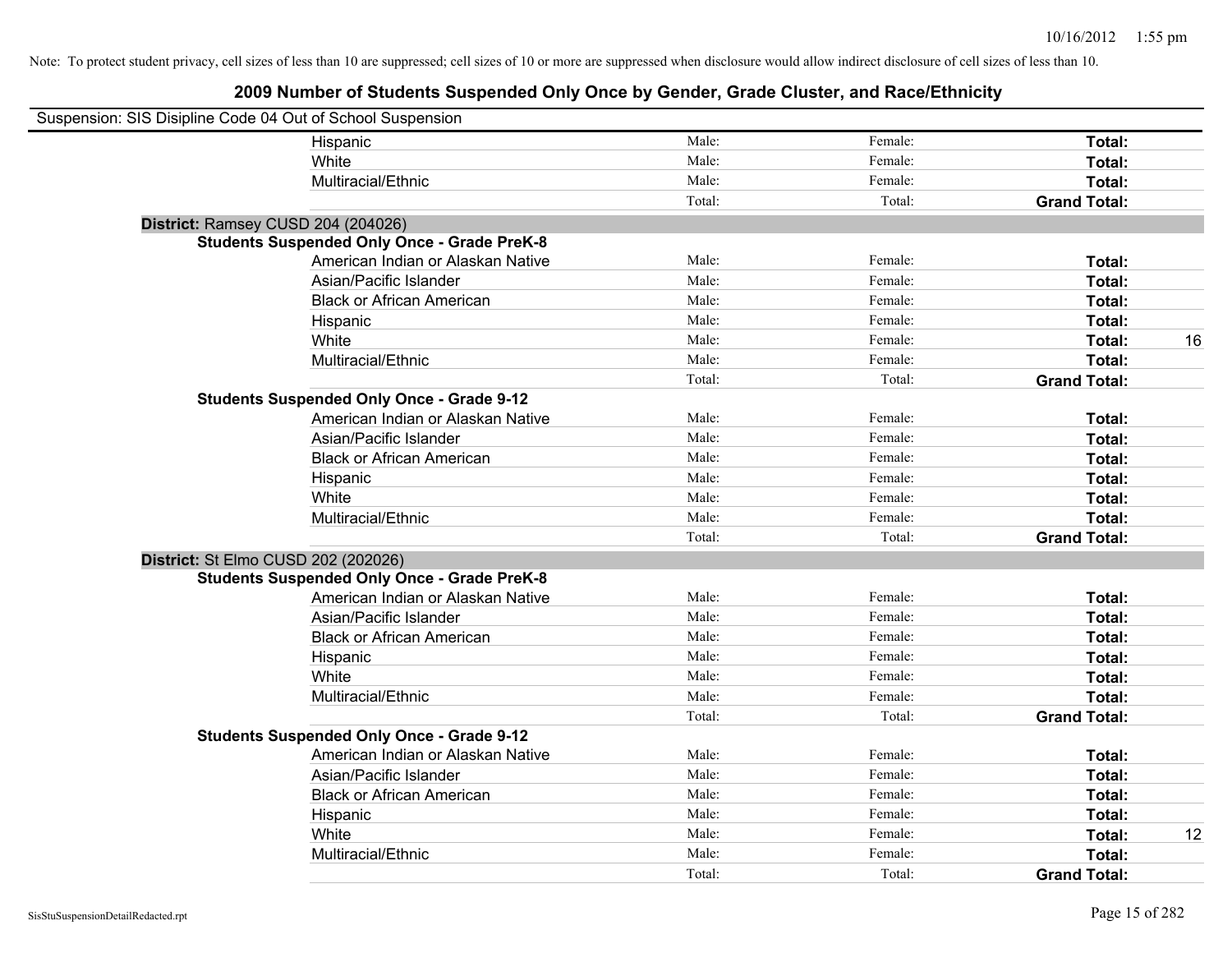Note: To protect student privacy, cell sizes of less than 10 are suppressed; cell sizes of 10 or more are suppressed when disclosure would allow indirect disclosure of cell sizes of less than 10.

# 2009 Number of Students Suspended Only Once by Gender, Grade Cluster, and Race/Ethnicity

Suspension: SIS Disipline Code 04 Out of School Suspension

| | | | | |
|---|---|---|---|---|
| Hispanic | Male: | Female: | **Total:** | |
| White | Male: | Female: | **Total:** | |
| Multiracial/Ethnic | Male: | Female: | **Total:** | |
| | Total: | Total: | **Grand Total:** | |

**District:** Ramsey CUSD 204 (204026)

**Students Suspended Only Once - Grade PreK-8**

| | | | | |
|---|---|---|---|---|
| American Indian or Alaskan Native | Male: | Female: | **Total:** | |
| Asian/Pacific Islander | Male: | Female: | **Total:** | |
| Black or African American | Male: | Female: | **Total:** | |
| Hispanic | Male: | Female: | **Total:** | |
| White | Male: | Female: | **Total:** | 16 |
| Multiracial/Ethnic | Male: | Female: | **Total:** | |
| | Total: | Total: | **Grand Total:** | |

**Students Suspended Only Once - Grade 9-12**

| | | | | |
|---|---|---|---|---|
| American Indian or Alaskan Native | Male: | Female: | **Total:** | |
| Asian/Pacific Islander | Male: | Female: | **Total:** | |
| Black or African American | Male: | Female: | **Total:** | |
| Hispanic | Male: | Female: | **Total:** | |
| White | Male: | Female: | **Total:** | |
| Multiracial/Ethnic | Male: | Female: | **Total:** | |
| | Total: | Total: | **Grand Total:** | |

**District:** St Elmo CUSD 202 (202026)

**Students Suspended Only Once - Grade PreK-8**

| | | | | |
|---|---|---|---|---|
| American Indian or Alaskan Native | Male: | Female: | **Total:** | |
| Asian/Pacific Islander | Male: | Female: | **Total:** | |
| Black or African American | Male: | Female: | **Total:** | |
| Hispanic | Male: | Female: | **Total:** | |
| White | Male: | Female: | **Total:** | |
| Multiracial/Ethnic | Male: | Female: | **Total:** | |
| | Total: | Total: | **Grand Total:** | |

**Students Suspended Only Once - Grade 9-12**

| | | | | |
|---|---|---|---|---|
| American Indian or Alaskan Native | Male: | Female: | **Total:** | |
| Asian/Pacific Islander | Male: | Female: | **Total:** | |
| Black or African American | Male: | Female: | **Total:** | |
| Hispanic | Male: | Female: | **Total:** | |
| White | Male: | Female: | **Total:** | 12 |
| Multiracial/Ethnic | Male: | Female: | **Total:** | |
| | Total: | Total: | **Grand Total:** | |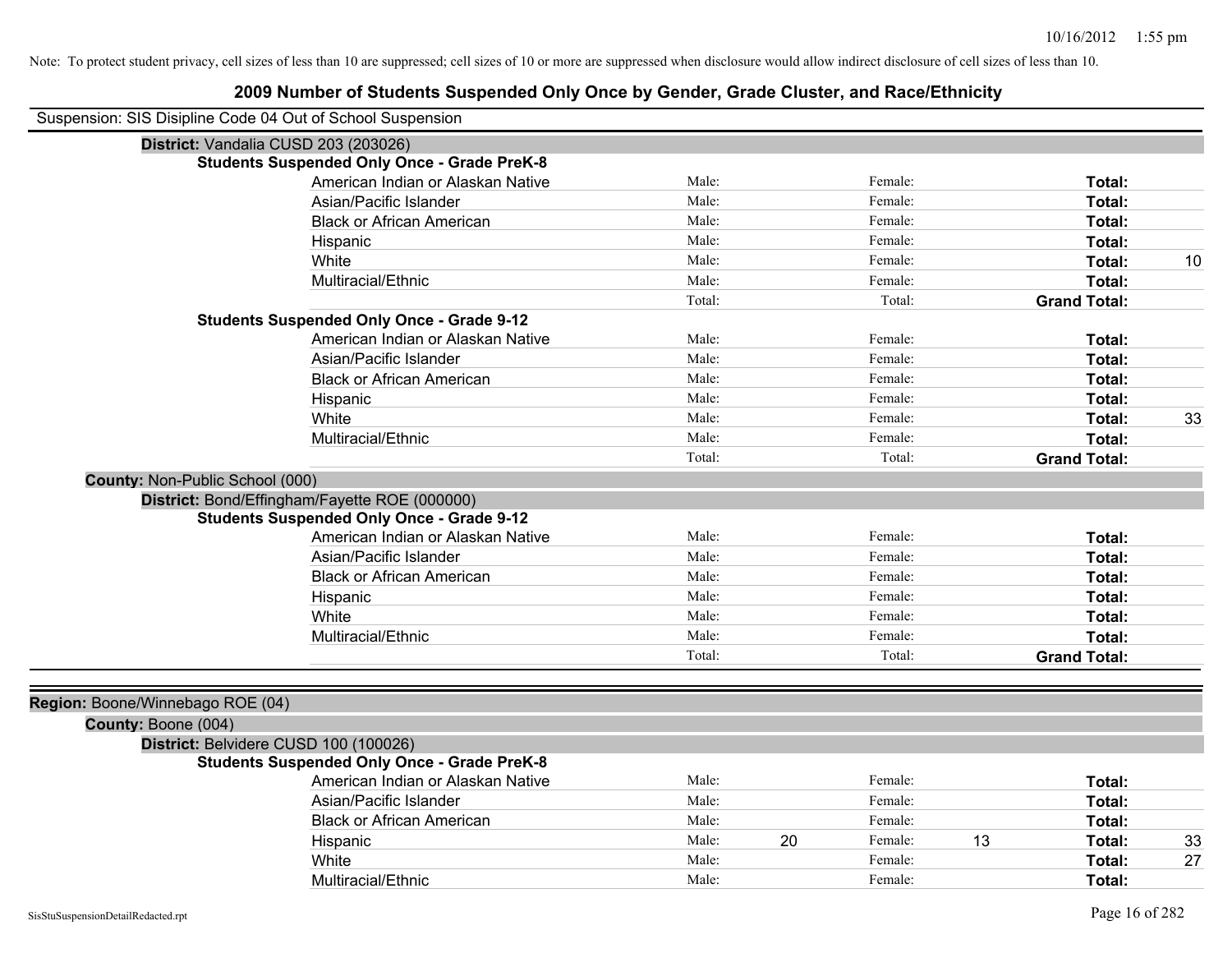Note: To protect student privacy, cell sizes of less than 10 are suppressed; cell sizes of 10 or more are suppressed when disclosure would allow indirect disclosure of cell sizes of less than 10.

## 2009 Number of Students Suspended Only Once by Gender, Grade Cluster, and Race/Ethnicity

Suspension: SIS Disipline Code 04 Out of School Suspension

**District:** Vandalia CUSD 203 (203026)

**Students Suspended Only Once - Grade PreK-8**

| Race/Ethnicity | | Male | | Female | | Total |
|---|---|---|---|---|---|---|
| American Indian or Alaskan Native | Male: | | Female: | | **Total:** | |
| Asian/Pacific Islander | Male: | | Female: | | **Total:** | |
| Black or African American | Male: | | Female: | | **Total:** | |
| Hispanic | Male: | | Female: | | **Total:** | |
| White | Male: | | Female: | | **Total:** | 10 |
| Multiracial/Ethnic | Male: | | Female: | | **Total:** | |
| | Total: | | Total: | | **Grand Total:** | |

**Students Suspended Only Once - Grade 9-12**

| Race/Ethnicity | | Male | | Female | | Total |
|---|---|---|---|---|---|---|
| American Indian or Alaskan Native | Male: | | Female: | | **Total:** | |
| Asian/Pacific Islander | Male: | | Female: | | **Total:** | |
| Black or African American | Male: | | Female: | | **Total:** | |
| Hispanic | Male: | | Female: | | **Total:** | |
| White | Male: | | Female: | | **Total:** | 33 |
| Multiracial/Ethnic | Male: | | Female: | | **Total:** | |
| | Total: | | Total: | | **Grand Total:** | |

**County:** Non-Public School (000)

**District:** Bond/Effingham/Fayette ROE (000000)

**Students Suspended Only Once - Grade 9-12**

| Race/Ethnicity | | Male | | Female | | Total |
|---|---|---|---|---|---|---|
| American Indian or Alaskan Native | Male: | | Female: | | **Total:** | |
| Asian/Pacific Islander | Male: | | Female: | | **Total:** | |
| Black or African American | Male: | | Female: | | **Total:** | |
| Hispanic | Male: | | Female: | | **Total:** | |
| White | Male: | | Female: | | **Total:** | |
| Multiracial/Ethnic | Male: | | Female: | | **Total:** | |
| | Total: | | Total: | | **Grand Total:** | |

**Region:** Boone/Winnebago ROE (04)

**County:** Boone (004)

**District:** Belvidere CUSD 100 (100026)

**Students Suspended Only Once - Grade PreK-8**

| Race/Ethnicity | | Male | | Female | | Total |
|---|---|---|---|---|---|---|
| American Indian or Alaskan Native | Male: | | Female: | | **Total:** | |
| Asian/Pacific Islander | Male: | | Female: | | **Total:** | |
| Black or African American | Male: | | Female: | | **Total:** | |
| Hispanic | Male: | 20 | Female: | 13 | **Total:** | 33 |
| White | Male: | | Female: | | **Total:** | 27 |
| Multiracial/Ethnic | Male: | | Female: | | **Total:** | |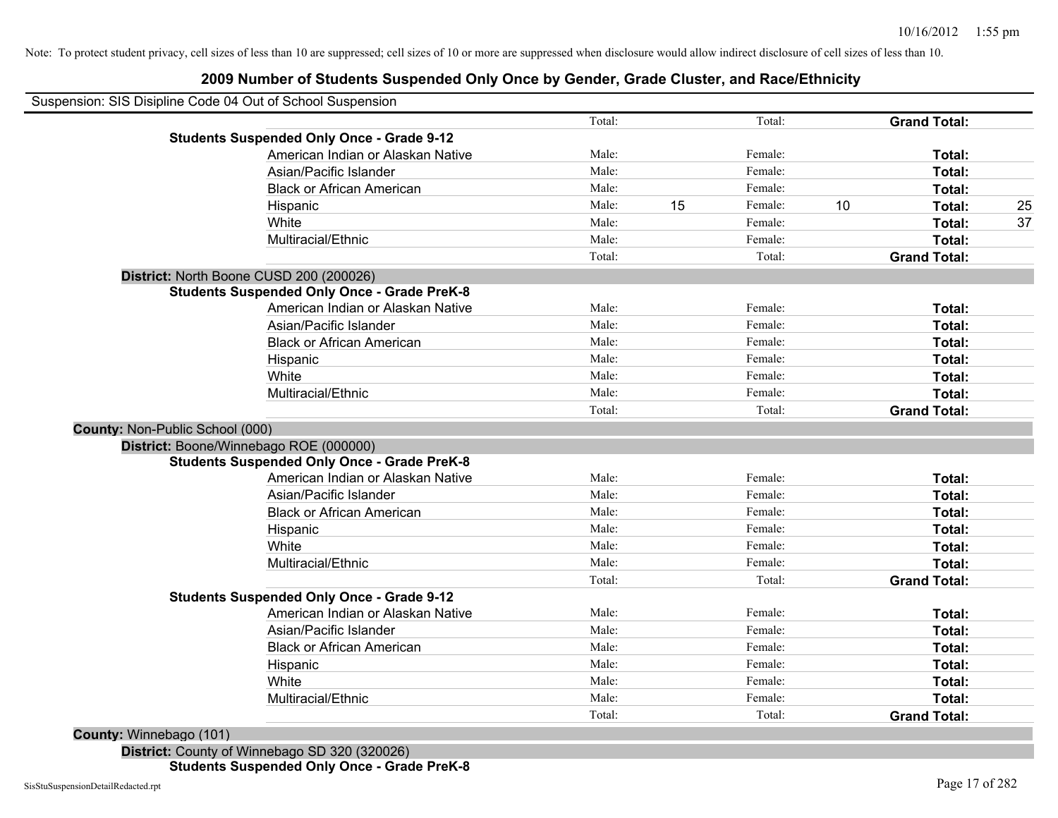Note: To protect student privacy, cell sizes of less than 10 are suppressed; cell sizes of 10 or more are suppressed when disclosure would allow indirect disclosure of cell sizes of less than 10.

# 2009 Number of Students Suspended Only Once by Gender, Grade Cluster, and Race/Ethnicity

Suspension: SIS Disipline Code 04 Out of School Suspension

| | | | | | | |
|---|---|---|---|---|---|---|
| | Total: | | Total: | | **Grand Total:** | |
| **Students Suspended Only Once - Grade 9-12** | | | | | | |
| American Indian or Alaskan Native | Male: | | Female: | | **Total:** | |
| Asian/Pacific Islander | Male: | | Female: | | **Total:** | |
| Black or African American | Male: | | Female: | | **Total:** | |
| Hispanic | Male: | 15 | Female: | 10 | **Total:** | 25 |
| White | Male: | | Female: | | **Total:** | 37 |
| Multiracial/Ethnic | Male: | | Female: | | **Total:** | |
| | Total: | | Total: | | **Grand Total:** | |

**District:** North Boone CUSD 200 (200026)

| | | | | | | |
|---|---|---|---|---|---|---|
| **Students Suspended Only Once - Grade PreK-8** | | | | | | |
| American Indian or Alaskan Native | Male: | | Female: | | **Total:** | |
| Asian/Pacific Islander | Male: | | Female: | | **Total:** | |
| Black or African American | Male: | | Female: | | **Total:** | |
| Hispanic | Male: | | Female: | | **Total:** | |
| White | Male: | | Female: | | **Total:** | |
| Multiracial/Ethnic | Male: | | Female: | | **Total:** | |
| | Total: | | Total: | | **Grand Total:** | |

**County:** Non-Public School (000)

**District:** Boone/Winnebago ROE (000000)

| | | | | | | |
|---|---|---|---|---|---|---|
| **Students Suspended Only Once - Grade PreK-8** | | | | | | |
| American Indian or Alaskan Native | Male: | | Female: | | **Total:** | |
| Asian/Pacific Islander | Male: | | Female: | | **Total:** | |
| Black or African American | Male: | | Female: | | **Total:** | |
| Hispanic | Male: | | Female: | | **Total:** | |
| White | Male: | | Female: | | **Total:** | |
| Multiracial/Ethnic | Male: | | Female: | | **Total:** | |
| | Total: | | Total: | | **Grand Total:** | |
| **Students Suspended Only Once - Grade 9-12** | | | | | | |
| American Indian or Alaskan Native | Male: | | Female: | | **Total:** | |
| Asian/Pacific Islander | Male: | | Female: | | **Total:** | |
| Black or African American | Male: | | Female: | | **Total:** | |
| Hispanic | Male: | | Female: | | **Total:** | |
| White | Male: | | Female: | | **Total:** | |
| Multiracial/Ethnic | Male: | | Female: | | **Total:** | |
| | Total: | | Total: | | **Grand Total:** | |

**County:** Winnebago (101)

**District:** County of Winnebago SD 320 (320026)

**Students Suspended Only Once - Grade PreK-8**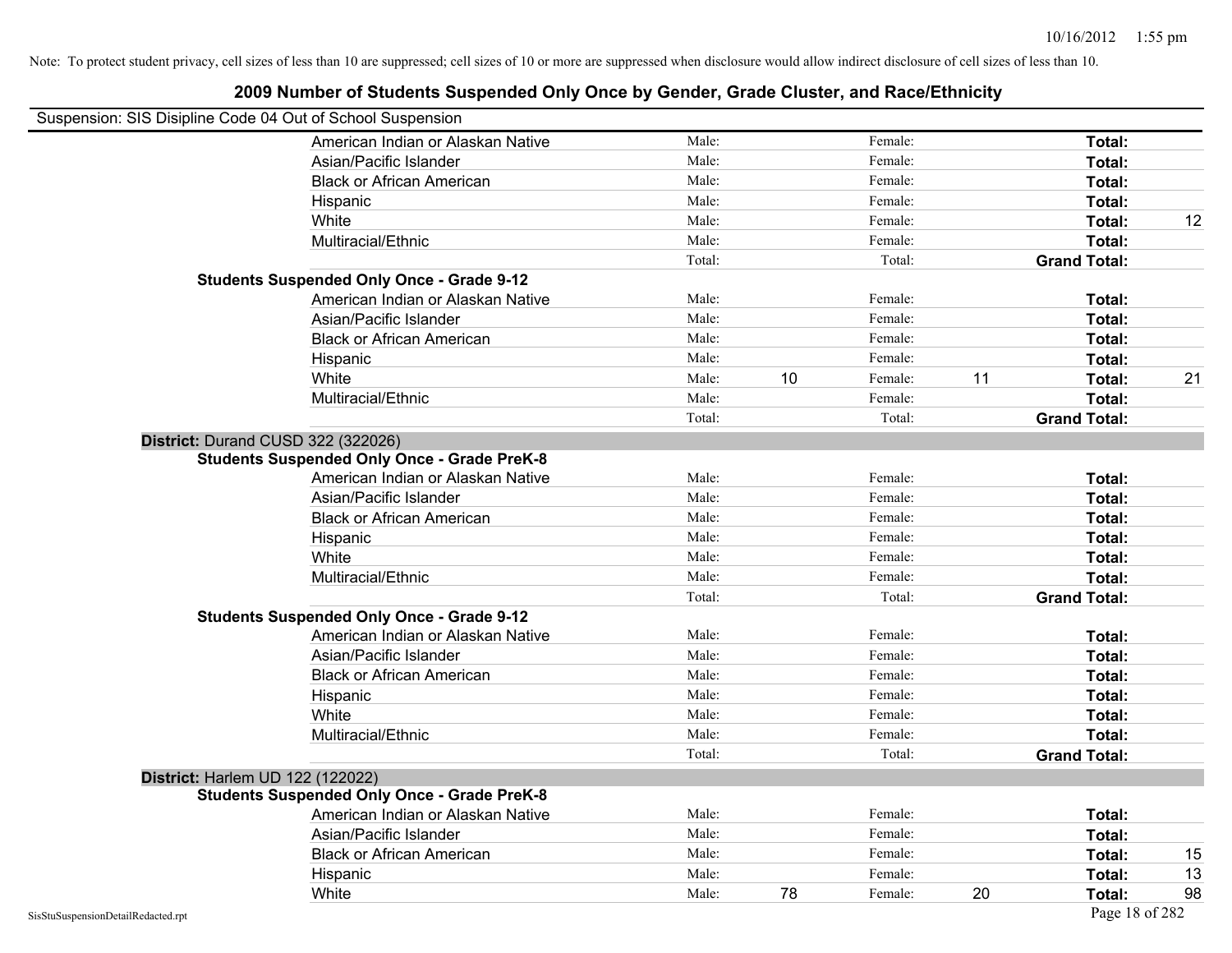Note: To protect student privacy, cell sizes of less than 10 are suppressed; cell sizes of 10 or more are suppressed when disclosure would allow indirect disclosure of cell sizes of less than 10.

# 2009 Number of Students Suspended Only Once by Gender, Grade Cluster, and Race/Ethnicity

Suspension: SIS Disipline Code 04 Out of School Suspension

| | | | | | | |
|---|---|---|---|---|---|---|
| American Indian or Alaskan Native | Male: | | Female: | | **Total:** | |
| Asian/Pacific Islander | Male: | | Female: | | **Total:** | |
| Black or African American | Male: | | Female: | | **Total:** | |
| Hispanic | Male: | | Female: | | **Total:** | |
| White | Male: | | Female: | | **Total:** | 12 |
| Multiracial/Ethnic | Male: | | Female: | | **Total:** | |
| | Total: | | Total: | | **Grand Total:** | |

**Students Suspended Only Once - Grade 9-12**

| | | | | | | |
|---|---|---|---|---|---|---|
| American Indian or Alaskan Native | Male: | | Female: | | **Total:** | |
| Asian/Pacific Islander | Male: | | Female: | | **Total:** | |
| Black or African American | Male: | | Female: | | **Total:** | |
| Hispanic | Male: | | Female: | | **Total:** | |
| White | Male: | 10 | Female: | 11 | **Total:** | 21 |
| Multiracial/Ethnic | Male: | | Female: | | **Total:** | |
| | Total: | | Total: | | **Grand Total:** | |

## District: Durand CUSD 322 (322026)

**Students Suspended Only Once - Grade PreK-8**

| | | | | | | |
|---|---|---|---|---|---|---|
| American Indian or Alaskan Native | Male: | | Female: | | **Total:** | |
| Asian/Pacific Islander | Male: | | Female: | | **Total:** | |
| Black or African American | Male: | | Female: | | **Total:** | |
| Hispanic | Male: | | Female: | | **Total:** | |
| White | Male: | | Female: | | **Total:** | |
| Multiracial/Ethnic | Male: | | Female: | | **Total:** | |
| | Total: | | Total: | | **Grand Total:** | |

**Students Suspended Only Once - Grade 9-12**

| | | | | | | |
|---|---|---|---|---|---|---|
| American Indian or Alaskan Native | Male: | | Female: | | **Total:** | |
| Asian/Pacific Islander | Male: | | Female: | | **Total:** | |
| Black or African American | Male: | | Female: | | **Total:** | |
| Hispanic | Male: | | Female: | | **Total:** | |
| White | Male: | | Female: | | **Total:** | |
| Multiracial/Ethnic | Male: | | Female: | | **Total:** | |
| | Total: | | Total: | | **Grand Total:** | |

## District: Harlem UD 122 (122022)

**Students Suspended Only Once - Grade PreK-8**

| | | | | | | |
|---|---|---|---|---|---|---|
| American Indian or Alaskan Native | Male: | | Female: | | **Total:** | |
| Asian/Pacific Islander | Male: | | Female: | | **Total:** | |
| Black or African American | Male: | | Female: | | **Total:** | 15 |
| Hispanic | Male: | | Female: | | **Total:** | 13 |
| White | Male: | 78 | Female: | 20 | **Total:** | 98 |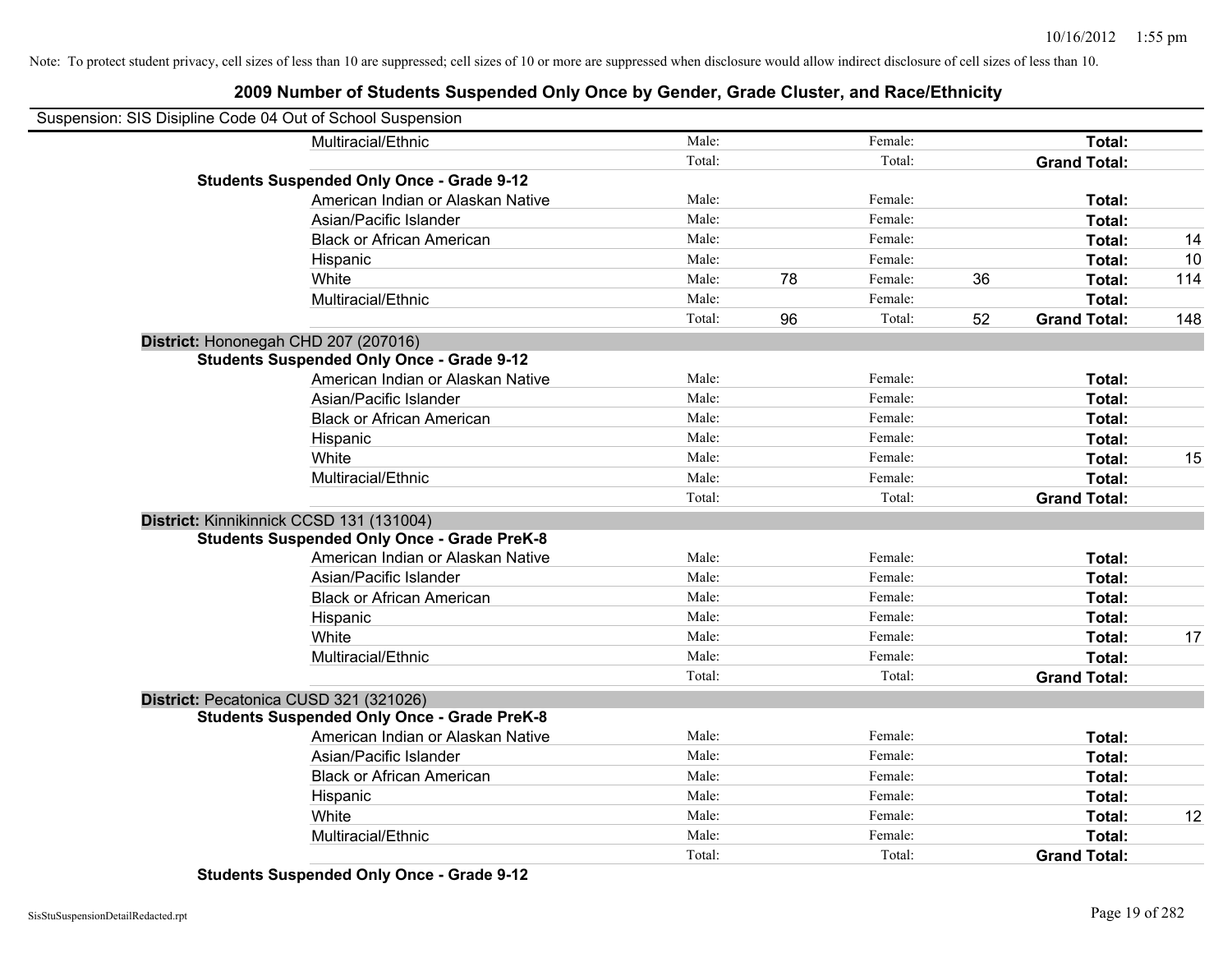Note: To protect student privacy, cell sizes of less than 10 are suppressed; cell sizes of 10 or more are suppressed when disclosure would allow indirect disclosure of cell sizes of less than 10.

## 2009 Number of Students Suspended Only Once by Gender, Grade Cluster, and Race/Ethnicity

Suspension: SIS Disipline Code 04 Out of School Suspension

| | | | | | | | |
|---|---|---|---|---|---|---|---|
| Multiracial/Ethnic | Male: | | Female: | | **Total:** | |
| | Total: | | Total: | | **Grand Total:** | |
| **Students Suspended Only Once - Grade 9-12** | | | | | | |
| American Indian or Alaskan Native | Male: | | Female: | | **Total:** | |
| Asian/Pacific Islander | Male: | | Female: | | **Total:** | |
| Black or African American | Male: | | Female: | | **Total:** | 14 |
| Hispanic | Male: | | Female: | | **Total:** | 10 |
| White | Male: | 78 | Female: | 36 | **Total:** | 114 |
| Multiracial/Ethnic | Male: | | Female: | | **Total:** | |
| | Total: | 96 | Total: | 52 | **Grand Total:** | 148 |

**District:** Hononegah CHD 207 (207016)

| | | | | | | |
|---|---|---|---|---|---|---|
| **Students Suspended Only Once - Grade 9-12** | | | | | | |
| American Indian or Alaskan Native | Male: | | Female: | | **Total:** | |
| Asian/Pacific Islander | Male: | | Female: | | **Total:** | |
| Black or African American | Male: | | Female: | | **Total:** | |
| Hispanic | Male: | | Female: | | **Total:** | |
| White | Male: | | Female: | | **Total:** | 15 |
| Multiracial/Ethnic | Male: | | Female: | | **Total:** | |
| | Total: | | Total: | | **Grand Total:** | |

**District:** Kinnikinnick CCSD 131 (131004)

| | | | | | | |
|---|---|---|---|---|---|---|
| **Students Suspended Only Once - Grade PreK-8** | | | | | | |
| American Indian or Alaskan Native | Male: | | Female: | | **Total:** | |
| Asian/Pacific Islander | Male: | | Female: | | **Total:** | |
| Black or African American | Male: | | Female: | | **Total:** | |
| Hispanic | Male: | | Female: | | **Total:** | |
| White | Male: | | Female: | | **Total:** | 17 |
| Multiracial/Ethnic | Male: | | Female: | | **Total:** | |
| | Total: | | Total: | | **Grand Total:** | |

**District:** Pecatonica CUSD 321 (321026)

| | | | | | | |
|---|---|---|---|---|---|---|
| **Students Suspended Only Once - Grade PreK-8** | | | | | | |
| American Indian or Alaskan Native | Male: | | Female: | | **Total:** | |
| Asian/Pacific Islander | Male: | | Female: | | **Total:** | |
| Black or African American | Male: | | Female: | | **Total:** | |
| Hispanic | Male: | | Female: | | **Total:** | |
| White | Male: | | Female: | | **Total:** | 12 |
| Multiracial/Ethnic | Male: | | Female: | | **Total:** | |
| | Total: | | Total: | | **Grand Total:** | |

**Students Suspended Only Once - Grade 9-12**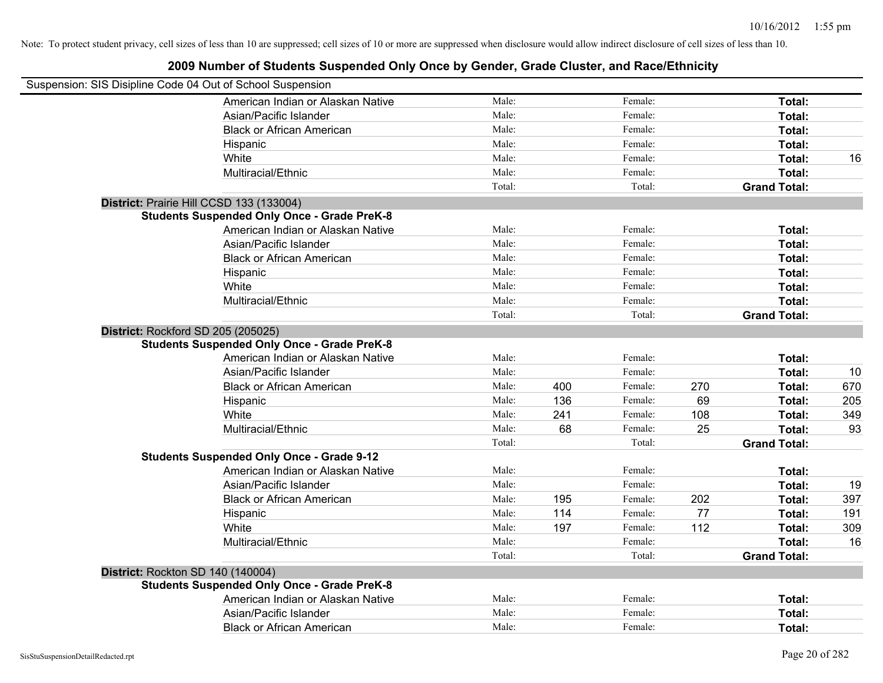Note: To protect student privacy, cell sizes of less than 10 are suppressed; cell sizes of 10 or more are suppressed when disclosure would allow indirect disclosure of cell sizes of less than 10.

## 2009 Number of Students Suspended Only Once by Gender, Grade Cluster, and Race/Ethnicity

Suspension: SIS Disipline Code 04 Out of School Suspension

| | | | | | | |
|---|---|---|---|---|---|---|
| American Indian or Alaskan Native | Male: | | Female: | | **Total:** | |
| Asian/Pacific Islander | Male: | | Female: | | **Total:** | |
| Black or African American | Male: | | Female: | | **Total:** | |
| Hispanic | Male: | | Female: | | **Total:** | |
| White | Male: | | Female: | | **Total:** | 16 |
| Multiracial/Ethnic | Male: | | Female: | | **Total:** | |
| | Total: | | Total: | | **Grand Total:** | |

**District:** Prairie Hill CCSD 133 (133004)

**Students Suspended Only Once - Grade PreK-8**

| | | | | | | |
|---|---|---|---|---|---|---|
| American Indian or Alaskan Native | Male: | | Female: | | **Total:** | |
| Asian/Pacific Islander | Male: | | Female: | | **Total:** | |
| Black or African American | Male: | | Female: | | **Total:** | |
| Hispanic | Male: | | Female: | | **Total:** | |
| White | Male: | | Female: | | **Total:** | |
| Multiracial/Ethnic | Male: | | Female: | | **Total:** | |
| | Total: | | Total: | | **Grand Total:** | |

**District:** Rockford SD 205 (205025)

**Students Suspended Only Once - Grade PreK-8**

| | | | | | | |
|---|---|---|---|---|---|---|
| American Indian or Alaskan Native | Male: | | Female: | | **Total:** | |
| Asian/Pacific Islander | Male: | | Female: | | **Total:** | 10 |
| Black or African American | Male: | 400 | Female: | 270 | **Total:** | 670 |
| Hispanic | Male: | 136 | Female: | 69 | **Total:** | 205 |
| White | Male: | 241 | Female: | 108 | **Total:** | 349 |
| Multiracial/Ethnic | Male: | 68 | Female: | 25 | **Total:** | 93 |
| | Total: | | Total: | | **Grand Total:** | |

**Students Suspended Only Once - Grade 9-12**

| | | | | | | |
|---|---|---|---|---|---|---|
| American Indian or Alaskan Native | Male: | | Female: | | **Total:** | |
| Asian/Pacific Islander | Male: | | Female: | | **Total:** | 19 |
| Black or African American | Male: | 195 | Female: | 202 | **Total:** | 397 |
| Hispanic | Male: | 114 | Female: | 77 | **Total:** | 191 |
| White | Male: | 197 | Female: | 112 | **Total:** | 309 |
| Multiracial/Ethnic | Male: | | Female: | | **Total:** | 16 |
| | Total: | | Total: | | **Grand Total:** | |

**District:** Rockton SD 140 (140004)

**Students Suspended Only Once - Grade PreK-8**

| | | | | | | |
|---|---|---|---|---|---|---|
| American Indian or Alaskan Native | Male: | | Female: | | **Total:** | |
| Asian/Pacific Islander | Male: | | Female: | | **Total:** | |
| Black or African American | Male: | | Female: | | **Total:** | |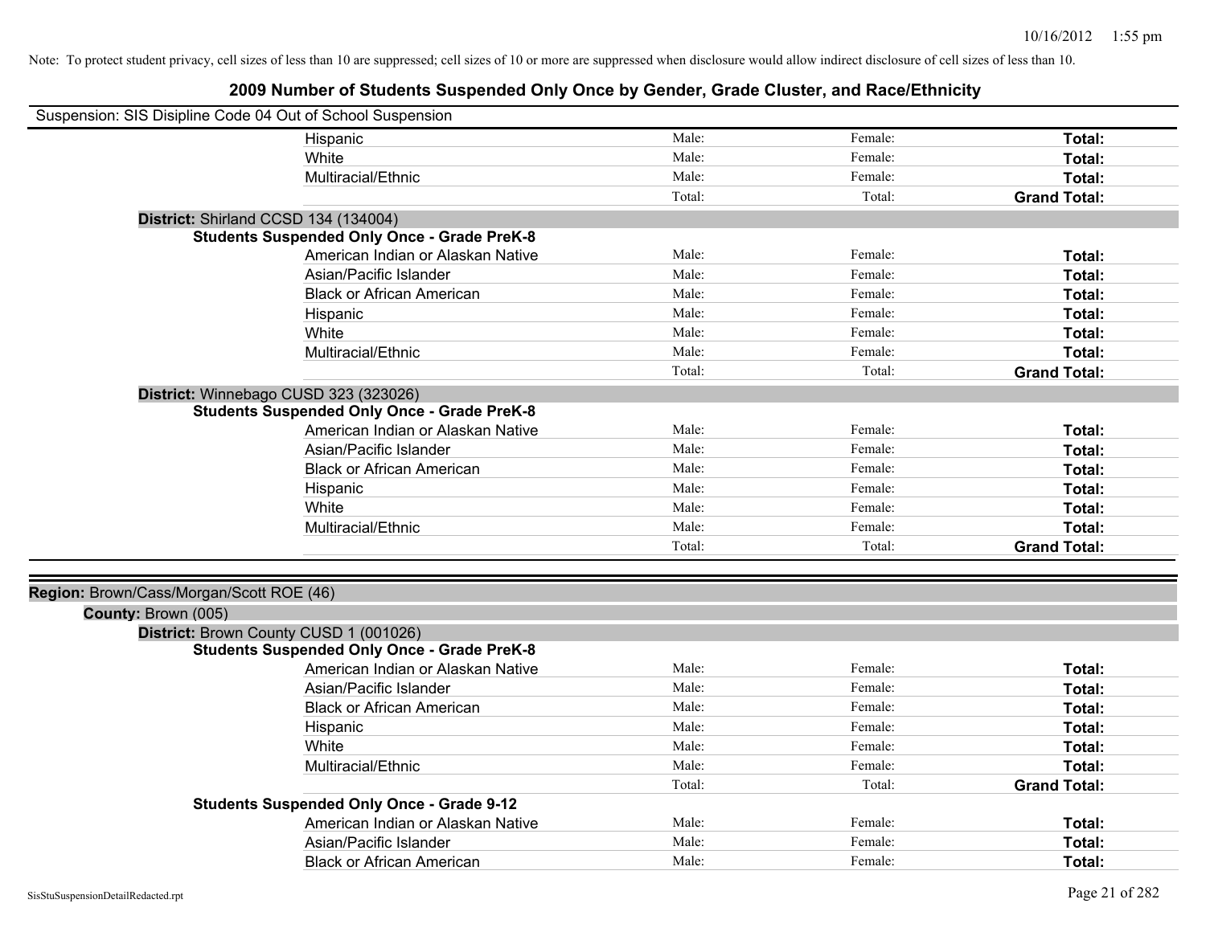Note: To protect student privacy, cell sizes of less than 10 are suppressed; cell sizes of 10 or more are suppressed when disclosure would allow indirect disclosure of cell sizes of less than 10.

## 2009 Number of Students Suspended Only Once by Gender, Grade Cluster, and Race/Ethnicity

Suspension: SIS Disipline Code 04 Out of School Suspension

| | Male: | Female: | Total: |
|---|---|---|---|
| Hispanic | Male: | Female: | **Total:** |
| White | Male: | Female: | **Total:** |
| Multiracial/Ethnic | Male: | Female: | **Total:** |
| | Total: | Total: | **Grand Total:** |

**District:** Shirland CCSD 134 (134004)

**Students Suspended Only Once - Grade PreK-8**

| | | | |
|---|---|---|---|
| American Indian or Alaskan Native | Male: | Female: | **Total:** |
| Asian/Pacific Islander | Male: | Female: | **Total:** |
| Black or African American | Male: | Female: | **Total:** |
| Hispanic | Male: | Female: | **Total:** |
| White | Male: | Female: | **Total:** |
| Multiracial/Ethnic | Male: | Female: | **Total:** |
| | Total: | Total: | **Grand Total:** |

**District:** Winnebago CUSD 323 (323026)

**Students Suspended Only Once - Grade PreK-8**

| | | | |
|---|---|---|---|
| American Indian or Alaskan Native | Male: | Female: | **Total:** |
| Asian/Pacific Islander | Male: | Female: | **Total:** |
| Black or African American | Male: | Female: | **Total:** |
| Hispanic | Male: | Female: | **Total:** |
| White | Male: | Female: | **Total:** |
| Multiracial/Ethnic | Male: | Female: | **Total:** |
| | Total: | Total: | **Grand Total:** |

**Region:** Brown/Cass/Morgan/Scott ROE (46)

**County:** Brown (005)

**District:** Brown County CUSD 1 (001026)

**Students Suspended Only Once - Grade PreK-8**

| | | | |
|---|---|---|---|
| American Indian or Alaskan Native | Male: | Female: | **Total:** |
| Asian/Pacific Islander | Male: | Female: | **Total:** |
| Black or African American | Male: | Female: | **Total:** |
| Hispanic | Male: | Female: | **Total:** |
| White | Male: | Female: | **Total:** |
| Multiracial/Ethnic | Male: | Female: | **Total:** |
| | Total: | Total: | **Grand Total:** |

**Students Suspended Only Once - Grade 9-12**

| | | | |
|---|---|---|---|
| American Indian or Alaskan Native | Male: | Female: | **Total:** |
| Asian/Pacific Islander | Male: | Female: | **Total:** |
| Black or African American | Male: | Female: | **Total:** |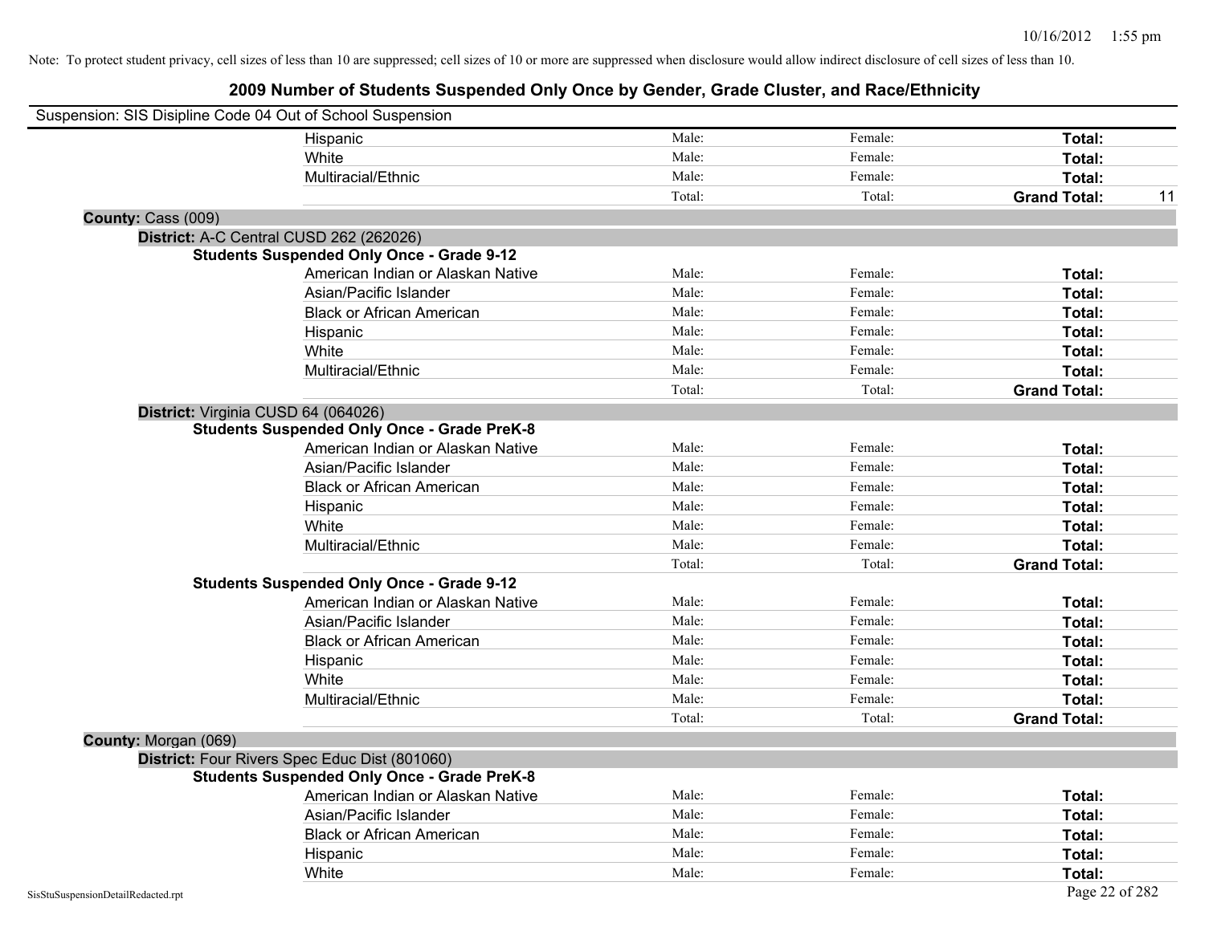Note: To protect student privacy, cell sizes of less than 10 are suppressed; cell sizes of 10 or more are suppressed when disclosure would allow indirect disclosure of cell sizes of less than 10.

# 2009 Number of Students Suspended Only Once by Gender, Grade Cluster, and Race/Ethnicity

Suspension: SIS Disipline Code 04 Out of School Suspension

| | | | | |
|---|---|---|---|---|
| Hispanic | Male: | Female: | **Total:** | |
| White | Male: | Female: | **Total:** | |
| Multiracial/Ethnic | Male: | Female: | **Total:** | |
| | Total: | Total: | **Grand Total:** | 11 |

**County:** Cass (009)

**District:** A-C Central CUSD 262 (262026)

**Students Suspended Only Once - Grade 9-12**

| | | | | |
|---|---|---|---|---|
| American Indian or Alaskan Native | Male: | Female: | **Total:** | |
| Asian/Pacific Islander | Male: | Female: | **Total:** | |
| Black or African American | Male: | Female: | **Total:** | |
| Hispanic | Male: | Female: | **Total:** | |
| White | Male: | Female: | **Total:** | |
| Multiracial/Ethnic | Male: | Female: | **Total:** | |
| | Total: | Total: | **Grand Total:** | |

**District:** Virginia CUSD 64 (064026)

**Students Suspended Only Once - Grade PreK-8**

| | | | | |
|---|---|---|---|---|
| American Indian or Alaskan Native | Male: | Female: | **Total:** | |
| Asian/Pacific Islander | Male: | Female: | **Total:** | |
| Black or African American | Male: | Female: | **Total:** | |
| Hispanic | Male: | Female: | **Total:** | |
| White | Male: | Female: | **Total:** | |
| Multiracial/Ethnic | Male: | Female: | **Total:** | |
| | Total: | Total: | **Grand Total:** | |

**Students Suspended Only Once - Grade 9-12**

| | | | | |
|---|---|---|---|---|
| American Indian or Alaskan Native | Male: | Female: | **Total:** | |
| Asian/Pacific Islander | Male: | Female: | **Total:** | |
| Black or African American | Male: | Female: | **Total:** | |
| Hispanic | Male: | Female: | **Total:** | |
| White | Male: | Female: | **Total:** | |
| Multiracial/Ethnic | Male: | Female: | **Total:** | |
| | Total: | Total: | **Grand Total:** | |

**County:** Morgan (069)

**District:** Four Rivers Spec Educ Dist (801060)

**Students Suspended Only Once - Grade PreK-8**

| | | | | |
|---|---|---|---|---|
| American Indian or Alaskan Native | Male: | Female: | **Total:** | |
| Asian/Pacific Islander | Male: | Female: | **Total:** | |
| Black or African American | Male: | Female: | **Total:** | |
| Hispanic | Male: | Female: | **Total:** | |
| White | Male: | Female: | **Total:** | |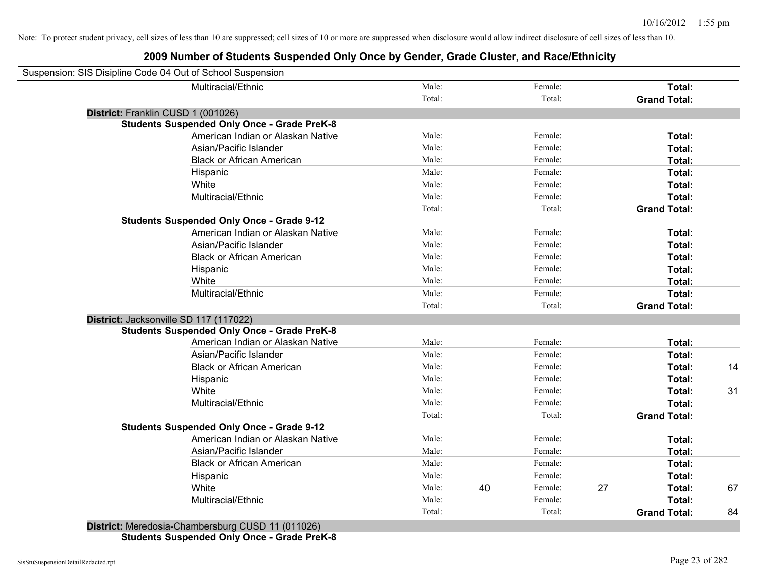Note: To protect student privacy, cell sizes of less than 10 are suppressed; cell sizes of 10 or more are suppressed when disclosure would allow indirect disclosure of cell sizes of less than 10.

# 2009 Number of Students Suspended Only Once by Gender, Grade Cluster, and Race/Ethnicity

Suspension: SIS Disipline Code 04 Out of School Suspension

| | | | | | | |
|---|---|---|---|---|---|---|
| Multiracial/Ethnic | Male: | | Female: | | **Total:** | |
| | Total: | | Total: | | **Grand Total:** | |

**District:** Franklin CUSD 1 (001026)

**Students Suspended Only Once - Grade PreK-8**

| | | | | | | |
|---|---|---|---|---|---|---|
| American Indian or Alaskan Native | Male: | | Female: | | **Total:** | |
| Asian/Pacific Islander | Male: | | Female: | | **Total:** | |
| Black or African American | Male: | | Female: | | **Total:** | |
| Hispanic | Male: | | Female: | | **Total:** | |
| White | Male: | | Female: | | **Total:** | |
| Multiracial/Ethnic | Male: | | Female: | | **Total:** | |
| | Total: | | Total: | | **Grand Total:** | |

**Students Suspended Only Once - Grade 9-12**

| | | | | | | |
|---|---|---|---|---|---|---|
| American Indian or Alaskan Native | Male: | | Female: | | **Total:** | |
| Asian/Pacific Islander | Male: | | Female: | | **Total:** | |
| Black or African American | Male: | | Female: | | **Total:** | |
| Hispanic | Male: | | Female: | | **Total:** | |
| White | Male: | | Female: | | **Total:** | |
| Multiracial/Ethnic | Male: | | Female: | | **Total:** | |
| | Total: | | Total: | | **Grand Total:** | |

**District:** Jacksonville SD 117 (117022)

**Students Suspended Only Once - Grade PreK-8**

| | | | | | | |
|---|---|---|---|---|---|---|
| American Indian or Alaskan Native | Male: | | Female: | | **Total:** | |
| Asian/Pacific Islander | Male: | | Female: | | **Total:** | |
| Black or African American | Male: | | Female: | | **Total:** | 14 |
| Hispanic | Male: | | Female: | | **Total:** | |
| White | Male: | | Female: | | **Total:** | 31 |
| Multiracial/Ethnic | Male: | | Female: | | **Total:** | |
| | Total: | | Total: | | **Grand Total:** | |

**Students Suspended Only Once - Grade 9-12**

| | | | | | | |
|---|---|---|---|---|---|---|
| American Indian or Alaskan Native | Male: | | Female: | | **Total:** | |
| Asian/Pacific Islander | Male: | | Female: | | **Total:** | |
| Black or African American | Male: | | Female: | | **Total:** | |
| Hispanic | Male: | | Female: | | **Total:** | |
| White | Male: | 40 | Female: | 27 | **Total:** | 67 |
| Multiracial/Ethnic | Male: | | Female: | | **Total:** | |
| | Total: | | Total: | | **Grand Total:** | 84 |

**District:** Meredosia-Chambersburg CUSD 11 (011026)

**Students Suspended Only Once - Grade PreK-8**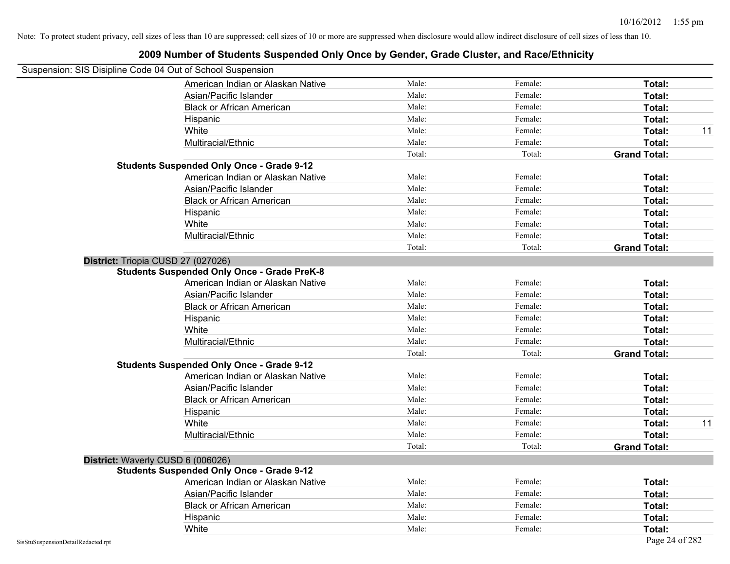Note: To protect student privacy, cell sizes of less than 10 are suppressed; cell sizes of 10 or more are suppressed when disclosure would allow indirect disclosure of cell sizes of less than 10.

# 2009 Number of Students Suspended Only Once by Gender, Grade Cluster, and Race/Ethnicity

Suspension: SIS Disipline Code 04 Out of School Suspension

| | | | | |
|---|---|---|---|---|
| American Indian or Alaskan Native | Male: | Female: | **Total:** | |
| Asian/Pacific Islander | Male: | Female: | **Total:** | |
| Black or African American | Male: | Female: | **Total:** | |
| Hispanic | Male: | Female: | **Total:** | |
| White | Male: | Female: | **Total:** | 11 |
| Multiracial/Ethnic | Male: | Female: | **Total:** | |
| | Total: | Total: | **Grand Total:** | |

**Students Suspended Only Once - Grade 9-12**

| | | | | |
|---|---|---|---|---|
| American Indian or Alaskan Native | Male: | Female: | **Total:** | |
| Asian/Pacific Islander | Male: | Female: | **Total:** | |
| Black or African American | Male: | Female: | **Total:** | |
| Hispanic | Male: | Female: | **Total:** | |
| White | Male: | Female: | **Total:** | |
| Multiracial/Ethnic | Male: | Female: | **Total:** | |
| | Total: | Total: | **Grand Total:** | |

**District:** Triopia CUSD 27 (027026)

**Students Suspended Only Once - Grade PreK-8**

| | | | | |
|---|---|---|---|---|
| American Indian or Alaskan Native | Male: | Female: | **Total:** | |
| Asian/Pacific Islander | Male: | Female: | **Total:** | |
| Black or African American | Male: | Female: | **Total:** | |
| Hispanic | Male: | Female: | **Total:** | |
| White | Male: | Female: | **Total:** | |
| Multiracial/Ethnic | Male: | Female: | **Total:** | |
| | Total: | Total: | **Grand Total:** | |

**Students Suspended Only Once - Grade 9-12**

| | | | | |
|---|---|---|---|---|
| American Indian or Alaskan Native | Male: | Female: | **Total:** | |
| Asian/Pacific Islander | Male: | Female: | **Total:** | |
| Black or African American | Male: | Female: | **Total:** | |
| Hispanic | Male: | Female: | **Total:** | |
| White | Male: | Female: | **Total:** | 11 |
| Multiracial/Ethnic | Male: | Female: | **Total:** | |
| | Total: | Total: | **Grand Total:** | |

**District:** Waverly CUSD 6 (006026)

**Students Suspended Only Once - Grade 9-12**

| | | | | |
|---|---|---|---|---|
| American Indian or Alaskan Native | Male: | Female: | **Total:** | |
| Asian/Pacific Islander | Male: | Female: | **Total:** | |
| Black or African American | Male: | Female: | **Total:** | |
| Hispanic | Male: | Female: | **Total:** | |
| White | Male: | Female: | **Total:** | |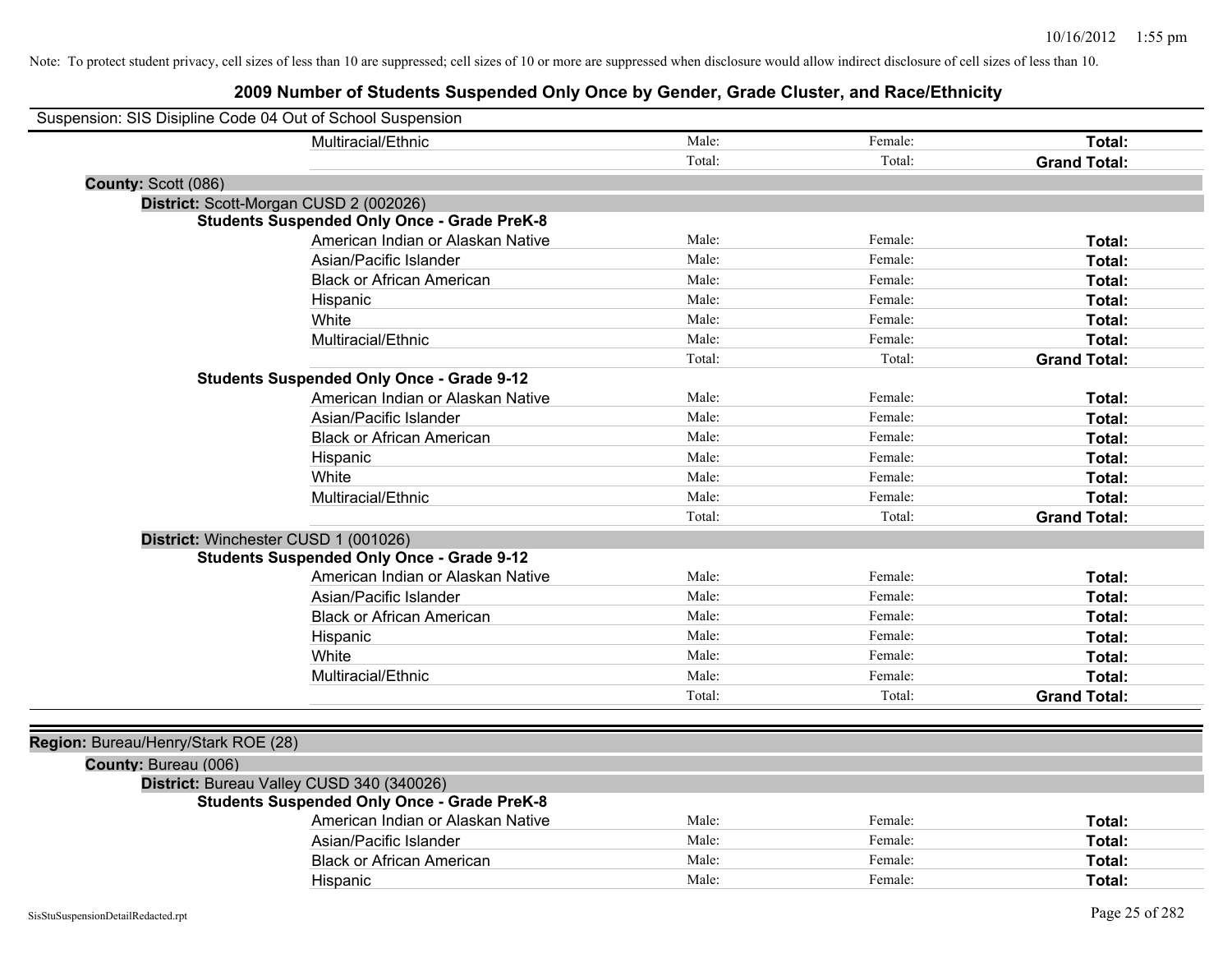Note: To protect student privacy, cell sizes of less than 10 are suppressed; cell sizes of 10 or more are suppressed when disclosure would allow indirect disclosure of cell sizes of less than 10.

# 2009 Number of Students Suspended Only Once by Gender, Grade Cluster, and Race/Ethnicity

Suspension: SIS Disipline Code 04 Out of School Suspension

| | | | |
|---|---|---|---|
| Multiracial/Ethnic | Male: | Female: | **Total:** |
| | Total: | Total: | **Grand Total:** |

**County:** Scott (086)

**District:** Scott-Morgan CUSD 2 (002026)

**Students Suspended Only Once - Grade PreK-8**

| | | | |
|---|---|---|---|
| American Indian or Alaskan Native | Male: | Female: | **Total:** |
| Asian/Pacific Islander | Male: | Female: | **Total:** |
| Black or African American | Male: | Female: | **Total:** |
| Hispanic | Male: | Female: | **Total:** |
| White | Male: | Female: | **Total:** |
| Multiracial/Ethnic | Male: | Female: | **Total:** |
| | Total: | Total: | **Grand Total:** |

**Students Suspended Only Once - Grade 9-12**

| | | | |
|---|---|---|---|
| American Indian or Alaskan Native | Male: | Female: | **Total:** |
| Asian/Pacific Islander | Male: | Female: | **Total:** |
| Black or African American | Male: | Female: | **Total:** |
| Hispanic | Male: | Female: | **Total:** |
| White | Male: | Female: | **Total:** |
| Multiracial/Ethnic | Male: | Female: | **Total:** |
| | Total: | Total: | **Grand Total:** |

**District:** Winchester CUSD 1 (001026)

**Students Suspended Only Once - Grade 9-12**

| | | | |
|---|---|---|---|
| American Indian or Alaskan Native | Male: | Female: | **Total:** |
| Asian/Pacific Islander | Male: | Female: | **Total:** |
| Black or African American | Male: | Female: | **Total:** |
| Hispanic | Male: | Female: | **Total:** |
| White | Male: | Female: | **Total:** |
| Multiracial/Ethnic | Male: | Female: | **Total:** |
| | Total: | Total: | **Grand Total:** |

**Region:** Bureau/Henry/Stark ROE (28)

**County:** Bureau (006)

**District:** Bureau Valley CUSD 340 (340026)

**Students Suspended Only Once - Grade PreK-8**

| | | | |
|---|---|---|---|
| American Indian or Alaskan Native | Male: | Female: | **Total:** |
| Asian/Pacific Islander | Male: | Female: | **Total:** |
| Black or African American | Male: | Female: | **Total:** |
| Hispanic | Male: | Female: | **Total:** |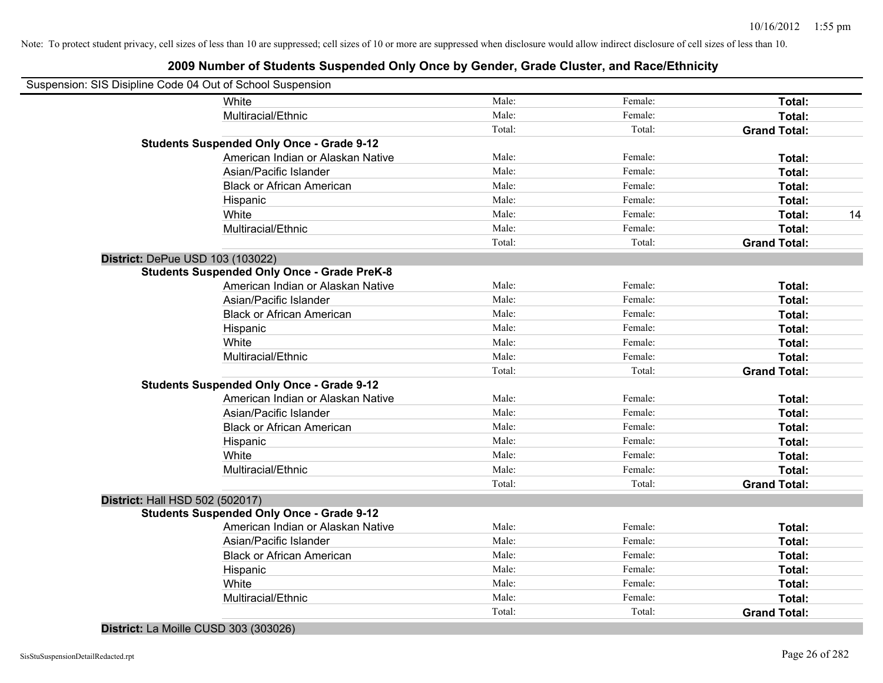Note: To protect student privacy, cell sizes of less than 10 are suppressed; cell sizes of 10 or more are suppressed when disclosure would allow indirect disclosure of cell sizes of less than 10.

## 2009 Number of Students Suspended Only Once by Gender, Grade Cluster, and Race/Ethnicity

Suspension: SIS Disipline Code 04 Out of School Suspension

| | | | | | |
|---|---|---|---|---|---|
| | White | Male: | Female: | **Total:** | |
| | Multiracial/Ethnic | Male: | Female: | **Total:** | |
| | | Total: | Total: | **Grand Total:** | |
| **Students Suspended Only Once - Grade 9-12** | | | | | |
| | American Indian or Alaskan Native | Male: | Female: | **Total:** | |
| | Asian/Pacific Islander | Male: | Female: | **Total:** | |
| | Black or African American | Male: | Female: | **Total:** | |
| | Hispanic | Male: | Female: | **Total:** | |
| | White | Male: | Female: | **Total:** | 14 |
| | Multiracial/Ethnic | Male: | Female: | **Total:** | |
| | | Total: | Total: | **Grand Total:** | |
| **District:** DePue USD 103 (103022) | | | | | |
| **Students Suspended Only Once - Grade PreK-8** | | | | | |
| | American Indian or Alaskan Native | Male: | Female: | **Total:** | |
| | Asian/Pacific Islander | Male: | Female: | **Total:** | |
| | Black or African American | Male: | Female: | **Total:** | |
| | Hispanic | Male: | Female: | **Total:** | |
| | White | Male: | Female: | **Total:** | |
| | Multiracial/Ethnic | Male: | Female: | **Total:** | |
| | | Total: | Total: | **Grand Total:** | |
| **Students Suspended Only Once - Grade 9-12** | | | | | |
| | American Indian or Alaskan Native | Male: | Female: | **Total:** | |
| | Asian/Pacific Islander | Male: | Female: | **Total:** | |
| | Black or African American | Male: | Female: | **Total:** | |
| | Hispanic | Male: | Female: | **Total:** | |
| | White | Male: | Female: | **Total:** | |
| | Multiracial/Ethnic | Male: | Female: | **Total:** | |
| | | Total: | Total: | **Grand Total:** | |
| **District:** Hall HSD 502 (502017) | | | | | |
| **Students Suspended Only Once - Grade 9-12** | | | | | |
| | American Indian or Alaskan Native | Male: | Female: | **Total:** | |
| | Asian/Pacific Islander | Male: | Female: | **Total:** | |
| | Black or African American | Male: | Female: | **Total:** | |
| | Hispanic | Male: | Female: | **Total:** | |
| | White | Male: | Female: | **Total:** | |
| | Multiracial/Ethnic | Male: | Female: | **Total:** | |
| | | Total: | Total: | **Grand Total:** | |
| **District:** La Moille CUSD 303 (303026) | | | | | |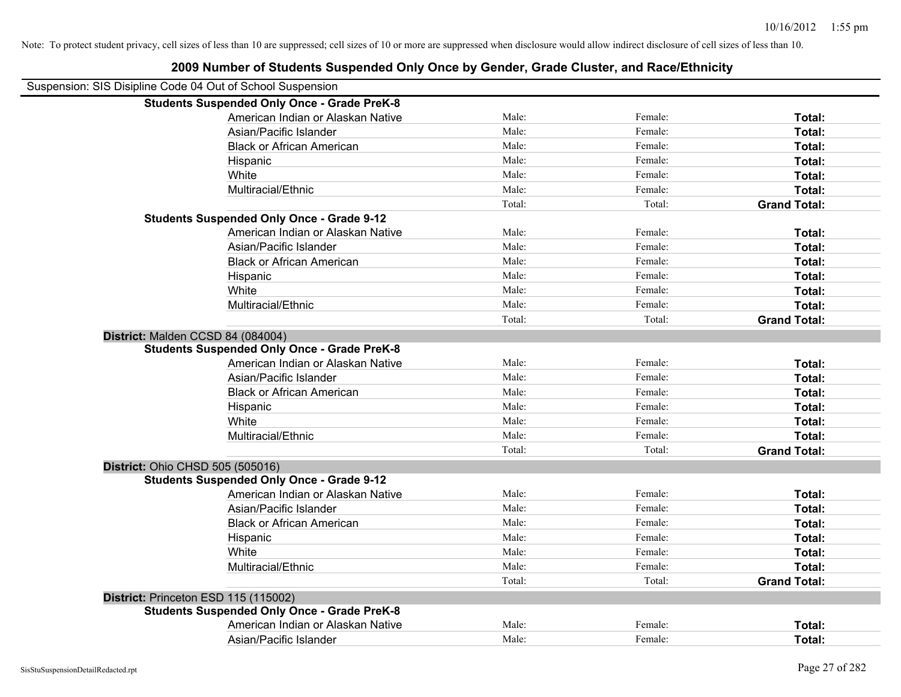Note: To protect student privacy, cell sizes of less than 10 are suppressed; cell sizes of 10 or more are suppressed when disclosure would allow indirect disclosure of cell sizes of less than 10.

# 2009 Number of Students Suspended Only Once by Gender, Grade Cluster, and Race/Ethnicity

Suspension: SIS Disipline Code 04 Out of School Suspension

| | | | | |
|---|---|---|---|---|
| **Students Suspended Only Once - Grade PreK-8** | | | | |
| | American Indian or Alaskan Native | Male: | Female: | **Total:** |
| | Asian/Pacific Islander | Male: | Female: | **Total:** |
| | Black or African American | Male: | Female: | **Total:** |
| | Hispanic | Male: | Female: | **Total:** |
| | White | Male: | Female: | **Total:** |
| | Multiracial/Ethnic | Male: | Female: | **Total:** |
| | | Total: | Total: | **Grand Total:** |
| **Students Suspended Only Once - Grade 9-12** | | | | |
| | American Indian or Alaskan Native | Male: | Female: | **Total:** |
| | Asian/Pacific Islander | Male: | Female: | **Total:** |
| | Black or African American | Male: | Female: | **Total:** |
| | Hispanic | Male: | Female: | **Total:** |
| | White | Male: | Female: | **Total:** |
| | Multiracial/Ethnic | Male: | Female: | **Total:** |
| | | Total: | Total: | **Grand Total:** |
| **District:** Malden CCSD 84 (084004) | | | | |
| **Students Suspended Only Once - Grade PreK-8** | | | | |
| | American Indian or Alaskan Native | Male: | Female: | **Total:** |
| | Asian/Pacific Islander | Male: | Female: | **Total:** |
| | Black or African American | Male: | Female: | **Total:** |
| | Hispanic | Male: | Female: | **Total:** |
| | White | Male: | Female: | **Total:** |
| | Multiracial/Ethnic | Male: | Female: | **Total:** |
| | | Total: | Total: | **Grand Total:** |
| **District:** Ohio CHSD 505 (505016) | | | | |
| **Students Suspended Only Once - Grade 9-12** | | | | |
| | American Indian or Alaskan Native | Male: | Female: | **Total:** |
| | Asian/Pacific Islander | Male: | Female: | **Total:** |
| | Black or African American | Male: | Female: | **Total:** |
| | Hispanic | Male: | Female: | **Total:** |
| | White | Male: | Female: | **Total:** |
| | Multiracial/Ethnic | Male: | Female: | **Total:** |
| | | Total: | Total: | **Grand Total:** |
| **District:** Princeton ESD 115 (115002) | | | | |
| **Students Suspended Only Once - Grade PreK-8** | | | | |
| | American Indian or Alaskan Native | Male: | Female: | **Total:** |
| | Asian/Pacific Islander | Male: | Female: | **Total:** |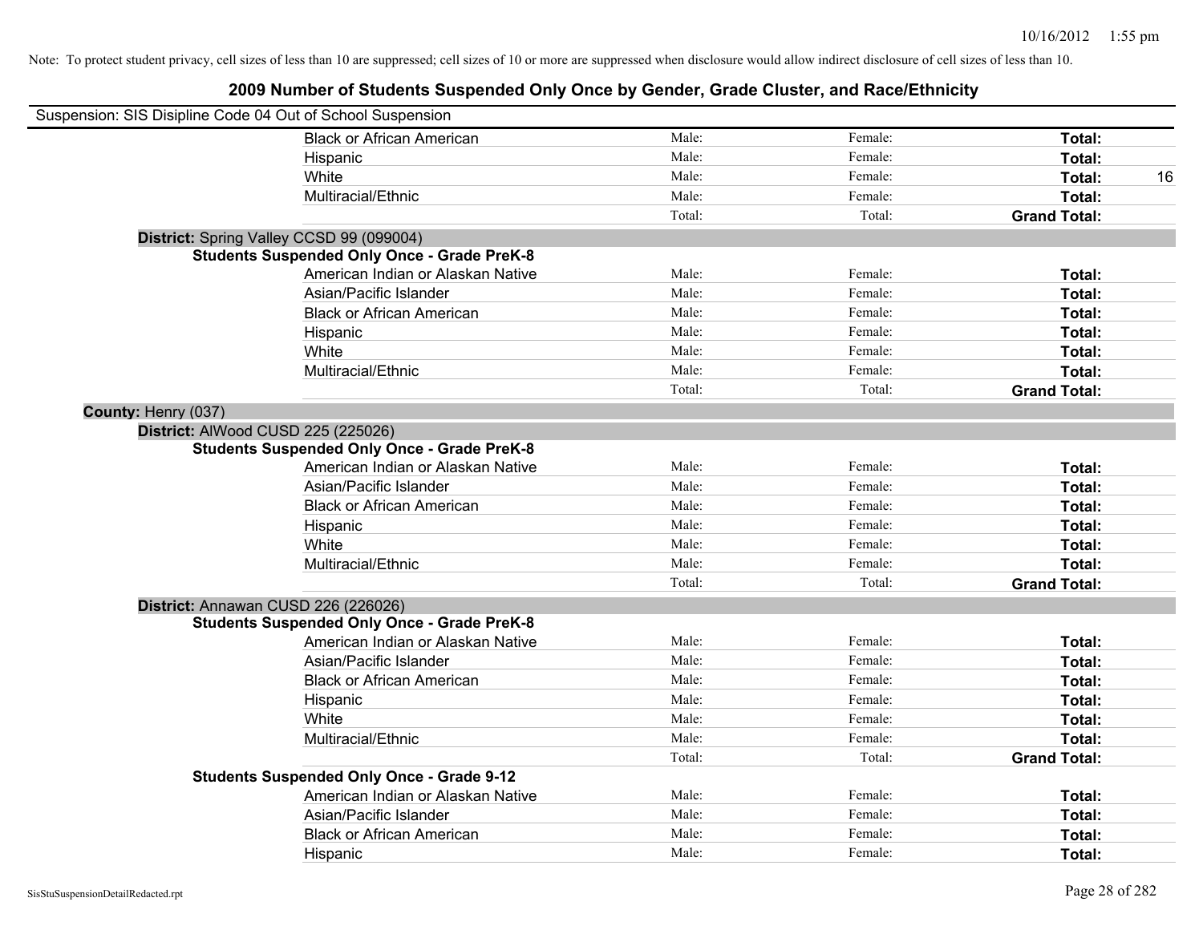10/16/2012 1:55 pm

Note: To protect student privacy, cell sizes of less than 10 are suppressed; cell sizes of 10 or more are suppressed when disclosure would allow indirect disclosure of cell sizes of less than 10.

# 2009 Number of Students Suspended Only Once by Gender, Grade Cluster, and Race/Ethnicity

Suspension: SIS Disipline Code 04 Out of School Suspension

| | | | | |
|---|---|---|---|---|
| Black or African American | Male: | Female: | **Total:** | |
| Hispanic | Male: | Female: | **Total:** | |
| White | Male: | Female: | **Total:** | 16 |
| Multiracial/Ethnic | Male: | Female: | **Total:** | |
| | Total: | Total: | **Grand Total:** | |

**District:** Spring Valley CCSD 99 (099004)

**Students Suspended Only Once - Grade PreK-8**

| | | | | |
|---|---|---|---|---|
| American Indian or Alaskan Native | Male: | Female: | **Total:** | |
| Asian/Pacific Islander | Male: | Female: | **Total:** | |
| Black or African American | Male: | Female: | **Total:** | |
| Hispanic | Male: | Female: | **Total:** | |
| White | Male: | Female: | **Total:** | |
| Multiracial/Ethnic | Male: | Female: | **Total:** | |
| | Total: | Total: | **Grand Total:** | |

**County:** Henry (037)

**District:** AlWood CUSD 225 (225026)

**Students Suspended Only Once - Grade PreK-8**

| | | | | |
|---|---|---|---|---|
| American Indian or Alaskan Native | Male: | Female: | **Total:** | |
| Asian/Pacific Islander | Male: | Female: | **Total:** | |
| Black or African American | Male: | Female: | **Total:** | |
| Hispanic | Male: | Female: | **Total:** | |
| White | Male: | Female: | **Total:** | |
| Multiracial/Ethnic | Male: | Female: | **Total:** | |
| | Total: | Total: | **Grand Total:** | |

**District:** Annawan CUSD 226 (226026)

**Students Suspended Only Once - Grade PreK-8**

| | | | | |
|---|---|---|---|---|
| American Indian or Alaskan Native | Male: | Female: | **Total:** | |
| Asian/Pacific Islander | Male: | Female: | **Total:** | |
| Black or African American | Male: | Female: | **Total:** | |
| Hispanic | Male: | Female: | **Total:** | |
| White | Male: | Female: | **Total:** | |
| Multiracial/Ethnic | Male: | Female: | **Total:** | |
| | Total: | Total: | **Grand Total:** | |

**Students Suspended Only Once - Grade 9-12**

| | | | | |
|---|---|---|---|---|
| American Indian or Alaskan Native | Male: | Female: | **Total:** | |
| Asian/Pacific Islander | Male: | Female: | **Total:** | |
| Black or African American | Male: | Female: | **Total:** | |
| Hispanic | Male: | Female: | **Total:** | |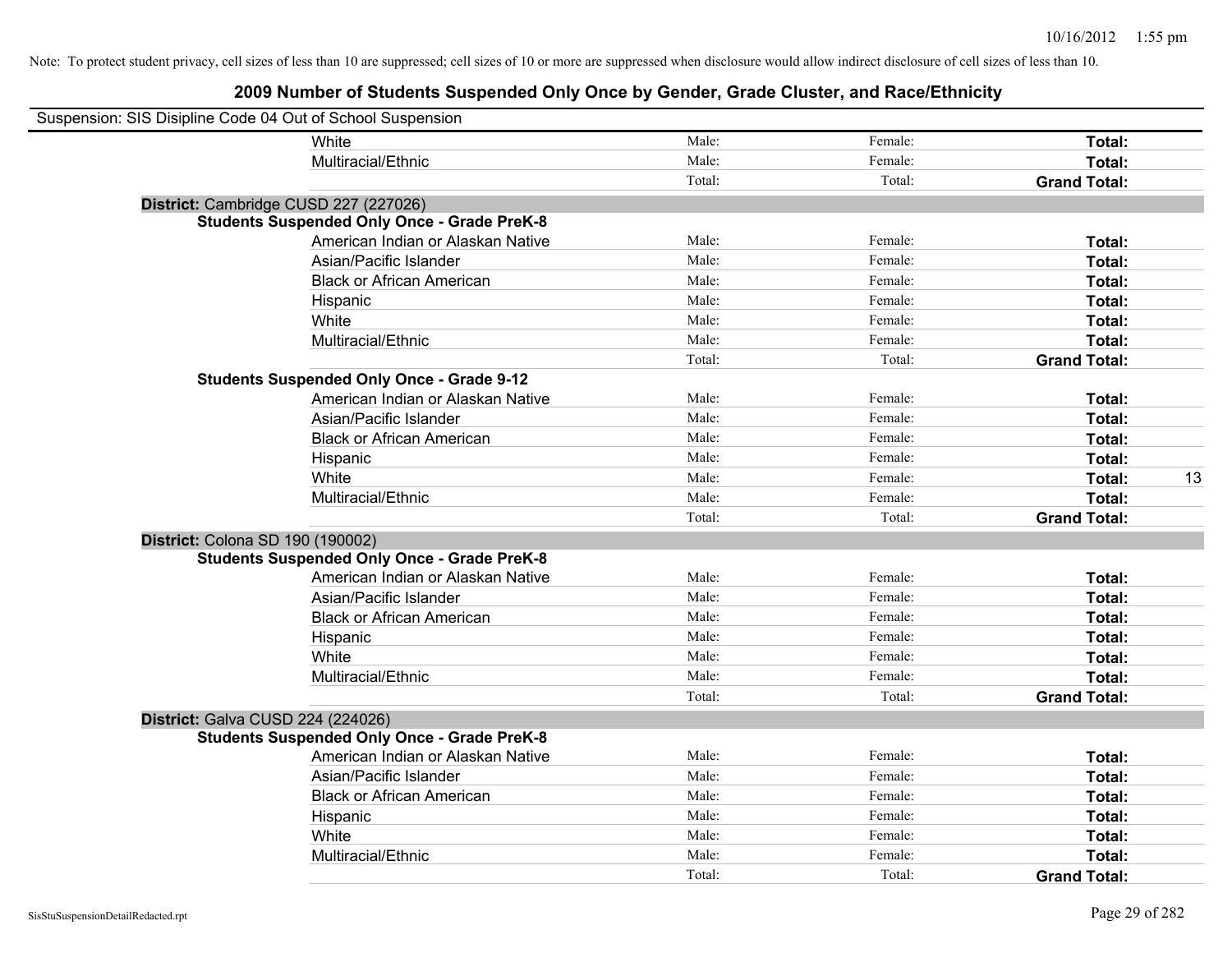Note: To protect student privacy, cell sizes of less than 10 are suppressed; cell sizes of 10 or more are suppressed when disclosure would allow indirect disclosure of cell sizes of less than 10.

# 2009 Number of Students Suspended Only Once by Gender, Grade Cluster, and Race/Ethnicity

Suspension: SIS Disipline Code 04 Out of School Suspension

| | | | | |
|---|---|---|---|---|
| White | Male: | Female: | **Total:** | |
| Multiracial/Ethnic | Male: | Female: | **Total:** | |
| | Total: | Total: | **Grand Total:** | |

**District:** Cambridge CUSD 227 (227026)

**Students Suspended Only Once - Grade PreK-8**

| | | | | |
|---|---|---|---|---|
| American Indian or Alaskan Native | Male: | Female: | **Total:** | |
| Asian/Pacific Islander | Male: | Female: | **Total:** | |
| Black or African American | Male: | Female: | **Total:** | |
| Hispanic | Male: | Female: | **Total:** | |
| White | Male: | Female: | **Total:** | |
| Multiracial/Ethnic | Male: | Female: | **Total:** | |
| | Total: | Total: | **Grand Total:** | |

**Students Suspended Only Once - Grade 9-12**

| | | | | |
|---|---|---|---|---|
| American Indian or Alaskan Native | Male: | Female: | **Total:** | |
| Asian/Pacific Islander | Male: | Female: | **Total:** | |
| Black or African American | Male: | Female: | **Total:** | |
| Hispanic | Male: | Female: | **Total:** | |
| White | Male: | Female: | **Total:** | 13 |
| Multiracial/Ethnic | Male: | Female: | **Total:** | |
| | Total: | Total: | **Grand Total:** | |

**District:** Colona SD 190 (190002)

**Students Suspended Only Once - Grade PreK-8**

| | | | | |
|---|---|---|---|---|
| American Indian or Alaskan Native | Male: | Female: | **Total:** | |
| Asian/Pacific Islander | Male: | Female: | **Total:** | |
| Black or African American | Male: | Female: | **Total:** | |
| Hispanic | Male: | Female: | **Total:** | |
| White | Male: | Female: | **Total:** | |
| Multiracial/Ethnic | Male: | Female: | **Total:** | |
| | Total: | Total: | **Grand Total:** | |

**District:** Galva CUSD 224 (224026)

**Students Suspended Only Once - Grade PreK-8**

| | | | | |
|---|---|---|---|---|
| American Indian or Alaskan Native | Male: | Female: | **Total:** | |
| Asian/Pacific Islander | Male: | Female: | **Total:** | |
| Black or African American | Male: | Female: | **Total:** | |
| Hispanic | Male: | Female: | **Total:** | |
| White | Male: | Female: | **Total:** | |
| Multiracial/Ethnic | Male: | Female: | **Total:** | |
| | Total: | Total: | **Grand Total:** | |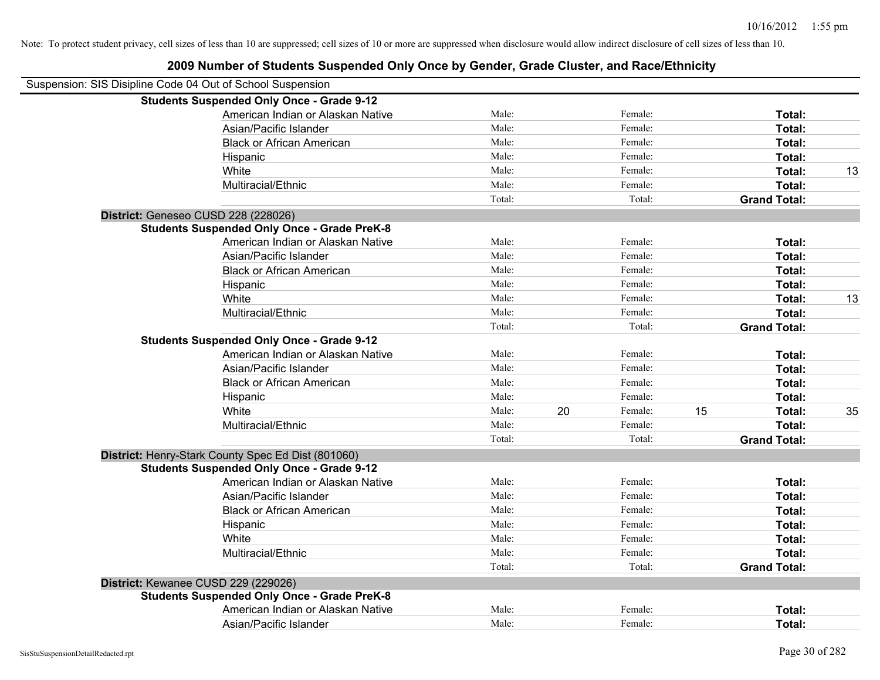Note: To protect student privacy, cell sizes of less than 10 are suppressed; cell sizes of 10 or more are suppressed when disclosure would allow indirect disclosure of cell sizes of less than 10.

## 2009 Number of Students Suspended Only Once by Gender, Grade Cluster, and Race/Ethnicity

Suspension: SIS Disipline Code 04 Out of School Suspension

**Students Suspended Only Once - Grade 9-12**

| Race/Ethnicity | Male: | | Female: | | Total: | |
|---|---|---|---|---|---|---|
| American Indian or Alaskan Native | Male: | | Female: | | **Total:** | |
| Asian/Pacific Islander | Male: | | Female: | | **Total:** | |
| Black or African American | Male: | | Female: | | **Total:** | |
| Hispanic | Male: | | Female: | | **Total:** | |
| White | Male: | | Female: | | **Total:** | 13 |
| Multiracial/Ethnic | Male: | | Female: | | **Total:** | |
| | Total: | | Total: | | **Grand Total:** | |

**District:** Geneseo CUSD 228 (228026)

**Students Suspended Only Once - Grade PreK-8**

| Race/Ethnicity | Male: | | Female: | | Total: | |
|---|---|---|---|---|---|---|
| American Indian or Alaskan Native | Male: | | Female: | | **Total:** | |
| Asian/Pacific Islander | Male: | | Female: | | **Total:** | |
| Black or African American | Male: | | Female: | | **Total:** | |
| Hispanic | Male: | | Female: | | **Total:** | |
| White | Male: | | Female: | | **Total:** | 13 |
| Multiracial/Ethnic | Male: | | Female: | | **Total:** | |
| | Total: | | Total: | | **Grand Total:** | |

**Students Suspended Only Once - Grade 9-12**

| Race/Ethnicity | Male: | | Female: | | Total: | |
|---|---|---|---|---|---|---|
| American Indian or Alaskan Native | Male: | | Female: | | **Total:** | |
| Asian/Pacific Islander | Male: | | Female: | | **Total:** | |
| Black or African American | Male: | | Female: | | **Total:** | |
| Hispanic | Male: | | Female: | | **Total:** | |
| White | Male: | 20 | Female: | 15 | **Total:** | 35 |
| Multiracial/Ethnic | Male: | | Female: | | **Total:** | |
| | Total: | | Total: | | **Grand Total:** | |

**District:** Henry-Stark County Spec Ed Dist (801060)

**Students Suspended Only Once - Grade 9-12**

| Race/Ethnicity | Male: | | Female: | | Total: | |
|---|---|---|---|---|---|---|
| American Indian or Alaskan Native | Male: | | Female: | | **Total:** | |
| Asian/Pacific Islander | Male: | | Female: | | **Total:** | |
| Black or African American | Male: | | Female: | | **Total:** | |
| Hispanic | Male: | | Female: | | **Total:** | |
| White | Male: | | Female: | | **Total:** | |
| Multiracial/Ethnic | Male: | | Female: | | **Total:** | |
| | Total: | | Total: | | **Grand Total:** | |

**District:** Kewanee CUSD 229 (229026)

**Students Suspended Only Once - Grade PreK-8**

| Race/Ethnicity | Male: | | Female: | | Total: | |
|---|---|---|---|---|---|---|
| American Indian or Alaskan Native | Male: | | Female: | | **Total:** | |
| Asian/Pacific Islander | Male: | | Female: | | **Total:** | |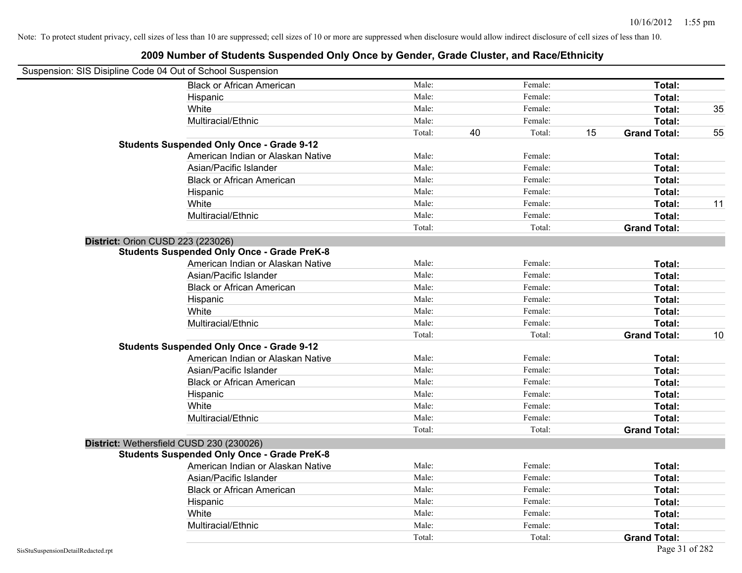Note: To protect student privacy, cell sizes of less than 10 are suppressed; cell sizes of 10 or more are suppressed when disclosure would allow indirect disclosure of cell sizes of less than 10.

## 2009 Number of Students Suspended Only Once by Gender, Grade Cluster, and Race/Ethnicity

Suspension: SIS Disipline Code 04 Out of School Suspension

| | | | | | | |
|---|---|---|---|---|---|---|
| Black or African American | Male: | | Female: | | **Total:** | |
| Hispanic | Male: | | Female: | | **Total:** | |
| White | Male: | | Female: | | **Total:** | 35 |
| Multiracial/Ethnic | Male: | | Female: | | **Total:** | |
| | Total: | 40 | Total: | 15 | **Grand Total:** | 55 |

**Students Suspended Only Once - Grade 9-12**

| | | | | | | |
|---|---|---|---|---|---|---|
| American Indian or Alaskan Native | Male: | | Female: | | **Total:** | |
| Asian/Pacific Islander | Male: | | Female: | | **Total:** | |
| Black or African American | Male: | | Female: | | **Total:** | |
| Hispanic | Male: | | Female: | | **Total:** | |
| White | Male: | | Female: | | **Total:** | 11 |
| Multiracial/Ethnic | Male: | | Female: | | **Total:** | |
| | Total: | | Total: | | **Grand Total:** | |

**District:** Orion CUSD 223 (223026)

**Students Suspended Only Once - Grade PreK-8**

| | | | | | | |
|---|---|---|---|---|---|---|
| American Indian or Alaskan Native | Male: | | Female: | | **Total:** | |
| Asian/Pacific Islander | Male: | | Female: | | **Total:** | |
| Black or African American | Male: | | Female: | | **Total:** | |
| Hispanic | Male: | | Female: | | **Total:** | |
| White | Male: | | Female: | | **Total:** | |
| Multiracial/Ethnic | Male: | | Female: | | **Total:** | |
| | Total: | | Total: | | **Grand Total:** | 10 |

**Students Suspended Only Once - Grade 9-12**

| | | | | | | |
|---|---|---|---|---|---|---|
| American Indian or Alaskan Native | Male: | | Female: | | **Total:** | |
| Asian/Pacific Islander | Male: | | Female: | | **Total:** | |
| Black or African American | Male: | | Female: | | **Total:** | |
| Hispanic | Male: | | Female: | | **Total:** | |
| White | Male: | | Female: | | **Total:** | |
| Multiracial/Ethnic | Male: | | Female: | | **Total:** | |
| | Total: | | Total: | | **Grand Total:** | |

**District:** Wethersfield CUSD 230 (230026)

**Students Suspended Only Once - Grade PreK-8**

| | | | | | | |
|---|---|---|---|---|---|---|
| American Indian or Alaskan Native | Male: | | Female: | | **Total:** | |
| Asian/Pacific Islander | Male: | | Female: | | **Total:** | |
| Black or African American | Male: | | Female: | | **Total:** | |
| Hispanic | Male: | | Female: | | **Total:** | |
| White | Male: | | Female: | | **Total:** | |
| Multiracial/Ethnic | Male: | | Female: | | **Total:** | |
| | Total: | | Total: | | **Grand Total:** | |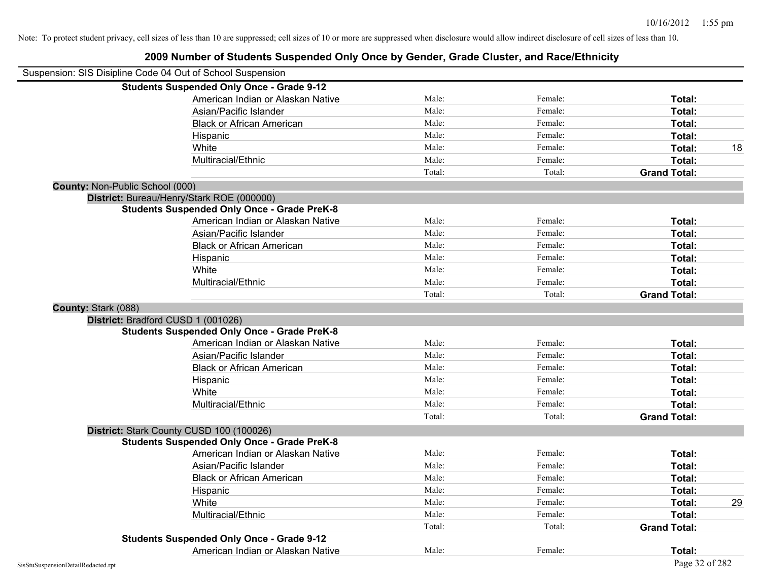Note: To protect student privacy, cell sizes of less than 10 are suppressed; cell sizes of 10 or more are suppressed when disclosure would allow indirect disclosure of cell sizes of less than 10.

# 2009 Number of Students Suspended Only Once by Gender, Grade Cluster, and Race/Ethnicity

Suspension: SIS Disipline Code 04 Out of School Suspension

**Students Suspended Only Once - Grade 9-12**

| | | | | |
|---|---|---|---|---|
| American Indian or Alaskan Native | Male: | Female: | **Total:** | |
| Asian/Pacific Islander | Male: | Female: | **Total:** | |
| Black or African American | Male: | Female: | **Total:** | |
| Hispanic | Male: | Female: | **Total:** | |
| White | Male: | Female: | **Total:** | 18 |
| Multiracial/Ethnic | Male: | Female: | **Total:** | |
| | Total: | Total: | **Grand Total:** | |

**County:** Non-Public School (000)

**District:** Bureau/Henry/Stark ROE (000000)

**Students Suspended Only Once - Grade PreK-8**

| | | | | |
|---|---|---|---|---|
| American Indian or Alaskan Native | Male: | Female: | **Total:** | |
| Asian/Pacific Islander | Male: | Female: | **Total:** | |
| Black or African American | Male: | Female: | **Total:** | |
| Hispanic | Male: | Female: | **Total:** | |
| White | Male: | Female: | **Total:** | |
| Multiracial/Ethnic | Male: | Female: | **Total:** | |
| | Total: | Total: | **Grand Total:** | |

**County:** Stark (088)

**District:** Bradford CUSD 1 (001026)

**Students Suspended Only Once - Grade PreK-8**

| | | | | |
|---|---|---|---|---|
| American Indian or Alaskan Native | Male: | Female: | **Total:** | |
| Asian/Pacific Islander | Male: | Female: | **Total:** | |
| Black or African American | Male: | Female: | **Total:** | |
| Hispanic | Male: | Female: | **Total:** | |
| White | Male: | Female: | **Total:** | |
| Multiracial/Ethnic | Male: | Female: | **Total:** | |
| | Total: | Total: | **Grand Total:** | |

**District:** Stark County CUSD 100 (100026)

**Students Suspended Only Once - Grade PreK-8**

| | | | | |
|---|---|---|---|---|
| American Indian or Alaskan Native | Male: | Female: | **Total:** | |
| Asian/Pacific Islander | Male: | Female: | **Total:** | |
| Black or African American | Male: | Female: | **Total:** | |
| Hispanic | Male: | Female: | **Total:** | |
| White | Male: | Female: | **Total:** | 29 |
| Multiracial/Ethnic | Male: | Female: | **Total:** | |
| | Total: | Total: | **Grand Total:** | |

**Students Suspended Only Once - Grade 9-12**

| | | | | |
|---|---|---|---|---|
| American Indian or Alaskan Native | Male: | Female: | **Total:** | |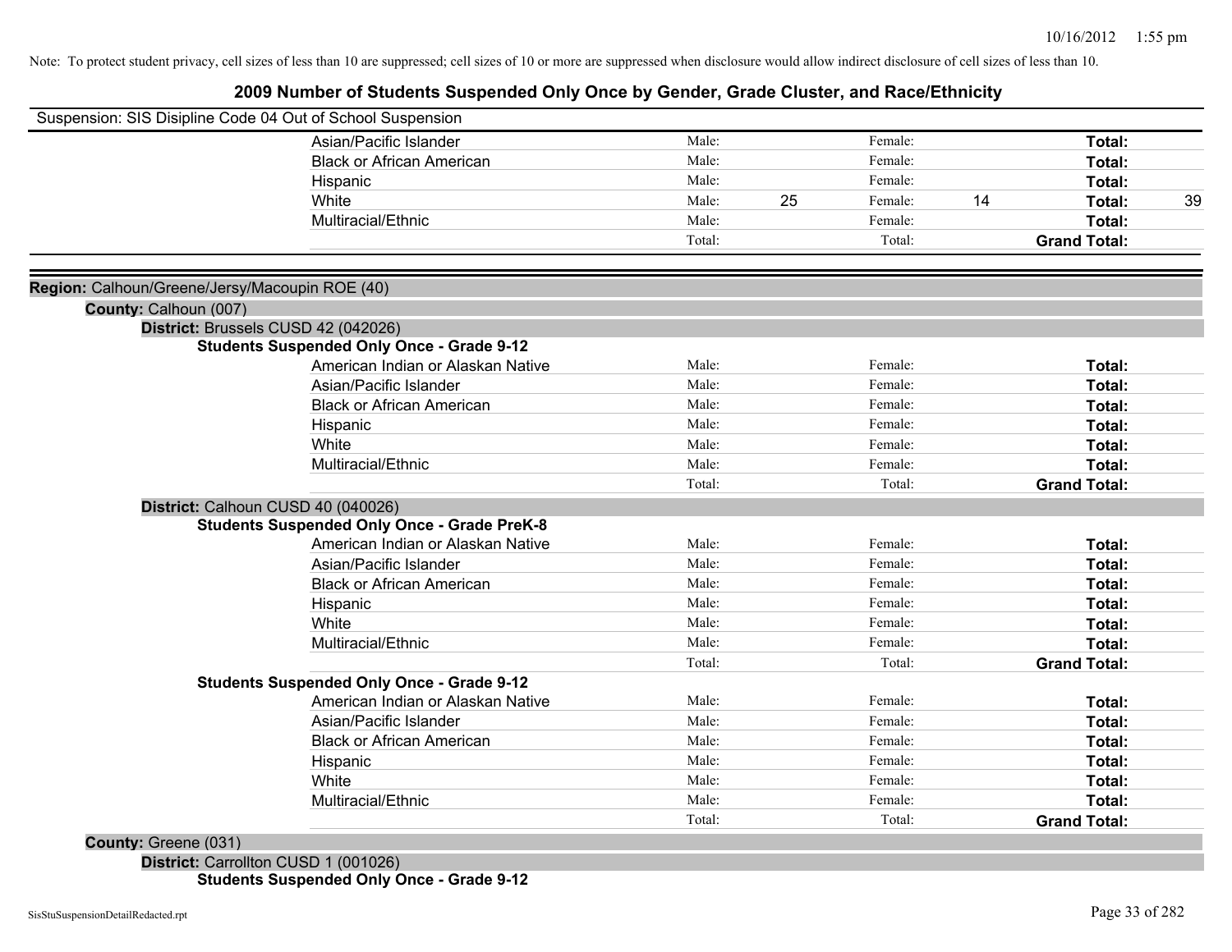Note: To protect student privacy, cell sizes of less than 10 are suppressed; cell sizes of 10 or more are suppressed when disclosure would allow indirect disclosure of cell sizes of less than 10.

# 2009 Number of Students Suspended Only Once by Gender, Grade Cluster, and Race/Ethnicity

Suspension: SIS Disipline Code 04 Out of School Suspension

| | | | | | |
|---|---|---|---|---|---|
| Asian/Pacific Islander | Male: | | Female: | | **Total:** |
| Black or African American | Male: | | Female: | | **Total:** |
| Hispanic | Male: | | Female: | | **Total:** |
| White | Male: | 25 | Female: | 14 | **Total:** 39 |
| Multiracial/Ethnic | Male: | | Female: | | **Total:** |
| | Total: | | Total: | | **Grand Total:** |

**Region:** Calhoun/Greene/Jersy/Macoupin ROE (40)

**County:** Calhoun (007)

**District:** Brussels CUSD 42 (042026)

**Students Suspended Only Once - Grade 9-12**

| | | | | | |
|---|---|---|---|---|---|
| American Indian or Alaskan Native | Male: | | Female: | | **Total:** |
| Asian/Pacific Islander | Male: | | Female: | | **Total:** |
| Black or African American | Male: | | Female: | | **Total:** |
| Hispanic | Male: | | Female: | | **Total:** |
| White | Male: | | Female: | | **Total:** |
| Multiracial/Ethnic | Male: | | Female: | | **Total:** |
| | Total: | | Total: | | **Grand Total:** |

**District:** Calhoun CUSD 40 (040026)

**Students Suspended Only Once - Grade PreK-8**

| | | | | | |
|---|---|---|---|---|---|
| American Indian or Alaskan Native | Male: | | Female: | | **Total:** |
| Asian/Pacific Islander | Male: | | Female: | | **Total:** |
| Black or African American | Male: | | Female: | | **Total:** |
| Hispanic | Male: | | Female: | | **Total:** |
| White | Male: | | Female: | | **Total:** |
| Multiracial/Ethnic | Male: | | Female: | | **Total:** |
| | Total: | | Total: | | **Grand Total:** |

**Students Suspended Only Once - Grade 9-12**

| | | | | | |
|---|---|---|---|---|---|
| American Indian or Alaskan Native | Male: | | Female: | | **Total:** |
| Asian/Pacific Islander | Male: | | Female: | | **Total:** |
| Black or African American | Male: | | Female: | | **Total:** |
| Hispanic | Male: | | Female: | | **Total:** |
| White | Male: | | Female: | | **Total:** |
| Multiracial/Ethnic | Male: | | Female: | | **Total:** |
| | Total: | | Total: | | **Grand Total:** |

**County:** Greene (031)

**District:** Carrollton CUSD 1 (001026)

**Students Suspended Only Once - Grade 9-12**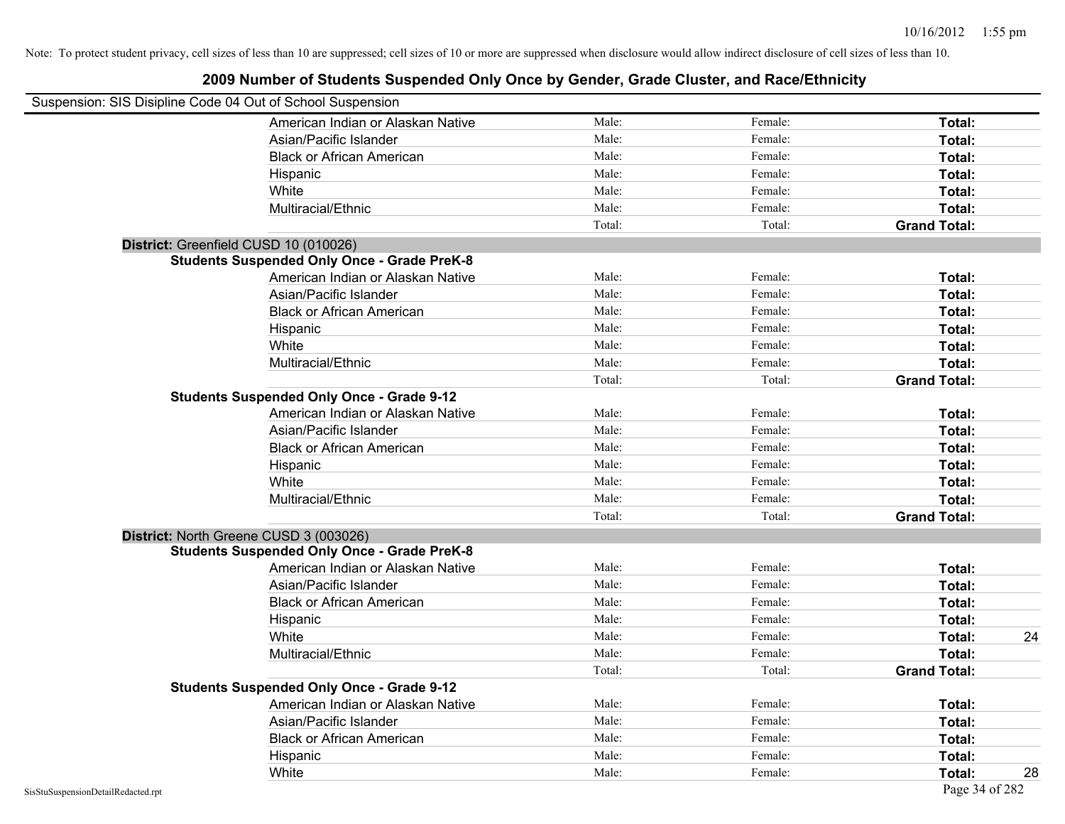Note: To protect student privacy, cell sizes of less than 10 are suppressed; cell sizes of 10 or more are suppressed when disclosure would allow indirect disclosure of cell sizes of less than 10.

## 2009 Number of Students Suspended Only Once by Gender, Grade Cluster, and Race/Ethnicity

Suspension: SIS Disipline Code 04 Out of School Suspension

| | | | | |
|---|---|---|---|---|
| American Indian or Alaskan Native | Male: | Female: | **Total:** | |
| Asian/Pacific Islander | Male: | Female: | **Total:** | |
| Black or African American | Male: | Female: | **Total:** | |
| Hispanic | Male: | Female: | **Total:** | |
| White | Male: | Female: | **Total:** | |
| Multiracial/Ethnic | Male: | Female: | **Total:** | |
| | Total: | Total: | **Grand Total:** | |

**District:** Greenfield CUSD 10 (010026)

**Students Suspended Only Once - Grade PreK-8**

| | | | | |
|---|---|---|---|---|
| American Indian or Alaskan Native | Male: | Female: | **Total:** | |
| Asian/Pacific Islander | Male: | Female: | **Total:** | |
| Black or African American | Male: | Female: | **Total:** | |
| Hispanic | Male: | Female: | **Total:** | |
| White | Male: | Female: | **Total:** | |
| Multiracial/Ethnic | Male: | Female: | **Total:** | |
| | Total: | Total: | **Grand Total:** | |

**Students Suspended Only Once - Grade 9-12**

| | | | | |
|---|---|---|---|---|
| American Indian or Alaskan Native | Male: | Female: | **Total:** | |
| Asian/Pacific Islander | Male: | Female: | **Total:** | |
| Black or African American | Male: | Female: | **Total:** | |
| Hispanic | Male: | Female: | **Total:** | |
| White | Male: | Female: | **Total:** | |
| Multiracial/Ethnic | Male: | Female: | **Total:** | |
| | Total: | Total: | **Grand Total:** | |

**District:** North Greene CUSD 3 (003026)

**Students Suspended Only Once - Grade PreK-8**

| | | | | |
|---|---|---|---|---|
| American Indian or Alaskan Native | Male: | Female: | **Total:** | |
| Asian/Pacific Islander | Male: | Female: | **Total:** | |
| Black or African American | Male: | Female: | **Total:** | |
| Hispanic | Male: | Female: | **Total:** | |
| White | Male: | Female: | **Total:** | 24 |
| Multiracial/Ethnic | Male: | Female: | **Total:** | |
| | Total: | Total: | **Grand Total:** | |

**Students Suspended Only Once - Grade 9-12**

| | | | | |
|---|---|---|---|---|
| American Indian or Alaskan Native | Male: | Female: | **Total:** | |
| Asian/Pacific Islander | Male: | Female: | **Total:** | |
| Black or African American | Male: | Female: | **Total:** | |
| Hispanic | Male: | Female: | **Total:** | |
| White | Male: | Female: | **Total:** | 28 |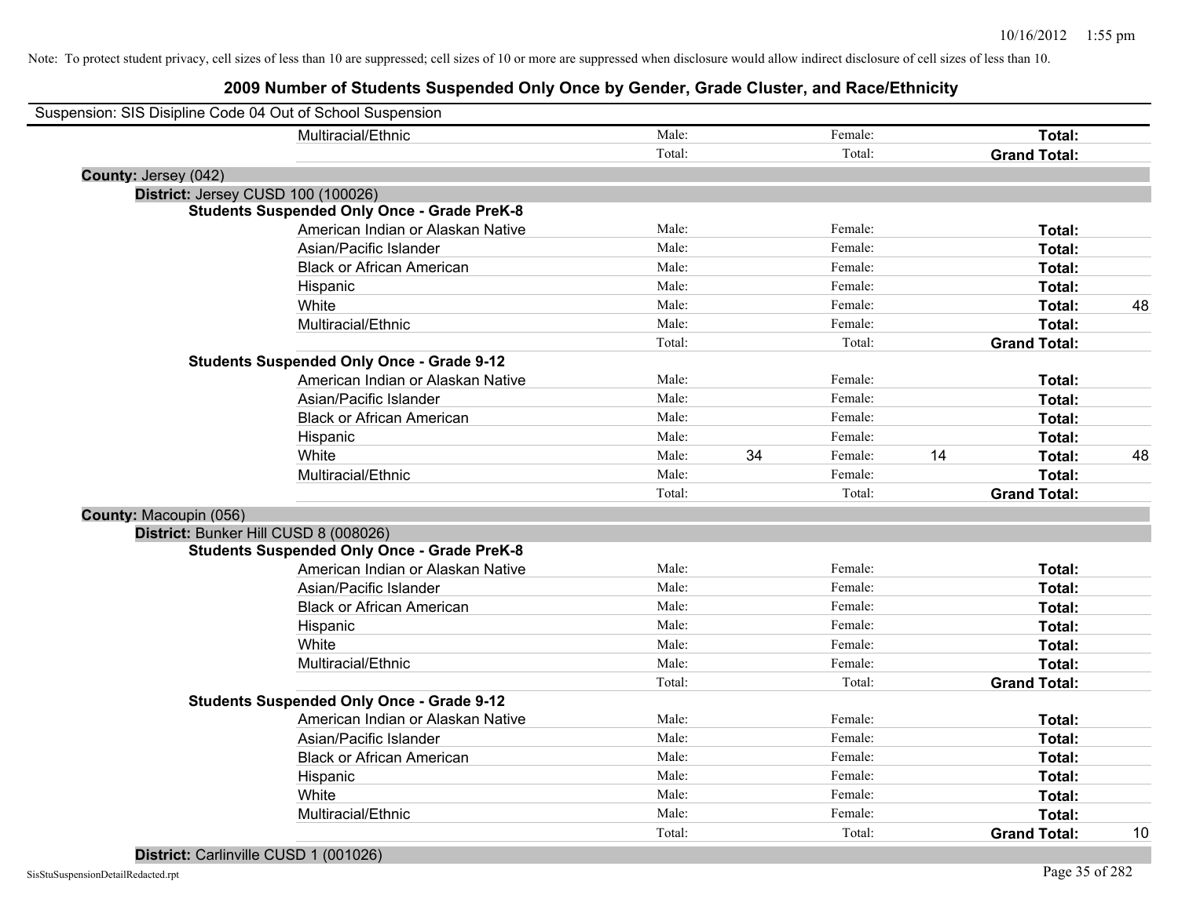Note: To protect student privacy, cell sizes of less than 10 are suppressed; cell sizes of 10 or more are suppressed when disclosure would allow indirect disclosure of cell sizes of less than 10.

# 2009 Number of Students Suspended Only Once by Gender, Grade Cluster, and Race/Ethnicity

Suspension: SIS Disipline Code 04 Out of School Suspension

| | | | | | |
|---|---|---|---|---|---|
| Multiracial/Ethnic | Male: | | Female: | | **Total:** | |
| | Total: | | Total: | | **Grand Total:** | |

**County:** Jersey (042)

**District:** Jersey CUSD 100 (100026)

**Students Suspended Only Once - Grade PreK-8**

| Race/Ethnicity | | Male | | Female | | Total |
|---|---|---|---|---|---|---|
| American Indian or Alaskan Native | Male: | | Female: | | **Total:** | |
| Asian/Pacific Islander | Male: | | Female: | | **Total:** | |
| Black or African American | Male: | | Female: | | **Total:** | |
| Hispanic | Male: | | Female: | | **Total:** | |
| White | Male: | | Female: | | **Total:** | 48 |
| Multiracial/Ethnic | Male: | | Female: | | **Total:** | |
| | Total: | | Total: | | **Grand Total:** | |

**Students Suspended Only Once - Grade 9-12**

| Race/Ethnicity | | Male | | Female | | Total |
|---|---|---|---|---|---|---|
| American Indian or Alaskan Native | Male: | | Female: | | **Total:** | |
| Asian/Pacific Islander | Male: | | Female: | | **Total:** | |
| Black or African American | Male: | | Female: | | **Total:** | |
| Hispanic | Male: | | Female: | | **Total:** | |
| White | Male: | 34 | Female: | 14 | **Total:** | 48 |
| Multiracial/Ethnic | Male: | | Female: | | **Total:** | |
| | Total: | | Total: | | **Grand Total:** | |

**County:** Macoupin (056)

**District:** Bunker Hill CUSD 8 (008026)

**Students Suspended Only Once - Grade PreK-8**

| Race/Ethnicity | | Male | | Female | | Total |
|---|---|---|---|---|---|---|
| American Indian or Alaskan Native | Male: | | Female: | | **Total:** | |
| Asian/Pacific Islander | Male: | | Female: | | **Total:** | |
| Black or African American | Male: | | Female: | | **Total:** | |
| Hispanic | Male: | | Female: | | **Total:** | |
| White | Male: | | Female: | | **Total:** | |
| Multiracial/Ethnic | Male: | | Female: | | **Total:** | |
| | Total: | | Total: | | **Grand Total:** | |

**Students Suspended Only Once - Grade 9-12**

| Race/Ethnicity | | Male | | Female | | Total |
|---|---|---|---|---|---|---|
| American Indian or Alaskan Native | Male: | | Female: | | **Total:** | |
| Asian/Pacific Islander | Male: | | Female: | | **Total:** | |
| Black or African American | Male: | | Female: | | **Total:** | |
| Hispanic | Male: | | Female: | | **Total:** | |
| White | Male: | | Female: | | **Total:** | |
| Multiracial/Ethnic | Male: | | Female: | | **Total:** | |
| | Total: | | Total: | | **Grand Total:** | 10 |

**District:** Carlinville CUSD 1 (001026)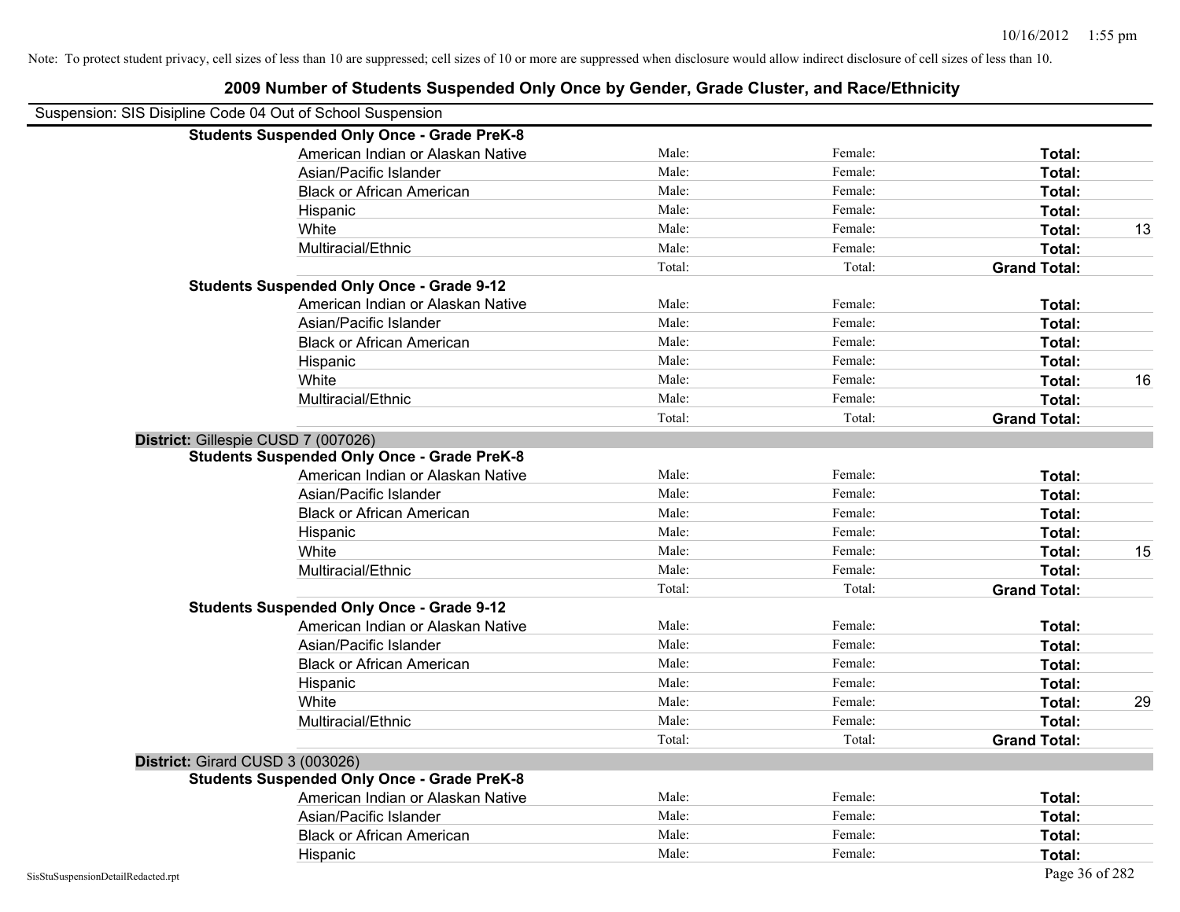Note: To protect student privacy, cell sizes of less than 10 are suppressed; cell sizes of 10 or more are suppressed when disclosure would allow indirect disclosure of cell sizes of less than 10.

# 2009 Number of Students Suspended Only Once by Gender, Grade Cluster, and Race/Ethnicity

Suspension: SIS Disipline Code 04 Out of School Suspension

| | | | | |
|---|---|---|---|---|
| **Students Suspended Only Once - Grade PreK-8** | | | | |
| American Indian or Alaskan Native | Male: | Female: | **Total:** | |
| Asian/Pacific Islander | Male: | Female: | **Total:** | |
| Black or African American | Male: | Female: | **Total:** | |
| Hispanic | Male: | Female: | **Total:** | |
| White | Male: | Female: | **Total:** | 13 |
| Multiracial/Ethnic | Male: | Female: | **Total:** | |
| | Total: | Total: | **Grand Total:** | |
| **Students Suspended Only Once - Grade 9-12** | | | | |
| American Indian or Alaskan Native | Male: | Female: | **Total:** | |
| Asian/Pacific Islander | Male: | Female: | **Total:** | |
| Black or African American | Male: | Female: | **Total:** | |
| Hispanic | Male: | Female: | **Total:** | |
| White | Male: | Female: | **Total:** | 16 |
| Multiracial/Ethnic | Male: | Female: | **Total:** | |
| | Total: | Total: | **Grand Total:** | |

**District:** Gillespie CUSD 7 (007026)

| | | | | |
|---|---|---|---|---|
| **Students Suspended Only Once - Grade PreK-8** | | | | |
| American Indian or Alaskan Native | Male: | Female: | **Total:** | |
| Asian/Pacific Islander | Male: | Female: | **Total:** | |
| Black or African American | Male: | Female: | **Total:** | |
| Hispanic | Male: | Female: | **Total:** | |
| White | Male: | Female: | **Total:** | 15 |
| Multiracial/Ethnic | Male: | Female: | **Total:** | |
| | Total: | Total: | **Grand Total:** | |
| **Students Suspended Only Once - Grade 9-12** | | | | |
| American Indian or Alaskan Native | Male: | Female: | **Total:** | |
| Asian/Pacific Islander | Male: | Female: | **Total:** | |
| Black or African American | Male: | Female: | **Total:** | |
| Hispanic | Male: | Female: | **Total:** | |
| White | Male: | Female: | **Total:** | 29 |
| Multiracial/Ethnic | Male: | Female: | **Total:** | |
| | Total: | Total: | **Grand Total:** | |

**District:** Girard CUSD 3 (003026)

| | | | | |
|---|---|---|---|---|
| **Students Suspended Only Once - Grade PreK-8** | | | | |
| American Indian or Alaskan Native | Male: | Female: | **Total:** | |
| Asian/Pacific Islander | Male: | Female: | **Total:** | |
| Black or African American | Male: | Female: | **Total:** | |
| Hispanic | Male: | Female: | **Total:** | |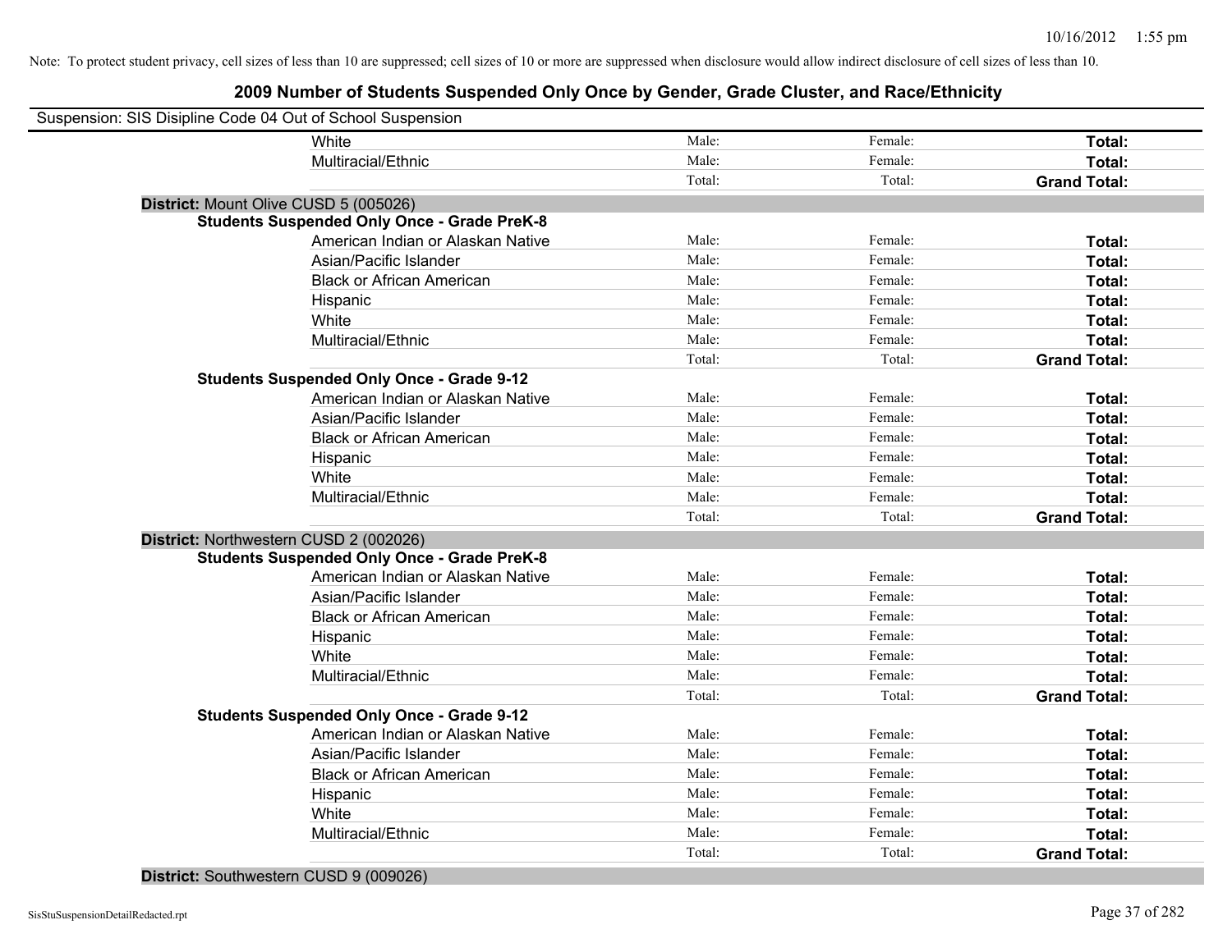Note: To protect student privacy, cell sizes of less than 10 are suppressed; cell sizes of 10 or more are suppressed when disclosure would allow indirect disclosure of cell sizes of less than 10.

## 2009 Number of Students Suspended Only Once by Gender, Grade Cluster, and Race/Ethnicity

Suspension: SIS Disipline Code 04 Out of School Suspension

| | | | | |
|---|---|---|---|---|
| | White | Male: | Female: | **Total:** |
| | Multiracial/Ethnic | Male: | Female: | **Total:** |
| | | Total: | Total: | **Grand Total:** |
| **District:** Mount Olive CUSD 5 (005026) | | | | |
| **Students Suspended Only Once - Grade PreK-8** | | | | |
| | American Indian or Alaskan Native | Male: | Female: | **Total:** |
| | Asian/Pacific Islander | Male: | Female: | **Total:** |
| | Black or African American | Male: | Female: | **Total:** |
| | Hispanic | Male: | Female: | **Total:** |
| | White | Male: | Female: | **Total:** |
| | Multiracial/Ethnic | Male: | Female: | **Total:** |
| | | Total: | Total: | **Grand Total:** |
| **Students Suspended Only Once - Grade 9-12** | | | | |
| | American Indian or Alaskan Native | Male: | Female: | **Total:** |
| | Asian/Pacific Islander | Male: | Female: | **Total:** |
| | Black or African American | Male: | Female: | **Total:** |
| | Hispanic | Male: | Female: | **Total:** |
| | White | Male: | Female: | **Total:** |
| | Multiracial/Ethnic | Male: | Female: | **Total:** |
| | | Total: | Total: | **Grand Total:** |
| **District:** Northwestern CUSD 2 (002026) | | | | |
| **Students Suspended Only Once - Grade PreK-8** | | | | |
| | American Indian or Alaskan Native | Male: | Female: | **Total:** |
| | Asian/Pacific Islander | Male: | Female: | **Total:** |
| | Black or African American | Male: | Female: | **Total:** |
| | Hispanic | Male: | Female: | **Total:** |
| | White | Male: | Female: | **Total:** |
| | Multiracial/Ethnic | Male: | Female: | **Total:** |
| | | Total: | Total: | **Grand Total:** |
| **Students Suspended Only Once - Grade 9-12** | | | | |
| | American Indian or Alaskan Native | Male: | Female: | **Total:** |
| | Asian/Pacific Islander | Male: | Female: | **Total:** |
| | Black or African American | Male: | Female: | **Total:** |
| | Hispanic | Male: | Female: | **Total:** |
| | White | Male: | Female: | **Total:** |
| | Multiracial/Ethnic | Male: | Female: | **Total:** |
| | | Total: | Total: | **Grand Total:** |
| **District:** Southwestern CUSD 9 (009026) | | | | |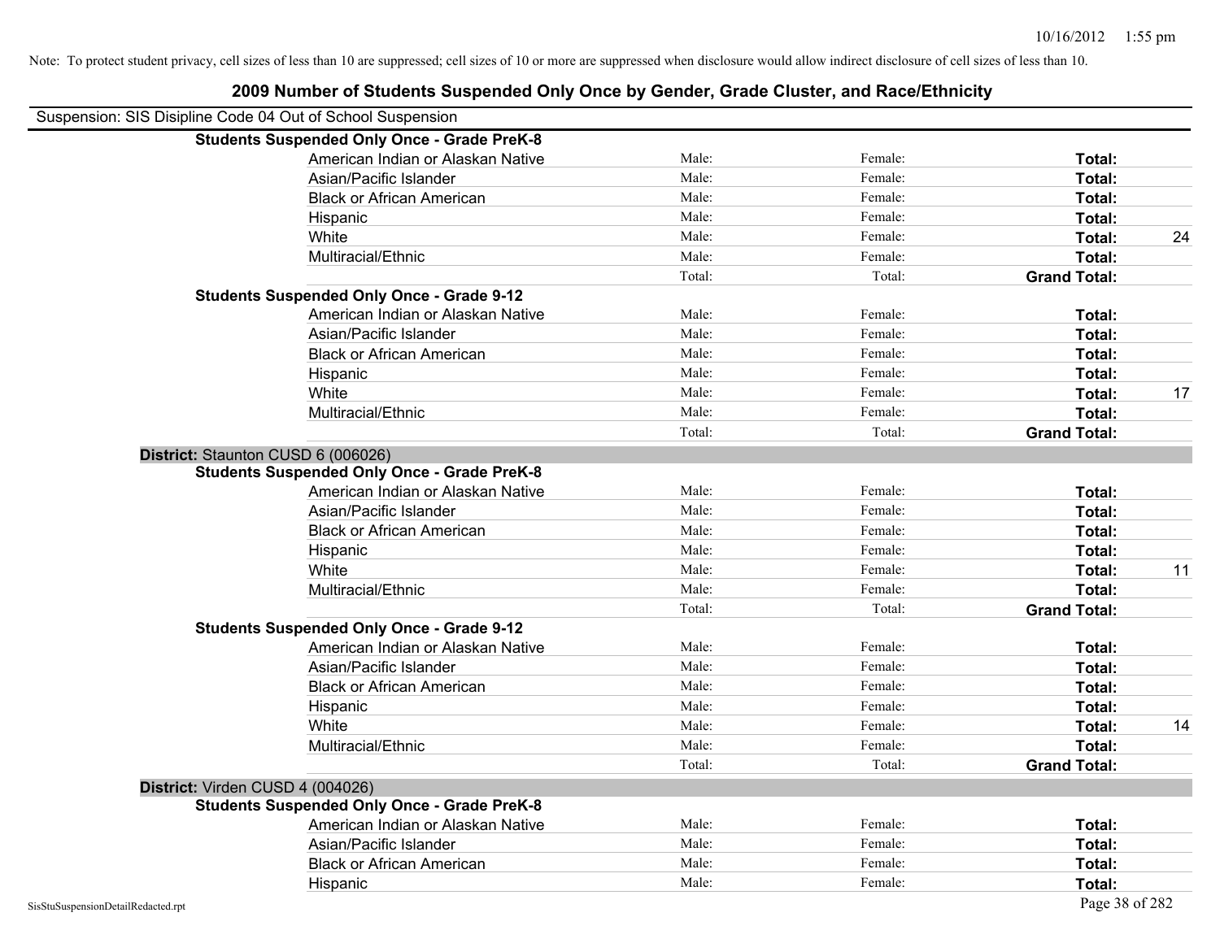Note: To protect student privacy, cell sizes of less than 10 are suppressed; cell sizes of 10 or more are suppressed when disclosure would allow indirect disclosure of cell sizes of less than 10.

# 2009 Number of Students Suspended Only Once by Gender, Grade Cluster, and Race/Ethnicity

Suspension: SIS Disipline Code 04 Out of School Suspension

**Students Suspended Only Once - Grade PreK-8**

| | | | | |
|---|---|---|---|---|
| American Indian or Alaskan Native | Male: | Female: | **Total:** | |
| Asian/Pacific Islander | Male: | Female: | **Total:** | |
| Black or African American | Male: | Female: | **Total:** | |
| Hispanic | Male: | Female: | **Total:** | |
| White | Male: | Female: | **Total:** | 24 |
| Multiracial/Ethnic | Male: | Female: | **Total:** | |
| | Total: | Total: | **Grand Total:** | |

**Students Suspended Only Once - Grade 9-12**

| | | | | |
|---|---|---|---|---|
| American Indian or Alaskan Native | Male: | Female: | **Total:** | |
| Asian/Pacific Islander | Male: | Female: | **Total:** | |
| Black or African American | Male: | Female: | **Total:** | |
| Hispanic | Male: | Female: | **Total:** | |
| White | Male: | Female: | **Total:** | 17 |
| Multiracial/Ethnic | Male: | Female: | **Total:** | |
| | Total: | Total: | **Grand Total:** | |

**District:** Staunton CUSD 6 (006026)

**Students Suspended Only Once - Grade PreK-8**

| | | | | |
|---|---|---|---|---|
| American Indian or Alaskan Native | Male: | Female: | **Total:** | |
| Asian/Pacific Islander | Male: | Female: | **Total:** | |
| Black or African American | Male: | Female: | **Total:** | |
| Hispanic | Male: | Female: | **Total:** | |
| White | Male: | Female: | **Total:** | 11 |
| Multiracial/Ethnic | Male: | Female: | **Total:** | |
| | Total: | Total: | **Grand Total:** | |

**Students Suspended Only Once - Grade 9-12**

| | | | | |
|---|---|---|---|---|
| American Indian or Alaskan Native | Male: | Female: | **Total:** | |
| Asian/Pacific Islander | Male: | Female: | **Total:** | |
| Black or African American | Male: | Female: | **Total:** | |
| Hispanic | Male: | Female: | **Total:** | |
| White | Male: | Female: | **Total:** | 14 |
| Multiracial/Ethnic | Male: | Female: | **Total:** | |
| | Total: | Total: | **Grand Total:** | |

**District:** Virden CUSD 4 (004026)

**Students Suspended Only Once - Grade PreK-8**

| | | | | |
|---|---|---|---|---|
| American Indian or Alaskan Native | Male: | Female: | **Total:** | |
| Asian/Pacific Islander | Male: | Female: | **Total:** | |
| Black or African American | Male: | Female: | **Total:** | |
| Hispanic | Male: | Female: | **Total:** | |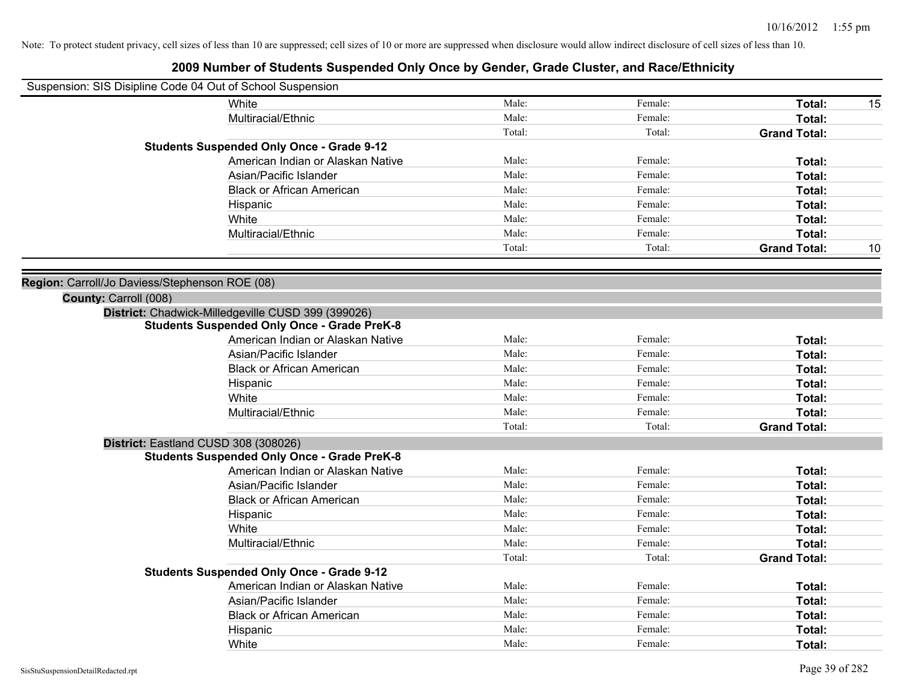Note: To protect student privacy, cell sizes of less than 10 are suppressed; cell sizes of 10 or more are suppressed when disclosure would allow indirect disclosure of cell sizes of less than 10.

# 2009 Number of Students Suspended Only Once by Gender, Grade Cluster, and Race/Ethnicity

Suspension: SIS Disipline Code 04 Out of School Suspension

| | | | | |
|---|---|---|---|---|
| White | Male: | Female: | **Total:** | 15 |
| Multiracial/Ethnic | Male: | Female: | **Total:** | |
| | Total: | Total: | **Grand Total:** | |

**Students Suspended Only Once - Grade 9-12**

| | | | | |
|---|---|---|---|---|
| American Indian or Alaskan Native | Male: | Female: | **Total:** | |
| Asian/Pacific Islander | Male: | Female: | **Total:** | |
| Black or African American | Male: | Female: | **Total:** | |
| Hispanic | Male: | Female: | **Total:** | |
| White | Male: | Female: | **Total:** | |
| Multiracial/Ethnic | Male: | Female: | **Total:** | |
| | Total: | Total: | **Grand Total:** | 10 |

**Region:** Carroll/Jo Daviess/Stephenson ROE (08)

**County:** Carroll (008)

**District:** Chadwick-Milledgeville CUSD 399 (399026)

**Students Suspended Only Once - Grade PreK-8**

| | | | | |
|---|---|---|---|---|
| American Indian or Alaskan Native | Male: | Female: | **Total:** | |
| Asian/Pacific Islander | Male: | Female: | **Total:** | |
| Black or African American | Male: | Female: | **Total:** | |
| Hispanic | Male: | Female: | **Total:** | |
| White | Male: | Female: | **Total:** | |
| Multiracial/Ethnic | Male: | Female: | **Total:** | |
| | Total: | Total: | **Grand Total:** | |

**District:** Eastland CUSD 308 (308026)

**Students Suspended Only Once - Grade PreK-8**

| | | | | |
|---|---|---|---|---|
| American Indian or Alaskan Native | Male: | Female: | **Total:** | |
| Asian/Pacific Islander | Male: | Female: | **Total:** | |
| Black or African American | Male: | Female: | **Total:** | |
| Hispanic | Male: | Female: | **Total:** | |
| White | Male: | Female: | **Total:** | |
| Multiracial/Ethnic | Male: | Female: | **Total:** | |
| | Total: | Total: | **Grand Total:** | |

**Students Suspended Only Once - Grade 9-12**

| | | | | |
|---|---|---|---|---|
| American Indian or Alaskan Native | Male: | Female: | **Total:** | |
| Asian/Pacific Islander | Male: | Female: | **Total:** | |
| Black or African American | Male: | Female: | **Total:** | |
| Hispanic | Male: | Female: | **Total:** | |
| White | Male: | Female: | **Total:** | |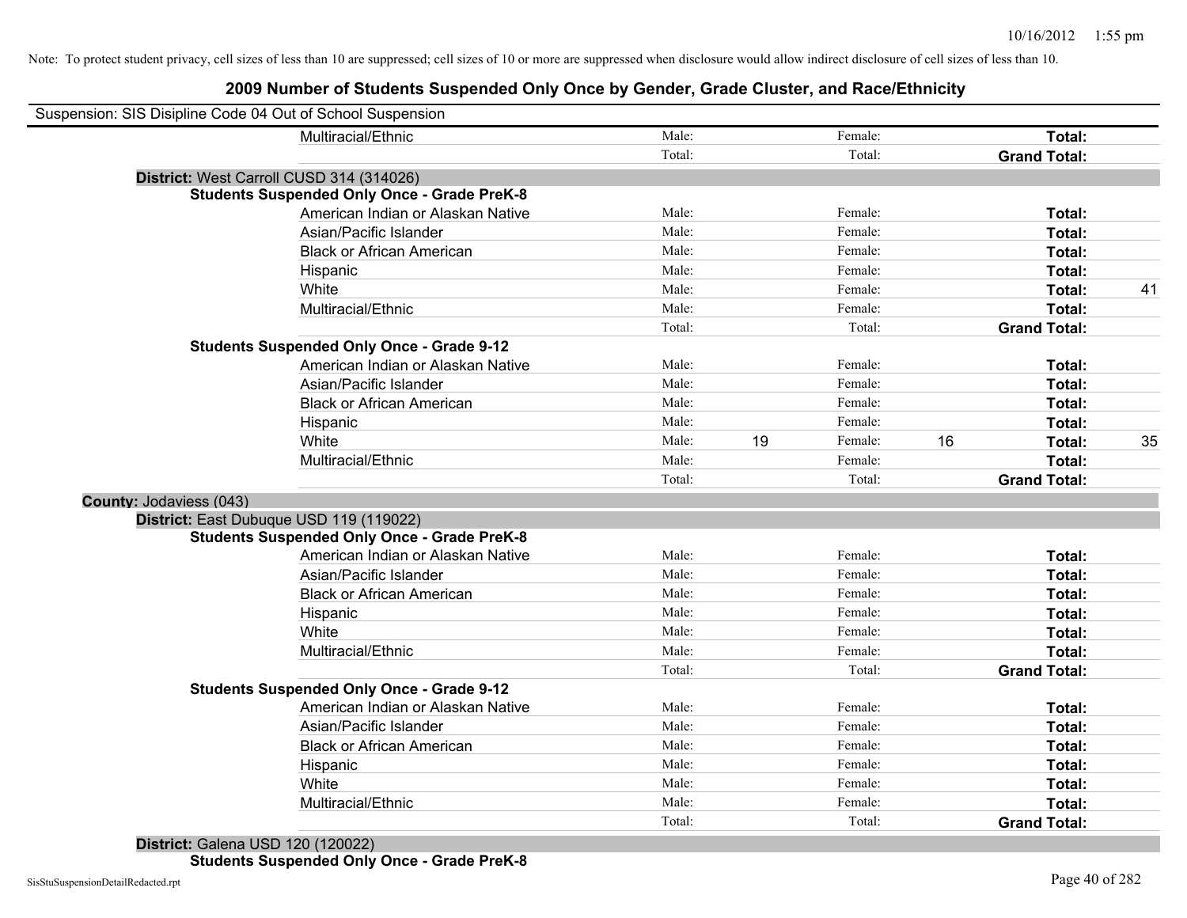Note: To protect student privacy, cell sizes of less than 10 are suppressed; cell sizes of 10 or more are suppressed when disclosure would allow indirect disclosure of cell sizes of less than 10.

# 2009 Number of Students Suspended Only Once by Gender, Grade Cluster, and Race/Ethnicity

Suspension: SIS Disipline Code 04 Out of School Suspension

| | | | | | | |
|---|---|---|---|---|---|---|
| Multiracial/Ethnic | Male: | | Female: | | **Total:** | |
| | Total: | | Total: | | **Grand Total:** | |

**District:** West Carroll CUSD 314 (314026)

**Students Suspended Only Once - Grade PreK-8**

| | | | | | | |
|---|---|---|---|---|---|---|
| American Indian or Alaskan Native | Male: | | Female: | | **Total:** | |
| Asian/Pacific Islander | Male: | | Female: | | **Total:** | |
| Black or African American | Male: | | Female: | | **Total:** | |
| Hispanic | Male: | | Female: | | **Total:** | |
| White | Male: | | Female: | | **Total:** | 41 |
| Multiracial/Ethnic | Male: | | Female: | | **Total:** | |
| | Total: | | Total: | | **Grand Total:** | |

**Students Suspended Only Once - Grade 9-12**

| | | | | | | |
|---|---|---|---|---|---|---|
| American Indian or Alaskan Native | Male: | | Female: | | **Total:** | |
| Asian/Pacific Islander | Male: | | Female: | | **Total:** | |
| Black or African American | Male: | | Female: | | **Total:** | |
| Hispanic | Male: | | Female: | | **Total:** | |
| White | Male: | 19 | Female: | 16 | **Total:** | 35 |
| Multiracial/Ethnic | Male: | | Female: | | **Total:** | |
| | Total: | | Total: | | **Grand Total:** | |

**County:** Jodaviess (043)

**District:** East Dubuque USD 119 (119022)

**Students Suspended Only Once - Grade PreK-8**

| | | | | | | |
|---|---|---|---|---|---|---|
| American Indian or Alaskan Native | Male: | | Female: | | **Total:** | |
| Asian/Pacific Islander | Male: | | Female: | | **Total:** | |
| Black or African American | Male: | | Female: | | **Total:** | |
| Hispanic | Male: | | Female: | | **Total:** | |
| White | Male: | | Female: | | **Total:** | |
| Multiracial/Ethnic | Male: | | Female: | | **Total:** | |
| | Total: | | Total: | | **Grand Total:** | |

**Students Suspended Only Once - Grade 9-12**

| | | | | | | |
|---|---|---|---|---|---|---|
| American Indian or Alaskan Native | Male: | | Female: | | **Total:** | |
| Asian/Pacific Islander | Male: | | Female: | | **Total:** | |
| Black or African American | Male: | | Female: | | **Total:** | |
| Hispanic | Male: | | Female: | | **Total:** | |
| White | Male: | | Female: | | **Total:** | |
| Multiracial/Ethnic | Male: | | Female: | | **Total:** | |
| | Total: | | Total: | | **Grand Total:** | |

**District:** Galena USD 120 (120022)

**Students Suspended Only Once - Grade PreK-8**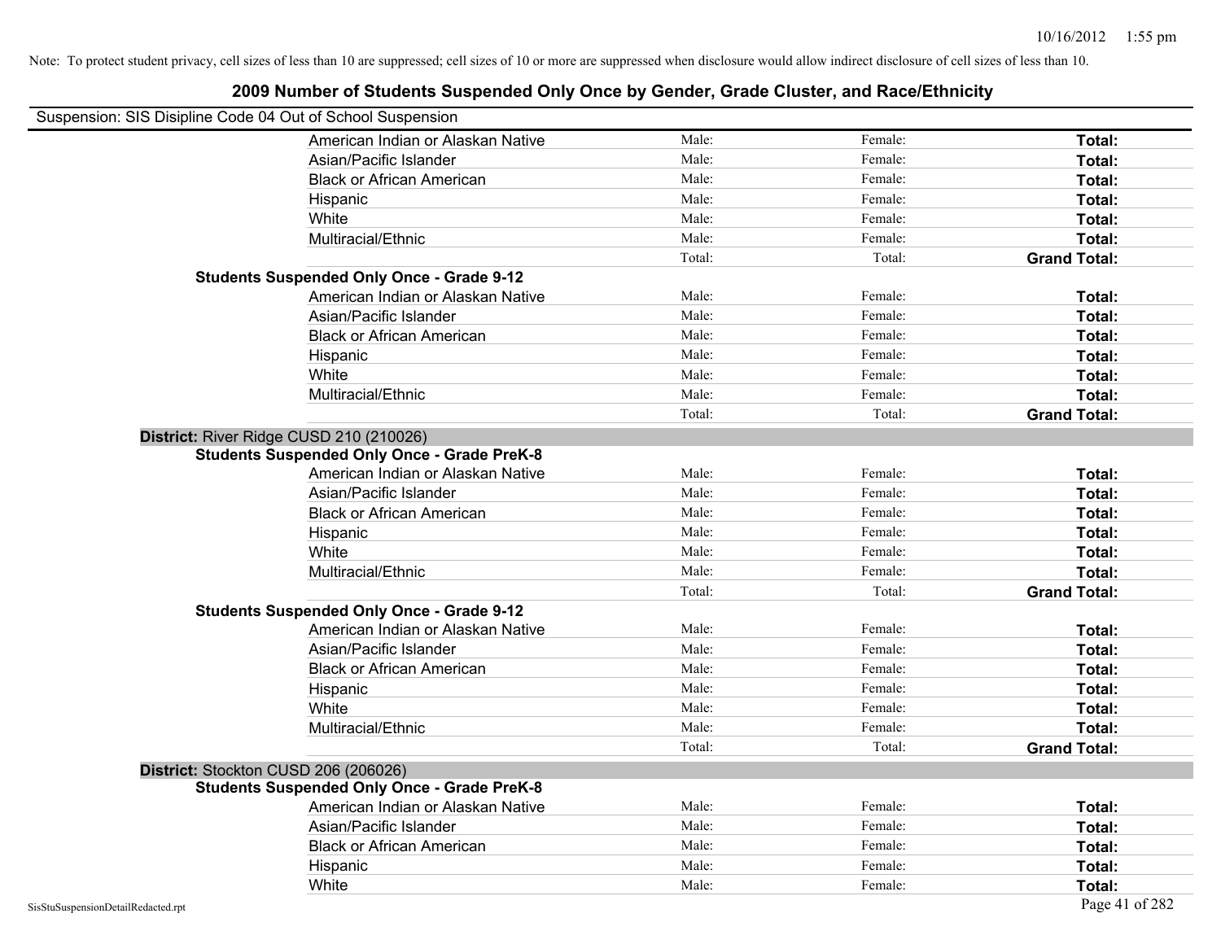Note: To protect student privacy, cell sizes of less than 10 are suppressed; cell sizes of 10 or more are suppressed when disclosure would allow indirect disclosure of cell sizes of less than 10.

## 2009 Number of Students Suspended Only Once by Gender, Grade Cluster, and Race/Ethnicity

Suspension: SIS Disipline Code 04 Out of School Suspension

| | | | | |
|---|---|---|---|---|
| | American Indian or Alaskan Native | Male: | Female: | **Total:** |
| | Asian/Pacific Islander | Male: | Female: | **Total:** |
| | Black or African American | Male: | Female: | **Total:** |
| | Hispanic | Male: | Female: | **Total:** |
| | White | Male: | Female: | **Total:** |
| | Multiracial/Ethnic | Male: | Female: | **Total:** |
| | | Total: | Total: | **Grand Total:** |
| **Students Suspended Only Once - Grade 9-12** | | | | |
| | American Indian or Alaskan Native | Male: | Female: | **Total:** |
| | Asian/Pacific Islander | Male: | Female: | **Total:** |
| | Black or African American | Male: | Female: | **Total:** |
| | Hispanic | Male: | Female: | **Total:** |
| | White | Male: | Female: | **Total:** |
| | Multiracial/Ethnic | Male: | Female: | **Total:** |
| | | Total: | Total: | **Grand Total:** |
| **District:** River Ridge CUSD 210 (210026) | | | | |
| **Students Suspended Only Once - Grade PreK-8** | | | | |
| | American Indian or Alaskan Native | Male: | Female: | **Total:** |
| | Asian/Pacific Islander | Male: | Female: | **Total:** |
| | Black or African American | Male: | Female: | **Total:** |
| | Hispanic | Male: | Female: | **Total:** |
| | White | Male: | Female: | **Total:** |
| | Multiracial/Ethnic | Male: | Female: | **Total:** |
| | | Total: | Total: | **Grand Total:** |
| **Students Suspended Only Once - Grade 9-12** | | | | |
| | American Indian or Alaskan Native | Male: | Female: | **Total:** |
| | Asian/Pacific Islander | Male: | Female: | **Total:** |
| | Black or African American | Male: | Female: | **Total:** |
| | Hispanic | Male: | Female: | **Total:** |
| | White | Male: | Female: | **Total:** |
| | Multiracial/Ethnic | Male: | Female: | **Total:** |
| | | Total: | Total: | **Grand Total:** |
| **District:** Stockton CUSD 206 (206026) | | | | |
| **Students Suspended Only Once - Grade PreK-8** | | | | |
| | American Indian or Alaskan Native | Male: | Female: | **Total:** |
| | Asian/Pacific Islander | Male: | Female: | **Total:** |
| | Black or African American | Male: | Female: | **Total:** |
| | Hispanic | Male: | Female: | **Total:** |
| | White | Male: | Female: | **Total:** |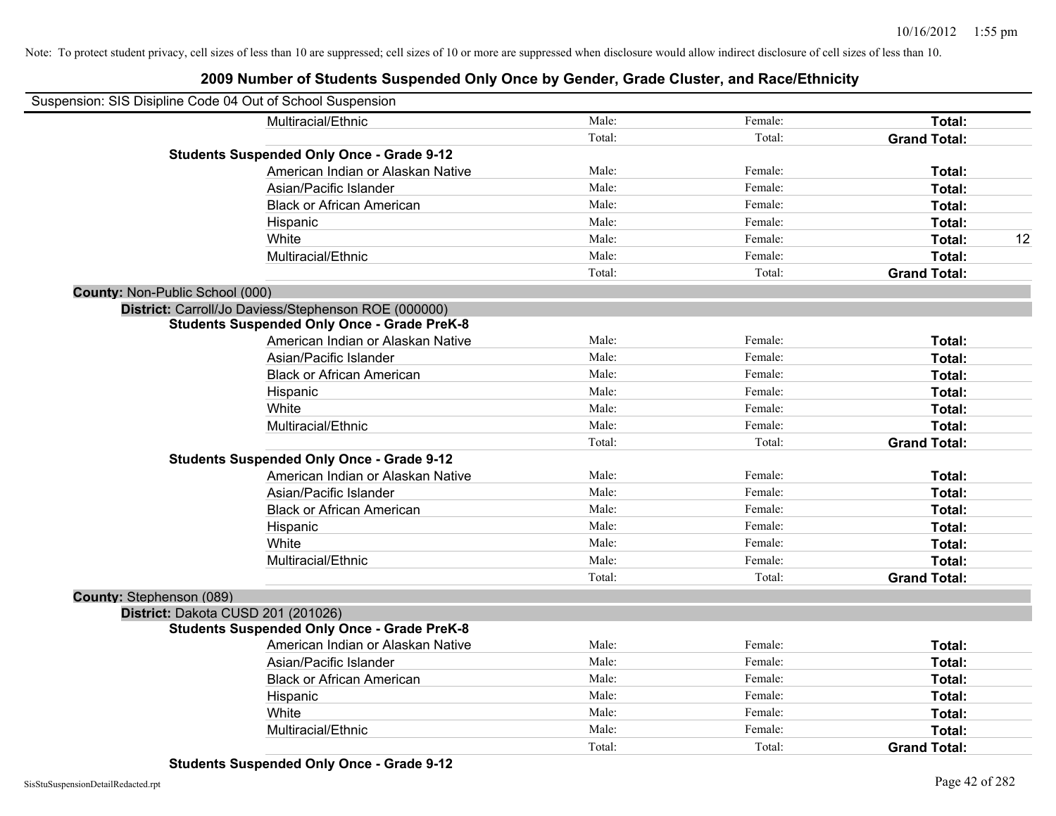Note: To protect student privacy, cell sizes of less than 10 are suppressed; cell sizes of 10 or more are suppressed when disclosure would allow indirect disclosure of cell sizes of less than 10.

# 2009 Number of Students Suspended Only Once by Gender, Grade Cluster, and Race/Ethnicity

Suspension: SIS Disipline Code 04 Out of School Suspension

| | | | | |
|---|---|---|---|---|
| Multiracial/Ethnic | Male: | Female: | **Total:** | |
| | Total: | Total: | **Grand Total:** | |
| **Students Suspended Only Once - Grade 9-12** | | | | |
| American Indian or Alaskan Native | Male: | Female: | **Total:** | |
| Asian/Pacific Islander | Male: | Female: | **Total:** | |
| Black or African American | Male: | Female: | **Total:** | |
| Hispanic | Male: | Female: | **Total:** | |
| White | Male: | Female: | **Total:** | 12 |
| Multiracial/Ethnic | Male: | Female: | **Total:** | |
| | Total: | Total: | **Grand Total:** | |

**County:** Non-Public School (000)

**District:** Carroll/Jo Daviess/Stephenson ROE (000000)

| | | | | |
|---|---|---|---|---|
| **Students Suspended Only Once - Grade PreK-8** | | | | |
| American Indian or Alaskan Native | Male: | Female: | **Total:** | |
| Asian/Pacific Islander | Male: | Female: | **Total:** | |
| Black or African American | Male: | Female: | **Total:** | |
| Hispanic | Male: | Female: | **Total:** | |
| White | Male: | Female: | **Total:** | |
| Multiracial/Ethnic | Male: | Female: | **Total:** | |
| | Total: | Total: | **Grand Total:** | |
| **Students Suspended Only Once - Grade 9-12** | | | | |
| American Indian or Alaskan Native | Male: | Female: | **Total:** | |
| Asian/Pacific Islander | Male: | Female: | **Total:** | |
| Black or African American | Male: | Female: | **Total:** | |
| Hispanic | Male: | Female: | **Total:** | |
| White | Male: | Female: | **Total:** | |
| Multiracial/Ethnic | Male: | Female: | **Total:** | |
| | Total: | Total: | **Grand Total:** | |

**County:** Stephenson (089)

**District:** Dakota CUSD 201 (201026)

| | | | | |
|---|---|---|---|---|
| **Students Suspended Only Once - Grade PreK-8** | | | | |
| American Indian or Alaskan Native | Male: | Female: | **Total:** | |
| Asian/Pacific Islander | Male: | Female: | **Total:** | |
| Black or African American | Male: | Female: | **Total:** | |
| Hispanic | Male: | Female: | **Total:** | |
| White | Male: | Female: | **Total:** | |
| Multiracial/Ethnic | Male: | Female: | **Total:** | |
| | Total: | Total: | **Grand Total:** | |

**Students Suspended Only Once - Grade 9-12**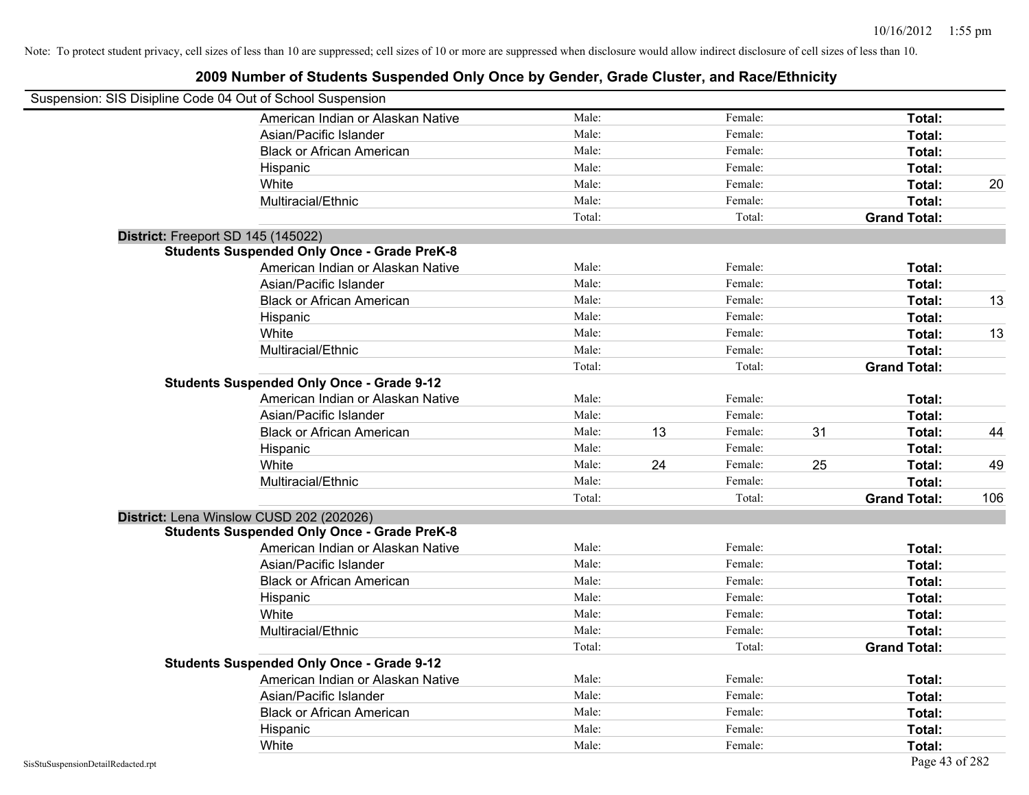Note: To protect student privacy, cell sizes of less than 10 are suppressed; cell sizes of 10 or more are suppressed when disclosure would allow indirect disclosure of cell sizes of less than 10.

## 2009 Number of Students Suspended Only Once by Gender, Grade Cluster, and Race/Ethnicity

Suspension: SIS Disipline Code 04 Out of School Suspension

| | | | | | | |
|---|---|---|---|---|---|---|
| American Indian or Alaskan Native | Male: | | Female: | | **Total:** | |
| Asian/Pacific Islander | Male: | | Female: | | **Total:** | |
| Black or African American | Male: | | Female: | | **Total:** | |
| Hispanic | Male: | | Female: | | **Total:** | |
| White | Male: | | Female: | | **Total:** | 20 |
| Multiracial/Ethnic | Male: | | Female: | | **Total:** | |
| | Total: | | Total: | | **Grand Total:** | |

**District:** Freeport SD 145 (145022)

**Students Suspended Only Once - Grade PreK-8**

| | | | | | | |
|---|---|---|---|---|---|---|
| American Indian or Alaskan Native | Male: | | Female: | | **Total:** | |
| Asian/Pacific Islander | Male: | | Female: | | **Total:** | |
| Black or African American | Male: | | Female: | | **Total:** | 13 |
| Hispanic | Male: | | Female: | | **Total:** | |
| White | Male: | | Female: | | **Total:** | 13 |
| Multiracial/Ethnic | Male: | | Female: | | **Total:** | |
| | Total: | | Total: | | **Grand Total:** | |

**Students Suspended Only Once - Grade 9-12**

| | | | | | | |
|---|---|---|---|---|---|---|
| American Indian or Alaskan Native | Male: | | Female: | | **Total:** | |
| Asian/Pacific Islander | Male: | | Female: | | **Total:** | |
| Black or African American | Male: | 13 | Female: | 31 | **Total:** | 44 |
| Hispanic | Male: | | Female: | | **Total:** | |
| White | Male: | 24 | Female: | 25 | **Total:** | 49 |
| Multiracial/Ethnic | Male: | | Female: | | **Total:** | |
| | Total: | | Total: | | **Grand Total:** | 106 |

**District:** Lena Winslow CUSD 202 (202026)

**Students Suspended Only Once - Grade PreK-8**

| | | | | | | |
|---|---|---|---|---|---|---|
| American Indian or Alaskan Native | Male: | | Female: | | **Total:** | |
| Asian/Pacific Islander | Male: | | Female: | | **Total:** | |
| Black or African American | Male: | | Female: | | **Total:** | |
| Hispanic | Male: | | Female: | | **Total:** | |
| White | Male: | | Female: | | **Total:** | |
| Multiracial/Ethnic | Male: | | Female: | | **Total:** | |
| | Total: | | Total: | | **Grand Total:** | |

**Students Suspended Only Once - Grade 9-12**

| | | | | | | |
|---|---|---|---|---|---|---|
| American Indian or Alaskan Native | Male: | | Female: | | **Total:** | |
| Asian/Pacific Islander | Male: | | Female: | | **Total:** | |
| Black or African American | Male: | | Female: | | **Total:** | |
| Hispanic | Male: | | Female: | | **Total:** | |
| White | Male: | | Female: | | **Total:** | |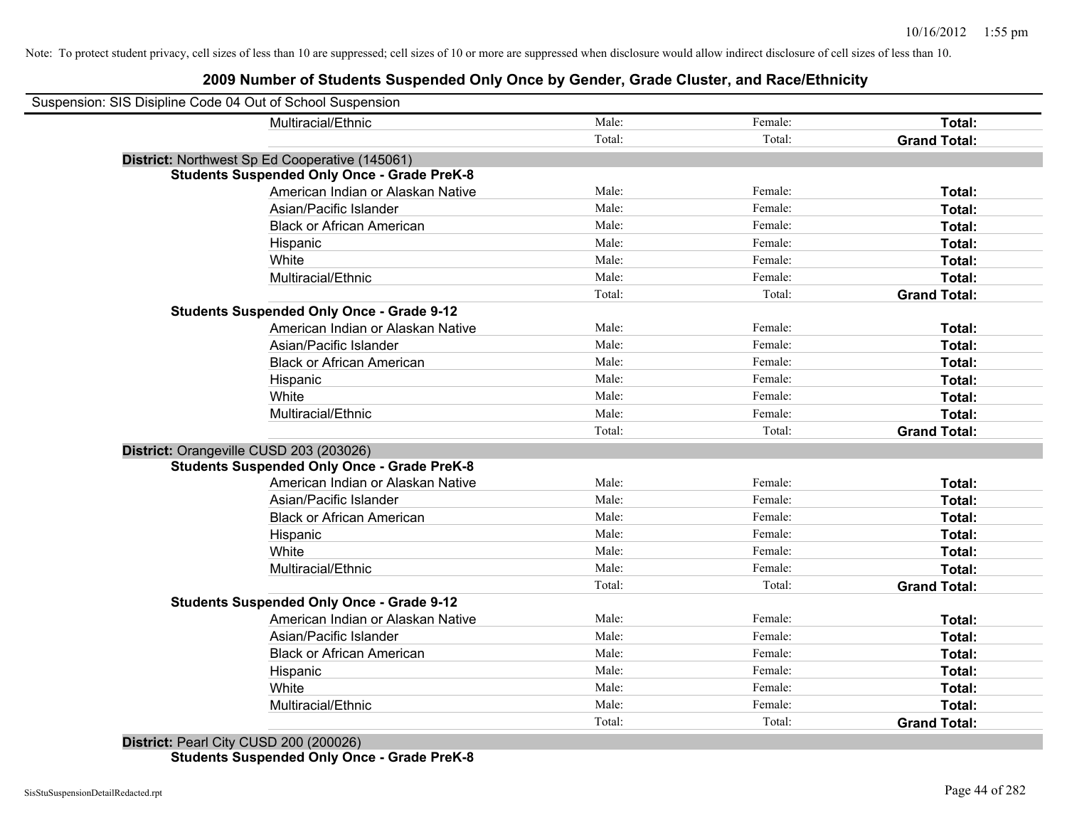Note: To protect student privacy, cell sizes of less than 10 are suppressed; cell sizes of 10 or more are suppressed when disclosure would allow indirect disclosure of cell sizes of less than 10.

## 2009 Number of Students Suspended Only Once by Gender, Grade Cluster, and Race/Ethnicity

Suspension: SIS Disipline Code 04 Out of School Suspension

| | | | |
|---|---|---|---|
| Multiracial/Ethnic | Male: | Female: | **Total:** |
| | Total: | Total: | **Grand Total:** |

**District:** Northwest Sp Ed Cooperative (145061)

**Students Suspended Only Once - Grade PreK-8**

| | | | |
|---|---|---|---|
| American Indian or Alaskan Native | Male: | Female: | **Total:** |
| Asian/Pacific Islander | Male: | Female: | **Total:** |
| Black or African American | Male: | Female: | **Total:** |
| Hispanic | Male: | Female: | **Total:** |
| White | Male: | Female: | **Total:** |
| Multiracial/Ethnic | Male: | Female: | **Total:** |
| | Total: | Total: | **Grand Total:** |

**Students Suspended Only Once - Grade 9-12**

| | | | |
|---|---|---|---|
| American Indian or Alaskan Native | Male: | Female: | **Total:** |
| Asian/Pacific Islander | Male: | Female: | **Total:** |
| Black or African American | Male: | Female: | **Total:** |
| Hispanic | Male: | Female: | **Total:** |
| White | Male: | Female: | **Total:** |
| Multiracial/Ethnic | Male: | Female: | **Total:** |
| | Total: | Total: | **Grand Total:** |

**District:** Orangeville CUSD 203 (203026)

**Students Suspended Only Once - Grade PreK-8**

| | | | |
|---|---|---|---|
| American Indian or Alaskan Native | Male: | Female: | **Total:** |
| Asian/Pacific Islander | Male: | Female: | **Total:** |
| Black or African American | Male: | Female: | **Total:** |
| Hispanic | Male: | Female: | **Total:** |
| White | Male: | Female: | **Total:** |
| Multiracial/Ethnic | Male: | Female: | **Total:** |
| | Total: | Total: | **Grand Total:** |

**Students Suspended Only Once - Grade 9-12**

| | | | |
|---|---|---|---|
| American Indian or Alaskan Native | Male: | Female: | **Total:** |
| Asian/Pacific Islander | Male: | Female: | **Total:** |
| Black or African American | Male: | Female: | **Total:** |
| Hispanic | Male: | Female: | **Total:** |
| White | Male: | Female: | **Total:** |
| Multiracial/Ethnic | Male: | Female: | **Total:** |
| | Total: | Total: | **Grand Total:** |

**District:** Pearl City CUSD 200 (200026)

**Students Suspended Only Once - Grade PreK-8**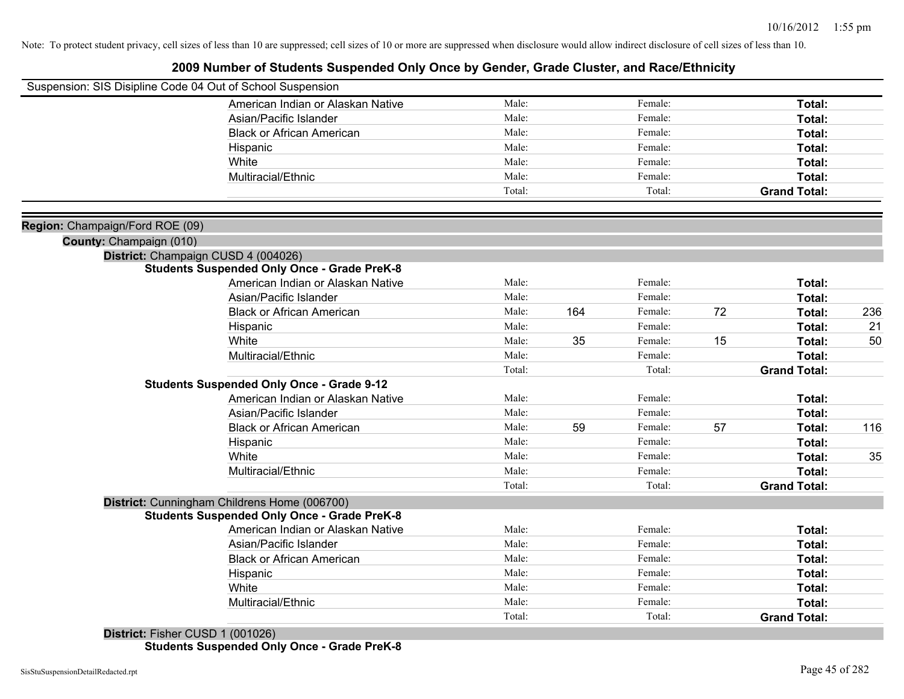Note: To protect student privacy, cell sizes of less than 10 are suppressed; cell sizes of 10 or more are suppressed when disclosure would allow indirect disclosure of cell sizes of less than 10.

# 2009 Number of Students Suspended Only Once by Gender, Grade Cluster, and Race/Ethnicity

Suspension: SIS Disipline Code 04 Out of School Suspension

| | | | | | |
|---|---|---|---|---|---|
| American Indian or Alaskan Native | Male: | | Female: | | **Total:** | |
| Asian/Pacific Islander | Male: | | Female: | | **Total:** | |
| Black or African American | Male: | | Female: | | **Total:** | |
| Hispanic | Male: | | Female: | | **Total:** | |
| White | Male: | | Female: | | **Total:** | |
| Multiracial/Ethnic | Male: | | Female: | | **Total:** | |
| | Total: | | Total: | | **Grand Total:** | |

**Region:** Champaign/Ford ROE (09)

**County:** Champaign (010)

**District:** Champaign CUSD 4 (004026)

**Students Suspended Only Once - Grade PreK-8**

| | | | | | | |
|---|---|---|---|---|---|---|
| American Indian or Alaskan Native | Male: | | Female: | | **Total:** | |
| Asian/Pacific Islander | Male: | | Female: | | **Total:** | |
| Black or African American | Male: | 164 | Female: | 72 | **Total:** | 236 |
| Hispanic | Male: | | Female: | | **Total:** | 21 |
| White | Male: | 35 | Female: | 15 | **Total:** | 50 |
| Multiracial/Ethnic | Male: | | Female: | | **Total:** | |
| | Total: | | Total: | | **Grand Total:** | |

**Students Suspended Only Once - Grade 9-12**

| | | | | | | |
|---|---|---|---|---|---|---|
| American Indian or Alaskan Native | Male: | | Female: | | **Total:** | |
| Asian/Pacific Islander | Male: | | Female: | | **Total:** | |
| Black or African American | Male: | 59 | Female: | 57 | **Total:** | 116 |
| Hispanic | Male: | | Female: | | **Total:** | |
| White | Male: | | Female: | | **Total:** | 35 |
| Multiracial/Ethnic | Male: | | Female: | | **Total:** | |
| | Total: | | Total: | | **Grand Total:** | |

**District:** Cunningham Childrens Home (006700)

**Students Suspended Only Once - Grade PreK-8**

| | | | | | | |
|---|---|---|---|---|---|---|
| American Indian or Alaskan Native | Male: | | Female: | | **Total:** | |
| Asian/Pacific Islander | Male: | | Female: | | **Total:** | |
| Black or African American | Male: | | Female: | | **Total:** | |
| Hispanic | Male: | | Female: | | **Total:** | |
| White | Male: | | Female: | | **Total:** | |
| Multiracial/Ethnic | Male: | | Female: | | **Total:** | |
| | Total: | | Total: | | **Grand Total:** | |

**District:** Fisher CUSD 1 (001026)

**Students Suspended Only Once - Grade PreK-8**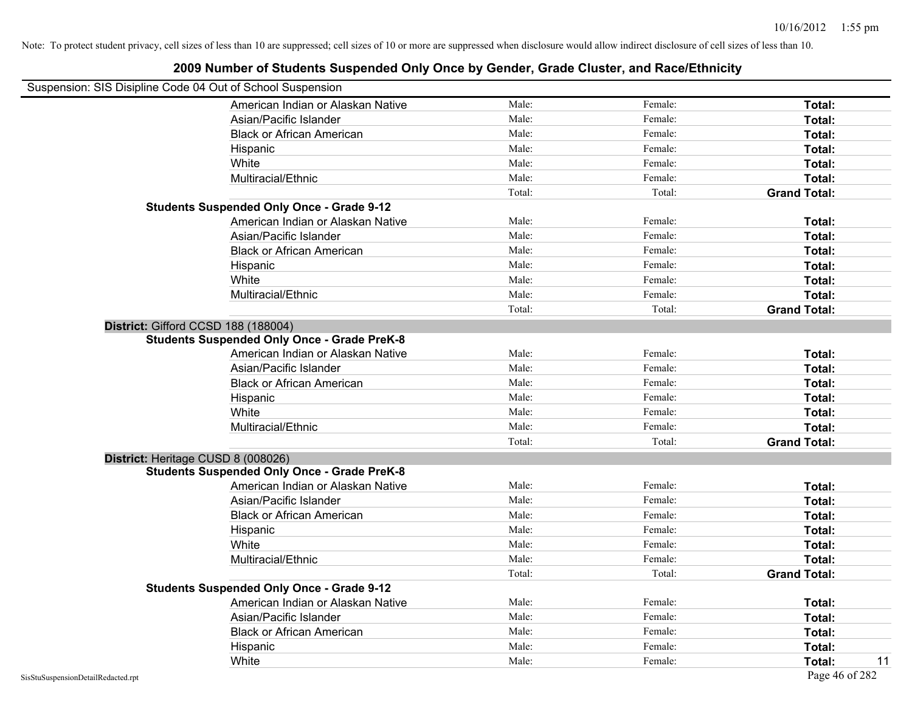Note: To protect student privacy, cell sizes of less than 10 are suppressed; cell sizes of 10 or more are suppressed when disclosure would allow indirect disclosure of cell sizes of less than 10.

# 2009 Number of Students Suspended Only Once by Gender, Grade Cluster, and Race/Ethnicity

Suspension: SIS Disipline Code 04 Out of School Suspension

| | | | | |
|---|---|---|---|---|
| | American Indian or Alaskan Native | Male: | Female: | **Total:** |
| | Asian/Pacific Islander | Male: | Female: | **Total:** |
| | Black or African American | Male: | Female: | **Total:** |
| | Hispanic | Male: | Female: | **Total:** |
| | White | Male: | Female: | **Total:** |
| | Multiracial/Ethnic | Male: | Female: | **Total:** |
| | | Total: | Total: | **Grand Total:** |
| **Students Suspended Only Once - Grade 9-12** | | | | |
| | American Indian or Alaskan Native | Male: | Female: | **Total:** |
| | Asian/Pacific Islander | Male: | Female: | **Total:** |
| | Black or African American | Male: | Female: | **Total:** |
| | Hispanic | Male: | Female: | **Total:** |
| | White | Male: | Female: | **Total:** |
| | Multiracial/Ethnic | Male: | Female: | **Total:** |
| | | Total: | Total: | **Grand Total:** |
| **District:** Gifford CCSD 188 (188004) | | | | |
| **Students Suspended Only Once - Grade PreK-8** | | | | |
| | American Indian or Alaskan Native | Male: | Female: | **Total:** |
| | Asian/Pacific Islander | Male: | Female: | **Total:** |
| | Black or African American | Male: | Female: | **Total:** |
| | Hispanic | Male: | Female: | **Total:** |
| | White | Male: | Female: | **Total:** |
| | Multiracial/Ethnic | Male: | Female: | **Total:** |
| | | Total: | Total: | **Grand Total:** |
| **District:** Heritage CUSD 8 (008026) | | | | |
| **Students Suspended Only Once - Grade PreK-8** | | | | |
| | American Indian or Alaskan Native | Male: | Female: | **Total:** |
| | Asian/Pacific Islander | Male: | Female: | **Total:** |
| | Black or African American | Male: | Female: | **Total:** |
| | Hispanic | Male: | Female: | **Total:** |
| | White | Male: | Female: | **Total:** |
| | Multiracial/Ethnic | Male: | Female: | **Total:** |
| | | Total: | Total: | **Grand Total:** |
| **Students Suspended Only Once - Grade 9-12** | | | | |
| | American Indian or Alaskan Native | Male: | Female: | **Total:** |
| | Asian/Pacific Islander | Male: | Female: | **Total:** |
| | Black or African American | Male: | Female: | **Total:** |
| | Hispanic | Male: | Female: | **Total:** |
| | White | Male: | Female: | **Total:** 11 |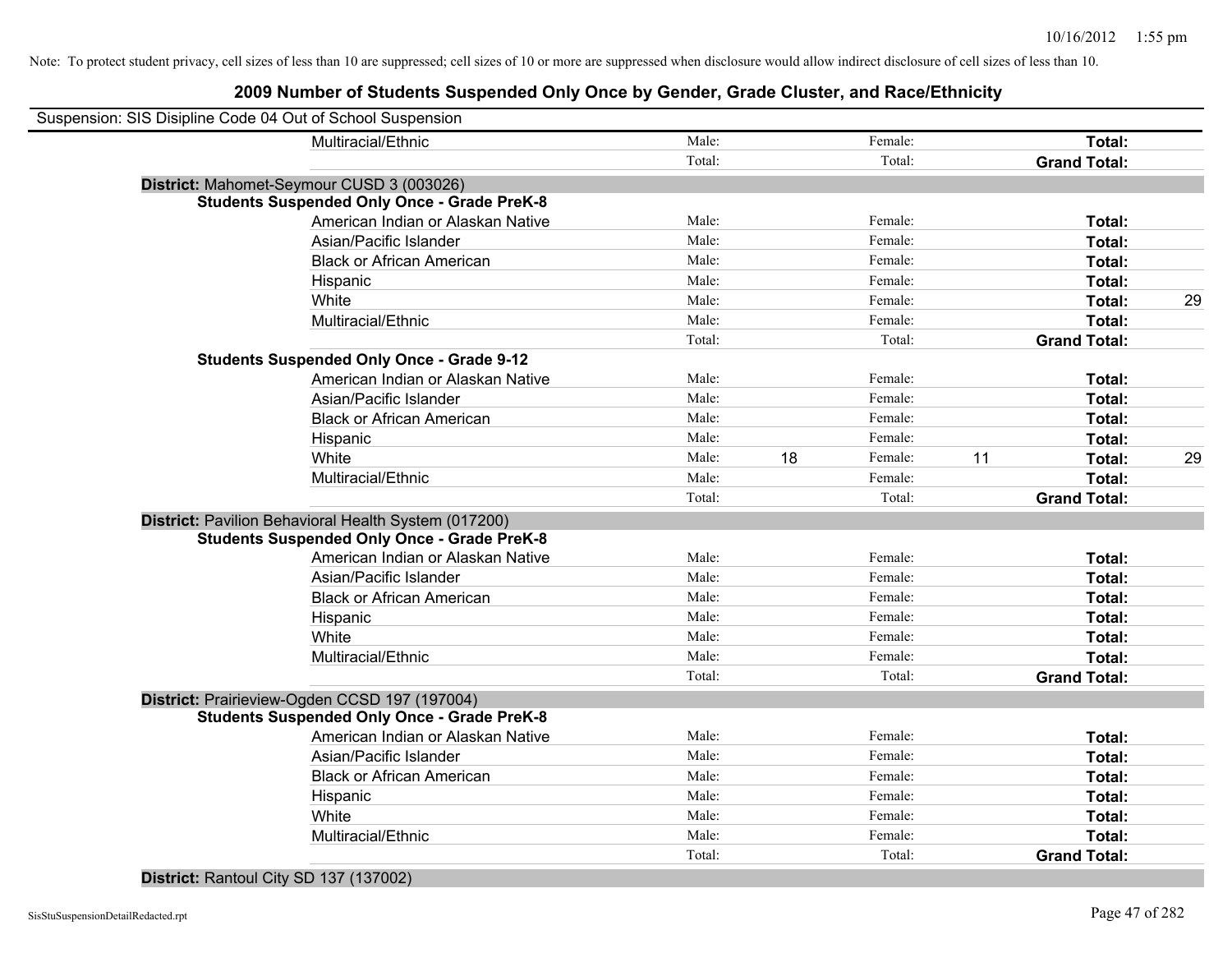Note: To protect student privacy, cell sizes of less than 10 are suppressed; cell sizes of 10 or more are suppressed when disclosure would allow indirect disclosure of cell sizes of less than 10.

## 2009 Number of Students Suspended Only Once by Gender, Grade Cluster, and Race/Ethnicity

Suspension: SIS Disipline Code 04 Out of School Suspension

| | | | | | | | |
|---|---|---|---|---|---|---|---|
| Multiracial/Ethnic | Male: | | Female: | | **Total:** | |
| | Total: | | Total: | | **Grand Total:** | |

**District:** Mahomet-Seymour CUSD 3 (003026)

**Students Suspended Only Once - Grade PreK-8**

| | | | | | | |
|---|---|---|---|---|---|---|
| American Indian or Alaskan Native | Male: | | Female: | | **Total:** | |
| Asian/Pacific Islander | Male: | | Female: | | **Total:** | |
| Black or African American | Male: | | Female: | | **Total:** | |
| Hispanic | Male: | | Female: | | **Total:** | |
| White | Male: | | Female: | | **Total:** | 29 |
| Multiracial/Ethnic | Male: | | Female: | | **Total:** | |
| | Total: | | Total: | | **Grand Total:** | |

**Students Suspended Only Once - Grade 9-12**

| | | | | | | |
|---|---|---|---|---|---|---|
| American Indian or Alaskan Native | Male: | | Female: | | **Total:** | |
| Asian/Pacific Islander | Male: | | Female: | | **Total:** | |
| Black or African American | Male: | | Female: | | **Total:** | |
| Hispanic | Male: | | Female: | | **Total:** | |
| White | Male: | 18 | Female: | 11 | **Total:** | 29 |
| Multiracial/Ethnic | Male: | | Female: | | **Total:** | |
| | Total: | | Total: | | **Grand Total:** | |

**District:** Pavilion Behavioral Health System (017200)

**Students Suspended Only Once - Grade PreK-8**

| | | | | | | |
|---|---|---|---|---|---|---|
| American Indian or Alaskan Native | Male: | | Female: | | **Total:** | |
| Asian/Pacific Islander | Male: | | Female: | | **Total:** | |
| Black or African American | Male: | | Female: | | **Total:** | |
| Hispanic | Male: | | Female: | | **Total:** | |
| White | Male: | | Female: | | **Total:** | |
| Multiracial/Ethnic | Male: | | Female: | | **Total:** | |
| | Total: | | Total: | | **Grand Total:** | |

**District:** Prairieview-Ogden CCSD 197 (197004)

**Students Suspended Only Once - Grade PreK-8**

| | | | | | | |
|---|---|---|---|---|---|---|
| American Indian or Alaskan Native | Male: | | Female: | | **Total:** | |
| Asian/Pacific Islander | Male: | | Female: | | **Total:** | |
| Black or African American | Male: | | Female: | | **Total:** | |
| Hispanic | Male: | | Female: | | **Total:** | |
| White | Male: | | Female: | | **Total:** | |
| Multiracial/Ethnic | Male: | | Female: | | **Total:** | |
| | Total: | | Total: | | **Grand Total:** | |

**District:** Rantoul City SD 137 (137002)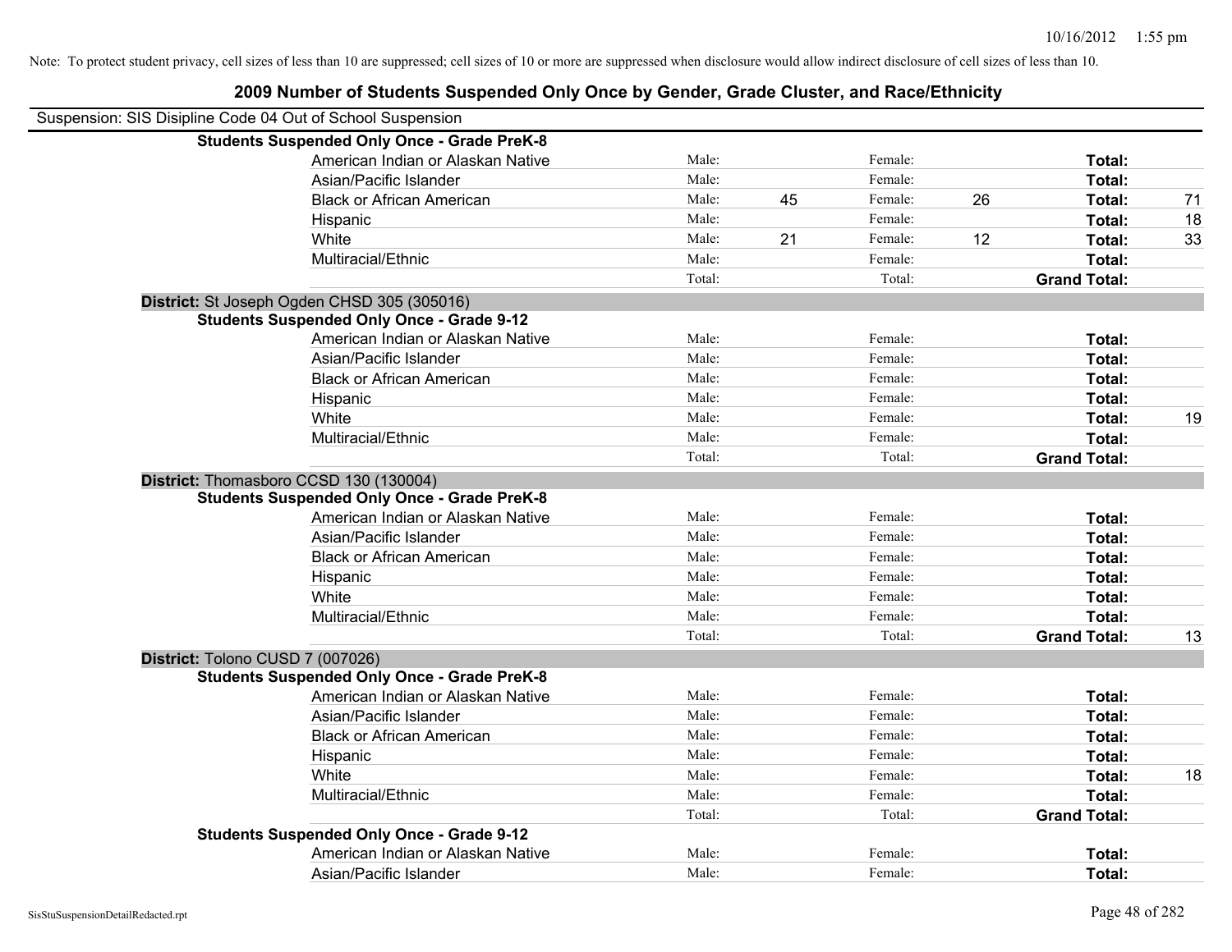Note: To protect student privacy, cell sizes of less than 10 are suppressed; cell sizes of 10 or more are suppressed when disclosure would allow indirect disclosure of cell sizes of less than 10.

# 2009 Number of Students Suspended Only Once by Gender, Grade Cluster, and Race/Ethnicity

Suspension: SIS Disipline Code 04 Out of School Suspension

| | | | | | | |
|---|---|---|---|---|---|---|
| **Students Suspended Only Once - Grade PreK-8** | | | | | | |
| American Indian or Alaskan Native | Male: | | Female: | | **Total:** | |
| Asian/Pacific Islander | Male: | | Female: | | **Total:** | |
| Black or African American | Male: | 45 | Female: | 26 | **Total:** | 71 |
| Hispanic | Male: | | Female: | | **Total:** | 18 |
| White | Male: | 21 | Female: | 12 | **Total:** | 33 |
| Multiracial/Ethnic | Male: | | Female: | | **Total:** | |
| | Total: | | Total: | | **Grand Total:** | |
| **District:** St Joseph Ogden CHSD 305 (305016) | | | | | | |
| **Students Suspended Only Once - Grade 9-12** | | | | | | |
| American Indian or Alaskan Native | Male: | | Female: | | **Total:** | |
| Asian/Pacific Islander | Male: | | Female: | | **Total:** | |
| Black or African American | Male: | | Female: | | **Total:** | |
| Hispanic | Male: | | Female: | | **Total:** | |
| White | Male: | | Female: | | **Total:** | 19 |
| Multiracial/Ethnic | Male: | | Female: | | **Total:** | |
| | Total: | | Total: | | **Grand Total:** | |
| **District:** Thomasboro CCSD 130 (130004) | | | | | | |
| **Students Suspended Only Once - Grade PreK-8** | | | | | | |
| American Indian or Alaskan Native | Male: | | Female: | | **Total:** | |
| Asian/Pacific Islander | Male: | | Female: | | **Total:** | |
| Black or African American | Male: | | Female: | | **Total:** | |
| Hispanic | Male: | | Female: | | **Total:** | |
| White | Male: | | Female: | | **Total:** | |
| Multiracial/Ethnic | Male: | | Female: | | **Total:** | |
| | Total: | | Total: | | **Grand Total:** | 13 |
| **District:** Tolono CUSD 7 (007026) | | | | | | |
| **Students Suspended Only Once - Grade PreK-8** | | | | | | |
| American Indian or Alaskan Native | Male: | | Female: | | **Total:** | |
| Asian/Pacific Islander | Male: | | Female: | | **Total:** | |
| Black or African American | Male: | | Female: | | **Total:** | |
| Hispanic | Male: | | Female: | | **Total:** | |
| White | Male: | | Female: | | **Total:** | 18 |
| Multiracial/Ethnic | Male: | | Female: | | **Total:** | |
| | Total: | | Total: | | **Grand Total:** | |
| **Students Suspended Only Once - Grade 9-12** | | | | | | |
| American Indian or Alaskan Native | Male: | | Female: | | **Total:** | |
| Asian/Pacific Islander | Male: | | Female: | | **Total:** | |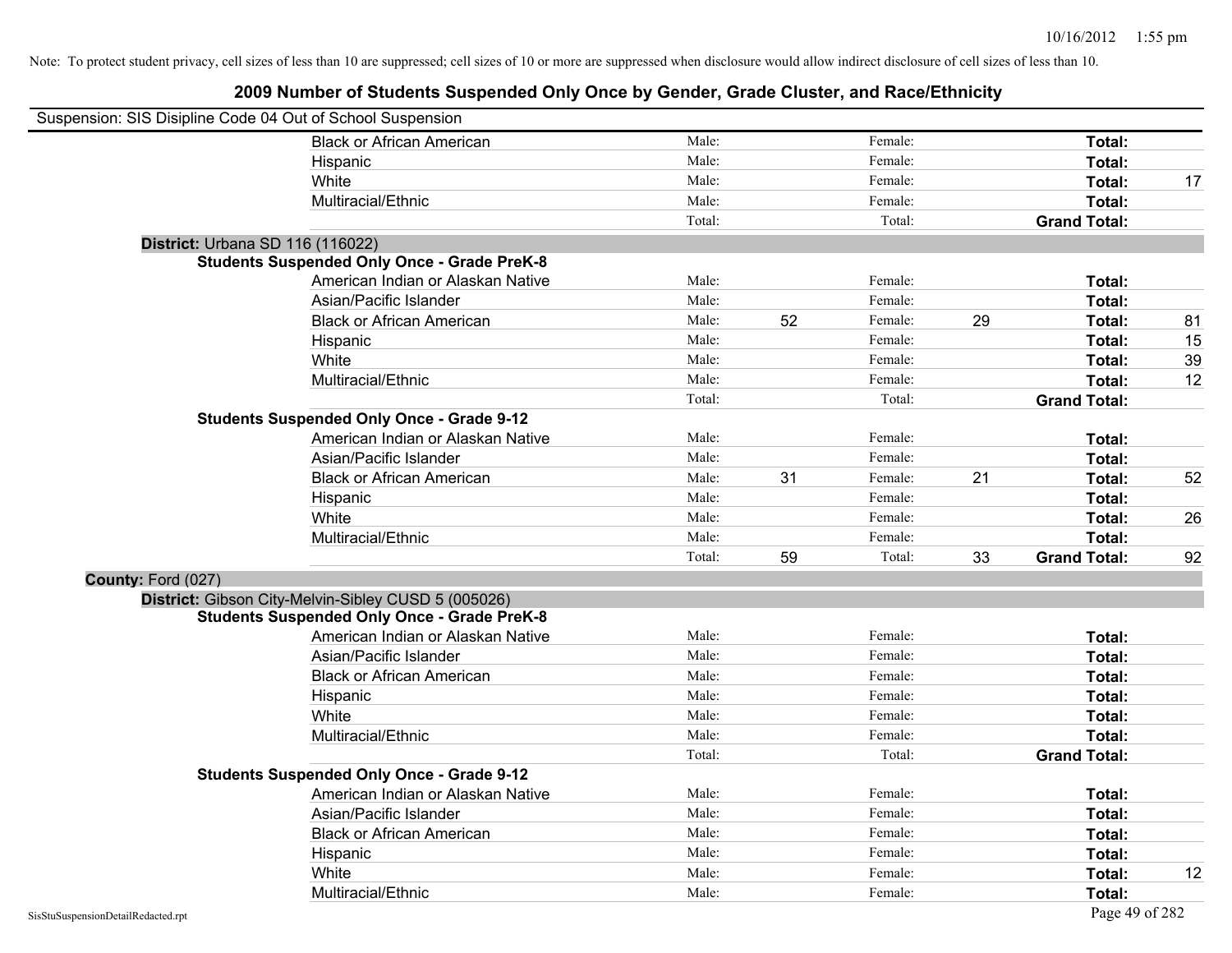Note: To protect student privacy, cell sizes of less than 10 are suppressed; cell sizes of 10 or more are suppressed when disclosure would allow indirect disclosure of cell sizes of less than 10.

# 2009 Number of Students Suspended Only Once by Gender, Grade Cluster, and Race/Ethnicity

Suspension: SIS Disipline Code 04 Out of School Suspension

| | Male: | | Female: | | | |
|---|---|---|---|---|---|---|
| Black or African American | Male: | | Female: | | **Total:** | |
| Hispanic | Male: | | Female: | | **Total:** | |
| White | Male: | | Female: | | **Total:** | 17 |
| Multiracial/Ethnic | Male: | | Female: | | **Total:** | |
| | Total: | | Total: | | **Grand Total:** | |

**District:** Urbana SD 116 (116022)

**Students Suspended Only Once - Grade PreK-8**

| | | | | | | |
|---|---|---|---|---|---|---|
| American Indian or Alaskan Native | Male: | | Female: | | **Total:** | |
| Asian/Pacific Islander | Male: | | Female: | | **Total:** | |
| Black or African American | Male: | 52 | Female: | 29 | **Total:** | 81 |
| Hispanic | Male: | | Female: | | **Total:** | 15 |
| White | Male: | | Female: | | **Total:** | 39 |
| Multiracial/Ethnic | Male: | | Female: | | **Total:** | 12 |
| | Total: | | Total: | | **Grand Total:** | |

**Students Suspended Only Once - Grade 9-12**

| | | | | | | |
|---|---|---|---|---|---|---|
| American Indian or Alaskan Native | Male: | | Female: | | **Total:** | |
| Asian/Pacific Islander | Male: | | Female: | | **Total:** | |
| Black or African American | Male: | 31 | Female: | 21 | **Total:** | 52 |
| Hispanic | Male: | | Female: | | **Total:** | |
| White | Male: | | Female: | | **Total:** | 26 |
| Multiracial/Ethnic | Male: | | Female: | | **Total:** | |
| | Total: | 59 | Total: | 33 | **Grand Total:** | 92 |

**County:** Ford (027)

**District:** Gibson City-Melvin-Sibley CUSD 5 (005026)

**Students Suspended Only Once - Grade PreK-8**

| | | | | | | |
|---|---|---|---|---|---|---|
| American Indian or Alaskan Native | Male: | | Female: | | **Total:** | |
| Asian/Pacific Islander | Male: | | Female: | | **Total:** | |
| Black or African American | Male: | | Female: | | **Total:** | |
| Hispanic | Male: | | Female: | | **Total:** | |
| White | Male: | | Female: | | **Total:** | |
| Multiracial/Ethnic | Male: | | Female: | | **Total:** | |
| | Total: | | Total: | | **Grand Total:** | |

**Students Suspended Only Once - Grade 9-12**

| | | | | | | |
|---|---|---|---|---|---|---|
| American Indian or Alaskan Native | Male: | | Female: | | **Total:** | |
| Asian/Pacific Islander | Male: | | Female: | | **Total:** | |
| Black or African American | Male: | | Female: | | **Total:** | |
| Hispanic | Male: | | Female: | | **Total:** | |
| White | Male: | | Female: | | **Total:** | 12 |
| Multiracial/Ethnic | Male: | | Female: | | **Total:** | |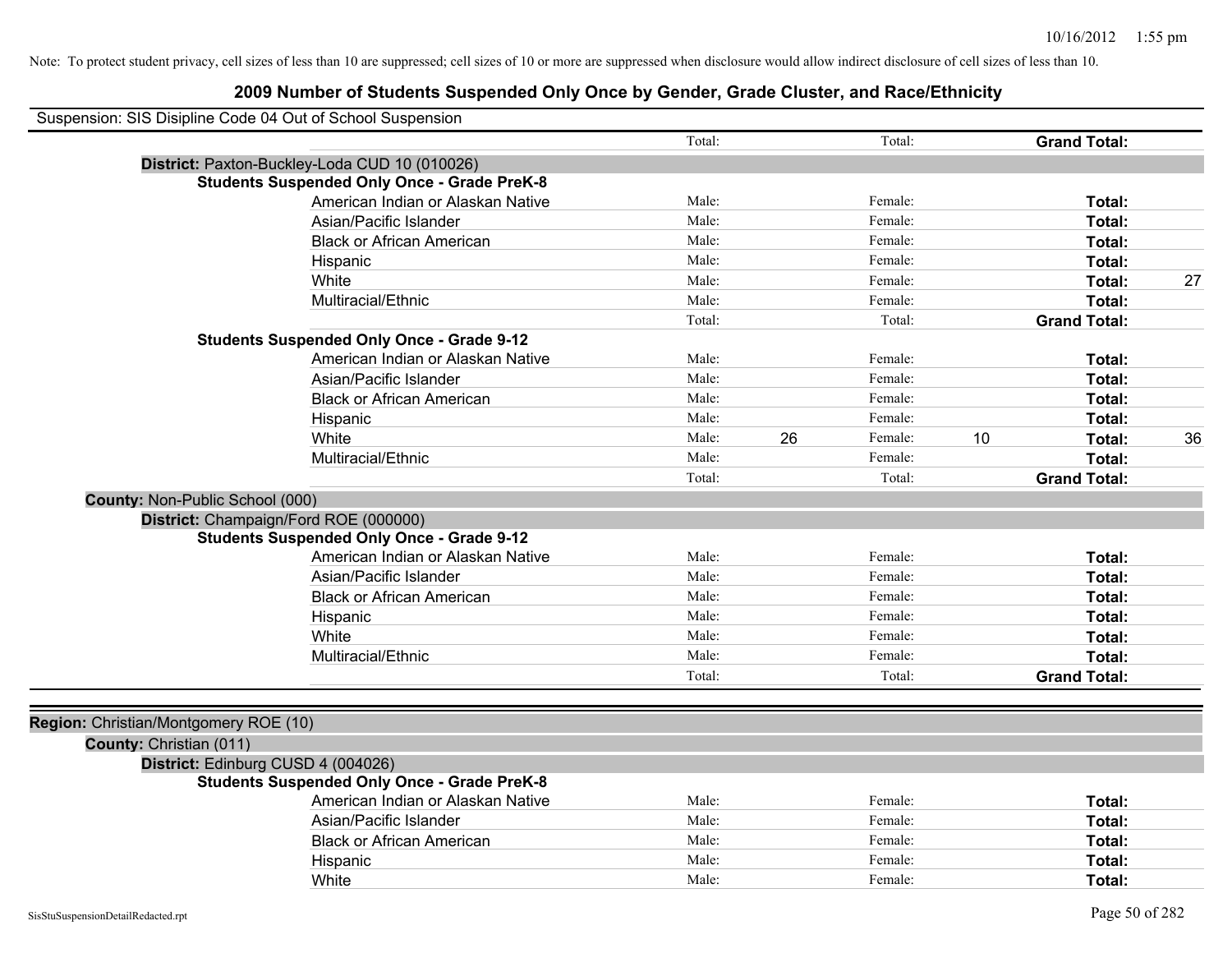Note: To protect student privacy, cell sizes of less than 10 are suppressed; cell sizes of 10 or more are suppressed when disclosure would allow indirect disclosure of cell sizes of less than 10.

# 2009 Number of Students Suspended Only Once by Gender, Grade Cluster, and Race/Ethnicity

Suspension: SIS Disipline Code 04 Out of School Suspension

| | Male | | Female | | | |
|---|---|---|---|---|---|---|
| | Total: | | Total: | | **Grand Total:** | |
| **District:** Paxton-Buckley-Loda CUD 10 (010026) | | | | | | |
| **Students Suspended Only Once - Grade PreK-8** | | | | | | |
| American Indian or Alaskan Native | Male: | | Female: | | **Total:** | |
| Asian/Pacific Islander | Male: | | Female: | | **Total:** | |
| Black or African American | Male: | | Female: | | **Total:** | |
| Hispanic | Male: | | Female: | | **Total:** | |
| White | Male: | | Female: | | **Total:** | 27 |
| Multiracial/Ethnic | Male: | | Female: | | **Total:** | |
| | Total: | | Total: | | **Grand Total:** | |
| **Students Suspended Only Once - Grade 9-12** | | | | | | |
| American Indian or Alaskan Native | Male: | | Female: | | **Total:** | |
| Asian/Pacific Islander | Male: | | Female: | | **Total:** | |
| Black or African American | Male: | | Female: | | **Total:** | |
| Hispanic | Male: | | Female: | | **Total:** | |
| White | Male: | 26 | Female: | 10 | **Total:** | 36 |
| Multiracial/Ethnic | Male: | | Female: | | **Total:** | |
| | Total: | | Total: | | **Grand Total:** | |
| **County:** Non-Public School (000) | | | | | | |
| **District:** Champaign/Ford ROE (000000) | | | | | | |
| **Students Suspended Only Once - Grade 9-12** | | | | | | |
| American Indian or Alaskan Native | Male: | | Female: | | **Total:** | |
| Asian/Pacific Islander | Male: | | Female: | | **Total:** | |
| Black or African American | Male: | | Female: | | **Total:** | |
| Hispanic | Male: | | Female: | | **Total:** | |
| White | Male: | | Female: | | **Total:** | |
| Multiracial/Ethnic | Male: | | Female: | | **Total:** | |
| | Total: | | Total: | | **Grand Total:** | |

| | Male | | Female | | | |
|---|---|---|---|---|---|---|
| **Region:** Christian/Montgomery ROE (10) | | | | | | |
| **County:** Christian (011) | | | | | | |
| **District:** Edinburg CUSD 4 (004026) | | | | | | |
| **Students Suspended Only Once - Grade PreK-8** | | | | | | |
| American Indian or Alaskan Native | Male: | | Female: | | **Total:** | |
| Asian/Pacific Islander | Male: | | Female: | | **Total:** | |
| Black or African American | Male: | | Female: | | **Total:** | |
| Hispanic | Male: | | Female: | | **Total:** | |
| White | Male: | | Female: | | **Total:** | |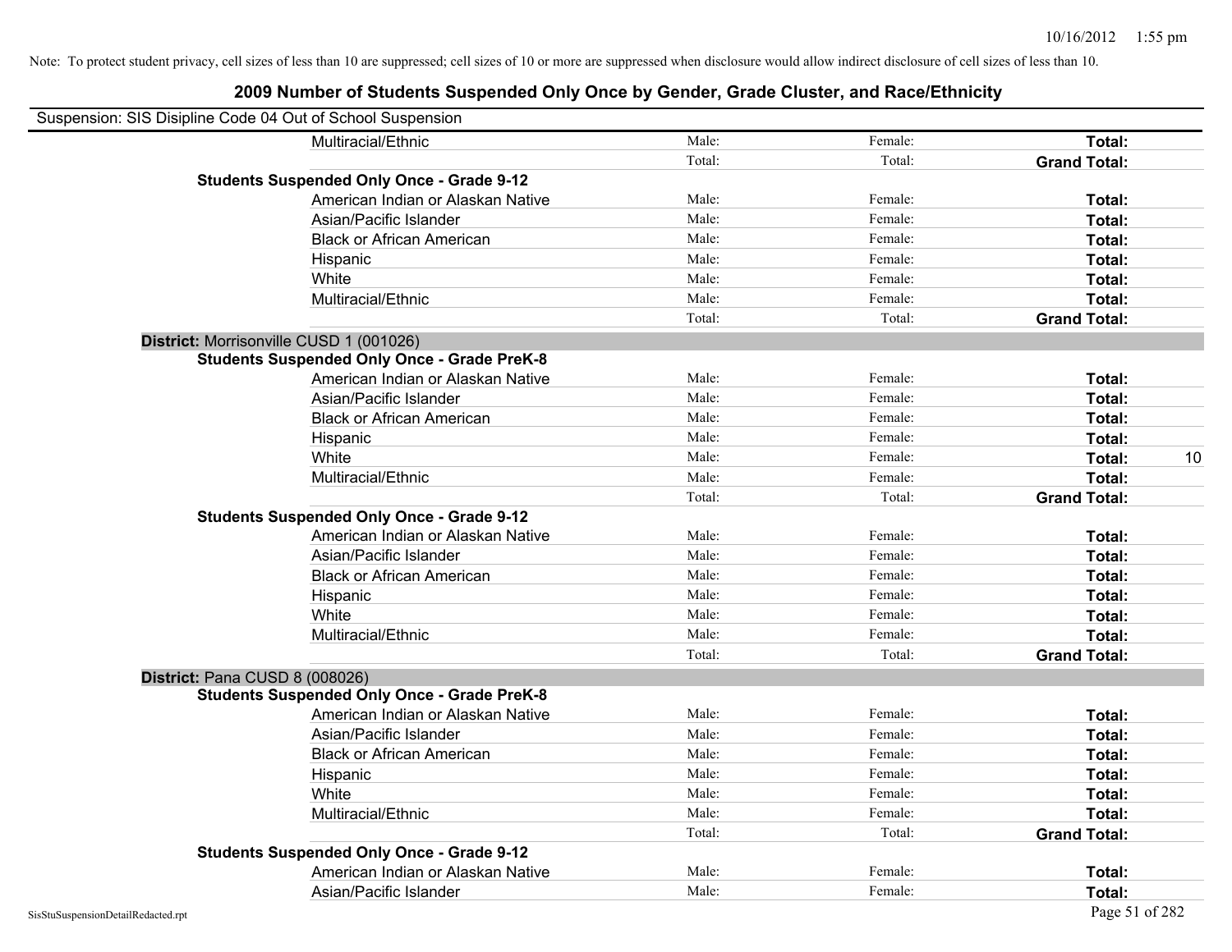Note: To protect student privacy, cell sizes of less than 10 are suppressed; cell sizes of 10 or more are suppressed when disclosure would allow indirect disclosure of cell sizes of less than 10.

## 2009 Number of Students Suspended Only Once by Gender, Grade Cluster, and Race/Ethnicity

Suspension: SIS Disipline Code 04 Out of School Suspension

| | | | | | |
|---|---|---|---|---|---|
| | Multiracial/Ethnic | Male: | Female: | **Total:** | |
| | | Total: | Total: | **Grand Total:** | |
| **Students Suspended Only Once - Grade 9-12** | | | | | |
| | American Indian or Alaskan Native | Male: | Female: | **Total:** | |
| | Asian/Pacific Islander | Male: | Female: | **Total:** | |
| | Black or African American | Male: | Female: | **Total:** | |
| | Hispanic | Male: | Female: | **Total:** | |
| | White | Male: | Female: | **Total:** | |
| | Multiracial/Ethnic | Male: | Female: | **Total:** | |
| | | Total: | Total: | **Grand Total:** | |
| **District:** Morrisonville CUSD 1 (001026) | | | | | |
| **Students Suspended Only Once - Grade PreK-8** | | | | | |
| | American Indian or Alaskan Native | Male: | Female: | **Total:** | |
| | Asian/Pacific Islander | Male: | Female: | **Total:** | |
| | Black or African American | Male: | Female: | **Total:** | |
| | Hispanic | Male: | Female: | **Total:** | |
| | White | Male: | Female: | **Total:** | 10 |
| | Multiracial/Ethnic | Male: | Female: | **Total:** | |
| | | Total: | Total: | **Grand Total:** | |
| **Students Suspended Only Once - Grade 9-12** | | | | | |
| | American Indian or Alaskan Native | Male: | Female: | **Total:** | |
| | Asian/Pacific Islander | Male: | Female: | **Total:** | |
| | Black or African American | Male: | Female: | **Total:** | |
| | Hispanic | Male: | Female: | **Total:** | |
| | White | Male: | Female: | **Total:** | |
| | Multiracial/Ethnic | Male: | Female: | **Total:** | |
| | | Total: | Total: | **Grand Total:** | |
| **District:** Pana CUSD 8 (008026) | | | | | |
| **Students Suspended Only Once - Grade PreK-8** | | | | | |
| | American Indian or Alaskan Native | Male: | Female: | **Total:** | |
| | Asian/Pacific Islander | Male: | Female: | **Total:** | |
| | Black or African American | Male: | Female: | **Total:** | |
| | Hispanic | Male: | Female: | **Total:** | |
| | White | Male: | Female: | **Total:** | |
| | Multiracial/Ethnic | Male: | Female: | **Total:** | |
| | | Total: | Total: | **Grand Total:** | |
| **Students Suspended Only Once - Grade 9-12** | | | | | |
| | American Indian or Alaskan Native | Male: | Female: | **Total:** | |
| | Asian/Pacific Islander | Male: | Female: | **Total:** | |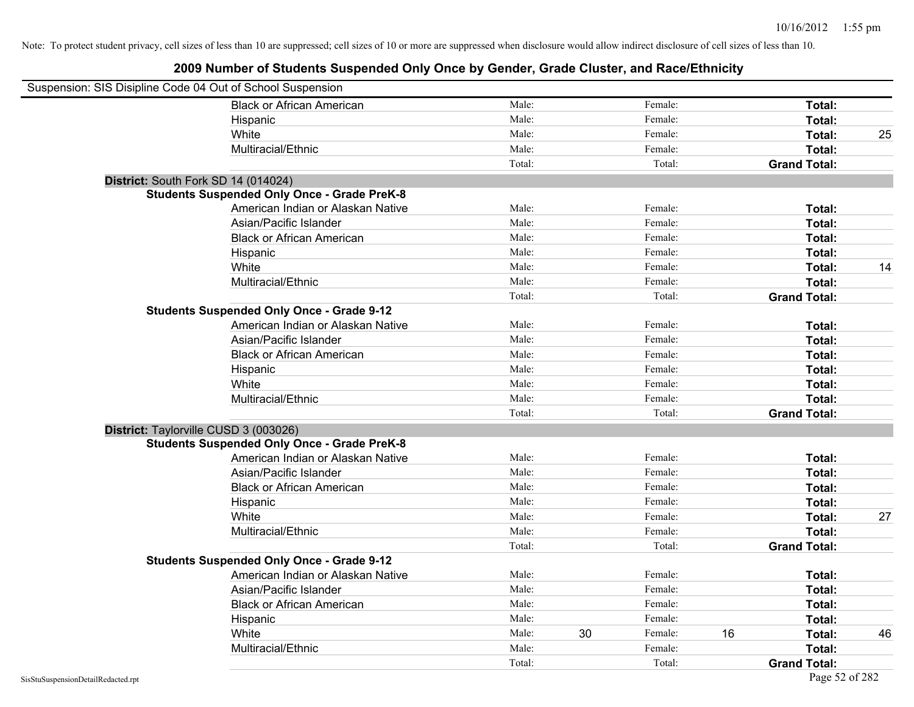Note: To protect student privacy, cell sizes of less than 10 are suppressed; cell sizes of 10 or more are suppressed when disclosure would allow indirect disclosure of cell sizes of less than 10.

## 2009 Number of Students Suspended Only Once by Gender, Grade Cluster, and Race/Ethnicity

Suspension: SIS Disipline Code 04 Out of School Suspension

| | | | | | | |
|---|---|---|---|---|---|---|
| Black or African American | Male: | | Female: | | **Total:** | |
| Hispanic | Male: | | Female: | | **Total:** | |
| White | Male: | | Female: | | **Total:** | 25 |
| Multiracial/Ethnic | Male: | | Female: | | **Total:** | |
| | Total: | | Total: | | **Grand Total:** | |

**District:** South Fork SD 14 (014024)

**Students Suspended Only Once - Grade PreK-8**

| | | | | | | |
|---|---|---|---|---|---|---|
| American Indian or Alaskan Native | Male: | | Female: | | **Total:** | |
| Asian/Pacific Islander | Male: | | Female: | | **Total:** | |
| Black or African American | Male: | | Female: | | **Total:** | |
| Hispanic | Male: | | Female: | | **Total:** | |
| White | Male: | | Female: | | **Total:** | 14 |
| Multiracial/Ethnic | Male: | | Female: | | **Total:** | |
| | Total: | | Total: | | **Grand Total:** | |

**Students Suspended Only Once - Grade 9-12**

| | | | | | | |
|---|---|---|---|---|---|---|
| American Indian or Alaskan Native | Male: | | Female: | | **Total:** | |
| Asian/Pacific Islander | Male: | | Female: | | **Total:** | |
| Black or African American | Male: | | Female: | | **Total:** | |
| Hispanic | Male: | | Female: | | **Total:** | |
| White | Male: | | Female: | | **Total:** | |
| Multiracial/Ethnic | Male: | | Female: | | **Total:** | |
| | Total: | | Total: | | **Grand Total:** | |

**District:** Taylorville CUSD 3 (003026)

**Students Suspended Only Once - Grade PreK-8**

| | | | | | | |
|---|---|---|---|---|---|---|
| American Indian or Alaskan Native | Male: | | Female: | | **Total:** | |
| Asian/Pacific Islander | Male: | | Female: | | **Total:** | |
| Black or African American | Male: | | Female: | | **Total:** | |
| Hispanic | Male: | | Female: | | **Total:** | |
| White | Male: | | Female: | | **Total:** | 27 |
| Multiracial/Ethnic | Male: | | Female: | | **Total:** | |
| | Total: | | Total: | | **Grand Total:** | |

**Students Suspended Only Once - Grade 9-12**

| | | | | | | |
|---|---|---|---|---|---|---|
| American Indian or Alaskan Native | Male: | | Female: | | **Total:** | |
| Asian/Pacific Islander | Male: | | Female: | | **Total:** | |
| Black or African American | Male: | | Female: | | **Total:** | |
| Hispanic | Male: | | Female: | | **Total:** | |
| White | Male: | 30 | Female: | 16 | **Total:** | 46 |
| Multiracial/Ethnic | Male: | | Female: | | **Total:** | |
| | Total: | | Total: | | **Grand Total:** | |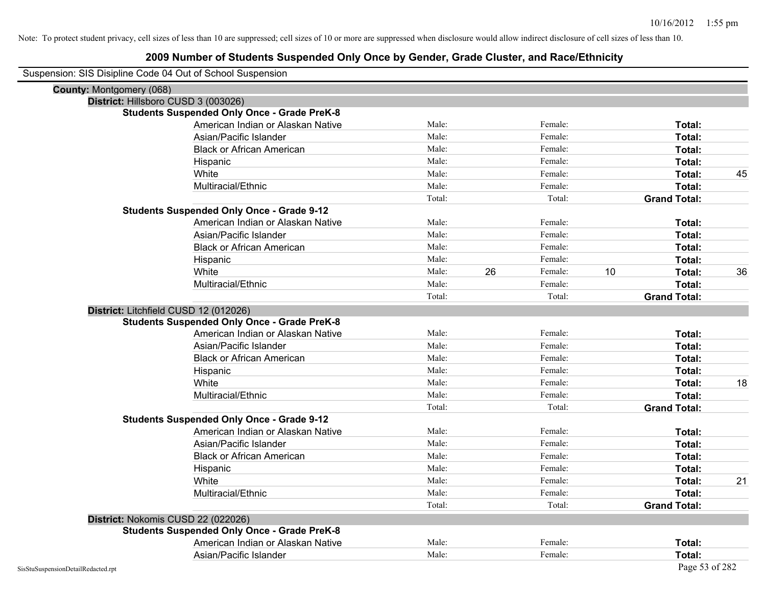Note: To protect student privacy, cell sizes of less than 10 are suppressed; cell sizes of 10 or more are suppressed when disclosure would allow indirect disclosure of cell sizes of less than 10.

## 2009 Number of Students Suspended Only Once by Gender, Grade Cluster, and Race/Ethnicity

Suspension: SIS Disipline Code 04 Out of School Suspension

**County:** Montgomery (068)

**District:** Hillsboro CUSD 3 (003026)

**Students Suspended Only Once - Grade PreK-8**

| | | | | | | |
|---|---|---|---|---|---|---|
| American Indian or Alaskan Native | Male: | | Female: | | **Total:** | |
| Asian/Pacific Islander | Male: | | Female: | | **Total:** | |
| Black or African American | Male: | | Female: | | **Total:** | |
| Hispanic | Male: | | Female: | | **Total:** | |
| White | Male: | | Female: | | **Total:** | 45 |
| Multiracial/Ethnic | Male: | | Female: | | **Total:** | |
| | Total: | | Total: | | **Grand Total:** | |

**Students Suspended Only Once - Grade 9-12**

| | | | | | | |
|---|---|---|---|---|---|---|
| American Indian or Alaskan Native | Male: | | Female: | | **Total:** | |
| Asian/Pacific Islander | Male: | | Female: | | **Total:** | |
| Black or African American | Male: | | Female: | | **Total:** | |
| Hispanic | Male: | | Female: | | **Total:** | |
| White | Male: | 26 | Female: | 10 | **Total:** | 36 |
| Multiracial/Ethnic | Male: | | Female: | | **Total:** | |
| | Total: | | Total: | | **Grand Total:** | |

**District:** Litchfield CUSD 12 (012026)

**Students Suspended Only Once - Grade PreK-8**

| | | | | | | |
|---|---|---|---|---|---|---|
| American Indian or Alaskan Native | Male: | | Female: | | **Total:** | |
| Asian/Pacific Islander | Male: | | Female: | | **Total:** | |
| Black or African American | Male: | | Female: | | **Total:** | |
| Hispanic | Male: | | Female: | | **Total:** | |
| White | Male: | | Female: | | **Total:** | 18 |
| Multiracial/Ethnic | Male: | | Female: | | **Total:** | |
| | Total: | | Total: | | **Grand Total:** | |

**Students Suspended Only Once - Grade 9-12**

| | | | | | | |
|---|---|---|---|---|---|---|
| American Indian or Alaskan Native | Male: | | Female: | | **Total:** | |
| Asian/Pacific Islander | Male: | | Female: | | **Total:** | |
| Black or African American | Male: | | Female: | | **Total:** | |
| Hispanic | Male: | | Female: | | **Total:** | |
| White | Male: | | Female: | | **Total:** | 21 |
| Multiracial/Ethnic | Male: | | Female: | | **Total:** | |
| | Total: | | Total: | | **Grand Total:** | |

**District:** Nokomis CUSD 22 (022026)

**Students Suspended Only Once - Grade PreK-8**

| | | | | | | |
|---|---|---|---|---|---|---|
| American Indian or Alaskan Native | Male: | | Female: | | **Total:** | |
| Asian/Pacific Islander | Male: | | Female: | | **Total:** | |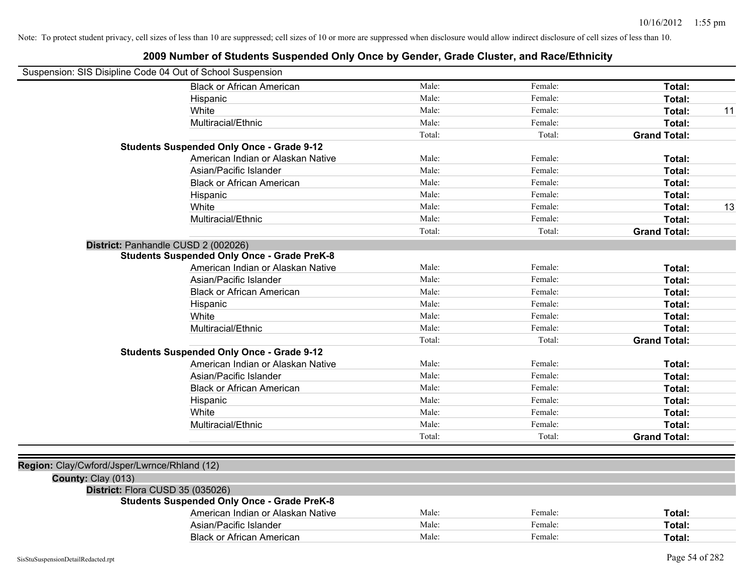Note: To protect student privacy, cell sizes of less than 10 are suppressed; cell sizes of 10 or more are suppressed when disclosure would allow indirect disclosure of cell sizes of less than 10.

# 2009 Number of Students Suspended Only Once by Gender, Grade Cluster, and Race/Ethnicity

Suspension: SIS Disipline Code 04 Out of School Suspension

| | | | | |
|---|---|---|---|---|
| Black or African American | Male: | Female: | **Total:** | |
| Hispanic | Male: | Female: | **Total:** | |
| White | Male: | Female: | **Total:** | 11 |
| Multiracial/Ethnic | Male: | Female: | **Total:** | |
| | Total: | Total: | **Grand Total:** | |

**Students Suspended Only Once - Grade 9-12**

| | | | | |
|---|---|---|---|---|
| American Indian or Alaskan Native | Male: | Female: | **Total:** | |
| Asian/Pacific Islander | Male: | Female: | **Total:** | |
| Black or African American | Male: | Female: | **Total:** | |
| Hispanic | Male: | Female: | **Total:** | |
| White | Male: | Female: | **Total:** | 13 |
| Multiracial/Ethnic | Male: | Female: | **Total:** | |
| | Total: | Total: | **Grand Total:** | |

**District:** Panhandle CUSD 2 (002026)

**Students Suspended Only Once - Grade PreK-8**

| | | | | |
|---|---|---|---|---|
| American Indian or Alaskan Native | Male: | Female: | **Total:** | |
| Asian/Pacific Islander | Male: | Female: | **Total:** | |
| Black or African American | Male: | Female: | **Total:** | |
| Hispanic | Male: | Female: | **Total:** | |
| White | Male: | Female: | **Total:** | |
| Multiracial/Ethnic | Male: | Female: | **Total:** | |
| | Total: | Total: | **Grand Total:** | |

**Students Suspended Only Once - Grade 9-12**

| | | | | |
|---|---|---|---|---|
| American Indian or Alaskan Native | Male: | Female: | **Total:** | |
| Asian/Pacific Islander | Male: | Female: | **Total:** | |
| Black or African American | Male: | Female: | **Total:** | |
| Hispanic | Male: | Female: | **Total:** | |
| White | Male: | Female: | **Total:** | |
| Multiracial/Ethnic | Male: | Female: | **Total:** | |
| | Total: | Total: | **Grand Total:** | |

**Region:** Clay/Cwford/Jsper/Lwrnce/Rhland (12)

**County:** Clay (013)

**District:** Flora CUSD 35 (035026)

**Students Suspended Only Once - Grade PreK-8**

| | | | | |
|---|---|---|---|---|
| American Indian or Alaskan Native | Male: | Female: | **Total:** | |
| Asian/Pacific Islander | Male: | Female: | **Total:** | |
| Black or African American | Male: | Female: | **Total:** | |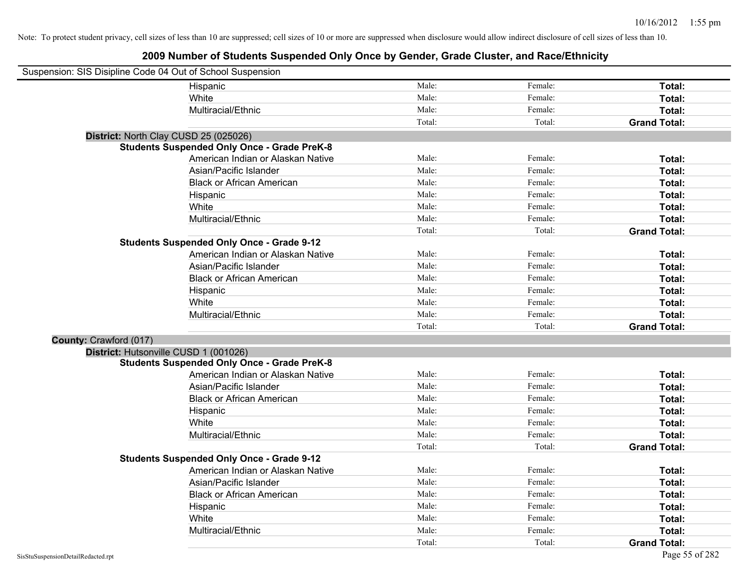Note: To protect student privacy, cell sizes of less than 10 are suppressed; cell sizes of 10 or more are suppressed when disclosure would allow indirect disclosure of cell sizes of less than 10.

# 2009 Number of Students Suspended Only Once by Gender, Grade Cluster, and Race/Ethnicity

Suspension: SIS Disipline Code 04 Out of School Suspension

| | | | |
|---|---|---|---|
| Hispanic | Male: | Female: | **Total:** |
| White | Male: | Female: | **Total:** |
| Multiracial/Ethnic | Male: | Female: | **Total:** |
| | Total: | Total: | **Grand Total:** |

**District:** North Clay CUSD 25 (025026)

**Students Suspended Only Once - Grade PreK-8**

| | | | |
|---|---|---|---|
| American Indian or Alaskan Native | Male: | Female: | **Total:** |
| Asian/Pacific Islander | Male: | Female: | **Total:** |
| Black or African American | Male: | Female: | **Total:** |
| Hispanic | Male: | Female: | **Total:** |
| White | Male: | Female: | **Total:** |
| Multiracial/Ethnic | Male: | Female: | **Total:** |
| | Total: | Total: | **Grand Total:** |

**Students Suspended Only Once - Grade 9-12**

| | | | |
|---|---|---|---|
| American Indian or Alaskan Native | Male: | Female: | **Total:** |
| Asian/Pacific Islander | Male: | Female: | **Total:** |
| Black or African American | Male: | Female: | **Total:** |
| Hispanic | Male: | Female: | **Total:** |
| White | Male: | Female: | **Total:** |
| Multiracial/Ethnic | Male: | Female: | **Total:** |
| | Total: | Total: | **Grand Total:** |

**County:** Crawford (017)

**District:** Hutsonville CUSD 1 (001026)

**Students Suspended Only Once - Grade PreK-8**

| | | | |
|---|---|---|---|
| American Indian or Alaskan Native | Male: | Female: | **Total:** |
| Asian/Pacific Islander | Male: | Female: | **Total:** |
| Black or African American | Male: | Female: | **Total:** |
| Hispanic | Male: | Female: | **Total:** |
| White | Male: | Female: | **Total:** |
| Multiracial/Ethnic | Male: | Female: | **Total:** |
| | Total: | Total: | **Grand Total:** |

**Students Suspended Only Once - Grade 9-12**

| | | | |
|---|---|---|---|
| American Indian or Alaskan Native | Male: | Female: | **Total:** |
| Asian/Pacific Islander | Male: | Female: | **Total:** |
| Black or African American | Male: | Female: | **Total:** |
| Hispanic | Male: | Female: | **Total:** |
| White | Male: | Female: | **Total:** |
| Multiracial/Ethnic | Male: | Female: | **Total:** |
| | Total: | Total: | **Grand Total:** |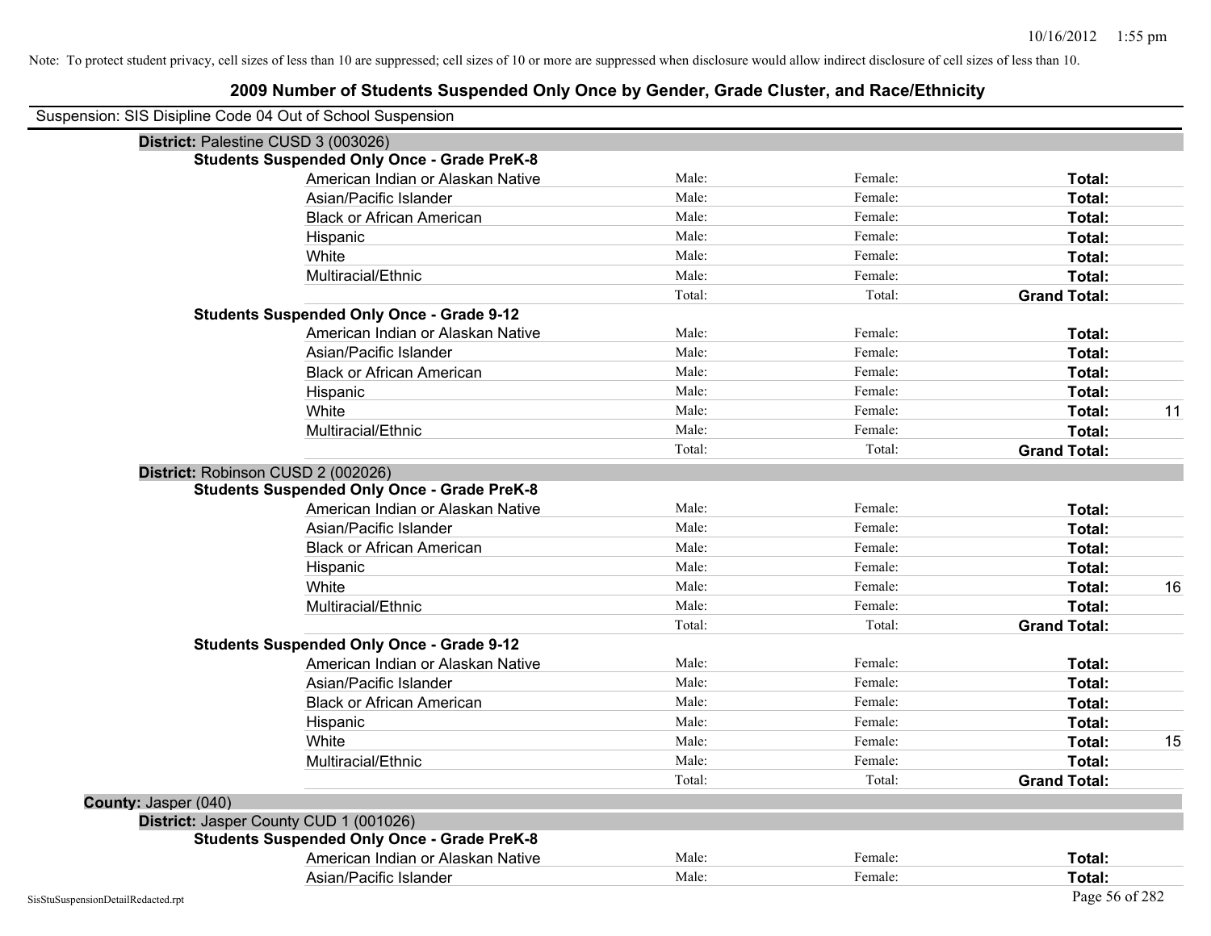Note: To protect student privacy, cell sizes of less than 10 are suppressed; cell sizes of 10 or more are suppressed when disclosure would allow indirect disclosure of cell sizes of less than 10.

# 2009 Number of Students Suspended Only Once by Gender, Grade Cluster, and Race/Ethnicity

Suspension: SIS Disipline Code 04 Out of School Suspension

**District:** Palestine CUSD 3 (003026)

**Students Suspended Only Once - Grade PreK-8**

| Race/Ethnicity | Male | Female | Total | |
|---|---|---|---|---|
| American Indian or Alaskan Native | Male: | Female: | **Total:** | |
| Asian/Pacific Islander | Male: | Female: | **Total:** | |
| Black or African American | Male: | Female: | **Total:** | |
| Hispanic | Male: | Female: | **Total:** | |
| White | Male: | Female: | **Total:** | |
| Multiracial/Ethnic | Male: | Female: | **Total:** | |
| | Total: | Total: | **Grand Total:** | |

**Students Suspended Only Once - Grade 9-12**

| Race/Ethnicity | Male | Female | Total | |
|---|---|---|---|---|
| American Indian or Alaskan Native | Male: | Female: | **Total:** | |
| Asian/Pacific Islander | Male: | Female: | **Total:** | |
| Black or African American | Male: | Female: | **Total:** | |
| Hispanic | Male: | Female: | **Total:** | |
| White | Male: | Female: | **Total:** | 11 |
| Multiracial/Ethnic | Male: | Female: | **Total:** | |
| | Total: | Total: | **Grand Total:** | |

**District:** Robinson CUSD 2 (002026)

**Students Suspended Only Once - Grade PreK-8**

| Race/Ethnicity | Male | Female | Total | |
|---|---|---|---|---|
| American Indian or Alaskan Native | Male: | Female: | **Total:** | |
| Asian/Pacific Islander | Male: | Female: | **Total:** | |
| Black or African American | Male: | Female: | **Total:** | |
| Hispanic | Male: | Female: | **Total:** | |
| White | Male: | Female: | **Total:** | 16 |
| Multiracial/Ethnic | Male: | Female: | **Total:** | |
| | Total: | Total: | **Grand Total:** | |

**Students Suspended Only Once - Grade 9-12**

| Race/Ethnicity | Male | Female | Total | |
|---|---|---|---|---|
| American Indian or Alaskan Native | Male: | Female: | **Total:** | |
| Asian/Pacific Islander | Male: | Female: | **Total:** | |
| Black or African American | Male: | Female: | **Total:** | |
| Hispanic | Male: | Female: | **Total:** | |
| White | Male: | Female: | **Total:** | 15 |
| Multiracial/Ethnic | Male: | Female: | **Total:** | |
| | Total: | Total: | **Grand Total:** | |

**County:** Jasper (040)

**District:** Jasper County CUD 1 (001026)

**Students Suspended Only Once - Grade PreK-8**

| Race/Ethnicity | Male | Female | Total | |
|---|---|---|---|---|
| American Indian or Alaskan Native | Male: | Female: | **Total:** | |
| Asian/Pacific Islander | Male: | Female: | **Total:** | |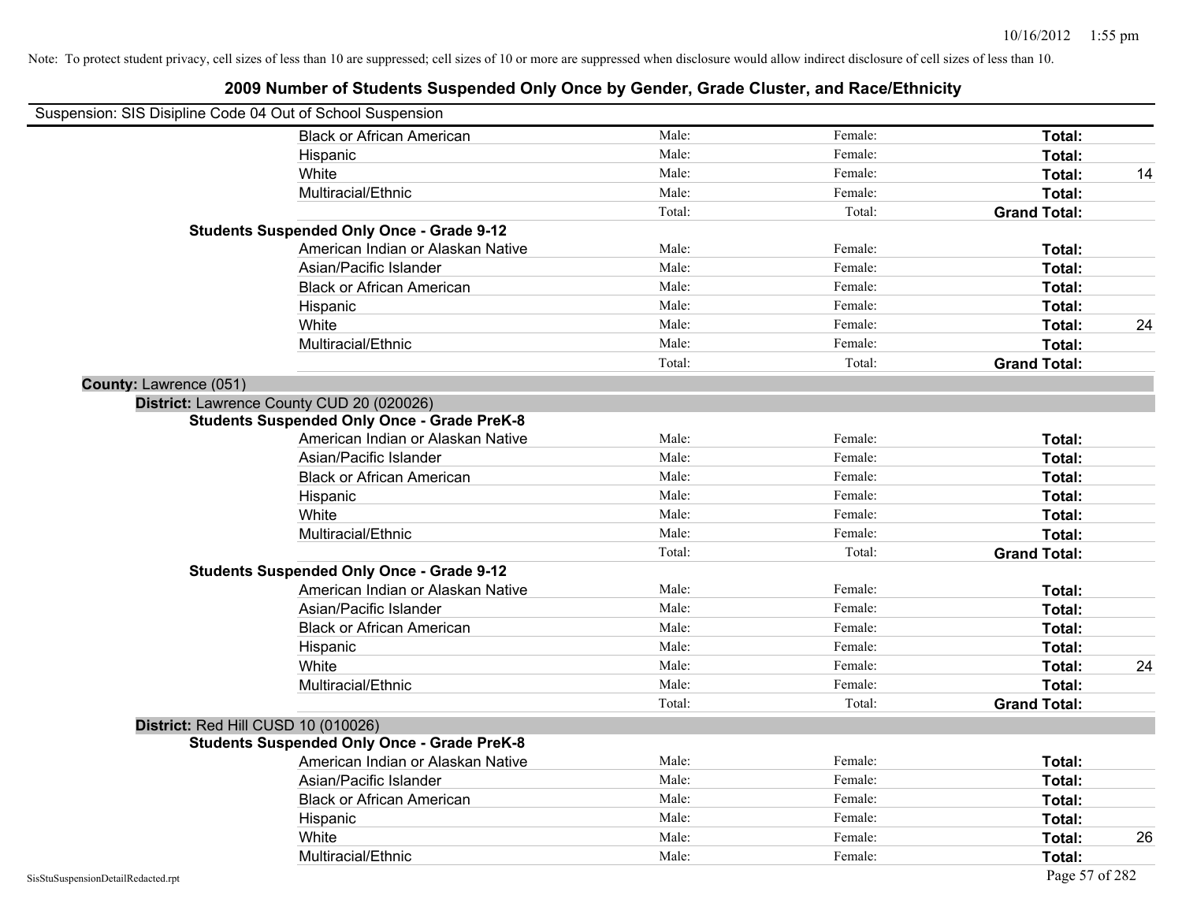Note: To protect student privacy, cell sizes of less than 10 are suppressed; cell sizes of 10 or more are suppressed when disclosure would allow indirect disclosure of cell sizes of less than 10.

## 2009 Number of Students Suspended Only Once by Gender, Grade Cluster, and Race/Ethnicity

Suspension: SIS Disipline Code 04 Out of School Suspension

| | | | | |
|---|---|---|---|---|
| Black or African American | Male: | Female: | **Total:** | |
| Hispanic | Male: | Female: | **Total:** | |
| White | Male: | Female: | **Total:** | 14 |
| Multiracial/Ethnic | Male: | Female: | **Total:** | |
| | Total: | Total: | **Grand Total:** | |
| **Students Suspended Only Once - Grade 9-12** | | | | |
| American Indian or Alaskan Native | Male: | Female: | **Total:** | |
| Asian/Pacific Islander | Male: | Female: | **Total:** | |
| Black or African American | Male: | Female: | **Total:** | |
| Hispanic | Male: | Female: | **Total:** | |
| White | Male: | Female: | **Total:** | 24 |
| Multiracial/Ethnic | Male: | Female: | **Total:** | |
| | Total: | Total: | **Grand Total:** | |

**County:** Lawrence (051)

**District:** Lawrence County CUD 20 (020026)

| | | | | |
|---|---|---|---|---|
| **Students Suspended Only Once - Grade PreK-8** | | | | |
| American Indian or Alaskan Native | Male: | Female: | **Total:** | |
| Asian/Pacific Islander | Male: | Female: | **Total:** | |
| Black or African American | Male: | Female: | **Total:** | |
| Hispanic | Male: | Female: | **Total:** | |
| White | Male: | Female: | **Total:** | |
| Multiracial/Ethnic | Male: | Female: | **Total:** | |
| | Total: | Total: | **Grand Total:** | |
| **Students Suspended Only Once - Grade 9-12** | | | | |
| American Indian or Alaskan Native | Male: | Female: | **Total:** | |
| Asian/Pacific Islander | Male: | Female: | **Total:** | |
| Black or African American | Male: | Female: | **Total:** | |
| Hispanic | Male: | Female: | **Total:** | |
| White | Male: | Female: | **Total:** | 24 |
| Multiracial/Ethnic | Male: | Female: | **Total:** | |
| | Total: | Total: | **Grand Total:** | |

**District:** Red Hill CUSD 10 (010026)

| | | | | |
|---|---|---|---|---|
| **Students Suspended Only Once - Grade PreK-8** | | | | |
| American Indian or Alaskan Native | Male: | Female: | **Total:** | |
| Asian/Pacific Islander | Male: | Female: | **Total:** | |
| Black or African American | Male: | Female: | **Total:** | |
| Hispanic | Male: | Female: | **Total:** | |
| White | Male: | Female: | **Total:** | 26 |
| Multiracial/Ethnic | Male: | Female: | **Total:** | |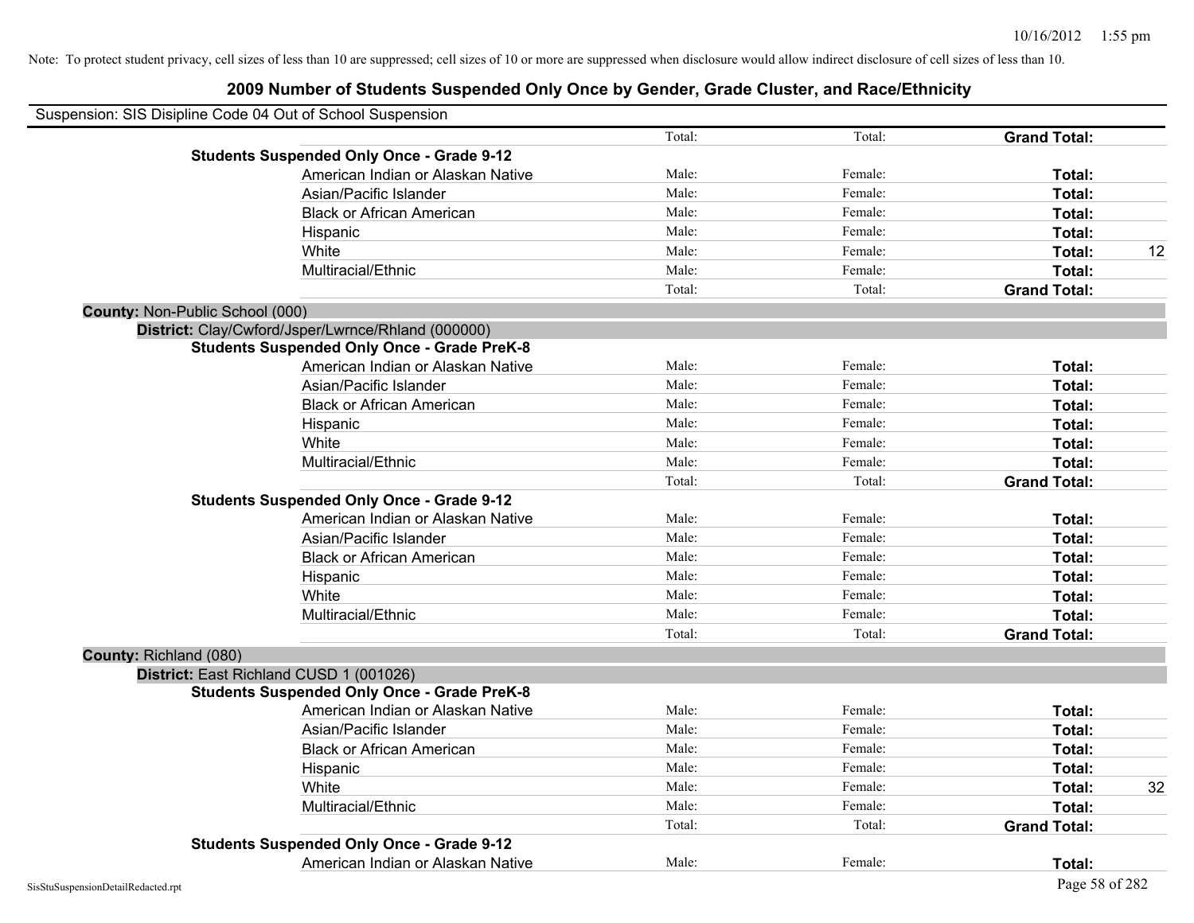Note: To protect student privacy, cell sizes of less than 10 are suppressed; cell sizes of 10 or more are suppressed when disclosure would allow indirect disclosure of cell sizes of less than 10.

# 2009 Number of Students Suspended Only Once by Gender, Grade Cluster, and Race/Ethnicity

Suspension: SIS Disipline Code 04 Out of School Suspension

| | | | | |
|---|---|---|---|---|
| | Total: | Total: | **Grand Total:** | |
| **Students Suspended Only Once - Grade 9-12** | | | | |
| American Indian or Alaskan Native | Male: | Female: | **Total:** | |
| Asian/Pacific Islander | Male: | Female: | **Total:** | |
| Black or African American | Male: | Female: | **Total:** | |
| Hispanic | Male: | Female: | **Total:** | |
| White | Male: | Female: | **Total:** | 12 |
| Multiracial/Ethnic | Male: | Female: | **Total:** | |
| | Total: | Total: | **Grand Total:** | |

**County:** Non-Public School (000)

**District:** Clay/Cwford/Jsper/Lwrnce/Rhland (000000)

| | | | | |
|---|---|---|---|---|
| **Students Suspended Only Once - Grade PreK-8** | | | | |
| American Indian or Alaskan Native | Male: | Female: | **Total:** | |
| Asian/Pacific Islander | Male: | Female: | **Total:** | |
| Black or African American | Male: | Female: | **Total:** | |
| Hispanic | Male: | Female: | **Total:** | |
| White | Male: | Female: | **Total:** | |
| Multiracial/Ethnic | Male: | Female: | **Total:** | |
| | Total: | Total: | **Grand Total:** | |
| **Students Suspended Only Once - Grade 9-12** | | | | |
| American Indian or Alaskan Native | Male: | Female: | **Total:** | |
| Asian/Pacific Islander | Male: | Female: | **Total:** | |
| Black or African American | Male: | Female: | **Total:** | |
| Hispanic | Male: | Female: | **Total:** | |
| White | Male: | Female: | **Total:** | |
| Multiracial/Ethnic | Male: | Female: | **Total:** | |
| | Total: | Total: | **Grand Total:** | |

**County:** Richland (080)

**District:** East Richland CUSD 1 (001026)

| | | | | |
|---|---|---|---|---|
| **Students Suspended Only Once - Grade PreK-8** | | | | |
| American Indian or Alaskan Native | Male: | Female: | **Total:** | |
| Asian/Pacific Islander | Male: | Female: | **Total:** | |
| Black or African American | Male: | Female: | **Total:** | |
| Hispanic | Male: | Female: | **Total:** | |
| White | Male: | Female: | **Total:** | 32 |
| Multiracial/Ethnic | Male: | Female: | **Total:** | |
| | Total: | Total: | **Grand Total:** | |
| **Students Suspended Only Once - Grade 9-12** | | | | |
| American Indian or Alaskan Native | Male: | Female: | **Total:** | |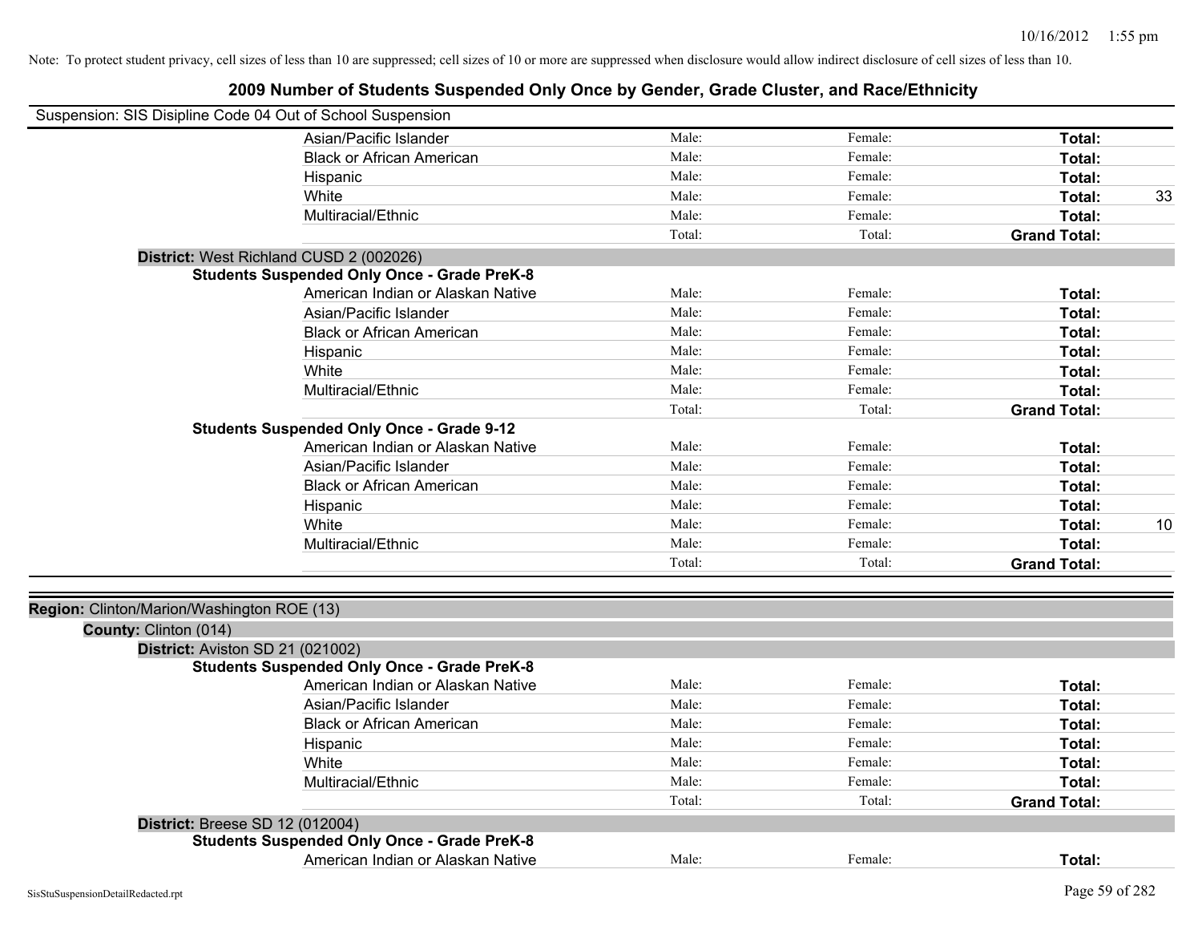Note: To protect student privacy, cell sizes of less than 10 are suppressed; cell sizes of 10 or more are suppressed when disclosure would allow indirect disclosure of cell sizes of less than 10.

# 2009 Number of Students Suspended Only Once by Gender, Grade Cluster, and Race/Ethnicity

Suspension: SIS Disipline Code 04 Out of School Suspension

| | Male | Female | Total | |
|---|---|---|---|---|
| Asian/Pacific Islander | Male: | Female: | **Total:** | |
| Black or African American | Male: | Female: | **Total:** | |
| Hispanic | Male: | Female: | **Total:** | |
| White | Male: | Female: | **Total:** | 33 |
| Multiracial/Ethnic | Male: | Female: | **Total:** | |
| | Total: | Total: | **Grand Total:** | |

**District:** West Richland CUSD 2 (002026)

**Students Suspended Only Once - Grade PreK-8**

| | Male | Female | Total | |
|---|---|---|---|---|
| American Indian or Alaskan Native | Male: | Female: | **Total:** | |
| Asian/Pacific Islander | Male: | Female: | **Total:** | |
| Black or African American | Male: | Female: | **Total:** | |
| Hispanic | Male: | Female: | **Total:** | |
| White | Male: | Female: | **Total:** | |
| Multiracial/Ethnic | Male: | Female: | **Total:** | |
| | Total: | Total: | **Grand Total:** | |

**Students Suspended Only Once - Grade 9-12**

| | Male | Female | Total | |
|---|---|---|---|---|
| American Indian or Alaskan Native | Male: | Female: | **Total:** | |
| Asian/Pacific Islander | Male: | Female: | **Total:** | |
| Black or African American | Male: | Female: | **Total:** | |
| Hispanic | Male: | Female: | **Total:** | |
| White | Male: | Female: | **Total:** | 10 |
| Multiracial/Ethnic | Male: | Female: | **Total:** | |
| | Total: | Total: | **Grand Total:** | |

**Region:** Clinton/Marion/Washington ROE (13)

**County:** Clinton (014)

**District:** Aviston SD 21 (021002)

**Students Suspended Only Once - Grade PreK-8**

| | Male | Female | Total | |
|---|---|---|---|---|
| American Indian or Alaskan Native | Male: | Female: | **Total:** | |
| Asian/Pacific Islander | Male: | Female: | **Total:** | |
| Black or African American | Male: | Female: | **Total:** | |
| Hispanic | Male: | Female: | **Total:** | |
| White | Male: | Female: | **Total:** | |
| Multiracial/Ethnic | Male: | Female: | **Total:** | |
| | Total: | Total: | **Grand Total:** | |

**District:** Breese SD 12 (012004)

**Students Suspended Only Once - Grade PreK-8**

| | Male | Female | Total | |
|---|---|---|---|---|
| American Indian or Alaskan Native | Male: | Female: | **Total:** | |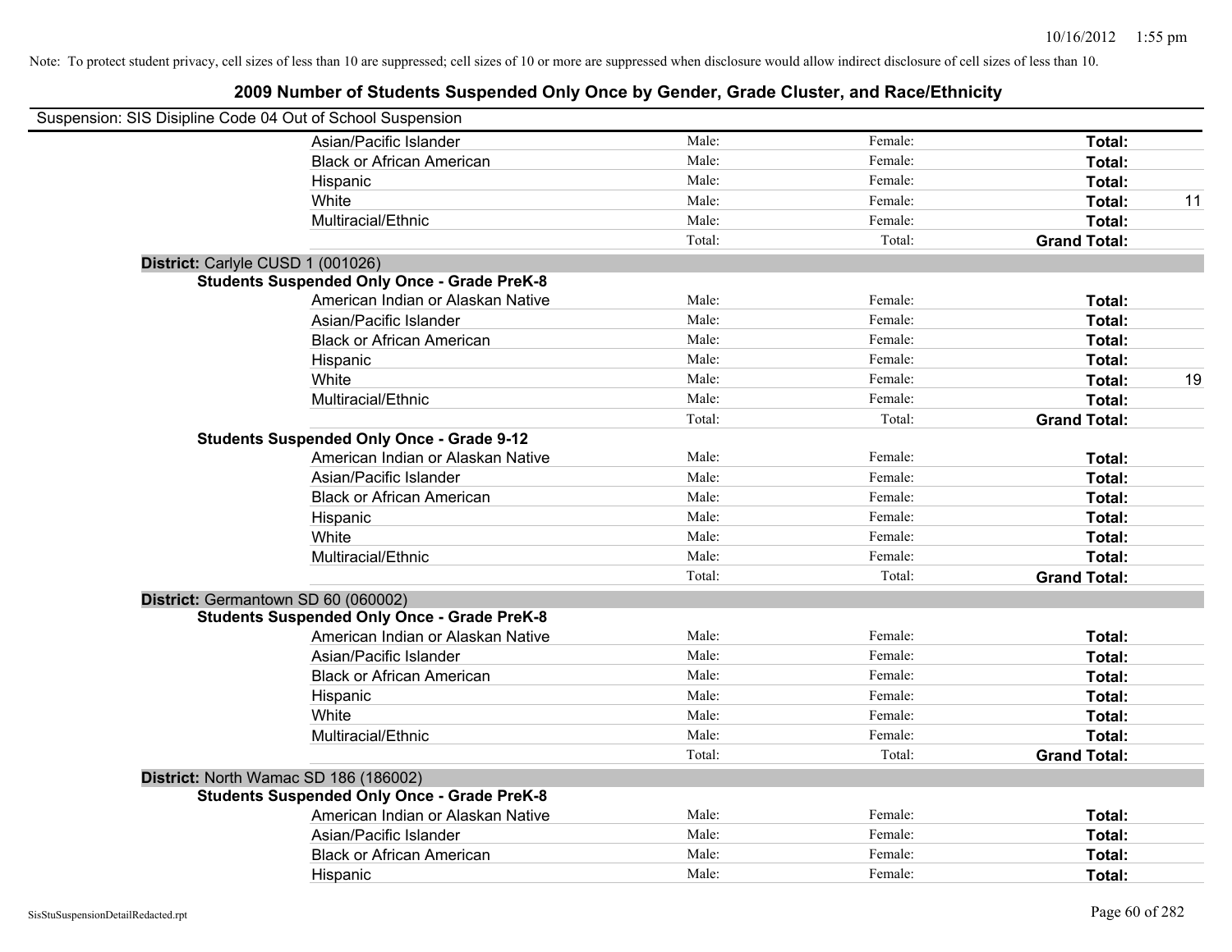Note: To protect student privacy, cell sizes of less than 10 are suppressed; cell sizes of 10 or more are suppressed when disclosure would allow indirect disclosure of cell sizes of less than 10.

# 2009 Number of Students Suspended Only Once by Gender, Grade Cluster, and Race/Ethnicity

Suspension: SIS Disipline Code 04 Out of School Suspension

| | | | | | |
|---|---|---|---|---|---|
| | Asian/Pacific Islander | Male: | Female: | **Total:** | |
| | Black or African American | Male: | Female: | **Total:** | |
| | Hispanic | Male: | Female: | **Total:** | |
| | White | Male: | Female: | **Total:** | 11 |
| | Multiracial/Ethnic | Male: | Female: | **Total:** | |
| | | Total: | Total: | **Grand Total:** | |

**District:** Carlyle CUSD 1 (001026)

**Students Suspended Only Once - Grade PreK-8**

| | | | | |
|---|---|---|---|---|
| American Indian or Alaskan Native | Male: | Female: | **Total:** | |
| Asian/Pacific Islander | Male: | Female: | **Total:** | |
| Black or African American | Male: | Female: | **Total:** | |
| Hispanic | Male: | Female: | **Total:** | |
| White | Male: | Female: | **Total:** | 19 |
| Multiracial/Ethnic | Male: | Female: | **Total:** | |
| | Total: | Total: | **Grand Total:** | |

**Students Suspended Only Once - Grade 9-12**

| | | | | |
|---|---|---|---|---|
| American Indian or Alaskan Native | Male: | Female: | **Total:** | |
| Asian/Pacific Islander | Male: | Female: | **Total:** | |
| Black or African American | Male: | Female: | **Total:** | |
| Hispanic | Male: | Female: | **Total:** | |
| White | Male: | Female: | **Total:** | |
| Multiracial/Ethnic | Male: | Female: | **Total:** | |
| | Total: | Total: | **Grand Total:** | |

**District:** Germantown SD 60 (060002)

**Students Suspended Only Once - Grade PreK-8**

| | | | | |
|---|---|---|---|---|
| American Indian or Alaskan Native | Male: | Female: | **Total:** | |
| Asian/Pacific Islander | Male: | Female: | **Total:** | |
| Black or African American | Male: | Female: | **Total:** | |
| Hispanic | Male: | Female: | **Total:** | |
| White | Male: | Female: | **Total:** | |
| Multiracial/Ethnic | Male: | Female: | **Total:** | |
| | Total: | Total: | **Grand Total:** | |

**District:** North Wamac SD 186 (186002)

**Students Suspended Only Once - Grade PreK-8**

| | | | | |
|---|---|---|---|---|
| American Indian or Alaskan Native | Male: | Female: | **Total:** | |
| Asian/Pacific Islander | Male: | Female: | **Total:** | |
| Black or African American | Male: | Female: | **Total:** | |
| Hispanic | Male: | Female: | **Total:** | |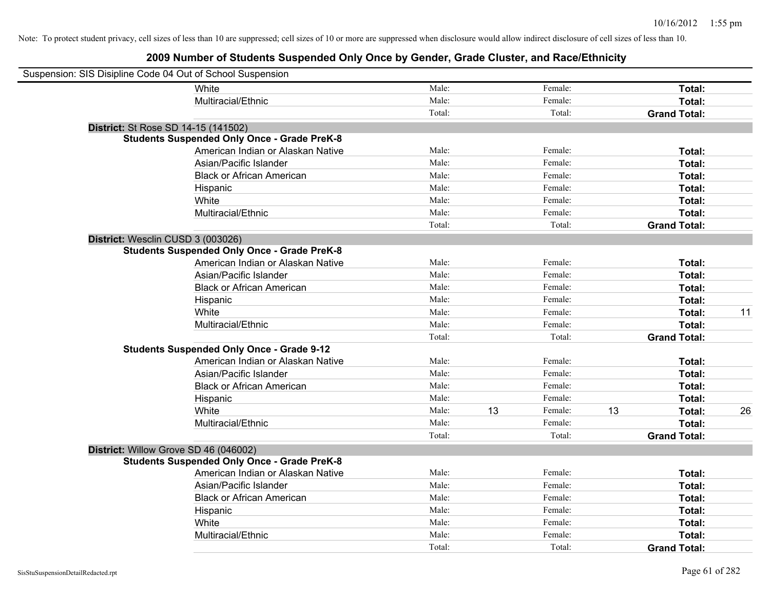Note: To protect student privacy, cell sizes of less than 10 are suppressed; cell sizes of 10 or more are suppressed when disclosure would allow indirect disclosure of cell sizes of less than 10.

## 2009 Number of Students Suspended Only Once by Gender, Grade Cluster, and Race/Ethnicity

Suspension: SIS Disipline Code 04 Out of School Suspension

| | | | | | | | |
|---|---|---|---|---|---|---|---|
| White | Male: | | Female: | | **Total:** | |
| Multiracial/Ethnic | Male: | | Female: | | **Total:** | |
| | Total: | | Total: | | **Grand Total:** | |

**District:** St Rose SD 14-15 (141502)

**Students Suspended Only Once - Grade PreK-8**

| | | | | | | |
|---|---|---|---|---|---|---|
| American Indian or Alaskan Native | Male: | | Female: | | **Total:** | |
| Asian/Pacific Islander | Male: | | Female: | | **Total:** | |
| Black or African American | Male: | | Female: | | **Total:** | |
| Hispanic | Male: | | Female: | | **Total:** | |
| White | Male: | | Female: | | **Total:** | |
| Multiracial/Ethnic | Male: | | Female: | | **Total:** | |
| | Total: | | Total: | | **Grand Total:** | |

**District:** Wesclin CUSD 3 (003026)

**Students Suspended Only Once - Grade PreK-8**

| | | | | | | |
|---|---|---|---|---|---|---|
| American Indian or Alaskan Native | Male: | | Female: | | **Total:** | |
| Asian/Pacific Islander | Male: | | Female: | | **Total:** | |
| Black or African American | Male: | | Female: | | **Total:** | |
| Hispanic | Male: | | Female: | | **Total:** | |
| White | Male: | | Female: | | **Total:** | 11 |
| Multiracial/Ethnic | Male: | | Female: | | **Total:** | |
| | Total: | | Total: | | **Grand Total:** | |

**Students Suspended Only Once - Grade 9-12**

| | | | | | | |
|---|---|---|---|---|---|---|
| American Indian or Alaskan Native | Male: | | Female: | | **Total:** | |
| Asian/Pacific Islander | Male: | | Female: | | **Total:** | |
| Black or African American | Male: | | Female: | | **Total:** | |
| Hispanic | Male: | | Female: | | **Total:** | |
| White | Male: | 13 | Female: | 13 | **Total:** | 26 |
| Multiracial/Ethnic | Male: | | Female: | | **Total:** | |
| | Total: | | Total: | | **Grand Total:** | |

**District:** Willow Grove SD 46 (046002)

**Students Suspended Only Once - Grade PreK-8**

| | | | | | | |
|---|---|---|---|---|---|---|
| American Indian or Alaskan Native | Male: | | Female: | | **Total:** | |
| Asian/Pacific Islander | Male: | | Female: | | **Total:** | |
| Black or African American | Male: | | Female: | | **Total:** | |
| Hispanic | Male: | | Female: | | **Total:** | |
| White | Male: | | Female: | | **Total:** | |
| Multiracial/Ethnic | Male: | | Female: | | **Total:** | |
| | Total: | | Total: | | **Grand Total:** | |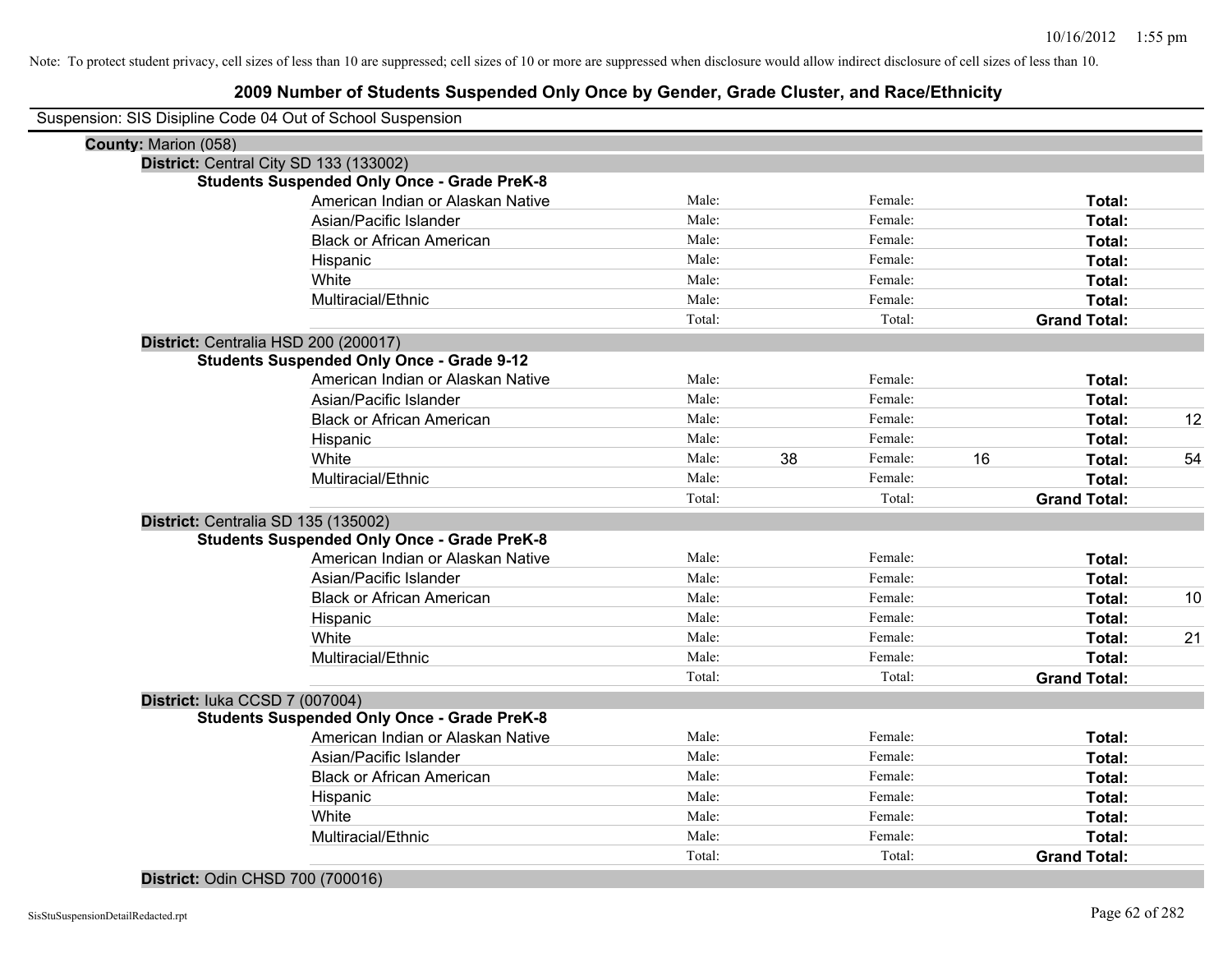Note: To protect student privacy, cell sizes of less than 10 are suppressed; cell sizes of 10 or more are suppressed when disclosure would allow indirect disclosure of cell sizes of less than 10.

# 2009 Number of Students Suspended Only Once by Gender, Grade Cluster, and Race/Ethnicity

Suspension: SIS Disipline Code 04 Out of School Suspension

**County:** Marion (058)

**District:** Central City SD 133 (133002)

**Students Suspended Only Once - Grade PreK-8**

| | | | | | | |
|---|---|---|---|---|---|---|
| American Indian or Alaskan Native | Male: | | Female: | | **Total:** | |
| Asian/Pacific Islander | Male: | | Female: | | **Total:** | |
| Black or African American | Male: | | Female: | | **Total:** | |
| Hispanic | Male: | | Female: | | **Total:** | |
| White | Male: | | Female: | | **Total:** | |
| Multiracial/Ethnic | Male: | | Female: | | **Total:** | |
| | Total: | | Total: | | **Grand Total:** | |

**District:** Centralia HSD 200 (200017)

**Students Suspended Only Once - Grade 9-12**

| | | | | | | |
|---|---|---|---|---|---|---|
| American Indian or Alaskan Native | Male: | | Female: | | **Total:** | |
| Asian/Pacific Islander | Male: | | Female: | | **Total:** | |
| Black or African American | Male: | | Female: | | **Total:** | 12 |
| Hispanic | Male: | | Female: | | **Total:** | |
| White | Male: | 38 | Female: | 16 | **Total:** | 54 |
| Multiracial/Ethnic | Male: | | Female: | | **Total:** | |
| | Total: | | Total: | | **Grand Total:** | |

**District:** Centralia SD 135 (135002)

**Students Suspended Only Once - Grade PreK-8**

| | | | | | | |
|---|---|---|---|---|---|---|
| American Indian or Alaskan Native | Male: | | Female: | | **Total:** | |
| Asian/Pacific Islander | Male: | | Female: | | **Total:** | |
| Black or African American | Male: | | Female: | | **Total:** | 10 |
| Hispanic | Male: | | Female: | | **Total:** | |
| White | Male: | | Female: | | **Total:** | 21 |
| Multiracial/Ethnic | Male: | | Female: | | **Total:** | |
| | Total: | | Total: | | **Grand Total:** | |

**District:** Iuka CCSD 7 (007004)

**Students Suspended Only Once - Grade PreK-8**

| | | | | | | |
|---|---|---|---|---|---|---|
| American Indian or Alaskan Native | Male: | | Female: | | **Total:** | |
| Asian/Pacific Islander | Male: | | Female: | | **Total:** | |
| Black or African American | Male: | | Female: | | **Total:** | |
| Hispanic | Male: | | Female: | | **Total:** | |
| White | Male: | | Female: | | **Total:** | |
| Multiracial/Ethnic | Male: | | Female: | | **Total:** | |
| | Total: | | Total: | | **Grand Total:** | |

**District:** Odin CHSD 700 (700016)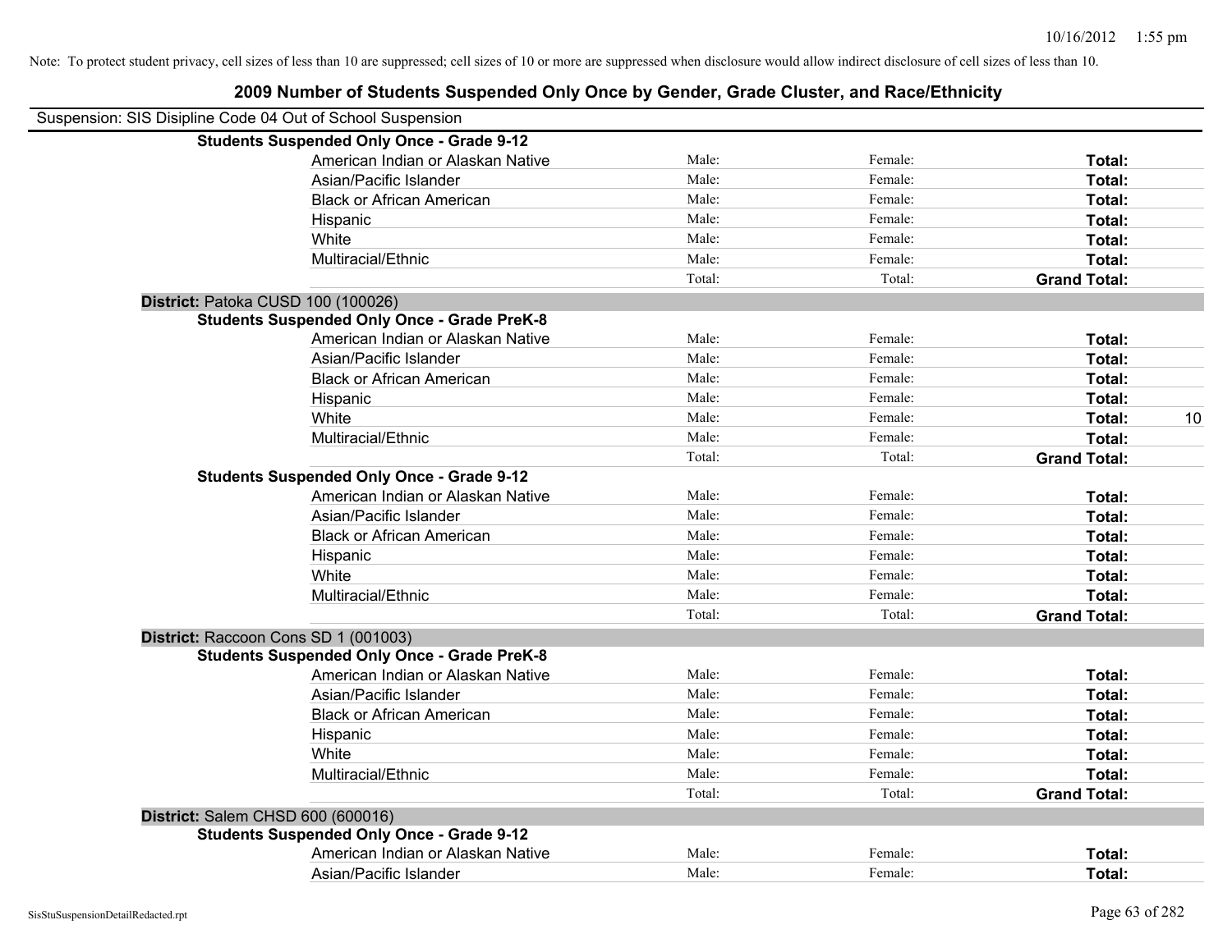Note: To protect student privacy, cell sizes of less than 10 are suppressed; cell sizes of 10 or more are suppressed when disclosure would allow indirect disclosure of cell sizes of less than 10.

# 2009 Number of Students Suspended Only Once by Gender, Grade Cluster, and Race/Ethnicity

Suspension: SIS Disipline Code 04 Out of School Suspension

**Students Suspended Only Once - Grade 9-12**

| | | | | |
|---|---|---|---|---|
| American Indian or Alaskan Native | Male: | Female: | **Total:** | |
| Asian/Pacific Islander | Male: | Female: | **Total:** | |
| Black or African American | Male: | Female: | **Total:** | |
| Hispanic | Male: | Female: | **Total:** | |
| White | Male: | Female: | **Total:** | |
| Multiracial/Ethnic | Male: | Female: | **Total:** | |
| | Total: | Total: | **Grand Total:** | |

**District:** Patoka CUSD 100 (100026)

**Students Suspended Only Once - Grade PreK-8**

| | | | | |
|---|---|---|---|---|
| American Indian or Alaskan Native | Male: | Female: | **Total:** | |
| Asian/Pacific Islander | Male: | Female: | **Total:** | |
| Black or African American | Male: | Female: | **Total:** | |
| Hispanic | Male: | Female: | **Total:** | |
| White | Male: | Female: | **Total:** | 10 |
| Multiracial/Ethnic | Male: | Female: | **Total:** | |
| | Total: | Total: | **Grand Total:** | |

**Students Suspended Only Once - Grade 9-12**

| | | | | |
|---|---|---|---|---|
| American Indian or Alaskan Native | Male: | Female: | **Total:** | |
| Asian/Pacific Islander | Male: | Female: | **Total:** | |
| Black or African American | Male: | Female: | **Total:** | |
| Hispanic | Male: | Female: | **Total:** | |
| White | Male: | Female: | **Total:** | |
| Multiracial/Ethnic | Male: | Female: | **Total:** | |
| | Total: | Total: | **Grand Total:** | |

**District:** Raccoon Cons SD 1 (001003)

**Students Suspended Only Once - Grade PreK-8**

| | | | | |
|---|---|---|---|---|
| American Indian or Alaskan Native | Male: | Female: | **Total:** | |
| Asian/Pacific Islander | Male: | Female: | **Total:** | |
| Black or African American | Male: | Female: | **Total:** | |
| Hispanic | Male: | Female: | **Total:** | |
| White | Male: | Female: | **Total:** | |
| Multiracial/Ethnic | Male: | Female: | **Total:** | |
| | Total: | Total: | **Grand Total:** | |

**District:** Salem CHSD 600 (600016)

**Students Suspended Only Once - Grade 9-12**

| | | | | |
|---|---|---|---|---|
| American Indian or Alaskan Native | Male: | Female: | **Total:** | |
| Asian/Pacific Islander | Male: | Female: | **Total:** | |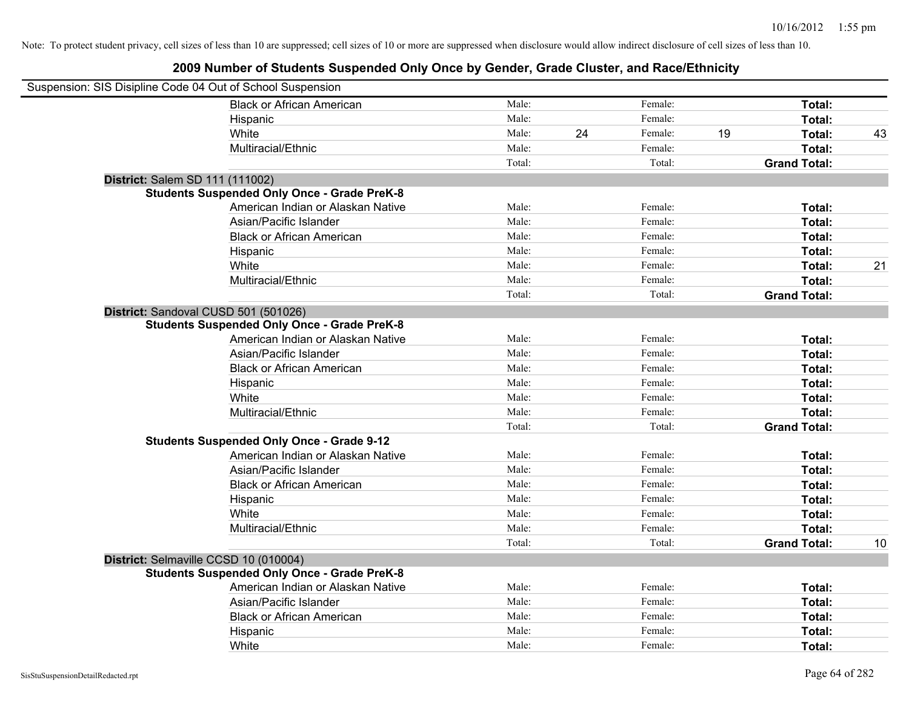Note: To protect student privacy, cell sizes of less than 10 are suppressed; cell sizes of 10 or more are suppressed when disclosure would allow indirect disclosure of cell sizes of less than 10.

## 2009 Number of Students Suspended Only Once by Gender, Grade Cluster, and Race/Ethnicity

Suspension: SIS Disipline Code 04 Out of School Suspension

| | | | | | | | |
|---|---|---|---|---|---|---|---|
| Black or African American | Male: | | Female: | | **Total:** | |
| Hispanic | Male: | | Female: | | **Total:** | |
| White | Male: | 24 | Female: | 19 | **Total:** | 43 |
| Multiracial/Ethnic | Male: | | Female: | | **Total:** | |
| | Total: | | Total: | | **Grand Total:** | |

**District:** Salem SD 111 (111002)

**Students Suspended Only Once - Grade PreK-8**

| | | | | | | |
|---|---|---|---|---|---|---|
| American Indian or Alaskan Native | Male: | | Female: | | **Total:** | |
| Asian/Pacific Islander | Male: | | Female: | | **Total:** | |
| Black or African American | Male: | | Female: | | **Total:** | |
| Hispanic | Male: | | Female: | | **Total:** | |
| White | Male: | | Female: | | **Total:** | 21 |
| Multiracial/Ethnic | Male: | | Female: | | **Total:** | |
| | Total: | | Total: | | **Grand Total:** | |

**District:** Sandoval CUSD 501 (501026)

**Students Suspended Only Once - Grade PreK-8**

| | | | | | | |
|---|---|---|---|---|---|---|
| American Indian or Alaskan Native | Male: | | Female: | | **Total:** | |
| Asian/Pacific Islander | Male: | | Female: | | **Total:** | |
| Black or African American | Male: | | Female: | | **Total:** | |
| Hispanic | Male: | | Female: | | **Total:** | |
| White | Male: | | Female: | | **Total:** | |
| Multiracial/Ethnic | Male: | | Female: | | **Total:** | |
| | Total: | | Total: | | **Grand Total:** | |

**Students Suspended Only Once - Grade 9-12**

| | | | | | | |
|---|---|---|---|---|---|---|
| American Indian or Alaskan Native | Male: | | Female: | | **Total:** | |
| Asian/Pacific Islander | Male: | | Female: | | **Total:** | |
| Black or African American | Male: | | Female: | | **Total:** | |
| Hispanic | Male: | | Female: | | **Total:** | |
| White | Male: | | Female: | | **Total:** | |
| Multiracial/Ethnic | Male: | | Female: | | **Total:** | |
| | Total: | | Total: | | **Grand Total:** | 10 |

**District:** Selmaville CCSD 10 (010004)

**Students Suspended Only Once - Grade PreK-8**

| | | | | | | |
|---|---|---|---|---|---|---|
| American Indian or Alaskan Native | Male: | | Female: | | **Total:** | |
| Asian/Pacific Islander | Male: | | Female: | | **Total:** | |
| Black or African American | Male: | | Female: | | **Total:** | |
| Hispanic | Male: | | Female: | | **Total:** | |
| White | Male: | | Female: | | **Total:** | |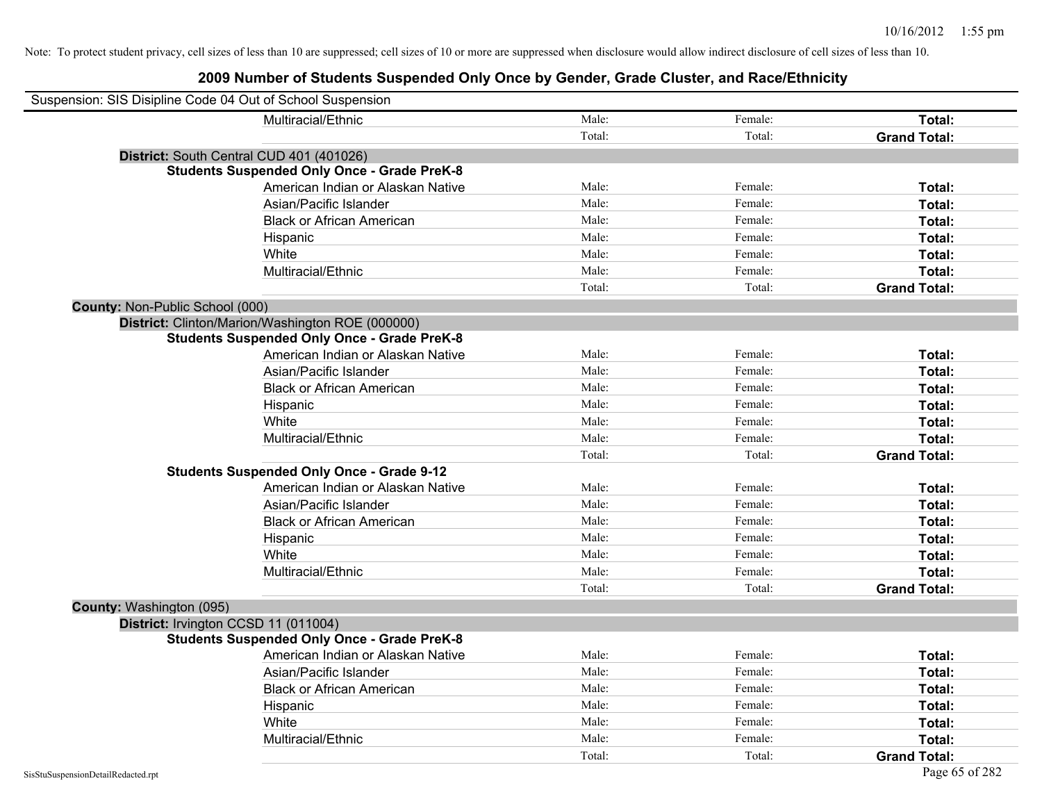Note: To protect student privacy, cell sizes of less than 10 are suppressed; cell sizes of 10 or more are suppressed when disclosure would allow indirect disclosure of cell sizes of less than 10.

# 2009 Number of Students Suspended Only Once by Gender, Grade Cluster, and Race/Ethnicity

Suspension: SIS Disipline Code 04 Out of School Suspension

| | | | |
|---|---|---|---|
| Multiracial/Ethnic | Male: | Female: | **Total:** |
| | Total: | Total: | **Grand Total:** |

**District:** South Central CUD 401 (401026)

**Students Suspended Only Once - Grade PreK-8**

| | | | |
|---|---|---|---|
| American Indian or Alaskan Native | Male: | Female: | **Total:** |
| Asian/Pacific Islander | Male: | Female: | **Total:** |
| Black or African American | Male: | Female: | **Total:** |
| Hispanic | Male: | Female: | **Total:** |
| White | Male: | Female: | **Total:** |
| Multiracial/Ethnic | Male: | Female: | **Total:** |
| | Total: | Total: | **Grand Total:** |

**County:** Non-Public School (000)

**District:** Clinton/Marion/Washington ROE (000000)

**Students Suspended Only Once - Grade PreK-8**

| | | | |
|---|---|---|---|
| American Indian or Alaskan Native | Male: | Female: | **Total:** |
| Asian/Pacific Islander | Male: | Female: | **Total:** |
| Black or African American | Male: | Female: | **Total:** |
| Hispanic | Male: | Female: | **Total:** |
| White | Male: | Female: | **Total:** |
| Multiracial/Ethnic | Male: | Female: | **Total:** |
| | Total: | Total: | **Grand Total:** |

**Students Suspended Only Once - Grade 9-12**

| | | | |
|---|---|---|---|
| American Indian or Alaskan Native | Male: | Female: | **Total:** |
| Asian/Pacific Islander | Male: | Female: | **Total:** |
| Black or African American | Male: | Female: | **Total:** |
| Hispanic | Male: | Female: | **Total:** |
| White | Male: | Female: | **Total:** |
| Multiracial/Ethnic | Male: | Female: | **Total:** |
| | Total: | Total: | **Grand Total:** |

**County:** Washington (095)

**District:** Irvington CCSD 11 (011004)

**Students Suspended Only Once - Grade PreK-8**

| | | | |
|---|---|---|---|
| American Indian or Alaskan Native | Male: | Female: | **Total:** |
| Asian/Pacific Islander | Male: | Female: | **Total:** |
| Black or African American | Male: | Female: | **Total:** |
| Hispanic | Male: | Female: | **Total:** |
| White | Male: | Female: | **Total:** |
| Multiracial/Ethnic | Male: | Female: | **Total:** |
| | Total: | Total: | **Grand Total:** |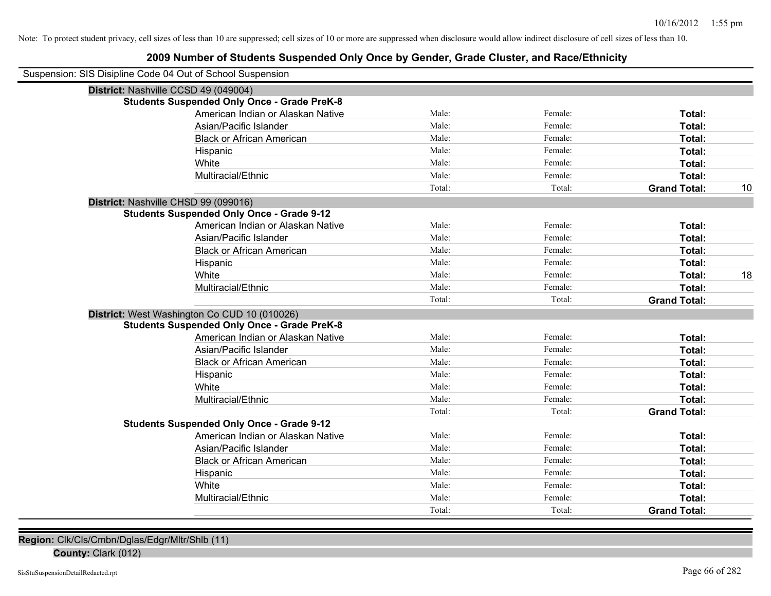Note: To protect student privacy, cell sizes of less than 10 are suppressed; cell sizes of 10 or more are suppressed when disclosure would allow indirect disclosure of cell sizes of less than 10.

# 2009 Number of Students Suspended Only Once by Gender, Grade Cluster, and Race/Ethnicity

Suspension: SIS Disipline Code 04 Out of School Suspension

**District:** Nashville CCSD 49 (049004)

**Students Suspended Only Once - Grade PreK-8**

| Race/Ethnicity | Male | Female | Total | |
|---|---|---|---|---|
| American Indian or Alaskan Native | Male: | Female: | **Total:** | |
| Asian/Pacific Islander | Male: | Female: | **Total:** | |
| Black or African American | Male: | Female: | **Total:** | |
| Hispanic | Male: | Female: | **Total:** | |
| White | Male: | Female: | **Total:** | |
| Multiracial/Ethnic | Male: | Female: | **Total:** | |
| | Total: | Total: | **Grand Total:** | 10 |

**District:** Nashville CHSD 99 (099016)

**Students Suspended Only Once - Grade 9-12**

| Race/Ethnicity | Male | Female | Total | |
|---|---|---|---|---|
| American Indian or Alaskan Native | Male: | Female: | **Total:** | |
| Asian/Pacific Islander | Male: | Female: | **Total:** | |
| Black or African American | Male: | Female: | **Total:** | |
| Hispanic | Male: | Female: | **Total:** | |
| White | Male: | Female: | **Total:** | 18 |
| Multiracial/Ethnic | Male: | Female: | **Total:** | |
| | Total: | Total: | **Grand Total:** | |

**District:** West Washington Co CUD 10 (010026)

**Students Suspended Only Once - Grade PreK-8**

| Race/Ethnicity | Male | Female | Total | |
|---|---|---|---|---|
| American Indian or Alaskan Native | Male: | Female: | **Total:** | |
| Asian/Pacific Islander | Male: | Female: | **Total:** | |
| Black or African American | Male: | Female: | **Total:** | |
| Hispanic | Male: | Female: | **Total:** | |
| White | Male: | Female: | **Total:** | |
| Multiracial/Ethnic | Male: | Female: | **Total:** | |
| | Total: | Total: | **Grand Total:** | |

**Students Suspended Only Once - Grade 9-12**

| Race/Ethnicity | Male | Female | Total | |
|---|---|---|---|---|
| American Indian or Alaskan Native | Male: | Female: | **Total:** | |
| Asian/Pacific Islander | Male: | Female: | **Total:** | |
| Black or African American | Male: | Female: | **Total:** | |
| Hispanic | Male: | Female: | **Total:** | |
| White | Male: | Female: | **Total:** | |
| Multiracial/Ethnic | Male: | Female: | **Total:** | |
| | Total: | Total: | **Grand Total:** | |

**Region:** Clk/Cls/Cmbn/Dglas/Edgr/Mltr/Shlb (11)

**County:** Clark (012)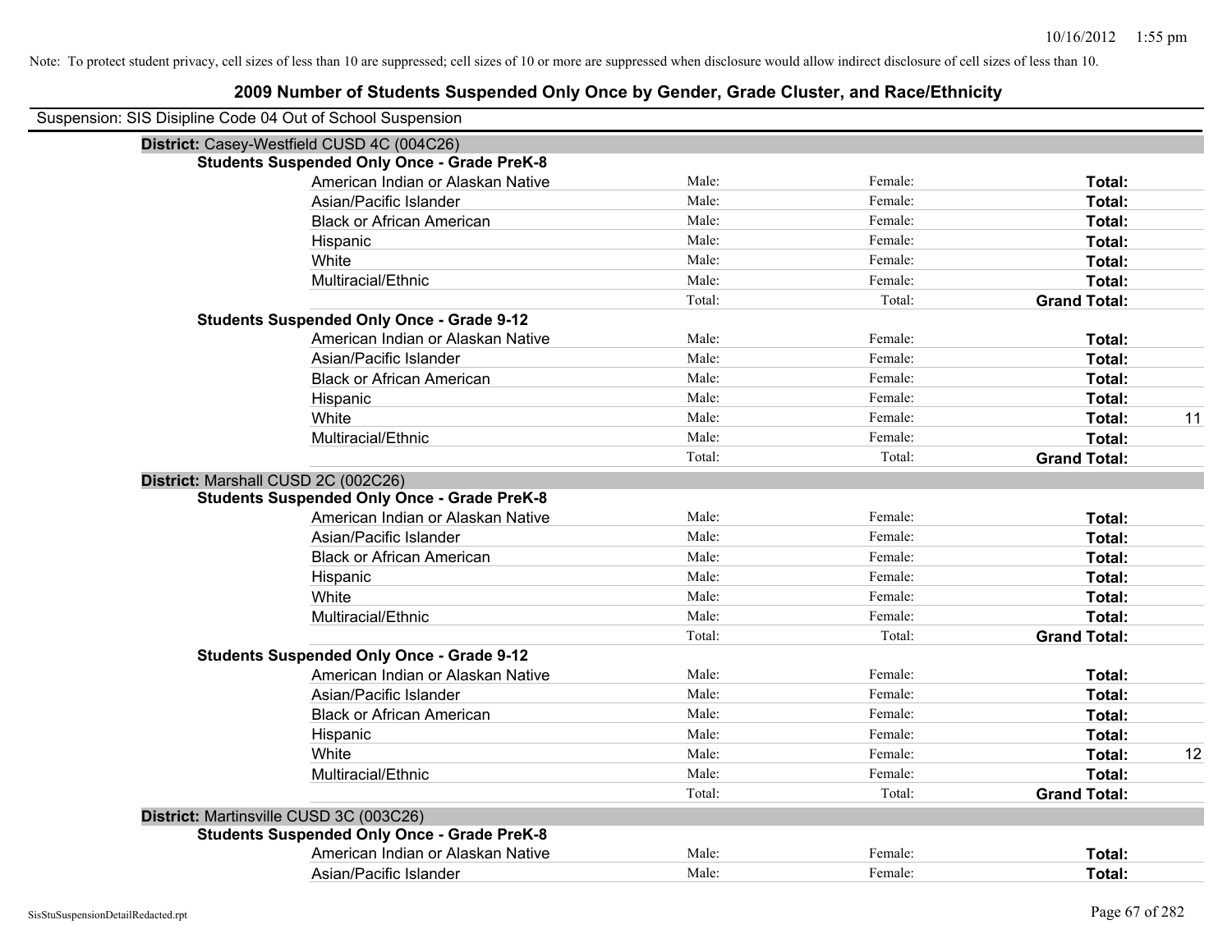Note: To protect student privacy, cell sizes of less than 10 are suppressed; cell sizes of 10 or more are suppressed when disclosure would allow indirect disclosure of cell sizes of less than 10.

# 2009 Number of Students Suspended Only Once by Gender, Grade Cluster, and Race/Ethnicity

Suspension: SIS Disipline Code 04 Out of School Suspension

**District:** Casey-Westfield CUSD 4C (004C26)

**Students Suspended Only Once - Grade PreK-8**

| | | | | |
|---|---|---|---|---|
| American Indian or Alaskan Native | Male: | Female: | **Total:** | |
| Asian/Pacific Islander | Male: | Female: | **Total:** | |
| Black or African American | Male: | Female: | **Total:** | |
| Hispanic | Male: | Female: | **Total:** | |
| White | Male: | Female: | **Total:** | |
| Multiracial/Ethnic | Male: | Female: | **Total:** | |
| | Total: | Total: | **Grand Total:** | |

**Students Suspended Only Once - Grade 9-12**

| | | | | |
|---|---|---|---|---|
| American Indian or Alaskan Native | Male: | Female: | **Total:** | |
| Asian/Pacific Islander | Male: | Female: | **Total:** | |
| Black or African American | Male: | Female: | **Total:** | |
| Hispanic | Male: | Female: | **Total:** | |
| White | Male: | Female: | **Total:** | 11 |
| Multiracial/Ethnic | Male: | Female: | **Total:** | |
| | Total: | Total: | **Grand Total:** | |

**District:** Marshall CUSD 2C (002C26)

**Students Suspended Only Once - Grade PreK-8**

| | | | | |
|---|---|---|---|---|
| American Indian or Alaskan Native | Male: | Female: | **Total:** | |
| Asian/Pacific Islander | Male: | Female: | **Total:** | |
| Black or African American | Male: | Female: | **Total:** | |
| Hispanic | Male: | Female: | **Total:** | |
| White | Male: | Female: | **Total:** | |
| Multiracial/Ethnic | Male: | Female: | **Total:** | |
| | Total: | Total: | **Grand Total:** | |

**Students Suspended Only Once - Grade 9-12**

| | | | | |
|---|---|---|---|---|
| American Indian or Alaskan Native | Male: | Female: | **Total:** | |
| Asian/Pacific Islander | Male: | Female: | **Total:** | |
| Black or African American | Male: | Female: | **Total:** | |
| Hispanic | Male: | Female: | **Total:** | |
| White | Male: | Female: | **Total:** | 12 |
| Multiracial/Ethnic | Male: | Female: | **Total:** | |
| | Total: | Total: | **Grand Total:** | |

**District:** Martinsville CUSD 3C (003C26)

**Students Suspended Only Once - Grade PreK-8**

| | | | | |
|---|---|---|---|---|
| American Indian or Alaskan Native | Male: | Female: | **Total:** | |
| Asian/Pacific Islander | Male: | Female: | **Total:** | |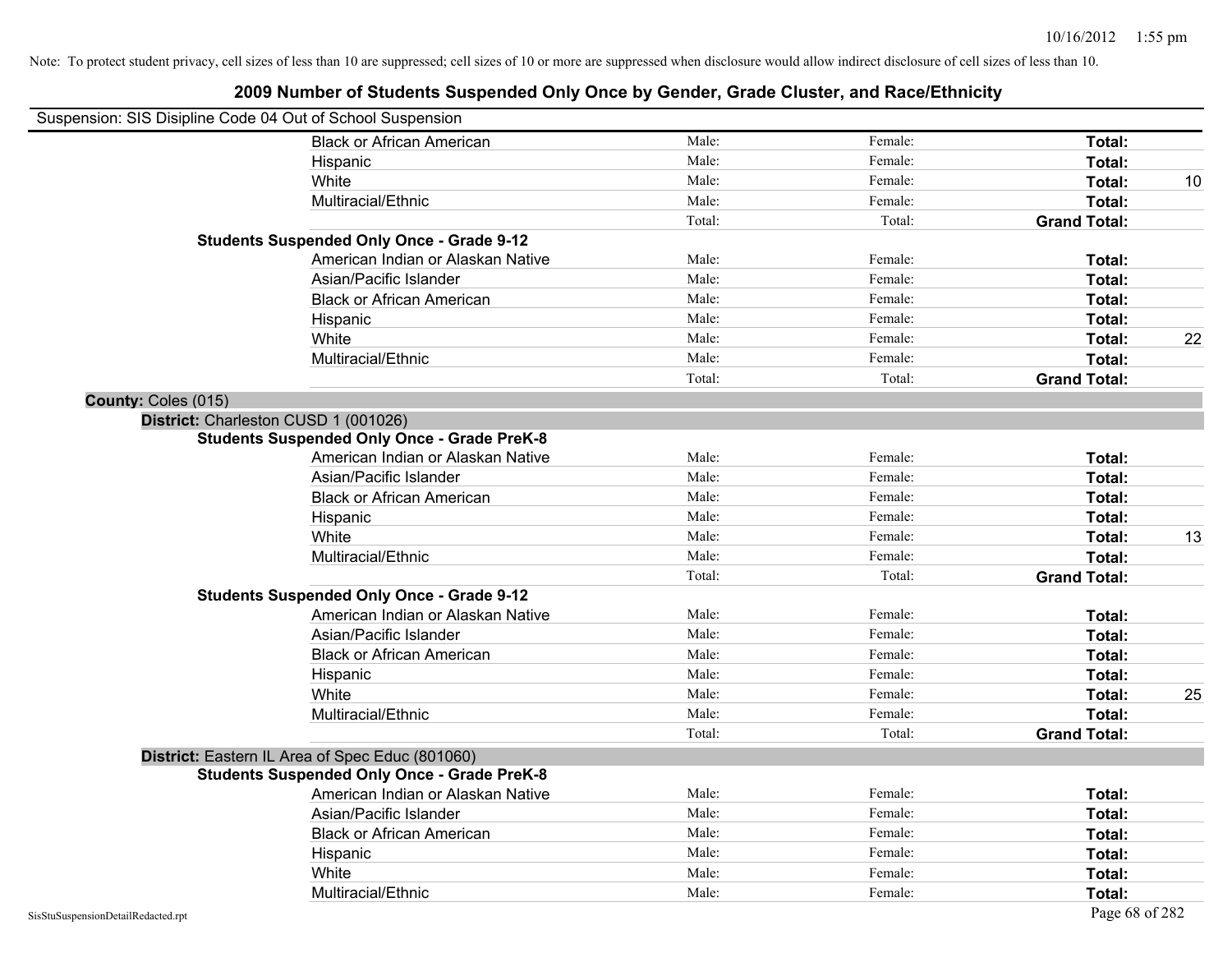Note: To protect student privacy, cell sizes of less than 10 are suppressed; cell sizes of 10 or more are suppressed when disclosure would allow indirect disclosure of cell sizes of less than 10.

# 2009 Number of Students Suspended Only Once by Gender, Grade Cluster, and Race/Ethnicity

Suspension: SIS Disipline Code 04 Out of School Suspension

| | | | | |
|---|---|---|---|---|
| Black or African American | Male: | Female: | **Total:** | |
| Hispanic | Male: | Female: | **Total:** | |
| White | Male: | Female: | **Total:** | 10 |
| Multiracial/Ethnic | Male: | Female: | **Total:** | |
| | Total: | Total: | **Grand Total:** | |
| **Students Suspended Only Once - Grade 9-12** | | | | |
| American Indian or Alaskan Native | Male: | Female: | **Total:** | |
| Asian/Pacific Islander | Male: | Female: | **Total:** | |
| Black or African American | Male: | Female: | **Total:** | |
| Hispanic | Male: | Female: | **Total:** | |
| White | Male: | Female: | **Total:** | 22 |
| Multiracial/Ethnic | Male: | Female: | **Total:** | |
| | Total: | Total: | **Grand Total:** | |

**County:** Coles (015)

**District:** Charleston CUSD 1 (001026)

| | | | | |
|---|---|---|---|---|
| **Students Suspended Only Once - Grade PreK-8** | | | | |
| American Indian or Alaskan Native | Male: | Female: | **Total:** | |
| Asian/Pacific Islander | Male: | Female: | **Total:** | |
| Black or African American | Male: | Female: | **Total:** | |
| Hispanic | Male: | Female: | **Total:** | |
| White | Male: | Female: | **Total:** | 13 |
| Multiracial/Ethnic | Male: | Female: | **Total:** | |
| | Total: | Total: | **Grand Total:** | |
| **Students Suspended Only Once - Grade 9-12** | | | | |
| American Indian or Alaskan Native | Male: | Female: | **Total:** | |
| Asian/Pacific Islander | Male: | Female: | **Total:** | |
| Black or African American | Male: | Female: | **Total:** | |
| Hispanic | Male: | Female: | **Total:** | |
| White | Male: | Female: | **Total:** | 25 |
| Multiracial/Ethnic | Male: | Female: | **Total:** | |
| | Total: | Total: | **Grand Total:** | |

**District:** Eastern IL Area of Spec Educ (801060)

| | | | | |
|---|---|---|---|---|
| **Students Suspended Only Once - Grade PreK-8** | | | | |
| American Indian or Alaskan Native | Male: | Female: | **Total:** | |
| Asian/Pacific Islander | Male: | Female: | **Total:** | |
| Black or African American | Male: | Female: | **Total:** | |
| Hispanic | Male: | Female: | **Total:** | |
| White | Male: | Female: | **Total:** | |
| Multiracial/Ethnic | Male: | Female: | **Total:** | |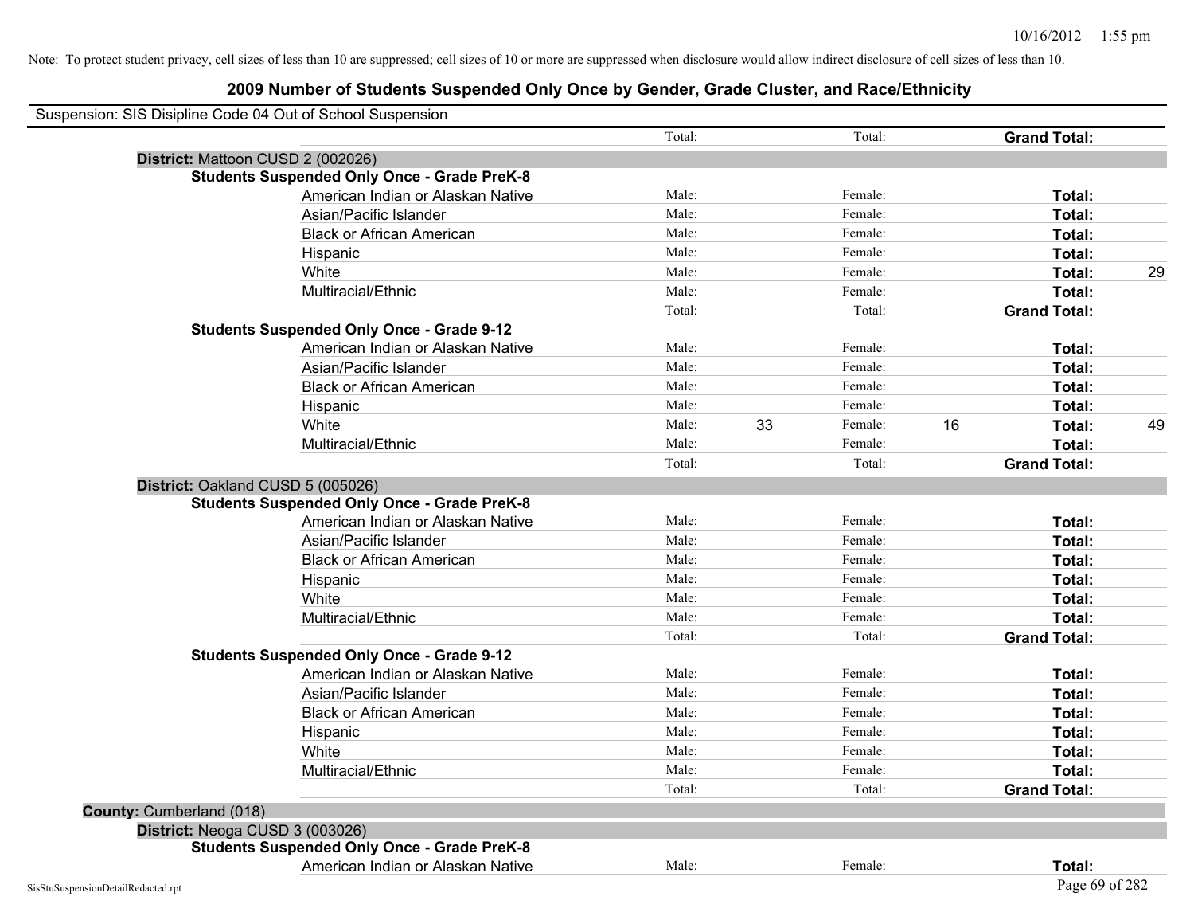Note: To protect student privacy, cell sizes of less than 10 are suppressed; cell sizes of 10 or more are suppressed when disclosure would allow indirect disclosure of cell sizes of less than 10.

## 2009 Number of Students Suspended Only Once by Gender, Grade Cluster, and Race/Ethnicity

Suspension: SIS Disipline Code 04 Out of School Suspension

| | Male | | Female | | Total | |
|---|---|---|---|---|---|---|
| | Total: | | Total: | | **Grand Total:** | |
| **District:** Mattoon CUSD 2 (002026) | | | | | | |
| **Students Suspended Only Once - Grade PreK-8** | | | | | | |
| American Indian or Alaskan Native | Male: | | Female: | | **Total:** | |
| Asian/Pacific Islander | Male: | | Female: | | **Total:** | |
| Black or African American | Male: | | Female: | | **Total:** | |
| Hispanic | Male: | | Female: | | **Total:** | |
| White | Male: | | Female: | | **Total:** | 29 |
| Multiracial/Ethnic | Male: | | Female: | | **Total:** | |
| | Total: | | Total: | | **Grand Total:** | |
| **Students Suspended Only Once - Grade 9-12** | | | | | | |
| American Indian or Alaskan Native | Male: | | Female: | | **Total:** | |
| Asian/Pacific Islander | Male: | | Female: | | **Total:** | |
| Black or African American | Male: | | Female: | | **Total:** | |
| Hispanic | Male: | | Female: | | **Total:** | |
| White | Male: | 33 | Female: | 16 | **Total:** | 49 |
| Multiracial/Ethnic | Male: | | Female: | | **Total:** | |
| | Total: | | Total: | | **Grand Total:** | |
| **District:** Oakland CUSD 5 (005026) | | | | | | |
| **Students Suspended Only Once - Grade PreK-8** | | | | | | |
| American Indian or Alaskan Native | Male: | | Female: | | **Total:** | |
| Asian/Pacific Islander | Male: | | Female: | | **Total:** | |
| Black or African American | Male: | | Female: | | **Total:** | |
| Hispanic | Male: | | Female: | | **Total:** | |
| White | Male: | | Female: | | **Total:** | |
| Multiracial/Ethnic | Male: | | Female: | | **Total:** | |
| | Total: | | Total: | | **Grand Total:** | |
| **Students Suspended Only Once - Grade 9-12** | | | | | | |
| American Indian or Alaskan Native | Male: | | Female: | | **Total:** | |
| Asian/Pacific Islander | Male: | | Female: | | **Total:** | |
| Black or African American | Male: | | Female: | | **Total:** | |
| Hispanic | Male: | | Female: | | **Total:** | |
| White | Male: | | Female: | | **Total:** | |
| Multiracial/Ethnic | Male: | | Female: | | **Total:** | |
| | Total: | | Total: | | **Grand Total:** | |
| **County:** Cumberland (018) | | | | | | |
| **District:** Neoga CUSD 3 (003026) | | | | | | |
| **Students Suspended Only Once - Grade PreK-8** | | | | | | |
| American Indian or Alaskan Native | Male: | | Female: | | **Total:** | |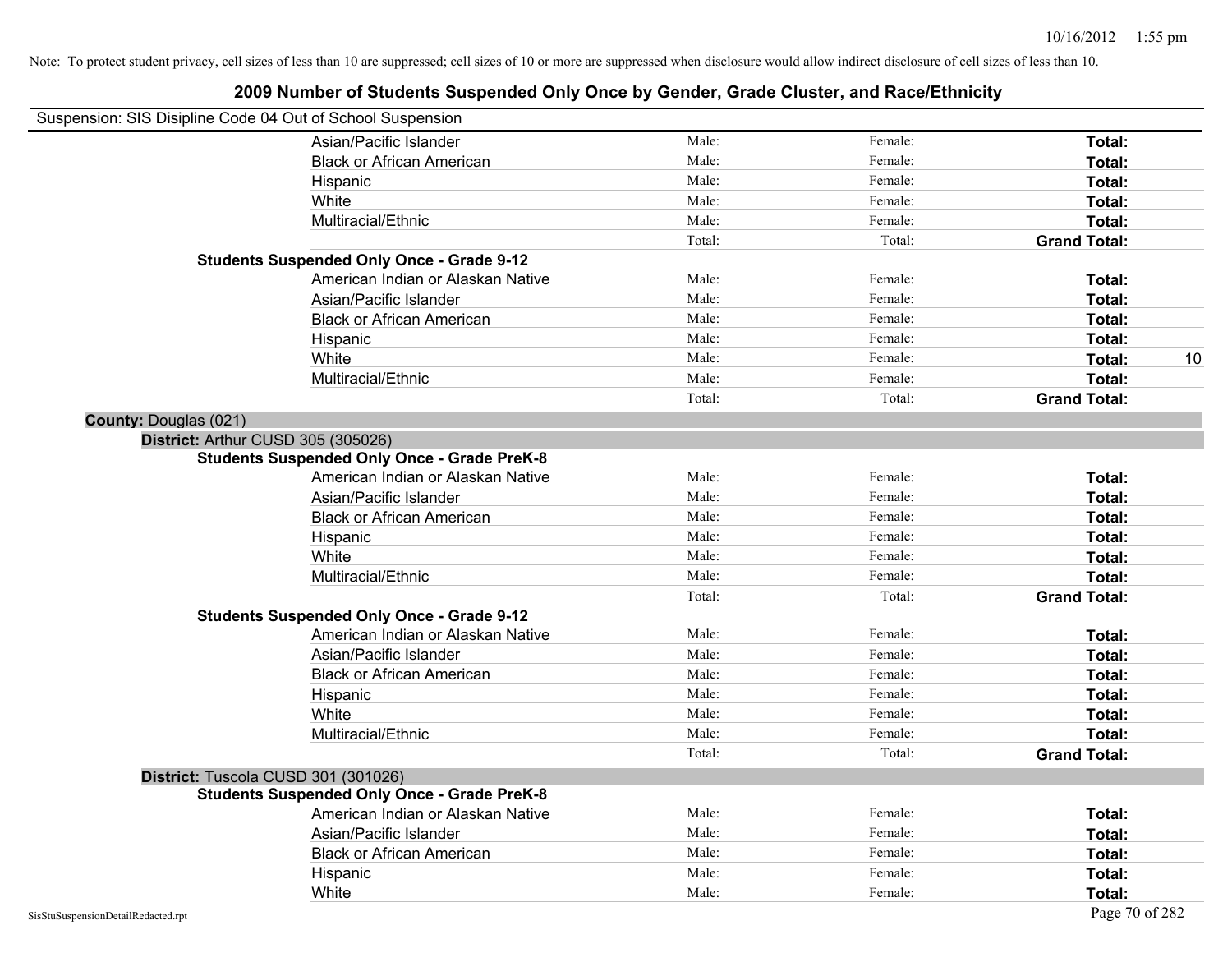Note: To protect student privacy, cell sizes of less than 10 are suppressed; cell sizes of 10 or more are suppressed when disclosure would allow indirect disclosure of cell sizes of less than 10.

## 2009 Number of Students Suspended Only Once by Gender, Grade Cluster, and Race/Ethnicity

Suspension: SIS Disipline Code 04 Out of School Suspension

| | | | | |
|---|---|---|---|---|
| Asian/Pacific Islander | Male: | Female: | **Total:** | |
| Black or African American | Male: | Female: | **Total:** | |
| Hispanic | Male: | Female: | **Total:** | |
| White | Male: | Female: | **Total:** | |
| Multiracial/Ethnic | Male: | Female: | **Total:** | |
| | Total: | Total: | **Grand Total:** | |

**Students Suspended Only Once - Grade 9-12**

| | | | | |
|---|---|---|---|---|
| American Indian or Alaskan Native | Male: | Female: | **Total:** | |
| Asian/Pacific Islander | Male: | Female: | **Total:** | |
| Black or African American | Male: | Female: | **Total:** | |
| Hispanic | Male: | Female: | **Total:** | |
| White | Male: | Female: | **Total:** | 10 |
| Multiracial/Ethnic | Male: | Female: | **Total:** | |
| | Total: | Total: | **Grand Total:** | |

**County:** Douglas (021)

**District:** Arthur CUSD 305 (305026)

**Students Suspended Only Once - Grade PreK-8**

| | | | | |
|---|---|---|---|---|
| American Indian or Alaskan Native | Male: | Female: | **Total:** | |
| Asian/Pacific Islander | Male: | Female: | **Total:** | |
| Black or African American | Male: | Female: | **Total:** | |
| Hispanic | Male: | Female: | **Total:** | |
| White | Male: | Female: | **Total:** | |
| Multiracial/Ethnic | Male: | Female: | **Total:** | |
| | Total: | Total: | **Grand Total:** | |

**Students Suspended Only Once - Grade 9-12**

| | | | | |
|---|---|---|---|---|
| American Indian or Alaskan Native | Male: | Female: | **Total:** | |
| Asian/Pacific Islander | Male: | Female: | **Total:** | |
| Black or African American | Male: | Female: | **Total:** | |
| Hispanic | Male: | Female: | **Total:** | |
| White | Male: | Female: | **Total:** | |
| Multiracial/Ethnic | Male: | Female: | **Total:** | |
| | Total: | Total: | **Grand Total:** | |

**District:** Tuscola CUSD 301 (301026)

**Students Suspended Only Once - Grade PreK-8**

| | | | | |
|---|---|---|---|---|
| American Indian or Alaskan Native | Male: | Female: | **Total:** | |
| Asian/Pacific Islander | Male: | Female: | **Total:** | |
| Black or African American | Male: | Female: | **Total:** | |
| Hispanic | Male: | Female: | **Total:** | |
| White | Male: | Female: | **Total:** | |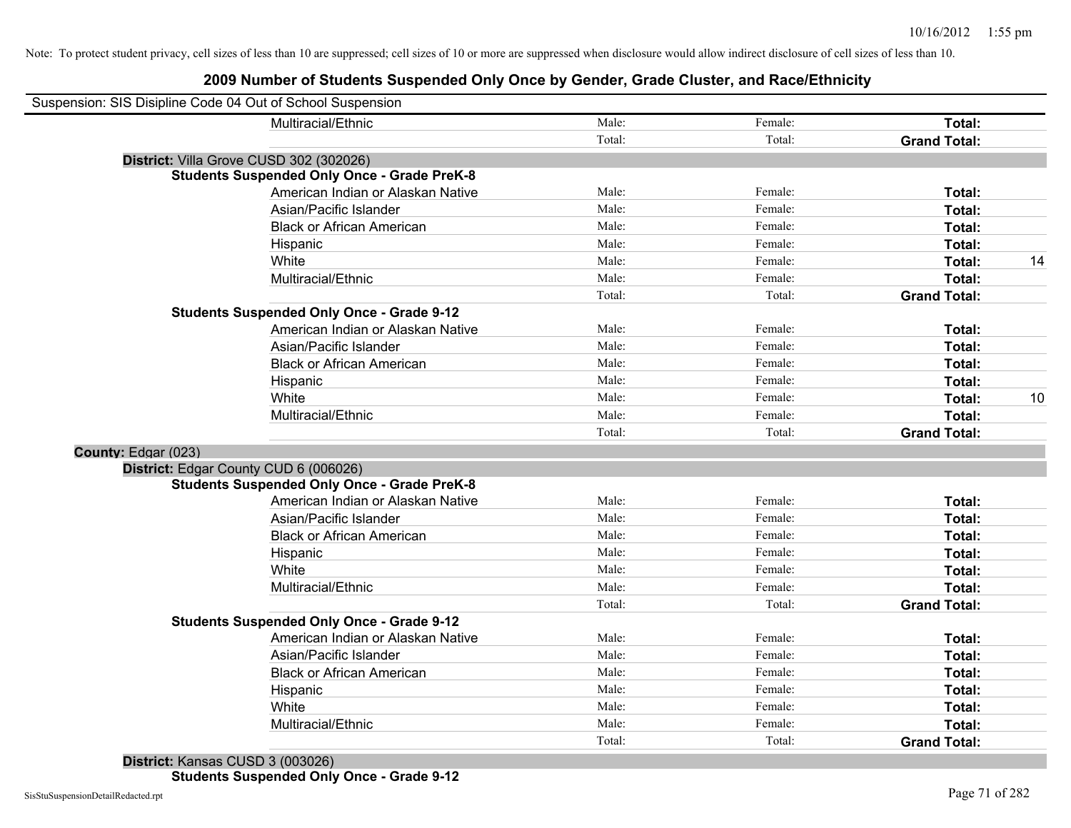Note: To protect student privacy, cell sizes of less than 10 are suppressed; cell sizes of 10 or more are suppressed when disclosure would allow indirect disclosure of cell sizes of less than 10.

# 2009 Number of Students Suspended Only Once by Gender, Grade Cluster, and Race/Ethnicity

Suspension: SIS Disipline Code 04 Out of School Suspension

| | | | | |
|---|---|---|---|---|
| Multiracial/Ethnic | Male: | Female: | **Total:** | |
| | Total: | Total: | **Grand Total:** | |

**District:** Villa Grove CUSD 302 (302026)

**Students Suspended Only Once - Grade PreK-8**

| | | | | |
|---|---|---|---|---|
| American Indian or Alaskan Native | Male: | Female: | **Total:** | |
| Asian/Pacific Islander | Male: | Female: | **Total:** | |
| Black or African American | Male: | Female: | **Total:** | |
| Hispanic | Male: | Female: | **Total:** | |
| White | Male: | Female: | **Total:** | 14 |
| Multiracial/Ethnic | Male: | Female: | **Total:** | |
| | Total: | Total: | **Grand Total:** | |

**Students Suspended Only Once - Grade 9-12**

| | | | | |
|---|---|---|---|---|
| American Indian or Alaskan Native | Male: | Female: | **Total:** | |
| Asian/Pacific Islander | Male: | Female: | **Total:** | |
| Black or African American | Male: | Female: | **Total:** | |
| Hispanic | Male: | Female: | **Total:** | |
| White | Male: | Female: | **Total:** | 10 |
| Multiracial/Ethnic | Male: | Female: | **Total:** | |
| | Total: | Total: | **Grand Total:** | |

**County:** Edgar (023)

**District:** Edgar County CUD 6 (006026)

**Students Suspended Only Once - Grade PreK-8**

| | | | | |
|---|---|---|---|---|
| American Indian or Alaskan Native | Male: | Female: | **Total:** | |
| Asian/Pacific Islander | Male: | Female: | **Total:** | |
| Black or African American | Male: | Female: | **Total:** | |
| Hispanic | Male: | Female: | **Total:** | |
| White | Male: | Female: | **Total:** | |
| Multiracial/Ethnic | Male: | Female: | **Total:** | |
| | Total: | Total: | **Grand Total:** | |

**Students Suspended Only Once - Grade 9-12**

| | | | | |
|---|---|---|---|---|
| American Indian or Alaskan Native | Male: | Female: | **Total:** | |
| Asian/Pacific Islander | Male: | Female: | **Total:** | |
| Black or African American | Male: | Female: | **Total:** | |
| Hispanic | Male: | Female: | **Total:** | |
| White | Male: | Female: | **Total:** | |
| Multiracial/Ethnic | Male: | Female: | **Total:** | |
| | Total: | Total: | **Grand Total:** | |

**District:** Kansas CUSD 3 (003026)

**Students Suspended Only Once - Grade 9-12**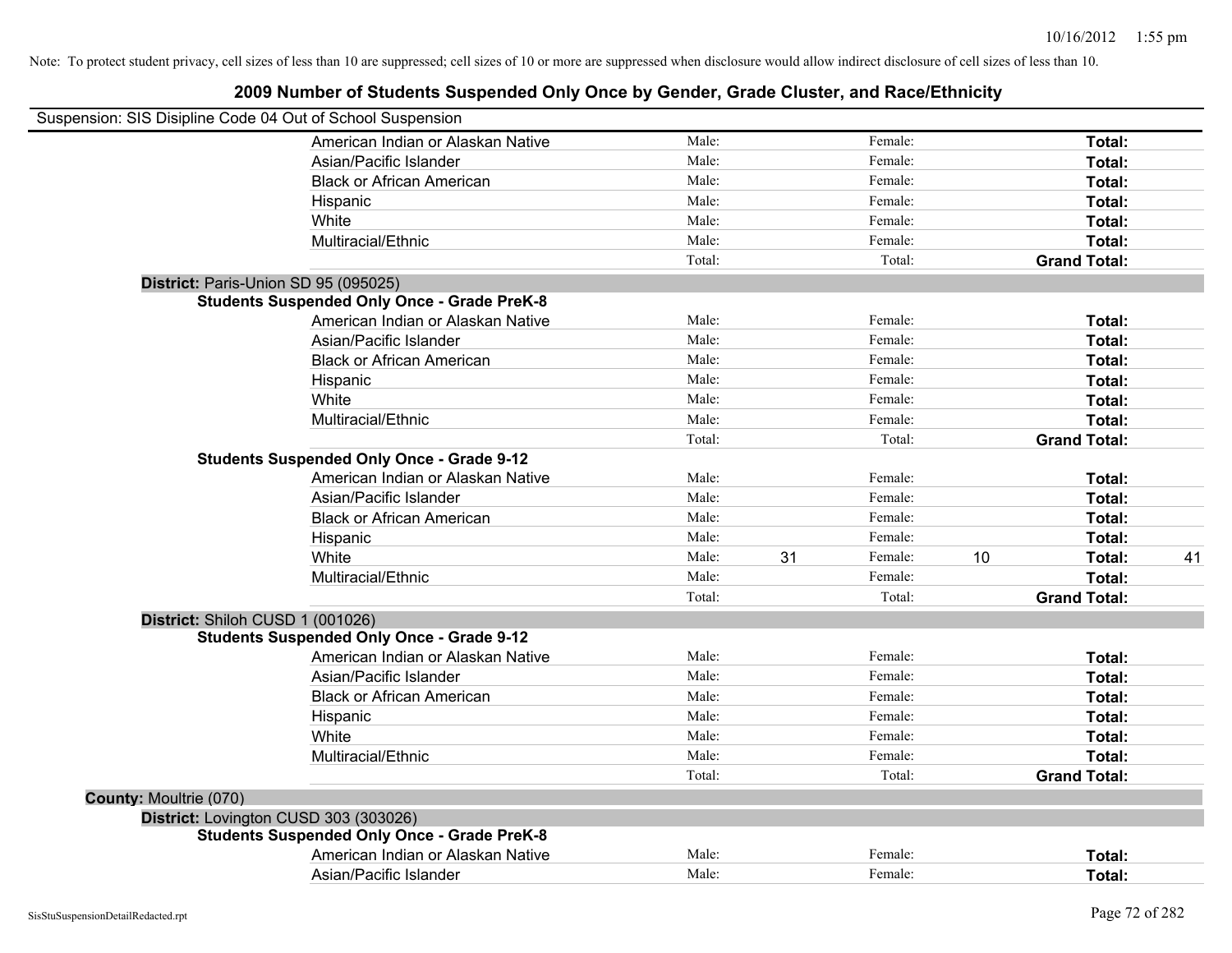Note: To protect student privacy, cell sizes of less than 10 are suppressed; cell sizes of 10 or more are suppressed when disclosure would allow indirect disclosure of cell sizes of less than 10.

# 2009 Number of Students Suspended Only Once by Gender, Grade Cluster, and Race/Ethnicity

Suspension: SIS Disipline Code 04 Out of School Suspension

| | | | | | |
|---|---|---|---|---|---|
| American Indian or Alaskan Native | Male: | Female: | | **Total:** | |
| Asian/Pacific Islander | Male: | Female: | | **Total:** | |
| Black or African American | Male: | Female: | | **Total:** | |
| Hispanic | Male: | Female: | | **Total:** | |
| White | Male: | Female: | | **Total:** | |
| Multiracial/Ethnic | Male: | Female: | | **Total:** | |
| | Total: | Total: | | **Grand Total:** | |

**District:** Paris-Union SD 95 (095025)

**Students Suspended Only Once - Grade PreK-8**

| | | | | | | |
|---|---|---|---|---|---|---|
| American Indian or Alaskan Native | Male: | | Female: | | **Total:** | |
| Asian/Pacific Islander | Male: | | Female: | | **Total:** | |
| Black or African American | Male: | | Female: | | **Total:** | |
| Hispanic | Male: | | Female: | | **Total:** | |
| White | Male: | | Female: | | **Total:** | |
| Multiracial/Ethnic | Male: | | Female: | | **Total:** | |
| | Total: | | Total: | | **Grand Total:** | |

**Students Suspended Only Once - Grade 9-12**

| | | | | | | |
|---|---|---|---|---|---|---|
| American Indian or Alaskan Native | Male: | | Female: | | **Total:** | |
| Asian/Pacific Islander | Male: | | Female: | | **Total:** | |
| Black or African American | Male: | | Female: | | **Total:** | |
| Hispanic | Male: | | Female: | | **Total:** | |
| White | Male: | 31 | Female: | 10 | **Total:** | 41 |
| Multiracial/Ethnic | Male: | | Female: | | **Total:** | |
| | Total: | | Total: | | **Grand Total:** | |

**District:** Shiloh CUSD 1 (001026)

**Students Suspended Only Once - Grade 9-12**

| | | | | | | |
|---|---|---|---|---|---|---|
| American Indian or Alaskan Native | Male: | | Female: | | **Total:** | |
| Asian/Pacific Islander | Male: | | Female: | | **Total:** | |
| Black or African American | Male: | | Female: | | **Total:** | |
| Hispanic | Male: | | Female: | | **Total:** | |
| White | Male: | | Female: | | **Total:** | |
| Multiracial/Ethnic | Male: | | Female: | | **Total:** | |
| | Total: | | Total: | | **Grand Total:** | |

**County:** Moultrie (070)

**District:** Lovington CUSD 303 (303026)

**Students Suspended Only Once - Grade PreK-8**

| | | | | | | |
|---|---|---|---|---|---|---|
| American Indian or Alaskan Native | Male: | | Female: | | **Total:** | |
| Asian/Pacific Islander | Male: | | Female: | | **Total:** | |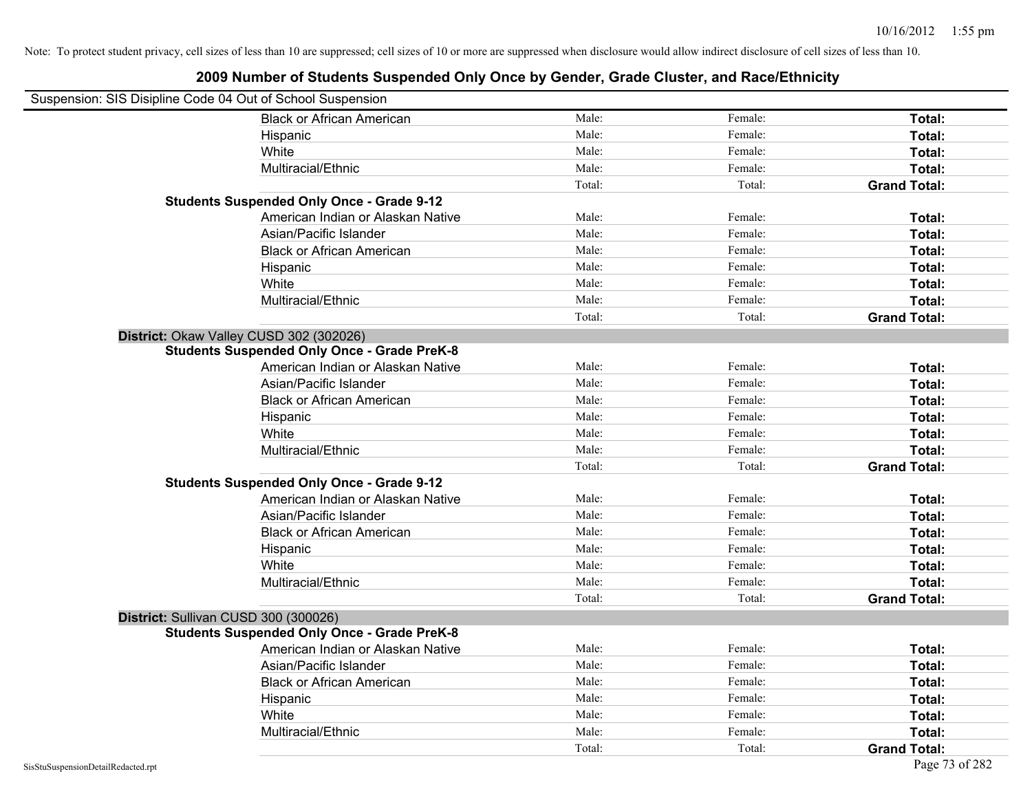Note: To protect student privacy, cell sizes of less than 10 are suppressed; cell sizes of 10 or more are suppressed when disclosure would allow indirect disclosure of cell sizes of less than 10.

## 2009 Number of Students Suspended Only Once by Gender, Grade Cluster, and Race/Ethnicity

Suspension: SIS Disipline Code 04 Out of School Suspension

| | | | |
|---|---|---|---|
| Black or African American | Male: | Female: | **Total:** |
| Hispanic | Male: | Female: | **Total:** |
| White | Male: | Female: | **Total:** |
| Multiracial/Ethnic | Male: | Female: | **Total:** |
| | Total: | Total: | **Grand Total:** |

**Students Suspended Only Once - Grade 9-12**

| | | | |
|---|---|---|---|
| American Indian or Alaskan Native | Male: | Female: | **Total:** |
| Asian/Pacific Islander | Male: | Female: | **Total:** |
| Black or African American | Male: | Female: | **Total:** |
| Hispanic | Male: | Female: | **Total:** |
| White | Male: | Female: | **Total:** |
| Multiracial/Ethnic | Male: | Female: | **Total:** |
| | Total: | Total: | **Grand Total:** |

### District: Okaw Valley CUSD 302 (302026)

**Students Suspended Only Once - Grade PreK-8**

| | | | |
|---|---|---|---|
| American Indian or Alaskan Native | Male: | Female: | **Total:** |
| Asian/Pacific Islander | Male: | Female: | **Total:** |
| Black or African American | Male: | Female: | **Total:** |
| Hispanic | Male: | Female: | **Total:** |
| White | Male: | Female: | **Total:** |
| Multiracial/Ethnic | Male: | Female: | **Total:** |
| | Total: | Total: | **Grand Total:** |

**Students Suspended Only Once - Grade 9-12**

| | | | |
|---|---|---|---|
| American Indian or Alaskan Native | Male: | Female: | **Total:** |
| Asian/Pacific Islander | Male: | Female: | **Total:** |
| Black or African American | Male: | Female: | **Total:** |
| Hispanic | Male: | Female: | **Total:** |
| White | Male: | Female: | **Total:** |
| Multiracial/Ethnic | Male: | Female: | **Total:** |
| | Total: | Total: | **Grand Total:** |

### District: Sullivan CUSD 300 (300026)

**Students Suspended Only Once - Grade PreK-8**

| | | | |
|---|---|---|---|
| American Indian or Alaskan Native | Male: | Female: | **Total:** |
| Asian/Pacific Islander | Male: | Female: | **Total:** |
| Black or African American | Male: | Female: | **Total:** |
| Hispanic | Male: | Female: | **Total:** |
| White | Male: | Female: | **Total:** |
| Multiracial/Ethnic | Male: | Female: | **Total:** |
| | Total: | Total: | **Grand Total:** |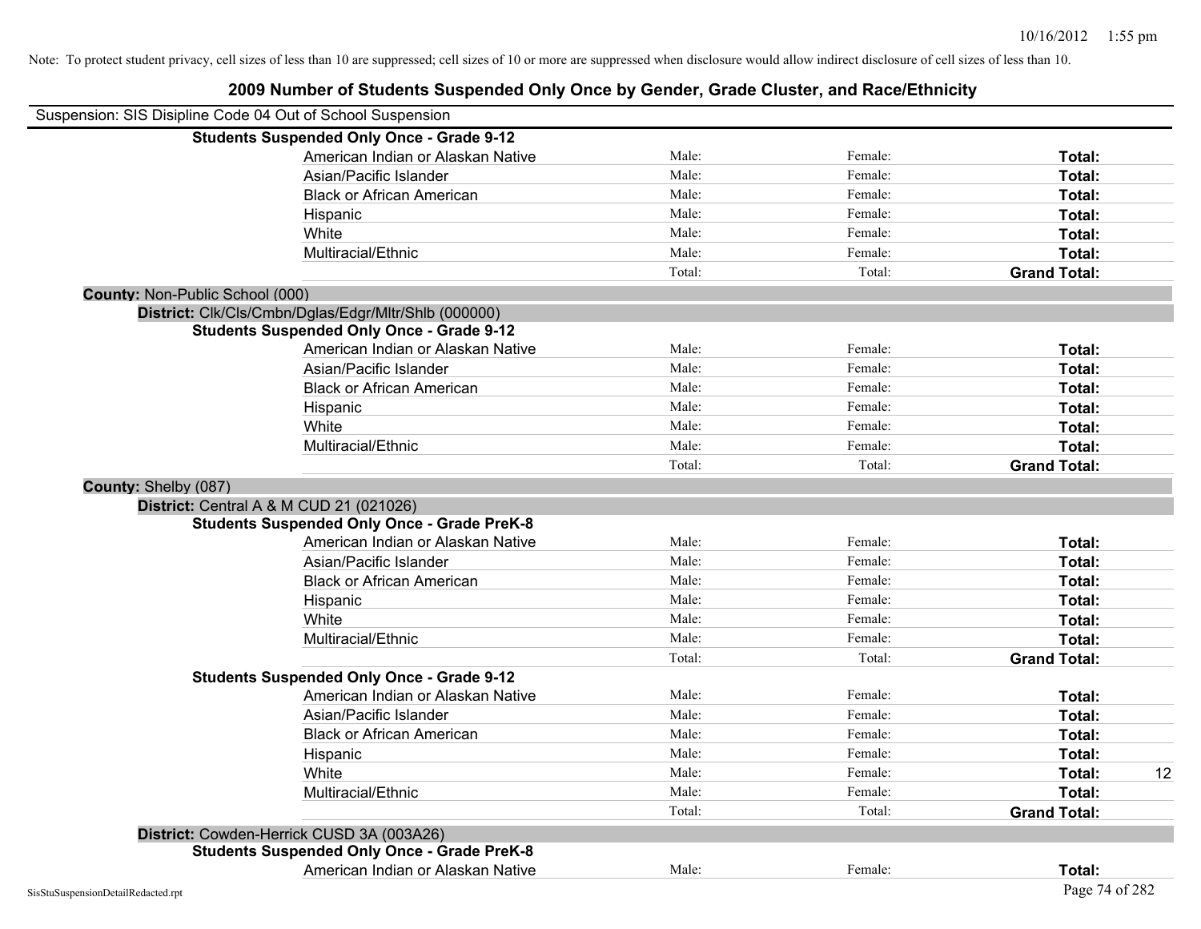Note: To protect student privacy, cell sizes of less than 10 are suppressed; cell sizes of 10 or more are suppressed when disclosure would allow indirect disclosure of cell sizes of less than 10.

# 2009 Number of Students Suspended Only Once by Gender, Grade Cluster, and Race/Ethnicity

Suspension: SIS Disipline Code 04 Out of School Suspension

**Students Suspended Only Once - Grade 9-12**

| | | | | |
|---|---|---|---|---|
| American Indian or Alaskan Native | Male: | Female: | **Total:** | |
| Asian/Pacific Islander | Male: | Female: | **Total:** | |
| Black or African American | Male: | Female: | **Total:** | |
| Hispanic | Male: | Female: | **Total:** | |
| White | Male: | Female: | **Total:** | |
| Multiracial/Ethnic | Male: | Female: | **Total:** | |
| | Total: | Total: | **Grand Total:** | |

**County:** Non-Public School (000)

**District:** Clk/Cls/Cmbn/Dglas/Edgr/Mltr/Shlb (000000)

**Students Suspended Only Once - Grade 9-12**

| | | | | |
|---|---|---|---|---|
| American Indian or Alaskan Native | Male: | Female: | **Total:** | |
| Asian/Pacific Islander | Male: | Female: | **Total:** | |
| Black or African American | Male: | Female: | **Total:** | |
| Hispanic | Male: | Female: | **Total:** | |
| White | Male: | Female: | **Total:** | |
| Multiracial/Ethnic | Male: | Female: | **Total:** | |
| | Total: | Total: | **Grand Total:** | |

**County:** Shelby (087)

**District:** Central A & M CUD 21 (021026)

**Students Suspended Only Once - Grade PreK-8**

| | | | | |
|---|---|---|---|---|
| American Indian or Alaskan Native | Male: | Female: | **Total:** | |
| Asian/Pacific Islander | Male: | Female: | **Total:** | |
| Black or African American | Male: | Female: | **Total:** | |
| Hispanic | Male: | Female: | **Total:** | |
| White | Male: | Female: | **Total:** | |
| Multiracial/Ethnic | Male: | Female: | **Total:** | |
| | Total: | Total: | **Grand Total:** | |

**Students Suspended Only Once - Grade 9-12**

| | | | | |
|---|---|---|---|---|
| American Indian or Alaskan Native | Male: | Female: | **Total:** | |
| Asian/Pacific Islander | Male: | Female: | **Total:** | |
| Black or African American | Male: | Female: | **Total:** | |
| Hispanic | Male: | Female: | **Total:** | |
| White | Male: | Female: | **Total:** | 12 |
| Multiracial/Ethnic | Male: | Female: | **Total:** | |
| | Total: | Total: | **Grand Total:** | |

**District:** Cowden-Herrick CUSD 3A (003A26)

**Students Suspended Only Once - Grade PreK-8**

| | | | | |
|---|---|---|---|---|
| American Indian or Alaskan Native | Male: | Female: | **Total:** | |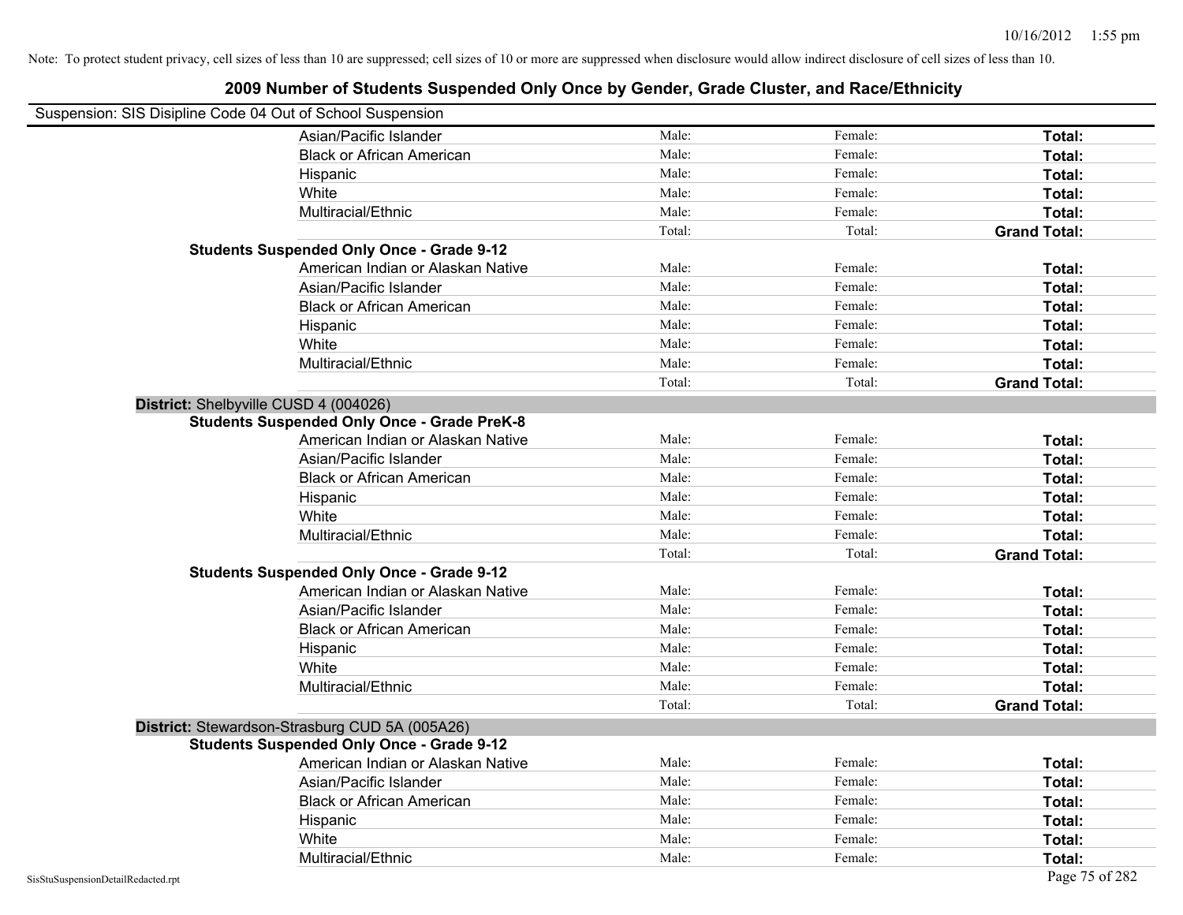Note: To protect student privacy, cell sizes of less than 10 are suppressed; cell sizes of 10 or more are suppressed when disclosure would allow indirect disclosure of cell sizes of less than 10.

## 2009 Number of Students Suspended Only Once by Gender, Grade Cluster, and Race/Ethnicity

Suspension: SIS Disipline Code 04 Out of School Suspension

| | | | |
|---|---|---|---|
| Asian/Pacific Islander | Male: | Female: | **Total:** |
| Black or African American | Male: | Female: | **Total:** |
| Hispanic | Male: | Female: | **Total:** |
| White | Male: | Female: | **Total:** |
| Multiracial/Ethnic | Male: | Female: | **Total:** |
| | Total: | Total: | **Grand Total:** |

**Students Suspended Only Once - Grade 9-12**

| | | | |
|---|---|---|---|
| American Indian or Alaskan Native | Male: | Female: | **Total:** |
| Asian/Pacific Islander | Male: | Female: | **Total:** |
| Black or African American | Male: | Female: | **Total:** |
| Hispanic | Male: | Female: | **Total:** |
| White | Male: | Female: | **Total:** |
| Multiracial/Ethnic | Male: | Female: | **Total:** |
| | Total: | Total: | **Grand Total:** |

**District:** Shelbyville CUSD 4 (004026)

**Students Suspended Only Once - Grade PreK-8**

| | | | |
|---|---|---|---|
| American Indian or Alaskan Native | Male: | Female: | **Total:** |
| Asian/Pacific Islander | Male: | Female: | **Total:** |
| Black or African American | Male: | Female: | **Total:** |
| Hispanic | Male: | Female: | **Total:** |
| White | Male: | Female: | **Total:** |
| Multiracial/Ethnic | Male: | Female: | **Total:** |
| | Total: | Total: | **Grand Total:** |

**Students Suspended Only Once - Grade 9-12**

| | | | |
|---|---|---|---|
| American Indian or Alaskan Native | Male: | Female: | **Total:** |
| Asian/Pacific Islander | Male: | Female: | **Total:** |
| Black or African American | Male: | Female: | **Total:** |
| Hispanic | Male: | Female: | **Total:** |
| White | Male: | Female: | **Total:** |
| Multiracial/Ethnic | Male: | Female: | **Total:** |
| | Total: | Total: | **Grand Total:** |

**District:** Stewardson-Strasburg CUD 5A (005A26)

**Students Suspended Only Once - Grade 9-12**

| | | | |
|---|---|---|---|
| American Indian or Alaskan Native | Male: | Female: | **Total:** |
| Asian/Pacific Islander | Male: | Female: | **Total:** |
| Black or African American | Male: | Female: | **Total:** |
| Hispanic | Male: | Female: | **Total:** |
| White | Male: | Female: | **Total:** |
| Multiracial/Ethnic | Male: | Female: | **Total:** |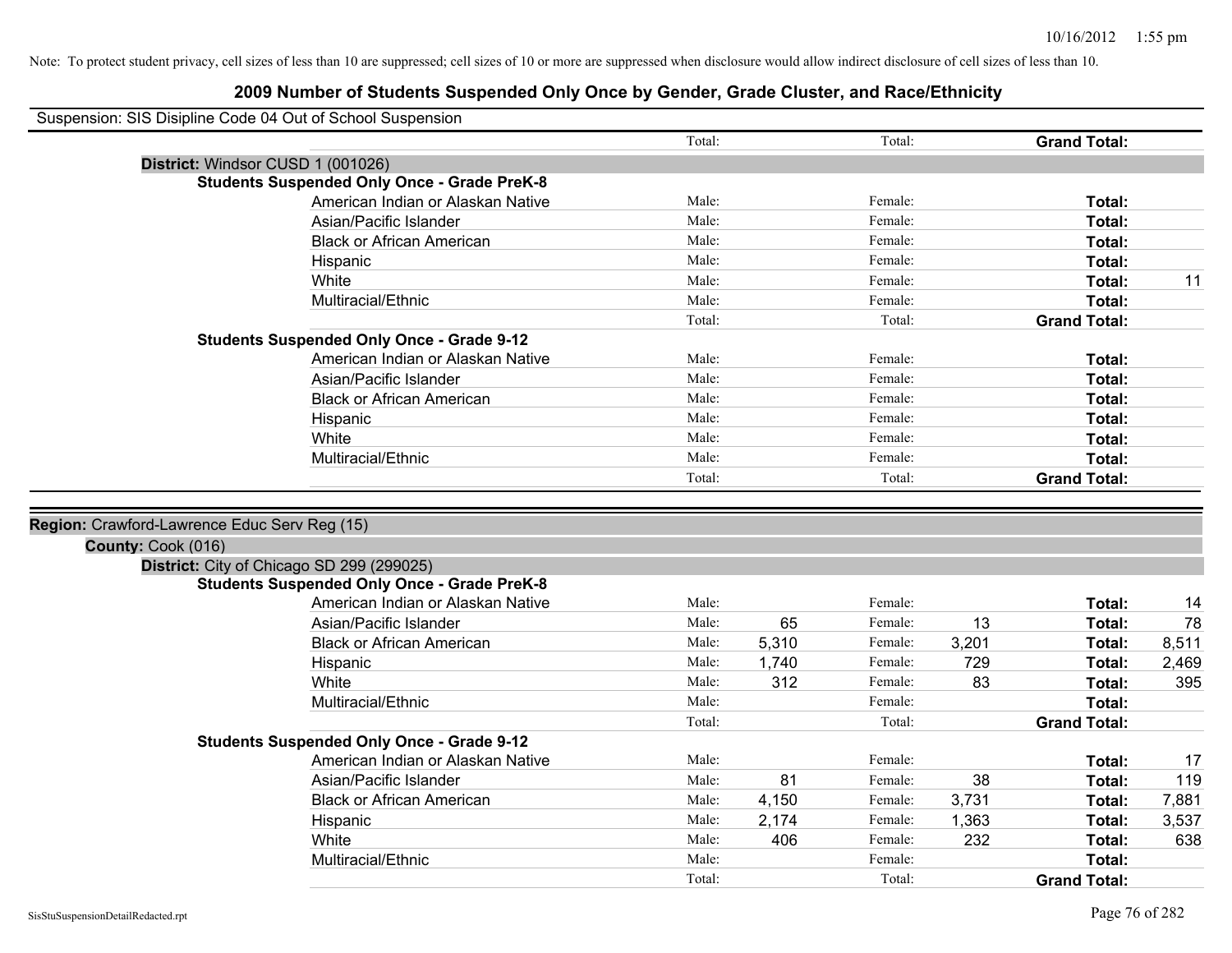Note: To protect student privacy, cell sizes of less than 10 are suppressed; cell sizes of 10 or more are suppressed when disclosure would allow indirect disclosure of cell sizes of less than 10.

# 2009 Number of Students Suspended Only Once by Gender, Grade Cluster, and Race/Ethnicity

Suspension: SIS Disipline Code 04 Out of School Suspension

| | | | | | | | |
|---|---|---|---|---|---|---|---|
| | | Total: | | Total: | | **Grand Total:** | |
| **District:** Windsor CUSD 1 (001026) | | | | | | | |
| **Students Suspended Only Once - Grade PreK-8** | | | | | | | |
| | American Indian or Alaskan Native | Male: | | Female: | | **Total:** | |
| | Asian/Pacific Islander | Male: | | Female: | | **Total:** | |
| | Black or African American | Male: | | Female: | | **Total:** | |
| | Hispanic | Male: | | Female: | | **Total:** | |
| | White | Male: | | Female: | | **Total:** | 11 |
| | Multiracial/Ethnic | Male: | | Female: | | **Total:** | |
| | | Total: | | Total: | | **Grand Total:** | |
| **Students Suspended Only Once - Grade 9-12** | | | | | | | |
| | American Indian or Alaskan Native | Male: | | Female: | | **Total:** | |
| | Asian/Pacific Islander | Male: | | Female: | | **Total:** | |
| | Black or African American | Male: | | Female: | | **Total:** | |
| | Hispanic | Male: | | Female: | | **Total:** | |
| | White | Male: | | Female: | | **Total:** | |
| | Multiracial/Ethnic | Male: | | Female: | | **Total:** | |
| | | Total: | | Total: | | **Grand Total:** | |

**Region:** Crawford-Lawrence Educ Serv Reg (15)

**County:** Cook (016)

| | | | | | | | |
|---|---|---|---|---|---|---|---|
| **District:** City of Chicago SD 299 (299025) | | | | | | | |
| **Students Suspended Only Once - Grade PreK-8** | | | | | | | |
| | American Indian or Alaskan Native | Male: | | Female: | | **Total:** | 14 |
| | Asian/Pacific Islander | Male: | 65 | Female: | 13 | **Total:** | 78 |
| | Black or African American | Male: | 5,310 | Female: | 3,201 | **Total:** | 8,511 |
| | Hispanic | Male: | 1,740 | Female: | 729 | **Total:** | 2,469 |
| | White | Male: | 312 | Female: | 83 | **Total:** | 395 |
| | Multiracial/Ethnic | Male: | | Female: | | **Total:** | |
| | | Total: | | Total: | | **Grand Total:** | |
| **Students Suspended Only Once - Grade 9-12** | | | | | | | |
| | American Indian or Alaskan Native | Male: | | Female: | | **Total:** | 17 |
| | Asian/Pacific Islander | Male: | 81 | Female: | 38 | **Total:** | 119 |
| | Black or African American | Male: | 4,150 | Female: | 3,731 | **Total:** | 7,881 |
| | Hispanic | Male: | 2,174 | Female: | 1,363 | **Total:** | 3,537 |
| | White | Male: | 406 | Female: | 232 | **Total:** | 638 |
| | Multiracial/Ethnic | Male: | | Female: | | **Total:** | |
| | | Total: | | Total: | | **Grand Total:** | |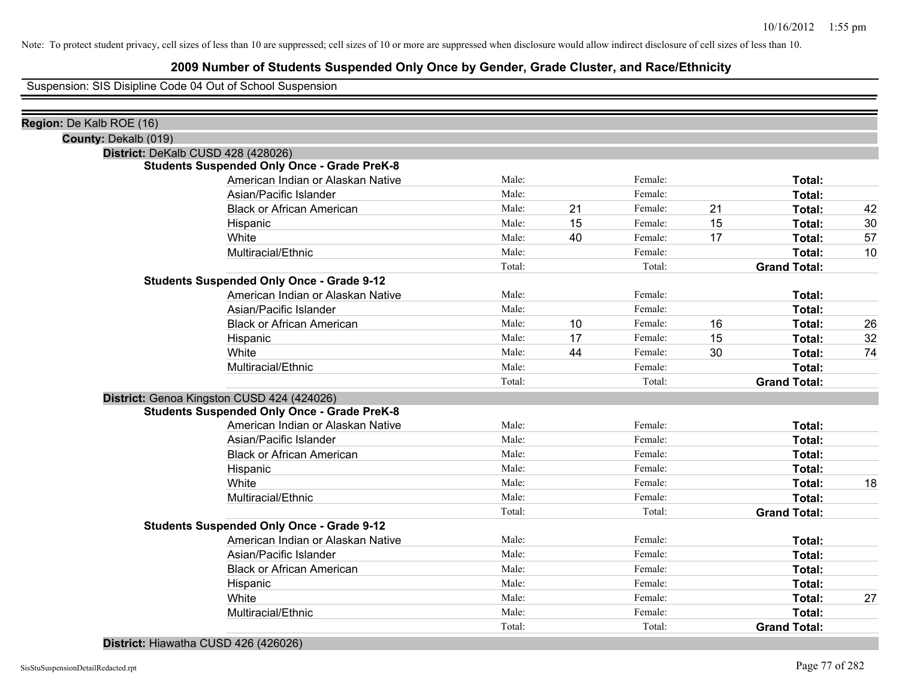Note: To protect student privacy, cell sizes of less than 10 are suppressed; cell sizes of 10 or more are suppressed when disclosure would allow indirect disclosure of cell sizes of less than 10.

# 2009 Number of Students Suspended Only Once by Gender, Grade Cluster, and Race/Ethnicity

Suspension: SIS Disipline Code 04 Out of School Suspension

**Region:** De Kalb ROE (16)

**County:** Dekalb (019)

**District:** DeKalb CUSD 428 (428026)

**Students Suspended Only Once - Grade PreK-8**

| Race/Ethnicity | | Male | | Female | | Total |
|---|---|---|---|---|---|---|
| American Indian or Alaskan Native | Male: | | Female: | | **Total:** | |
| Asian/Pacific Islander | Male: | | Female: | | **Total:** | |
| Black or African American | Male: | 21 | Female: | 21 | **Total:** | 42 |
| Hispanic | Male: | 15 | Female: | 15 | **Total:** | 30 |
| White | Male: | 40 | Female: | 17 | **Total:** | 57 |
| Multiracial/Ethnic | Male: | | Female: | | **Total:** | 10 |
| | Total: | | Total: | | **Grand Total:** | |

**Students Suspended Only Once - Grade 9-12**

| Race/Ethnicity | | Male | | Female | | Total |
|---|---|---|---|---|---|---|
| American Indian or Alaskan Native | Male: | | Female: | | **Total:** | |
| Asian/Pacific Islander | Male: | | Female: | | **Total:** | |
| Black or African American | Male: | 10 | Female: | 16 | **Total:** | 26 |
| Hispanic | Male: | 17 | Female: | 15 | **Total:** | 32 |
| White | Male: | 44 | Female: | 30 | **Total:** | 74 |
| Multiracial/Ethnic | Male: | | Female: | | **Total:** | |
| | Total: | | Total: | | **Grand Total:** | |

**District:** Genoa Kingston CUSD 424 (424026)

**Students Suspended Only Once - Grade PreK-8**

| Race/Ethnicity | | Male | | Female | | Total |
|---|---|---|---|---|---|---|
| American Indian or Alaskan Native | Male: | | Female: | | **Total:** | |
| Asian/Pacific Islander | Male: | | Female: | | **Total:** | |
| Black or African American | Male: | | Female: | | **Total:** | |
| Hispanic | Male: | | Female: | | **Total:** | |
| White | Male: | | Female: | | **Total:** | 18 |
| Multiracial/Ethnic | Male: | | Female: | | **Total:** | |
| | Total: | | Total: | | **Grand Total:** | |

**Students Suspended Only Once - Grade 9-12**

| Race/Ethnicity | | Male | | Female | | Total |
|---|---|---|---|---|---|---|
| American Indian or Alaskan Native | Male: | | Female: | | **Total:** | |
| Asian/Pacific Islander | Male: | | Female: | | **Total:** | |
| Black or African American | Male: | | Female: | | **Total:** | |
| Hispanic | Male: | | Female: | | **Total:** | |
| White | Male: | | Female: | | **Total:** | 27 |
| Multiracial/Ethnic | Male: | | Female: | | **Total:** | |
| | Total: | | Total: | | **Grand Total:** | |

**District:** Hiawatha CUSD 426 (426026)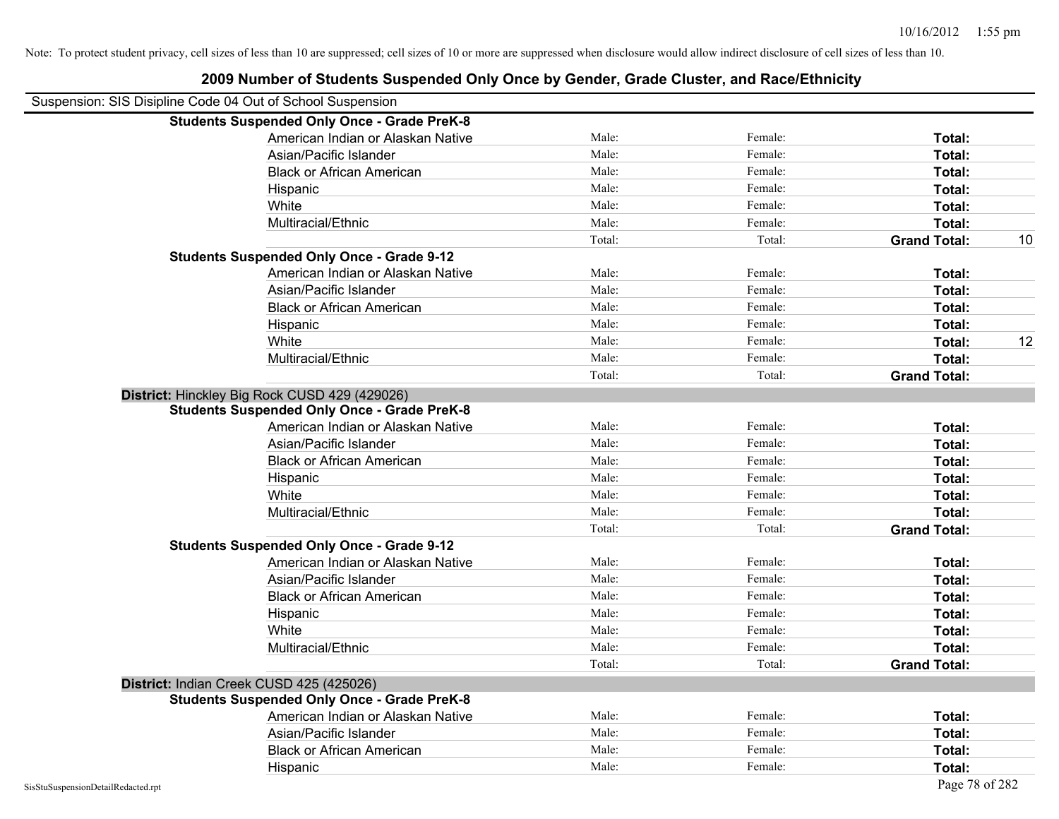Note: To protect student privacy, cell sizes of less than 10 are suppressed; cell sizes of 10 or more are suppressed when disclosure would allow indirect disclosure of cell sizes of less than 10.

# 2009 Number of Students Suspended Only Once by Gender, Grade Cluster, and Race/Ethnicity

Suspension: SIS Disipline Code 04 Out of School Suspension

| | | | | |
|---|---|---|---|---|
| **Students Suspended Only Once - Grade PreK-8** | | | | |
| American Indian or Alaskan Native | Male: | Female: | **Total:** | |
| Asian/Pacific Islander | Male: | Female: | **Total:** | |
| Black or African American | Male: | Female: | **Total:** | |
| Hispanic | Male: | Female: | **Total:** | |
| White | Male: | Female: | **Total:** | |
| Multiracial/Ethnic | Male: | Female: | **Total:** | |
| | Total: | Total: | **Grand Total:** | 10 |
| **Students Suspended Only Once - Grade 9-12** | | | | |
| American Indian or Alaskan Native | Male: | Female: | **Total:** | |
| Asian/Pacific Islander | Male: | Female: | **Total:** | |
| Black or African American | Male: | Female: | **Total:** | |
| Hispanic | Male: | Female: | **Total:** | |
| White | Male: | Female: | **Total:** | 12 |
| Multiracial/Ethnic | Male: | Female: | **Total:** | |
| | Total: | Total: | **Grand Total:** | |

**District:** Hinckley Big Rock CUSD 429 (429026)

| | | | | |
|---|---|---|---|---|
| **Students Suspended Only Once - Grade PreK-8** | | | | |
| American Indian or Alaskan Native | Male: | Female: | **Total:** | |
| Asian/Pacific Islander | Male: | Female: | **Total:** | |
| Black or African American | Male: | Female: | **Total:** | |
| Hispanic | Male: | Female: | **Total:** | |
| White | Male: | Female: | **Total:** | |
| Multiracial/Ethnic | Male: | Female: | **Total:** | |
| | Total: | Total: | **Grand Total:** | |
| **Students Suspended Only Once - Grade 9-12** | | | | |
| American Indian or Alaskan Native | Male: | Female: | **Total:** | |
| Asian/Pacific Islander | Male: | Female: | **Total:** | |
| Black or African American | Male: | Female: | **Total:** | |
| Hispanic | Male: | Female: | **Total:** | |
| White | Male: | Female: | **Total:** | |
| Multiracial/Ethnic | Male: | Female: | **Total:** | |
| | Total: | Total: | **Grand Total:** | |

**District:** Indian Creek CUSD 425 (425026)

| | | | | |
|---|---|---|---|---|
| **Students Suspended Only Once - Grade PreK-8** | | | | |
| American Indian or Alaskan Native | Male: | Female: | **Total:** | |
| Asian/Pacific Islander | Male: | Female: | **Total:** | |
| Black or African American | Male: | Female: | **Total:** | |
| Hispanic | Male: | Female: | **Total:** | |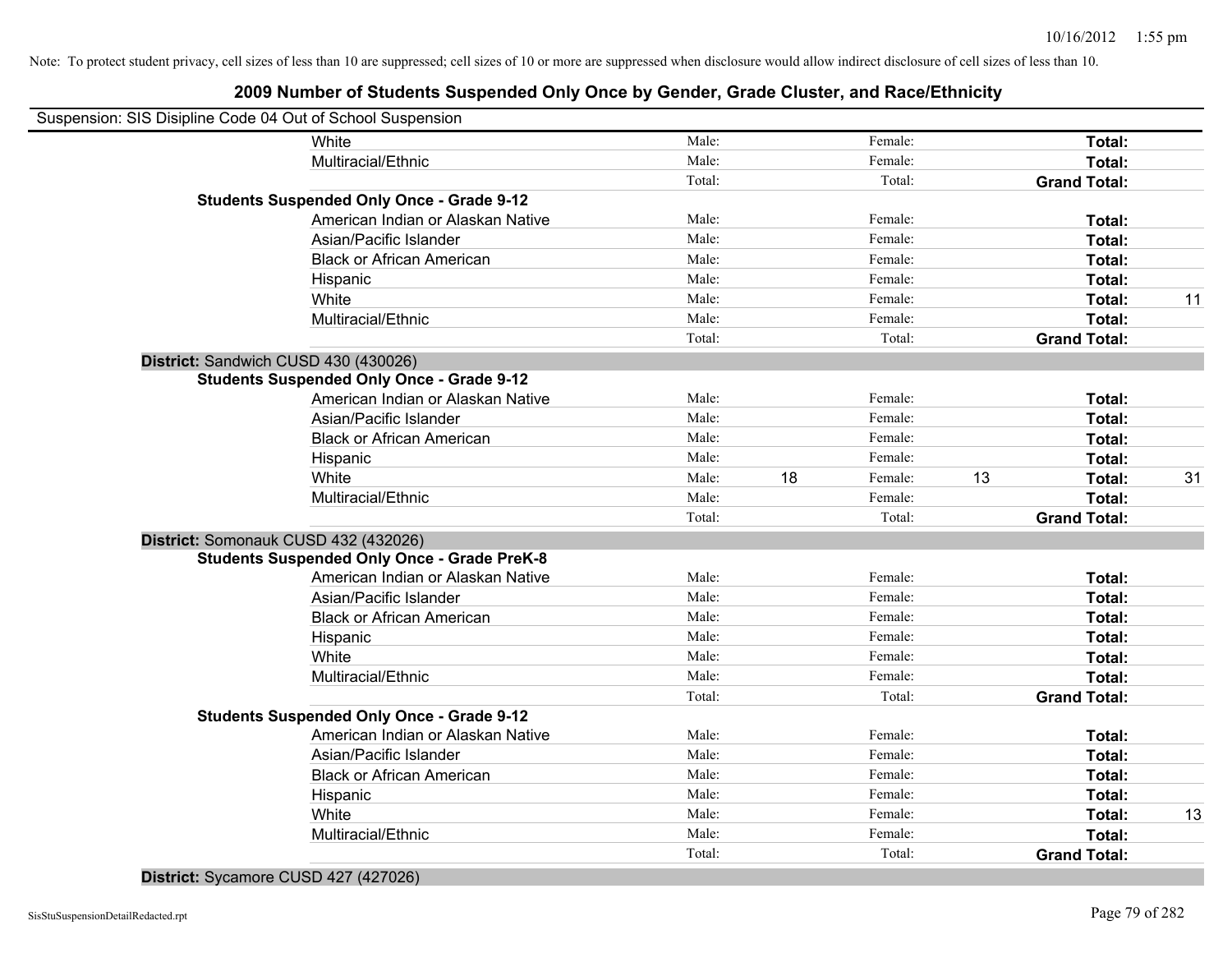Note: To protect student privacy, cell sizes of less than 10 are suppressed; cell sizes of 10 or more are suppressed when disclosure would allow indirect disclosure of cell sizes of less than 10.

## 2009 Number of Students Suspended Only Once by Gender, Grade Cluster, and Race/Ethnicity

Suspension: SIS Disipline Code 04 Out of School Suspension

| | | | | | | |
|---|---|---|---|---|---|---|
| White | Male: | | Female: | | **Total:** | |
| Multiracial/Ethnic | Male: | | Female: | | **Total:** | |
| | Total: | | Total: | | **Grand Total:** | |
| **Students Suspended Only Once - Grade 9-12** | | | | | | |
| American Indian or Alaskan Native | Male: | | Female: | | **Total:** | |
| Asian/Pacific Islander | Male: | | Female: | | **Total:** | |
| Black or African American | Male: | | Female: | | **Total:** | |
| Hispanic | Male: | | Female: | | **Total:** | |
| White | Male: | | Female: | | **Total:** | 11 |
| Multiracial/Ethnic | Male: | | Female: | | **Total:** | |
| | Total: | | Total: | | **Grand Total:** | |
| **District:** Sandwich CUSD 430 (430026) | | | | | | |
| **Students Suspended Only Once - Grade 9-12** | | | | | | |
| American Indian or Alaskan Native | Male: | | Female: | | **Total:** | |
| Asian/Pacific Islander | Male: | | Female: | | **Total:** | |
| Black or African American | Male: | | Female: | | **Total:** | |
| Hispanic | Male: | | Female: | | **Total:** | |
| White | Male: | 18 | Female: | 13 | **Total:** | 31 |
| Multiracial/Ethnic | Male: | | Female: | | **Total:** | |
| | Total: | | Total: | | **Grand Total:** | |
| **District:** Somonauk CUSD 432 (432026) | | | | | | |
| **Students Suspended Only Once - Grade PreK-8** | | | | | | |
| American Indian or Alaskan Native | Male: | | Female: | | **Total:** | |
| Asian/Pacific Islander | Male: | | Female: | | **Total:** | |
| Black or African American | Male: | | Female: | | **Total:** | |
| Hispanic | Male: | | Female: | | **Total:** | |
| White | Male: | | Female: | | **Total:** | |
| Multiracial/Ethnic | Male: | | Female: | | **Total:** | |
| | Total: | | Total: | | **Grand Total:** | |
| **Students Suspended Only Once - Grade 9-12** | | | | | | |
| American Indian or Alaskan Native | Male: | | Female: | | **Total:** | |
| Asian/Pacific Islander | Male: | | Female: | | **Total:** | |
| Black or African American | Male: | | Female: | | **Total:** | |
| Hispanic | Male: | | Female: | | **Total:** | |
| White | Male: | | Female: | | **Total:** | 13 |
| Multiracial/Ethnic | Male: | | Female: | | **Total:** | |
| | Total: | | Total: | | **Grand Total:** | |
| **District:** Sycamore CUSD 427 (427026) | | | | | | |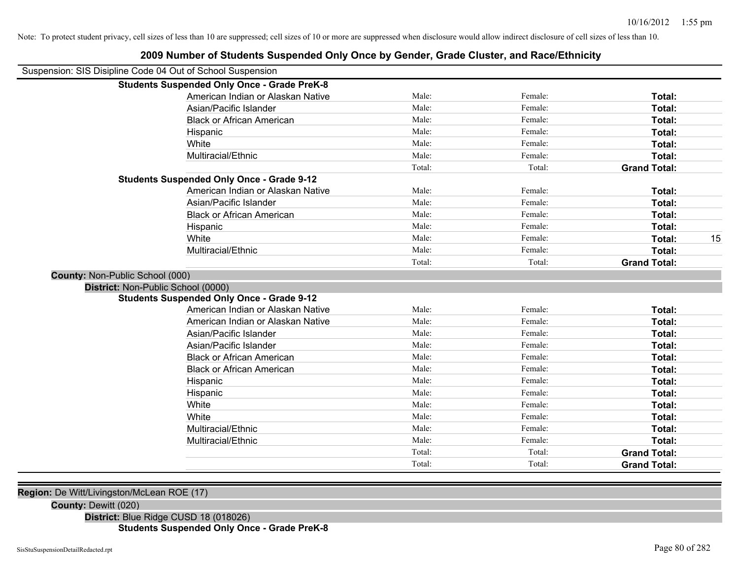Note: To protect student privacy, cell sizes of less than 10 are suppressed; cell sizes of 10 or more are suppressed when disclosure would allow indirect disclosure of cell sizes of less than 10.

# 2009 Number of Students Suspended Only Once by Gender, Grade Cluster, and Race/Ethnicity

Suspension: SIS Disipline Code 04 Out of School Suspension

**Students Suspended Only Once - Grade PreK-8**

| | | | | |
|---|---|---|---|---|
| American Indian or Alaskan Native | Male: | Female: | **Total:** | |
| Asian/Pacific Islander | Male: | Female: | **Total:** | |
| Black or African American | Male: | Female: | **Total:** | |
| Hispanic | Male: | Female: | **Total:** | |
| White | Male: | Female: | **Total:** | |
| Multiracial/Ethnic | Male: | Female: | **Total:** | |
| | Total: | Total: | **Grand Total:** | |

**Students Suspended Only Once - Grade 9-12**

| | | | | |
|---|---|---|---|---|
| American Indian or Alaskan Native | Male: | Female: | **Total:** | |
| Asian/Pacific Islander | Male: | Female: | **Total:** | |
| Black or African American | Male: | Female: | **Total:** | |
| Hispanic | Male: | Female: | **Total:** | |
| White | Male: | Female: | **Total:** | 15 |
| Multiracial/Ethnic | Male: | Female: | **Total:** | |
| | Total: | Total: | **Grand Total:** | |

**County:** Non-Public School (000)

**District:** Non-Public School (0000)

**Students Suspended Only Once - Grade 9-12**

| | | | | |
|---|---|---|---|---|
| American Indian or Alaskan Native | Male: | Female: | **Total:** | |
| American Indian or Alaskan Native | Male: | Female: | **Total:** | |
| Asian/Pacific Islander | Male: | Female: | **Total:** | |
| Asian/Pacific Islander | Male: | Female: | **Total:** | |
| Black or African American | Male: | Female: | **Total:** | |
| Black or African American | Male: | Female: | **Total:** | |
| Hispanic | Male: | Female: | **Total:** | |
| Hispanic | Male: | Female: | **Total:** | |
| White | Male: | Female: | **Total:** | |
| White | Male: | Female: | **Total:** | |
| Multiracial/Ethnic | Male: | Female: | **Total:** | |
| Multiracial/Ethnic | Male: | Female: | **Total:** | |
| | Total: | Total: | **Grand Total:** | |
| | Total: | Total: | **Grand Total:** | |

**Region:** De Witt/Livingston/McLean ROE (17)

**County:** Dewitt (020)

**District:** Blue Ridge CUSD 18 (018026)

**Students Suspended Only Once - Grade PreK-8**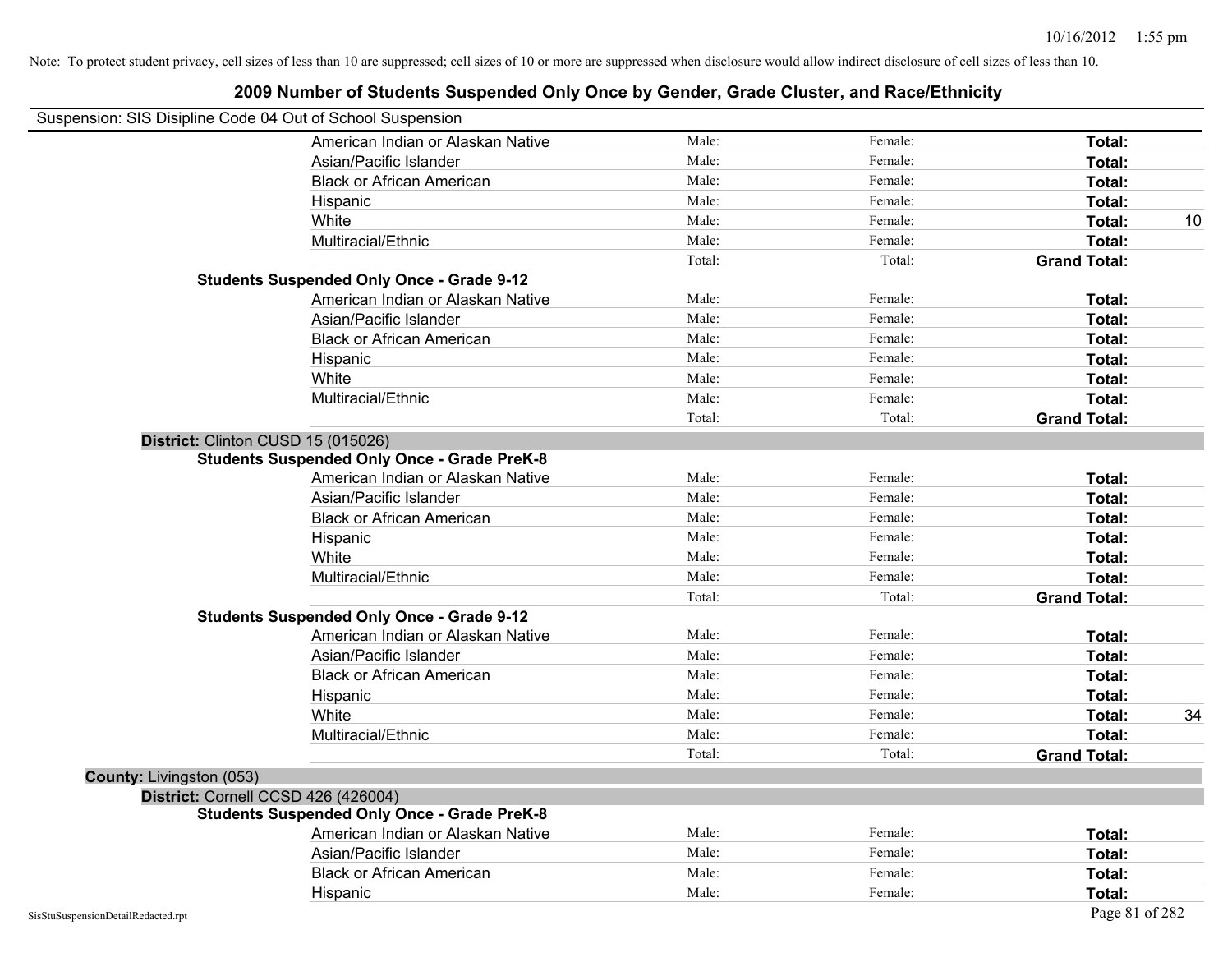Note: To protect student privacy, cell sizes of less than 10 are suppressed; cell sizes of 10 or more are suppressed when disclosure would allow indirect disclosure of cell sizes of less than 10.

# 2009 Number of Students Suspended Only Once by Gender, Grade Cluster, and Race/Ethnicity

Suspension: SIS Disipline Code 04 Out of School Suspension

| | | | | |
|---|---|---|---|---|
| American Indian or Alaskan Native | Male: | Female: | **Total:** | |
| Asian/Pacific Islander | Male: | Female: | **Total:** | |
| Black or African American | Male: | Female: | **Total:** | |
| Hispanic | Male: | Female: | **Total:** | |
| White | Male: | Female: | **Total:** | 10 |
| Multiracial/Ethnic | Male: | Female: | **Total:** | |
| | Total: | Total: | **Grand Total:** | |

**Students Suspended Only Once - Grade 9-12**

| | | | | |
|---|---|---|---|---|
| American Indian or Alaskan Native | Male: | Female: | **Total:** | |
| Asian/Pacific Islander | Male: | Female: | **Total:** | |
| Black or African American | Male: | Female: | **Total:** | |
| Hispanic | Male: | Female: | **Total:** | |
| White | Male: | Female: | **Total:** | |
| Multiracial/Ethnic | Male: | Female: | **Total:** | |
| | Total: | Total: | **Grand Total:** | |

**District:** Clinton CUSD 15 (015026)

**Students Suspended Only Once - Grade PreK-8**

| | | | | |
|---|---|---|---|---|
| American Indian or Alaskan Native | Male: | Female: | **Total:** | |
| Asian/Pacific Islander | Male: | Female: | **Total:** | |
| Black or African American | Male: | Female: | **Total:** | |
| Hispanic | Male: | Female: | **Total:** | |
| White | Male: | Female: | **Total:** | |
| Multiracial/Ethnic | Male: | Female: | **Total:** | |
| | Total: | Total: | **Grand Total:** | |

**Students Suspended Only Once - Grade 9-12**

| | | | | |
|---|---|---|---|---|
| American Indian or Alaskan Native | Male: | Female: | **Total:** | |
| Asian/Pacific Islander | Male: | Female: | **Total:** | |
| Black or African American | Male: | Female: | **Total:** | |
| Hispanic | Male: | Female: | **Total:** | |
| White | Male: | Female: | **Total:** | 34 |
| Multiracial/Ethnic | Male: | Female: | **Total:** | |
| | Total: | Total: | **Grand Total:** | |

**County:** Livingston (053)

**District:** Cornell CCSD 426 (426004)

**Students Suspended Only Once - Grade PreK-8**

| | | | | |
|---|---|---|---|---|
| American Indian or Alaskan Native | Male: | Female: | **Total:** | |
| Asian/Pacific Islander | Male: | Female: | **Total:** | |
| Black or African American | Male: | Female: | **Total:** | |
| Hispanic | Male: | Female: | **Total:** | |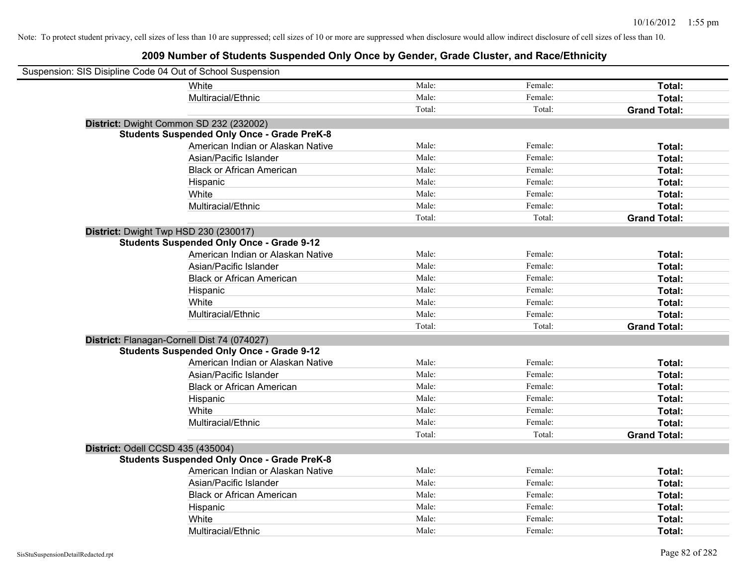Note: To protect student privacy, cell sizes of less than 10 are suppressed; cell sizes of 10 or more are suppressed when disclosure would allow indirect disclosure of cell sizes of less than 10.

# 2009 Number of Students Suspended Only Once by Gender, Grade Cluster, and Race/Ethnicity

Suspension: SIS Disipline Code 04 Out of School Suspension

| | | | | |
|---|---|---|---|---|
| | White | Male: | Female: | **Total:** |
| | Multiracial/Ethnic | Male: | Female: | **Total:** |
| | | Total: | Total: | **Grand Total:** |
| **District:** Dwight Common SD 232 (232002) | | | | |
| **Students Suspended Only Once - Grade PreK-8** | | | | |
| | American Indian or Alaskan Native | Male: | Female: | **Total:** |
| | Asian/Pacific Islander | Male: | Female: | **Total:** |
| | Black or African American | Male: | Female: | **Total:** |
| | Hispanic | Male: | Female: | **Total:** |
| | White | Male: | Female: | **Total:** |
| | Multiracial/Ethnic | Male: | Female: | **Total:** |
| | | Total: | Total: | **Grand Total:** |
| **District:** Dwight Twp HSD 230 (230017) | | | | |
| **Students Suspended Only Once - Grade 9-12** | | | | |
| | American Indian or Alaskan Native | Male: | Female: | **Total:** |
| | Asian/Pacific Islander | Male: | Female: | **Total:** |
| | Black or African American | Male: | Female: | **Total:** |
| | Hispanic | Male: | Female: | **Total:** |
| | White | Male: | Female: | **Total:** |
| | Multiracial/Ethnic | Male: | Female: | **Total:** |
| | | Total: | Total: | **Grand Total:** |
| **District:** Flanagan-Cornell Dist 74 (074027) | | | | |
| **Students Suspended Only Once - Grade 9-12** | | | | |
| | American Indian or Alaskan Native | Male: | Female: | **Total:** |
| | Asian/Pacific Islander | Male: | Female: | **Total:** |
| | Black or African American | Male: | Female: | **Total:** |
| | Hispanic | Male: | Female: | **Total:** |
| | White | Male: | Female: | **Total:** |
| | Multiracial/Ethnic | Male: | Female: | **Total:** |
| | | Total: | Total: | **Grand Total:** |
| **District:** Odell CCSD 435 (435004) | | | | |
| **Students Suspended Only Once - Grade PreK-8** | | | | |
| | American Indian or Alaskan Native | Male: | Female: | **Total:** |
| | Asian/Pacific Islander | Male: | Female: | **Total:** |
| | Black or African American | Male: | Female: | **Total:** |
| | Hispanic | Male: | Female: | **Total:** |
| | White | Male: | Female: | **Total:** |
| | Multiracial/Ethnic | Male: | Female: | **Total:** |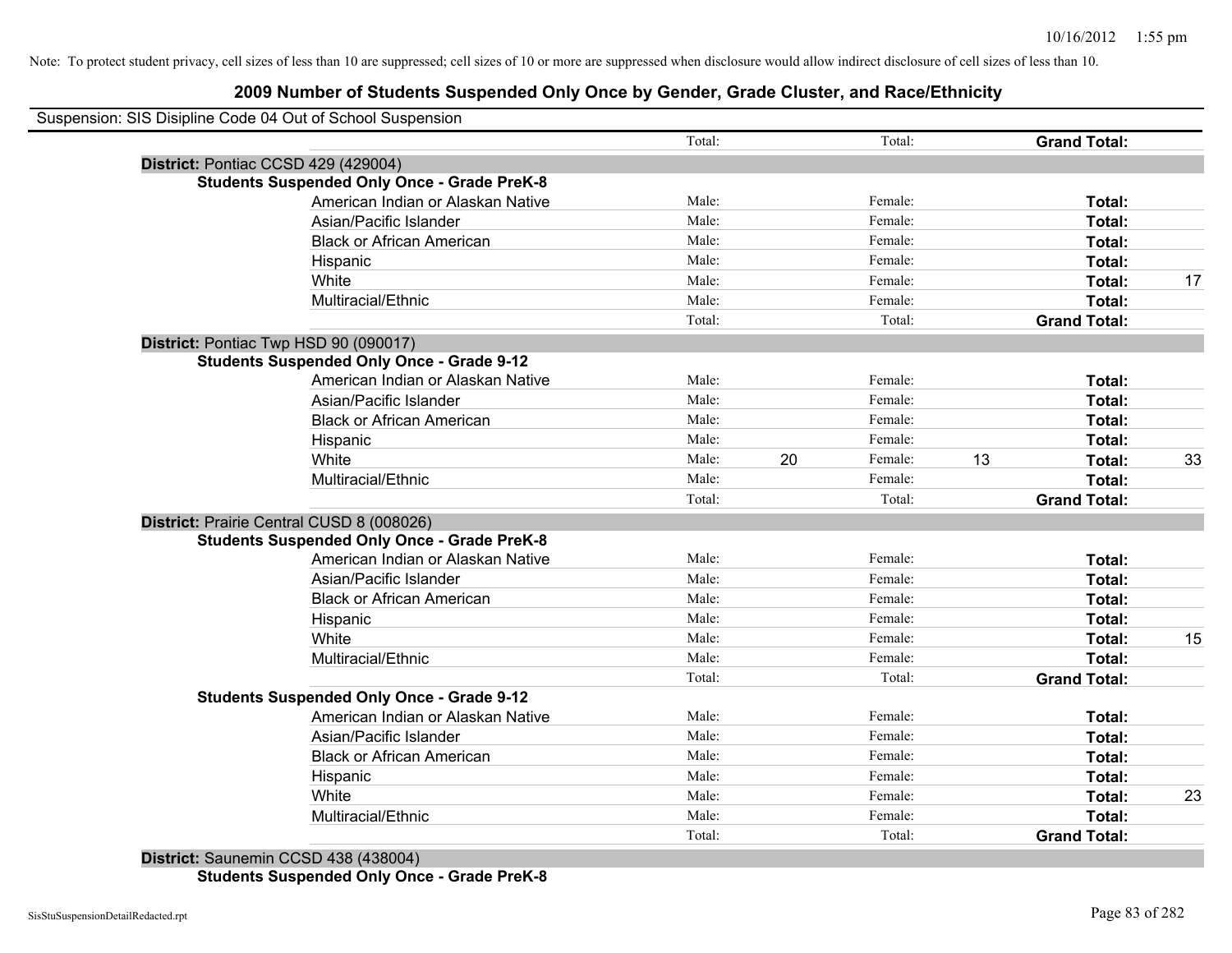Note: To protect student privacy, cell sizes of less than 10 are suppressed; cell sizes of 10 or more are suppressed when disclosure would allow indirect disclosure of cell sizes of less than 10.

## 2009 Number of Students Suspended Only Once by Gender, Grade Cluster, and Race/Ethnicity

Suspension: SIS Disipline Code 04 Out of School Suspension

| | | | | | | |
|---|---|---|---|---|---|---|
| | Total: | | Total: | | **Grand Total:** | |
| **District:** Pontiac CCSD 429 (429004) | | | | | | |
| **Students Suspended Only Once - Grade PreK-8** | | | | | | |
| American Indian or Alaskan Native | Male: | | Female: | | **Total:** | |
| Asian/Pacific Islander | Male: | | Female: | | **Total:** | |
| Black or African American | Male: | | Female: | | **Total:** | |
| Hispanic | Male: | | Female: | | **Total:** | |
| White | Male: | | Female: | | **Total:** | 17 |
| Multiracial/Ethnic | Male: | | Female: | | **Total:** | |
| | Total: | | Total: | | **Grand Total:** | |
| **District:** Pontiac Twp HSD 90 (090017) | | | | | | |
| **Students Suspended Only Once - Grade 9-12** | | | | | | |
| American Indian or Alaskan Native | Male: | | Female: | | **Total:** | |
| Asian/Pacific Islander | Male: | | Female: | | **Total:** | |
| Black or African American | Male: | | Female: | | **Total:** | |
| Hispanic | Male: | | Female: | | **Total:** | |
| White | Male: | 20 | Female: | 13 | **Total:** | 33 |
| Multiracial/Ethnic | Male: | | Female: | | **Total:** | |
| | Total: | | Total: | | **Grand Total:** | |
| **District:** Prairie Central CUSD 8 (008026) | | | | | | |
| **Students Suspended Only Once - Grade PreK-8** | | | | | | |
| American Indian or Alaskan Native | Male: | | Female: | | **Total:** | |
| Asian/Pacific Islander | Male: | | Female: | | **Total:** | |
| Black or African American | Male: | | Female: | | **Total:** | |
| Hispanic | Male: | | Female: | | **Total:** | |
| White | Male: | | Female: | | **Total:** | 15 |
| Multiracial/Ethnic | Male: | | Female: | | **Total:** | |
| | Total: | | Total: | | **Grand Total:** | |
| **Students Suspended Only Once - Grade 9-12** | | | | | | |
| American Indian or Alaskan Native | Male: | | Female: | | **Total:** | |
| Asian/Pacific Islander | Male: | | Female: | | **Total:** | |
| Black or African American | Male: | | Female: | | **Total:** | |
| Hispanic | Male: | | Female: | | **Total:** | |
| White | Male: | | Female: | | **Total:** | 23 |
| Multiracial/Ethnic | Male: | | Female: | | **Total:** | |
| | Total: | | Total: | | **Grand Total:** | |
| **District:** Saunemin CCSD 438 (438004) | | | | | | |
| **Students Suspended Only Once - Grade PreK-8** | | | | | | |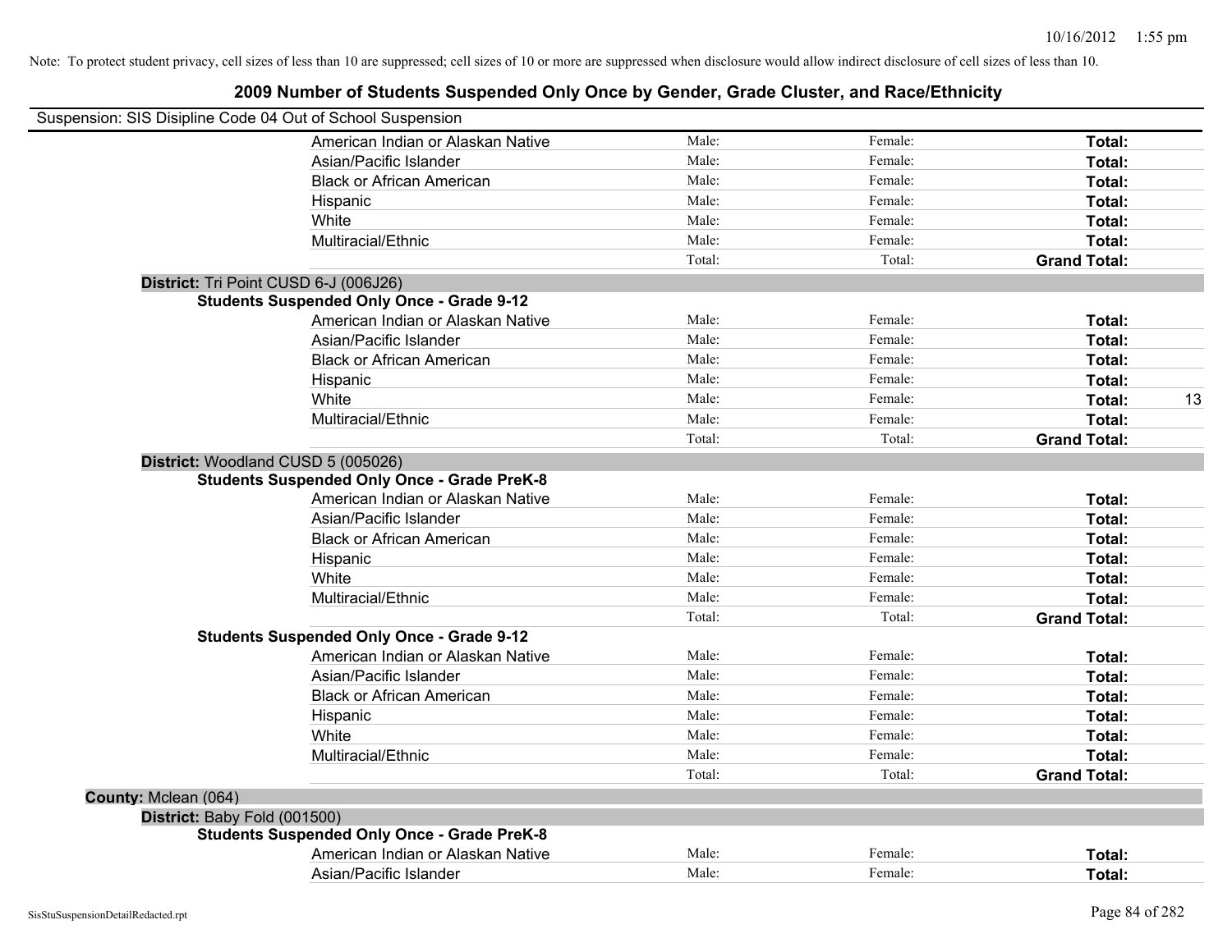Note: To protect student privacy, cell sizes of less than 10 are suppressed; cell sizes of 10 or more are suppressed when disclosure would allow indirect disclosure of cell sizes of less than 10.

# 2009 Number of Students Suspended Only Once by Gender, Grade Cluster, and Race/Ethnicity

Suspension: SIS Disipline Code 04 Out of School Suspension

| | Male | Female | Total |
|---|---|---|---|
| American Indian or Alaskan Native | Male: | Female: | Total: |
| Asian/Pacific Islander | Male: | Female: | Total: |
| Black or African American | Male: | Female: | Total: |
| Hispanic | Male: | Female: | Total: |
| White | Male: | Female: | Total: |
| Multiracial/Ethnic | Male: | Female: | Total: |
| | Total: | Total: | Grand Total: |

**District:** Tri Point CUSD 6-J (006J26)

**Students Suspended Only Once - Grade 9-12**

| | Male | Female | Total |
|---|---|---|---|
| American Indian or Alaskan Native | Male: | Female: | Total: |
| Asian/Pacific Islander | Male: | Female: | Total: |
| Black or African American | Male: | Female: | Total: |
| Hispanic | Male: | Female: | Total: |
| White | Male: | Female: | Total: 13 |
| Multiracial/Ethnic | Male: | Female: | Total: |
| | Total: | Total: | Grand Total: |

**District:** Woodland CUSD 5 (005026)

**Students Suspended Only Once - Grade PreK-8**

| | Male | Female | Total |
|---|---|---|---|
| American Indian or Alaskan Native | Male: | Female: | Total: |
| Asian/Pacific Islander | Male: | Female: | Total: |
| Black or African American | Male: | Female: | Total: |
| Hispanic | Male: | Female: | Total: |
| White | Male: | Female: | Total: |
| Multiracial/Ethnic | Male: | Female: | Total: |
| | Total: | Total: | Grand Total: |

**Students Suspended Only Once - Grade 9-12**

| | Male | Female | Total |
|---|---|---|---|
| American Indian or Alaskan Native | Male: | Female: | Total: |
| Asian/Pacific Islander | Male: | Female: | Total: |
| Black or African American | Male: | Female: | Total: |
| Hispanic | Male: | Female: | Total: |
| White | Male: | Female: | Total: |
| Multiracial/Ethnic | Male: | Female: | Total: |
| | Total: | Total: | Grand Total: |

**County:** Mclean (064)

**District:** Baby Fold (001500)

**Students Suspended Only Once - Grade PreK-8**

| | Male | Female | Total |
|---|---|---|---|
| American Indian or Alaskan Native | Male: | Female: | Total: |
| Asian/Pacific Islander | Male: | Female: | Total: |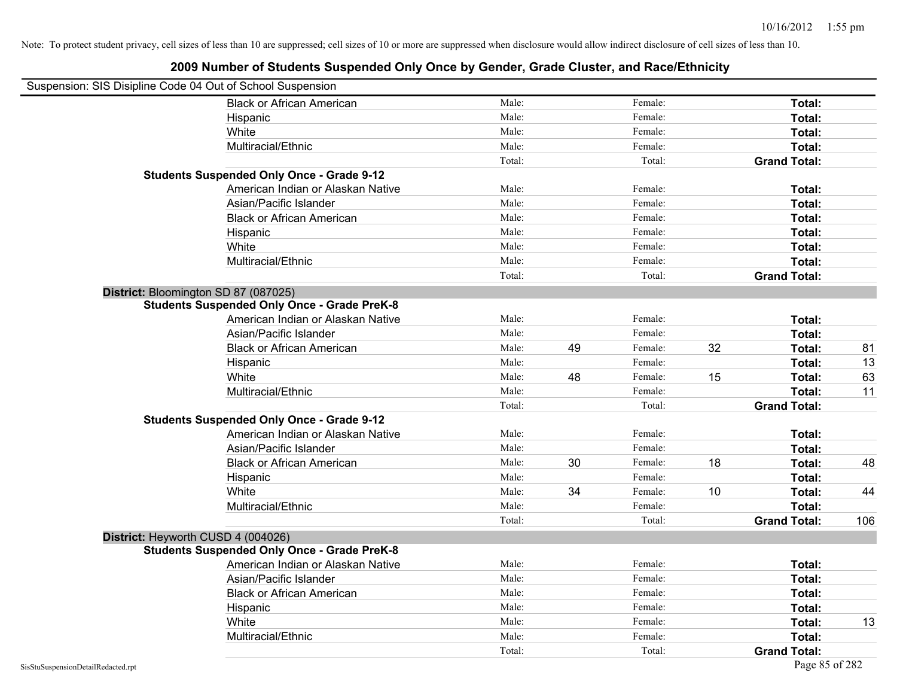Note: To protect student privacy, cell sizes of less than 10 are suppressed; cell sizes of 10 or more are suppressed when disclosure would allow indirect disclosure of cell sizes of less than 10.

## 2009 Number of Students Suspended Only Once by Gender, Grade Cluster, and Race/Ethnicity

Suspension: SIS Disipline Code 04 Out of School Suspension

| | | | | | | |
|---|---|---|---|---|---|---|
| Black or African American | Male: | | Female: | | **Total:** | |
| Hispanic | Male: | | Female: | | **Total:** | |
| White | Male: | | Female: | | **Total:** | |
| Multiracial/Ethnic | Male: | | Female: | | **Total:** | |
| | Total: | | Total: | | **Grand Total:** | |
| **Students Suspended Only Once - Grade 9-12** | | | | | | |
| American Indian or Alaskan Native | Male: | | Female: | | **Total:** | |
| Asian/Pacific Islander | Male: | | Female: | | **Total:** | |
| Black or African American | Male: | | Female: | | **Total:** | |
| Hispanic | Male: | | Female: | | **Total:** | |
| White | Male: | | Female: | | **Total:** | |
| Multiracial/Ethnic | Male: | | Female: | | **Total:** | |
| | Total: | | Total: | | **Grand Total:** | |
| **District:** Bloomington SD 87 (087025) | | | | | | |
| **Students Suspended Only Once - Grade PreK-8** | | | | | | |
| American Indian or Alaskan Native | Male: | | Female: | | **Total:** | |
| Asian/Pacific Islander | Male: | | Female: | | **Total:** | |
| Black or African American | Male: | 49 | Female: | 32 | **Total:** | 81 |
| Hispanic | Male: | | Female: | | **Total:** | 13 |
| White | Male: | 48 | Female: | 15 | **Total:** | 63 |
| Multiracial/Ethnic | Male: | | Female: | | **Total:** | 11 |
| | Total: | | Total: | | **Grand Total:** | |
| **Students Suspended Only Once - Grade 9-12** | | | | | | |
| American Indian or Alaskan Native | Male: | | Female: | | **Total:** | |
| Asian/Pacific Islander | Male: | | Female: | | **Total:** | |
| Black or African American | Male: | 30 | Female: | 18 | **Total:** | 48 |
| Hispanic | Male: | | Female: | | **Total:** | |
| White | Male: | 34 | Female: | 10 | **Total:** | 44 |
| Multiracial/Ethnic | Male: | | Female: | | **Total:** | |
| | Total: | | Total: | | **Grand Total:** | 106 |
| **District:** Heyworth CUSD 4 (004026) | | | | | | |
| **Students Suspended Only Once - Grade PreK-8** | | | | | | |
| American Indian or Alaskan Native | Male: | | Female: | | **Total:** | |
| Asian/Pacific Islander | Male: | | Female: | | **Total:** | |
| Black or African American | Male: | | Female: | | **Total:** | |
| Hispanic | Male: | | Female: | | **Total:** | |
| White | Male: | | Female: | | **Total:** | 13 |
| Multiracial/Ethnic | Male: | | Female: | | **Total:** | |
| | Total: | | Total: | | **Grand Total:** | |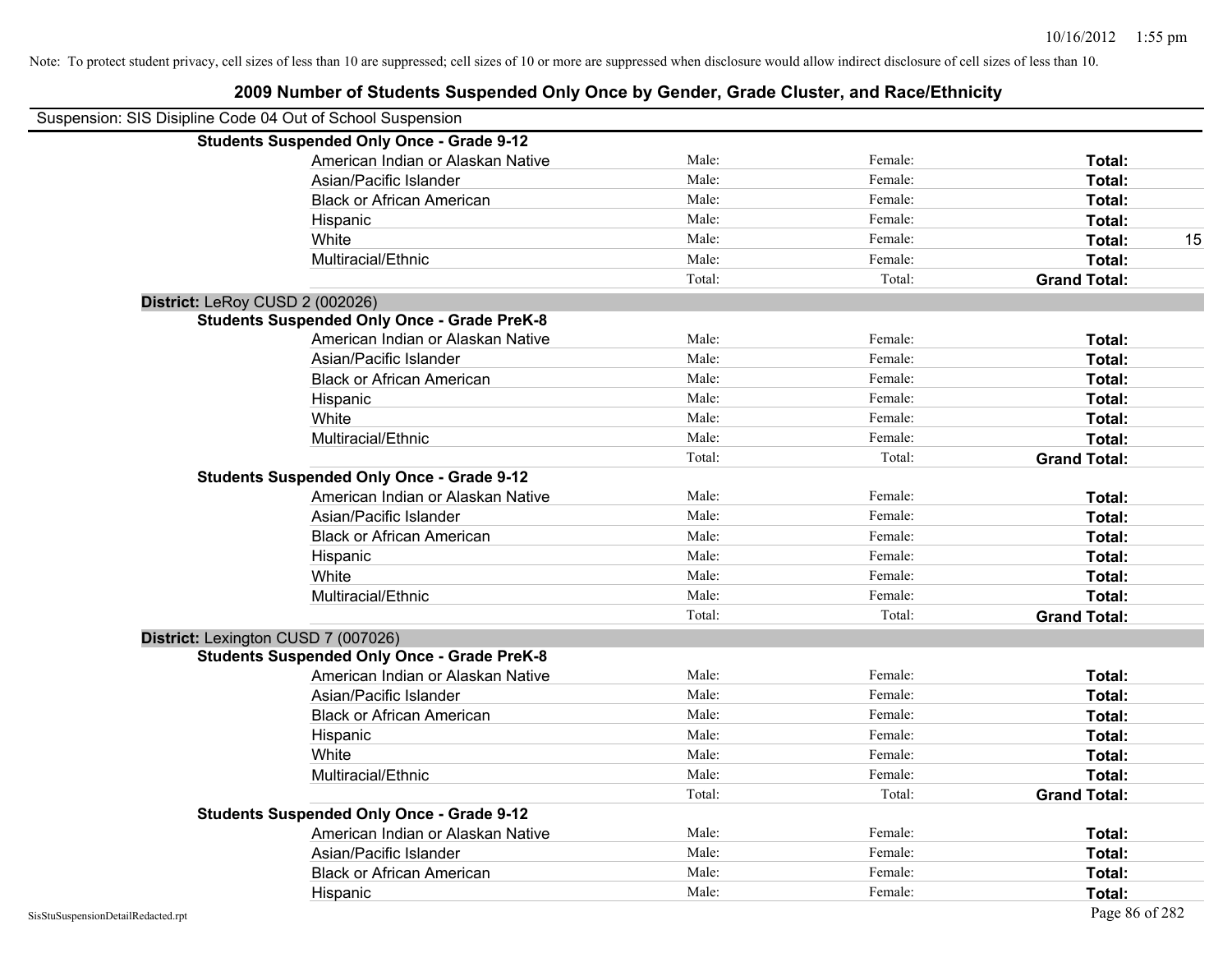Note: To protect student privacy, cell sizes of less than 10 are suppressed; cell sizes of 10 or more are suppressed when disclosure would allow indirect disclosure of cell sizes of less than 10.

## 2009 Number of Students Suspended Only Once by Gender, Grade Cluster, and Race/Ethnicity

Suspension: SIS Disipline Code 04 Out of School Suspension

| | | | | |
|---|---|---|---|---|
| **Students Suspended Only Once - Grade 9-12** | | | | |
| American Indian or Alaskan Native | Male: | Female: | **Total:** | |
| Asian/Pacific Islander | Male: | Female: | **Total:** | |
| Black or African American | Male: | Female: | **Total:** | |
| Hispanic | Male: | Female: | **Total:** | |
| White | Male: | Female: | **Total:** | 15 |
| Multiracial/Ethnic | Male: | Female: | **Total:** | |
| | Total: | Total: | **Grand Total:** | |
| **District:** LeRoy CUSD 2 (002026) | | | | |
| **Students Suspended Only Once - Grade PreK-8** | | | | |
| American Indian or Alaskan Native | Male: | Female: | **Total:** | |
| Asian/Pacific Islander | Male: | Female: | **Total:** | |
| Black or African American | Male: | Female: | **Total:** | |
| Hispanic | Male: | Female: | **Total:** | |
| White | Male: | Female: | **Total:** | |
| Multiracial/Ethnic | Male: | Female: | **Total:** | |
| | Total: | Total: | **Grand Total:** | |
| **Students Suspended Only Once - Grade 9-12** | | | | |
| American Indian or Alaskan Native | Male: | Female: | **Total:** | |
| Asian/Pacific Islander | Male: | Female: | **Total:** | |
| Black or African American | Male: | Female: | **Total:** | |
| Hispanic | Male: | Female: | **Total:** | |
| White | Male: | Female: | **Total:** | |
| Multiracial/Ethnic | Male: | Female: | **Total:** | |
| | Total: | Total: | **Grand Total:** | |
| **District:** Lexington CUSD 7 (007026) | | | | |
| **Students Suspended Only Once - Grade PreK-8** | | | | |
| American Indian or Alaskan Native | Male: | Female: | **Total:** | |
| Asian/Pacific Islander | Male: | Female: | **Total:** | |
| Black or African American | Male: | Female: | **Total:** | |
| Hispanic | Male: | Female: | **Total:** | |
| White | Male: | Female: | **Total:** | |
| Multiracial/Ethnic | Male: | Female: | **Total:** | |
| | Total: | Total: | **Grand Total:** | |
| **Students Suspended Only Once - Grade 9-12** | | | | |
| American Indian or Alaskan Native | Male: | Female: | **Total:** | |
| Asian/Pacific Islander | Male: | Female: | **Total:** | |
| Black or African American | Male: | Female: | **Total:** | |
| Hispanic | Male: | Female: | **Total:** | |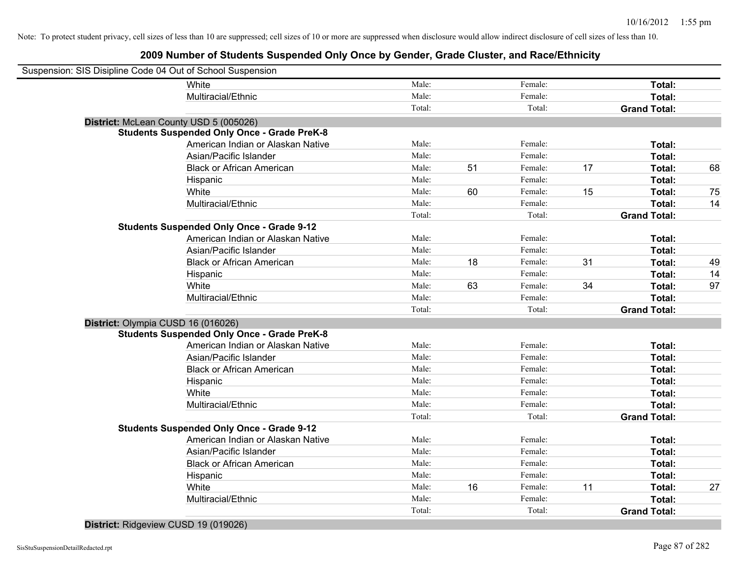Note: To protect student privacy, cell sizes of less than 10 are suppressed; cell sizes of 10 or more are suppressed when disclosure would allow indirect disclosure of cell sizes of less than 10.

## 2009 Number of Students Suspended Only Once by Gender, Grade Cluster, and Race/Ethnicity

Suspension: SIS Disipline Code 04 Out of School Suspension

| | | | | | | | |
|---|---|---|---|---|---|---|---|
| White | Male: | | Female: | | **Total:** | |
| Multiracial/Ethnic | Male: | | Female: | | **Total:** | |
| | Total: | | Total: | | **Grand Total:** | |

**District:** McLean County USD 5 (005026)

**Students Suspended Only Once - Grade PreK-8**

| | | | | | | |
|---|---|---|---|---|---|---|
| American Indian or Alaskan Native | Male: | | Female: | | **Total:** | |
| Asian/Pacific Islander | Male: | | Female: | | **Total:** | |
| Black or African American | Male: | 51 | Female: | 17 | **Total:** | 68 |
| Hispanic | Male: | | Female: | | **Total:** | |
| White | Male: | 60 | Female: | 15 | **Total:** | 75 |
| Multiracial/Ethnic | Male: | | Female: | | **Total:** | 14 |
| | Total: | | Total: | | **Grand Total:** | |

**Students Suspended Only Once - Grade 9-12**

| | | | | | | |
|---|---|---|---|---|---|---|
| American Indian or Alaskan Native | Male: | | Female: | | **Total:** | |
| Asian/Pacific Islander | Male: | | Female: | | **Total:** | |
| Black or African American | Male: | 18 | Female: | 31 | **Total:** | 49 |
| Hispanic | Male: | | Female: | | **Total:** | 14 |
| White | Male: | 63 | Female: | 34 | **Total:** | 97 |
| Multiracial/Ethnic | Male: | | Female: | | **Total:** | |
| | Total: | | Total: | | **Grand Total:** | |

**District:** Olympia CUSD 16 (016026)

**Students Suspended Only Once - Grade PreK-8**

| | | | | | | |
|---|---|---|---|---|---|---|
| American Indian or Alaskan Native | Male: | | Female: | | **Total:** | |
| Asian/Pacific Islander | Male: | | Female: | | **Total:** | |
| Black or African American | Male: | | Female: | | **Total:** | |
| Hispanic | Male: | | Female: | | **Total:** | |
| White | Male: | | Female: | | **Total:** | |
| Multiracial/Ethnic | Male: | | Female: | | **Total:** | |
| | Total: | | Total: | | **Grand Total:** | |

**Students Suspended Only Once - Grade 9-12**

| | | | | | | |
|---|---|---|---|---|---|---|
| American Indian or Alaskan Native | Male: | | Female: | | **Total:** | |
| Asian/Pacific Islander | Male: | | Female: | | **Total:** | |
| Black or African American | Male: | | Female: | | **Total:** | |
| Hispanic | Male: | | Female: | | **Total:** | |
| White | Male: | 16 | Female: | 11 | **Total:** | 27 |
| Multiracial/Ethnic | Male: | | Female: | | **Total:** | |
| | Total: | | Total: | | **Grand Total:** | |

**District:** Ridgeview CUSD 19 (019026)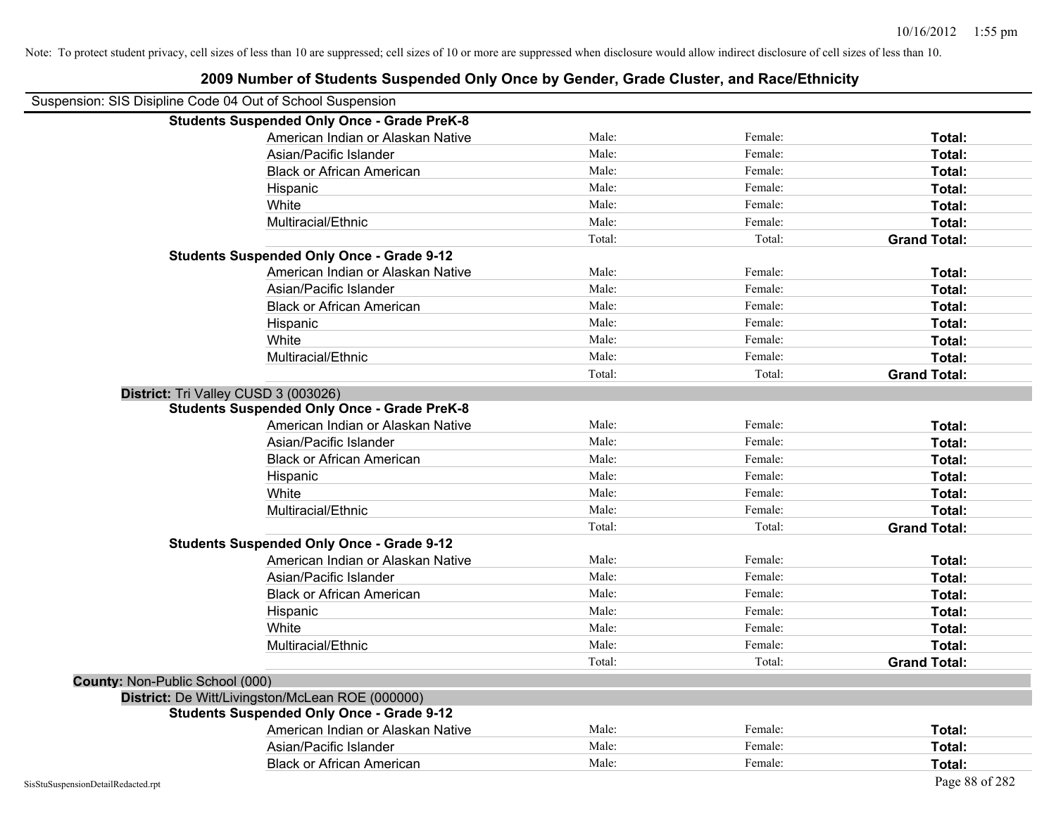Note: To protect student privacy, cell sizes of less than 10 are suppressed; cell sizes of 10 or more are suppressed when disclosure would allow indirect disclosure of cell sizes of less than 10.

# 2009 Number of Students Suspended Only Once by Gender, Grade Cluster, and Race/Ethnicity

Suspension: SIS Disipline Code 04 Out of School Suspension

**Students Suspended Only Once - Grade PreK-8**

| | | | |
|---|---|---|---|
| American Indian or Alaskan Native | Male: | Female: | **Total:** |
| Asian/Pacific Islander | Male: | Female: | **Total:** |
| Black or African American | Male: | Female: | **Total:** |
| Hispanic | Male: | Female: | **Total:** |
| White | Male: | Female: | **Total:** |
| Multiracial/Ethnic | Male: | Female: | **Total:** |
| | Total: | Total: | **Grand Total:** |

**Students Suspended Only Once - Grade 9-12**

| | | | |
|---|---|---|---|
| American Indian or Alaskan Native | Male: | Female: | **Total:** |
| Asian/Pacific Islander | Male: | Female: | **Total:** |
| Black or African American | Male: | Female: | **Total:** |
| Hispanic | Male: | Female: | **Total:** |
| White | Male: | Female: | **Total:** |
| Multiracial/Ethnic | Male: | Female: | **Total:** |
| | Total: | Total: | **Grand Total:** |

**District:** Tri Valley CUSD 3 (003026)

**Students Suspended Only Once - Grade PreK-8**

| | | | |
|---|---|---|---|
| American Indian or Alaskan Native | Male: | Female: | **Total:** |
| Asian/Pacific Islander | Male: | Female: | **Total:** |
| Black or African American | Male: | Female: | **Total:** |
| Hispanic | Male: | Female: | **Total:** |
| White | Male: | Female: | **Total:** |
| Multiracial/Ethnic | Male: | Female: | **Total:** |
| | Total: | Total: | **Grand Total:** |

**Students Suspended Only Once - Grade 9-12**

| | | | |
|---|---|---|---|
| American Indian or Alaskan Native | Male: | Female: | **Total:** |
| Asian/Pacific Islander | Male: | Female: | **Total:** |
| Black or African American | Male: | Female: | **Total:** |
| Hispanic | Male: | Female: | **Total:** |
| White | Male: | Female: | **Total:** |
| Multiracial/Ethnic | Male: | Female: | **Total:** |
| | Total: | Total: | **Grand Total:** |

**County:** Non-Public School (000)

**District:** De Witt/Livingston/McLean ROE (000000)

**Students Suspended Only Once - Grade 9-12**

| | | | |
|---|---|---|---|
| American Indian or Alaskan Native | Male: | Female: | **Total:** |
| Asian/Pacific Islander | Male: | Female: | **Total:** |
| Black or African American | Male: | Female: | **Total:** |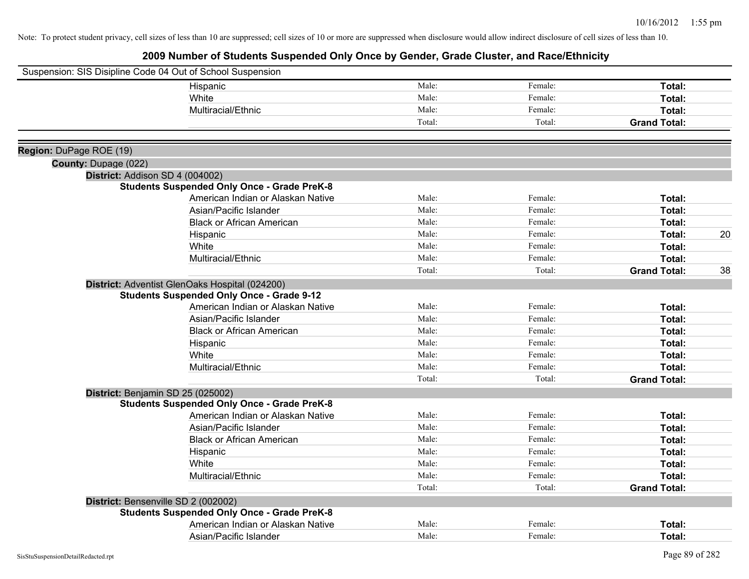Note: To protect student privacy, cell sizes of less than 10 are suppressed; cell sizes of 10 or more are suppressed when disclosure would allow indirect disclosure of cell sizes of less than 10.

# 2009 Number of Students Suspended Only Once by Gender, Grade Cluster, and Race/Ethnicity

Suspension: SIS Disipline Code 04 Out of School Suspension

| | Male | Female | Total |
|---|---|---|---|
| Hispanic | Male: | Female: | Total: |
| White | Male: | Female: | Total: |
| Multiracial/Ethnic | Male: | Female: | Total: |
| | Total: | Total: | Grand Total: |

**Region:** DuPage ROE (19)

**County:** Dupage (022)

**District:** Addison SD 4 (004002)

**Students Suspended Only Once - Grade PreK-8**

| | Male | Female | Total |
|---|---|---|---|
| American Indian or Alaskan Native | Male: | Female: | Total: |
| Asian/Pacific Islander | Male: | Female: | Total: |
| Black or African American | Male: | Female: | Total: |
| Hispanic | Male: | Female: | Total: 20 |
| White | Male: | Female: | Total: |
| Multiracial/Ethnic | Male: | Female: | Total: |
| | Total: | Total: | Grand Total: 38 |

**District:** Adventist GlenOaks Hospital (024200)

**Students Suspended Only Once - Grade 9-12**

| | Male | Female | Total |
|---|---|---|---|
| American Indian or Alaskan Native | Male: | Female: | Total: |
| Asian/Pacific Islander | Male: | Female: | Total: |
| Black or African American | Male: | Female: | Total: |
| Hispanic | Male: | Female: | Total: |
| White | Male: | Female: | Total: |
| Multiracial/Ethnic | Male: | Female: | Total: |
| | Total: | Total: | Grand Total: |

**District:** Benjamin SD 25 (025002)

**Students Suspended Only Once - Grade PreK-8**

| | Male | Female | Total |
|---|---|---|---|
| American Indian or Alaskan Native | Male: | Female: | Total: |
| Asian/Pacific Islander | Male: | Female: | Total: |
| Black or African American | Male: | Female: | Total: |
| Hispanic | Male: | Female: | Total: |
| White | Male: | Female: | Total: |
| Multiracial/Ethnic | Male: | Female: | Total: |
| | Total: | Total: | Grand Total: |

**District:** Bensenville SD 2 (002002)

**Students Suspended Only Once - Grade PreK-8**

| | Male | Female | Total |
|---|---|---|---|
| American Indian or Alaskan Native | Male: | Female: | Total: |
| Asian/Pacific Islander | Male: | Female: | Total: |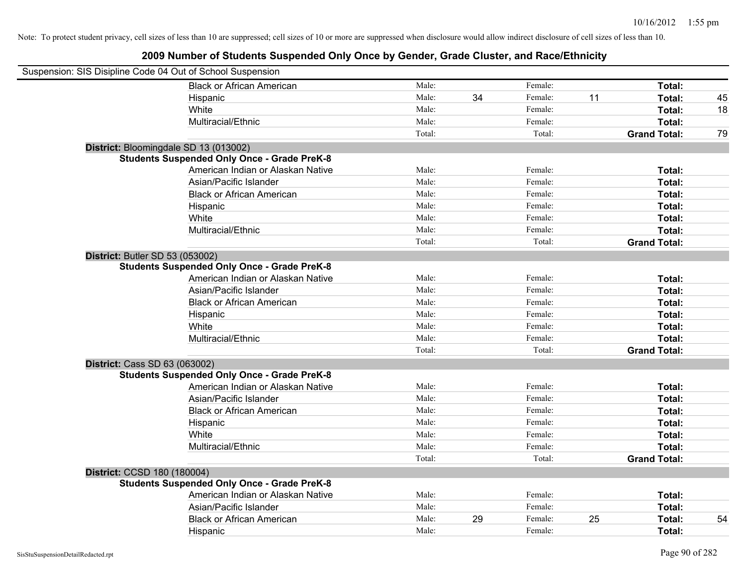Note: To protect student privacy, cell sizes of less than 10 are suppressed; cell sizes of 10 or more are suppressed when disclosure would allow indirect disclosure of cell sizes of less than 10.

## 2009 Number of Students Suspended Only Once by Gender, Grade Cluster, and Race/Ethnicity

Suspension: SIS Disipline Code 04 Out of School Suspension

| | | | | | | |
|---|---|---|---|---|---|---|
| Black or African American | Male: | | Female: | | **Total:** | |
| Hispanic | Male: | 34 | Female: | 11 | **Total:** | 45 |
| White | Male: | | Female: | | **Total:** | 18 |
| Multiracial/Ethnic | Male: | | Female: | | **Total:** | |
| | Total: | | Total: | | **Grand Total:** | 79 |

**District:** Bloomingdale SD 13 (013002)

**Students Suspended Only Once - Grade PreK-8**

| | | | | | | |
|---|---|---|---|---|---|---|
| American Indian or Alaskan Native | Male: | | Female: | | **Total:** | |
| Asian/Pacific Islander | Male: | | Female: | | **Total:** | |
| Black or African American | Male: | | Female: | | **Total:** | |
| Hispanic | Male: | | Female: | | **Total:** | |
| White | Male: | | Female: | | **Total:** | |
| Multiracial/Ethnic | Male: | | Female: | | **Total:** | |
| | Total: | | Total: | | **Grand Total:** | |

**District:** Butler SD 53 (053002)

**Students Suspended Only Once - Grade PreK-8**

| | | | | | | |
|---|---|---|---|---|---|---|
| American Indian or Alaskan Native | Male: | | Female: | | **Total:** | |
| Asian/Pacific Islander | Male: | | Female: | | **Total:** | |
| Black or African American | Male: | | Female: | | **Total:** | |
| Hispanic | Male: | | Female: | | **Total:** | |
| White | Male: | | Female: | | **Total:** | |
| Multiracial/Ethnic | Male: | | Female: | | **Total:** | |
| | Total: | | Total: | | **Grand Total:** | |

**District:** Cass SD 63 (063002)

**Students Suspended Only Once - Grade PreK-8**

| | | | | | | |
|---|---|---|---|---|---|---|
| American Indian or Alaskan Native | Male: | | Female: | | **Total:** | |
| Asian/Pacific Islander | Male: | | Female: | | **Total:** | |
| Black or African American | Male: | | Female: | | **Total:** | |
| Hispanic | Male: | | Female: | | **Total:** | |
| White | Male: | | Female: | | **Total:** | |
| Multiracial/Ethnic | Male: | | Female: | | **Total:** | |
| | Total: | | Total: | | **Grand Total:** | |

**District:** CCSD 180 (180004)

**Students Suspended Only Once - Grade PreK-8**

| | | | | | | |
|---|---|---|---|---|---|---|
| American Indian or Alaskan Native | Male: | | Female: | | **Total:** | |
| Asian/Pacific Islander | Male: | | Female: | | **Total:** | |
| Black or African American | Male: | 29 | Female: | 25 | **Total:** | 54 |
| Hispanic | Male: | | Female: | | **Total:** | |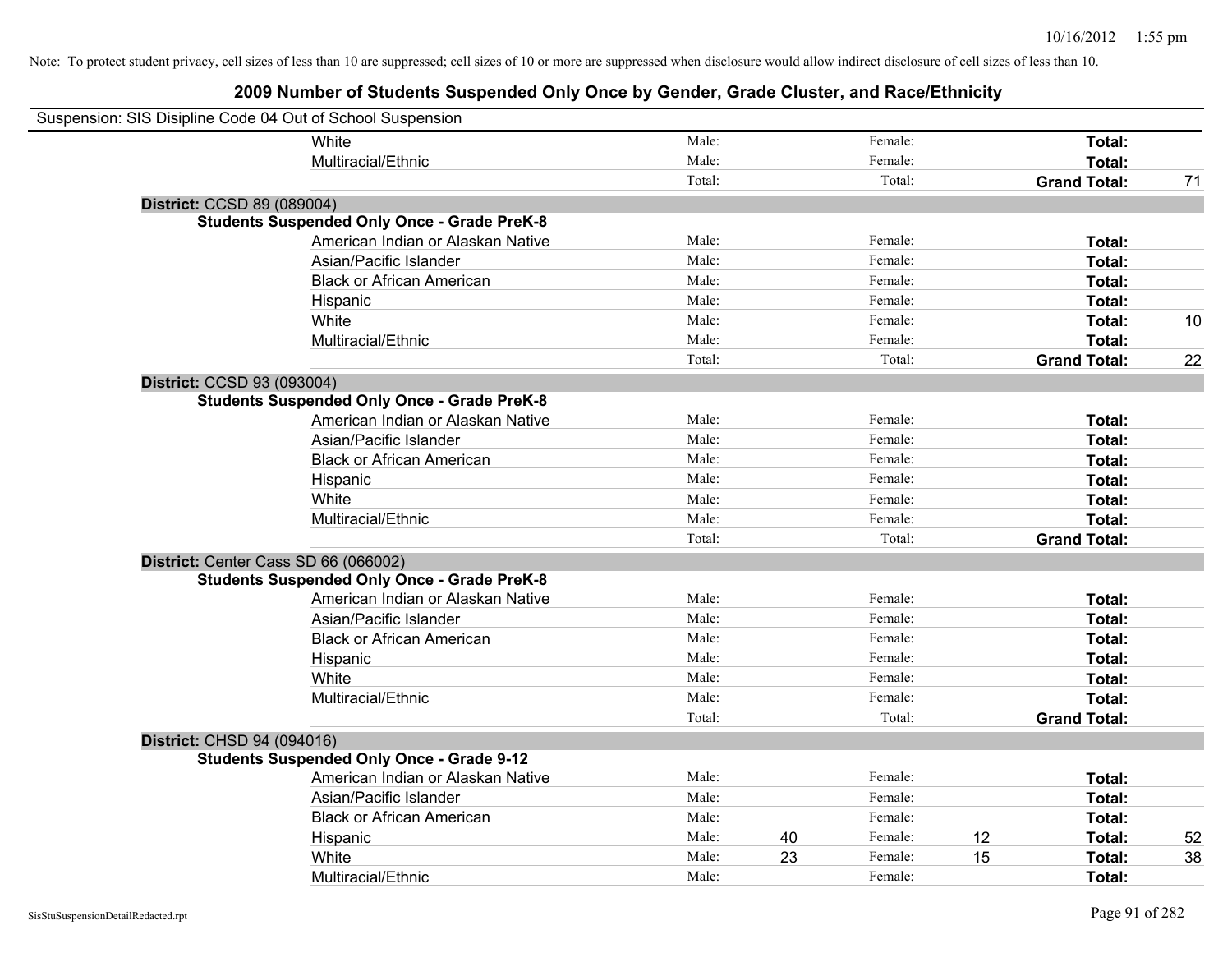Note: To protect student privacy, cell sizes of less than 10 are suppressed; cell sizes of 10 or more are suppressed when disclosure would allow indirect disclosure of cell sizes of less than 10.

## 2009 Number of Students Suspended Only Once by Gender, Grade Cluster, and Race/Ethnicity

Suspension: SIS Disipline Code 04 Out of School Suspension

| | | | | | | | |
|---|---|---|---|---|---|---|---|
| White | Male: | | Female: | | **Total:** | |
| Multiracial/Ethnic | Male: | | Female: | | **Total:** | |
| | Total: | | Total: | | **Grand Total:** | 71 |

**District:** CCSD 89 (089004)

**Students Suspended Only Once - Grade PreK-8**

| | | | | | | |
|---|---|---|---|---|---|---|
| American Indian or Alaskan Native | Male: | | Female: | | **Total:** | |
| Asian/Pacific Islander | Male: | | Female: | | **Total:** | |
| Black or African American | Male: | | Female: | | **Total:** | |
| Hispanic | Male: | | Female: | | **Total:** | |
| White | Male: | | Female: | | **Total:** | 10 |
| Multiracial/Ethnic | Male: | | Female: | | **Total:** | |
| | Total: | | Total: | | **Grand Total:** | 22 |

**District:** CCSD 93 (093004)

**Students Suspended Only Once - Grade PreK-8**

| | | | | | | |
|---|---|---|---|---|---|---|
| American Indian or Alaskan Native | Male: | | Female: | | **Total:** | |
| Asian/Pacific Islander | Male: | | Female: | | **Total:** | |
| Black or African American | Male: | | Female: | | **Total:** | |
| Hispanic | Male: | | Female: | | **Total:** | |
| White | Male: | | Female: | | **Total:** | |
| Multiracial/Ethnic | Male: | | Female: | | **Total:** | |
| | Total: | | Total: | | **Grand Total:** | |

**District:** Center Cass SD 66 (066002)

**Students Suspended Only Once - Grade PreK-8**

| | | | | | | |
|---|---|---|---|---|---|---|
| American Indian or Alaskan Native | Male: | | Female: | | **Total:** | |
| Asian/Pacific Islander | Male: | | Female: | | **Total:** | |
| Black or African American | Male: | | Female: | | **Total:** | |
| Hispanic | Male: | | Female: | | **Total:** | |
| White | Male: | | Female: | | **Total:** | |
| Multiracial/Ethnic | Male: | | Female: | | **Total:** | |
| | Total: | | Total: | | **Grand Total:** | |

**District:** CHSD 94 (094016)

**Students Suspended Only Once - Grade 9-12**

| | | | | | | |
|---|---|---|---|---|---|---|
| American Indian or Alaskan Native | Male: | | Female: | | **Total:** | |
| Asian/Pacific Islander | Male: | | Female: | | **Total:** | |
| Black or African American | Male: | | Female: | | **Total:** | |
| Hispanic | Male: | 40 | Female: | 12 | **Total:** | 52 |
| White | Male: | 23 | Female: | 15 | **Total:** | 38 |
| Multiracial/Ethnic | Male: | | Female: | | **Total:** | |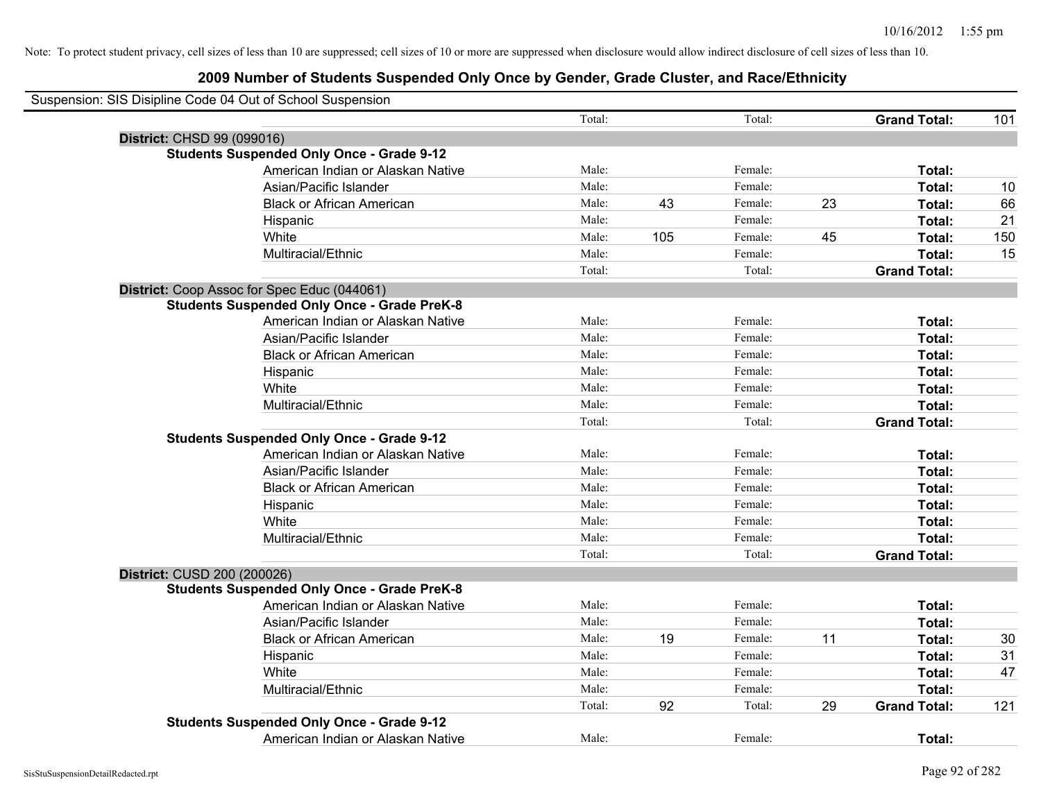Note: To protect student privacy, cell sizes of less than 10 are suppressed; cell sizes of 10 or more are suppressed when disclosure would allow indirect disclosure of cell sizes of less than 10.

## 2009 Number of Students Suspended Only Once by Gender, Grade Cluster, and Race/Ethnicity

Suspension: SIS Disipline Code 04 Out of School Suspension

| | | | | | | |
|---|---|---|---|---|---|---|
| | Total: | | Total: | | **Grand Total:** | 101 |

**District:** CHSD 99 (099016)

**Students Suspended Only Once - Grade 9-12**

| Race/Ethnicity | | | | | | |
|---|---|---|---|---|---|---|
| American Indian or Alaskan Native | Male: | | Female: | | **Total:** | |
| Asian/Pacific Islander | Male: | | Female: | | **Total:** | 10 |
| Black or African American | Male: | 43 | Female: | 23 | **Total:** | 66 |
| Hispanic | Male: | | Female: | | **Total:** | 21 |
| White | Male: | 105 | Female: | 45 | **Total:** | 150 |
| Multiracial/Ethnic | Male: | | Female: | | **Total:** | 15 |
| | Total: | | Total: | | **Grand Total:** | |

**District:** Coop Assoc for Spec Educ (044061)

**Students Suspended Only Once - Grade PreK-8**

| Race/Ethnicity | | | | | | |
|---|---|---|---|---|---|---|
| American Indian or Alaskan Native | Male: | | Female: | | **Total:** | |
| Asian/Pacific Islander | Male: | | Female: | | **Total:** | |
| Black or African American | Male: | | Female: | | **Total:** | |
| Hispanic | Male: | | Female: | | **Total:** | |
| White | Male: | | Female: | | **Total:** | |
| Multiracial/Ethnic | Male: | | Female: | | **Total:** | |
| | Total: | | Total: | | **Grand Total:** | |

**Students Suspended Only Once - Grade 9-12**

| Race/Ethnicity | | | | | | |
|---|---|---|---|---|---|---|
| American Indian or Alaskan Native | Male: | | Female: | | **Total:** | |
| Asian/Pacific Islander | Male: | | Female: | | **Total:** | |
| Black or African American | Male: | | Female: | | **Total:** | |
| Hispanic | Male: | | Female: | | **Total:** | |
| White | Male: | | Female: | | **Total:** | |
| Multiracial/Ethnic | Male: | | Female: | | **Total:** | |
| | Total: | | Total: | | **Grand Total:** | |

**District:** CUSD 200 (200026)

**Students Suspended Only Once - Grade PreK-8**

| Race/Ethnicity | | | | | | |
|---|---|---|---|---|---|---|
| American Indian or Alaskan Native | Male: | | Female: | | **Total:** | |
| Asian/Pacific Islander | Male: | | Female: | | **Total:** | |
| Black or African American | Male: | 19 | Female: | 11 | **Total:** | 30 |
| Hispanic | Male: | | Female: | | **Total:** | 31 |
| White | Male: | | Female: | | **Total:** | 47 |
| Multiracial/Ethnic | Male: | | Female: | | **Total:** | |
| | Total: | 92 | Total: | 29 | **Grand Total:** | 121 |

**Students Suspended Only Once - Grade 9-12**

| Race/Ethnicity | | | | | | |
|---|---|---|---|---|---|---|
| American Indian or Alaskan Native | Male: | | Female: | | **Total:** | |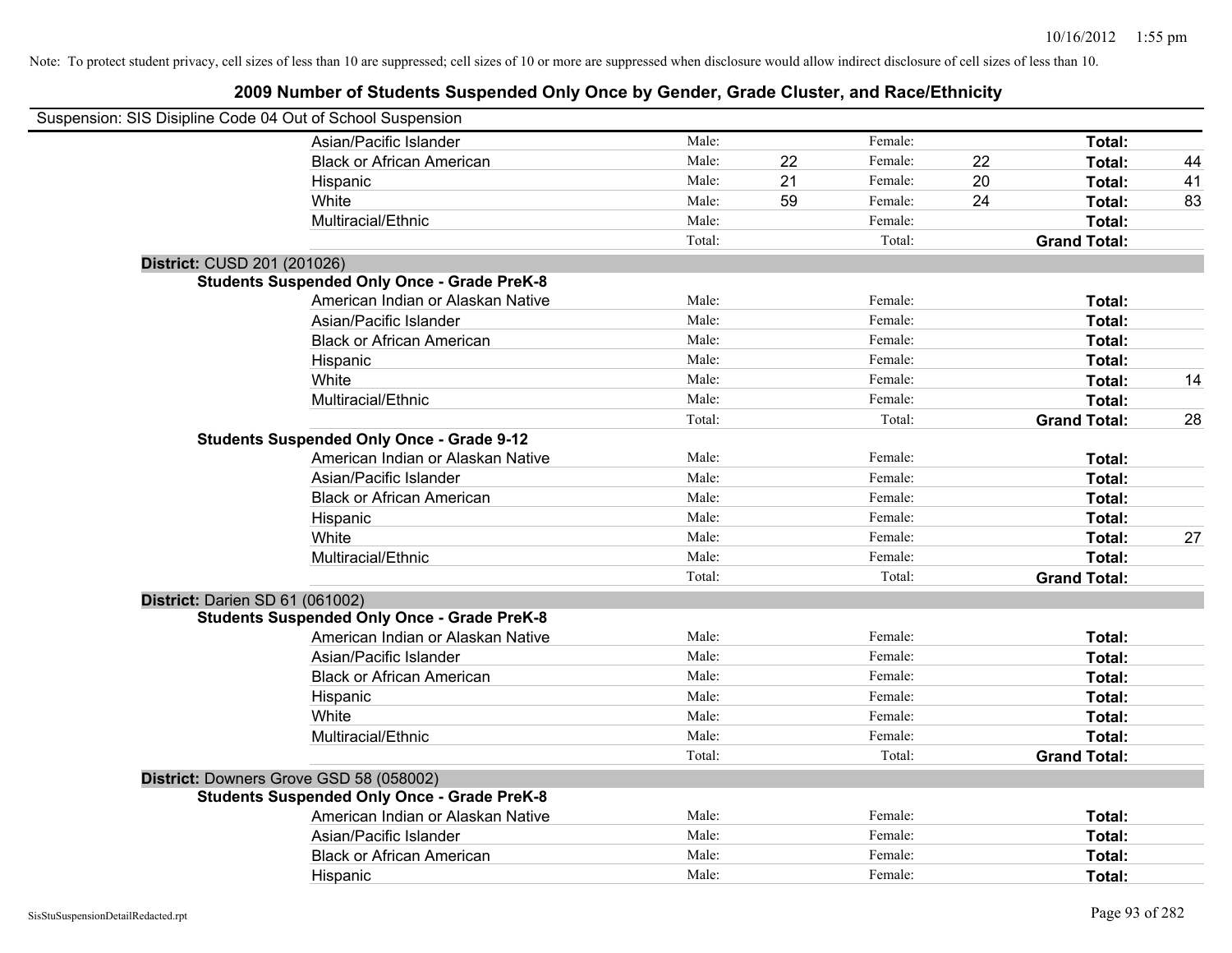Note: To protect student privacy, cell sizes of less than 10 are suppressed; cell sizes of 10 or more are suppressed when disclosure would allow indirect disclosure of cell sizes of less than 10.

## 2009 Number of Students Suspended Only Once by Gender, Grade Cluster, and Race/Ethnicity

Suspension: SIS Disipline Code 04 Out of School Suspension

| | | | | | | | |
|---|---|---|---|---|---|---|---|
| Asian/Pacific Islander | Male: | | Female: | | **Total:** | |
| Black or African American | Male: | 22 | Female: | 22 | **Total:** | 44 |
| Hispanic | Male: | 21 | Female: | 20 | **Total:** | 41 |
| White | Male: | 59 | Female: | 24 | **Total:** | 83 |
| Multiracial/Ethnic | Male: | | Female: | | **Total:** | |
| | Total: | | Total: | | **Grand Total:** | |

**District:** CUSD 201 (201026)

**Students Suspended Only Once - Grade PreK-8**

| | | | | | | |
|---|---|---|---|---|---|---|
| American Indian or Alaskan Native | Male: | | Female: | | **Total:** | |
| Asian/Pacific Islander | Male: | | Female: | | **Total:** | |
| Black or African American | Male: | | Female: | | **Total:** | |
| Hispanic | Male: | | Female: | | **Total:** | |
| White | Male: | | Female: | | **Total:** | 14 |
| Multiracial/Ethnic | Male: | | Female: | | **Total:** | |
| | Total: | | Total: | | **Grand Total:** | 28 |

**Students Suspended Only Once - Grade 9-12**

| | | | | | | |
|---|---|---|---|---|---|---|
| American Indian or Alaskan Native | Male: | | Female: | | **Total:** | |
| Asian/Pacific Islander | Male: | | Female: | | **Total:** | |
| Black or African American | Male: | | Female: | | **Total:** | |
| Hispanic | Male: | | Female: | | **Total:** | |
| White | Male: | | Female: | | **Total:** | 27 |
| Multiracial/Ethnic | Male: | | Female: | | **Total:** | |
| | Total: | | Total: | | **Grand Total:** | |

**District:** Darien SD 61 (061002)

**Students Suspended Only Once - Grade PreK-8**

| | | | | | | |
|---|---|---|---|---|---|---|
| American Indian or Alaskan Native | Male: | | Female: | | **Total:** | |
| Asian/Pacific Islander | Male: | | Female: | | **Total:** | |
| Black or African American | Male: | | Female: | | **Total:** | |
| Hispanic | Male: | | Female: | | **Total:** | |
| White | Male: | | Female: | | **Total:** | |
| Multiracial/Ethnic | Male: | | Female: | | **Total:** | |
| | Total: | | Total: | | **Grand Total:** | |

**District:** Downers Grove GSD 58 (058002)

**Students Suspended Only Once - Grade PreK-8**

| | | | | | | |
|---|---|---|---|---|---|---|
| American Indian or Alaskan Native | Male: | | Female: | | **Total:** | |
| Asian/Pacific Islander | Male: | | Female: | | **Total:** | |
| Black or African American | Male: | | Female: | | **Total:** | |
| Hispanic | Male: | | Female: | | **Total:** | |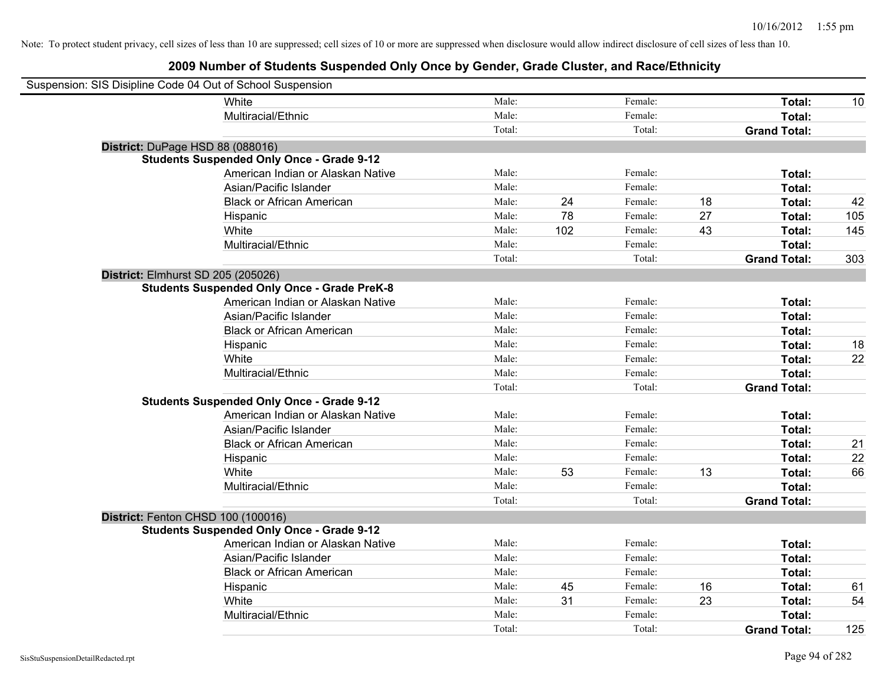Note: To protect student privacy, cell sizes of less than 10 are suppressed; cell sizes of 10 or more are suppressed when disclosure would allow indirect disclosure of cell sizes of less than 10.

## 2009 Number of Students Suspended Only Once by Gender, Grade Cluster, and Race/Ethnicity

Suspension: SIS Disipline Code 04 Out of School Suspension

| | | | | | | |
|---|---|---|---|---|---|---|
| White | Male: | | Female: | | **Total:** | 10 |
| Multiracial/Ethnic | Male: | | Female: | | **Total:** | |
| | Total: | | Total: | | **Grand Total:** | |

**District:** DuPage HSD 88 (088016)

**Students Suspended Only Once - Grade 9-12**

| | | | | | | |
|---|---|---|---|---|---|---|
| American Indian or Alaskan Native | Male: | | Female: | | **Total:** | |
| Asian/Pacific Islander | Male: | | Female: | | **Total:** | |
| Black or African American | Male: | 24 | Female: | 18 | **Total:** | 42 |
| Hispanic | Male: | 78 | Female: | 27 | **Total:** | 105 |
| White | Male: | 102 | Female: | 43 | **Total:** | 145 |
| Multiracial/Ethnic | Male: | | Female: | | **Total:** | |
| | Total: | | Total: | | **Grand Total:** | 303 |

**District:** Elmhurst SD 205 (205026)

**Students Suspended Only Once - Grade PreK-8**

| | | | | | | |
|---|---|---|---|---|---|---|
| American Indian or Alaskan Native | Male: | | Female: | | **Total:** | |
| Asian/Pacific Islander | Male: | | Female: | | **Total:** | |
| Black or African American | Male: | | Female: | | **Total:** | |
| Hispanic | Male: | | Female: | | **Total:** | 18 |
| White | Male: | | Female: | | **Total:** | 22 |
| Multiracial/Ethnic | Male: | | Female: | | **Total:** | |
| | Total: | | Total: | | **Grand Total:** | |

**Students Suspended Only Once - Grade 9-12**

| | | | | | | |
|---|---|---|---|---|---|---|
| American Indian or Alaskan Native | Male: | | Female: | | **Total:** | |
| Asian/Pacific Islander | Male: | | Female: | | **Total:** | |
| Black or African American | Male: | | Female: | | **Total:** | 21 |
| Hispanic | Male: | | Female: | | **Total:** | 22 |
| White | Male: | 53 | Female: | 13 | **Total:** | 66 |
| Multiracial/Ethnic | Male: | | Female: | | **Total:** | |
| | Total: | | Total: | | **Grand Total:** | |

**District:** Fenton CHSD 100 (100016)

**Students Suspended Only Once - Grade 9-12**

| | | | | | | |
|---|---|---|---|---|---|---|
| American Indian or Alaskan Native | Male: | | Female: | | **Total:** | |
| Asian/Pacific Islander | Male: | | Female: | | **Total:** | |
| Black or African American | Male: | | Female: | | **Total:** | |
| Hispanic | Male: | 45 | Female: | 16 | **Total:** | 61 |
| White | Male: | 31 | Female: | 23 | **Total:** | 54 |
| Multiracial/Ethnic | Male: | | Female: | | **Total:** | |
| | Total: | | Total: | | **Grand Total:** | 125 |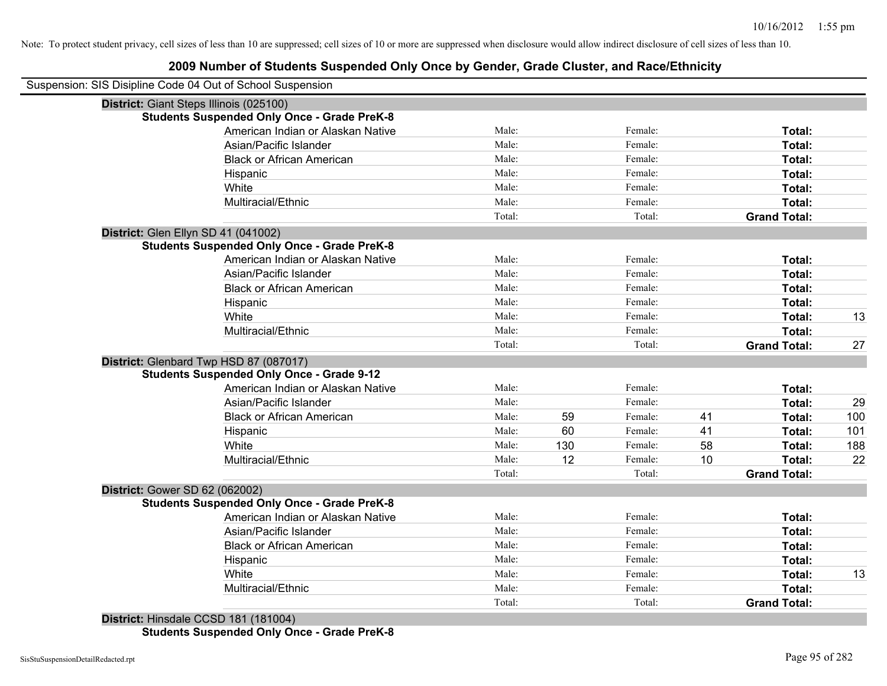Note: To protect student privacy, cell sizes of less than 10 are suppressed; cell sizes of 10 or more are suppressed when disclosure would allow indirect disclosure of cell sizes of less than 10.

# 2009 Number of Students Suspended Only Once by Gender, Grade Cluster, and Race/Ethnicity

Suspension: SIS Disipline Code 04 Out of School Suspension

**District:** Giant Steps Illinois (025100)

**Students Suspended Only Once - Grade PreK-8**

| | | | | | | |
|---|---|---|---|---|---|---|
| American Indian or Alaskan Native | Male: | | Female: | | **Total:** | |
| Asian/Pacific Islander | Male: | | Female: | | **Total:** | |
| Black or African American | Male: | | Female: | | **Total:** | |
| Hispanic | Male: | | Female: | | **Total:** | |
| White | Male: | | Female: | | **Total:** | |
| Multiracial/Ethnic | Male: | | Female: | | **Total:** | |
| | Total: | | Total: | | **Grand Total:** | |

**District:** Glen Ellyn SD 41 (041002)

**Students Suspended Only Once - Grade PreK-8**

| | | | | | | |
|---|---|---|---|---|---|---|
| American Indian or Alaskan Native | Male: | | Female: | | **Total:** | |
| Asian/Pacific Islander | Male: | | Female: | | **Total:** | |
| Black or African American | Male: | | Female: | | **Total:** | |
| Hispanic | Male: | | Female: | | **Total:** | |
| White | Male: | | Female: | | **Total:** | 13 |
| Multiracial/Ethnic | Male: | | Female: | | **Total:** | |
| | Total: | | Total: | | **Grand Total:** | 27 |

**District:** Glenbard Twp HSD 87 (087017)

**Students Suspended Only Once - Grade 9-12**

| | | | | | | |
|---|---|---|---|---|---|---|
| American Indian or Alaskan Native | Male: | | Female: | | **Total:** | |
| Asian/Pacific Islander | Male: | | Female: | | **Total:** | 29 |
| Black or African American | Male: | 59 | Female: | 41 | **Total:** | 100 |
| Hispanic | Male: | 60 | Female: | 41 | **Total:** | 101 |
| White | Male: | 130 | Female: | 58 | **Total:** | 188 |
| Multiracial/Ethnic | Male: | 12 | Female: | 10 | **Total:** | 22 |
| | Total: | | Total: | | **Grand Total:** | |

**District:** Gower SD 62 (062002)

**Students Suspended Only Once - Grade PreK-8**

| | | | | | | |
|---|---|---|---|---|---|---|
| American Indian or Alaskan Native | Male: | | Female: | | **Total:** | |
| Asian/Pacific Islander | Male: | | Female: | | **Total:** | |
| Black or African American | Male: | | Female: | | **Total:** | |
| Hispanic | Male: | | Female: | | **Total:** | |
| White | Male: | | Female: | | **Total:** | 13 |
| Multiracial/Ethnic | Male: | | Female: | | **Total:** | |
| | Total: | | Total: | | **Grand Total:** | |

**District:** Hinsdale CCSD 181 (181004)

**Students Suspended Only Once - Grade PreK-8**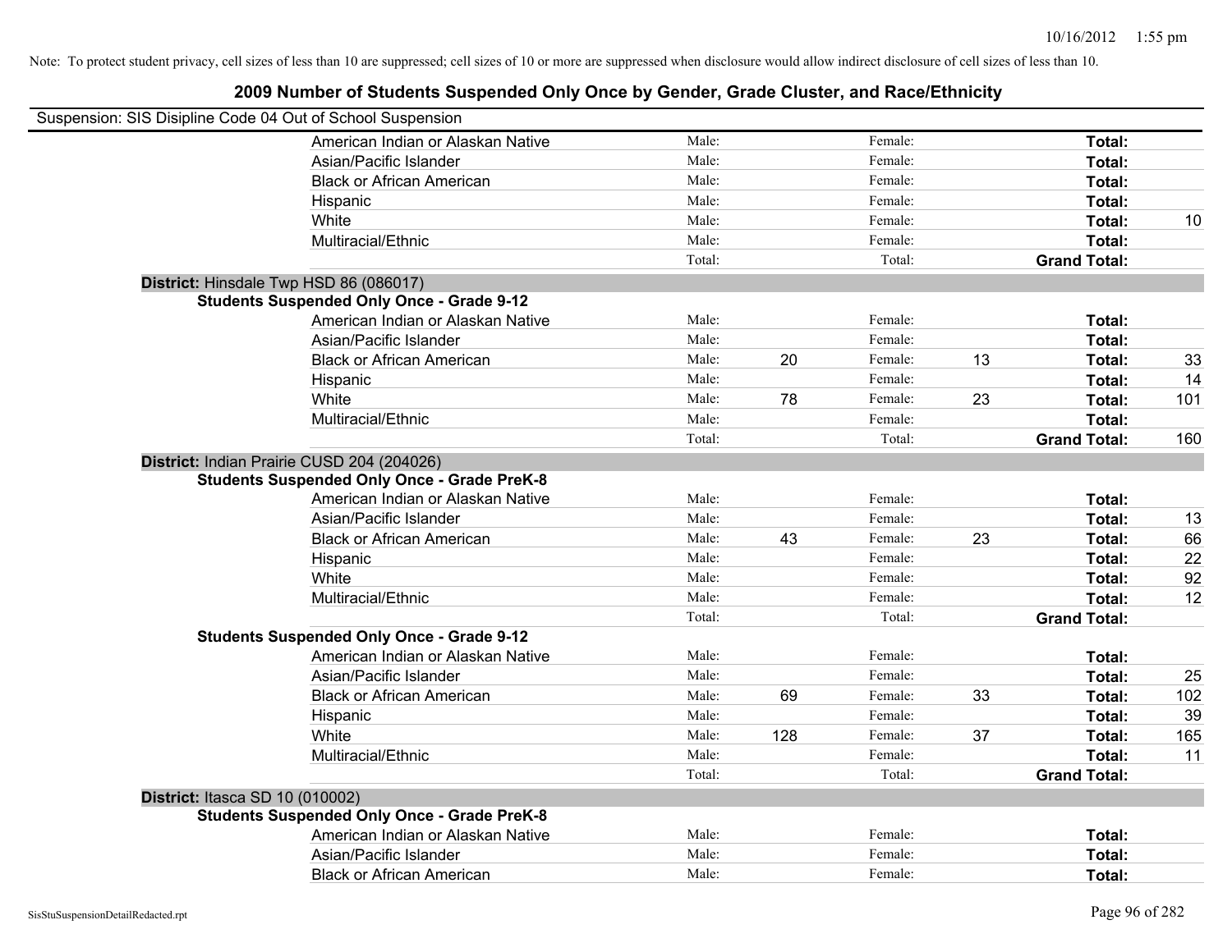Note: To protect student privacy, cell sizes of less than 10 are suppressed; cell sizes of 10 or more are suppressed when disclosure would allow indirect disclosure of cell sizes of less than 10.

## 2009 Number of Students Suspended Only Once by Gender, Grade Cluster, and Race/Ethnicity

Suspension: SIS Disipline Code 04 Out of School Suspension

| | Male: | | Female: | | | |
|---|---|---|---|---|---|---|
| American Indian or Alaskan Native | Male: | | Female: | | **Total:** | |
| Asian/Pacific Islander | Male: | | Female: | | **Total:** | |
| Black or African American | Male: | | Female: | | **Total:** | |
| Hispanic | Male: | | Female: | | **Total:** | |
| White | Male: | | Female: | | **Total:** | 10 |
| Multiracial/Ethnic | Male: | | Female: | | **Total:** | |
| | Total: | | Total: | | **Grand Total:** | |

**District:** Hinsdale Twp HSD 86 (086017)

**Students Suspended Only Once - Grade 9-12**

| | | | | | | |
|---|---|---|---|---|---|---|
| American Indian or Alaskan Native | Male: | | Female: | | **Total:** | |
| Asian/Pacific Islander | Male: | | Female: | | **Total:** | |
| Black or African American | Male: | 20 | Female: | 13 | **Total:** | 33 |
| Hispanic | Male: | | Female: | | **Total:** | 14 |
| White | Male: | 78 | Female: | 23 | **Total:** | 101 |
| Multiracial/Ethnic | Male: | | Female: | | **Total:** | |
| | Total: | | Total: | | **Grand Total:** | 160 |

**District:** Indian Prairie CUSD 204 (204026)

**Students Suspended Only Once - Grade PreK-8**

| | | | | | | |
|---|---|---|---|---|---|---|
| American Indian or Alaskan Native | Male: | | Female: | | **Total:** | |
| Asian/Pacific Islander | Male: | | Female: | | **Total:** | 13 |
| Black or African American | Male: | 43 | Female: | 23 | **Total:** | 66 |
| Hispanic | Male: | | Female: | | **Total:** | 22 |
| White | Male: | | Female: | | **Total:** | 92 |
| Multiracial/Ethnic | Male: | | Female: | | **Total:** | 12 |
| | Total: | | Total: | | **Grand Total:** | |

**Students Suspended Only Once - Grade 9-12**

| | | | | | | |
|---|---|---|---|---|---|---|
| American Indian or Alaskan Native | Male: | | Female: | | **Total:** | |
| Asian/Pacific Islander | Male: | | Female: | | **Total:** | 25 |
| Black or African American | Male: | 69 | Female: | 33 | **Total:** | 102 |
| Hispanic | Male: | | Female: | | **Total:** | 39 |
| White | Male: | 128 | Female: | 37 | **Total:** | 165 |
| Multiracial/Ethnic | Male: | | Female: | | **Total:** | 11 |
| | Total: | | Total: | | **Grand Total:** | |

**District:** Itasca SD 10 (010002)

**Students Suspended Only Once - Grade PreK-8**

| | | | | | | |
|---|---|---|---|---|---|---|
| American Indian or Alaskan Native | Male: | | Female: | | **Total:** | |
| Asian/Pacific Islander | Male: | | Female: | | **Total:** | |
| Black or African American | Male: | | Female: | | **Total:** | |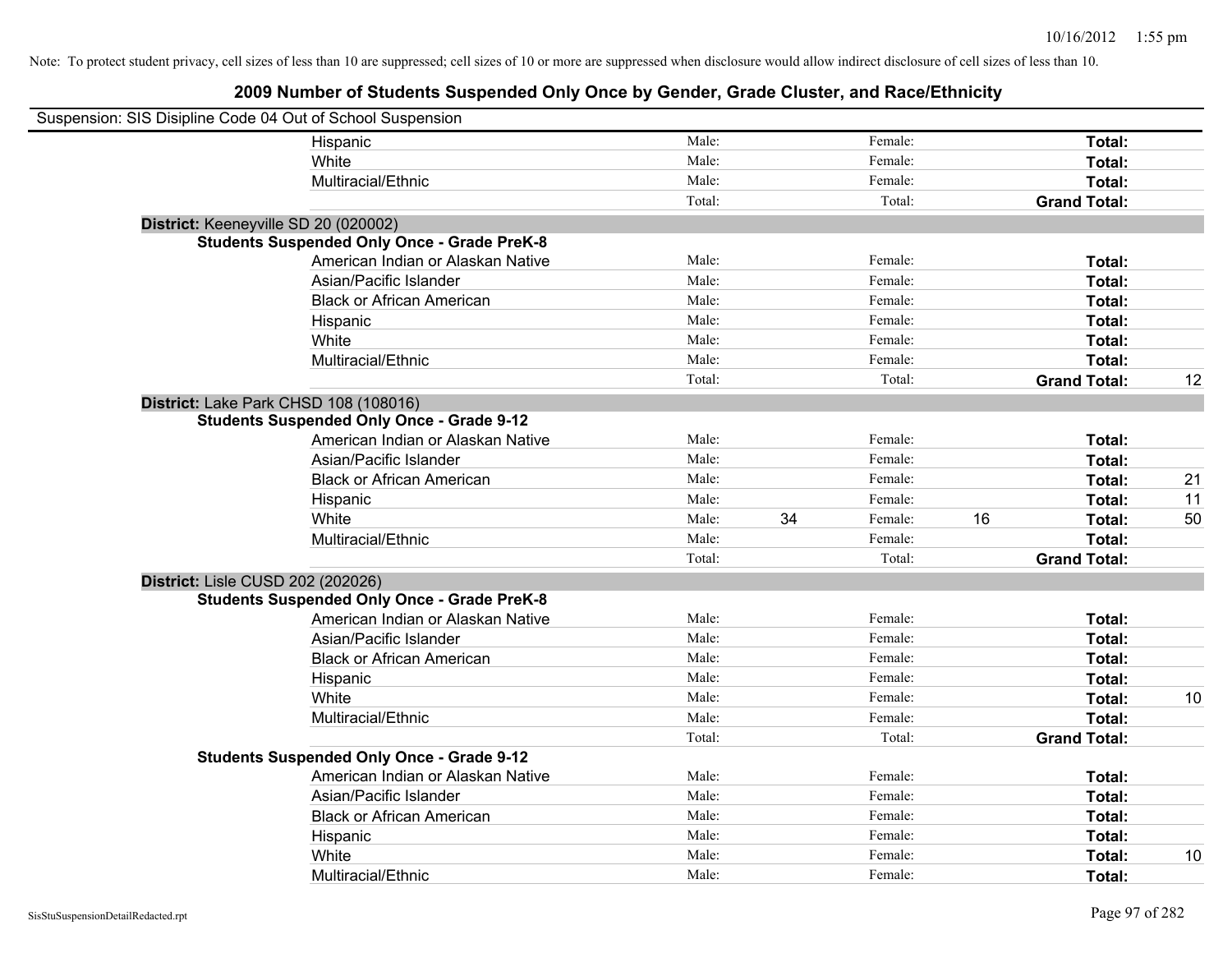Note: To protect student privacy, cell sizes of less than 10 are suppressed; cell sizes of 10 or more are suppressed when disclosure would allow indirect disclosure of cell sizes of less than 10.

# 2009 Number of Students Suspended Only Once by Gender, Grade Cluster, and Race/Ethnicity

Suspension: SIS Disipline Code 04 Out of School Suspension

| | | | | | | | |
|---|---|---|---|---|---|---|---|
| Hispanic | Male: | | Female: | | **Total:** | |
| White | Male: | | Female: | | **Total:** | |
| Multiracial/Ethnic | Male: | | Female: | | **Total:** | |
| | Total: | | Total: | | **Grand Total:** | |

**District:** Keeneyville SD 20 (020002)

**Students Suspended Only Once - Grade PreK-8**

| | | | | | | |
|---|---|---|---|---|---|---|
| American Indian or Alaskan Native | Male: | | Female: | | **Total:** | |
| Asian/Pacific Islander | Male: | | Female: | | **Total:** | |
| Black or African American | Male: | | Female: | | **Total:** | |
| Hispanic | Male: | | Female: | | **Total:** | |
| White | Male: | | Female: | | **Total:** | |
| Multiracial/Ethnic | Male: | | Female: | | **Total:** | |
| | Total: | | Total: | | **Grand Total:** | 12 |

**District:** Lake Park CHSD 108 (108016)

**Students Suspended Only Once - Grade 9-12**

| | | | | | | |
|---|---|---|---|---|---|---|
| American Indian or Alaskan Native | Male: | | Female: | | **Total:** | |
| Asian/Pacific Islander | Male: | | Female: | | **Total:** | |
| Black or African American | Male: | | Female: | | **Total:** | 21 |
| Hispanic | Male: | | Female: | | **Total:** | 11 |
| White | Male: | 34 | Female: | 16 | **Total:** | 50 |
| Multiracial/Ethnic | Male: | | Female: | | **Total:** | |
| | Total: | | Total: | | **Grand Total:** | |

**District:** Lisle CUSD 202 (202026)

**Students Suspended Only Once - Grade PreK-8**

| | | | | | | |
|---|---|---|---|---|---|---|
| American Indian or Alaskan Native | Male: | | Female: | | **Total:** | |
| Asian/Pacific Islander | Male: | | Female: | | **Total:** | |
| Black or African American | Male: | | Female: | | **Total:** | |
| Hispanic | Male: | | Female: | | **Total:** | |
| White | Male: | | Female: | | **Total:** | 10 |
| Multiracial/Ethnic | Male: | | Female: | | **Total:** | |
| | Total: | | Total: | | **Grand Total:** | |

**Students Suspended Only Once - Grade 9-12**

| | | | | | | |
|---|---|---|---|---|---|---|
| American Indian or Alaskan Native | Male: | | Female: | | **Total:** | |
| Asian/Pacific Islander | Male: | | Female: | | **Total:** | |
| Black or African American | Male: | | Female: | | **Total:** | |
| Hispanic | Male: | | Female: | | **Total:** | |
| White | Male: | | Female: | | **Total:** | 10 |
| Multiracial/Ethnic | Male: | | Female: | | **Total:** | |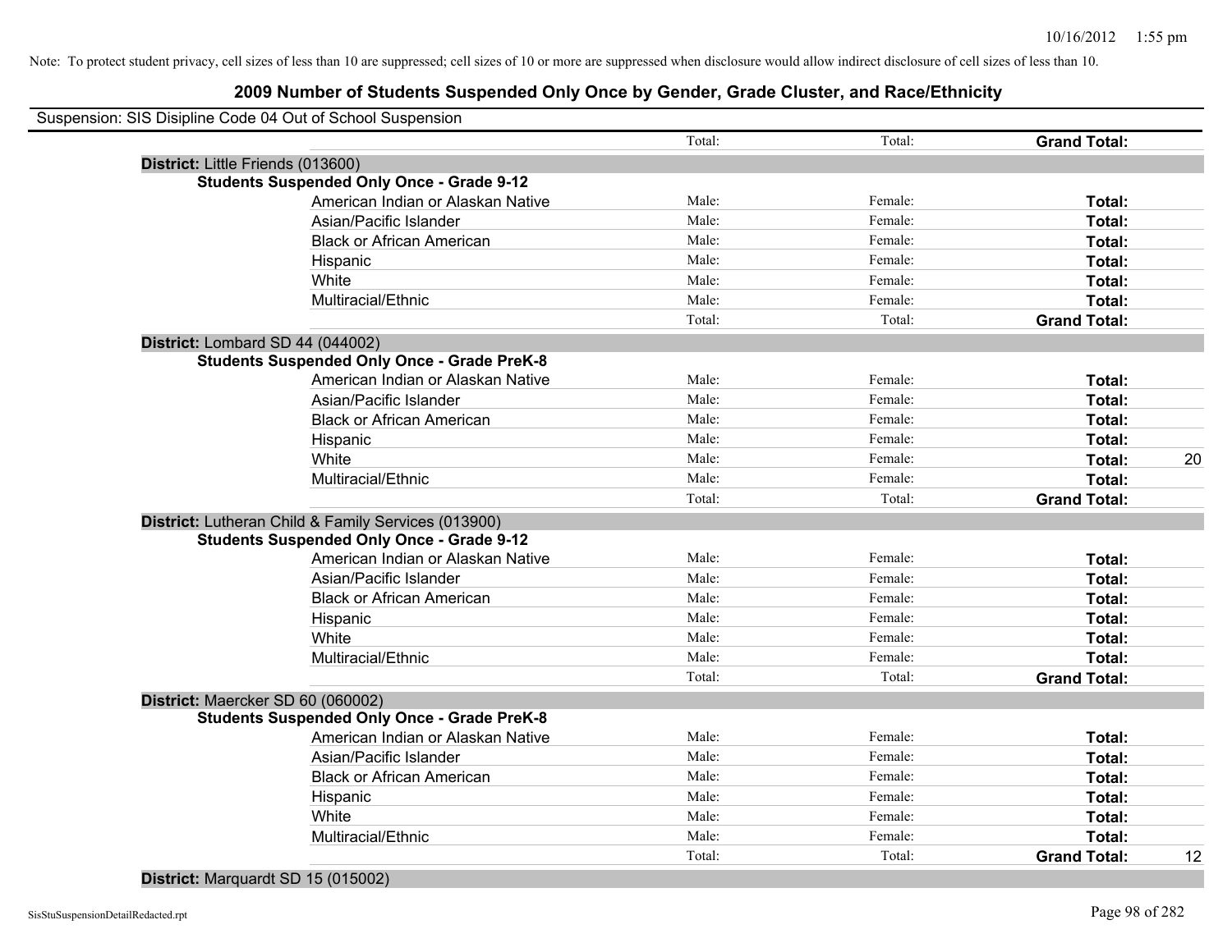Note: To protect student privacy, cell sizes of less than 10 are suppressed; cell sizes of 10 or more are suppressed when disclosure would allow indirect disclosure of cell sizes of less than 10.

# 2009 Number of Students Suspended Only Once by Gender, Grade Cluster, and Race/Ethnicity

Suspension: SIS Disipline Code 04 Out of School Suspension

| | | | | |
|---|---|---|---|---|
| | Total: | Total: | **Grand Total:** | |
| **District:** Little Friends (013600) | | | | |
| **Students Suspended Only Once - Grade 9-12** | | | | |
| American Indian or Alaskan Native | Male: | Female: | **Total:** | |
| Asian/Pacific Islander | Male: | Female: | **Total:** | |
| Black or African American | Male: | Female: | **Total:** | |
| Hispanic | Male: | Female: | **Total:** | |
| White | Male: | Female: | **Total:** | |
| Multiracial/Ethnic | Male: | Female: | **Total:** | |
| | Total: | Total: | **Grand Total:** | |
| **District:** Lombard SD 44 (044002) | | | | |
| **Students Suspended Only Once - Grade PreK-8** | | | | |
| American Indian or Alaskan Native | Male: | Female: | **Total:** | |
| Asian/Pacific Islander | Male: | Female: | **Total:** | |
| Black or African American | Male: | Female: | **Total:** | |
| Hispanic | Male: | Female: | **Total:** | |
| White | Male: | Female: | **Total:** | 20 |
| Multiracial/Ethnic | Male: | Female: | **Total:** | |
| | Total: | Total: | **Grand Total:** | |
| **District:** Lutheran Child & Family Services (013900) | | | | |
| **Students Suspended Only Once - Grade 9-12** | | | | |
| American Indian or Alaskan Native | Male: | Female: | **Total:** | |
| Asian/Pacific Islander | Male: | Female: | **Total:** | |
| Black or African American | Male: | Female: | **Total:** | |
| Hispanic | Male: | Female: | **Total:** | |
| White | Male: | Female: | **Total:** | |
| Multiracial/Ethnic | Male: | Female: | **Total:** | |
| | Total: | Total: | **Grand Total:** | |
| **District:** Maercker SD 60 (060002) | | | | |
| **Students Suspended Only Once - Grade PreK-8** | | | | |
| American Indian or Alaskan Native | Male: | Female: | **Total:** | |
| Asian/Pacific Islander | Male: | Female: | **Total:** | |
| Black or African American | Male: | Female: | **Total:** | |
| Hispanic | Male: | Female: | **Total:** | |
| White | Male: | Female: | **Total:** | |
| Multiracial/Ethnic | Male: | Female: | **Total:** | |
| | Total: | Total: | **Grand Total:** | 12 |
| **District:** Marquardt SD 15 (015002) | | | | |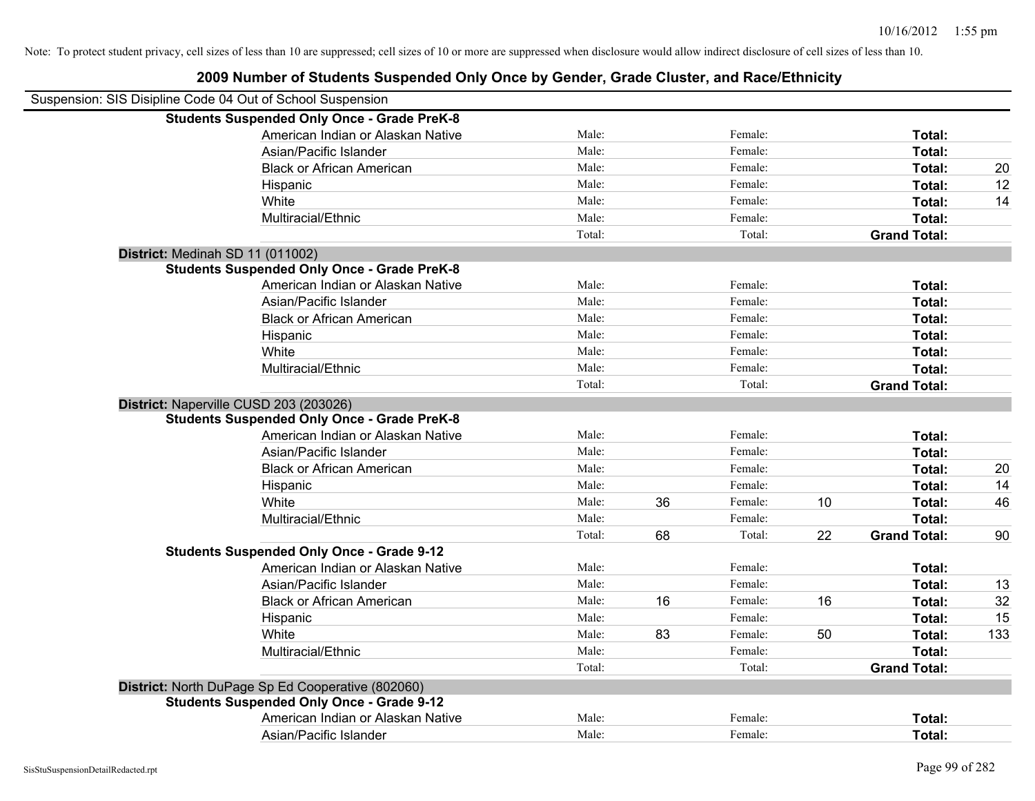Note: To protect student privacy, cell sizes of less than 10 are suppressed; cell sizes of 10 or more are suppressed when disclosure would allow indirect disclosure of cell sizes of less than 10.

# 2009 Number of Students Suspended Only Once by Gender, Grade Cluster, and Race/Ethnicity

Suspension: SIS Disipline Code 04 Out of School Suspension

**Students Suspended Only Once - Grade PreK-8**

| | | | | | | |
|---|---|---|---|---|---|---|
| American Indian or Alaskan Native | Male: | | Female: | | **Total:** | |
| Asian/Pacific Islander | Male: | | Female: | | **Total:** | |
| Black or African American | Male: | | Female: | | **Total:** | 20 |
| Hispanic | Male: | | Female: | | **Total:** | 12 |
| White | Male: | | Female: | | **Total:** | 14 |
| Multiracial/Ethnic | Male: | | Female: | | **Total:** | |
| | Total: | | Total: | | **Grand Total:** | |

**District:** Medinah SD 11 (011002)

**Students Suspended Only Once - Grade PreK-8**

| | | | | | | |
|---|---|---|---|---|---|---|
| American Indian or Alaskan Native | Male: | | Female: | | **Total:** | |
| Asian/Pacific Islander | Male: | | Female: | | **Total:** | |
| Black or African American | Male: | | Female: | | **Total:** | |
| Hispanic | Male: | | Female: | | **Total:** | |
| White | Male: | | Female: | | **Total:** | |
| Multiracial/Ethnic | Male: | | Female: | | **Total:** | |
| | Total: | | Total: | | **Grand Total:** | |

**District:** Naperville CUSD 203 (203026)

**Students Suspended Only Once - Grade PreK-8**

| | | | | | | |
|---|---|---|---|---|---|---|
| American Indian or Alaskan Native | Male: | | Female: | | **Total:** | |
| Asian/Pacific Islander | Male: | | Female: | | **Total:** | |
| Black or African American | Male: | | Female: | | **Total:** | 20 |
| Hispanic | Male: | | Female: | | **Total:** | 14 |
| White | Male: | 36 | Female: | 10 | **Total:** | 46 |
| Multiracial/Ethnic | Male: | | Female: | | **Total:** | |
| | Total: | 68 | Total: | 22 | **Grand Total:** | 90 |

**Students Suspended Only Once - Grade 9-12**

| | | | | | | |
|---|---|---|---|---|---|---|
| American Indian or Alaskan Native | Male: | | Female: | | **Total:** | |
| Asian/Pacific Islander | Male: | | Female: | | **Total:** | 13 |
| Black or African American | Male: | 16 | Female: | 16 | **Total:** | 32 |
| Hispanic | Male: | | Female: | | **Total:** | 15 |
| White | Male: | 83 | Female: | 50 | **Total:** | 133 |
| Multiracial/Ethnic | Male: | | Female: | | **Total:** | |
| | Total: | | Total: | | **Grand Total:** | |

**District:** North DuPage Sp Ed Cooperative (802060)

**Students Suspended Only Once - Grade 9-12**

| | | | | | | |
|---|---|---|---|---|---|---|
| American Indian or Alaskan Native | Male: | | Female: | | **Total:** | |
| Asian/Pacific Islander | Male: | | Female: | | **Total:** | |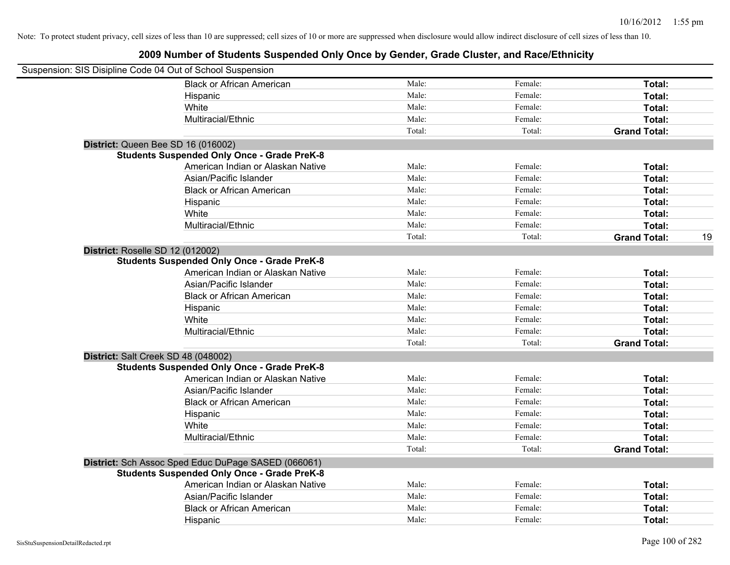Note: To protect student privacy, cell sizes of less than 10 are suppressed; cell sizes of 10 or more are suppressed when disclosure would allow indirect disclosure of cell sizes of less than 10.

## 2009 Number of Students Suspended Only Once by Gender, Grade Cluster, and Race/Ethnicity

Suspension: SIS Disipline Code 04 Out of School Suspension

| | | | | |
|---|---|---|---|---|
| Black or African American | Male: | Female: | **Total:** | |
| Hispanic | Male: | Female: | **Total:** | |
| White | Male: | Female: | **Total:** | |
| Multiracial/Ethnic | Male: | Female: | **Total:** | |
| | Total: | Total: | **Grand Total:** | |

**District:** Queen Bee SD 16 (016002)

**Students Suspended Only Once - Grade PreK-8**

| | | | | |
|---|---|---|---|---|
| American Indian or Alaskan Native | Male: | Female: | **Total:** | |
| Asian/Pacific Islander | Male: | Female: | **Total:** | |
| Black or African American | Male: | Female: | **Total:** | |
| Hispanic | Male: | Female: | **Total:** | |
| White | Male: | Female: | **Total:** | |
| Multiracial/Ethnic | Male: | Female: | **Total:** | |
| | Total: | Total: | **Grand Total:** | 19 |

**District:** Roselle SD 12 (012002)

**Students Suspended Only Once - Grade PreK-8**

| | | | | |
|---|---|---|---|---|
| American Indian or Alaskan Native | Male: | Female: | **Total:** | |
| Asian/Pacific Islander | Male: | Female: | **Total:** | |
| Black or African American | Male: | Female: | **Total:** | |
| Hispanic | Male: | Female: | **Total:** | |
| White | Male: | Female: | **Total:** | |
| Multiracial/Ethnic | Male: | Female: | **Total:** | |
| | Total: | Total: | **Grand Total:** | |

**District:** Salt Creek SD 48 (048002)

**Students Suspended Only Once - Grade PreK-8**

| | | | | |
|---|---|---|---|---|
| American Indian or Alaskan Native | Male: | Female: | **Total:** | |
| Asian/Pacific Islander | Male: | Female: | **Total:** | |
| Black or African American | Male: | Female: | **Total:** | |
| Hispanic | Male: | Female: | **Total:** | |
| White | Male: | Female: | **Total:** | |
| Multiracial/Ethnic | Male: | Female: | **Total:** | |
| | Total: | Total: | **Grand Total:** | |

**District:** Sch Assoc Sped Educ DuPage SASED (066061)

**Students Suspended Only Once - Grade PreK-8**

| | | | | |
|---|---|---|---|---|
| American Indian or Alaskan Native | Male: | Female: | **Total:** | |
| Asian/Pacific Islander | Male: | Female: | **Total:** | |
| Black or African American | Male: | Female: | **Total:** | |
| Hispanic | Male: | Female: | **Total:** | |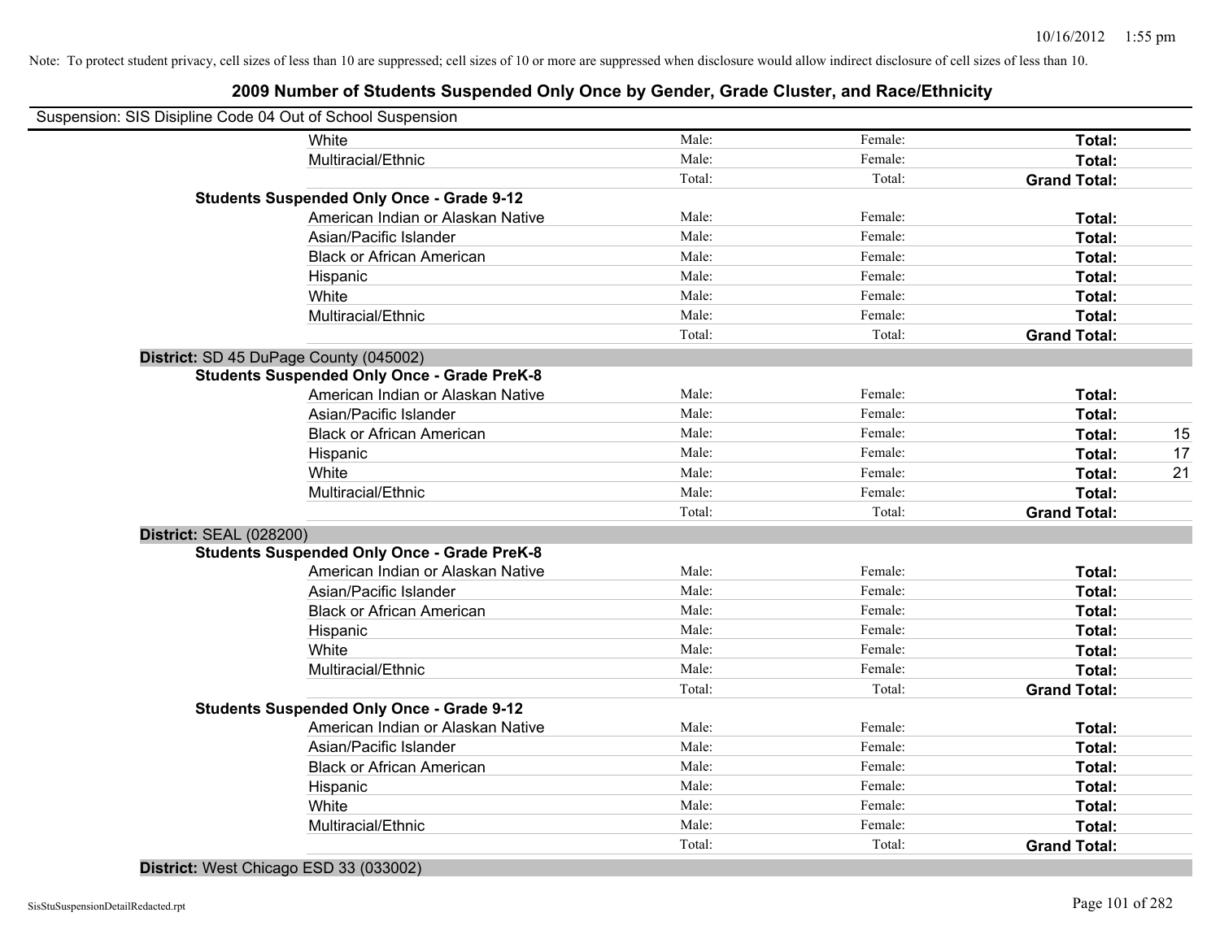Note: To protect student privacy, cell sizes of less than 10 are suppressed; cell sizes of 10 or more are suppressed when disclosure would allow indirect disclosure of cell sizes of less than 10.

## 2009 Number of Students Suspended Only Once by Gender, Grade Cluster, and Race/Ethnicity

Suspension: SIS Disipline Code 04 Out of School Suspension

| | | | | |
|---|---|---|---|---|
| White | Male: | Female: | **Total:** | |
| Multiracial/Ethnic | Male: | Female: | **Total:** | |
| | Total: | Total: | **Grand Total:** | |
| **Students Suspended Only Once - Grade 9-12** | | | | |
| American Indian or Alaskan Native | Male: | Female: | **Total:** | |
| Asian/Pacific Islander | Male: | Female: | **Total:** | |
| Black or African American | Male: | Female: | **Total:** | |
| Hispanic | Male: | Female: | **Total:** | |
| White | Male: | Female: | **Total:** | |
| Multiracial/Ethnic | Male: | Female: | **Total:** | |
| | Total: | Total: | **Grand Total:** | |
| **District:** SD 45 DuPage County (045002) | | | | |
| **Students Suspended Only Once - Grade PreK-8** | | | | |
| American Indian or Alaskan Native | Male: | Female: | **Total:** | |
| Asian/Pacific Islander | Male: | Female: | **Total:** | |
| Black or African American | Male: | Female: | **Total:** | 15 |
| Hispanic | Male: | Female: | **Total:** | 17 |
| White | Male: | Female: | **Total:** | 21 |
| Multiracial/Ethnic | Male: | Female: | **Total:** | |
| | Total: | Total: | **Grand Total:** | |
| **District:** SEAL (028200) | | | | |
| **Students Suspended Only Once - Grade PreK-8** | | | | |
| American Indian or Alaskan Native | Male: | Female: | **Total:** | |
| Asian/Pacific Islander | Male: | Female: | **Total:** | |
| Black or African American | Male: | Female: | **Total:** | |
| Hispanic | Male: | Female: | **Total:** | |
| White | Male: | Female: | **Total:** | |
| Multiracial/Ethnic | Male: | Female: | **Total:** | |
| | Total: | Total: | **Grand Total:** | |
| **Students Suspended Only Once - Grade 9-12** | | | | |
| American Indian or Alaskan Native | Male: | Female: | **Total:** | |
| Asian/Pacific Islander | Male: | Female: | **Total:** | |
| Black or African American | Male: | Female: | **Total:** | |
| Hispanic | Male: | Female: | **Total:** | |
| White | Male: | Female: | **Total:** | |
| Multiracial/Ethnic | Male: | Female: | **Total:** | |
| | Total: | Total: | **Grand Total:** | |
| **District:** West Chicago ESD 33 (033002) | | | | |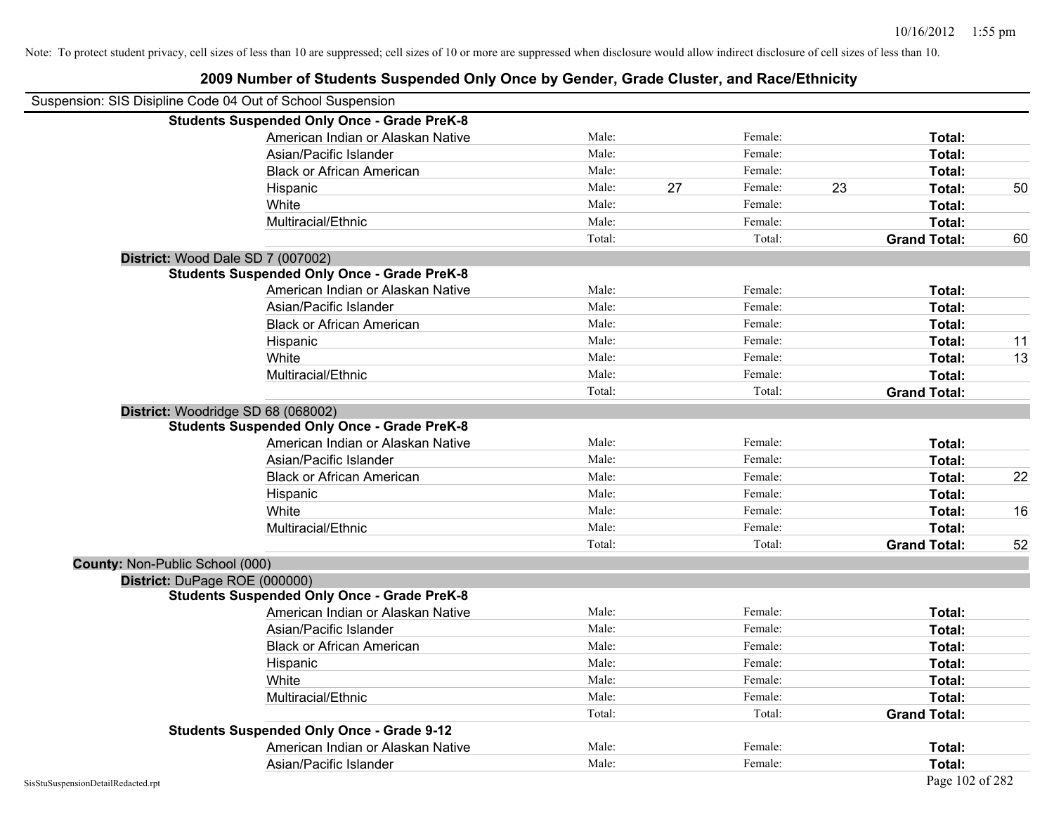Note: To protect student privacy, cell sizes of less than 10 are suppressed; cell sizes of 10 or more are suppressed when disclosure would allow indirect disclosure of cell sizes of less than 10.

## 2009 Number of Students Suspended Only Once by Gender, Grade Cluster, and Race/Ethnicity

Suspension: SIS Disipline Code 04 Out of School Suspension

**Students Suspended Only Once - Grade PreK-8**

| | | | | | | |
|---|---|---|---|---|---|---|
| American Indian or Alaskan Native | Male: | | Female: | | **Total:** | |
| Asian/Pacific Islander | Male: | | Female: | | **Total:** | |
| Black or African American | Male: | | Female: | | **Total:** | |
| Hispanic | Male: | 27 | Female: | 23 | **Total:** | 50 |
| White | Male: | | Female: | | **Total:** | |
| Multiracial/Ethnic | Male: | | Female: | | **Total:** | |
| | Total: | | Total: | | **Grand Total:** | 60 |

**District:** Wood Dale SD 7 (007002)

**Students Suspended Only Once - Grade PreK-8**

| | | | | | | |
|---|---|---|---|---|---|---|
| American Indian or Alaskan Native | Male: | | Female: | | **Total:** | |
| Asian/Pacific Islander | Male: | | Female: | | **Total:** | |
| Black or African American | Male: | | Female: | | **Total:** | |
| Hispanic | Male: | | Female: | | **Total:** | 11 |
| White | Male: | | Female: | | **Total:** | 13 |
| Multiracial/Ethnic | Male: | | Female: | | **Total:** | |
| | Total: | | Total: | | **Grand Total:** | |

**District:** Woodridge SD 68 (068002)

**Students Suspended Only Once - Grade PreK-8**

| | | | | | | |
|---|---|---|---|---|---|---|
| American Indian or Alaskan Native | Male: | | Female: | | **Total:** | |
| Asian/Pacific Islander | Male: | | Female: | | **Total:** | |
| Black or African American | Male: | | Female: | | **Total:** | 22 |
| Hispanic | Male: | | Female: | | **Total:** | |
| White | Male: | | Female: | | **Total:** | 16 |
| Multiracial/Ethnic | Male: | | Female: | | **Total:** | |
| | Total: | | Total: | | **Grand Total:** | 52 |

**County:** Non-Public School (000)

**District:** DuPage ROE (000000)

**Students Suspended Only Once - Grade PreK-8**

| | | | | | | |
|---|---|---|---|---|---|---|
| American Indian or Alaskan Native | Male: | | Female: | | **Total:** | |
| Asian/Pacific Islander | Male: | | Female: | | **Total:** | |
| Black or African American | Male: | | Female: | | **Total:** | |
| Hispanic | Male: | | Female: | | **Total:** | |
| White | Male: | | Female: | | **Total:** | |
| Multiracial/Ethnic | Male: | | Female: | | **Total:** | |
| | Total: | | Total: | | **Grand Total:** | |

**Students Suspended Only Once - Grade 9-12**

| | | | | | | |
|---|---|---|---|---|---|---|
| American Indian or Alaskan Native | Male: | | Female: | | **Total:** | |
| Asian/Pacific Islander | Male: | | Female: | | **Total:** | |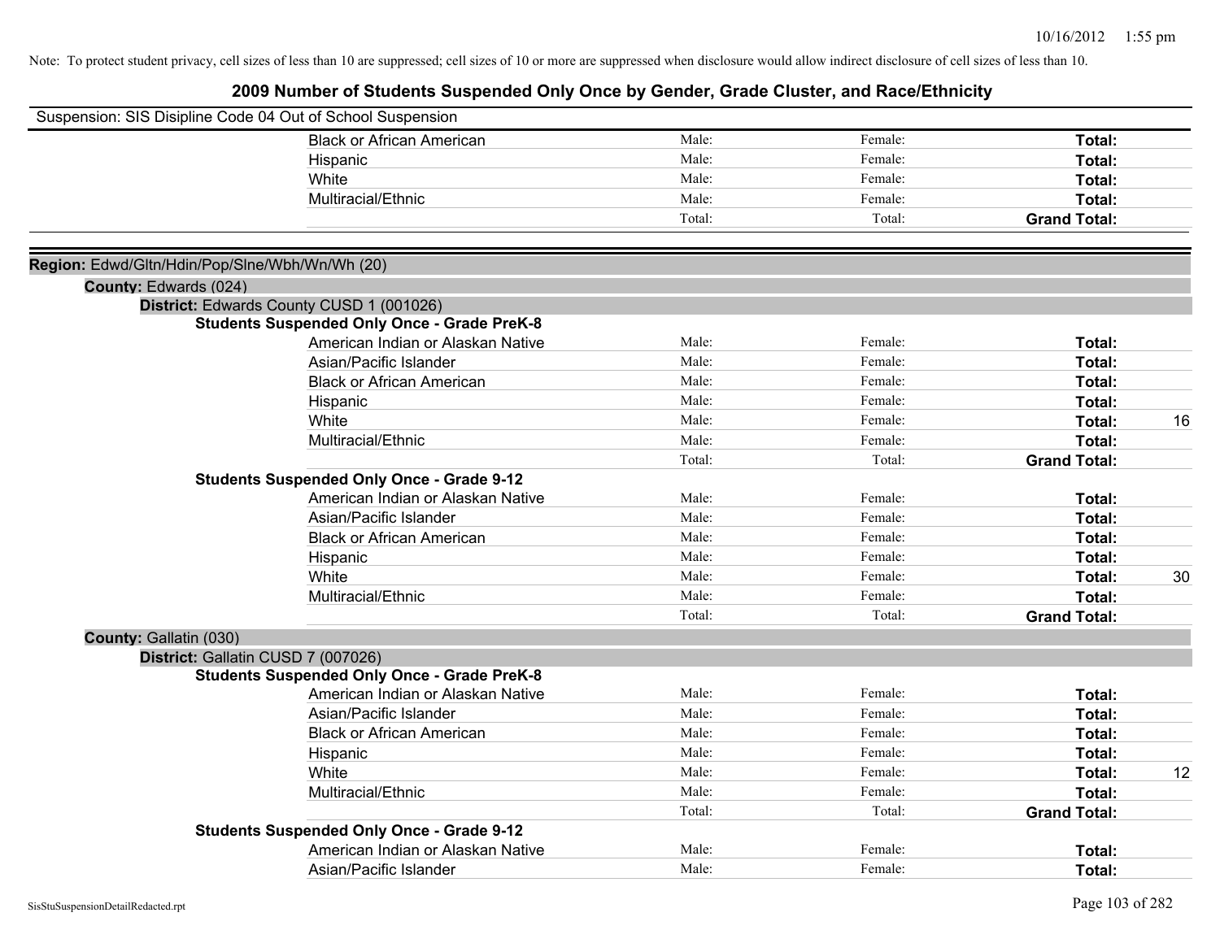Note: To protect student privacy, cell sizes of less than 10 are suppressed; cell sizes of 10 or more are suppressed when disclosure would allow indirect disclosure of cell sizes of less than 10.

# 2009 Number of Students Suspended Only Once by Gender, Grade Cluster, and Race/Ethnicity

Suspension: SIS Disipline Code 04 Out of School Suspension

| | | | | |
|---|---|---|---|---|
| Black or African American | Male: | Female: | **Total:** | |
| Hispanic | Male: | Female: | **Total:** | |
| White | Male: | Female: | **Total:** | |
| Multiracial/Ethnic | Male: | Female: | **Total:** | |
| | Total: | Total: | **Grand Total:** | |

**Region:** Edwd/Gltn/Hdin/Pop/Slne/Wbh/Wn/Wh (20)

**County:** Edwards (024)

**District:** Edwards County CUSD 1 (001026)

**Students Suspended Only Once - Grade PreK-8**

| | | | | |
|---|---|---|---|---|
| American Indian or Alaskan Native | Male: | Female: | **Total:** | |
| Asian/Pacific Islander | Male: | Female: | **Total:** | |
| Black or African American | Male: | Female: | **Total:** | |
| Hispanic | Male: | Female: | **Total:** | |
| White | Male: | Female: | **Total:** | 16 |
| Multiracial/Ethnic | Male: | Female: | **Total:** | |
| | Total: | Total: | **Grand Total:** | |

**Students Suspended Only Once - Grade 9-12**

| | | | | |
|---|---|---|---|---|
| American Indian or Alaskan Native | Male: | Female: | **Total:** | |
| Asian/Pacific Islander | Male: | Female: | **Total:** | |
| Black or African American | Male: | Female: | **Total:** | |
| Hispanic | Male: | Female: | **Total:** | |
| White | Male: | Female: | **Total:** | 30 |
| Multiracial/Ethnic | Male: | Female: | **Total:** | |
| | Total: | Total: | **Grand Total:** | |

**County:** Gallatin (030)

**District:** Gallatin CUSD 7 (007026)

**Students Suspended Only Once - Grade PreK-8**

| | | | | |
|---|---|---|---|---|
| American Indian or Alaskan Native | Male: | Female: | **Total:** | |
| Asian/Pacific Islander | Male: | Female: | **Total:** | |
| Black or African American | Male: | Female: | **Total:** | |
| Hispanic | Male: | Female: | **Total:** | |
| White | Male: | Female: | **Total:** | 12 |
| Multiracial/Ethnic | Male: | Female: | **Total:** | |
| | Total: | Total: | **Grand Total:** | |

**Students Suspended Only Once - Grade 9-12**

| | | | | |
|---|---|---|---|---|
| American Indian or Alaskan Native | Male: | Female: | **Total:** | |
| Asian/Pacific Islander | Male: | Female: | **Total:** | |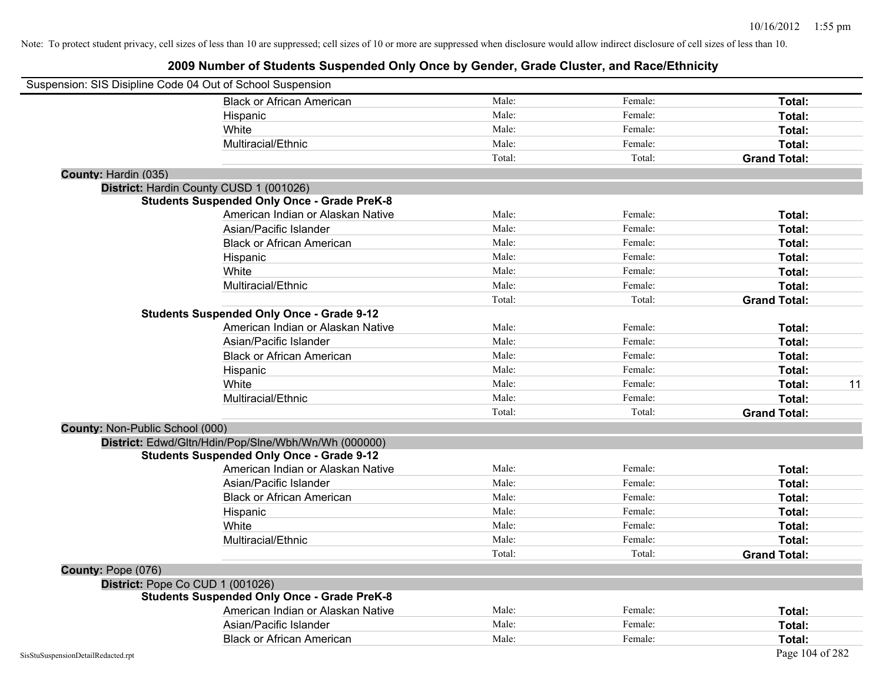Note: To protect student privacy, cell sizes of less than 10 are suppressed; cell sizes of 10 or more are suppressed when disclosure would allow indirect disclosure of cell sizes of less than 10.

# 2009 Number of Students Suspended Only Once by Gender, Grade Cluster, and Race/Ethnicity

Suspension: SIS Disipline Code 04 Out of School Suspension

| | | | | |
|---|---|---|---|---|
| Black or African American | Male: | Female: | **Total:** | |
| Hispanic | Male: | Female: | **Total:** | |
| White | Male: | Female: | **Total:** | |
| Multiracial/Ethnic | Male: | Female: | **Total:** | |
| | Total: | Total: | **Grand Total:** | |

**County:** Hardin (035)

**District:** Hardin County CUSD 1 (001026)

**Students Suspended Only Once - Grade PreK-8**

| | | | | |
|---|---|---|---|---|
| American Indian or Alaskan Native | Male: | Female: | **Total:** | |
| Asian/Pacific Islander | Male: | Female: | **Total:** | |
| Black or African American | Male: | Female: | **Total:** | |
| Hispanic | Male: | Female: | **Total:** | |
| White | Male: | Female: | **Total:** | |
| Multiracial/Ethnic | Male: | Female: | **Total:** | |
| | Total: | Total: | **Grand Total:** | |

**Students Suspended Only Once - Grade 9-12**

| | | | | |
|---|---|---|---|---|
| American Indian or Alaskan Native | Male: | Female: | **Total:** | |
| Asian/Pacific Islander | Male: | Female: | **Total:** | |
| Black or African American | Male: | Female: | **Total:** | |
| Hispanic | Male: | Female: | **Total:** | |
| White | Male: | Female: | **Total:** | 11 |
| Multiracial/Ethnic | Male: | Female: | **Total:** | |
| | Total: | Total: | **Grand Total:** | |

**County:** Non-Public School (000)

**District:** Edwd/Gltn/Hdin/Pop/Slne/Wbh/Wn/Wh (000000)

**Students Suspended Only Once - Grade 9-12**

| | | | | |
|---|---|---|---|---|
| American Indian or Alaskan Native | Male: | Female: | **Total:** | |
| Asian/Pacific Islander | Male: | Female: | **Total:** | |
| Black or African American | Male: | Female: | **Total:** | |
| Hispanic | Male: | Female: | **Total:** | |
| White | Male: | Female: | **Total:** | |
| Multiracial/Ethnic | Male: | Female: | **Total:** | |
| | Total: | Total: | **Grand Total:** | |

**County:** Pope (076)

**District:** Pope Co CUD 1 (001026)

**Students Suspended Only Once - Grade PreK-8**

| | | | | |
|---|---|---|---|---|
| American Indian or Alaskan Native | Male: | Female: | **Total:** | |
| Asian/Pacific Islander | Male: | Female: | **Total:** | |
| Black or African American | Male: | Female: | **Total:** | |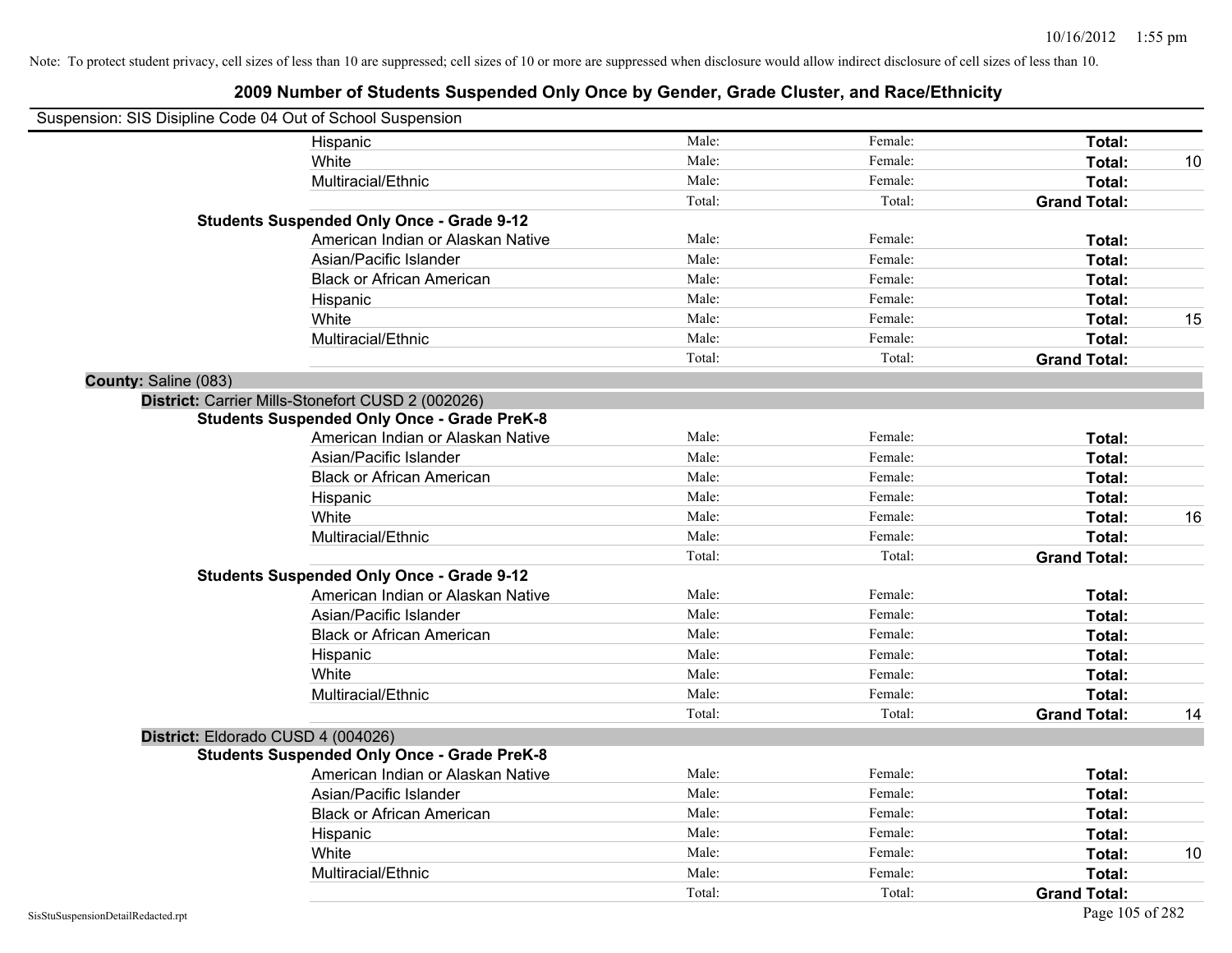Note: To protect student privacy, cell sizes of less than 10 are suppressed; cell sizes of 10 or more are suppressed when disclosure would allow indirect disclosure of cell sizes of less than 10.

# 2009 Number of Students Suspended Only Once by Gender, Grade Cluster, and Race/Ethnicity

Suspension: SIS Disipline Code 04 Out of School Suspension

| | Male | Female | Total | |
|---|---|---|---|---|
| Hispanic | Male: | Female: | **Total:** | |
| White | Male: | Female: | **Total:** | 10 |
| Multiracial/Ethnic | Male: | Female: | **Total:** | |
| | Total: | Total: | **Grand Total:** | |
| **Students Suspended Only Once - Grade 9-12** | | | | |
| American Indian or Alaskan Native | Male: | Female: | **Total:** | |
| Asian/Pacific Islander | Male: | Female: | **Total:** | |
| Black or African American | Male: | Female: | **Total:** | |
| Hispanic | Male: | Female: | **Total:** | |
| White | Male: | Female: | **Total:** | 15 |
| Multiracial/Ethnic | Male: | Female: | **Total:** | |
| | Total: | Total: | **Grand Total:** | |

**County:** Saline (083)

**District:** Carrier Mills-Stonefort CUSD 2 (002026)

| | Male | Female | Total | |
|---|---|---|---|---|
| **Students Suspended Only Once - Grade PreK-8** | | | | |
| American Indian or Alaskan Native | Male: | Female: | **Total:** | |
| Asian/Pacific Islander | Male: | Female: | **Total:** | |
| Black or African American | Male: | Female: | **Total:** | |
| Hispanic | Male: | Female: | **Total:** | |
| White | Male: | Female: | **Total:** | 16 |
| Multiracial/Ethnic | Male: | Female: | **Total:** | |
| | Total: | Total: | **Grand Total:** | |
| **Students Suspended Only Once - Grade 9-12** | | | | |
| American Indian or Alaskan Native | Male: | Female: | **Total:** | |
| Asian/Pacific Islander | Male: | Female: | **Total:** | |
| Black or African American | Male: | Female: | **Total:** | |
| Hispanic | Male: | Female: | **Total:** | |
| White | Male: | Female: | **Total:** | |
| Multiracial/Ethnic | Male: | Female: | **Total:** | |
| | Total: | Total: | **Grand Total:** | 14 |

**District:** Eldorado CUSD 4 (004026)

| | Male | Female | Total | |
|---|---|---|---|---|
| **Students Suspended Only Once - Grade PreK-8** | | | | |
| American Indian or Alaskan Native | Male: | Female: | **Total:** | |
| Asian/Pacific Islander | Male: | Female: | **Total:** | |
| Black or African American | Male: | Female: | **Total:** | |
| Hispanic | Male: | Female: | **Total:** | |
| White | Male: | Female: | **Total:** | 10 |
| Multiracial/Ethnic | Male: | Female: | **Total:** | |
| | Total: | Total: | **Grand Total:** | |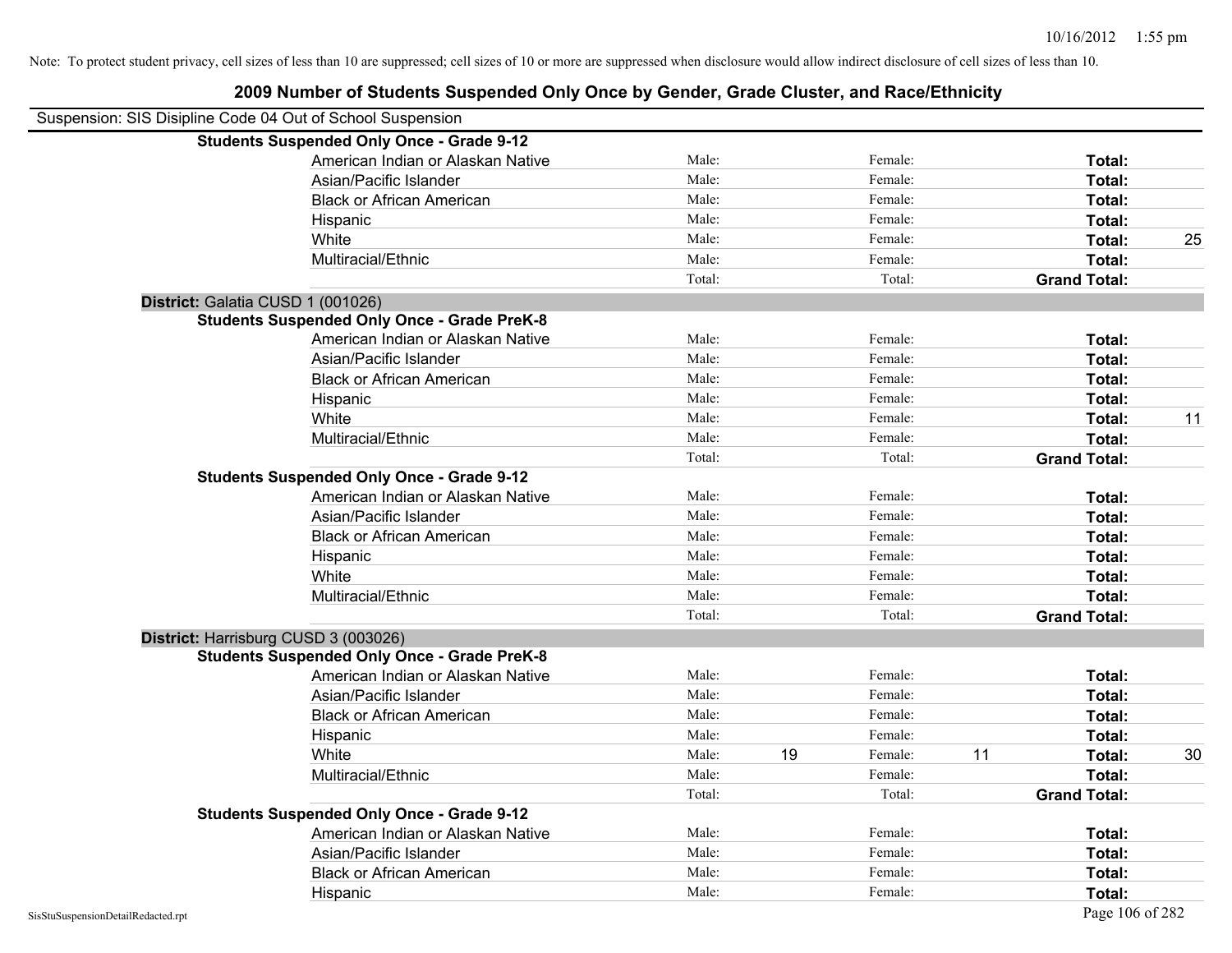Note: To protect student privacy, cell sizes of less than 10 are suppressed; cell sizes of 10 or more are suppressed when disclosure would allow indirect disclosure of cell sizes of less than 10.

## 2009 Number of Students Suspended Only Once by Gender, Grade Cluster, and Race/Ethnicity

Suspension: SIS Disipline Code 04 Out of School Suspension

**Students Suspended Only Once - Grade 9-12**

| Race/Ethnicity | Male: | | Female: | | Total: | |
|---|---|---|---|---|---|---|
| American Indian or Alaskan Native | Male: | | Female: | | **Total:** | |
| Asian/Pacific Islander | Male: | | Female: | | **Total:** | |
| Black or African American | Male: | | Female: | | **Total:** | |
| Hispanic | Male: | | Female: | | **Total:** | |
| White | Male: | | Female: | | **Total:** | 25 |
| Multiracial/Ethnic | Male: | | Female: | | **Total:** | |
| | Total: | | Total: | | **Grand Total:** | |

### District: Galatia CUSD 1 (001026)

**Students Suspended Only Once - Grade PreK-8**

| Race/Ethnicity | Male: | | Female: | | Total: | |
|---|---|---|---|---|---|---|
| American Indian or Alaskan Native | Male: | | Female: | | **Total:** | |
| Asian/Pacific Islander | Male: | | Female: | | **Total:** | |
| Black or African American | Male: | | Female: | | **Total:** | |
| Hispanic | Male: | | Female: | | **Total:** | |
| White | Male: | | Female: | | **Total:** | 11 |
| Multiracial/Ethnic | Male: | | Female: | | **Total:** | |
| | Total: | | Total: | | **Grand Total:** | |

**Students Suspended Only Once - Grade 9-12**

| Race/Ethnicity | Male: | | Female: | | Total: | |
|---|---|---|---|---|---|---|
| American Indian or Alaskan Native | Male: | | Female: | | **Total:** | |
| Asian/Pacific Islander | Male: | | Female: | | **Total:** | |
| Black or African American | Male: | | Female: | | **Total:** | |
| Hispanic | Male: | | Female: | | **Total:** | |
| White | Male: | | Female: | | **Total:** | |
| Multiracial/Ethnic | Male: | | Female: | | **Total:** | |
| | Total: | | Total: | | **Grand Total:** | |

### District: Harrisburg CUSD 3 (003026)

**Students Suspended Only Once - Grade PreK-8**

| Race/Ethnicity | Male: | | Female: | | Total: | |
|---|---|---|---|---|---|---|
| American Indian or Alaskan Native | Male: | | Female: | | **Total:** | |
| Asian/Pacific Islander | Male: | | Female: | | **Total:** | |
| Black or African American | Male: | | Female: | | **Total:** | |
| Hispanic | Male: | | Female: | | **Total:** | |
| White | Male: | 19 | Female: | 11 | **Total:** | 30 |
| Multiracial/Ethnic | Male: | | Female: | | **Total:** | |
| | Total: | | Total: | | **Grand Total:** | |

**Students Suspended Only Once - Grade 9-12**

| Race/Ethnicity | Male: | | Female: | | Total: | |
|---|---|---|---|---|---|---|
| American Indian or Alaskan Native | Male: | | Female: | | **Total:** | |
| Asian/Pacific Islander | Male: | | Female: | | **Total:** | |
| Black or African American | Male: | | Female: | | **Total:** | |
| Hispanic | Male: | | Female: | | **Total:** | |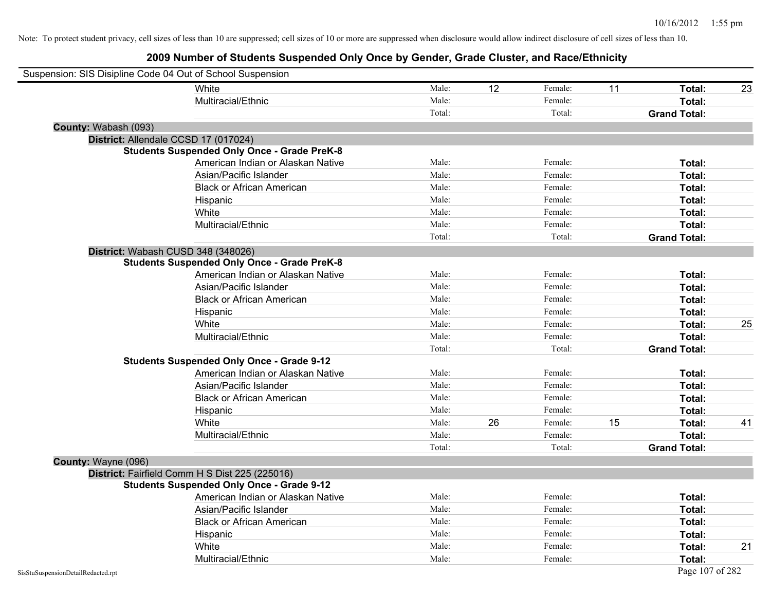Note: To protect student privacy, cell sizes of less than 10 are suppressed; cell sizes of 10 or more are suppressed when disclosure would allow indirect disclosure of cell sizes of less than 10.

# 2009 Number of Students Suspended Only Once by Gender, Grade Cluster, and Race/Ethnicity

Suspension: SIS Disipline Code 04 Out of School Suspension

| | | | | | | |
|---|---|---|---|---|---|---|
| White | Male: | 12 | Female: | 11 | **Total:** | 23 |
| Multiracial/Ethnic | Male: | | Female: | | **Total:** | |
| | Total: | | Total: | | **Grand Total:** | |

**County:** Wabash (093)

**District:** Allendale CCSD 17 (017024)

**Students Suspended Only Once - Grade PreK-8**

| | | | | | | |
|---|---|---|---|---|---|---|
| American Indian or Alaskan Native | Male: | | Female: | | **Total:** | |
| Asian/Pacific Islander | Male: | | Female: | | **Total:** | |
| Black or African American | Male: | | Female: | | **Total:** | |
| Hispanic | Male: | | Female: | | **Total:** | |
| White | Male: | | Female: | | **Total:** | |
| Multiracial/Ethnic | Male: | | Female: | | **Total:** | |
| | Total: | | Total: | | **Grand Total:** | |

**District:** Wabash CUSD 348 (348026)

**Students Suspended Only Once - Grade PreK-8**

| | | | | | | |
|---|---|---|---|---|---|---|
| American Indian or Alaskan Native | Male: | | Female: | | **Total:** | |
| Asian/Pacific Islander | Male: | | Female: | | **Total:** | |
| Black or African American | Male: | | Female: | | **Total:** | |
| Hispanic | Male: | | Female: | | **Total:** | |
| White | Male: | | Female: | | **Total:** | 25 |
| Multiracial/Ethnic | Male: | | Female: | | **Total:** | |
| | Total: | | Total: | | **Grand Total:** | |

**Students Suspended Only Once - Grade 9-12**

| | | | | | | |
|---|---|---|---|---|---|---|
| American Indian or Alaskan Native | Male: | | Female: | | **Total:** | |
| Asian/Pacific Islander | Male: | | Female: | | **Total:** | |
| Black or African American | Male: | | Female: | | **Total:** | |
| Hispanic | Male: | | Female: | | **Total:** | |
| White | Male: | 26 | Female: | 15 | **Total:** | 41 |
| Multiracial/Ethnic | Male: | | Female: | | **Total:** | |
| | Total: | | Total: | | **Grand Total:** | |

**County:** Wayne (096)

**District:** Fairfield Comm H S Dist 225 (225016)

**Students Suspended Only Once - Grade 9-12**

| | | | | | | |
|---|---|---|---|---|---|---|
| American Indian or Alaskan Native | Male: | | Female: | | **Total:** | |
| Asian/Pacific Islander | Male: | | Female: | | **Total:** | |
| Black or African American | Male: | | Female: | | **Total:** | |
| Hispanic | Male: | | Female: | | **Total:** | |
| White | Male: | | Female: | | **Total:** | 21 |
| Multiracial/Ethnic | Male: | | Female: | | **Total:** | |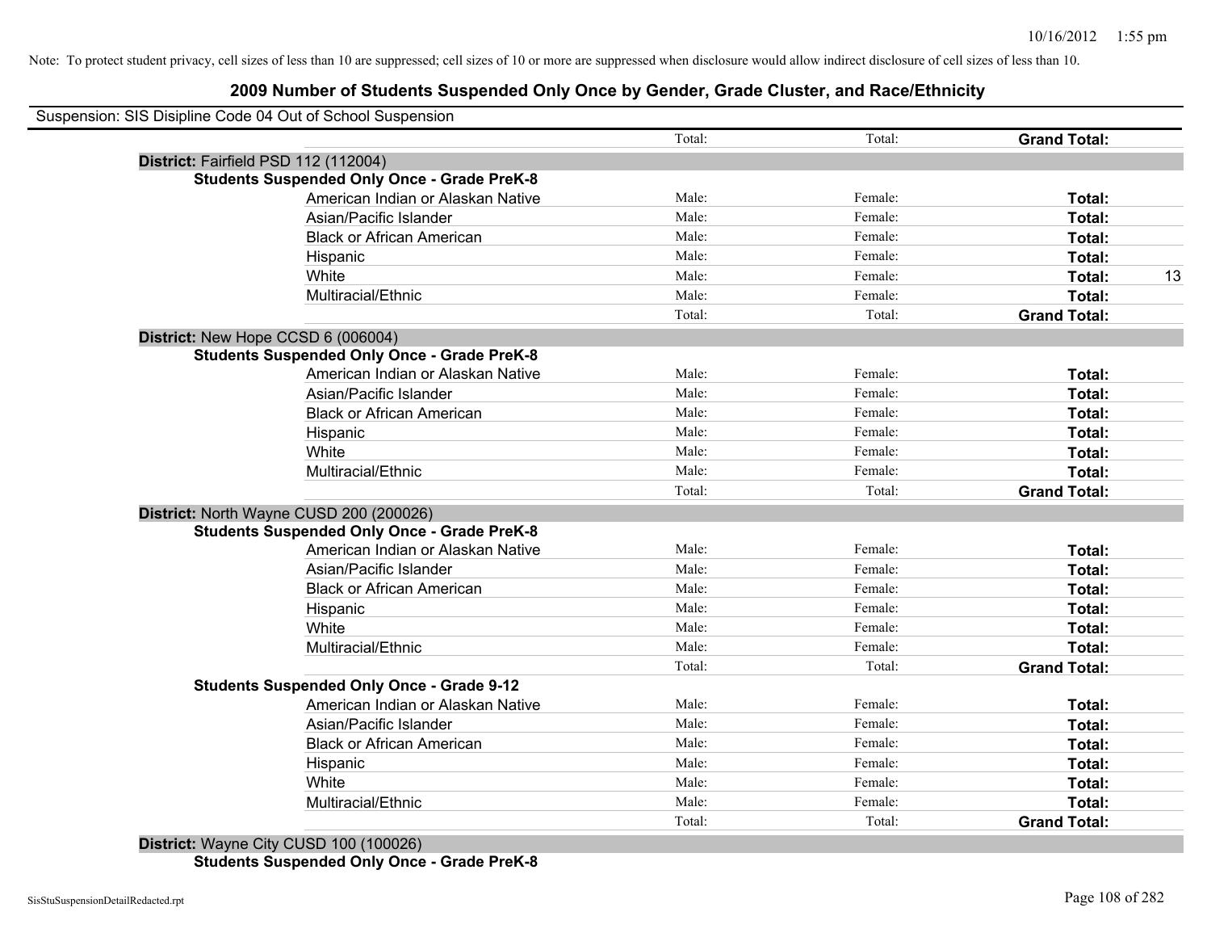Note: To protect student privacy, cell sizes of less than 10 are suppressed; cell sizes of 10 or more are suppressed when disclosure would allow indirect disclosure of cell sizes of less than 10.

# 2009 Number of Students Suspended Only Once by Gender, Grade Cluster, and Race/Ethnicity

Suspension: SIS Disipline Code 04 Out of School Suspension

| | Male | Female | Total |
|---|---|---|---|
| | Total: | Total: | **Grand Total:** |
| **District:** Fairfield PSD 112 (112004) | | | |
| **Students Suspended Only Once - Grade PreK-8** | | | |
| American Indian or Alaskan Native | Male: | Female: | **Total:** |
| Asian/Pacific Islander | Male: | Female: | **Total:** |
| Black or African American | Male: | Female: | **Total:** |
| Hispanic | Male: | Female: | **Total:** |
| White | Male: | Female: | **Total:** 13 |
| Multiracial/Ethnic | Male: | Female: | **Total:** |
| | Total: | Total: | **Grand Total:** |
| **District:** New Hope CCSD 6 (006004) | | | |
| **Students Suspended Only Once - Grade PreK-8** | | | |
| American Indian or Alaskan Native | Male: | Female: | **Total:** |
| Asian/Pacific Islander | Male: | Female: | **Total:** |
| Black or African American | Male: | Female: | **Total:** |
| Hispanic | Male: | Female: | **Total:** |
| White | Male: | Female: | **Total:** |
| Multiracial/Ethnic | Male: | Female: | **Total:** |
| | Total: | Total: | **Grand Total:** |
| **District:** North Wayne CUSD 200 (200026) | | | |
| **Students Suspended Only Once - Grade PreK-8** | | | |
| American Indian or Alaskan Native | Male: | Female: | **Total:** |
| Asian/Pacific Islander | Male: | Female: | **Total:** |
| Black or African American | Male: | Female: | **Total:** |
| Hispanic | Male: | Female: | **Total:** |
| White | Male: | Female: | **Total:** |
| Multiracial/Ethnic | Male: | Female: | **Total:** |
| | Total: | Total: | **Grand Total:** |
| **Students Suspended Only Once - Grade 9-12** | | | |
| American Indian or Alaskan Native | Male: | Female: | **Total:** |
| Asian/Pacific Islander | Male: | Female: | **Total:** |
| Black or African American | Male: | Female: | **Total:** |
| Hispanic | Male: | Female: | **Total:** |
| White | Male: | Female: | **Total:** |
| Multiracial/Ethnic | Male: | Female: | **Total:** |
| | Total: | Total: | **Grand Total:** |
| **District:** Wayne City CUSD 100 (100026) | | | |
| **Students Suspended Only Once - Grade PreK-8** | | | |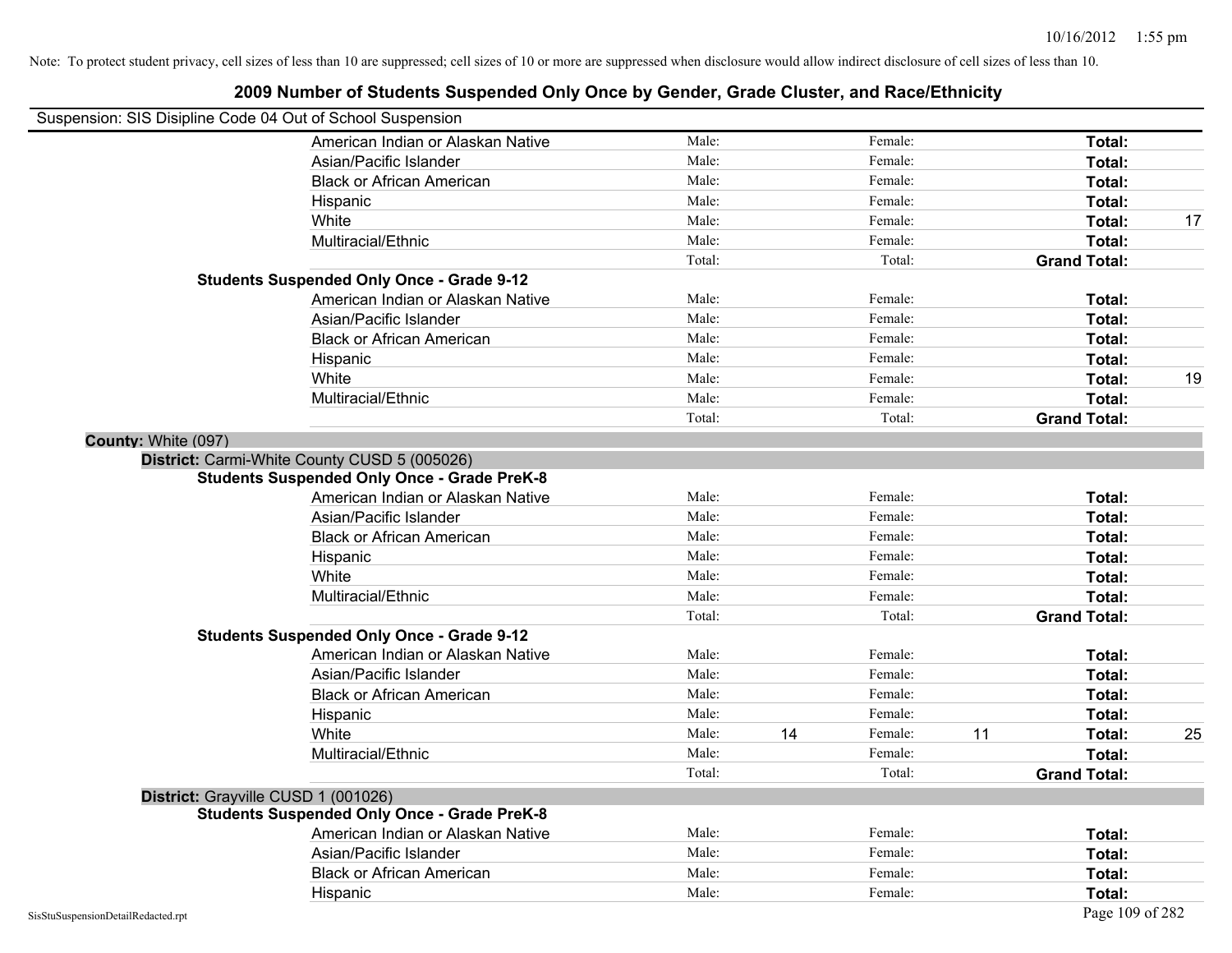Note: To protect student privacy, cell sizes of less than 10 are suppressed; cell sizes of 10 or more are suppressed when disclosure would allow indirect disclosure of cell sizes of less than 10.

# 2009 Number of Students Suspended Only Once by Gender, Grade Cluster, and Race/Ethnicity

Suspension: SIS Disipline Code 04 Out of School Suspension

| | | | | | | |
|---|---|---|---|---|---|---|
| American Indian or Alaskan Native | Male: | | Female: | | **Total:** | |
| Asian/Pacific Islander | Male: | | Female: | | **Total:** | |
| Black or African American | Male: | | Female: | | **Total:** | |
| Hispanic | Male: | | Female: | | **Total:** | |
| White | Male: | | Female: | | **Total:** | 17 |
| Multiracial/Ethnic | Male: | | Female: | | **Total:** | |
| | Total: | | Total: | | **Grand Total:** | |

**Students Suspended Only Once - Grade 9-12**

| | | | | | | |
|---|---|---|---|---|---|---|
| American Indian or Alaskan Native | Male: | | Female: | | **Total:** | |
| Asian/Pacific Islander | Male: | | Female: | | **Total:** | |
| Black or African American | Male: | | Female: | | **Total:** | |
| Hispanic | Male: | | Female: | | **Total:** | |
| White | Male: | | Female: | | **Total:** | 19 |
| Multiracial/Ethnic | Male: | | Female: | | **Total:** | |
| | Total: | | Total: | | **Grand Total:** | |

**County:** White (097)

**District:** Carmi-White County CUSD 5 (005026)

**Students Suspended Only Once - Grade PreK-8**

| | | | | | | |
|---|---|---|---|---|---|---|
| American Indian or Alaskan Native | Male: | | Female: | | **Total:** | |
| Asian/Pacific Islander | Male: | | Female: | | **Total:** | |
| Black or African American | Male: | | Female: | | **Total:** | |
| Hispanic | Male: | | Female: | | **Total:** | |
| White | Male: | | Female: | | **Total:** | |
| Multiracial/Ethnic | Male: | | Female: | | **Total:** | |
| | Total: | | Total: | | **Grand Total:** | |

**Students Suspended Only Once - Grade 9-12**

| | | | | | | |
|---|---|---|---|---|---|---|
| American Indian or Alaskan Native | Male: | | Female: | | **Total:** | |
| Asian/Pacific Islander | Male: | | Female: | | **Total:** | |
| Black or African American | Male: | | Female: | | **Total:** | |
| Hispanic | Male: | | Female: | | **Total:** | |
| White | Male: | 14 | Female: | 11 | **Total:** | 25 |
| Multiracial/Ethnic | Male: | | Female: | | **Total:** | |
| | Total: | | Total: | | **Grand Total:** | |

**District:** Grayville CUSD 1 (001026)

**Students Suspended Only Once - Grade PreK-8**

| | | | | | | |
|---|---|---|---|---|---|---|
| American Indian or Alaskan Native | Male: | | Female: | | **Total:** | |
| Asian/Pacific Islander | Male: | | Female: | | **Total:** | |
| Black or African American | Male: | | Female: | | **Total:** | |
| Hispanic | Male: | | Female: | | **Total:** | |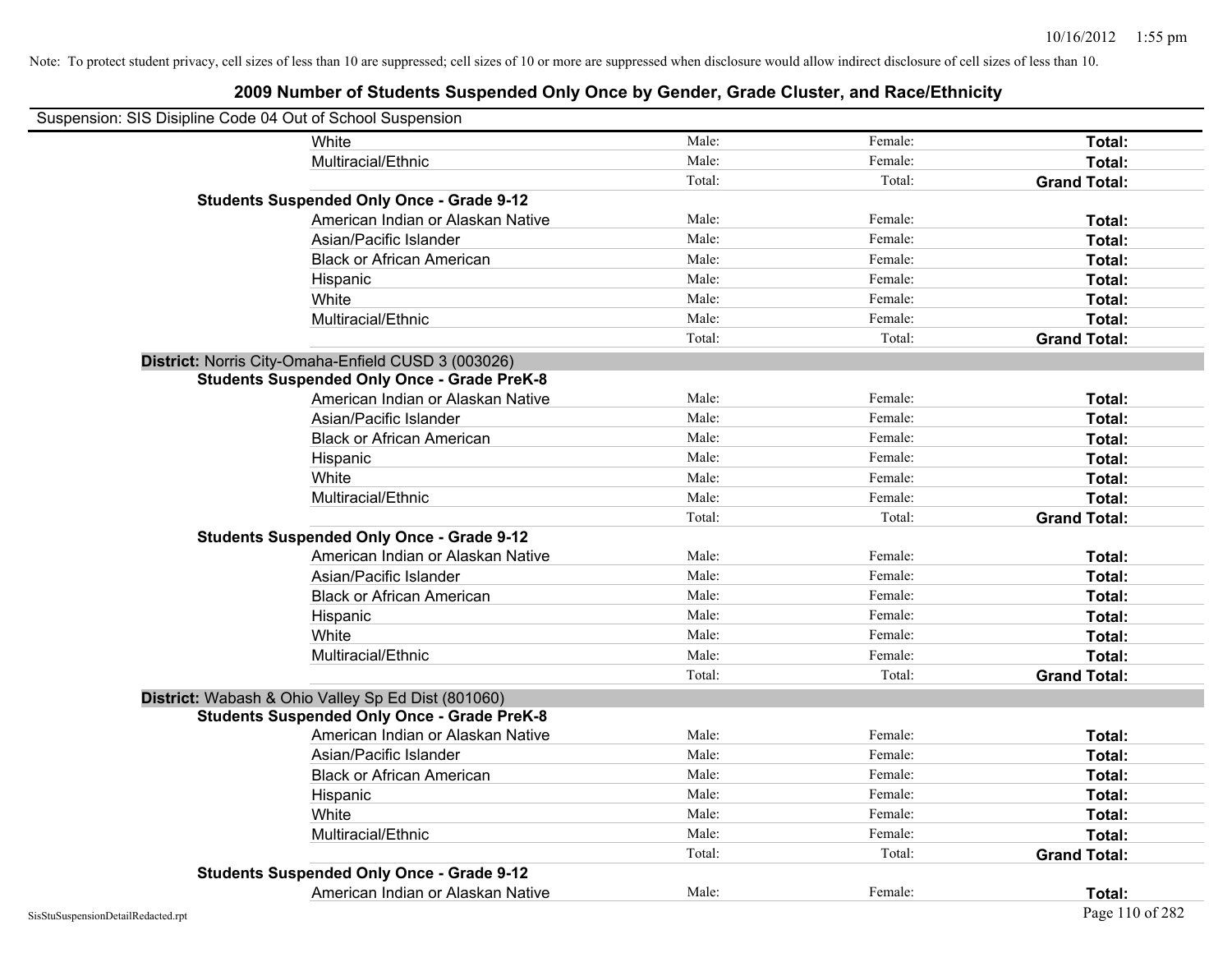Note: To protect student privacy, cell sizes of less than 10 are suppressed; cell sizes of 10 or more are suppressed when disclosure would allow indirect disclosure of cell sizes of less than 10.

# 2009 Number of Students Suspended Only Once by Gender, Grade Cluster, and Race/Ethnicity

Suspension: SIS Disipline Code 04 Out of School Suspension

| | | | |
|---|---|---|---|
| White | Male: | Female: | **Total:** |
| Multiracial/Ethnic | Male: | Female: | **Total:** |
| | Total: | Total: | **Grand Total:** |
| **Students Suspended Only Once - Grade 9-12** | | | |
| American Indian or Alaskan Native | Male: | Female: | **Total:** |
| Asian/Pacific Islander | Male: | Female: | **Total:** |
| Black or African American | Male: | Female: | **Total:** |
| Hispanic | Male: | Female: | **Total:** |
| White | Male: | Female: | **Total:** |
| Multiracial/Ethnic | Male: | Female: | **Total:** |
| | Total: | Total: | **Grand Total:** |
| **District:** Norris City-Omaha-Enfield CUSD 3 (003026) | | | |
| **Students Suspended Only Once - Grade PreK-8** | | | |
| American Indian or Alaskan Native | Male: | Female: | **Total:** |
| Asian/Pacific Islander | Male: | Female: | **Total:** |
| Black or African American | Male: | Female: | **Total:** |
| Hispanic | Male: | Female: | **Total:** |
| White | Male: | Female: | **Total:** |
| Multiracial/Ethnic | Male: | Female: | **Total:** |
| | Total: | Total: | **Grand Total:** |
| **Students Suspended Only Once - Grade 9-12** | | | |
| American Indian or Alaskan Native | Male: | Female: | **Total:** |
| Asian/Pacific Islander | Male: | Female: | **Total:** |
| Black or African American | Male: | Female: | **Total:** |
| Hispanic | Male: | Female: | **Total:** |
| White | Male: | Female: | **Total:** |
| Multiracial/Ethnic | Male: | Female: | **Total:** |
| | Total: | Total: | **Grand Total:** |
| **District:** Wabash & Ohio Valley Sp Ed Dist (801060) | | | |
| **Students Suspended Only Once - Grade PreK-8** | | | |
| American Indian or Alaskan Native | Male: | Female: | **Total:** |
| Asian/Pacific Islander | Male: | Female: | **Total:** |
| Black or African American | Male: | Female: | **Total:** |
| Hispanic | Male: | Female: | **Total:** |
| White | Male: | Female: | **Total:** |
| Multiracial/Ethnic | Male: | Female: | **Total:** |
| | Total: | Total: | **Grand Total:** |
| **Students Suspended Only Once - Grade 9-12** | | | |
| American Indian or Alaskan Native | Male: | Female: | **Total:** |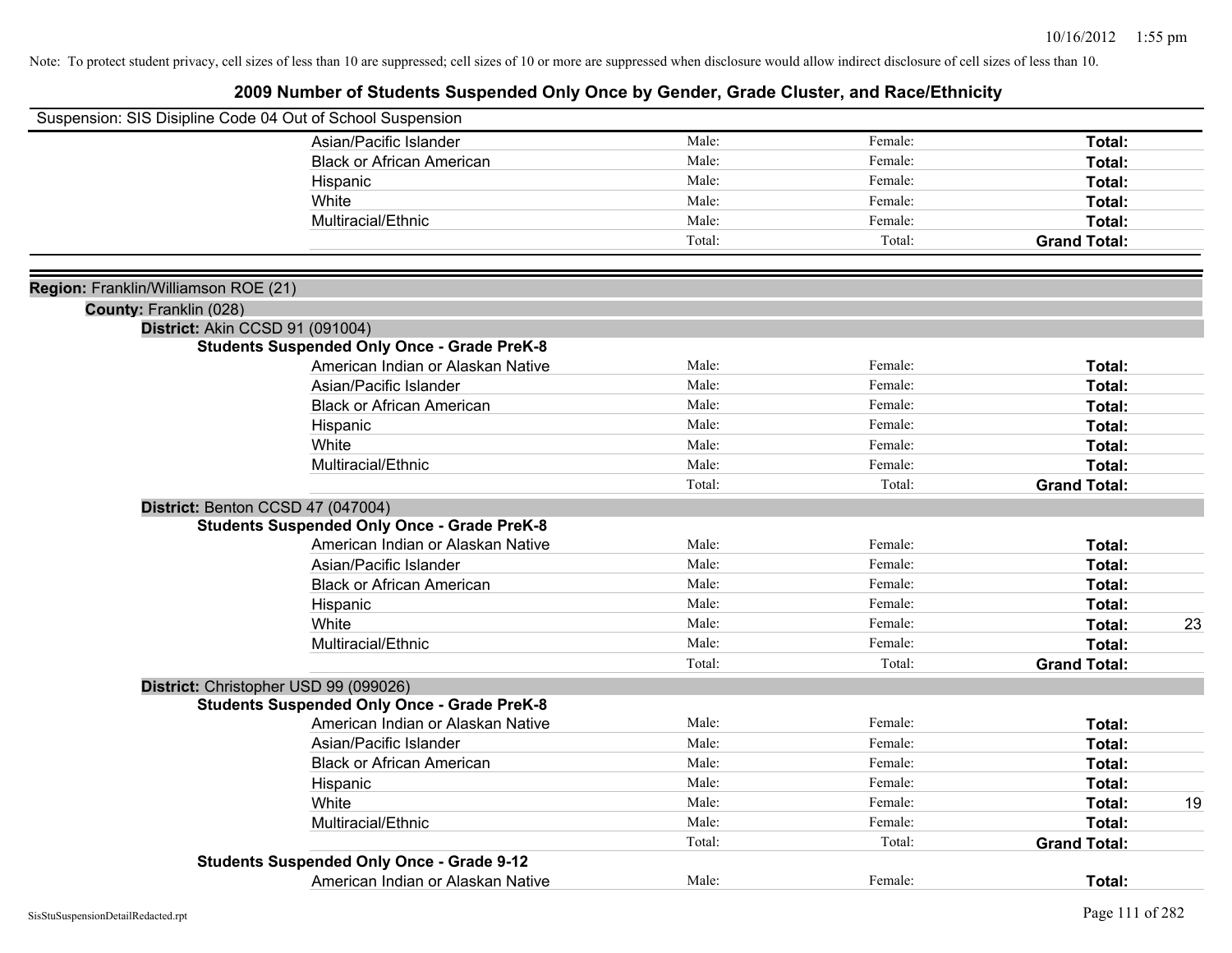Note: To protect student privacy, cell sizes of less than 10 are suppressed; cell sizes of 10 or more are suppressed when disclosure would allow indirect disclosure of cell sizes of less than 10.

# 2009 Number of Students Suspended Only Once by Gender, Grade Cluster, and Race/Ethnicity

Suspension: SIS Disipline Code 04 Out of School Suspension

| | Male: | Female: | Total: | |
|---|---|---|---|---|
| Asian/Pacific Islander | Male: | Female: | **Total:** | |
| Black or African American | Male: | Female: | **Total:** | |
| Hispanic | Male: | Female: | **Total:** | |
| White | Male: | Female: | **Total:** | |
| Multiracial/Ethnic | Male: | Female: | **Total:** | |
| | Total: | Total: | **Grand Total:** | |

**Region:** Franklin/Williamson ROE (21)

**County:** Franklin (028)

**District:** Akin CCSD 91 (091004)

**Students Suspended Only Once - Grade PreK-8**

| | | | | |
|---|---|---|---|---|
| American Indian or Alaskan Native | Male: | Female: | **Total:** | |
| Asian/Pacific Islander | Male: | Female: | **Total:** | |
| Black or African American | Male: | Female: | **Total:** | |
| Hispanic | Male: | Female: | **Total:** | |
| White | Male: | Female: | **Total:** | |
| Multiracial/Ethnic | Male: | Female: | **Total:** | |
| | Total: | Total: | **Grand Total:** | |

**District:** Benton CCSD 47 (047004)

**Students Suspended Only Once - Grade PreK-8**

| | | | | |
|---|---|---|---|---|
| American Indian or Alaskan Native | Male: | Female: | **Total:** | |
| Asian/Pacific Islander | Male: | Female: | **Total:** | |
| Black or African American | Male: | Female: | **Total:** | |
| Hispanic | Male: | Female: | **Total:** | |
| White | Male: | Female: | **Total:** | 23 |
| Multiracial/Ethnic | Male: | Female: | **Total:** | |
| | Total: | Total: | **Grand Total:** | |

**District:** Christopher USD 99 (099026)

**Students Suspended Only Once - Grade PreK-8**

| | | | | |
|---|---|---|---|---|
| American Indian or Alaskan Native | Male: | Female: | **Total:** | |
| Asian/Pacific Islander | Male: | Female: | **Total:** | |
| Black or African American | Male: | Female: | **Total:** | |
| Hispanic | Male: | Female: | **Total:** | |
| White | Male: | Female: | **Total:** | 19 |
| Multiracial/Ethnic | Male: | Female: | **Total:** | |
| | Total: | Total: | **Grand Total:** | |

**Students Suspended Only Once - Grade 9-12**

| | | | | |
|---|---|---|---|---|
| American Indian or Alaskan Native | Male: | Female: | **Total:** | |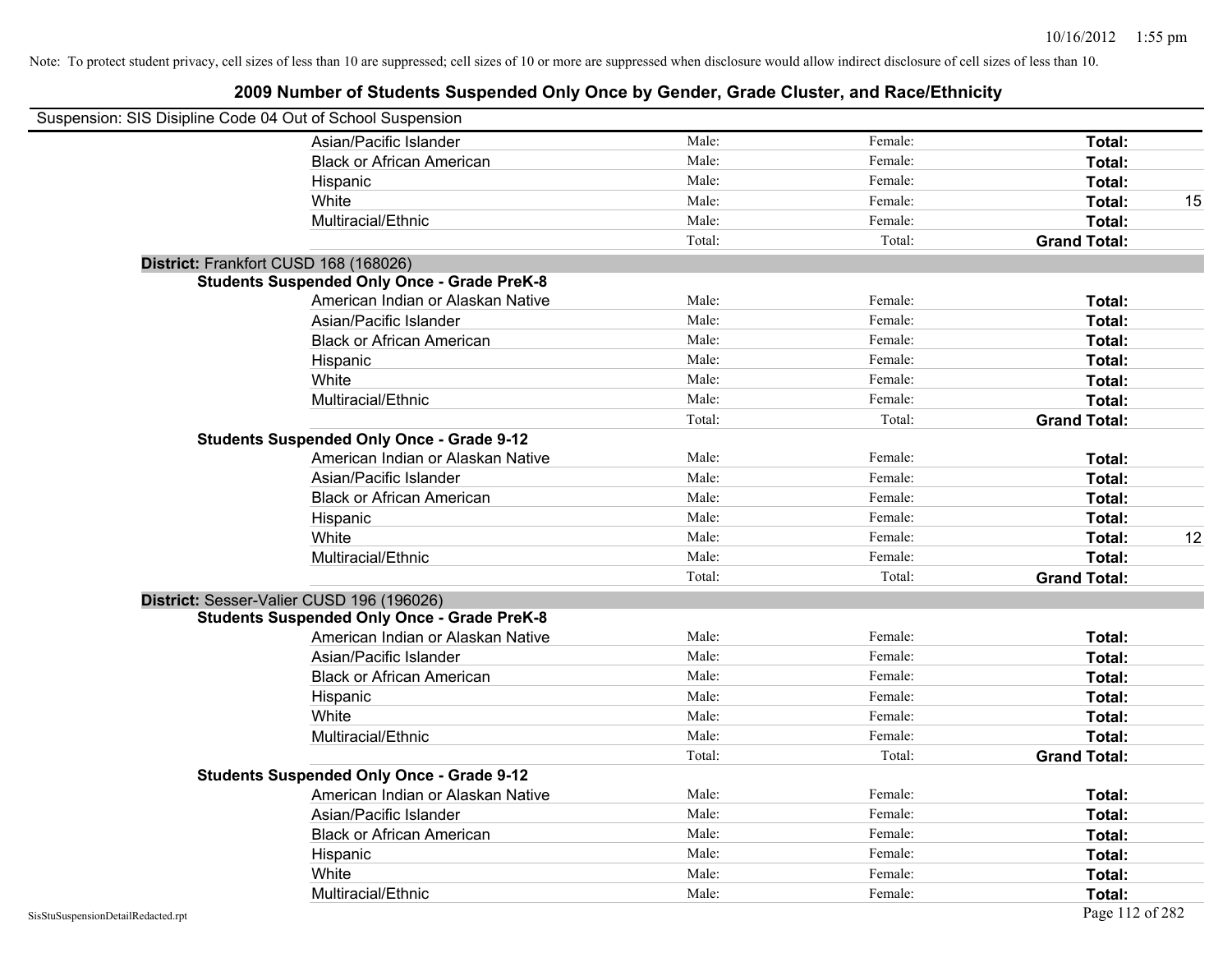Note: To protect student privacy, cell sizes of less than 10 are suppressed; cell sizes of 10 or more are suppressed when disclosure would allow indirect disclosure of cell sizes of less than 10.

## 2009 Number of Students Suspended Only Once by Gender, Grade Cluster, and Race/Ethnicity

Suspension: SIS Disipline Code 04 Out of School Suspension

| | | | | |
|---|---|---|---|---|
| Asian/Pacific Islander | Male: | Female: | **Total:** | |
| Black or African American | Male: | Female: | **Total:** | |
| Hispanic | Male: | Female: | **Total:** | |
| White | Male: | Female: | **Total:** | 15 |
| Multiracial/Ethnic | Male: | Female: | **Total:** | |
| | Total: | Total: | **Grand Total:** | |

**District:** Frankfort CUSD 168 (168026)

**Students Suspended Only Once - Grade PreK-8**

| | | | | |
|---|---|---|---|---|
| American Indian or Alaskan Native | Male: | Female: | **Total:** | |
| Asian/Pacific Islander | Male: | Female: | **Total:** | |
| Black or African American | Male: | Female: | **Total:** | |
| Hispanic | Male: | Female: | **Total:** | |
| White | Male: | Female: | **Total:** | |
| Multiracial/Ethnic | Male: | Female: | **Total:** | |
| | Total: | Total: | **Grand Total:** | |

**Students Suspended Only Once - Grade 9-12**

| | | | | |
|---|---|---|---|---|
| American Indian or Alaskan Native | Male: | Female: | **Total:** | |
| Asian/Pacific Islander | Male: | Female: | **Total:** | |
| Black or African American | Male: | Female: | **Total:** | |
| Hispanic | Male: | Female: | **Total:** | |
| White | Male: | Female: | **Total:** | 12 |
| Multiracial/Ethnic | Male: | Female: | **Total:** | |
| | Total: | Total: | **Grand Total:** | |

**District:** Sesser-Valier CUSD 196 (196026)

**Students Suspended Only Once - Grade PreK-8**

| | | | | |
|---|---|---|---|---|
| American Indian or Alaskan Native | Male: | Female: | **Total:** | |
| Asian/Pacific Islander | Male: | Female: | **Total:** | |
| Black or African American | Male: | Female: | **Total:** | |
| Hispanic | Male: | Female: | **Total:** | |
| White | Male: | Female: | **Total:** | |
| Multiracial/Ethnic | Male: | Female: | **Total:** | |
| | Total: | Total: | **Grand Total:** | |

**Students Suspended Only Once - Grade 9-12**

| | | | | |
|---|---|---|---|---|
| American Indian or Alaskan Native | Male: | Female: | **Total:** | |
| Asian/Pacific Islander | Male: | Female: | **Total:** | |
| Black or African American | Male: | Female: | **Total:** | |
| Hispanic | Male: | Female: | **Total:** | |
| White | Male: | Female: | **Total:** | |
| Multiracial/Ethnic | Male: | Female: | **Total:** | |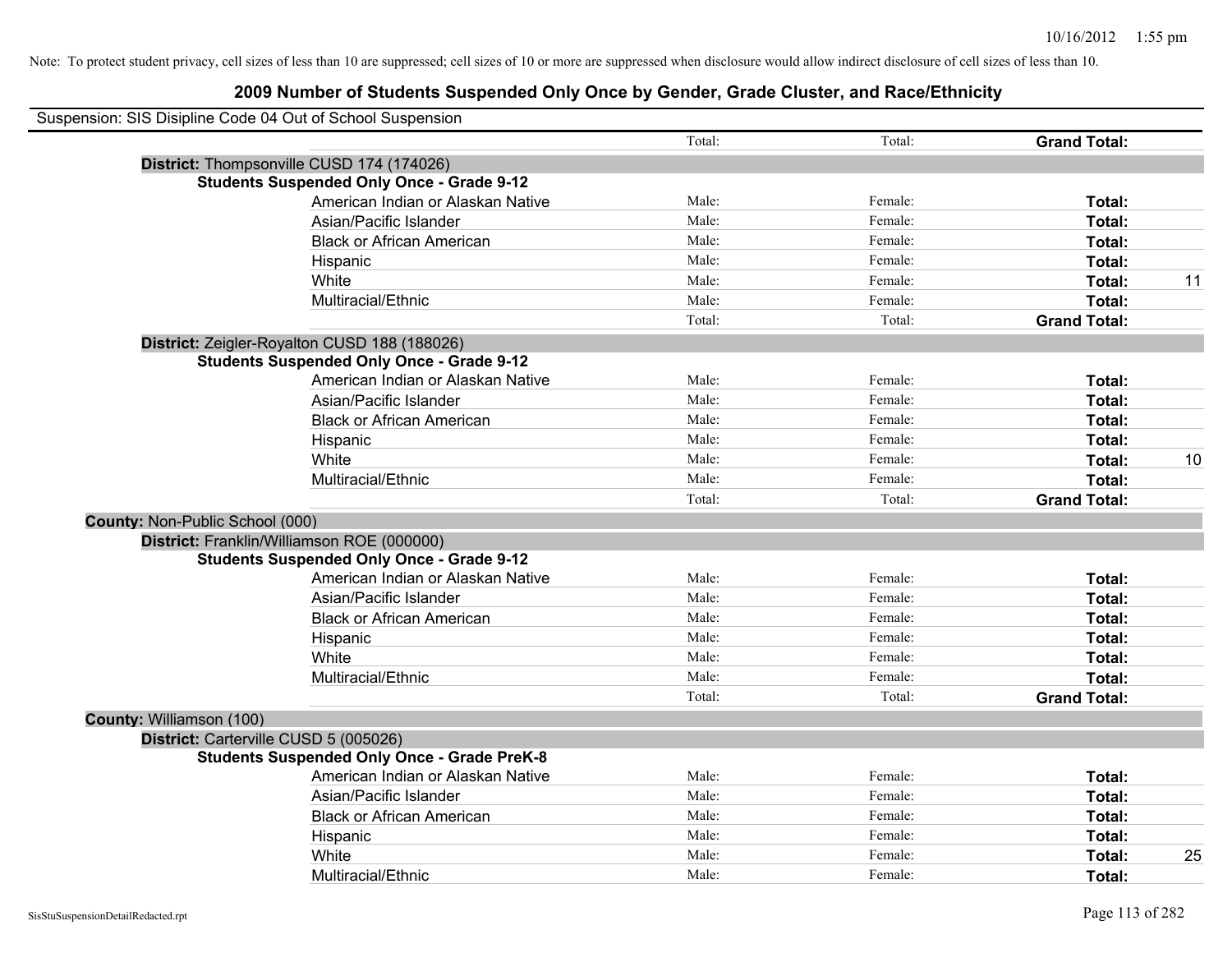Note: To protect student privacy, cell sizes of less than 10 are suppressed; cell sizes of 10 or more are suppressed when disclosure would allow indirect disclosure of cell sizes of less than 10.

# 2009 Number of Students Suspended Only Once by Gender, Grade Cluster, and Race/Ethnicity

Suspension: SIS Disipline Code 04 Out of School Suspension

| | | | | |
|---|---|---|---|---|
| | Total: | Total: | **Grand Total:** | |
| **District:** Thompsonville CUSD 174 (174026) | | | | |
| **Students Suspended Only Once - Grade 9-12** | | | | |
| American Indian or Alaskan Native | Male: | Female: | **Total:** | |
| Asian/Pacific Islander | Male: | Female: | **Total:** | |
| Black or African American | Male: | Female: | **Total:** | |
| Hispanic | Male: | Female: | **Total:** | |
| White | Male: | Female: | **Total:** | 11 |
| Multiracial/Ethnic | Male: | Female: | **Total:** | |
| | Total: | Total: | **Grand Total:** | |
| **District:** Zeigler-Royalton CUSD 188 (188026) | | | | |
| **Students Suspended Only Once - Grade 9-12** | | | | |
| American Indian or Alaskan Native | Male: | Female: | **Total:** | |
| Asian/Pacific Islander | Male: | Female: | **Total:** | |
| Black or African American | Male: | Female: | **Total:** | |
| Hispanic | Male: | Female: | **Total:** | |
| White | Male: | Female: | **Total:** | 10 |
| Multiracial/Ethnic | Male: | Female: | **Total:** | |
| | Total: | Total: | **Grand Total:** | |
| **County:** Non-Public School (000) | | | | |
| **District:** Franklin/Williamson ROE (000000) | | | | |
| **Students Suspended Only Once - Grade 9-12** | | | | |
| American Indian or Alaskan Native | Male: | Female: | **Total:** | |
| Asian/Pacific Islander | Male: | Female: | **Total:** | |
| Black or African American | Male: | Female: | **Total:** | |
| Hispanic | Male: | Female: | **Total:** | |
| White | Male: | Female: | **Total:** | |
| Multiracial/Ethnic | Male: | Female: | **Total:** | |
| | Total: | Total: | **Grand Total:** | |
| **County:** Williamson (100) | | | | |
| **District:** Carterville CUSD 5 (005026) | | | | |
| **Students Suspended Only Once - Grade PreK-8** | | | | |
| American Indian or Alaskan Native | Male: | Female: | **Total:** | |
| Asian/Pacific Islander | Male: | Female: | **Total:** | |
| Black or African American | Male: | Female: | **Total:** | |
| Hispanic | Male: | Female: | **Total:** | |
| White | Male: | Female: | **Total:** | 25 |
| Multiracial/Ethnic | Male: | Female: | **Total:** | |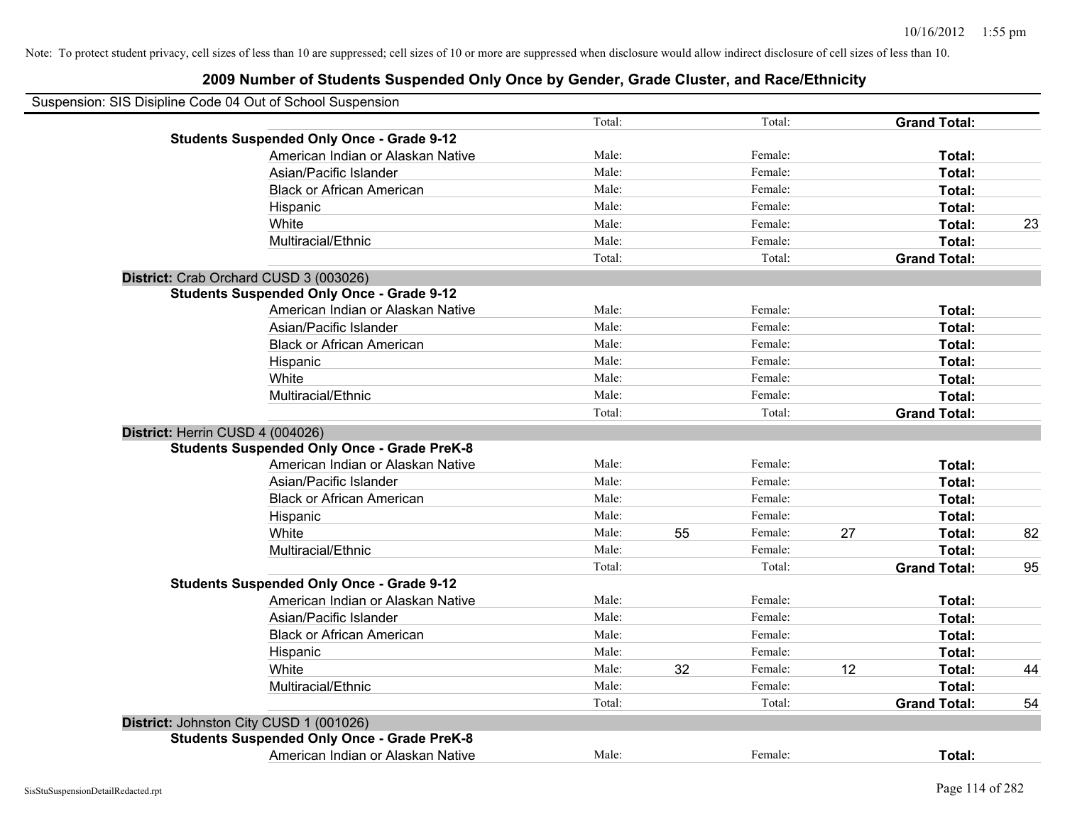Note: To protect student privacy, cell sizes of less than 10 are suppressed; cell sizes of 10 or more are suppressed when disclosure would allow indirect disclosure of cell sizes of less than 10.

# 2009 Number of Students Suspended Only Once by Gender, Grade Cluster, and Race/Ethnicity

Suspension: SIS Disipline Code 04 Out of School Suspension

| | | | | | | |
|---|---|---|---|---|---|---|
| | Total: | | Total: | | **Grand Total:** | |
| **Students Suspended Only Once - Grade 9-12** | | | | | | |
| American Indian or Alaskan Native | Male: | | Female: | | **Total:** | |
| Asian/Pacific Islander | Male: | | Female: | | **Total:** | |
| Black or African American | Male: | | Female: | | **Total:** | |
| Hispanic | Male: | | Female: | | **Total:** | |
| White | Male: | | Female: | | **Total:** | 23 |
| Multiracial/Ethnic | Male: | | Female: | | **Total:** | |
| | Total: | | Total: | | **Grand Total:** | |
| **District:** Crab Orchard CUSD 3 (003026) | | | | | | |
| **Students Suspended Only Once - Grade 9-12** | | | | | | |
| American Indian or Alaskan Native | Male: | | Female: | | **Total:** | |
| Asian/Pacific Islander | Male: | | Female: | | **Total:** | |
| Black or African American | Male: | | Female: | | **Total:** | |
| Hispanic | Male: | | Female: | | **Total:** | |
| White | Male: | | Female: | | **Total:** | |
| Multiracial/Ethnic | Male: | | Female: | | **Total:** | |
| | Total: | | Total: | | **Grand Total:** | |
| **District:** Herrin CUSD 4 (004026) | | | | | | |
| **Students Suspended Only Once - Grade PreK-8** | | | | | | |
| American Indian or Alaskan Native | Male: | | Female: | | **Total:** | |
| Asian/Pacific Islander | Male: | | Female: | | **Total:** | |
| Black or African American | Male: | | Female: | | **Total:** | |
| Hispanic | Male: | | Female: | | **Total:** | |
| White | Male: | 55 | Female: | 27 | **Total:** | 82 |
| Multiracial/Ethnic | Male: | | Female: | | **Total:** | |
| | Total: | | Total: | | **Grand Total:** | 95 |
| **Students Suspended Only Once - Grade 9-12** | | | | | | |
| American Indian or Alaskan Native | Male: | | Female: | | **Total:** | |
| Asian/Pacific Islander | Male: | | Female: | | **Total:** | |
| Black or African American | Male: | | Female: | | **Total:** | |
| Hispanic | Male: | | Female: | | **Total:** | |
| White | Male: | 32 | Female: | 12 | **Total:** | 44 |
| Multiracial/Ethnic | Male: | | Female: | | **Total:** | |
| | Total: | | Total: | | **Grand Total:** | 54 |
| **District:** Johnston City CUSD 1 (001026) | | | | | | |
| **Students Suspended Only Once - Grade PreK-8** | | | | | | |
| American Indian or Alaskan Native | Male: | | Female: | | **Total:** | |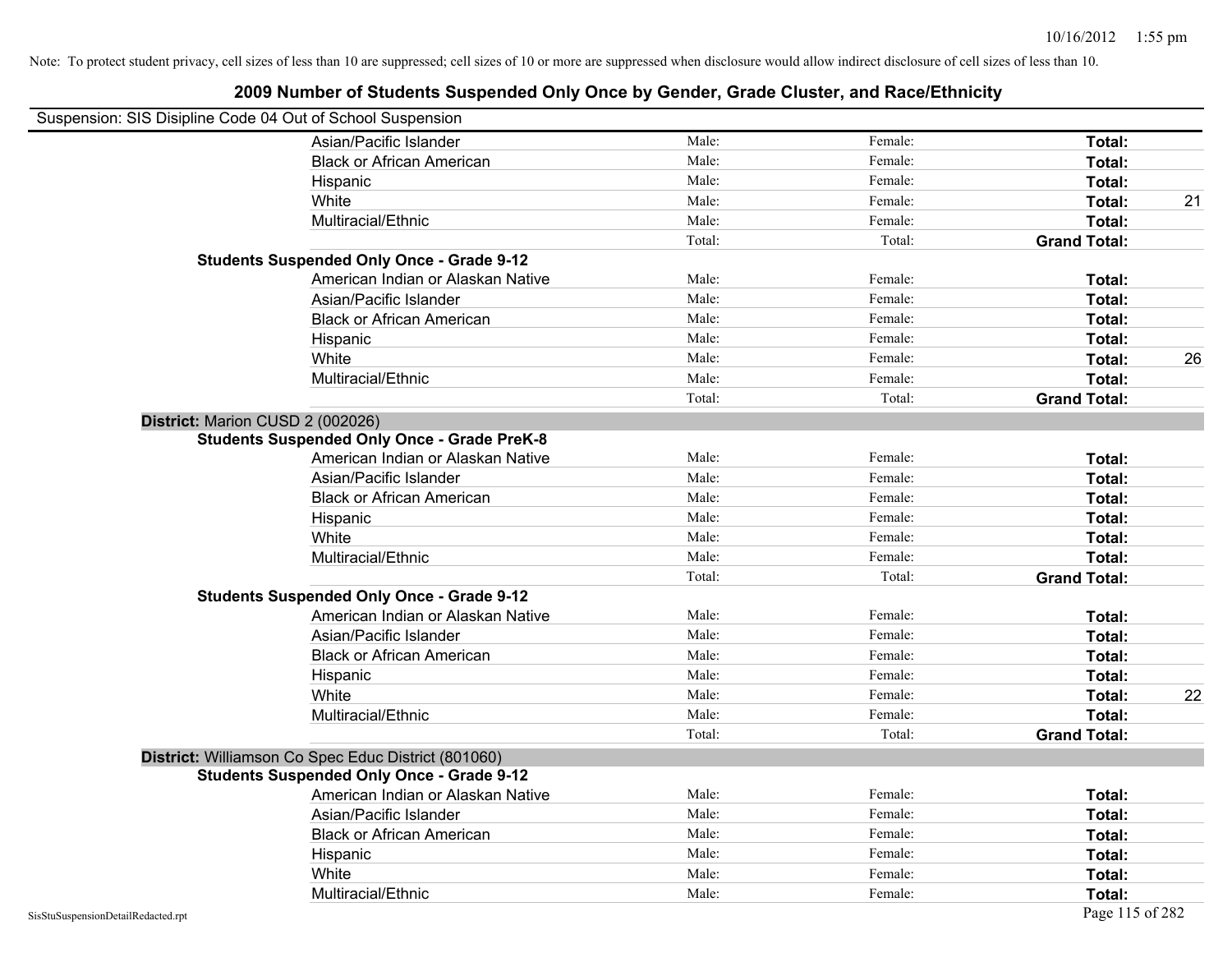Note: To protect student privacy, cell sizes of less than 10 are suppressed; cell sizes of 10 or more are suppressed when disclosure would allow indirect disclosure of cell sizes of less than 10.

## 2009 Number of Students Suspended Only Once by Gender, Grade Cluster, and Race/Ethnicity

Suspension: SIS Disipline Code 04 Out of School Suspension

| | | | | |
|---|---|---|---|---|
| Asian/Pacific Islander | Male: | Female: | **Total:** | |
| Black or African American | Male: | Female: | **Total:** | |
| Hispanic | Male: | Female: | **Total:** | |
| White | Male: | Female: | **Total:** | 21 |
| Multiracial/Ethnic | Male: | Female: | **Total:** | |
| | Total: | Total: | **Grand Total:** | |

**Students Suspended Only Once - Grade 9-12**

| | | | | |
|---|---|---|---|---|
| American Indian or Alaskan Native | Male: | Female: | **Total:** | |
| Asian/Pacific Islander | Male: | Female: | **Total:** | |
| Black or African American | Male: | Female: | **Total:** | |
| Hispanic | Male: | Female: | **Total:** | |
| White | Male: | Female: | **Total:** | 26 |
| Multiracial/Ethnic | Male: | Female: | **Total:** | |
| | Total: | Total: | **Grand Total:** | |

**District:** Marion CUSD 2 (002026)

**Students Suspended Only Once - Grade PreK-8**

| | | | | |
|---|---|---|---|---|
| American Indian or Alaskan Native | Male: | Female: | **Total:** | |
| Asian/Pacific Islander | Male: | Female: | **Total:** | |
| Black or African American | Male: | Female: | **Total:** | |
| Hispanic | Male: | Female: | **Total:** | |
| White | Male: | Female: | **Total:** | |
| Multiracial/Ethnic | Male: | Female: | **Total:** | |
| | Total: | Total: | **Grand Total:** | |

**Students Suspended Only Once - Grade 9-12**

| | | | | |
|---|---|---|---|---|
| American Indian or Alaskan Native | Male: | Female: | **Total:** | |
| Asian/Pacific Islander | Male: | Female: | **Total:** | |
| Black or African American | Male: | Female: | **Total:** | |
| Hispanic | Male: | Female: | **Total:** | |
| White | Male: | Female: | **Total:** | 22 |
| Multiracial/Ethnic | Male: | Female: | **Total:** | |
| | Total: | Total: | **Grand Total:** | |

**District:** Williamson Co Spec Educ District (801060)

**Students Suspended Only Once - Grade 9-12**

| | | | | |
|---|---|---|---|---|
| American Indian or Alaskan Native | Male: | Female: | **Total:** | |
| Asian/Pacific Islander | Male: | Female: | **Total:** | |
| Black or African American | Male: | Female: | **Total:** | |
| Hispanic | Male: | Female: | **Total:** | |
| White | Male: | Female: | **Total:** | |
| Multiracial/Ethnic | Male: | Female: | **Total:** | |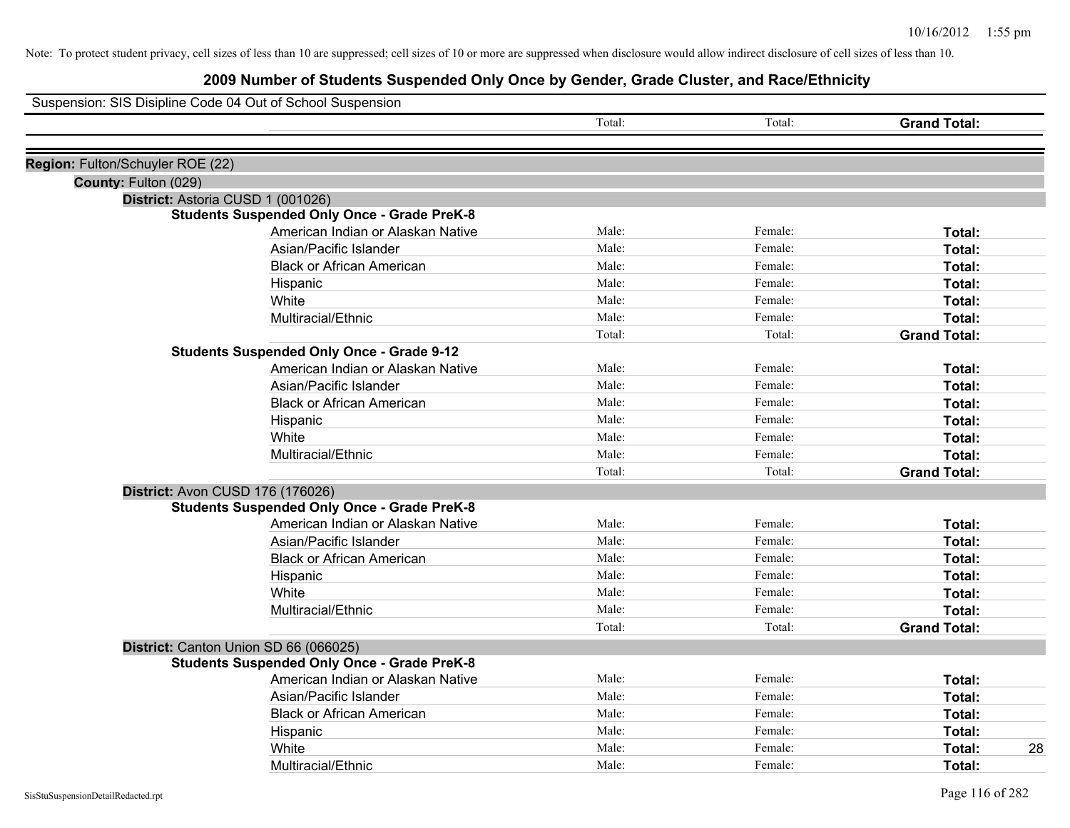Note: To protect student privacy, cell sizes of less than 10 are suppressed; cell sizes of 10 or more are suppressed when disclosure would allow indirect disclosure of cell sizes of less than 10.

# 2009 Number of Students Suspended Only Once by Gender, Grade Cluster, and Race/Ethnicity

Suspension: SIS Disipline Code 04 Out of School Suspension

| | | Total: | Total: | **Grand Total:** | |
|---|---|---|---|---|---|

**Region:** Fulton/Schuyler ROE (22)

**County:** Fulton (029)

**District:** Astoria CUSD 1 (001026)

**Students Suspended Only Once - Grade PreK-8**

| | Male: | Female: | Total: | |
|---|---|---|---|---|
| American Indian or Alaskan Native | Male: | Female: | **Total:** | |
| Asian/Pacific Islander | Male: | Female: | **Total:** | |
| Black or African American | Male: | Female: | **Total:** | |
| Hispanic | Male: | Female: | **Total:** | |
| White | Male: | Female: | **Total:** | |
| Multiracial/Ethnic | Male: | Female: | **Total:** | |
| | Total: | Total: | **Grand Total:** | |

**Students Suspended Only Once - Grade 9-12**

| | Male: | Female: | Total: | |
|---|---|---|---|---|
| American Indian or Alaskan Native | Male: | Female: | **Total:** | |
| Asian/Pacific Islander | Male: | Female: | **Total:** | |
| Black or African American | Male: | Female: | **Total:** | |
| Hispanic | Male: | Female: | **Total:** | |
| White | Male: | Female: | **Total:** | |
| Multiracial/Ethnic | Male: | Female: | **Total:** | |
| | Total: | Total: | **Grand Total:** | |

**District:** Avon CUSD 176 (176026)

**Students Suspended Only Once - Grade PreK-8**

| | Male: | Female: | Total: | |
|---|---|---|---|---|
| American Indian or Alaskan Native | Male: | Female: | **Total:** | |
| Asian/Pacific Islander | Male: | Female: | **Total:** | |
| Black or African American | Male: | Female: | **Total:** | |
| Hispanic | Male: | Female: | **Total:** | |
| White | Male: | Female: | **Total:** | |
| Multiracial/Ethnic | Male: | Female: | **Total:** | |
| | Total: | Total: | **Grand Total:** | |

**District:** Canton Union SD 66 (066025)

**Students Suspended Only Once - Grade PreK-8**

| | Male: | Female: | Total: | |
|---|---|---|---|---|
| American Indian or Alaskan Native | Male: | Female: | **Total:** | |
| Asian/Pacific Islander | Male: | Female: | **Total:** | |
| Black or African American | Male: | Female: | **Total:** | |
| Hispanic | Male: | Female: | **Total:** | |
| White | Male: | Female: | **Total:** | 28 |
| Multiracial/Ethnic | Male: | Female: | **Total:** | |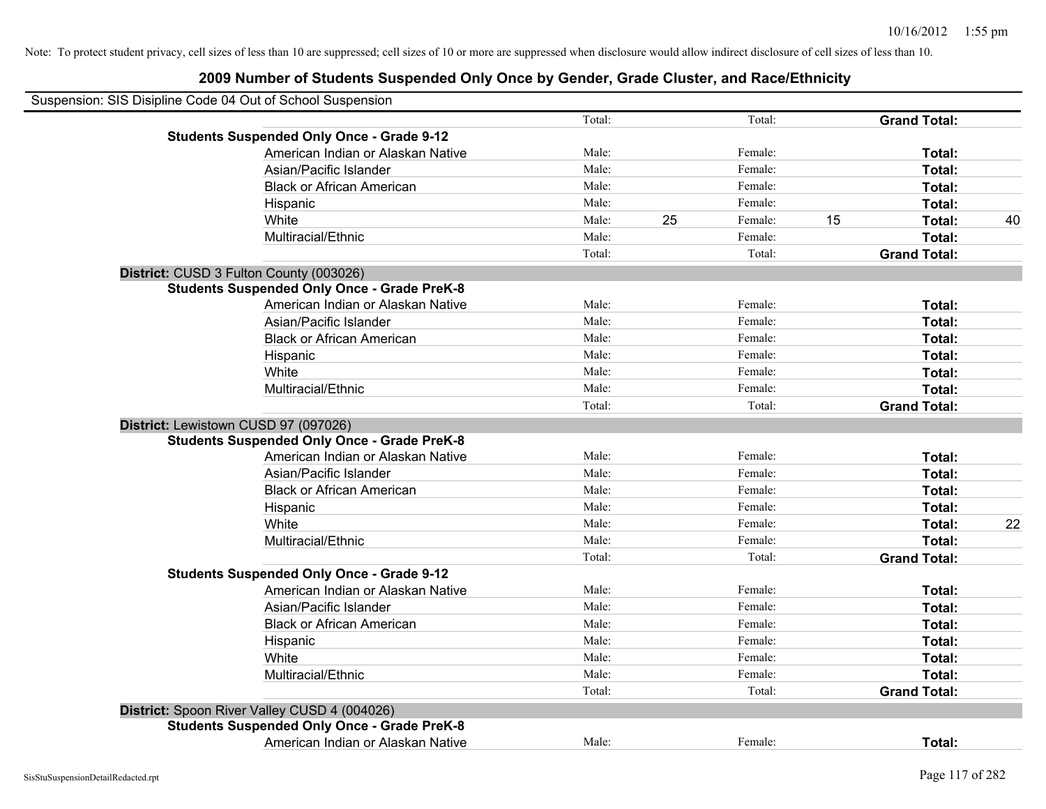Note: To protect student privacy, cell sizes of less than 10 are suppressed; cell sizes of 10 or more are suppressed when disclosure would allow indirect disclosure of cell sizes of less than 10.

# 2009 Number of Students Suspended Only Once by Gender, Grade Cluster, and Race/Ethnicity

Suspension: SIS Disipline Code 04 Out of School Suspension

| | | | | | | |
|---|---|---|---|---|---|---|
| | Total: | | Total: | | **Grand Total:** | |
| **Students Suspended Only Once - Grade 9-12** | | | | | | |
| American Indian or Alaskan Native | Male: | | Female: | | **Total:** | |
| Asian/Pacific Islander | Male: | | Female: | | **Total:** | |
| Black or African American | Male: | | Female: | | **Total:** | |
| Hispanic | Male: | | Female: | | **Total:** | |
| White | Male: | 25 | Female: | 15 | **Total:** | 40 |
| Multiracial/Ethnic | Male: | | Female: | | **Total:** | |
| | Total: | | Total: | | **Grand Total:** | |
| **District:** CUSD 3 Fulton County (003026) | | | | | | |
| **Students Suspended Only Once - Grade PreK-8** | | | | | | |
| American Indian or Alaskan Native | Male: | | Female: | | **Total:** | |
| Asian/Pacific Islander | Male: | | Female: | | **Total:** | |
| Black or African American | Male: | | Female: | | **Total:** | |
| Hispanic | Male: | | Female: | | **Total:** | |
| White | Male: | | Female: | | **Total:** | |
| Multiracial/Ethnic | Male: | | Female: | | **Total:** | |
| | Total: | | Total: | | **Grand Total:** | |
| **District:** Lewistown CUSD 97 (097026) | | | | | | |
| **Students Suspended Only Once - Grade PreK-8** | | | | | | |
| American Indian or Alaskan Native | Male: | | Female: | | **Total:** | |
| Asian/Pacific Islander | Male: | | Female: | | **Total:** | |
| Black or African American | Male: | | Female: | | **Total:** | |
| Hispanic | Male: | | Female: | | **Total:** | |
| White | Male: | | Female: | | **Total:** | 22 |
| Multiracial/Ethnic | Male: | | Female: | | **Total:** | |
| | Total: | | Total: | | **Grand Total:** | |
| **Students Suspended Only Once - Grade 9-12** | | | | | | |
| American Indian or Alaskan Native | Male: | | Female: | | **Total:** | |
| Asian/Pacific Islander | Male: | | Female: | | **Total:** | |
| Black or African American | Male: | | Female: | | **Total:** | |
| Hispanic | Male: | | Female: | | **Total:** | |
| White | Male: | | Female: | | **Total:** | |
| Multiracial/Ethnic | Male: | | Female: | | **Total:** | |
| | Total: | | Total: | | **Grand Total:** | |
| **District:** Spoon River Valley CUSD 4 (004026) | | | | | | |
| **Students Suspended Only Once - Grade PreK-8** | | | | | | |
| American Indian or Alaskan Native | Male: | | Female: | | **Total:** | |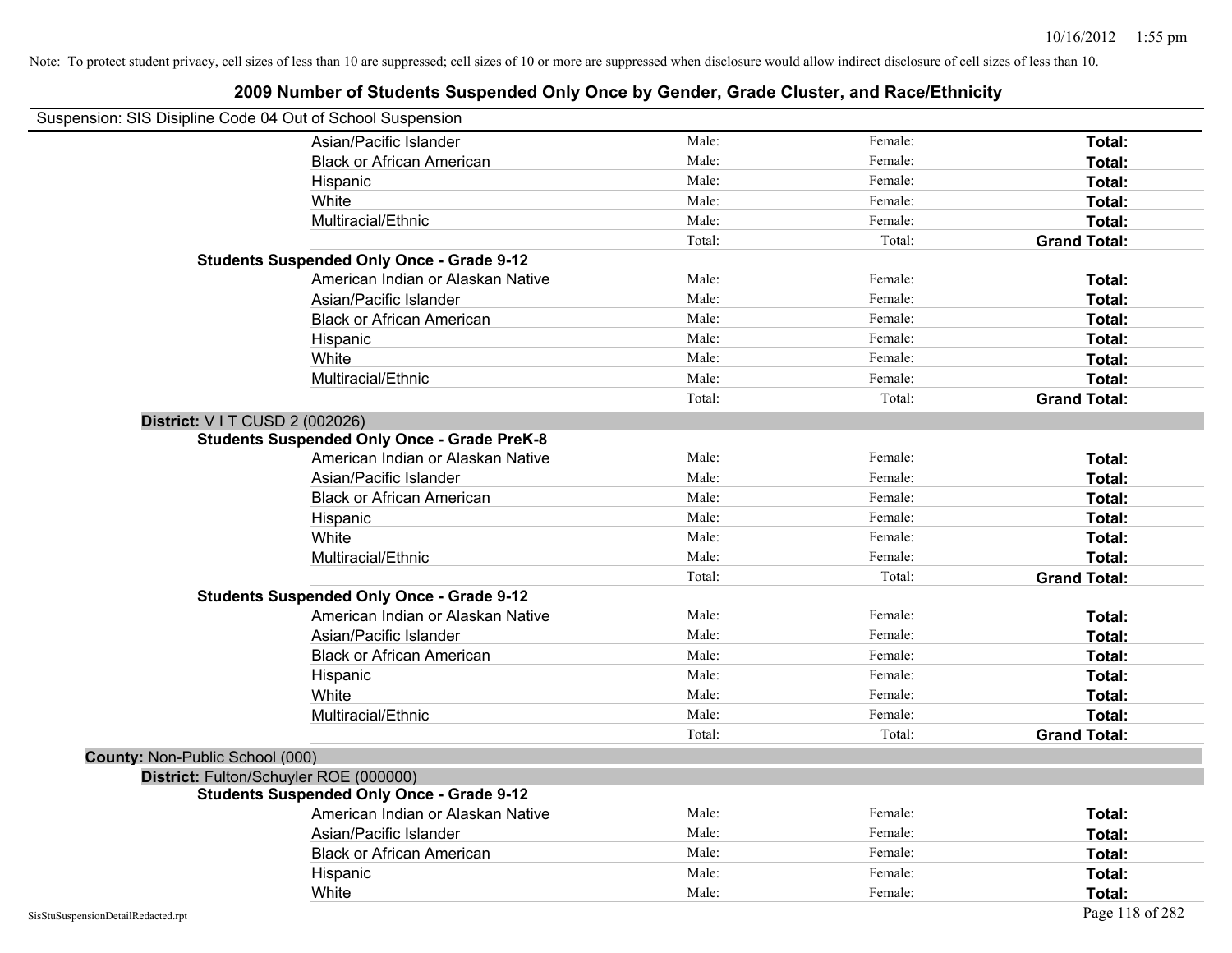Note: To protect student privacy, cell sizes of less than 10 are suppressed; cell sizes of 10 or more are suppressed when disclosure would allow indirect disclosure of cell sizes of less than 10.

# 2009 Number of Students Suspended Only Once by Gender, Grade Cluster, and Race/Ethnicity

Suspension: SIS Disipline Code 04 Out of School Suspension

| | | | |
|---|---|---|---|
| Asian/Pacific Islander | Male: | Female: | **Total:** |
| Black or African American | Male: | Female: | **Total:** |
| Hispanic | Male: | Female: | **Total:** |
| White | Male: | Female: | **Total:** |
| Multiracial/Ethnic | Male: | Female: | **Total:** |
| | Total: | Total: | **Grand Total:** |

**Students Suspended Only Once - Grade 9-12**

| | | | |
|---|---|---|---|
| American Indian or Alaskan Native | Male: | Female: | **Total:** |
| Asian/Pacific Islander | Male: | Female: | **Total:** |
| Black or African American | Male: | Female: | **Total:** |
| Hispanic | Male: | Female: | **Total:** |
| White | Male: | Female: | **Total:** |
| Multiracial/Ethnic | Male: | Female: | **Total:** |
| | Total: | Total: | **Grand Total:** |

**District:** V I T CUSD 2 (002026)

**Students Suspended Only Once - Grade PreK-8**

| | | | |
|---|---|---|---|
| American Indian or Alaskan Native | Male: | Female: | **Total:** |
| Asian/Pacific Islander | Male: | Female: | **Total:** |
| Black or African American | Male: | Female: | **Total:** |
| Hispanic | Male: | Female: | **Total:** |
| White | Male: | Female: | **Total:** |
| Multiracial/Ethnic | Male: | Female: | **Total:** |
| | Total: | Total: | **Grand Total:** |

**Students Suspended Only Once - Grade 9-12**

| | | | |
|---|---|---|---|
| American Indian or Alaskan Native | Male: | Female: | **Total:** |
| Asian/Pacific Islander | Male: | Female: | **Total:** |
| Black or African American | Male: | Female: | **Total:** |
| Hispanic | Male: | Female: | **Total:** |
| White | Male: | Female: | **Total:** |
| Multiracial/Ethnic | Male: | Female: | **Total:** |
| | Total: | Total: | **Grand Total:** |

**County:** Non-Public School (000)

**District:** Fulton/Schuyler ROE (000000)

**Students Suspended Only Once - Grade 9-12**

| | | | |
|---|---|---|---|
| American Indian or Alaskan Native | Male: | Female: | **Total:** |
| Asian/Pacific Islander | Male: | Female: | **Total:** |
| Black or African American | Male: | Female: | **Total:** |
| Hispanic | Male: | Female: | **Total:** |
| White | Male: | Female: | **Total:** |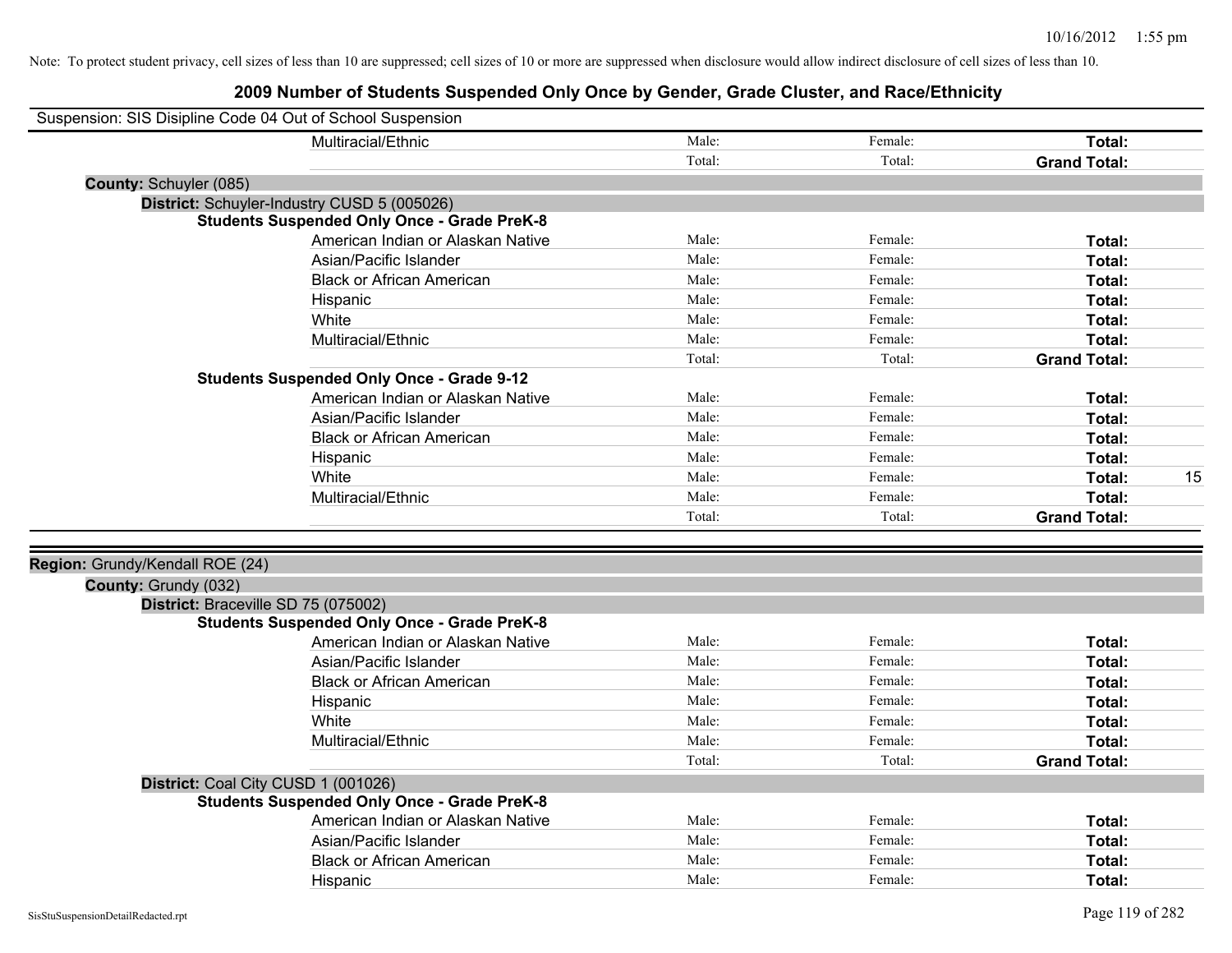Note: To protect student privacy, cell sizes of less than 10 are suppressed; cell sizes of 10 or more are suppressed when disclosure would allow indirect disclosure of cell sizes of less than 10.

# 2009 Number of Students Suspended Only Once by Gender, Grade Cluster, and Race/Ethnicity

Suspension: SIS Disipline Code 04 Out of School Suspension

| | Male | Female | Total | |
|---|---|---|---|---|
| Multiracial/Ethnic | Male: | Female: | **Total:** | |
| | Total: | Total: | **Grand Total:** | |

**County:** Schuyler (085)

**District:** Schuyler-Industry CUSD 5 (005026)

**Students Suspended Only Once - Grade PreK-8**

| | Male | Female | Total | |
|---|---|---|---|---|
| American Indian or Alaskan Native | Male: | Female: | **Total:** | |
| Asian/Pacific Islander | Male: | Female: | **Total:** | |
| Black or African American | Male: | Female: | **Total:** | |
| Hispanic | Male: | Female: | **Total:** | |
| White | Male: | Female: | **Total:** | |
| Multiracial/Ethnic | Male: | Female: | **Total:** | |
| | Total: | Total: | **Grand Total:** | |

**Students Suspended Only Once - Grade 9-12**

| | Male | Female | Total | |
|---|---|---|---|---|
| American Indian or Alaskan Native | Male: | Female: | **Total:** | |
| Asian/Pacific Islander | Male: | Female: | **Total:** | |
| Black or African American | Male: | Female: | **Total:** | |
| Hispanic | Male: | Female: | **Total:** | |
| White | Male: | Female: | **Total:** | 15 |
| Multiracial/Ethnic | Male: | Female: | **Total:** | |
| | Total: | Total: | **Grand Total:** | |

**Region:** Grundy/Kendall ROE (24)

**County:** Grundy (032)

**District:** Braceville SD 75 (075002)

**Students Suspended Only Once - Grade PreK-8**

| | Male | Female | Total | |
|---|---|---|---|---|
| American Indian or Alaskan Native | Male: | Female: | **Total:** | |
| Asian/Pacific Islander | Male: | Female: | **Total:** | |
| Black or African American | Male: | Female: | **Total:** | |
| Hispanic | Male: | Female: | **Total:** | |
| White | Male: | Female: | **Total:** | |
| Multiracial/Ethnic | Male: | Female: | **Total:** | |
| | Total: | Total: | **Grand Total:** | |

**District:** Coal City CUSD 1 (001026)

**Students Suspended Only Once - Grade PreK-8**

| | Male | Female | Total | |
|---|---|---|---|---|
| American Indian or Alaskan Native | Male: | Female: | **Total:** | |
| Asian/Pacific Islander | Male: | Female: | **Total:** | |
| Black or African American | Male: | Female: | **Total:** | |
| Hispanic | Male: | Female: | **Total:** | |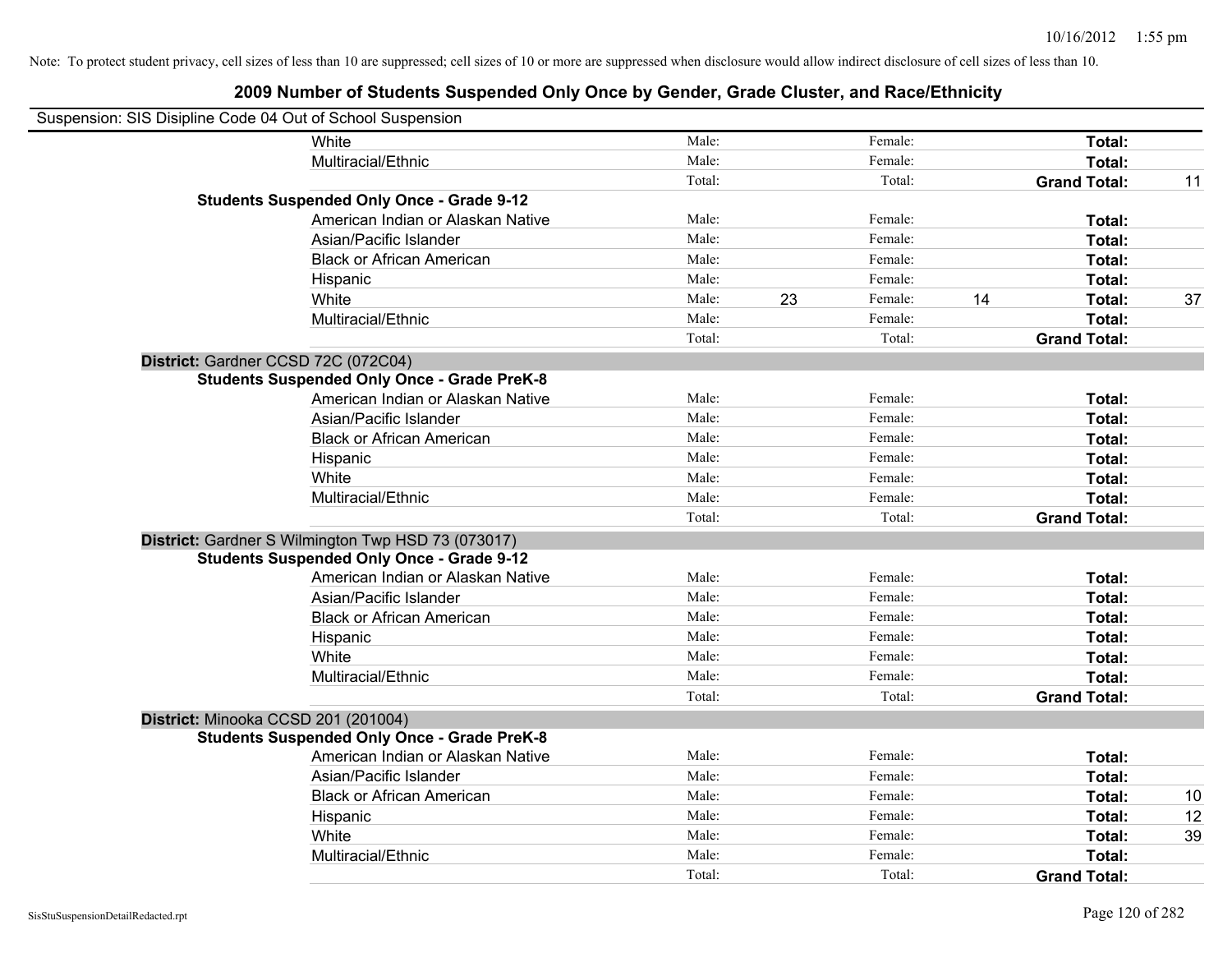Note: To protect student privacy, cell sizes of less than 10 are suppressed; cell sizes of 10 or more are suppressed when disclosure would allow indirect disclosure of cell sizes of less than 10.

# 2009 Number of Students Suspended Only Once by Gender, Grade Cluster, and Race/Ethnicity

Suspension: SIS Disipline Code 04 Out of School Suspension

| | | | | | | | |
|---|---|---|---|---|---|---|---|
| White | Male: | | Female: | | **Total:** | |
| Multiracial/Ethnic | Male: | | Female: | | **Total:** | |
| | Total: | | Total: | | **Grand Total:** | 11 |
| **Students Suspended Only Once - Grade 9-12** | | | | | | |
| American Indian or Alaskan Native | Male: | | Female: | | **Total:** | |
| Asian/Pacific Islander | Male: | | Female: | | **Total:** | |
| Black or African American | Male: | | Female: | | **Total:** | |
| Hispanic | Male: | | Female: | | **Total:** | |
| White | Male: | 23 | Female: | 14 | **Total:** | 37 |
| Multiracial/Ethnic | Male: | | Female: | | **Total:** | |
| | Total: | | Total: | | **Grand Total:** | |

**District:** Gardner CCSD 72C (072C04)

| | | | | | | |
|---|---|---|---|---|---|---|
| **Students Suspended Only Once - Grade PreK-8** | | | | | | |
| American Indian or Alaskan Native | Male: | | Female: | | **Total:** | |
| Asian/Pacific Islander | Male: | | Female: | | **Total:** | |
| Black or African American | Male: | | Female: | | **Total:** | |
| Hispanic | Male: | | Female: | | **Total:** | |
| White | Male: | | Female: | | **Total:** | |
| Multiracial/Ethnic | Male: | | Female: | | **Total:** | |
| | Total: | | Total: | | **Grand Total:** | |

**District:** Gardner S Wilmington Twp HSD 73 (073017)

| | | | | | | |
|---|---|---|---|---|---|---|
| **Students Suspended Only Once - Grade 9-12** | | | | | | |
| American Indian or Alaskan Native | Male: | | Female: | | **Total:** | |
| Asian/Pacific Islander | Male: | | Female: | | **Total:** | |
| Black or African American | Male: | | Female: | | **Total:** | |
| Hispanic | Male: | | Female: | | **Total:** | |
| White | Male: | | Female: | | **Total:** | |
| Multiracial/Ethnic | Male: | | Female: | | **Total:** | |
| | Total: | | Total: | | **Grand Total:** | |

**District:** Minooka CCSD 201 (201004)

| | | | | | | |
|---|---|---|---|---|---|---|
| **Students Suspended Only Once - Grade PreK-8** | | | | | | |
| American Indian or Alaskan Native | Male: | | Female: | | **Total:** | |
| Asian/Pacific Islander | Male: | | Female: | | **Total:** | |
| Black or African American | Male: | | Female: | | **Total:** | 10 |
| Hispanic | Male: | | Female: | | **Total:** | 12 |
| White | Male: | | Female: | | **Total:** | 39 |
| Multiracial/Ethnic | Male: | | Female: | | **Total:** | |
| | Total: | | Total: | | **Grand Total:** | |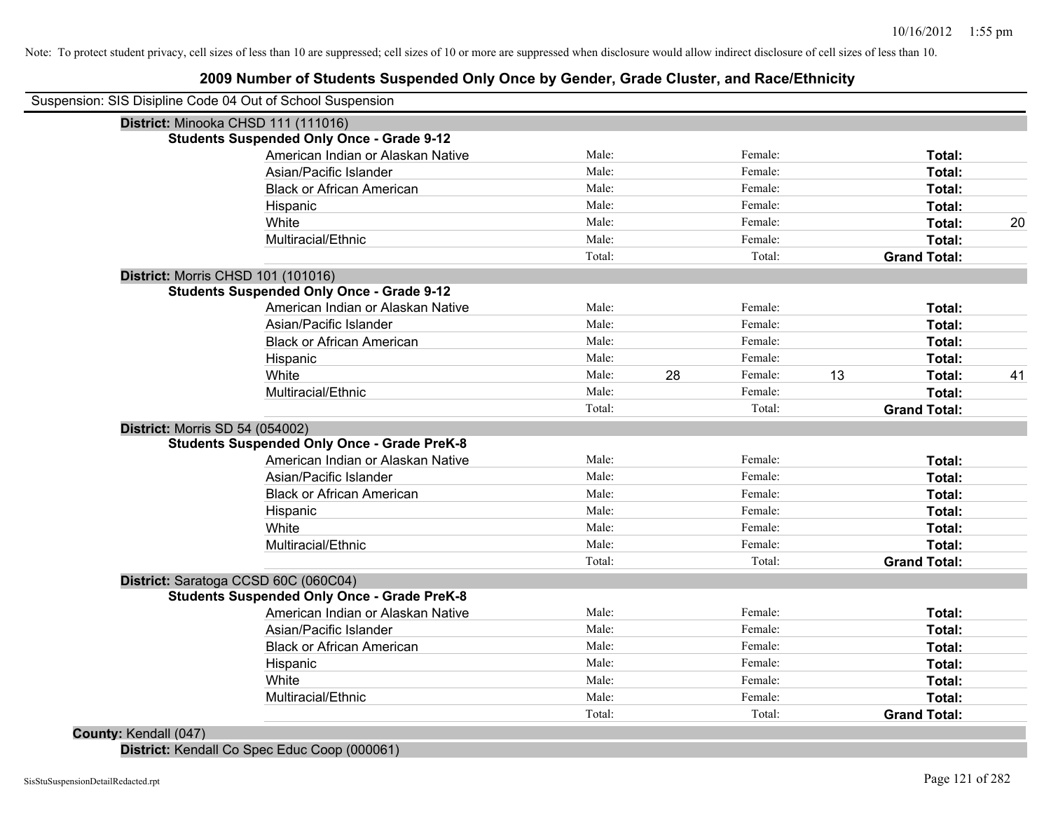Note: To protect student privacy, cell sizes of less than 10 are suppressed; cell sizes of 10 or more are suppressed when disclosure would allow indirect disclosure of cell sizes of less than 10.

# 2009 Number of Students Suspended Only Once by Gender, Grade Cluster, and Race/Ethnicity

Suspension: SIS Disipline Code 04 Out of School Suspension

**District:** Minooka CHSD 111 (111016)

**Students Suspended Only Once - Grade 9-12**

| | | | | | | |
|---|---|---|---|---|---|---|
| American Indian or Alaskan Native | Male: | | Female: | | **Total:** | |
| Asian/Pacific Islander | Male: | | Female: | | **Total:** | |
| Black or African American | Male: | | Female: | | **Total:** | |
| Hispanic | Male: | | Female: | | **Total:** | |
| White | Male: | | Female: | | **Total:** | 20 |
| Multiracial/Ethnic | Male: | | Female: | | **Total:** | |
| | Total: | | Total: | | **Grand Total:** | |

**District:** Morris CHSD 101 (101016)

**Students Suspended Only Once - Grade 9-12**

| | | | | | | |
|---|---|---|---|---|---|---|
| American Indian or Alaskan Native | Male: | | Female: | | **Total:** | |
| Asian/Pacific Islander | Male: | | Female: | | **Total:** | |
| Black or African American | Male: | | Female: | | **Total:** | |
| Hispanic | Male: | | Female: | | **Total:** | |
| White | Male: | 28 | Female: | 13 | **Total:** | 41 |
| Multiracial/Ethnic | Male: | | Female: | | **Total:** | |
| | Total: | | Total: | | **Grand Total:** | |

**District:** Morris SD 54 (054002)

**Students Suspended Only Once - Grade PreK-8**

| | | | | | | |
|---|---|---|---|---|---|---|
| American Indian or Alaskan Native | Male: | | Female: | | **Total:** | |
| Asian/Pacific Islander | Male: | | Female: | | **Total:** | |
| Black or African American | Male: | | Female: | | **Total:** | |
| Hispanic | Male: | | Female: | | **Total:** | |
| White | Male: | | Female: | | **Total:** | |
| Multiracial/Ethnic | Male: | | Female: | | **Total:** | |
| | Total: | | Total: | | **Grand Total:** | |

**District:** Saratoga CCSD 60C (060C04)

**Students Suspended Only Once - Grade PreK-8**

| | | | | | | |
|---|---|---|---|---|---|---|
| American Indian or Alaskan Native | Male: | | Female: | | **Total:** | |
| Asian/Pacific Islander | Male: | | Female: | | **Total:** | |
| Black or African American | Male: | | Female: | | **Total:** | |
| Hispanic | Male: | | Female: | | **Total:** | |
| White | Male: | | Female: | | **Total:** | |
| Multiracial/Ethnic | Male: | | Female: | | **Total:** | |
| | Total: | | Total: | | **Grand Total:** | |

**County:** Kendall (047)

**District:** Kendall Co Spec Educ Coop (000061)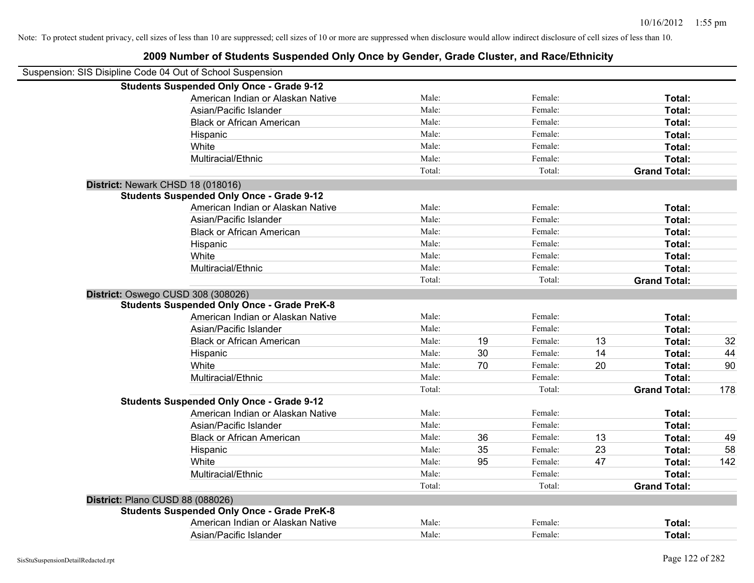Note: To protect student privacy, cell sizes of less than 10 are suppressed; cell sizes of 10 or more are suppressed when disclosure would allow indirect disclosure of cell sizes of less than 10.

## 2009 Number of Students Suspended Only Once by Gender, Grade Cluster, and Race/Ethnicity

Suspension: SIS Disipline Code 04 Out of School Suspension

**Students Suspended Only Once - Grade 9-12**

| | | | | | | |
|---|---|---|---|---|---|---|
| American Indian or Alaskan Native | Male: | | Female: | | **Total:** | |
| Asian/Pacific Islander | Male: | | Female: | | **Total:** | |
| Black or African American | Male: | | Female: | | **Total:** | |
| Hispanic | Male: | | Female: | | **Total:** | |
| White | Male: | | Female: | | **Total:** | |
| Multiracial/Ethnic | Male: | | Female: | | **Total:** | |
| | Total: | | Total: | | **Grand Total:** | |

### District: Newark CHSD 18 (018016)

**Students Suspended Only Once - Grade 9-12**

| | | | | | | |
|---|---|---|---|---|---|---|
| American Indian or Alaskan Native | Male: | | Female: | | **Total:** | |
| Asian/Pacific Islander | Male: | | Female: | | **Total:** | |
| Black or African American | Male: | | Female: | | **Total:** | |
| Hispanic | Male: | | Female: | | **Total:** | |
| White | Male: | | Female: | | **Total:** | |
| Multiracial/Ethnic | Male: | | Female: | | **Total:** | |
| | Total: | | Total: | | **Grand Total:** | |

### District: Oswego CUSD 308 (308026)

**Students Suspended Only Once - Grade PreK-8**

| | | | | | | |
|---|---|---|---|---|---|---|
| American Indian or Alaskan Native | Male: | | Female: | | **Total:** | |
| Asian/Pacific Islander | Male: | | Female: | | **Total:** | |
| Black or African American | Male: | 19 | Female: | 13 | **Total:** | 32 |
| Hispanic | Male: | 30 | Female: | 14 | **Total:** | 44 |
| White | Male: | 70 | Female: | 20 | **Total:** | 90 |
| Multiracial/Ethnic | Male: | | Female: | | **Total:** | |
| | Total: | | Total: | | **Grand Total:** | 178 |

**Students Suspended Only Once - Grade 9-12**

| | | | | | | |
|---|---|---|---|---|---|---|
| American Indian or Alaskan Native | Male: | | Female: | | **Total:** | |
| Asian/Pacific Islander | Male: | | Female: | | **Total:** | |
| Black or African American | Male: | 36 | Female: | 13 | **Total:** | 49 |
| Hispanic | Male: | 35 | Female: | 23 | **Total:** | 58 |
| White | Male: | 95 | Female: | 47 | **Total:** | 142 |
| Multiracial/Ethnic | Male: | | Female: | | **Total:** | |
| | Total: | | Total: | | **Grand Total:** | |

### District: Plano CUSD 88 (088026)

**Students Suspended Only Once - Grade PreK-8**

| | | | | | | |
|---|---|---|---|---|---|---|
| American Indian or Alaskan Native | Male: | | Female: | | **Total:** | |
| Asian/Pacific Islander | Male: | | Female: | | **Total:** | |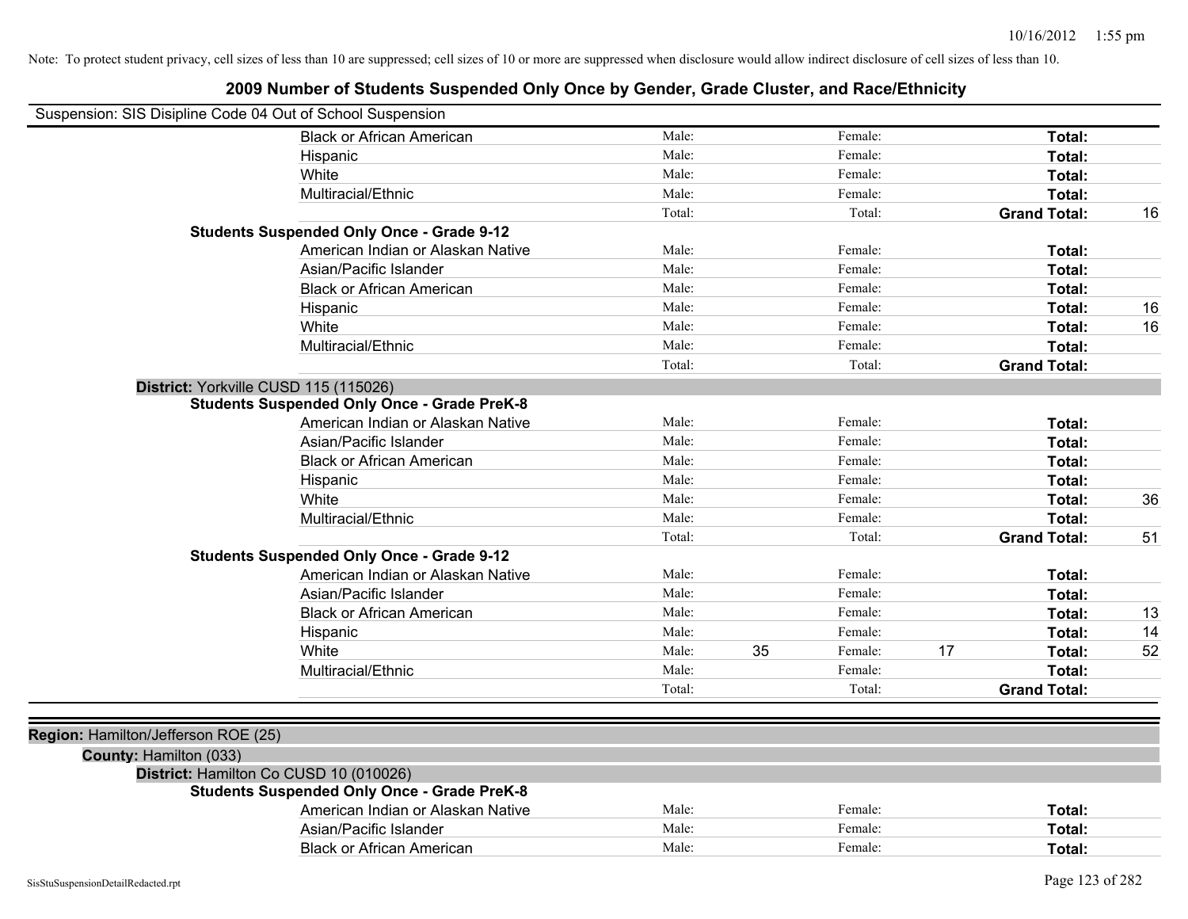Note: To protect student privacy, cell sizes of less than 10 are suppressed; cell sizes of 10 or more are suppressed when disclosure would allow indirect disclosure of cell sizes of less than 10.

# 2009 Number of Students Suspended Only Once by Gender, Grade Cluster, and Race/Ethnicity

Suspension: SIS Disipline Code 04 Out of School Suspension

| | | | | | | |
|---|---|---|---|---|---|---|
| Black or African American | Male: | | Female: | | **Total:** | |
| Hispanic | Male: | | Female: | | **Total:** | |
| White | Male: | | Female: | | **Total:** | |
| Multiracial/Ethnic | Male: | | Female: | | **Total:** | |
| | Total: | | Total: | | **Grand Total:** | 16 |

**Students Suspended Only Once - Grade 9-12**

| | | | | | | |
|---|---|---|---|---|---|---|
| American Indian or Alaskan Native | Male: | | Female: | | **Total:** | |
| Asian/Pacific Islander | Male: | | Female: | | **Total:** | |
| Black or African American | Male: | | Female: | | **Total:** | |
| Hispanic | Male: | | Female: | | **Total:** | 16 |
| White | Male: | | Female: | | **Total:** | 16 |
| Multiracial/Ethnic | Male: | | Female: | | **Total:** | |
| | Total: | | Total: | | **Grand Total:** | |

**District:** Yorkville CUSD 115 (115026)

**Students Suspended Only Once - Grade PreK-8**

| | | | | | | |
|---|---|---|---|---|---|---|
| American Indian or Alaskan Native | Male: | | Female: | | **Total:** | |
| Asian/Pacific Islander | Male: | | Female: | | **Total:** | |
| Black or African American | Male: | | Female: | | **Total:** | |
| Hispanic | Male: | | Female: | | **Total:** | |
| White | Male: | | Female: | | **Total:** | 36 |
| Multiracial/Ethnic | Male: | | Female: | | **Total:** | |
| | Total: | | Total: | | **Grand Total:** | 51 |

**Students Suspended Only Once - Grade 9-12**

| | | | | | | |
|---|---|---|---|---|---|---|
| American Indian or Alaskan Native | Male: | | Female: | | **Total:** | |
| Asian/Pacific Islander | Male: | | Female: | | **Total:** | |
| Black or African American | Male: | | Female: | | **Total:** | 13 |
| Hispanic | Male: | | Female: | | **Total:** | 14 |
| White | Male: | 35 | Female: | 17 | **Total:** | 52 |
| Multiracial/Ethnic | Male: | | Female: | | **Total:** | |
| | Total: | | Total: | | **Grand Total:** | |

**Region:** Hamilton/Jefferson ROE (25)

**County:** Hamilton (033)

**District:** Hamilton Co CUSD 10 (010026)

**Students Suspended Only Once - Grade PreK-8**

| | | | | | | |
|---|---|---|---|---|---|---|
| American Indian or Alaskan Native | Male: | | Female: | | **Total:** | |
| Asian/Pacific Islander | Male: | | Female: | | **Total:** | |
| Black or African American | Male: | | Female: | | **Total:** | |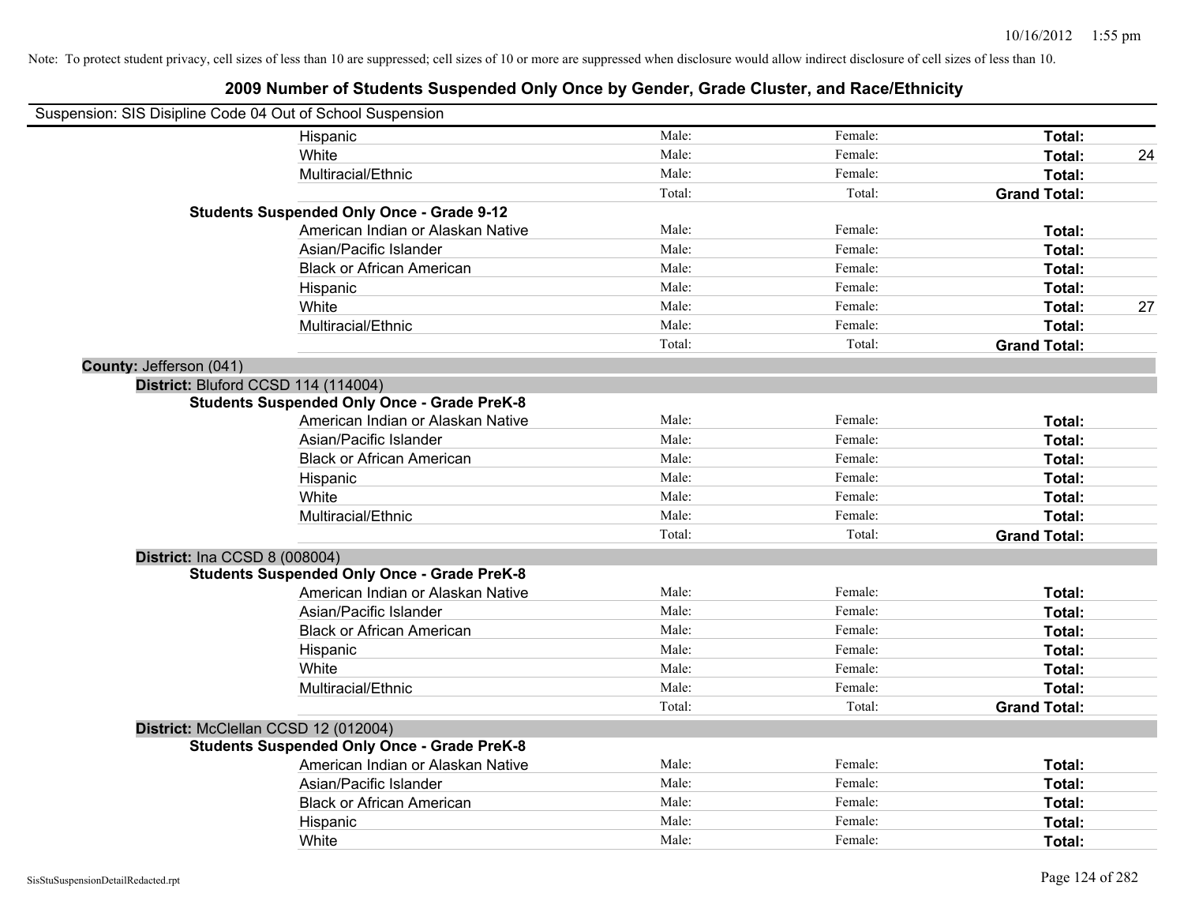Note: To protect student privacy, cell sizes of less than 10 are suppressed; cell sizes of 10 or more are suppressed when disclosure would allow indirect disclosure of cell sizes of less than 10.

## 2009 Number of Students Suspended Only Once by Gender, Grade Cluster, and Race/Ethnicity

Suspension: SIS Disipline Code 04 Out of School Suspension

| | | | | |
|---|---|---|---|---|
| Hispanic | Male: | Female: | **Total:** | |
| White | Male: | Female: | **Total:** | 24 |
| Multiracial/Ethnic | Male: | Female: | **Total:** | |
| | Total: | Total: | **Grand Total:** | |

**Students Suspended Only Once - Grade 9-12**

| | | | | |
|---|---|---|---|---|
| American Indian or Alaskan Native | Male: | Female: | **Total:** | |
| Asian/Pacific Islander | Male: | Female: | **Total:** | |
| Black or African American | Male: | Female: | **Total:** | |
| Hispanic | Male: | Female: | **Total:** | |
| White | Male: | Female: | **Total:** | 27 |
| Multiracial/Ethnic | Male: | Female: | **Total:** | |
| | Total: | Total: | **Grand Total:** | |

**County:** Jefferson (041)

**District:** Bluford CCSD 114 (114004)

**Students Suspended Only Once - Grade PreK-8**

| | | | | |
|---|---|---|---|---|
| American Indian or Alaskan Native | Male: | Female: | **Total:** | |
| Asian/Pacific Islander | Male: | Female: | **Total:** | |
| Black or African American | Male: | Female: | **Total:** | |
| Hispanic | Male: | Female: | **Total:** | |
| White | Male: | Female: | **Total:** | |
| Multiracial/Ethnic | Male: | Female: | **Total:** | |
| | Total: | Total: | **Grand Total:** | |

**District:** Ina CCSD 8 (008004)

**Students Suspended Only Once - Grade PreK-8**

| | | | | |
|---|---|---|---|---|
| American Indian or Alaskan Native | Male: | Female: | **Total:** | |
| Asian/Pacific Islander | Male: | Female: | **Total:** | |
| Black or African American | Male: | Female: | **Total:** | |
| Hispanic | Male: | Female: | **Total:** | |
| White | Male: | Female: | **Total:** | |
| Multiracial/Ethnic | Male: | Female: | **Total:** | |
| | Total: | Total: | **Grand Total:** | |

**District:** McClellan CCSD 12 (012004)

**Students Suspended Only Once - Grade PreK-8**

| | | | | |
|---|---|---|---|---|
| American Indian or Alaskan Native | Male: | Female: | **Total:** | |
| Asian/Pacific Islander | Male: | Female: | **Total:** | |
| Black or African American | Male: | Female: | **Total:** | |
| Hispanic | Male: | Female: | **Total:** | |
| White | Male: | Female: | **Total:** | |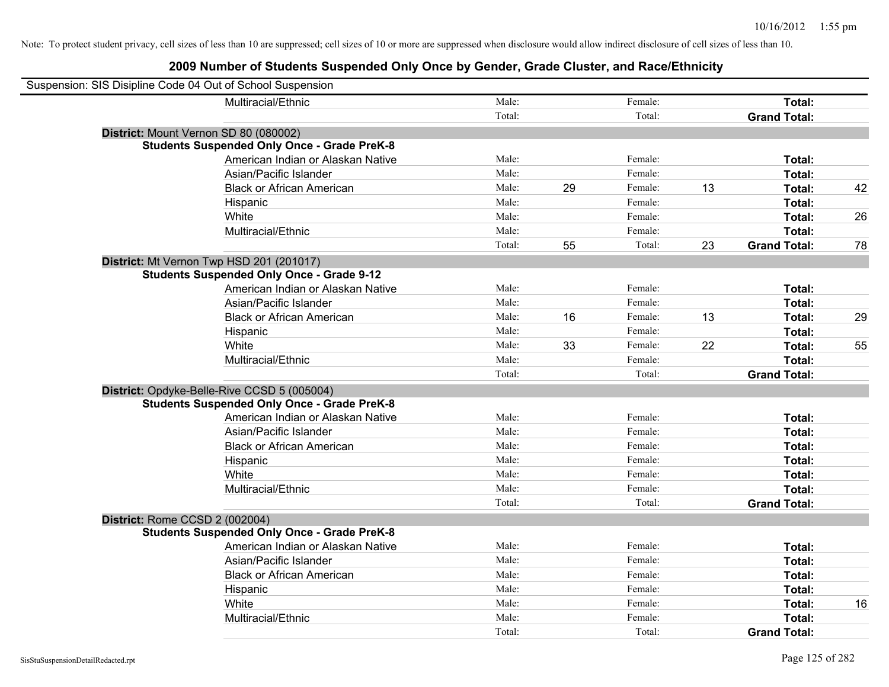Note: To protect student privacy, cell sizes of less than 10 are suppressed; cell sizes of 10 or more are suppressed when disclosure would allow indirect disclosure of cell sizes of less than 10.

# 2009 Number of Students Suspended Only Once by Gender, Grade Cluster, and Race/Ethnicity

Suspension: SIS Disipline Code 04 Out of School Suspension

| | | | | | | |
|---|---|---|---|---|---|---|
| Multiracial/Ethnic | Male: | | Female: | | **Total:** | |
| | Total: | | Total: | | **Grand Total:** | |

**District:** Mount Vernon SD 80 (080002)

**Students Suspended Only Once - Grade PreK-8**

| | | | | | | |
|---|---|---|---|---|---|---|
| American Indian or Alaskan Native | Male: | | Female: | | **Total:** | |
| Asian/Pacific Islander | Male: | | Female: | | **Total:** | |
| Black or African American | Male: | 29 | Female: | 13 | **Total:** | 42 |
| Hispanic | Male: | | Female: | | **Total:** | |
| White | Male: | | Female: | | **Total:** | 26 |
| Multiracial/Ethnic | Male: | | Female: | | **Total:** | |
| | Total: | 55 | Total: | 23 | **Grand Total:** | 78 |

**District:** Mt Vernon Twp HSD 201 (201017)

**Students Suspended Only Once - Grade 9-12**

| | | | | | | |
|---|---|---|---|---|---|---|
| American Indian or Alaskan Native | Male: | | Female: | | **Total:** | |
| Asian/Pacific Islander | Male: | | Female: | | **Total:** | |
| Black or African American | Male: | 16 | Female: | 13 | **Total:** | 29 |
| Hispanic | Male: | | Female: | | **Total:** | |
| White | Male: | 33 | Female: | 22 | **Total:** | 55 |
| Multiracial/Ethnic | Male: | | Female: | | **Total:** | |
| | Total: | | Total: | | **Grand Total:** | |

**District:** Opdyke-Belle-Rive CCSD 5 (005004)

**Students Suspended Only Once - Grade PreK-8**

| | | | | | | |
|---|---|---|---|---|---|---|
| American Indian or Alaskan Native | Male: | | Female: | | **Total:** | |
| Asian/Pacific Islander | Male: | | Female: | | **Total:** | |
| Black or African American | Male: | | Female: | | **Total:** | |
| Hispanic | Male: | | Female: | | **Total:** | |
| White | Male: | | Female: | | **Total:** | |
| Multiracial/Ethnic | Male: | | Female: | | **Total:** | |
| | Total: | | Total: | | **Grand Total:** | |

**District:** Rome CCSD 2 (002004)

**Students Suspended Only Once - Grade PreK-8**

| | | | | | | |
|---|---|---|---|---|---|---|
| American Indian or Alaskan Native | Male: | | Female: | | **Total:** | |
| Asian/Pacific Islander | Male: | | Female: | | **Total:** | |
| Black or African American | Male: | | Female: | | **Total:** | |
| Hispanic | Male: | | Female: | | **Total:** | |
| White | Male: | | Female: | | **Total:** | 16 |
| Multiracial/Ethnic | Male: | | Female: | | **Total:** | |
| | Total: | | Total: | | **Grand Total:** | |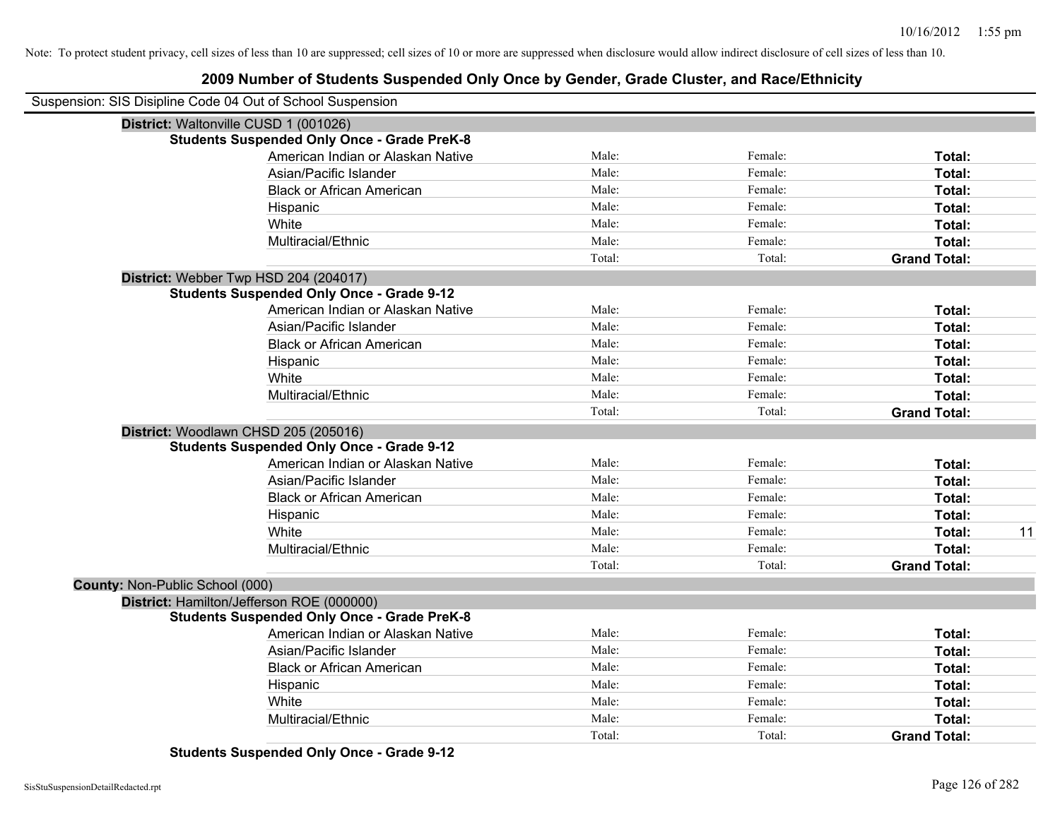Note: To protect student privacy, cell sizes of less than 10 are suppressed; cell sizes of 10 or more are suppressed when disclosure would allow indirect disclosure of cell sizes of less than 10.

## 2009 Number of Students Suspended Only Once by Gender, Grade Cluster, and Race/Ethnicity

Suspension: SIS Disipline Code 04 Out of School Suspension

**District:** Waltonville CUSD 1 (001026)

**Students Suspended Only Once - Grade PreK-8**

| | | | | |
|---|---|---|---|---|
| American Indian or Alaskan Native | Male: | Female: | **Total:** | |
| Asian/Pacific Islander | Male: | Female: | **Total:** | |
| Black or African American | Male: | Female: | **Total:** | |
| Hispanic | Male: | Female: | **Total:** | |
| White | Male: | Female: | **Total:** | |
| Multiracial/Ethnic | Male: | Female: | **Total:** | |
| | Total: | Total: | **Grand Total:** | |

**District:** Webber Twp HSD 204 (204017)

**Students Suspended Only Once - Grade 9-12**

| | | | | |
|---|---|---|---|---|
| American Indian or Alaskan Native | Male: | Female: | **Total:** | |
| Asian/Pacific Islander | Male: | Female: | **Total:** | |
| Black or African American | Male: | Female: | **Total:** | |
| Hispanic | Male: | Female: | **Total:** | |
| White | Male: | Female: | **Total:** | |
| Multiracial/Ethnic | Male: | Female: | **Total:** | |
| | Total: | Total: | **Grand Total:** | |

**District:** Woodlawn CHSD 205 (205016)

**Students Suspended Only Once - Grade 9-12**

| | | | | |
|---|---|---|---|---|
| American Indian or Alaskan Native | Male: | Female: | **Total:** | |
| Asian/Pacific Islander | Male: | Female: | **Total:** | |
| Black or African American | Male: | Female: | **Total:** | |
| Hispanic | Male: | Female: | **Total:** | |
| White | Male: | Female: | **Total:** | 11 |
| Multiracial/Ethnic | Male: | Female: | **Total:** | |
| | Total: | Total: | **Grand Total:** | |

**County:** Non-Public School (000)

**District:** Hamilton/Jefferson ROE (000000)

**Students Suspended Only Once - Grade PreK-8**

| | | | | |
|---|---|---|---|---|
| American Indian or Alaskan Native | Male: | Female: | **Total:** | |
| Asian/Pacific Islander | Male: | Female: | **Total:** | |
| Black or African American | Male: | Female: | **Total:** | |
| Hispanic | Male: | Female: | **Total:** | |
| White | Male: | Female: | **Total:** | |
| Multiracial/Ethnic | Male: | Female: | **Total:** | |
| | Total: | Total: | **Grand Total:** | |

**Students Suspended Only Once - Grade 9-12**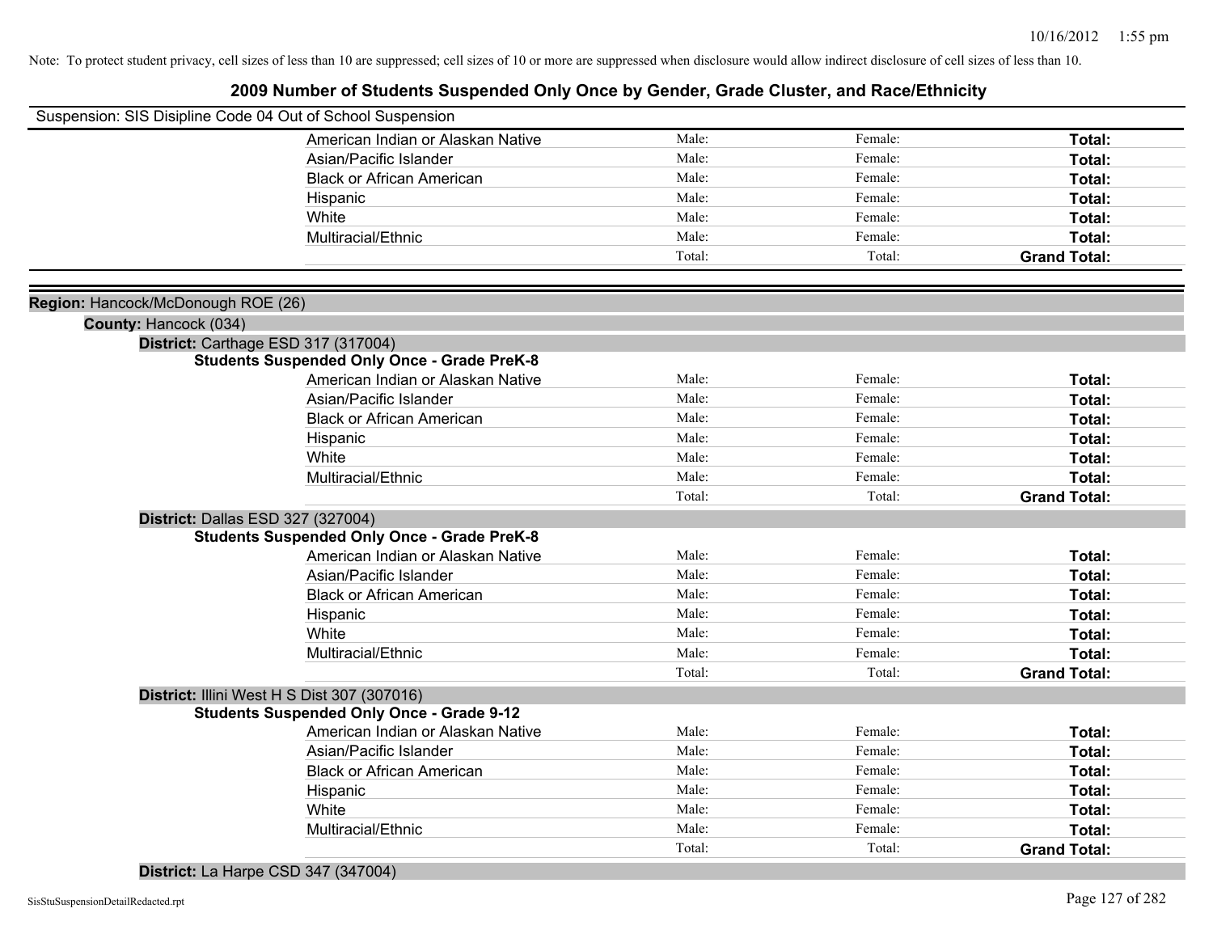Note: To protect student privacy, cell sizes of less than 10 are suppressed; cell sizes of 10 or more are suppressed when disclosure would allow indirect disclosure of cell sizes of less than 10.

## 2009 Number of Students Suspended Only Once by Gender, Grade Cluster, and Race/Ethnicity

Suspension: SIS Disipline Code 04 Out of School Suspension

| | Male | Female | Total |
|---|---|---|---|
| American Indian or Alaskan Native | Male: | Female: | **Total:** |
| Asian/Pacific Islander | Male: | Female: | **Total:** |
| Black or African American | Male: | Female: | **Total:** |
| Hispanic | Male: | Female: | **Total:** |
| White | Male: | Female: | **Total:** |
| Multiracial/Ethnic | Male: | Female: | **Total:** |
| | Total: | Total: | **Grand Total:** |

**Region:** Hancock/McDonough ROE (26)

**County:** Hancock (034)

**District:** Carthage ESD 317 (317004)

**Students Suspended Only Once - Grade PreK-8**

| | Male | Female | Total |
|---|---|---|---|
| American Indian or Alaskan Native | Male: | Female: | **Total:** |
| Asian/Pacific Islander | Male: | Female: | **Total:** |
| Black or African American | Male: | Female: | **Total:** |
| Hispanic | Male: | Female: | **Total:** |
| White | Male: | Female: | **Total:** |
| Multiracial/Ethnic | Male: | Female: | **Total:** |
| | Total: | Total: | **Grand Total:** |

**District:** Dallas ESD 327 (327004)

**Students Suspended Only Once - Grade PreK-8**

| | Male | Female | Total |
|---|---|---|---|
| American Indian or Alaskan Native | Male: | Female: | **Total:** |
| Asian/Pacific Islander | Male: | Female: | **Total:** |
| Black or African American | Male: | Female: | **Total:** |
| Hispanic | Male: | Female: | **Total:** |
| White | Male: | Female: | **Total:** |
| Multiracial/Ethnic | Male: | Female: | **Total:** |
| | Total: | Total: | **Grand Total:** |

**District:** Illini West H S Dist 307 (307016)

**Students Suspended Only Once - Grade 9-12**

| | Male | Female | Total |
|---|---|---|---|
| American Indian or Alaskan Native | Male: | Female: | **Total:** |
| Asian/Pacific Islander | Male: | Female: | **Total:** |
| Black or African American | Male: | Female: | **Total:** |
| Hispanic | Male: | Female: | **Total:** |
| White | Male: | Female: | **Total:** |
| Multiracial/Ethnic | Male: | Female: | **Total:** |
| | Total: | Total: | **Grand Total:** |

**District:** La Harpe CSD 347 (347004)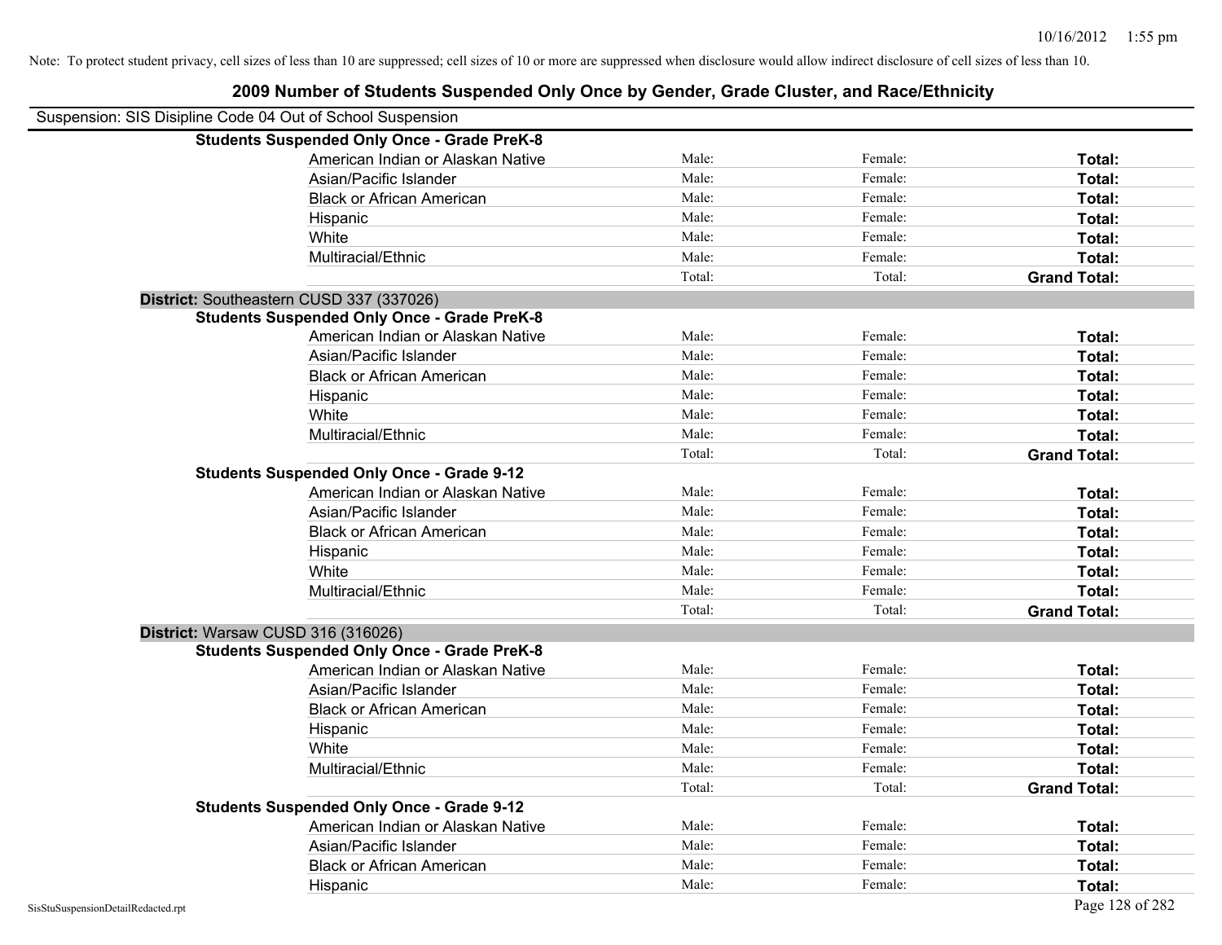Note: To protect student privacy, cell sizes of less than 10 are suppressed; cell sizes of 10 or more are suppressed when disclosure would allow indirect disclosure of cell sizes of less than 10.

# 2009 Number of Students Suspended Only Once by Gender, Grade Cluster, and Race/Ethnicity

Suspension: SIS Disipline Code 04 Out of School Suspension

**Students Suspended Only Once - Grade PreK-8**

| | | | |
|---|---|---|---|
| American Indian or Alaskan Native | Male: | Female: | **Total:** |
| Asian/Pacific Islander | Male: | Female: | **Total:** |
| Black or African American | Male: | Female: | **Total:** |
| Hispanic | Male: | Female: | **Total:** |
| White | Male: | Female: | **Total:** |
| Multiracial/Ethnic | Male: | Female: | **Total:** |
| | Total: | Total: | **Grand Total:** |

**District:** Southeastern CUSD 337 (337026)

**Students Suspended Only Once - Grade PreK-8**

| | | | |
|---|---|---|---|
| American Indian or Alaskan Native | Male: | Female: | **Total:** |
| Asian/Pacific Islander | Male: | Female: | **Total:** |
| Black or African American | Male: | Female: | **Total:** |
| Hispanic | Male: | Female: | **Total:** |
| White | Male: | Female: | **Total:** |
| Multiracial/Ethnic | Male: | Female: | **Total:** |
| | Total: | Total: | **Grand Total:** |

**Students Suspended Only Once - Grade 9-12**

| | | | |
|---|---|---|---|
| American Indian or Alaskan Native | Male: | Female: | **Total:** |
| Asian/Pacific Islander | Male: | Female: | **Total:** |
| Black or African American | Male: | Female: | **Total:** |
| Hispanic | Male: | Female: | **Total:** |
| White | Male: | Female: | **Total:** |
| Multiracial/Ethnic | Male: | Female: | **Total:** |
| | Total: | Total: | **Grand Total:** |

**District:** Warsaw CUSD 316 (316026)

**Students Suspended Only Once - Grade PreK-8**

| | | | |
|---|---|---|---|
| American Indian or Alaskan Native | Male: | Female: | **Total:** |
| Asian/Pacific Islander | Male: | Female: | **Total:** |
| Black or African American | Male: | Female: | **Total:** |
| Hispanic | Male: | Female: | **Total:** |
| White | Male: | Female: | **Total:** |
| Multiracial/Ethnic | Male: | Female: | **Total:** |
| | Total: | Total: | **Grand Total:** |

**Students Suspended Only Once - Grade 9-12**

| | | | |
|---|---|---|---|
| American Indian or Alaskan Native | Male: | Female: | **Total:** |
| Asian/Pacific Islander | Male: | Female: | **Total:** |
| Black or African American | Male: | Female: | **Total:** |
| Hispanic | Male: | Female: | **Total:** |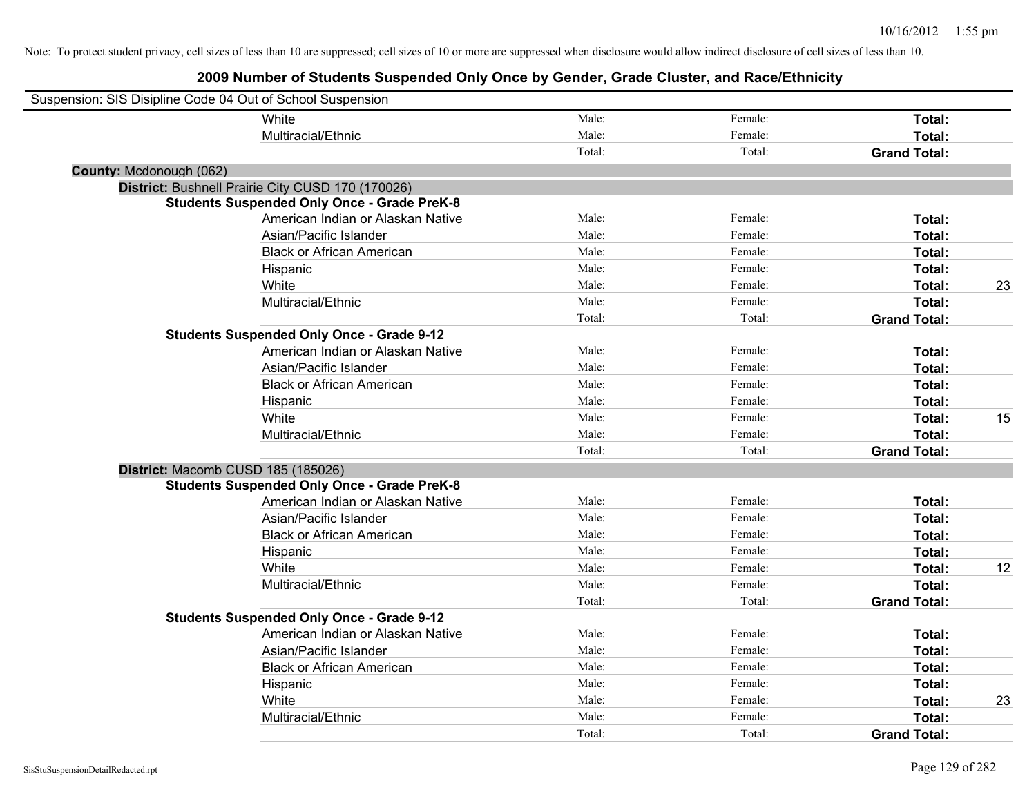Note: To protect student privacy, cell sizes of less than 10 are suppressed; cell sizes of 10 or more are suppressed when disclosure would allow indirect disclosure of cell sizes of less than 10.

# 2009 Number of Students Suspended Only Once by Gender, Grade Cluster, and Race/Ethnicity

Suspension: SIS Disipline Code 04 Out of School Suspension

| | | | | |
|---|---|---|---|---|
| White | Male: | Female: | **Total:** | |
| Multiracial/Ethnic | Male: | Female: | **Total:** | |
| | Total: | Total: | **Grand Total:** | |

**County:** Mcdonough (062)

**District:** Bushnell Prairie City CUSD 170 (170026)

**Students Suspended Only Once - Grade PreK-8**

| | | | | |
|---|---|---|---|---|
| American Indian or Alaskan Native | Male: | Female: | **Total:** | |
| Asian/Pacific Islander | Male: | Female: | **Total:** | |
| Black or African American | Male: | Female: | **Total:** | |
| Hispanic | Male: | Female: | **Total:** | |
| White | Male: | Female: | **Total:** | 23 |
| Multiracial/Ethnic | Male: | Female: | **Total:** | |
| | Total: | Total: | **Grand Total:** | |

**Students Suspended Only Once - Grade 9-12**

| | | | | |
|---|---|---|---|---|
| American Indian or Alaskan Native | Male: | Female: | **Total:** | |
| Asian/Pacific Islander | Male: | Female: | **Total:** | |
| Black or African American | Male: | Female: | **Total:** | |
| Hispanic | Male: | Female: | **Total:** | |
| White | Male: | Female: | **Total:** | 15 |
| Multiracial/Ethnic | Male: | Female: | **Total:** | |
| | Total: | Total: | **Grand Total:** | |

**District:** Macomb CUSD 185 (185026)

**Students Suspended Only Once - Grade PreK-8**

| | | | | |
|---|---|---|---|---|
| American Indian or Alaskan Native | Male: | Female: | **Total:** | |
| Asian/Pacific Islander | Male: | Female: | **Total:** | |
| Black or African American | Male: | Female: | **Total:** | |
| Hispanic | Male: | Female: | **Total:** | |
| White | Male: | Female: | **Total:** | 12 |
| Multiracial/Ethnic | Male: | Female: | **Total:** | |
| | Total: | Total: | **Grand Total:** | |

**Students Suspended Only Once - Grade 9-12**

| | | | | |
|---|---|---|---|---|
| American Indian or Alaskan Native | Male: | Female: | **Total:** | |
| Asian/Pacific Islander | Male: | Female: | **Total:** | |
| Black or African American | Male: | Female: | **Total:** | |
| Hispanic | Male: | Female: | **Total:** | |
| White | Male: | Female: | **Total:** | 23 |
| Multiracial/Ethnic | Male: | Female: | **Total:** | |
| | Total: | Total: | **Grand Total:** | |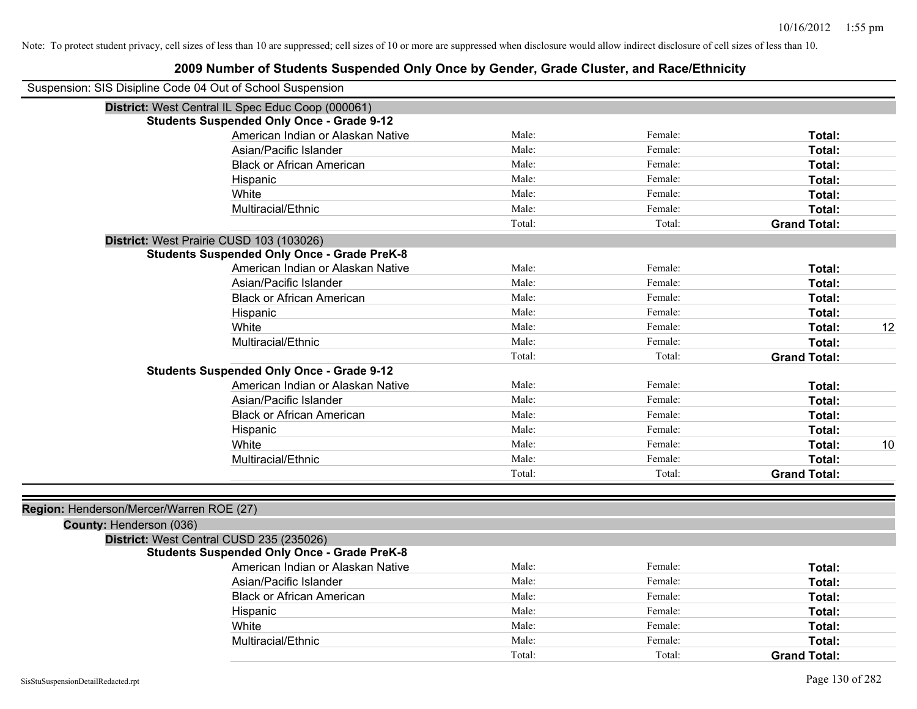Note: To protect student privacy, cell sizes of less than 10 are suppressed; cell sizes of 10 or more are suppressed when disclosure would allow indirect disclosure of cell sizes of less than 10.

# 2009 Number of Students Suspended Only Once by Gender, Grade Cluster, and Race/Ethnicity

Suspension: SIS Disipline Code 04 Out of School Suspension

**District:** West Central IL Spec Educ Coop (000061)

**Students Suspended Only Once - Grade 9-12**

| | | | | |
|---|---|---|---|---|
| American Indian or Alaskan Native | Male: | Female: | **Total:** | |
| Asian/Pacific Islander | Male: | Female: | **Total:** | |
| Black or African American | Male: | Female: | **Total:** | |
| Hispanic | Male: | Female: | **Total:** | |
| White | Male: | Female: | **Total:** | |
| Multiracial/Ethnic | Male: | Female: | **Total:** | |
| | Total: | Total: | **Grand Total:** | |

**District:** West Prairie CUSD 103 (103026)

**Students Suspended Only Once - Grade PreK-8**

| | | | | |
|---|---|---|---|---|
| American Indian or Alaskan Native | Male: | Female: | **Total:** | |
| Asian/Pacific Islander | Male: | Female: | **Total:** | |
| Black or African American | Male: | Female: | **Total:** | |
| Hispanic | Male: | Female: | **Total:** | |
| White | Male: | Female: | **Total:** | 12 |
| Multiracial/Ethnic | Male: | Female: | **Total:** | |
| | Total: | Total: | **Grand Total:** | |

**Students Suspended Only Once - Grade 9-12**

| | | | | |
|---|---|---|---|---|
| American Indian or Alaskan Native | Male: | Female: | **Total:** | |
| Asian/Pacific Islander | Male: | Female: | **Total:** | |
| Black or African American | Male: | Female: | **Total:** | |
| Hispanic | Male: | Female: | **Total:** | |
| White | Male: | Female: | **Total:** | 10 |
| Multiracial/Ethnic | Male: | Female: | **Total:** | |
| | Total: | Total: | **Grand Total:** | |

**Region:** Henderson/Mercer/Warren ROE (27)

**County:** Henderson (036)

**District:** West Central CUSD 235 (235026)

**Students Suspended Only Once - Grade PreK-8**

| | | | | |
|---|---|---|---|---|
| American Indian or Alaskan Native | Male: | Female: | **Total:** | |
| Asian/Pacific Islander | Male: | Female: | **Total:** | |
| Black or African American | Male: | Female: | **Total:** | |
| Hispanic | Male: | Female: | **Total:** | |
| White | Male: | Female: | **Total:** | |
| Multiracial/Ethnic | Male: | Female: | **Total:** | |
| | Total: | Total: | **Grand Total:** | |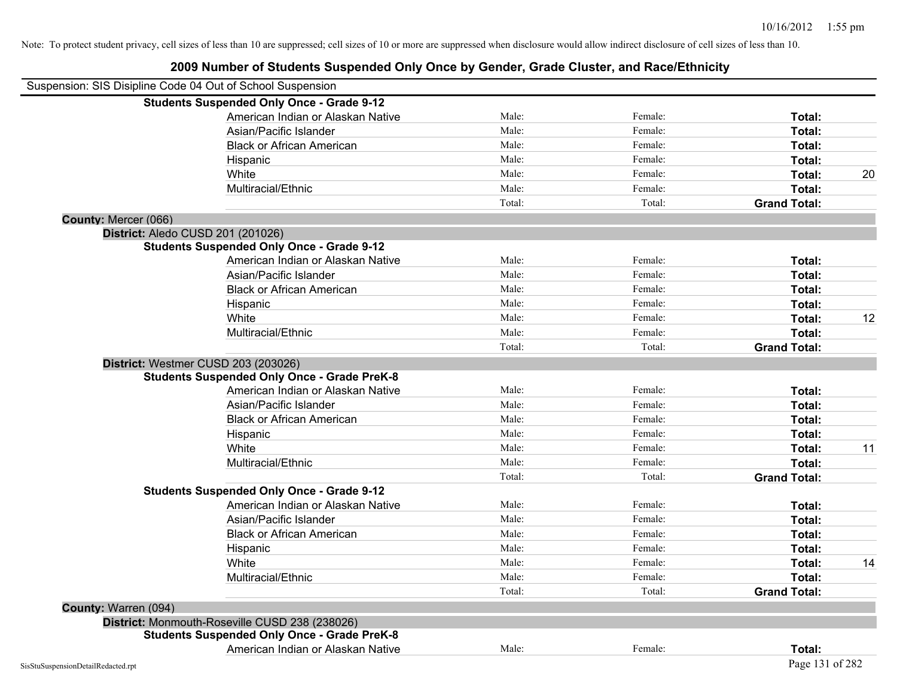Note: To protect student privacy, cell sizes of less than 10 are suppressed; cell sizes of 10 or more are suppressed when disclosure would allow indirect disclosure of cell sizes of less than 10.

# 2009 Number of Students Suspended Only Once by Gender, Grade Cluster, and Race/Ethnicity

Suspension: SIS Disipline Code 04 Out of School Suspension

**Students Suspended Only Once - Grade 9-12**

| | | | | |
|---|---|---|---|---|
| American Indian or Alaskan Native | Male: | Female: | **Total:** | |
| Asian/Pacific Islander | Male: | Female: | **Total:** | |
| Black or African American | Male: | Female: | **Total:** | |
| Hispanic | Male: | Female: | **Total:** | |
| White | Male: | Female: | **Total:** | 20 |
| Multiracial/Ethnic | Male: | Female: | **Total:** | |
| | Total: | Total: | **Grand Total:** | |

**County:** Mercer (066)

**District:** Aledo CUSD 201 (201026)

**Students Suspended Only Once - Grade 9-12**

| | | | | |
|---|---|---|---|---|
| American Indian or Alaskan Native | Male: | Female: | **Total:** | |
| Asian/Pacific Islander | Male: | Female: | **Total:** | |
| Black or African American | Male: | Female: | **Total:** | |
| Hispanic | Male: | Female: | **Total:** | |
| White | Male: | Female: | **Total:** | 12 |
| Multiracial/Ethnic | Male: | Female: | **Total:** | |
| | Total: | Total: | **Grand Total:** | |

**District:** Westmer CUSD 203 (203026)

**Students Suspended Only Once - Grade PreK-8**

| | | | | |
|---|---|---|---|---|
| American Indian or Alaskan Native | Male: | Female: | **Total:** | |
| Asian/Pacific Islander | Male: | Female: | **Total:** | |
| Black or African American | Male: | Female: | **Total:** | |
| Hispanic | Male: | Female: | **Total:** | |
| White | Male: | Female: | **Total:** | 11 |
| Multiracial/Ethnic | Male: | Female: | **Total:** | |
| | Total: | Total: | **Grand Total:** | |

**Students Suspended Only Once - Grade 9-12**

| | | | | |
|---|---|---|---|---|
| American Indian or Alaskan Native | Male: | Female: | **Total:** | |
| Asian/Pacific Islander | Male: | Female: | **Total:** | |
| Black or African American | Male: | Female: | **Total:** | |
| Hispanic | Male: | Female: | **Total:** | |
| White | Male: | Female: | **Total:** | 14 |
| Multiracial/Ethnic | Male: | Female: | **Total:** | |
| | Total: | Total: | **Grand Total:** | |

**County:** Warren (094)

**District:** Monmouth-Roseville CUSD 238 (238026)

**Students Suspended Only Once - Grade PreK-8**

| | | | | |
|---|---|---|---|---|
| American Indian or Alaskan Native | Male: | Female: | **Total:** | |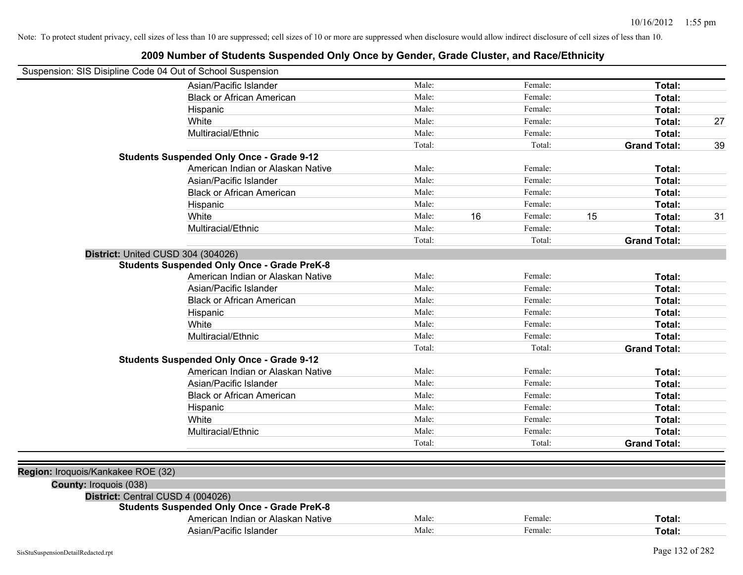Note: To protect student privacy, cell sizes of less than 10 are suppressed; cell sizes of 10 or more are suppressed when disclosure would allow indirect disclosure of cell sizes of less than 10.

# 2009 Number of Students Suspended Only Once by Gender, Grade Cluster, and Race/Ethnicity

Suspension: SIS Disipline Code 04 Out of School Suspension

| | | | | | | |
|---|---|---|---|---|---|---|
| Asian/Pacific Islander | Male: | | Female: | | **Total:** | |
| Black or African American | Male: | | Female: | | **Total:** | |
| Hispanic | Male: | | Female: | | **Total:** | |
| White | Male: | | Female: | | **Total:** | 27 |
| Multiracial/Ethnic | Male: | | Female: | | **Total:** | |
| | Total: | | Total: | | **Grand Total:** | 39 |
| **Students Suspended Only Once - Grade 9-12** | | | | | | |
| American Indian or Alaskan Native | Male: | | Female: | | **Total:** | |
| Asian/Pacific Islander | Male: | | Female: | | **Total:** | |
| Black or African American | Male: | | Female: | | **Total:** | |
| Hispanic | Male: | | Female: | | **Total:** | |
| White | Male: | 16 | Female: | 15 | **Total:** | 31 |
| Multiracial/Ethnic | Male: | | Female: | | **Total:** | |
| | Total: | | Total: | | **Grand Total:** | |

**District:** United CUSD 304 (304026)

| | | | | | | |
|---|---|---|---|---|---|---|
| **Students Suspended Only Once - Grade PreK-8** | | | | | | |
| American Indian or Alaskan Native | Male: | | Female: | | **Total:** | |
| Asian/Pacific Islander | Male: | | Female: | | **Total:** | |
| Black or African American | Male: | | Female: | | **Total:** | |
| Hispanic | Male: | | Female: | | **Total:** | |
| White | Male: | | Female: | | **Total:** | |
| Multiracial/Ethnic | Male: | | Female: | | **Total:** | |
| | Total: | | Total: | | **Grand Total:** | |
| **Students Suspended Only Once - Grade 9-12** | | | | | | |
| American Indian or Alaskan Native | Male: | | Female: | | **Total:** | |
| Asian/Pacific Islander | Male: | | Female: | | **Total:** | |
| Black or African American | Male: | | Female: | | **Total:** | |
| Hispanic | Male: | | Female: | | **Total:** | |
| White | Male: | | Female: | | **Total:** | |
| Multiracial/Ethnic | Male: | | Female: | | **Total:** | |
| | Total: | | Total: | | **Grand Total:** | |

**Region:** Iroquois/Kankakee ROE (32)

**County:** Iroquois (038)

**District:** Central CUSD 4 (004026)

| | | | | | | |
|---|---|---|---|---|---|---|
| **Students Suspended Only Once - Grade PreK-8** | | | | | | |
| American Indian or Alaskan Native | Male: | | Female: | | **Total:** | |
| Asian/Pacific Islander | Male: | | Female: | | **Total:** | |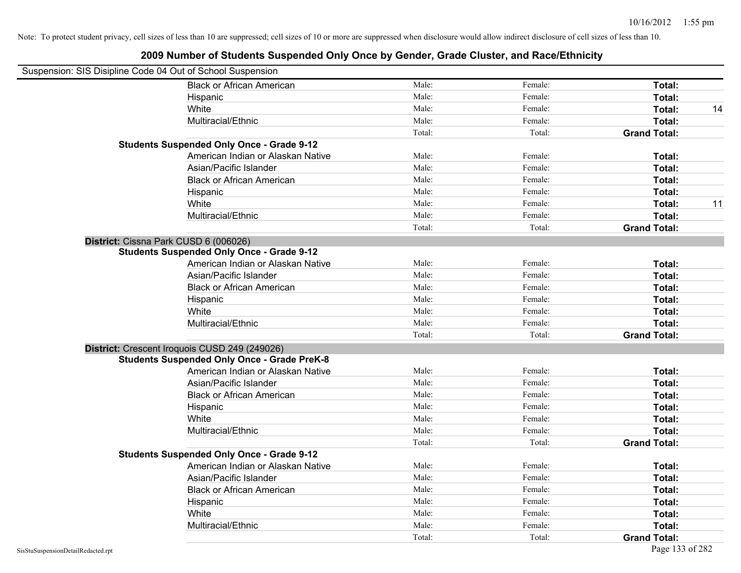Note: To protect student privacy, cell sizes of less than 10 are suppressed; cell sizes of 10 or more are suppressed when disclosure would allow indirect disclosure of cell sizes of less than 10.

# 2009 Number of Students Suspended Only Once by Gender, Grade Cluster, and Race/Ethnicity

Suspension: SIS Disipline Code 04 Out of School Suspension

| | | | | |
|---|---|---|---|---|
| Black or African American | Male: | Female: | **Total:** | |
| Hispanic | Male: | Female: | **Total:** | |
| White | Male: | Female: | **Total:** | 14 |
| Multiracial/Ethnic | Male: | Female: | **Total:** | |
| | Total: | Total: | **Grand Total:** | |
| **Students Suspended Only Once - Grade 9-12** | | | | |
| American Indian or Alaskan Native | Male: | Female: | **Total:** | |
| Asian/Pacific Islander | Male: | Female: | **Total:** | |
| Black or African American | Male: | Female: | **Total:** | |
| Hispanic | Male: | Female: | **Total:** | |
| White | Male: | Female: | **Total:** | 11 |
| Multiracial/Ethnic | Male: | Female: | **Total:** | |
| | Total: | Total: | **Grand Total:** | |

**District:** Cissna Park CUSD 6 (006026)

| | | | | |
|---|---|---|---|---|
| **Students Suspended Only Once - Grade 9-12** | | | | |
| American Indian or Alaskan Native | Male: | Female: | **Total:** | |
| Asian/Pacific Islander | Male: | Female: | **Total:** | |
| Black or African American | Male: | Female: | **Total:** | |
| Hispanic | Male: | Female: | **Total:** | |
| White | Male: | Female: | **Total:** | |
| Multiracial/Ethnic | Male: | Female: | **Total:** | |
| | Total: | Total: | **Grand Total:** | |

**District:** Crescent Iroquois CUSD 249 (249026)

| | | | | |
|---|---|---|---|---|
| **Students Suspended Only Once - Grade PreK-8** | | | | |
| American Indian or Alaskan Native | Male: | Female: | **Total:** | |
| Asian/Pacific Islander | Male: | Female: | **Total:** | |
| Black or African American | Male: | Female: | **Total:** | |
| Hispanic | Male: | Female: | **Total:** | |
| White | Male: | Female: | **Total:** | |
| Multiracial/Ethnic | Male: | Female: | **Total:** | |
| | Total: | Total: | **Grand Total:** | |
| **Students Suspended Only Once - Grade 9-12** | | | | |
| American Indian or Alaskan Native | Male: | Female: | **Total:** | |
| Asian/Pacific Islander | Male: | Female: | **Total:** | |
| Black or African American | Male: | Female: | **Total:** | |
| Hispanic | Male: | Female: | **Total:** | |
| White | Male: | Female: | **Total:** | |
| Multiracial/Ethnic | Male: | Female: | **Total:** | |
| | Total: | Total: | **Grand Total:** | |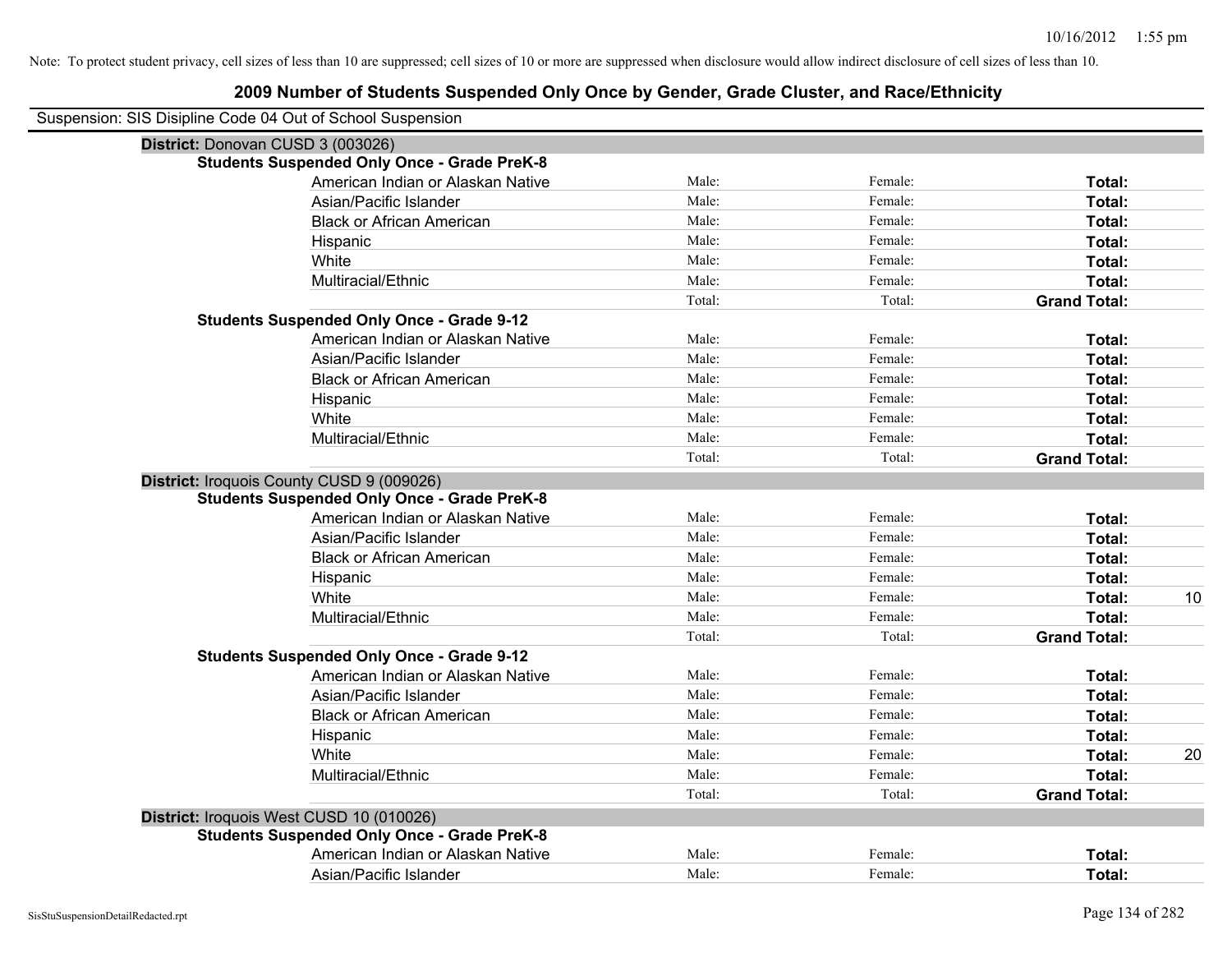Note: To protect student privacy, cell sizes of less than 10 are suppressed; cell sizes of 10 or more are suppressed when disclosure would allow indirect disclosure of cell sizes of less than 10.

# 2009 Number of Students Suspended Only Once by Gender, Grade Cluster, and Race/Ethnicity

Suspension: SIS Disipline Code 04 Out of School Suspension

## District: Donovan CUSD 3 (003026)

### Students Suspended Only Once - Grade PreK-8

| Race/Ethnicity | Male | Female | Total |
|---|---|---|---|
| American Indian or Alaskan Native | Male: | Female: | **Total:** |
| Asian/Pacific Islander | Male: | Female: | **Total:** |
| Black or African American | Male: | Female: | **Total:** |
| Hispanic | Male: | Female: | **Total:** |
| White | Male: | Female: | **Total:** |
| Multiracial/Ethnic | Male: | Female: | **Total:** |
| | Total: | Total: | **Grand Total:** |

### Students Suspended Only Once - Grade 9-12

| Race/Ethnicity | Male | Female | Total |
|---|---|---|---|
| American Indian or Alaskan Native | Male: | Female: | **Total:** |
| Asian/Pacific Islander | Male: | Female: | **Total:** |
| Black or African American | Male: | Female: | **Total:** |
| Hispanic | Male: | Female: | **Total:** |
| White | Male: | Female: | **Total:** |
| Multiracial/Ethnic | Male: | Female: | **Total:** |
| | Total: | Total: | **Grand Total:** |

## District: Iroquois County CUSD 9 (009026)

### Students Suspended Only Once - Grade PreK-8

| Race/Ethnicity | Male | Female | Total |
|---|---|---|---|
| American Indian or Alaskan Native | Male: | Female: | **Total:** |
| Asian/Pacific Islander | Male: | Female: | **Total:** |
| Black or African American | Male: | Female: | **Total:** |
| Hispanic | Male: | Female: | **Total:** |
| White | Male: | Female: | **Total:** 10 |
| Multiracial/Ethnic | Male: | Female: | **Total:** |
| | Total: | Total: | **Grand Total:** |

### Students Suspended Only Once - Grade 9-12

| Race/Ethnicity | Male | Female | Total |
|---|---|---|---|
| American Indian or Alaskan Native | Male: | Female: | **Total:** |
| Asian/Pacific Islander | Male: | Female: | **Total:** |
| Black or African American | Male: | Female: | **Total:** |
| Hispanic | Male: | Female: | **Total:** |
| White | Male: | Female: | **Total:** 20 |
| Multiracial/Ethnic | Male: | Female: | **Total:** |
| | Total: | Total: | **Grand Total:** |

## District: Iroquois West CUSD 10 (010026)

### Students Suspended Only Once - Grade PreK-8

| Race/Ethnicity | Male | Female | Total |
|---|---|---|---|
| American Indian or Alaskan Native | Male: | Female: | **Total:** |
| Asian/Pacific Islander | Male: | Female: | **Total:** |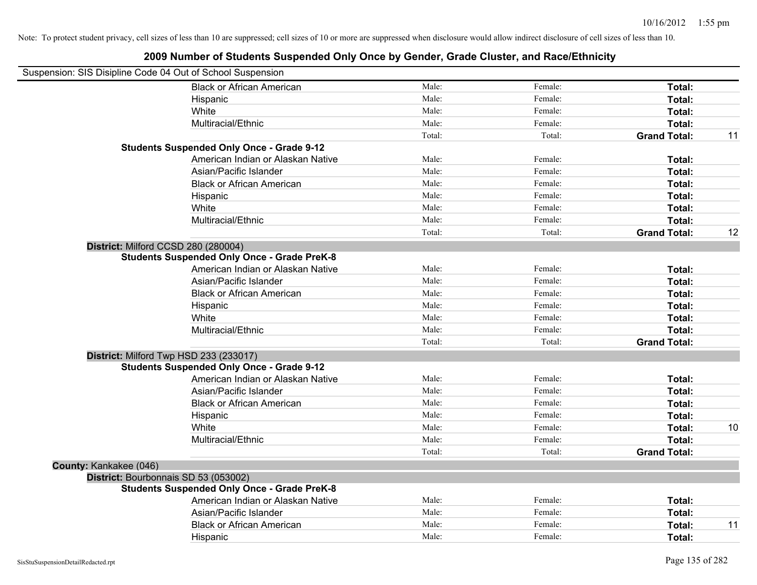Note: To protect student privacy, cell sizes of less than 10 are suppressed; cell sizes of 10 or more are suppressed when disclosure would allow indirect disclosure of cell sizes of less than 10.

## 2009 Number of Students Suspended Only Once by Gender, Grade Cluster, and Race/Ethnicity

Suspension: SIS Disipline Code 04 Out of School Suspension

| | | | | | | |
|---|---|---|---|---|---|---|
| | | Black or African American | Male: | Female: | **Total:** | |
| | | Hispanic | Male: | Female: | **Total:** | |
| | | White | Male: | Female: | **Total:** | |
| | | Multiracial/Ethnic | Male: | Female: | **Total:** | |
| | | | Total: | Total: | **Grand Total:** | 11 |
| | **Students Suspended Only Once - Grade 9-12** | | | | | |
| | | American Indian or Alaskan Native | Male: | Female: | **Total:** | |
| | | Asian/Pacific Islander | Male: | Female: | **Total:** | |
| | | Black or African American | Male: | Female: | **Total:** | |
| | | Hispanic | Male: | Female: | **Total:** | |
| | | White | Male: | Female: | **Total:** | |
| | | Multiracial/Ethnic | Male: | Female: | **Total:** | |
| | | | Total: | Total: | **Grand Total:** | 12 |
| **District:** Milford CCSD 280 (280004) | | | | | | |
| | **Students Suspended Only Once - Grade PreK-8** | | | | | |
| | | American Indian or Alaskan Native | Male: | Female: | **Total:** | |
| | | Asian/Pacific Islander | Male: | Female: | **Total:** | |
| | | Black or African American | Male: | Female: | **Total:** | |
| | | Hispanic | Male: | Female: | **Total:** | |
| | | White | Male: | Female: | **Total:** | |
| | | Multiracial/Ethnic | Male: | Female: | **Total:** | |
| | | | Total: | Total: | **Grand Total:** | |
| **District:** Milford Twp HSD 233 (233017) | | | | | | |
| | **Students Suspended Only Once - Grade 9-12** | | | | | |
| | | American Indian or Alaskan Native | Male: | Female: | **Total:** | |
| | | Asian/Pacific Islander | Male: | Female: | **Total:** | |
| | | Black or African American | Male: | Female: | **Total:** | |
| | | Hispanic | Male: | Female: | **Total:** | |
| | | White | Male: | Female: | **Total:** | 10 |
| | | Multiracial/Ethnic | Male: | Female: | **Total:** | |
| | | | Total: | Total: | **Grand Total:** | |
| **County:** Kankakee (046) | | | | | | |
| **District:** Bourbonnais SD 53 (053002) | | | | | | |
| | **Students Suspended Only Once - Grade PreK-8** | | | | | |
| | | American Indian or Alaskan Native | Male: | Female: | **Total:** | |
| | | Asian/Pacific Islander | Male: | Female: | **Total:** | |
| | | Black or African American | Male: | Female: | **Total:** | 11 |
| | | Hispanic | Male: | Female: | **Total:** | |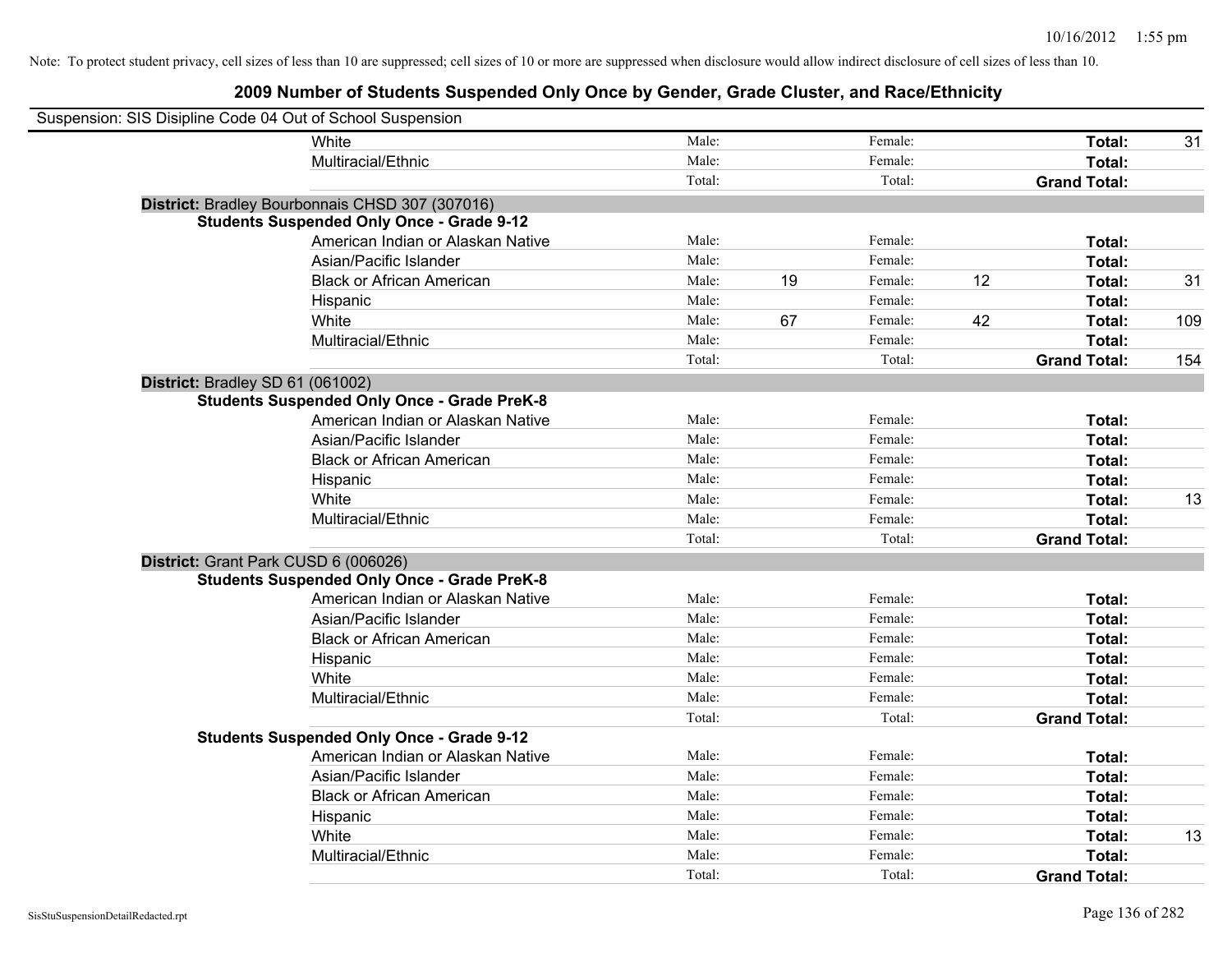Note: To protect student privacy, cell sizes of less than 10 are suppressed; cell sizes of 10 or more are suppressed when disclosure would allow indirect disclosure of cell sizes of less than 10.

## 2009 Number of Students Suspended Only Once by Gender, Grade Cluster, and Race/Ethnicity

Suspension: SIS Disipline Code 04 Out of School Suspension

| | | | | | | | |
|---|---|---|---|---|---|---|---|
| White | Male: | | Female: | | **Total:** | 31 |
| Multiracial/Ethnic | Male: | | Female: | | **Total:** | |
| | Total: | | Total: | | **Grand Total:** | |

**District:** Bradley Bourbonnais CHSD 307 (307016)

**Students Suspended Only Once - Grade 9-12**

| | | | | | | |
|---|---|---|---|---|---|---|
| American Indian or Alaskan Native | Male: | | Female: | | **Total:** | |
| Asian/Pacific Islander | Male: | | Female: | | **Total:** | |
| Black or African American | Male: | 19 | Female: | 12 | **Total:** | 31 |
| Hispanic | Male: | | Female: | | **Total:** | |
| White | Male: | 67 | Female: | 42 | **Total:** | 109 |
| Multiracial/Ethnic | Male: | | Female: | | **Total:** | |
| | Total: | | Total: | | **Grand Total:** | 154 |

**District:** Bradley SD 61 (061002)

**Students Suspended Only Once - Grade PreK-8**

| | | | | | | |
|---|---|---|---|---|---|---|
| American Indian or Alaskan Native | Male: | | Female: | | **Total:** | |
| Asian/Pacific Islander | Male: | | Female: | | **Total:** | |
| Black or African American | Male: | | Female: | | **Total:** | |
| Hispanic | Male: | | Female: | | **Total:** | |
| White | Male: | | Female: | | **Total:** | 13 |
| Multiracial/Ethnic | Male: | | Female: | | **Total:** | |
| | Total: | | Total: | | **Grand Total:** | |

**District:** Grant Park CUSD 6 (006026)

**Students Suspended Only Once - Grade PreK-8**

| | | | | | | |
|---|---|---|---|---|---|---|
| American Indian or Alaskan Native | Male: | | Female: | | **Total:** | |
| Asian/Pacific Islander | Male: | | Female: | | **Total:** | |
| Black or African American | Male: | | Female: | | **Total:** | |
| Hispanic | Male: | | Female: | | **Total:** | |
| White | Male: | | Female: | | **Total:** | |
| Multiracial/Ethnic | Male: | | Female: | | **Total:** | |
| | Total: | | Total: | | **Grand Total:** | |

**Students Suspended Only Once - Grade 9-12**

| | | | | | | |
|---|---|---|---|---|---|---|
| American Indian or Alaskan Native | Male: | | Female: | | **Total:** | |
| Asian/Pacific Islander | Male: | | Female: | | **Total:** | |
| Black or African American | Male: | | Female: | | **Total:** | |
| Hispanic | Male: | | Female: | | **Total:** | |
| White | Male: | | Female: | | **Total:** | 13 |
| Multiracial/Ethnic | Male: | | Female: | | **Total:** | |
| | Total: | | Total: | | **Grand Total:** | |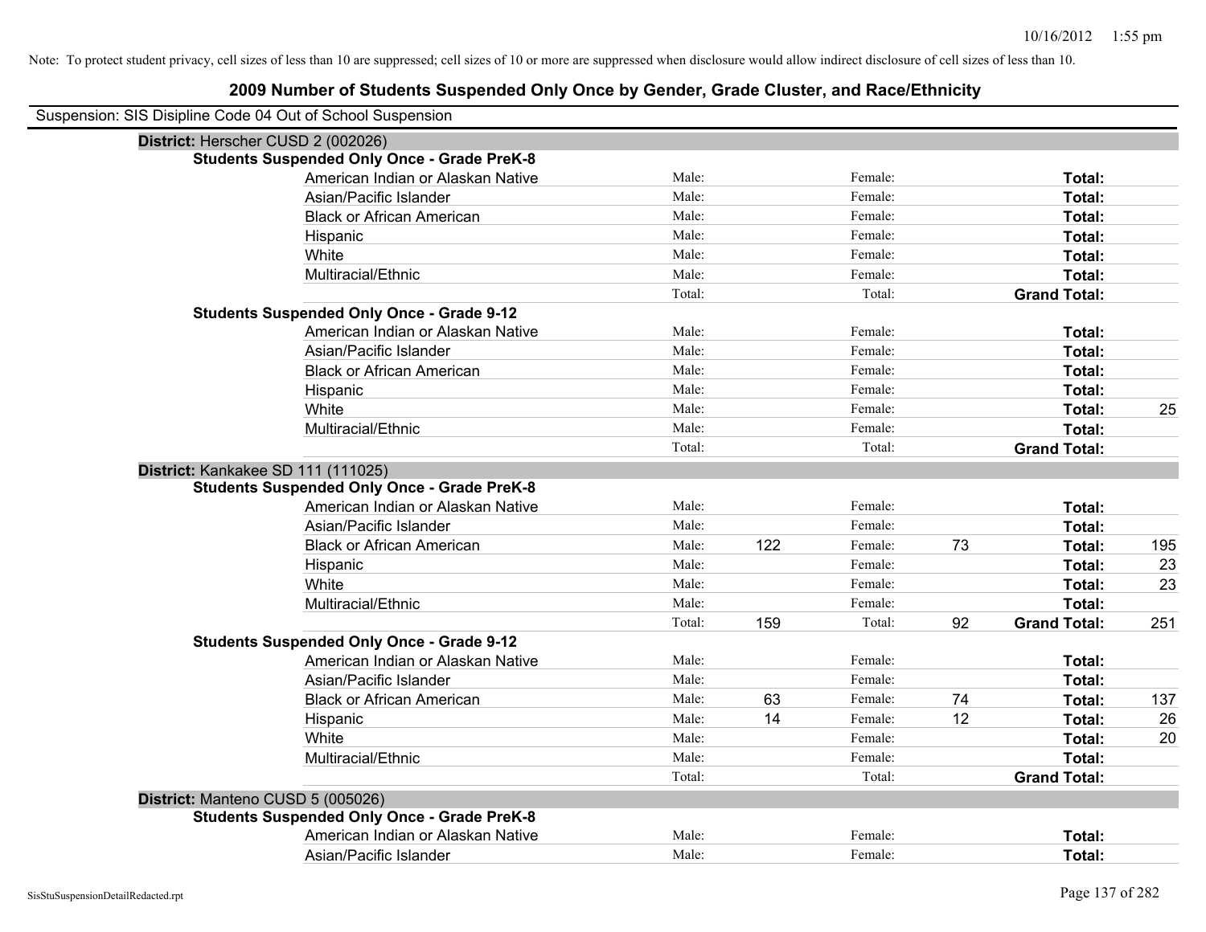Note: To protect student privacy, cell sizes of less than 10 are suppressed; cell sizes of 10 or more are suppressed when disclosure would allow indirect disclosure of cell sizes of less than 10.

## 2009 Number of Students Suspended Only Once by Gender, Grade Cluster, and Race/Ethnicity

Suspension: SIS Disipline Code 04 Out of School Suspension

### District: Herscher CUSD 2 (002026)

**Students Suspended Only Once - Grade PreK-8**

| Race/Ethnicity | | Male | | Female | | Total |
|---|---|---|---|---|---|---|
| American Indian or Alaskan Native | Male: | | Female: | | **Total:** | |
| Asian/Pacific Islander | Male: | | Female: | | **Total:** | |
| Black or African American | Male: | | Female: | | **Total:** | |
| Hispanic | Male: | | Female: | | **Total:** | |
| White | Male: | | Female: | | **Total:** | |
| Multiracial/Ethnic | Male: | | Female: | | **Total:** | |
| | Total: | | Total: | | **Grand Total:** | |

**Students Suspended Only Once - Grade 9-12**

| Race/Ethnicity | | Male | | Female | | Total |
|---|---|---|---|---|---|---|
| American Indian or Alaskan Native | Male: | | Female: | | **Total:** | |
| Asian/Pacific Islander | Male: | | Female: | | **Total:** | |
| Black or African American | Male: | | Female: | | **Total:** | |
| Hispanic | Male: | | Female: | | **Total:** | |
| White | Male: | | Female: | | **Total:** | 25 |
| Multiracial/Ethnic | Male: | | Female: | | **Total:** | |
| | Total: | | Total: | | **Grand Total:** | |

### District: Kankakee SD 111 (111025)

**Students Suspended Only Once - Grade PreK-8**

| Race/Ethnicity | | Male | | Female | | Total |
|---|---|---|---|---|---|---|
| American Indian or Alaskan Native | Male: | | Female: | | **Total:** | |
| Asian/Pacific Islander | Male: | | Female: | | **Total:** | |
| Black or African American | Male: | 122 | Female: | 73 | **Total:** | 195 |
| Hispanic | Male: | | Female: | | **Total:** | 23 |
| White | Male: | | Female: | | **Total:** | 23 |
| Multiracial/Ethnic | Male: | | Female: | | **Total:** | |
| | Total: | 159 | Total: | 92 | **Grand Total:** | 251 |

**Students Suspended Only Once - Grade 9-12**

| Race/Ethnicity | | Male | | Female | | Total |
|---|---|---|---|---|---|---|
| American Indian or Alaskan Native | Male: | | Female: | | **Total:** | |
| Asian/Pacific Islander | Male: | | Female: | | **Total:** | |
| Black or African American | Male: | 63 | Female: | 74 | **Total:** | 137 |
| Hispanic | Male: | 14 | Female: | 12 | **Total:** | 26 |
| White | Male: | | Female: | | **Total:** | 20 |
| Multiracial/Ethnic | Male: | | Female: | | **Total:** | |
| | Total: | | Total: | | **Grand Total:** | |

### District: Manteno CUSD 5 (005026)

**Students Suspended Only Once - Grade PreK-8**

| Race/Ethnicity | | Male | | Female | | Total |
|---|---|---|---|---|---|---|
| American Indian or Alaskan Native | Male: | | Female: | | **Total:** | |
| Asian/Pacific Islander | Male: | | Female: | | **Total:** | |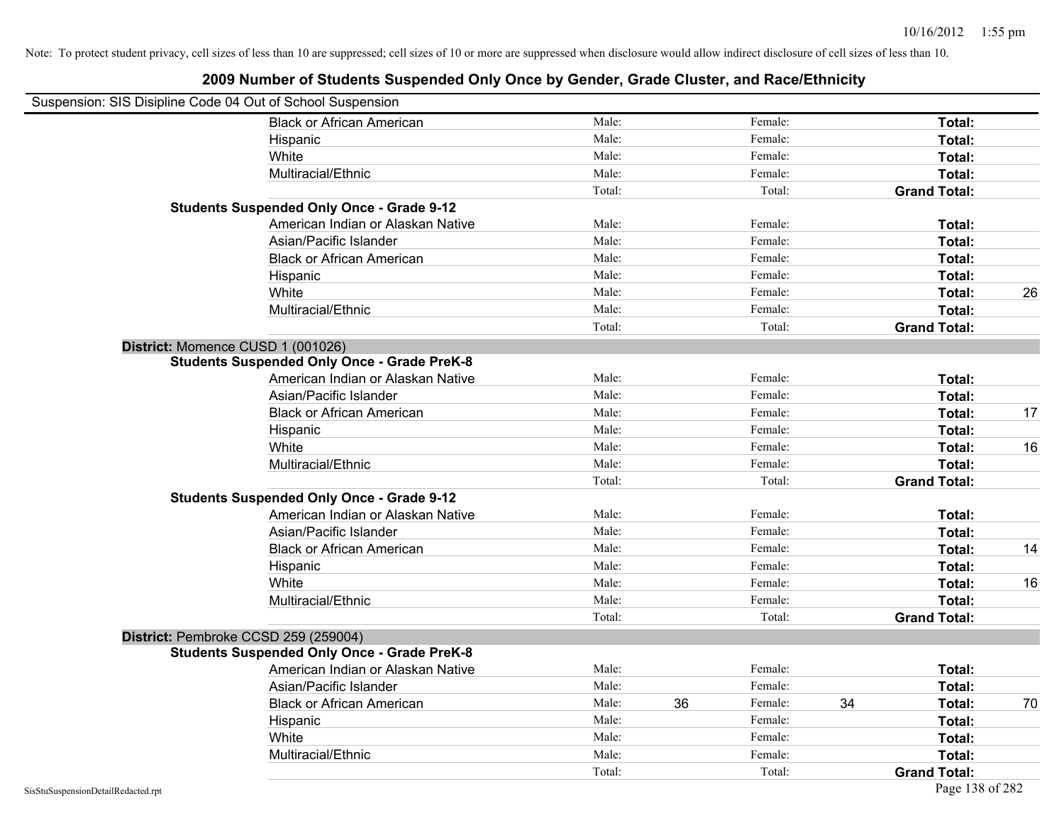Note: To protect student privacy, cell sizes of less than 10 are suppressed; cell sizes of 10 or more are suppressed when disclosure would allow indirect disclosure of cell sizes of less than 10.

# 2009 Number of Students Suspended Only Once by Gender, Grade Cluster, and Race/Ethnicity

Suspension: SIS Disipline Code 04 Out of School Suspension

| | Male: | | Female: | | Total: | |
|---|---|---|---|---|---|---|
| Black or African American | Male: | | Female: | | **Total:** | |
| Hispanic | Male: | | Female: | | **Total:** | |
| White | Male: | | Female: | | **Total:** | |
| Multiracial/Ethnic | Male: | | Female: | | **Total:** | |
| | Total: | | Total: | | **Grand Total:** | |

**Students Suspended Only Once - Grade 9-12**

| | | | | | | |
|---|---|---|---|---|---|---|
| American Indian or Alaskan Native | Male: | | Female: | | **Total:** | |
| Asian/Pacific Islander | Male: | | Female: | | **Total:** | |
| Black or African American | Male: | | Female: | | **Total:** | |
| Hispanic | Male: | | Female: | | **Total:** | |
| White | Male: | | Female: | | **Total:** | 26 |
| Multiracial/Ethnic | Male: | | Female: | | **Total:** | |
| | Total: | | Total: | | **Grand Total:** | |

**District:** Momence CUSD 1 (001026)

**Students Suspended Only Once - Grade PreK-8**

| | | | | | | |
|---|---|---|---|---|---|---|
| American Indian or Alaskan Native | Male: | | Female: | | **Total:** | |
| Asian/Pacific Islander | Male: | | Female: | | **Total:** | |
| Black or African American | Male: | | Female: | | **Total:** | 17 |
| Hispanic | Male: | | Female: | | **Total:** | |
| White | Male: | | Female: | | **Total:** | 16 |
| Multiracial/Ethnic | Male: | | Female: | | **Total:** | |
| | Total: | | Total: | | **Grand Total:** | |

**Students Suspended Only Once - Grade 9-12**

| | | | | | | |
|---|---|---|---|---|---|---|
| American Indian or Alaskan Native | Male: | | Female: | | **Total:** | |
| Asian/Pacific Islander | Male: | | Female: | | **Total:** | |
| Black or African American | Male: | | Female: | | **Total:** | 14 |
| Hispanic | Male: | | Female: | | **Total:** | |
| White | Male: | | Female: | | **Total:** | 16 |
| Multiracial/Ethnic | Male: | | Female: | | **Total:** | |
| | Total: | | Total: | | **Grand Total:** | |

**District:** Pembroke CCSD 259 (259004)

**Students Suspended Only Once - Grade PreK-8**

| | | | | | | |
|---|---|---|---|---|---|---|
| American Indian or Alaskan Native | Male: | | Female: | | **Total:** | |
| Asian/Pacific Islander | Male: | | Female: | | **Total:** | |
| Black or African American | Male: | 36 | Female: | 34 | **Total:** | 70 |
| Hispanic | Male: | | Female: | | **Total:** | |
| White | Male: | | Female: | | **Total:** | |
| Multiracial/Ethnic | Male: | | Female: | | **Total:** | |
| | Total: | | Total: | | **Grand Total:** | |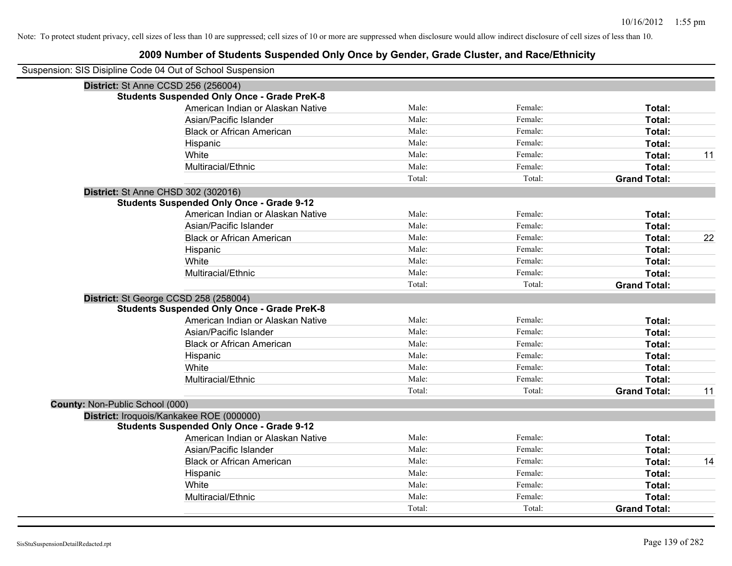Note: To protect student privacy, cell sizes of less than 10 are suppressed; cell sizes of 10 or more are suppressed when disclosure would allow indirect disclosure of cell sizes of less than 10.

# 2009 Number of Students Suspended Only Once by Gender, Grade Cluster, and Race/Ethnicity

Suspension: SIS Disipline Code 04 Out of School Suspension

**District:** St Anne CCSD 256 (256004)

**Students Suspended Only Once - Grade PreK-8**

| | | | | |
|---|---|---|---|---|
| American Indian or Alaskan Native | Male: | Female: | **Total:** | |
| Asian/Pacific Islander | Male: | Female: | **Total:** | |
| Black or African American | Male: | Female: | **Total:** | |
| Hispanic | Male: | Female: | **Total:** | |
| White | Male: | Female: | **Total:** | 11 |
| Multiracial/Ethnic | Male: | Female: | **Total:** | |
| | Total: | Total: | **Grand Total:** | |

**District:** St Anne CHSD 302 (302016)

**Students Suspended Only Once - Grade 9-12**

| | | | | |
|---|---|---|---|---|
| American Indian or Alaskan Native | Male: | Female: | **Total:** | |
| Asian/Pacific Islander | Male: | Female: | **Total:** | |
| Black or African American | Male: | Female: | **Total:** | 22 |
| Hispanic | Male: | Female: | **Total:** | |
| White | Male: | Female: | **Total:** | |
| Multiracial/Ethnic | Male: | Female: | **Total:** | |
| | Total: | Total: | **Grand Total:** | |

**District:** St George CCSD 258 (258004)

**Students Suspended Only Once - Grade PreK-8**

| | | | | |
|---|---|---|---|---|
| American Indian or Alaskan Native | Male: | Female: | **Total:** | |
| Asian/Pacific Islander | Male: | Female: | **Total:** | |
| Black or African American | Male: | Female: | **Total:** | |
| Hispanic | Male: | Female: | **Total:** | |
| White | Male: | Female: | **Total:** | |
| Multiracial/Ethnic | Male: | Female: | **Total:** | |
| | Total: | Total: | **Grand Total:** | 11 |

**County:** Non-Public School (000)

**District:** Iroquois/Kankakee ROE (000000)

**Students Suspended Only Once - Grade 9-12**

| | | | | |
|---|---|---|---|---|
| American Indian or Alaskan Native | Male: | Female: | **Total:** | |
| Asian/Pacific Islander | Male: | Female: | **Total:** | |
| Black or African American | Male: | Female: | **Total:** | 14 |
| Hispanic | Male: | Female: | **Total:** | |
| White | Male: | Female: | **Total:** | |
| Multiracial/Ethnic | Male: | Female: | **Total:** | |
| | Total: | Total: | **Grand Total:** | |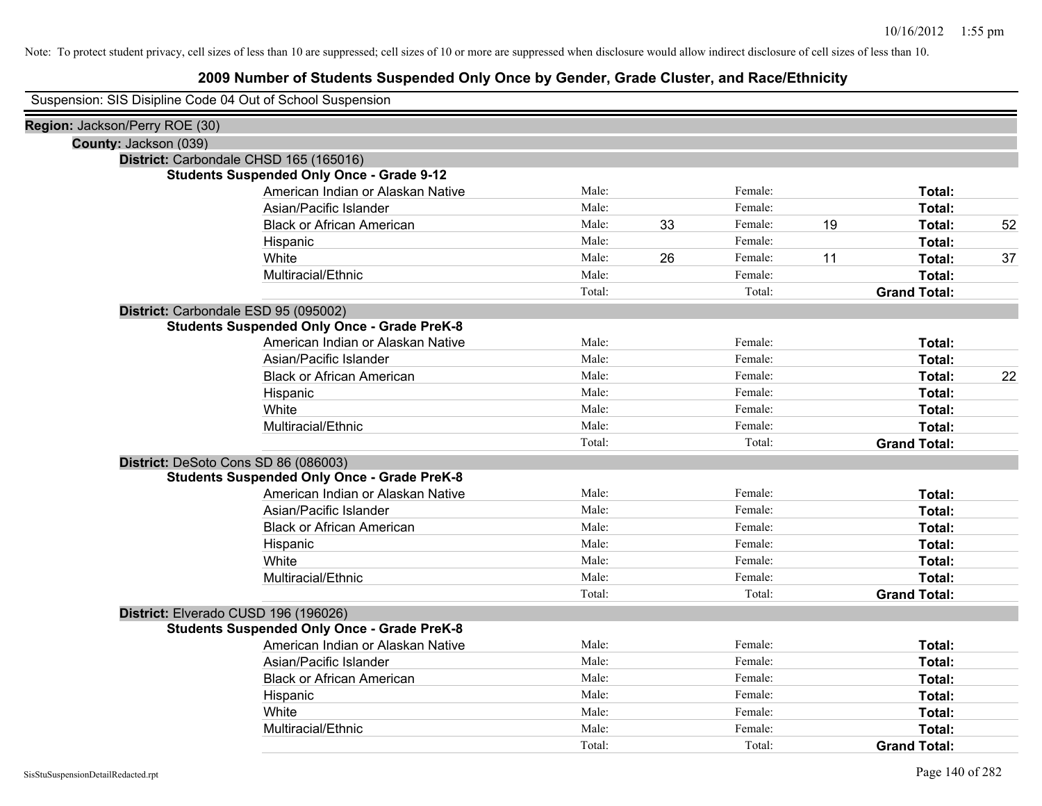Note: To protect student privacy, cell sizes of less than 10 are suppressed; cell sizes of 10 or more are suppressed when disclosure would allow indirect disclosure of cell sizes of less than 10.

## 2009 Number of Students Suspended Only Once by Gender, Grade Cluster, and Race/Ethnicity

Suspension: SIS Disipline Code 04 Out of School Suspension

**Region:** Jackson/Perry ROE (30)

**County:** Jackson (039)

**District:** Carbondale CHSD 165 (165016)

**Students Suspended Only Once - Grade 9-12**

| | | | | | | |
|---|---|---|---|---|---|---|
| American Indian or Alaskan Native | Male: | | Female: | | **Total:** | |
| Asian/Pacific Islander | Male: | | Female: | | **Total:** | |
| Black or African American | Male: | 33 | Female: | 19 | **Total:** | 52 |
| Hispanic | Male: | | Female: | | **Total:** | |
| White | Male: | 26 | Female: | 11 | **Total:** | 37 |
| Multiracial/Ethnic | Male: | | Female: | | **Total:** | |
| | Total: | | Total: | | **Grand Total:** | |

**District:** Carbondale ESD 95 (095002)

**Students Suspended Only Once - Grade PreK-8**

| | | | | | | |
|---|---|---|---|---|---|---|
| American Indian or Alaskan Native | Male: | | Female: | | **Total:** | |
| Asian/Pacific Islander | Male: | | Female: | | **Total:** | |
| Black or African American | Male: | | Female: | | **Total:** | 22 |
| Hispanic | Male: | | Female: | | **Total:** | |
| White | Male: | | Female: | | **Total:** | |
| Multiracial/Ethnic | Male: | | Female: | | **Total:** | |
| | Total: | | Total: | | **Grand Total:** | |

**District:** DeSoto Cons SD 86 (086003)

**Students Suspended Only Once - Grade PreK-8**

| | | | | | | |
|---|---|---|---|---|---|---|
| American Indian or Alaskan Native | Male: | | Female: | | **Total:** | |
| Asian/Pacific Islander | Male: | | Female: | | **Total:** | |
| Black or African American | Male: | | Female: | | **Total:** | |
| Hispanic | Male: | | Female: | | **Total:** | |
| White | Male: | | Female: | | **Total:** | |
| Multiracial/Ethnic | Male: | | Female: | | **Total:** | |
| | Total: | | Total: | | **Grand Total:** | |

**District:** Elverado CUSD 196 (196026)

**Students Suspended Only Once - Grade PreK-8**

| | | | | | | |
|---|---|---|---|---|---|---|
| American Indian or Alaskan Native | Male: | | Female: | | **Total:** | |
| Asian/Pacific Islander | Male: | | Female: | | **Total:** | |
| Black or African American | Male: | | Female: | | **Total:** | |
| Hispanic | Male: | | Female: | | **Total:** | |
| White | Male: | | Female: | | **Total:** | |
| Multiracial/Ethnic | Male: | | Female: | | **Total:** | |
| | Total: | | Total: | | **Grand Total:** | |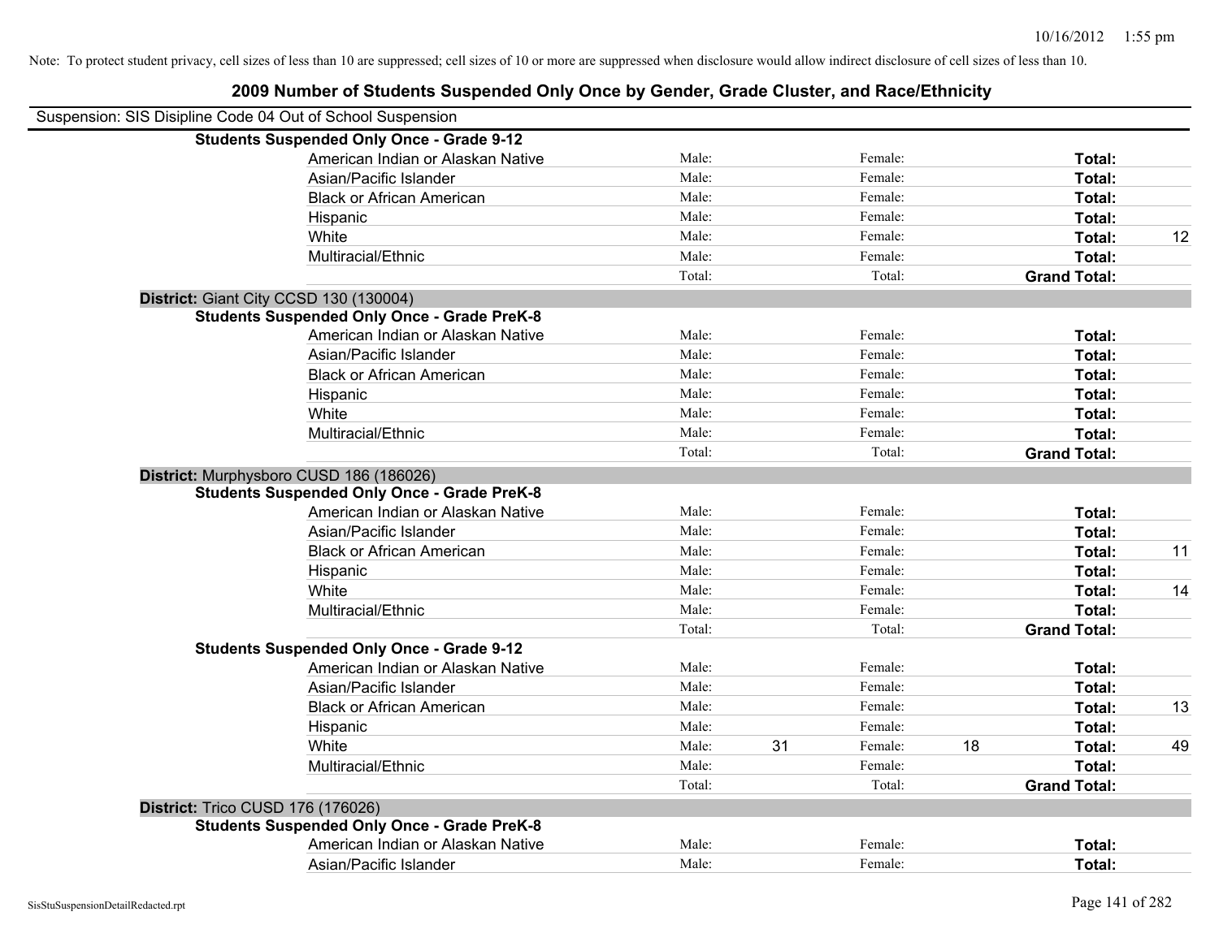Note: To protect student privacy, cell sizes of less than 10 are suppressed; cell sizes of 10 or more are suppressed when disclosure would allow indirect disclosure of cell sizes of less than 10.

## 2009 Number of Students Suspended Only Once by Gender, Grade Cluster, and Race/Ethnicity

Suspension: SIS Disipline Code 04 Out of School Suspension

| | | | | | | |
|---|---|---|---|---|---|---|
| **Students Suspended Only Once - Grade 9-12** | | | | | | |
| American Indian or Alaskan Native | Male: | | Female: | | **Total:** | |
| Asian/Pacific Islander | Male: | | Female: | | **Total:** | |
| Black or African American | Male: | | Female: | | **Total:** | |
| Hispanic | Male: | | Female: | | **Total:** | |
| White | Male: | | Female: | | **Total:** | 12 |
| Multiracial/Ethnic | Male: | | Female: | | **Total:** | |
| | Total: | | Total: | | **Grand Total:** | |
| **District:** Giant City CCSD 130 (130004) | | | | | | |
| **Students Suspended Only Once - Grade PreK-8** | | | | | | |
| American Indian or Alaskan Native | Male: | | Female: | | **Total:** | |
| Asian/Pacific Islander | Male: | | Female: | | **Total:** | |
| Black or African American | Male: | | Female: | | **Total:** | |
| Hispanic | Male: | | Female: | | **Total:** | |
| White | Male: | | Female: | | **Total:** | |
| Multiracial/Ethnic | Male: | | Female: | | **Total:** | |
| | Total: | | Total: | | **Grand Total:** | |
| **District:** Murphysboro CUSD 186 (186026) | | | | | | |
| **Students Suspended Only Once - Grade PreK-8** | | | | | | |
| American Indian or Alaskan Native | Male: | | Female: | | **Total:** | |
| Asian/Pacific Islander | Male: | | Female: | | **Total:** | |
| Black or African American | Male: | | Female: | | **Total:** | 11 |
| Hispanic | Male: | | Female: | | **Total:** | |
| White | Male: | | Female: | | **Total:** | 14 |
| Multiracial/Ethnic | Male: | | Female: | | **Total:** | |
| | Total: | | Total: | | **Grand Total:** | |
| **Students Suspended Only Once - Grade 9-12** | | | | | | |
| American Indian or Alaskan Native | Male: | | Female: | | **Total:** | |
| Asian/Pacific Islander | Male: | | Female: | | **Total:** | |
| Black or African American | Male: | | Female: | | **Total:** | 13 |
| Hispanic | Male: | | Female: | | **Total:** | |
| White | Male: | 31 | Female: | 18 | **Total:** | 49 |
| Multiracial/Ethnic | Male: | | Female: | | **Total:** | |
| | Total: | | Total: | | **Grand Total:** | |
| **District:** Trico CUSD 176 (176026) | | | | | | |
| **Students Suspended Only Once - Grade PreK-8** | | | | | | |
| American Indian or Alaskan Native | Male: | | Female: | | **Total:** | |
| Asian/Pacific Islander | Male: | | Female: | | **Total:** | |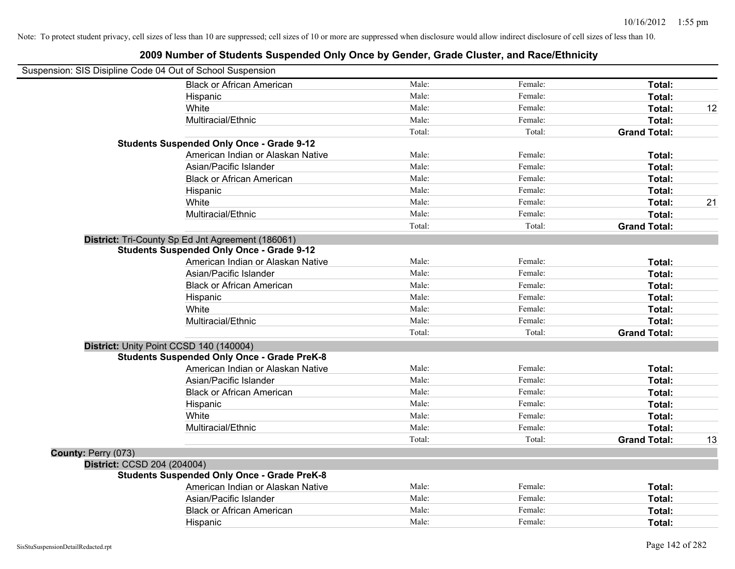Note: To protect student privacy, cell sizes of less than 10 are suppressed; cell sizes of 10 or more are suppressed when disclosure would allow indirect disclosure of cell sizes of less than 10.

# 2009 Number of Students Suspended Only Once by Gender, Grade Cluster, and Race/Ethnicity

Suspension: SIS Disipline Code 04 Out of School Suspension

| | | | | |
|---|---|---|---|---|
| Black or African American | Male: | Female: | **Total:** | |
| Hispanic | Male: | Female: | **Total:** | |
| White | Male: | Female: | **Total:** | 12 |
| Multiracial/Ethnic | Male: | Female: | **Total:** | |
| | Total: | Total: | **Grand Total:** | |
| **Students Suspended Only Once - Grade 9-12** | | | | |
| American Indian or Alaskan Native | Male: | Female: | **Total:** | |
| Asian/Pacific Islander | Male: | Female: | **Total:** | |
| Black or African American | Male: | Female: | **Total:** | |
| Hispanic | Male: | Female: | **Total:** | |
| White | Male: | Female: | **Total:** | 21 |
| Multiracial/Ethnic | Male: | Female: | **Total:** | |
| | Total: | Total: | **Grand Total:** | |

**District:** Tri-County Sp Ed Jnt Agreement (186061)

| | | | | |
|---|---|---|---|---|
| **Students Suspended Only Once - Grade 9-12** | | | | |
| American Indian or Alaskan Native | Male: | Female: | **Total:** | |
| Asian/Pacific Islander | Male: | Female: | **Total:** | |
| Black or African American | Male: | Female: | **Total:** | |
| Hispanic | Male: | Female: | **Total:** | |
| White | Male: | Female: | **Total:** | |
| Multiracial/Ethnic | Male: | Female: | **Total:** | |
| | Total: | Total: | **Grand Total:** | |

**District:** Unity Point CCSD 140 (140004)

| | | | | |
|---|---|---|---|---|
| **Students Suspended Only Once - Grade PreK-8** | | | | |
| American Indian or Alaskan Native | Male: | Female: | **Total:** | |
| Asian/Pacific Islander | Male: | Female: | **Total:** | |
| Black or African American | Male: | Female: | **Total:** | |
| Hispanic | Male: | Female: | **Total:** | |
| White | Male: | Female: | **Total:** | |
| Multiracial/Ethnic | Male: | Female: | **Total:** | |
| | Total: | Total: | **Grand Total:** | 13 |

**County:** Perry (073)

**District:** CCSD 204 (204004)

| | | | | |
|---|---|---|---|---|
| **Students Suspended Only Once - Grade PreK-8** | | | | |
| American Indian or Alaskan Native | Male: | Female: | **Total:** | |
| Asian/Pacific Islander | Male: | Female: | **Total:** | |
| Black or African American | Male: | Female: | **Total:** | |
| Hispanic | Male: | Female: | **Total:** | |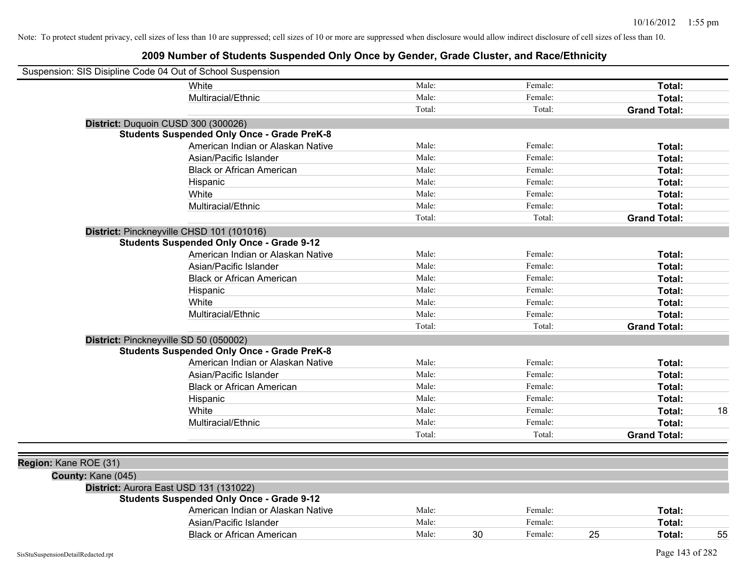Note: To protect student privacy, cell sizes of less than 10 are suppressed; cell sizes of 10 or more are suppressed when disclosure would allow indirect disclosure of cell sizes of less than 10.

# 2009 Number of Students Suspended Only Once by Gender, Grade Cluster, and Race/Ethnicity

Suspension: SIS Disipline Code 04 Out of School Suspension

| | | | | | | | |
|---|---|---|---|---|---|---|---|
| White | Male: | | Female: | | **Total:** | |
| Multiracial/Ethnic | Male: | | Female: | | **Total:** | |
| | Total: | | Total: | | **Grand Total:** | |

**District:** Duquoin CUSD 300 (300026)

**Students Suspended Only Once - Grade PreK-8**

| | | | | | | |
|---|---|---|---|---|---|---|
| American Indian or Alaskan Native | Male: | | Female: | | **Total:** | |
| Asian/Pacific Islander | Male: | | Female: | | **Total:** | |
| Black or African American | Male: | | Female: | | **Total:** | |
| Hispanic | Male: | | Female: | | **Total:** | |
| White | Male: | | Female: | | **Total:** | |
| Multiracial/Ethnic | Male: | | Female: | | **Total:** | |
| | Total: | | Total: | | **Grand Total:** | |

**District:** Pinckneyville CHSD 101 (101016)

**Students Suspended Only Once - Grade 9-12**

| | | | | | | |
|---|---|---|---|---|---|---|
| American Indian or Alaskan Native | Male: | | Female: | | **Total:** | |
| Asian/Pacific Islander | Male: | | Female: | | **Total:** | |
| Black or African American | Male: | | Female: | | **Total:** | |
| Hispanic | Male: | | Female: | | **Total:** | |
| White | Male: | | Female: | | **Total:** | |
| Multiracial/Ethnic | Male: | | Female: | | **Total:** | |
| | Total: | | Total: | | **Grand Total:** | |

**District:** Pinckneyville SD 50 (050002)

**Students Suspended Only Once - Grade PreK-8**

| | | | | | | |
|---|---|---|---|---|---|---|
| American Indian or Alaskan Native | Male: | | Female: | | **Total:** | |
| Asian/Pacific Islander | Male: | | Female: | | **Total:** | |
| Black or African American | Male: | | Female: | | **Total:** | |
| Hispanic | Male: | | Female: | | **Total:** | |
| White | Male: | | Female: | | **Total:** | 18 |
| Multiracial/Ethnic | Male: | | Female: | | **Total:** | |
| | Total: | | Total: | | **Grand Total:** | |

**Region:** Kane ROE (31)

**County:** Kane (045)

**District:** Aurora East USD 131 (131022)

**Students Suspended Only Once - Grade 9-12**

| | | | | | | |
|---|---|---|---|---|---|---|
| American Indian or Alaskan Native | Male: | | Female: | | **Total:** | |
| Asian/Pacific Islander | Male: | | Female: | | **Total:** | |
| Black or African American | Male: | 30 | Female: | 25 | **Total:** | 55 |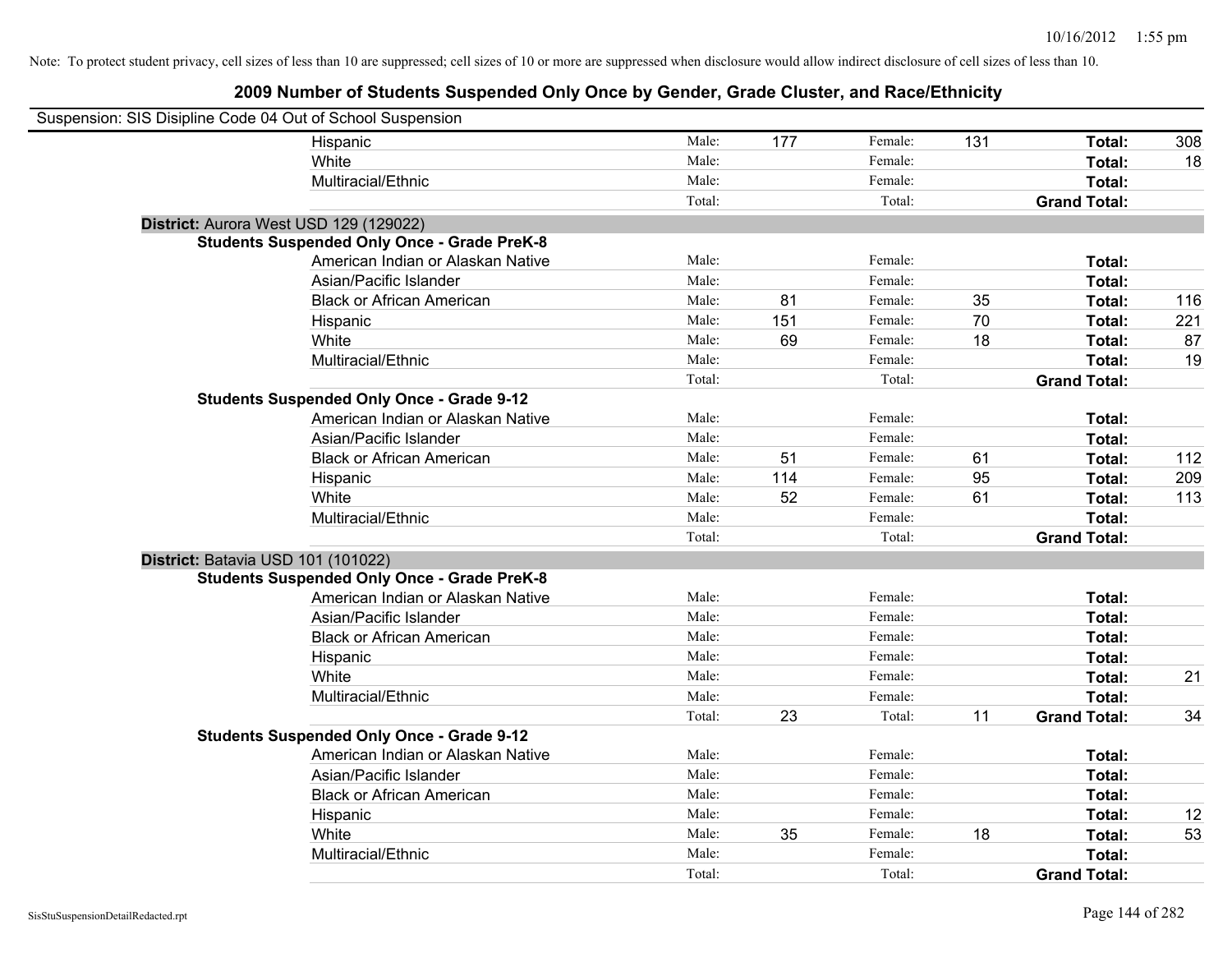Note: To protect student privacy, cell sizes of less than 10 are suppressed; cell sizes of 10 or more are suppressed when disclosure would allow indirect disclosure of cell sizes of less than 10.

# 2009 Number of Students Suspended Only Once by Gender, Grade Cluster, and Race/Ethnicity

Suspension: SIS Disipline Code 04 Out of School Suspension

| | | | | | | |
|---|---|---|---|---|---|---|
| Hispanic | Male: | 177 | Female: | 131 | **Total:** | 308 |
| White | Male: | | Female: | | **Total:** | 18 |
| Multiracial/Ethnic | Male: | | Female: | | **Total:** | |
| | Total: | | Total: | | **Grand Total:** | |

**District:** Aurora West USD 129 (129022)

**Students Suspended Only Once - Grade PreK-8**

| | | | | | | |
|---|---|---|---|---|---|---|
| American Indian or Alaskan Native | Male: | | Female: | | **Total:** | |
| Asian/Pacific Islander | Male: | | Female: | | **Total:** | |
| Black or African American | Male: | 81 | Female: | 35 | **Total:** | 116 |
| Hispanic | Male: | 151 | Female: | 70 | **Total:** | 221 |
| White | Male: | 69 | Female: | 18 | **Total:** | 87 |
| Multiracial/Ethnic | Male: | | Female: | | **Total:** | 19 |
| | Total: | | Total: | | **Grand Total:** | |

**Students Suspended Only Once - Grade 9-12**

| | | | | | | |
|---|---|---|---|---|---|---|
| American Indian or Alaskan Native | Male: | | Female: | | **Total:** | |
| Asian/Pacific Islander | Male: | | Female: | | **Total:** | |
| Black or African American | Male: | 51 | Female: | 61 | **Total:** | 112 |
| Hispanic | Male: | 114 | Female: | 95 | **Total:** | 209 |
| White | Male: | 52 | Female: | 61 | **Total:** | 113 |
| Multiracial/Ethnic | Male: | | Female: | | **Total:** | |
| | Total: | | Total: | | **Grand Total:** | |

**District:** Batavia USD 101 (101022)

**Students Suspended Only Once - Grade PreK-8**

| | | | | | | |
|---|---|---|---|---|---|---|
| American Indian or Alaskan Native | Male: | | Female: | | **Total:** | |
| Asian/Pacific Islander | Male: | | Female: | | **Total:** | |
| Black or African American | Male: | | Female: | | **Total:** | |
| Hispanic | Male: | | Female: | | **Total:** | |
| White | Male: | | Female: | | **Total:** | 21 |
| Multiracial/Ethnic | Male: | | Female: | | **Total:** | |
| | Total: | 23 | Total: | 11 | **Grand Total:** | 34 |

**Students Suspended Only Once - Grade 9-12**

| | | | | | | |
|---|---|---|---|---|---|---|
| American Indian or Alaskan Native | Male: | | Female: | | **Total:** | |
| Asian/Pacific Islander | Male: | | Female: | | **Total:** | |
| Black or African American | Male: | | Female: | | **Total:** | |
| Hispanic | Male: | | Female: | | **Total:** | 12 |
| White | Male: | 35 | Female: | 18 | **Total:** | 53 |
| Multiracial/Ethnic | Male: | | Female: | | **Total:** | |
| | Total: | | Total: | | **Grand Total:** | |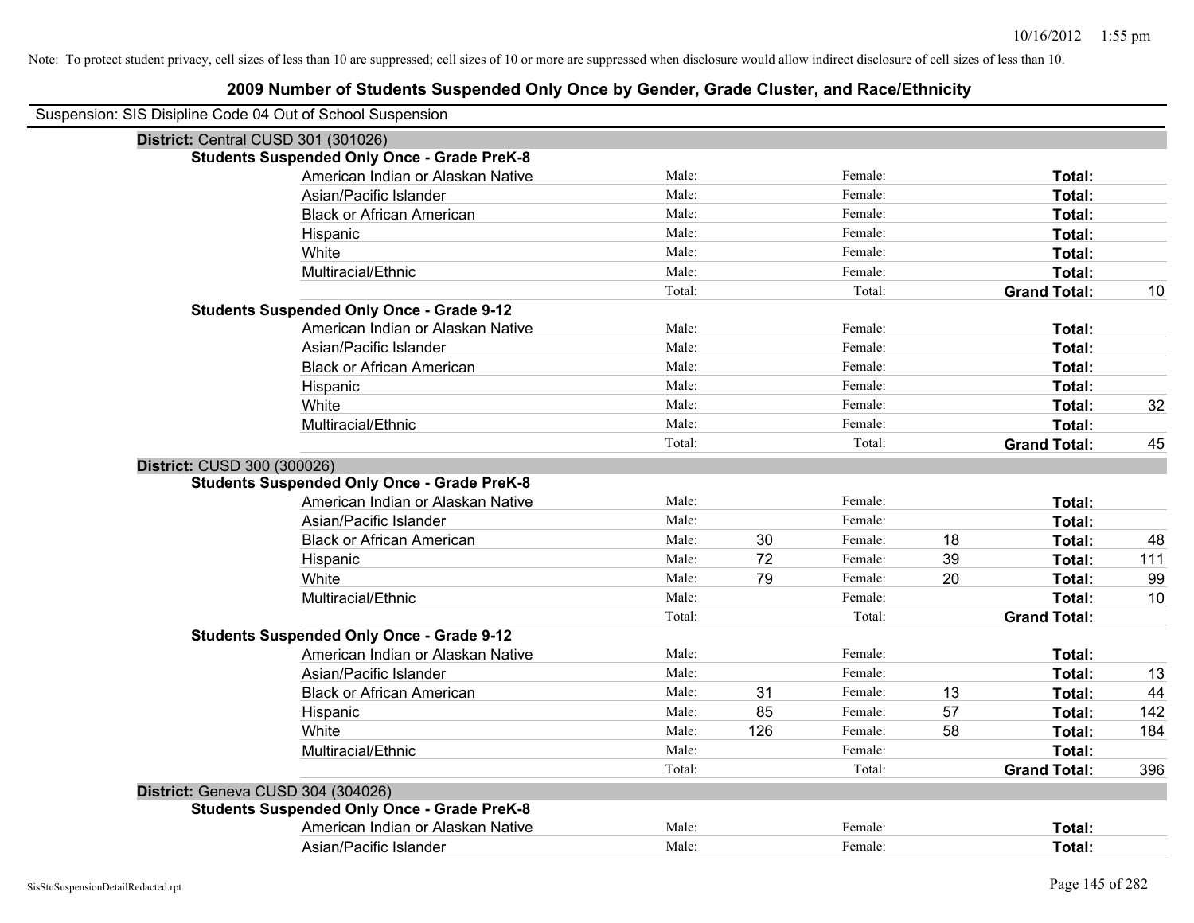Note: To protect student privacy, cell sizes of less than 10 are suppressed; cell sizes of 10 or more are suppressed when disclosure would allow indirect disclosure of cell sizes of less than 10.

## 2009 Number of Students Suspended Only Once by Gender, Grade Cluster, and Race/Ethnicity

Suspension: SIS Disipline Code 04 Out of School Suspension

### District: Central CUSD 301 (301026)

**Students Suspended Only Once - Grade PreK-8**

| Race/Ethnicity | Male | Female | Total |
|---|---|---|---|
| American Indian or Alaskan Native | | | |
| Asian/Pacific Islander | | | |
| Black or African American | | | |
| Hispanic | | | |
| White | | | |
| Multiracial/Ethnic | | | |
| Total | | | Grand Total: 10 |

**Students Suspended Only Once - Grade 9-12**

| Race/Ethnicity | Male | Female | Total |
|---|---|---|---|
| American Indian or Alaskan Native | | | |
| Asian/Pacific Islander | | | |
| Black or African American | | | |
| Hispanic | | | |
| White | | | 32 |
| Multiracial/Ethnic | | | |
| Total | | | Grand Total: 45 |

### District: CUSD 300 (300026)

**Students Suspended Only Once - Grade PreK-8**

| Race/Ethnicity | Male | Female | Total |
|---|---|---|---|
| American Indian or Alaskan Native | | | |
| Asian/Pacific Islander | | | |
| Black or African American | 30 | 18 | 48 |
| Hispanic | 72 | 39 | 111 |
| White | 79 | 20 | 99 |
| Multiracial/Ethnic | | | 10 |
| Total | | | Grand Total: |

**Students Suspended Only Once - Grade 9-12**

| Race/Ethnicity | Male | Female | Total |
|---|---|---|---|
| American Indian or Alaskan Native | | | |
| Asian/Pacific Islander | | | 13 |
| Black or African American | 31 | 13 | 44 |
| Hispanic | 85 | 57 | 142 |
| White | 126 | 58 | 184 |
| Multiracial/Ethnic | | | |
| Total | | | Grand Total: 396 |

### District: Geneva CUSD 304 (304026)

**Students Suspended Only Once - Grade PreK-8**

| Race/Ethnicity | Male | Female | Total |
|---|---|---|---|
| American Indian or Alaskan Native | | | |
| Asian/Pacific Islander | | | |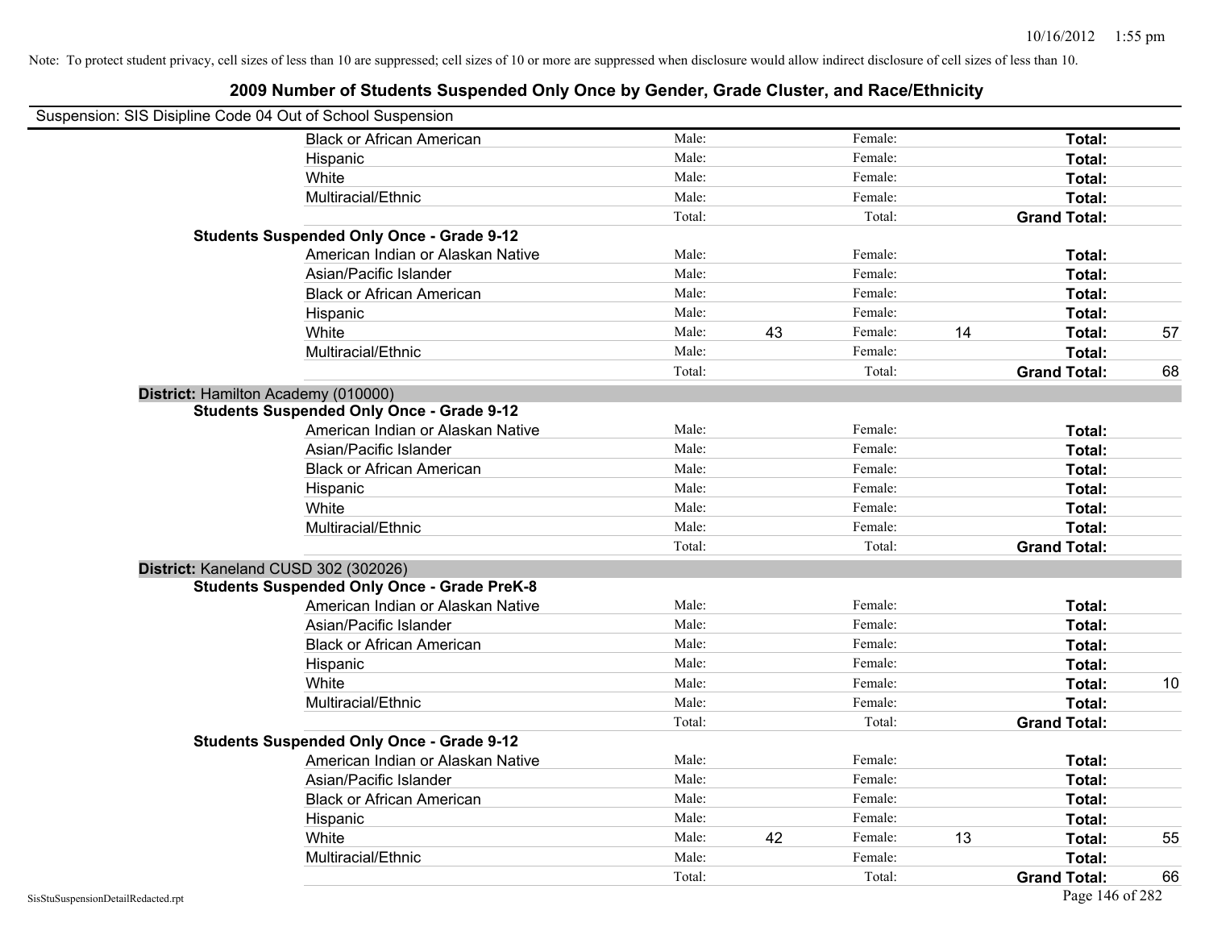Note: To protect student privacy, cell sizes of less than 10 are suppressed; cell sizes of 10 or more are suppressed when disclosure would allow indirect disclosure of cell sizes of less than 10.

## 2009 Number of Students Suspended Only Once by Gender, Grade Cluster, and Race/Ethnicity

Suspension: SIS Disipline Code 04 Out of School Suspension

| | | | | | | |
|---|---|---|---|---|---|---|
| Black or African American | Male: | | Female: | | **Total:** | |
| Hispanic | Male: | | Female: | | **Total:** | |
| White | Male: | | Female: | | **Total:** | |
| Multiracial/Ethnic | Male: | | Female: | | **Total:** | |
| | Total: | | Total: | | **Grand Total:** | |
| **Students Suspended Only Once - Grade 9-12** | | | | | | |
| American Indian or Alaskan Native | Male: | | Female: | | **Total:** | |
| Asian/Pacific Islander | Male: | | Female: | | **Total:** | |
| Black or African American | Male: | | Female: | | **Total:** | |
| Hispanic | Male: | | Female: | | **Total:** | |
| White | Male: | 43 | Female: | 14 | **Total:** | 57 |
| Multiracial/Ethnic | Male: | | Female: | | **Total:** | |
| | Total: | | Total: | | **Grand Total:** | 68 |

**District:** Hamilton Academy (010000)

| | | | | | | |
|---|---|---|---|---|---|---|
| **Students Suspended Only Once - Grade 9-12** | | | | | | |
| American Indian or Alaskan Native | Male: | | Female: | | **Total:** | |
| Asian/Pacific Islander | Male: | | Female: | | **Total:** | |
| Black or African American | Male: | | Female: | | **Total:** | |
| Hispanic | Male: | | Female: | | **Total:** | |
| White | Male: | | Female: | | **Total:** | |
| Multiracial/Ethnic | Male: | | Female: | | **Total:** | |
| | Total: | | Total: | | **Grand Total:** | |

**District:** Kaneland CUSD 302 (302026)

| | | | | | | |
|---|---|---|---|---|---|---|
| **Students Suspended Only Once - Grade PreK-8** | | | | | | |
| American Indian or Alaskan Native | Male: | | Female: | | **Total:** | |
| Asian/Pacific Islander | Male: | | Female: | | **Total:** | |
| Black or African American | Male: | | Female: | | **Total:** | |
| Hispanic | Male: | | Female: | | **Total:** | |
| White | Male: | | Female: | | **Total:** | 10 |
| Multiracial/Ethnic | Male: | | Female: | | **Total:** | |
| | Total: | | Total: | | **Grand Total:** | |
| **Students Suspended Only Once - Grade 9-12** | | | | | | |
| American Indian or Alaskan Native | Male: | | Female: | | **Total:** | |
| Asian/Pacific Islander | Male: | | Female: | | **Total:** | |
| Black or African American | Male: | | Female: | | **Total:** | |
| Hispanic | Male: | | Female: | | **Total:** | |
| White | Male: | 42 | Female: | 13 | **Total:** | 55 |
| Multiracial/Ethnic | Male: | | Female: | | **Total:** | |
| | Total: | | Total: | | **Grand Total:** | 66 |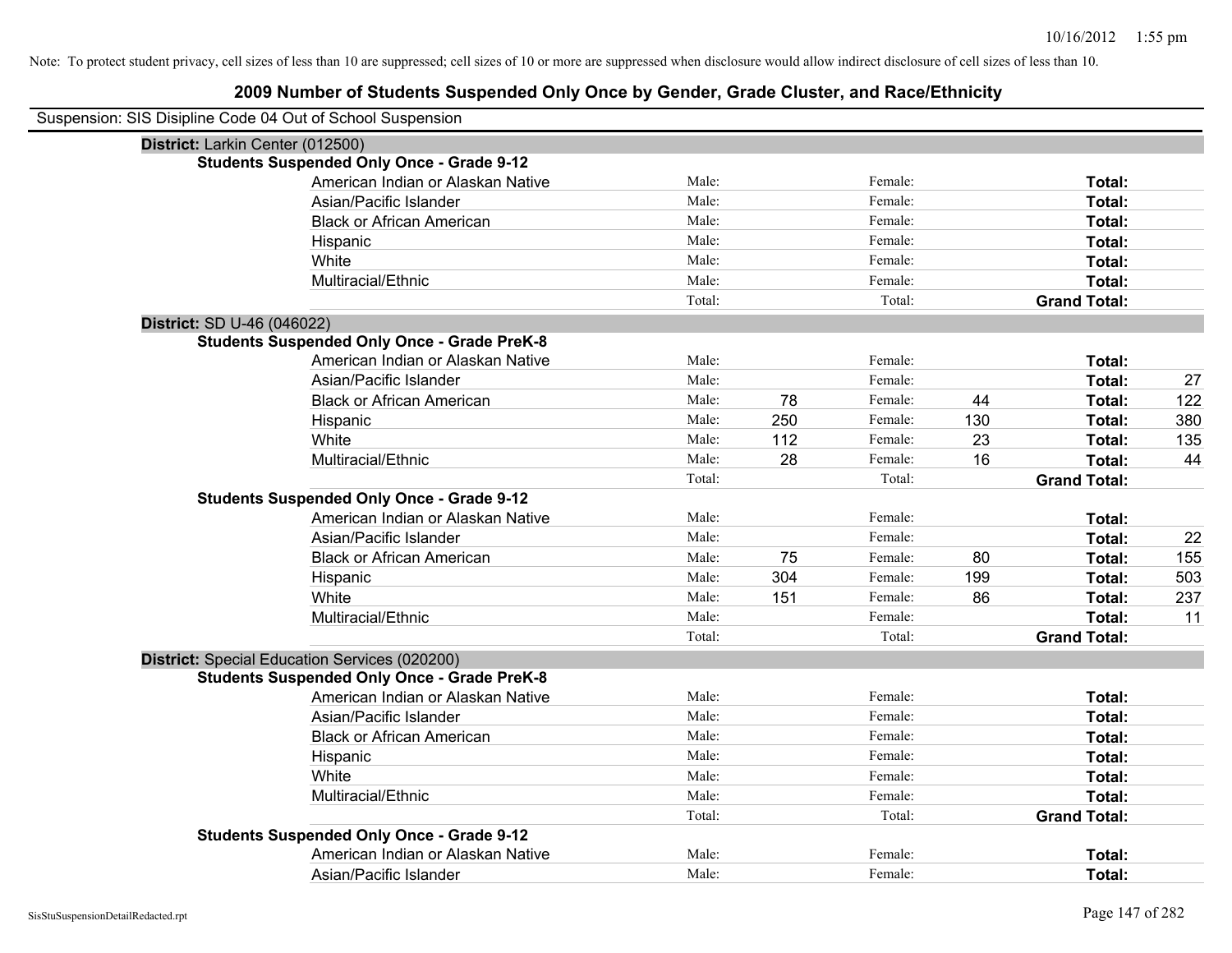Note: To protect student privacy, cell sizes of less than 10 are suppressed; cell sizes of 10 or more are suppressed when disclosure would allow indirect disclosure of cell sizes of less than 10.

# 2009 Number of Students Suspended Only Once by Gender, Grade Cluster, and Race/Ethnicity

Suspension: SIS Disipline Code 04 Out of School Suspension

**District:** Larkin Center (012500)

**Students Suspended Only Once - Grade 9-12**

| Race/Ethnicity | Male: | | Female: | | Total: | |
|---|---|---|---|---|---|---|
| American Indian or Alaskan Native | Male: | | Female: | | **Total:** | |
| Asian/Pacific Islander | Male: | | Female: | | **Total:** | |
| Black or African American | Male: | | Female: | | **Total:** | |
| Hispanic | Male: | | Female: | | **Total:** | |
| White | Male: | | Female: | | **Total:** | |
| Multiracial/Ethnic | Male: | | Female: | | **Total:** | |
| | Total: | | Total: | | **Grand Total:** | |

**District:** SD U-46 (046022)

**Students Suspended Only Once - Grade PreK-8**

| Race/Ethnicity | Male: | | Female: | | Total: | |
|---|---|---|---|---|---|---|
| American Indian or Alaskan Native | Male: | | Female: | | **Total:** | |
| Asian/Pacific Islander | Male: | | Female: | | **Total:** | 27 |
| Black or African American | Male: | 78 | Female: | 44 | **Total:** | 122 |
| Hispanic | Male: | 250 | Female: | 130 | **Total:** | 380 |
| White | Male: | 112 | Female: | 23 | **Total:** | 135 |
| Multiracial/Ethnic | Male: | 28 | Female: | 16 | **Total:** | 44 |
| | Total: | | Total: | | **Grand Total:** | |

**Students Suspended Only Once - Grade 9-12**

| Race/Ethnicity | Male: | | Female: | | Total: | |
|---|---|---|---|---|---|---|
| American Indian or Alaskan Native | Male: | | Female: | | **Total:** | |
| Asian/Pacific Islander | Male: | | Female: | | **Total:** | 22 |
| Black or African American | Male: | 75 | Female: | 80 | **Total:** | 155 |
| Hispanic | Male: | 304 | Female: | 199 | **Total:** | 503 |
| White | Male: | 151 | Female: | 86 | **Total:** | 237 |
| Multiracial/Ethnic | Male: | | Female: | | **Total:** | 11 |
| | Total: | | Total: | | **Grand Total:** | |

**District:** Special Education Services (020200)

**Students Suspended Only Once - Grade PreK-8**

| Race/Ethnicity | Male: | | Female: | | Total: | |
|---|---|---|---|---|---|---|
| American Indian or Alaskan Native | Male: | | Female: | | **Total:** | |
| Asian/Pacific Islander | Male: | | Female: | | **Total:** | |
| Black or African American | Male: | | Female: | | **Total:** | |
| Hispanic | Male: | | Female: | | **Total:** | |
| White | Male: | | Female: | | **Total:** | |
| Multiracial/Ethnic | Male: | | Female: | | **Total:** | |
| | Total: | | Total: | | **Grand Total:** | |

**Students Suspended Only Once - Grade 9-12**

| Race/Ethnicity | Male: | | Female: | | Total: | |
|---|---|---|---|---|---|---|
| American Indian or Alaskan Native | Male: | | Female: | | **Total:** | |
| Asian/Pacific Islander | Male: | | Female: | | **Total:** | |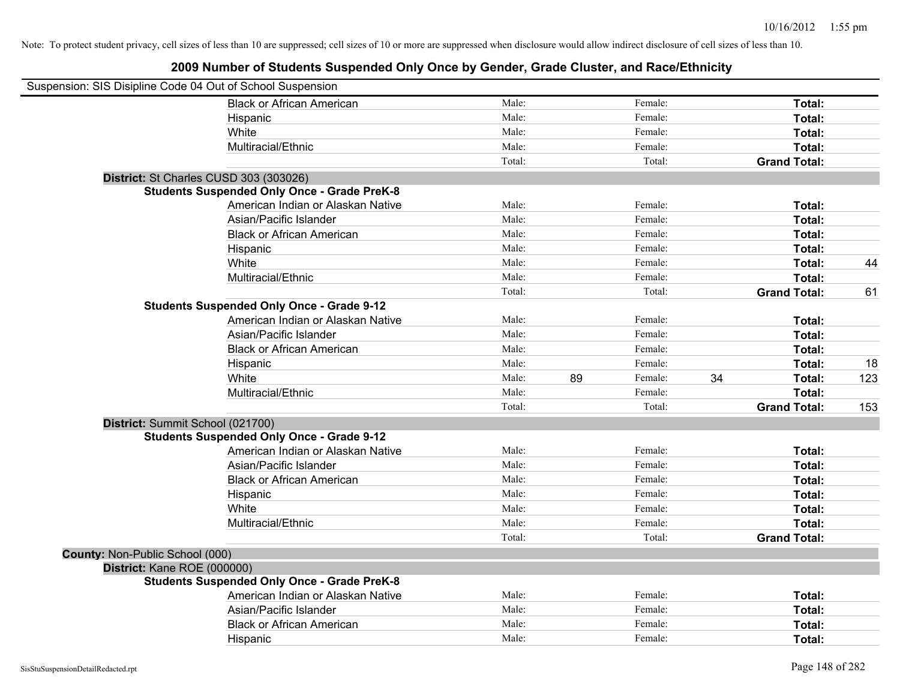Note: To protect student privacy, cell sizes of less than 10 are suppressed; cell sizes of 10 or more are suppressed when disclosure would allow indirect disclosure of cell sizes of less than 10.

## 2009 Number of Students Suspended Only Once by Gender, Grade Cluster, and Race/Ethnicity

Suspension: SIS Disipline Code 04 Out of School Suspension

| | | | | | | | |
|---|---|---|---|---|---|---|---|
| Black or African American | Male: | | Female: | | **Total:** | |
| Hispanic | Male: | | Female: | | **Total:** | |
| White | Male: | | Female: | | **Total:** | |
| Multiracial/Ethnic | Male: | | Female: | | **Total:** | |
| | Total: | | Total: | | **Grand Total:** | |

**District:** St Charles CUSD 303 (303026)

**Students Suspended Only Once - Grade PreK-8**

| | | | | | | |
|---|---|---|---|---|---|---|
| American Indian or Alaskan Native | Male: | | Female: | | **Total:** | |
| Asian/Pacific Islander | Male: | | Female: | | **Total:** | |
| Black or African American | Male: | | Female: | | **Total:** | |
| Hispanic | Male: | | Female: | | **Total:** | |
| White | Male: | | Female: | | **Total:** | 44 |
| Multiracial/Ethnic | Male: | | Female: | | **Total:** | |
| | Total: | | Total: | | **Grand Total:** | 61 |

**Students Suspended Only Once - Grade 9-12**

| | | | | | | |
|---|---|---|---|---|---|---|
| American Indian or Alaskan Native | Male: | | Female: | | **Total:** | |
| Asian/Pacific Islander | Male: | | Female: | | **Total:** | |
| Black or African American | Male: | | Female: | | **Total:** | |
| Hispanic | Male: | | Female: | | **Total:** | 18 |
| White | Male: | 89 | Female: | 34 | **Total:** | 123 |
| Multiracial/Ethnic | Male: | | Female: | | **Total:** | |
| | Total: | | Total: | | **Grand Total:** | 153 |

**District:** Summit School (021700)

**Students Suspended Only Once - Grade 9-12**

| | | | | | | |
|---|---|---|---|---|---|---|
| American Indian or Alaskan Native | Male: | | Female: | | **Total:** | |
| Asian/Pacific Islander | Male: | | Female: | | **Total:** | |
| Black or African American | Male: | | Female: | | **Total:** | |
| Hispanic | Male: | | Female: | | **Total:** | |
| White | Male: | | Female: | | **Total:** | |
| Multiracial/Ethnic | Male: | | Female: | | **Total:** | |
| | Total: | | Total: | | **Grand Total:** | |

**County:** Non-Public School (000)

**District:** Kane ROE (000000)

**Students Suspended Only Once - Grade PreK-8**

| | | | | | | |
|---|---|---|---|---|---|---|
| American Indian or Alaskan Native | Male: | | Female: | | **Total:** | |
| Asian/Pacific Islander | Male: | | Female: | | **Total:** | |
| Black or African American | Male: | | Female: | | **Total:** | |
| Hispanic | Male: | | Female: | | **Total:** | |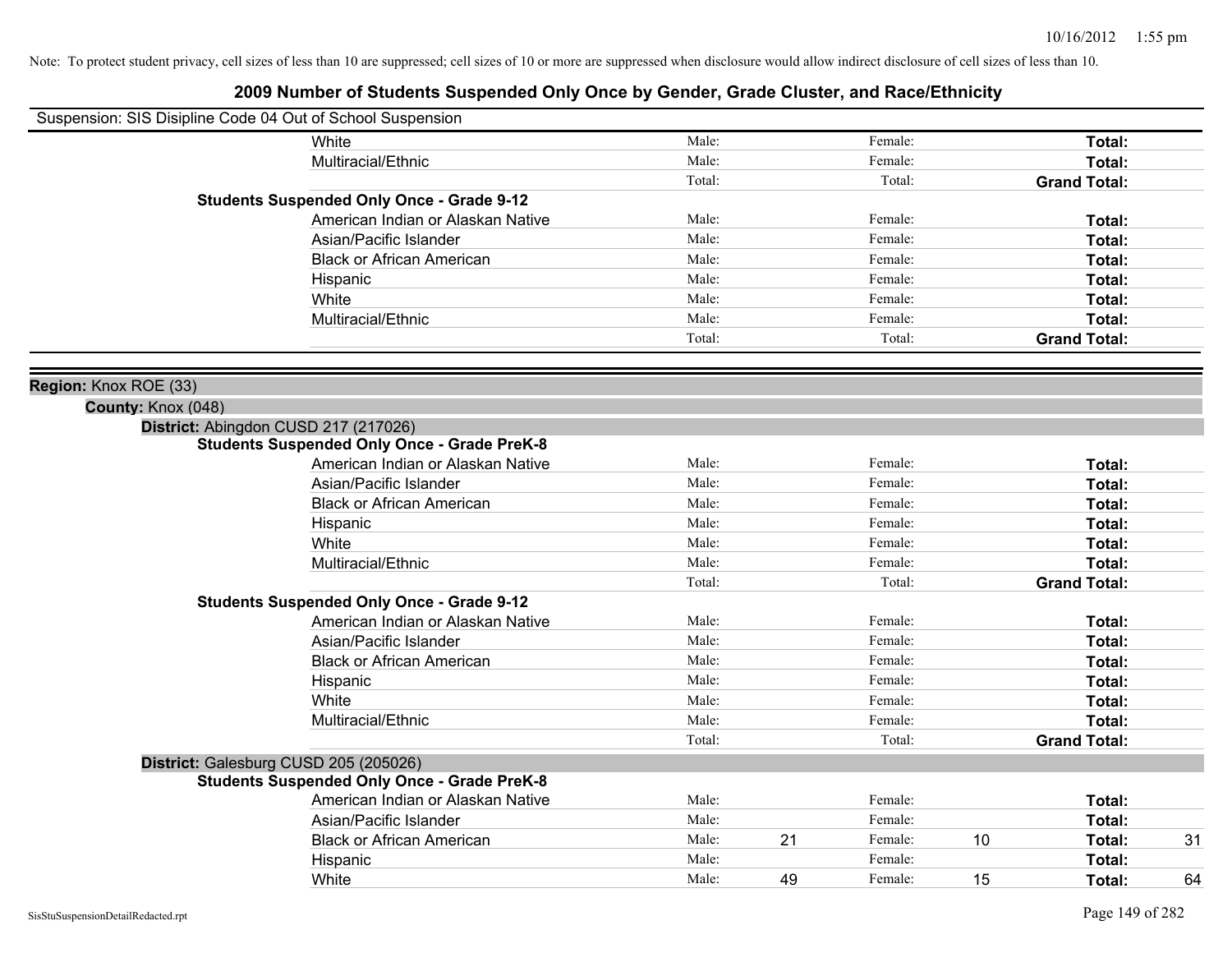Note: To protect student privacy, cell sizes of less than 10 are suppressed; cell sizes of 10 or more are suppressed when disclosure would allow indirect disclosure of cell sizes of less than 10.

# 2009 Number of Students Suspended Only Once by Gender, Grade Cluster, and Race/Ethnicity

Suspension: SIS Disipline Code 04 Out of School Suspension

| | | | | | | |
|---|---|---|---|---|---|---|
| White | Male: | | Female: | | **Total:** | |
| Multiracial/Ethnic | Male: | | Female: | | **Total:** | |
| | Total: | | Total: | | **Grand Total:** | |

**Students Suspended Only Once - Grade 9-12**

| | | | | | | |
|---|---|---|---|---|---|---|
| American Indian or Alaskan Native | Male: | | Female: | | **Total:** | |
| Asian/Pacific Islander | Male: | | Female: | | **Total:** | |
| Black or African American | Male: | | Female: | | **Total:** | |
| Hispanic | Male: | | Female: | | **Total:** | |
| White | Male: | | Female: | | **Total:** | |
| Multiracial/Ethnic | Male: | | Female: | | **Total:** | |
| | Total: | | Total: | | **Grand Total:** | |

**Region:** Knox ROE (33)

**County:** Knox (048)

**District:** Abingdon CUSD 217 (217026)

**Students Suspended Only Once - Grade PreK-8**

| | | | | | | |
|---|---|---|---|---|---|---|
| American Indian or Alaskan Native | Male: | | Female: | | **Total:** | |
| Asian/Pacific Islander | Male: | | Female: | | **Total:** | |
| Black or African American | Male: | | Female: | | **Total:** | |
| Hispanic | Male: | | Female: | | **Total:** | |
| White | Male: | | Female: | | **Total:** | |
| Multiracial/Ethnic | Male: | | Female: | | **Total:** | |
| | Total: | | Total: | | **Grand Total:** | |

**Students Suspended Only Once - Grade 9-12**

| | | | | | | |
|---|---|---|---|---|---|---|
| American Indian or Alaskan Native | Male: | | Female: | | **Total:** | |
| Asian/Pacific Islander | Male: | | Female: | | **Total:** | |
| Black or African American | Male: | | Female: | | **Total:** | |
| Hispanic | Male: | | Female: | | **Total:** | |
| White | Male: | | Female: | | **Total:** | |
| Multiracial/Ethnic | Male: | | Female: | | **Total:** | |
| | Total: | | Total: | | **Grand Total:** | |

**District:** Galesburg CUSD 205 (205026)

**Students Suspended Only Once - Grade PreK-8**

| | | | | | | |
|---|---|---|---|---|---|---|
| American Indian or Alaskan Native | Male: | | Female: | | **Total:** | |
| Asian/Pacific Islander | Male: | | Female: | | **Total:** | |
| Black or African American | Male: | 21 | Female: | 10 | **Total:** | 31 |
| Hispanic | Male: | | Female: | | **Total:** | |
| White | Male: | 49 | Female: | 15 | **Total:** | 64 |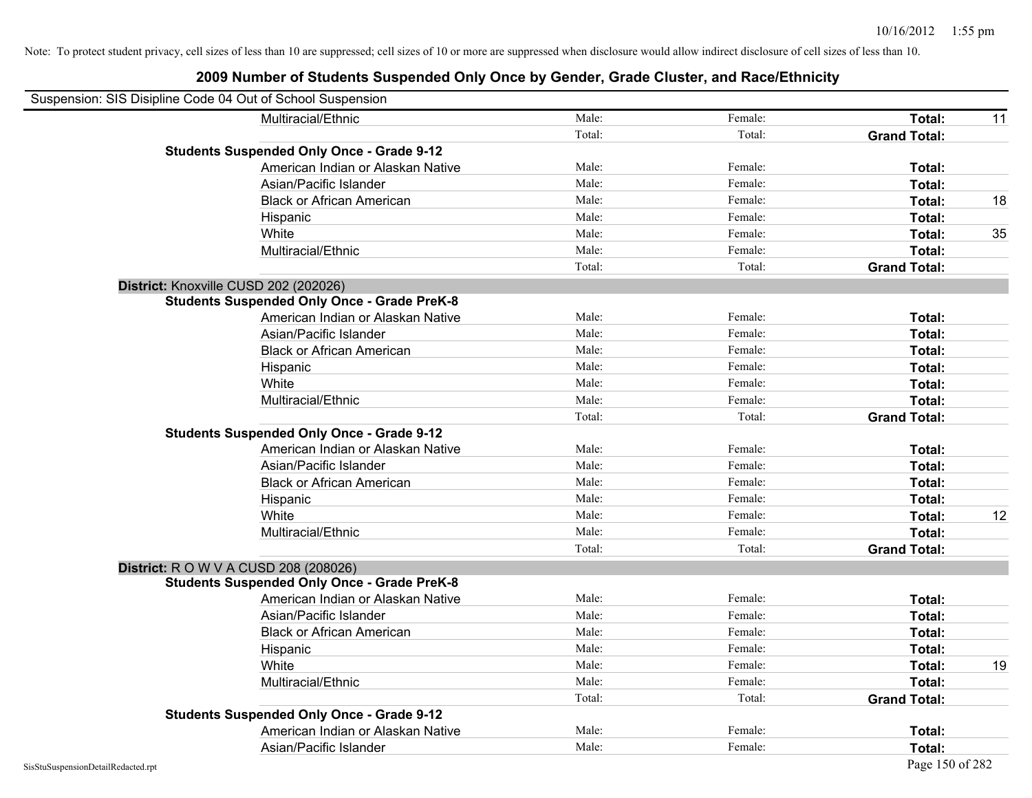Note: To protect student privacy, cell sizes of less than 10 are suppressed; cell sizes of 10 or more are suppressed when disclosure would allow indirect disclosure of cell sizes of less than 10.

## 2009 Number of Students Suspended Only Once by Gender, Grade Cluster, and Race/Ethnicity

Suspension: SIS Disipline Code 04 Out of School Suspension

| | | | | | |
|---|---|---|---|---|---|
| | Multiracial/Ethnic | Male: | Female: | **Total:** | 11 |
| | | Total: | Total: | **Grand Total:** | |
| **Students Suspended Only Once - Grade 9-12** | | | | | |
| | American Indian or Alaskan Native | Male: | Female: | **Total:** | |
| | Asian/Pacific Islander | Male: | Female: | **Total:** | |
| | Black or African American | Male: | Female: | **Total:** | 18 |
| | Hispanic | Male: | Female: | **Total:** | |
| | White | Male: | Female: | **Total:** | 35 |
| | Multiracial/Ethnic | Male: | Female: | **Total:** | |
| | | Total: | Total: | **Grand Total:** | |
| **District:** Knoxville CUSD 202 (202026) | | | | | |
| **Students Suspended Only Once - Grade PreK-8** | | | | | |
| | American Indian or Alaskan Native | Male: | Female: | **Total:** | |
| | Asian/Pacific Islander | Male: | Female: | **Total:** | |
| | Black or African American | Male: | Female: | **Total:** | |
| | Hispanic | Male: | Female: | **Total:** | |
| | White | Male: | Female: | **Total:** | |
| | Multiracial/Ethnic | Male: | Female: | **Total:** | |
| | | Total: | Total: | **Grand Total:** | |
| **Students Suspended Only Once - Grade 9-12** | | | | | |
| | American Indian or Alaskan Native | Male: | Female: | **Total:** | |
| | Asian/Pacific Islander | Male: | Female: | **Total:** | |
| | Black or African American | Male: | Female: | **Total:** | |
| | Hispanic | Male: | Female: | **Total:** | |
| | White | Male: | Female: | **Total:** | 12 |
| | Multiracial/Ethnic | Male: | Female: | **Total:** | |
| | | Total: | Total: | **Grand Total:** | |
| **District:** R O W V A CUSD 208 (208026) | | | | | |
| **Students Suspended Only Once - Grade PreK-8** | | | | | |
| | American Indian or Alaskan Native | Male: | Female: | **Total:** | |
| | Asian/Pacific Islander | Male: | Female: | **Total:** | |
| | Black or African American | Male: | Female: | **Total:** | |
| | Hispanic | Male: | Female: | **Total:** | |
| | White | Male: | Female: | **Total:** | 19 |
| | Multiracial/Ethnic | Male: | Female: | **Total:** | |
| | | Total: | Total: | **Grand Total:** | |
| **Students Suspended Only Once - Grade 9-12** | | | | | |
| | American Indian or Alaskan Native | Male: | Female: | **Total:** | |
| | Asian/Pacific Islander | Male: | Female: | **Total:** | |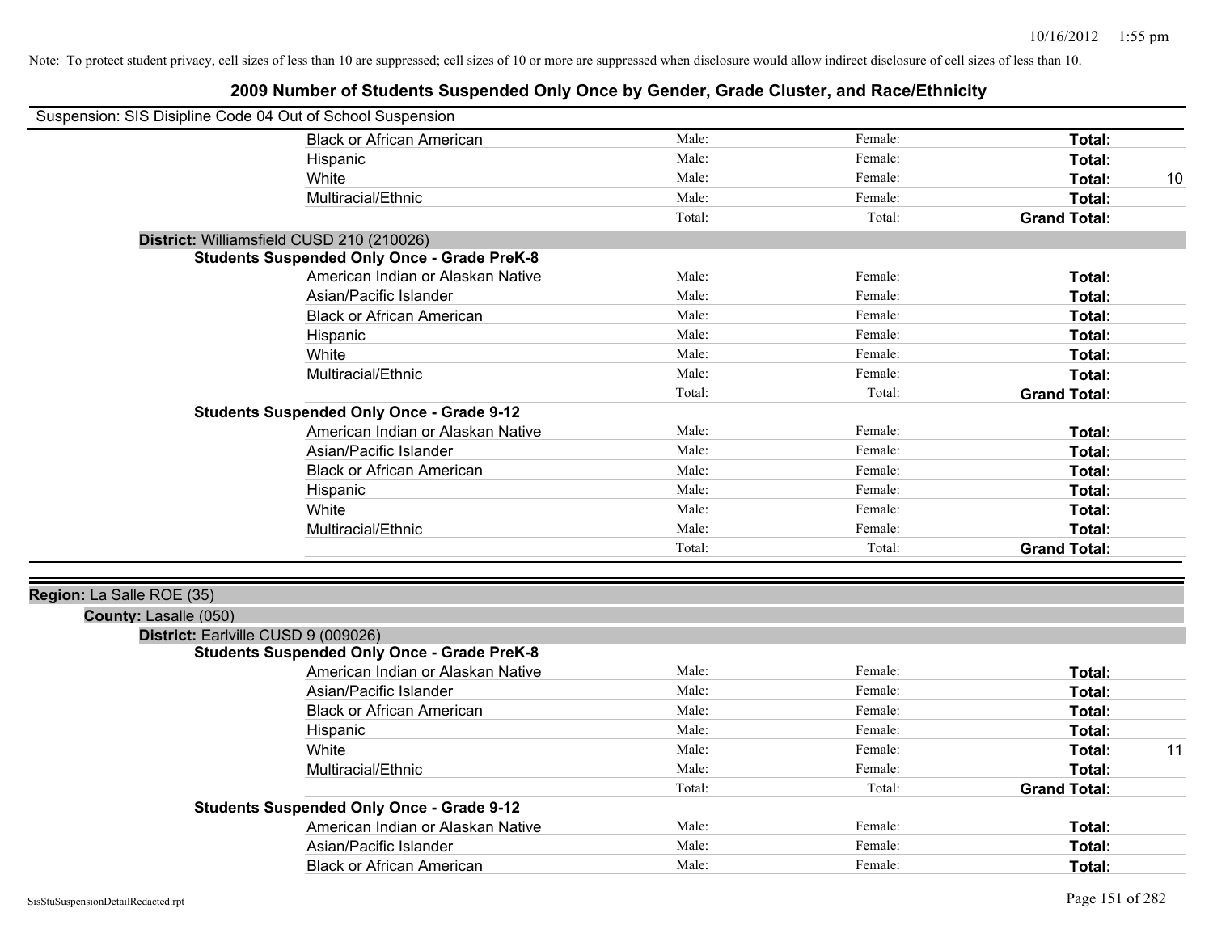Note: To protect student privacy, cell sizes of less than 10 are suppressed; cell sizes of 10 or more are suppressed when disclosure would allow indirect disclosure of cell sizes of less than 10.

# 2009 Number of Students Suspended Only Once by Gender, Grade Cluster, and Race/Ethnicity

Suspension: SIS Disipline Code 04 Out of School Suspension

| | | | | |
|---|---|---|---|---|
| Black or African American | Male: | Female: | **Total:** | |
| Hispanic | Male: | Female: | **Total:** | |
| White | Male: | Female: | **Total:** | 10 |
| Multiracial/Ethnic | Male: | Female: | **Total:** | |
| | Total: | Total: | **Grand Total:** | |

**District:** Williamsfield CUSD 210 (210026)

**Students Suspended Only Once - Grade PreK-8**

| | | | | |
|---|---|---|---|---|
| American Indian or Alaskan Native | Male: | Female: | **Total:** | |
| Asian/Pacific Islander | Male: | Female: | **Total:** | |
| Black or African American | Male: | Female: | **Total:** | |
| Hispanic | Male: | Female: | **Total:** | |
| White | Male: | Female: | **Total:** | |
| Multiracial/Ethnic | Male: | Female: | **Total:** | |
| | Total: | Total: | **Grand Total:** | |

**Students Suspended Only Once - Grade 9-12**

| | | | | |
|---|---|---|---|---|
| American Indian or Alaskan Native | Male: | Female: | **Total:** | |
| Asian/Pacific Islander | Male: | Female: | **Total:** | |
| Black or African American | Male: | Female: | **Total:** | |
| Hispanic | Male: | Female: | **Total:** | |
| White | Male: | Female: | **Total:** | |
| Multiracial/Ethnic | Male: | Female: | **Total:** | |
| | Total: | Total: | **Grand Total:** | |

**Region:** La Salle ROE (35)

**County:** Lasalle (050)

**District:** Earlville CUSD 9 (009026)

**Students Suspended Only Once - Grade PreK-8**

| | | | | |
|---|---|---|---|---|
| American Indian or Alaskan Native | Male: | Female: | **Total:** | |
| Asian/Pacific Islander | Male: | Female: | **Total:** | |
| Black or African American | Male: | Female: | **Total:** | |
| Hispanic | Male: | Female: | **Total:** | |
| White | Male: | Female: | **Total:** | 11 |
| Multiracial/Ethnic | Male: | Female: | **Total:** | |
| | Total: | Total: | **Grand Total:** | |

**Students Suspended Only Once - Grade 9-12**

| | | | | |
|---|---|---|---|---|
| American Indian or Alaskan Native | Male: | Female: | **Total:** | |
| Asian/Pacific Islander | Male: | Female: | **Total:** | |
| Black or African American | Male: | Female: | **Total:** | |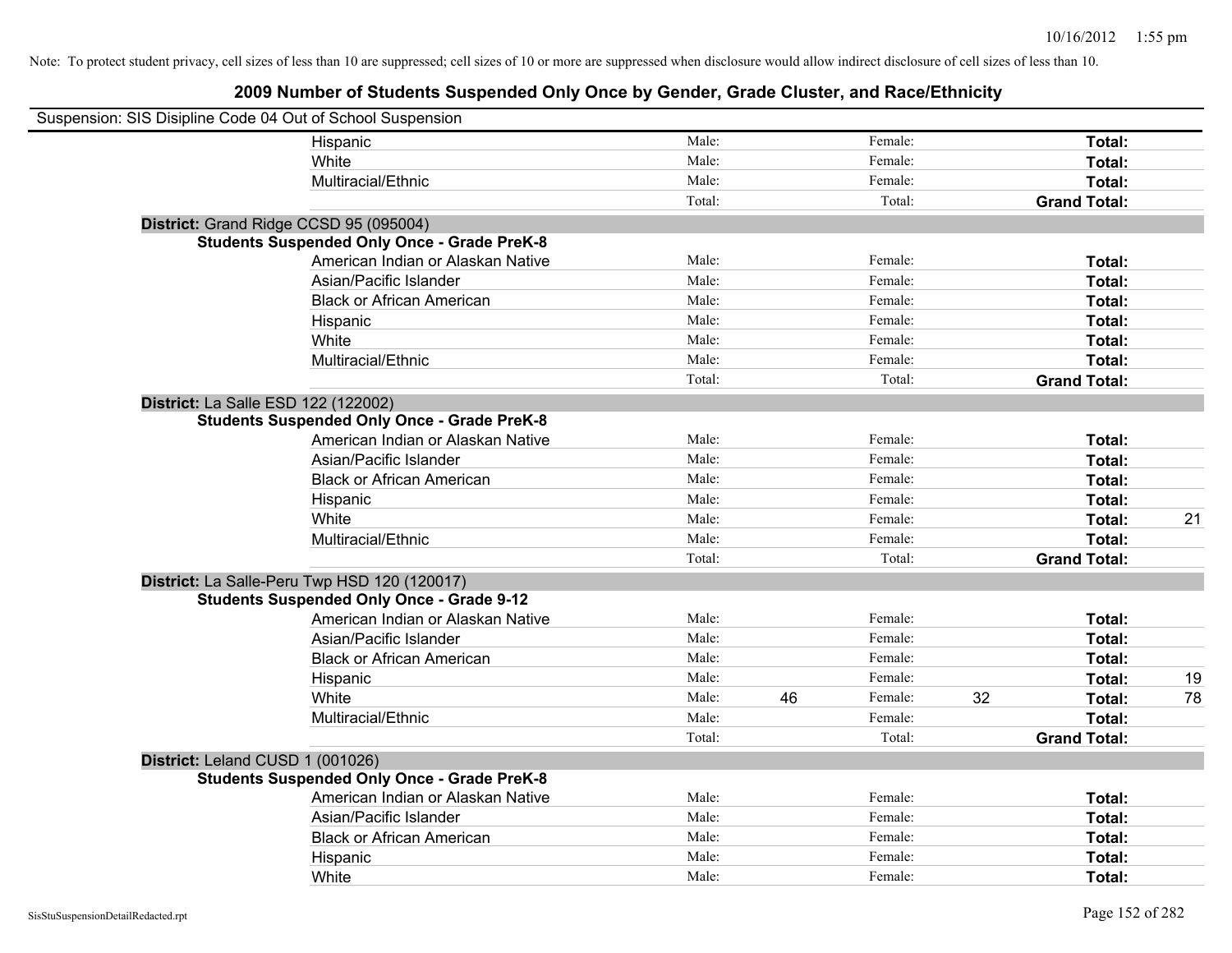Note: To protect student privacy, cell sizes of less than 10 are suppressed; cell sizes of 10 or more are suppressed when disclosure would allow indirect disclosure of cell sizes of less than 10.

## 2009 Number of Students Suspended Only Once by Gender, Grade Cluster, and Race/Ethnicity

Suspension: SIS Disipline Code 04 Out of School Suspension

| | | | | | | | |
|---|---|---|---|---|---|---|---|
| Hispanic | Male: | | Female: | | **Total:** | |
| White | Male: | | Female: | | **Total:** | |
| Multiracial/Ethnic | Male: | | Female: | | **Total:** | |
| | Total: | | Total: | | **Grand Total:** | |

**District:** Grand Ridge CCSD 95 (095004)

**Students Suspended Only Once - Grade PreK-8**

| | | | | | | |
|---|---|---|---|---|---|---|
| American Indian or Alaskan Native | Male: | | Female: | | **Total:** | |
| Asian/Pacific Islander | Male: | | Female: | | **Total:** | |
| Black or African American | Male: | | Female: | | **Total:** | |
| Hispanic | Male: | | Female: | | **Total:** | |
| White | Male: | | Female: | | **Total:** | |
| Multiracial/Ethnic | Male: | | Female: | | **Total:** | |
| | Total: | | Total: | | **Grand Total:** | |

**District:** La Salle ESD 122 (122002)

**Students Suspended Only Once - Grade PreK-8**

| | | | | | | |
|---|---|---|---|---|---|---|
| American Indian or Alaskan Native | Male: | | Female: | | **Total:** | |
| Asian/Pacific Islander | Male: | | Female: | | **Total:** | |
| Black or African American | Male: | | Female: | | **Total:** | |
| Hispanic | Male: | | Female: | | **Total:** | |
| White | Male: | | Female: | | **Total:** | 21 |
| Multiracial/Ethnic | Male: | | Female: | | **Total:** | |
| | Total: | | Total: | | **Grand Total:** | |

**District:** La Salle-Peru Twp HSD 120 (120017)

**Students Suspended Only Once - Grade 9-12**

| | | | | | | |
|---|---|---|---|---|---|---|
| American Indian or Alaskan Native | Male: | | Female: | | **Total:** | |
| Asian/Pacific Islander | Male: | | Female: | | **Total:** | |
| Black or African American | Male: | | Female: | | **Total:** | |
| Hispanic | Male: | | Female: | | **Total:** | 19 |
| White | Male: | 46 | Female: | 32 | **Total:** | 78 |
| Multiracial/Ethnic | Male: | | Female: | | **Total:** | |
| | Total: | | Total: | | **Grand Total:** | |

**District:** Leland CUSD 1 (001026)

**Students Suspended Only Once - Grade PreK-8**

| | | | | | | |
|---|---|---|---|---|---|---|
| American Indian or Alaskan Native | Male: | | Female: | | **Total:** | |
| Asian/Pacific Islander | Male: | | Female: | | **Total:** | |
| Black or African American | Male: | | Female: | | **Total:** | |
| Hispanic | Male: | | Female: | | **Total:** | |
| White | Male: | | Female: | | **Total:** | |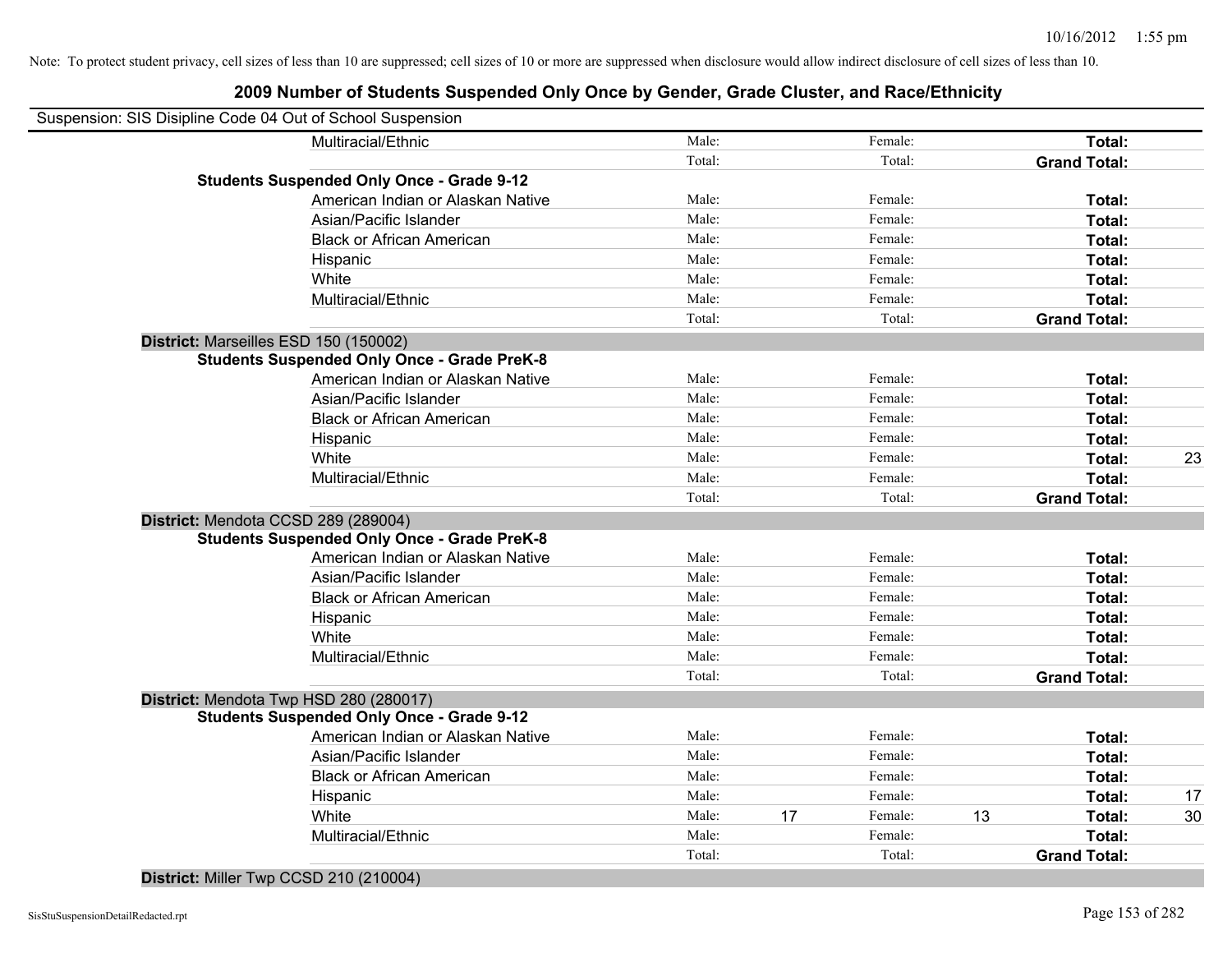Note: To protect student privacy, cell sizes of less than 10 are suppressed; cell sizes of 10 or more are suppressed when disclosure would allow indirect disclosure of cell sizes of less than 10.

# 2009 Number of Students Suspended Only Once by Gender, Grade Cluster, and Race/Ethnicity

Suspension: SIS Disipline Code 04 Out of School Suspension

| | | | | | | | |
|---|---|---|---|---|---|---|---|
| | Multiracial/Ethnic | Male: | | Female: | | **Total:** | |
| | | Total: | | Total: | | **Grand Total:** | |
| **Students Suspended Only Once - Grade 9-12** | | | | | | | |
| | American Indian or Alaskan Native | Male: | | Female: | | **Total:** | |
| | Asian/Pacific Islander | Male: | | Female: | | **Total:** | |
| | Black or African American | Male: | | Female: | | **Total:** | |
| | Hispanic | Male: | | Female: | | **Total:** | |
| | White | Male: | | Female: | | **Total:** | |
| | Multiracial/Ethnic | Male: | | Female: | | **Total:** | |
| | | Total: | | Total: | | **Grand Total:** | |
| **District:** Marseilles ESD 150 (150002) | | | | | | | |
| **Students Suspended Only Once - Grade PreK-8** | | | | | | | |
| | American Indian or Alaskan Native | Male: | | Female: | | **Total:** | |
| | Asian/Pacific Islander | Male: | | Female: | | **Total:** | |
| | Black or African American | Male: | | Female: | | **Total:** | |
| | Hispanic | Male: | | Female: | | **Total:** | |
| | White | Male: | | Female: | | **Total:** | 23 |
| | Multiracial/Ethnic | Male: | | Female: | | **Total:** | |
| | | Total: | | Total: | | **Grand Total:** | |
| **District:** Mendota CCSD 289 (289004) | | | | | | | |
| **Students Suspended Only Once - Grade PreK-8** | | | | | | | |
| | American Indian or Alaskan Native | Male: | | Female: | | **Total:** | |
| | Asian/Pacific Islander | Male: | | Female: | | **Total:** | |
| | Black or African American | Male: | | Female: | | **Total:** | |
| | Hispanic | Male: | | Female: | | **Total:** | |
| | White | Male: | | Female: | | **Total:** | |
| | Multiracial/Ethnic | Male: | | Female: | | **Total:** | |
| | | Total: | | Total: | | **Grand Total:** | |
| **District:** Mendota Twp HSD 280 (280017) | | | | | | | |
| **Students Suspended Only Once - Grade 9-12** | | | | | | | |
| | American Indian or Alaskan Native | Male: | | Female: | | **Total:** | |
| | Asian/Pacific Islander | Male: | | Female: | | **Total:** | |
| | Black or African American | Male: | | Female: | | **Total:** | |
| | Hispanic | Male: | | Female: | | **Total:** | 17 |
| | White | Male: | 17 | Female: | 13 | **Total:** | 30 |
| | Multiracial/Ethnic | Male: | | Female: | | **Total:** | |
| | | Total: | | Total: | | **Grand Total:** | |
| **District:** Miller Twp CCSD 210 (210004) | | | | | | | |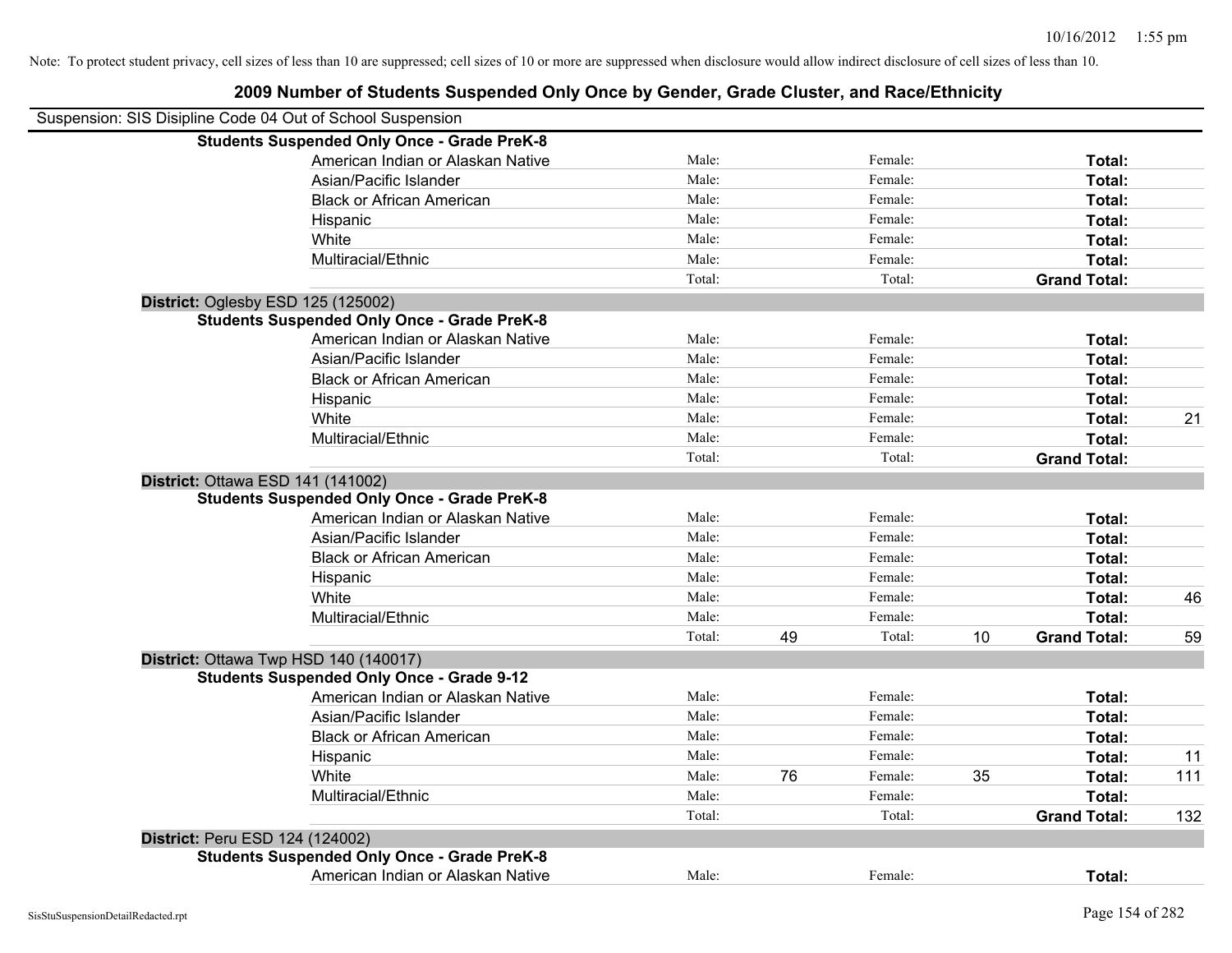Note: To protect student privacy, cell sizes of less than 10 are suppressed; cell sizes of 10 or more are suppressed when disclosure would allow indirect disclosure of cell sizes of less than 10.

## 2009 Number of Students Suspended Only Once by Gender, Grade Cluster, and Race/Ethnicity

Suspension: SIS Disipline Code 04 Out of School Suspension

**Students Suspended Only Once - Grade PreK-8**

| | | | | | | |
|---|---|---|---|---|---|---|
| American Indian or Alaskan Native | Male: | | Female: | | **Total:** | |
| Asian/Pacific Islander | Male: | | Female: | | **Total:** | |
| Black or African American | Male: | | Female: | | **Total:** | |
| Hispanic | Male: | | Female: | | **Total:** | |
| White | Male: | | Female: | | **Total:** | |
| Multiracial/Ethnic | Male: | | Female: | | **Total:** | |
| | Total: | | Total: | | **Grand Total:** | |

**District:** Oglesby ESD 125 (125002)

**Students Suspended Only Once - Grade PreK-8**

| | | | | | | |
|---|---|---|---|---|---|---|
| American Indian or Alaskan Native | Male: | | Female: | | **Total:** | |
| Asian/Pacific Islander | Male: | | Female: | | **Total:** | |
| Black or African American | Male: | | Female: | | **Total:** | |
| Hispanic | Male: | | Female: | | **Total:** | |
| White | Male: | | Female: | | **Total:** | 21 |
| Multiracial/Ethnic | Male: | | Female: | | **Total:** | |
| | Total: | | Total: | | **Grand Total:** | |

**District:** Ottawa ESD 141 (141002)

**Students Suspended Only Once - Grade PreK-8**

| | | | | | | |
|---|---|---|---|---|---|---|
| American Indian or Alaskan Native | Male: | | Female: | | **Total:** | |
| Asian/Pacific Islander | Male: | | Female: | | **Total:** | |
| Black or African American | Male: | | Female: | | **Total:** | |
| Hispanic | Male: | | Female: | | **Total:** | |
| White | Male: | | Female: | | **Total:** | 46 |
| Multiracial/Ethnic | Male: | | Female: | | **Total:** | |
| | Total: | 49 | Total: | 10 | **Grand Total:** | 59 |

**District:** Ottawa Twp HSD 140 (140017)

**Students Suspended Only Once - Grade 9-12**

| | | | | | | |
|---|---|---|---|---|---|---|
| American Indian or Alaskan Native | Male: | | Female: | | **Total:** | |
| Asian/Pacific Islander | Male: | | Female: | | **Total:** | |
| Black or African American | Male: | | Female: | | **Total:** | |
| Hispanic | Male: | | Female: | | **Total:** | 11 |
| White | Male: | 76 | Female: | 35 | **Total:** | 111 |
| Multiracial/Ethnic | Male: | | Female: | | **Total:** | |
| | Total: | | Total: | | **Grand Total:** | 132 |

**District:** Peru ESD 124 (124002)

**Students Suspended Only Once - Grade PreK-8**

| | | | | | | |
|---|---|---|---|---|---|---|
| American Indian or Alaskan Native | Male: | | Female: | | **Total:** | |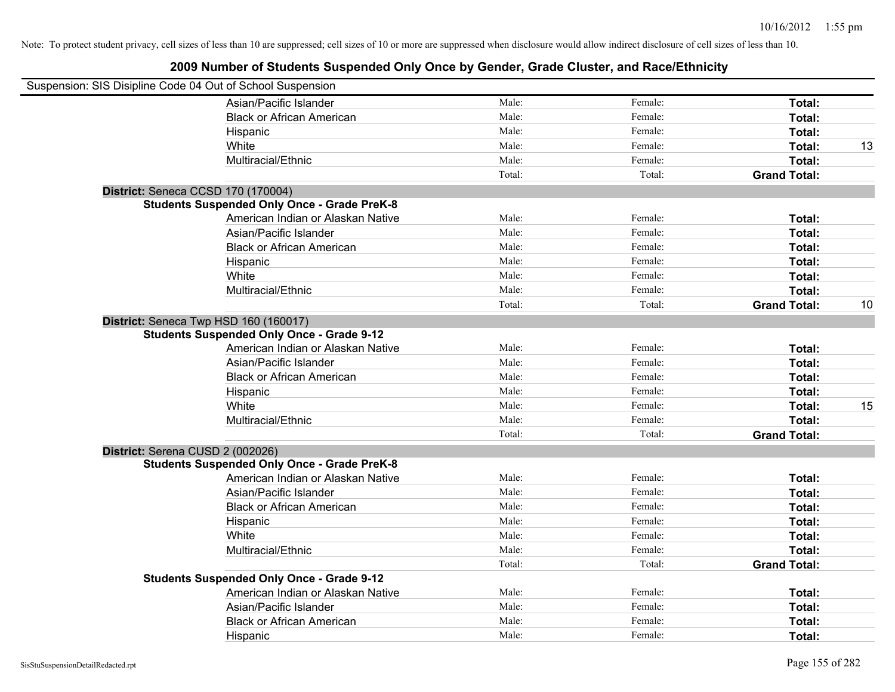Note: To protect student privacy, cell sizes of less than 10 are suppressed; cell sizes of 10 or more are suppressed when disclosure would allow indirect disclosure of cell sizes of less than 10.

## 2009 Number of Students Suspended Only Once by Gender, Grade Cluster, and Race/Ethnicity

Suspension: SIS Disipline Code 04 Out of School Suspension

| | | | | |
|---|---|---|---|---|
| Asian/Pacific Islander | Male: | Female: | **Total:** | |
| Black or African American | Male: | Female: | **Total:** | |
| Hispanic | Male: | Female: | **Total:** | |
| White | Male: | Female: | **Total:** | 13 |
| Multiracial/Ethnic | Male: | Female: | **Total:** | |
| | Total: | Total: | **Grand Total:** | |

**District:** Seneca CCSD 170 (170004)

**Students Suspended Only Once - Grade PreK-8**

| | | | | |
|---|---|---|---|---|
| American Indian or Alaskan Native | Male: | Female: | **Total:** | |
| Asian/Pacific Islander | Male: | Female: | **Total:** | |
| Black or African American | Male: | Female: | **Total:** | |
| Hispanic | Male: | Female: | **Total:** | |
| White | Male: | Female: | **Total:** | |
| Multiracial/Ethnic | Male: | Female: | **Total:** | |
| | Total: | Total: | **Grand Total:** | 10 |

**District:** Seneca Twp HSD 160 (160017)

**Students Suspended Only Once - Grade 9-12**

| | | | | |
|---|---|---|---|---|
| American Indian or Alaskan Native | Male: | Female: | **Total:** | |
| Asian/Pacific Islander | Male: | Female: | **Total:** | |
| Black or African American | Male: | Female: | **Total:** | |
| Hispanic | Male: | Female: | **Total:** | |
| White | Male: | Female: | **Total:** | 15 |
| Multiracial/Ethnic | Male: | Female: | **Total:** | |
| | Total: | Total: | **Grand Total:** | |

**District:** Serena CUSD 2 (002026)

**Students Suspended Only Once - Grade PreK-8**

| | | | | |
|---|---|---|---|---|
| American Indian or Alaskan Native | Male: | Female: | **Total:** | |
| Asian/Pacific Islander | Male: | Female: | **Total:** | |
| Black or African American | Male: | Female: | **Total:** | |
| Hispanic | Male: | Female: | **Total:** | |
| White | Male: | Female: | **Total:** | |
| Multiracial/Ethnic | Male: | Female: | **Total:** | |
| | Total: | Total: | **Grand Total:** | |

**Students Suspended Only Once - Grade 9-12**

| | | | | |
|---|---|---|---|---|
| American Indian or Alaskan Native | Male: | Female: | **Total:** | |
| Asian/Pacific Islander | Male: | Female: | **Total:** | |
| Black or African American | Male: | Female: | **Total:** | |
| Hispanic | Male: | Female: | **Total:** | |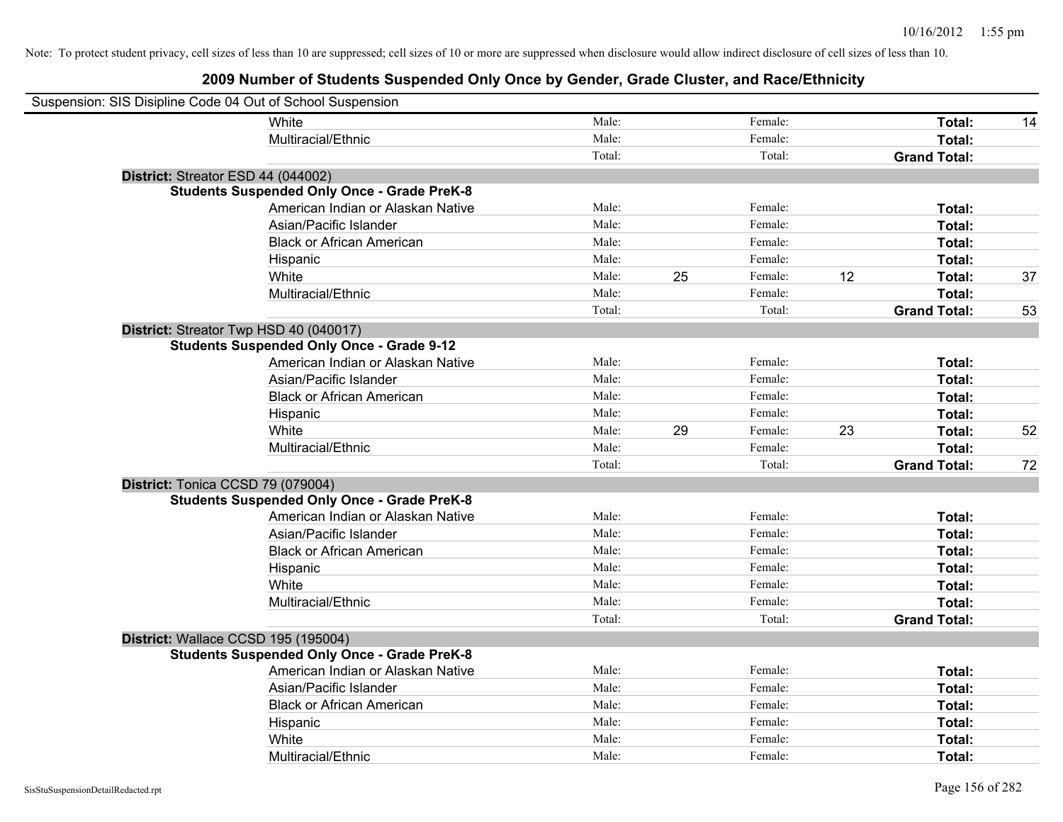Note: To protect student privacy, cell sizes of less than 10 are suppressed; cell sizes of 10 or more are suppressed when disclosure would allow indirect disclosure of cell sizes of less than 10.

## 2009 Number of Students Suspended Only Once by Gender, Grade Cluster, and Race/Ethnicity

Suspension: SIS Disipline Code 04 Out of School Suspension

| | | | | | | | |
|---|---|---|---|---|---|---|---|
| White | Male: | | Female: | | **Total:** | 14 |
| Multiracial/Ethnic | Male: | | Female: | | **Total:** | |
| | Total: | | Total: | | **Grand Total:** | |

**District:** Streator ESD 44 (044002)

**Students Suspended Only Once - Grade PreK-8**

| | | | | | | |
|---|---|---|---|---|---|---|
| American Indian or Alaskan Native | Male: | | Female: | | **Total:** | |
| Asian/Pacific Islander | Male: | | Female: | | **Total:** | |
| Black or African American | Male: | | Female: | | **Total:** | |
| Hispanic | Male: | | Female: | | **Total:** | |
| White | Male: | 25 | Female: | 12 | **Total:** | 37 |
| Multiracial/Ethnic | Male: | | Female: | | **Total:** | |
| | Total: | | Total: | | **Grand Total:** | 53 |

**District:** Streator Twp HSD 40 (040017)

**Students Suspended Only Once - Grade 9-12**

| | | | | | | |
|---|---|---|---|---|---|---|
| American Indian or Alaskan Native | Male: | | Female: | | **Total:** | |
| Asian/Pacific Islander | Male: | | Female: | | **Total:** | |
| Black or African American | Male: | | Female: | | **Total:** | |
| Hispanic | Male: | | Female: | | **Total:** | |
| White | Male: | 29 | Female: | 23 | **Total:** | 52 |
| Multiracial/Ethnic | Male: | | Female: | | **Total:** | |
| | Total: | | Total: | | **Grand Total:** | 72 |

**District:** Tonica CCSD 79 (079004)

**Students Suspended Only Once - Grade PreK-8**

| | | | | | | |
|---|---|---|---|---|---|---|
| American Indian or Alaskan Native | Male: | | Female: | | **Total:** | |
| Asian/Pacific Islander | Male: | | Female: | | **Total:** | |
| Black or African American | Male: | | Female: | | **Total:** | |
| Hispanic | Male: | | Female: | | **Total:** | |
| White | Male: | | Female: | | **Total:** | |
| Multiracial/Ethnic | Male: | | Female: | | **Total:** | |
| | Total: | | Total: | | **Grand Total:** | |

**District:** Wallace CCSD 195 (195004)

**Students Suspended Only Once - Grade PreK-8**

| | | | | | | |
|---|---|---|---|---|---|---|
| American Indian or Alaskan Native | Male: | | Female: | | **Total:** | |
| Asian/Pacific Islander | Male: | | Female: | | **Total:** | |
| Black or African American | Male: | | Female: | | **Total:** | |
| Hispanic | Male: | | Female: | | **Total:** | |
| White | Male: | | Female: | | **Total:** | |
| Multiracial/Ethnic | Male: | | Female: | | **Total:** | |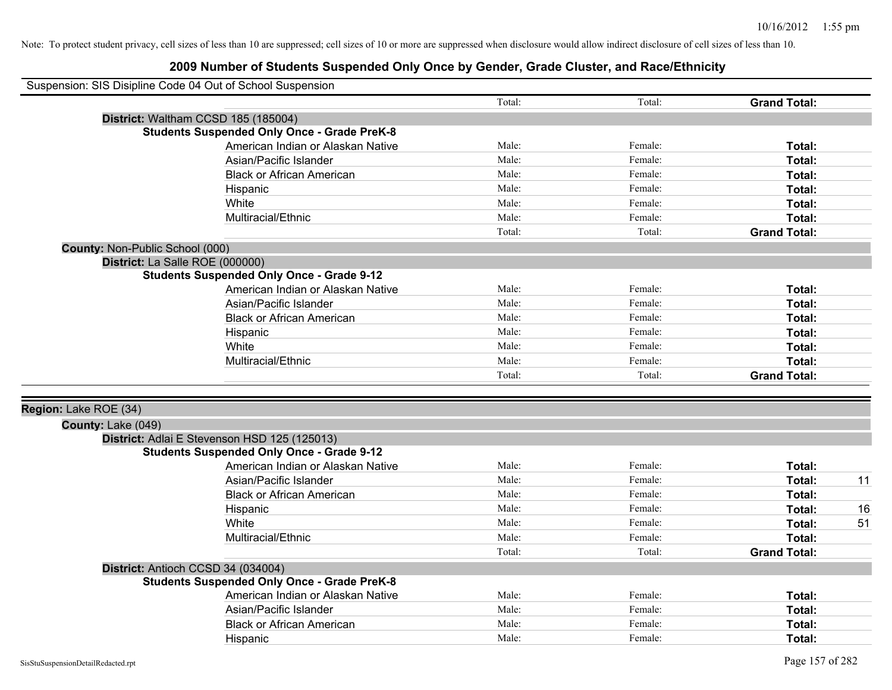Note: To protect student privacy, cell sizes of less than 10 are suppressed; cell sizes of 10 or more are suppressed when disclosure would allow indirect disclosure of cell sizes of less than 10.

# 2009 Number of Students Suspended Only Once by Gender, Grade Cluster, and Race/Ethnicity

Suspension: SIS Disipline Code 04 Out of School Suspension

| | | | | |
|---|---|---|---|---|
| | Total: | Total: | **Grand Total:** | |

**District:** Waltham CCSD 185 (185004)

**Students Suspended Only Once - Grade PreK-8**

| Race/Ethnicity | Male: | Female: | Total: | |
|---|---|---|---|---|
| American Indian or Alaskan Native | Male: | Female: | **Total:** | |
| Asian/Pacific Islander | Male: | Female: | **Total:** | |
| Black or African American | Male: | Female: | **Total:** | |
| Hispanic | Male: | Female: | **Total:** | |
| White | Male: | Female: | **Total:** | |
| Multiracial/Ethnic | Male: | Female: | **Total:** | |
| | Total: | Total: | **Grand Total:** | |

**County:** Non-Public School (000)

**District:** La Salle ROE (000000)

**Students Suspended Only Once - Grade 9-12**

| Race/Ethnicity | Male: | Female: | Total: | |
|---|---|---|---|---|
| American Indian or Alaskan Native | Male: | Female: | **Total:** | |
| Asian/Pacific Islander | Male: | Female: | **Total:** | |
| Black or African American | Male: | Female: | **Total:** | |
| Hispanic | Male: | Female: | **Total:** | |
| White | Male: | Female: | **Total:** | |
| Multiracial/Ethnic | Male: | Female: | **Total:** | |
| | Total: | Total: | **Grand Total:** | |

**Region:** Lake ROE (34)

**County:** Lake (049)

**District:** Adlai E Stevenson HSD 125 (125013)

**Students Suspended Only Once - Grade 9-12**

| Race/Ethnicity | Male: | Female: | Total: | |
|---|---|---|---|---|
| American Indian or Alaskan Native | Male: | Female: | **Total:** | |
| Asian/Pacific Islander | Male: | Female: | **Total:** | 11 |
| Black or African American | Male: | Female: | **Total:** | |
| Hispanic | Male: | Female: | **Total:** | 16 |
| White | Male: | Female: | **Total:** | 51 |
| Multiracial/Ethnic | Male: | Female: | **Total:** | |
| | Total: | Total: | **Grand Total:** | |

**District:** Antioch CCSD 34 (034004)

**Students Suspended Only Once - Grade PreK-8**

| Race/Ethnicity | Male: | Female: | Total: | |
|---|---|---|---|---|
| American Indian or Alaskan Native | Male: | Female: | **Total:** | |
| Asian/Pacific Islander | Male: | Female: | **Total:** | |
| Black or African American | Male: | Female: | **Total:** | |
| Hispanic | Male: | Female: | **Total:** | |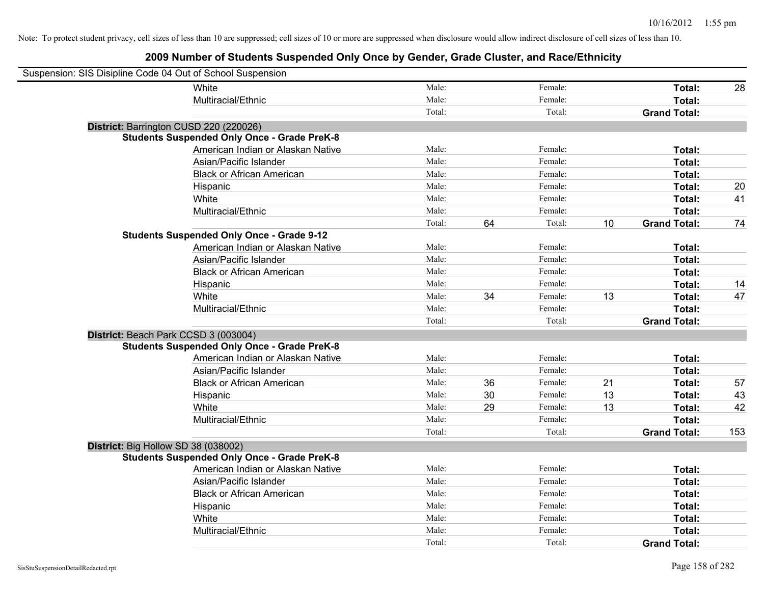Note: To protect student privacy, cell sizes of less than 10 are suppressed; cell sizes of 10 or more are suppressed when disclosure would allow indirect disclosure of cell sizes of less than 10.

## 2009 Number of Students Suspended Only Once by Gender, Grade Cluster, and Race/Ethnicity

Suspension: SIS Disipline Code 04 Out of School Suspension

| | | | | | | | |
|---|---|---|---|---|---|---|---|
| White | Male: | | Female: | | **Total:** | 28 |
| Multiracial/Ethnic | Male: | | Female: | | **Total:** | |
| | Total: | | Total: | | **Grand Total:** | |

**District:** Barrington CUSD 220 (220026)

**Students Suspended Only Once - Grade PreK-8**

| | | | | | | |
|---|---|---|---|---|---|---|
| American Indian or Alaskan Native | Male: | | Female: | | **Total:** | |
| Asian/Pacific Islander | Male: | | Female: | | **Total:** | |
| Black or African American | Male: | | Female: | | **Total:** | |
| Hispanic | Male: | | Female: | | **Total:** | 20 |
| White | Male: | | Female: | | **Total:** | 41 |
| Multiracial/Ethnic | Male: | | Female: | | **Total:** | |
| | Total: | 64 | Total: | 10 | **Grand Total:** | 74 |

**Students Suspended Only Once - Grade 9-12**

| | | | | | | |
|---|---|---|---|---|---|---|
| American Indian or Alaskan Native | Male: | | Female: | | **Total:** | |
| Asian/Pacific Islander | Male: | | Female: | | **Total:** | |
| Black or African American | Male: | | Female: | | **Total:** | |
| Hispanic | Male: | | Female: | | **Total:** | 14 |
| White | Male: | 34 | Female: | 13 | **Total:** | 47 |
| Multiracial/Ethnic | Male: | | Female: | | **Total:** | |
| | Total: | | Total: | | **Grand Total:** | |

**District:** Beach Park CCSD 3 (003004)

**Students Suspended Only Once - Grade PreK-8**

| | | | | | | |
|---|---|---|---|---|---|---|
| American Indian or Alaskan Native | Male: | | Female: | | **Total:** | |
| Asian/Pacific Islander | Male: | | Female: | | **Total:** | |
| Black or African American | Male: | 36 | Female: | 21 | **Total:** | 57 |
| Hispanic | Male: | 30 | Female: | 13 | **Total:** | 43 |
| White | Male: | 29 | Female: | 13 | **Total:** | 42 |
| Multiracial/Ethnic | Male: | | Female: | | **Total:** | |
| | Total: | | Total: | | **Grand Total:** | 153 |

**District:** Big Hollow SD 38 (038002)

**Students Suspended Only Once - Grade PreK-8**

| | | | | | | |
|---|---|---|---|---|---|---|
| American Indian or Alaskan Native | Male: | | Female: | | **Total:** | |
| Asian/Pacific Islander | Male: | | Female: | | **Total:** | |
| Black or African American | Male: | | Female: | | **Total:** | |
| Hispanic | Male: | | Female: | | **Total:** | |
| White | Male: | | Female: | | **Total:** | |
| Multiracial/Ethnic | Male: | | Female: | | **Total:** | |
| | Total: | | Total: | | **Grand Total:** | |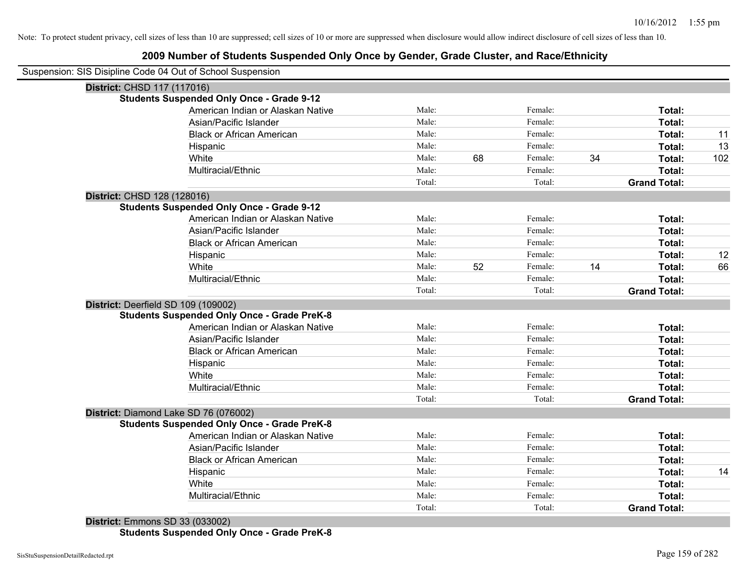Note: To protect student privacy, cell sizes of less than 10 are suppressed; cell sizes of 10 or more are suppressed when disclosure would allow indirect disclosure of cell sizes of less than 10.

# 2009 Number of Students Suspended Only Once by Gender, Grade Cluster, and Race/Ethnicity

Suspension: SIS Disipline Code 04 Out of School Suspension

**District:** CHSD 117 (117016)

**Students Suspended Only Once - Grade 9-12**

| Race/Ethnicity | | Male | | Female | | Total |
|---|---|---|---|---|---|---|
| American Indian or Alaskan Native | Male: | | Female: | | **Total:** | |
| Asian/Pacific Islander | Male: | | Female: | | **Total:** | |
| Black or African American | Male: | | Female: | | **Total:** | 11 |
| Hispanic | Male: | | Female: | | **Total:** | 13 |
| White | Male: | 68 | Female: | 34 | **Total:** | 102 |
| Multiracial/Ethnic | Male: | | Female: | | **Total:** | |
| | Total: | | Total: | | **Grand Total:** | |

**District:** CHSD 128 (128016)

**Students Suspended Only Once - Grade 9-12**

| Race/Ethnicity | | Male | | Female | | Total |
|---|---|---|---|---|---|---|
| American Indian or Alaskan Native | Male: | | Female: | | **Total:** | |
| Asian/Pacific Islander | Male: | | Female: | | **Total:** | |
| Black or African American | Male: | | Female: | | **Total:** | |
| Hispanic | Male: | | Female: | | **Total:** | 12 |
| White | Male: | 52 | Female: | 14 | **Total:** | 66 |
| Multiracial/Ethnic | Male: | | Female: | | **Total:** | |
| | Total: | | Total: | | **Grand Total:** | |

**District:** Deerfield SD 109 (109002)

**Students Suspended Only Once - Grade PreK-8**

| Race/Ethnicity | | Male | | Female | | Total |
|---|---|---|---|---|---|---|
| American Indian or Alaskan Native | Male: | | Female: | | **Total:** | |
| Asian/Pacific Islander | Male: | | Female: | | **Total:** | |
| Black or African American | Male: | | Female: | | **Total:** | |
| Hispanic | Male: | | Female: | | **Total:** | |
| White | Male: | | Female: | | **Total:** | |
| Multiracial/Ethnic | Male: | | Female: | | **Total:** | |
| | Total: | | Total: | | **Grand Total:** | |

**District:** Diamond Lake SD 76 (076002)

**Students Suspended Only Once - Grade PreK-8**

| Race/Ethnicity | | Male | | Female | | Total |
|---|---|---|---|---|---|---|
| American Indian or Alaskan Native | Male: | | Female: | | **Total:** | |
| Asian/Pacific Islander | Male: | | Female: | | **Total:** | |
| Black or African American | Male: | | Female: | | **Total:** | |
| Hispanic | Male: | | Female: | | **Total:** | 14 |
| White | Male: | | Female: | | **Total:** | |
| Multiracial/Ethnic | Male: | | Female: | | **Total:** | |
| | Total: | | Total: | | **Grand Total:** | |

**District:** Emmons SD 33 (033002)

**Students Suspended Only Once - Grade PreK-8**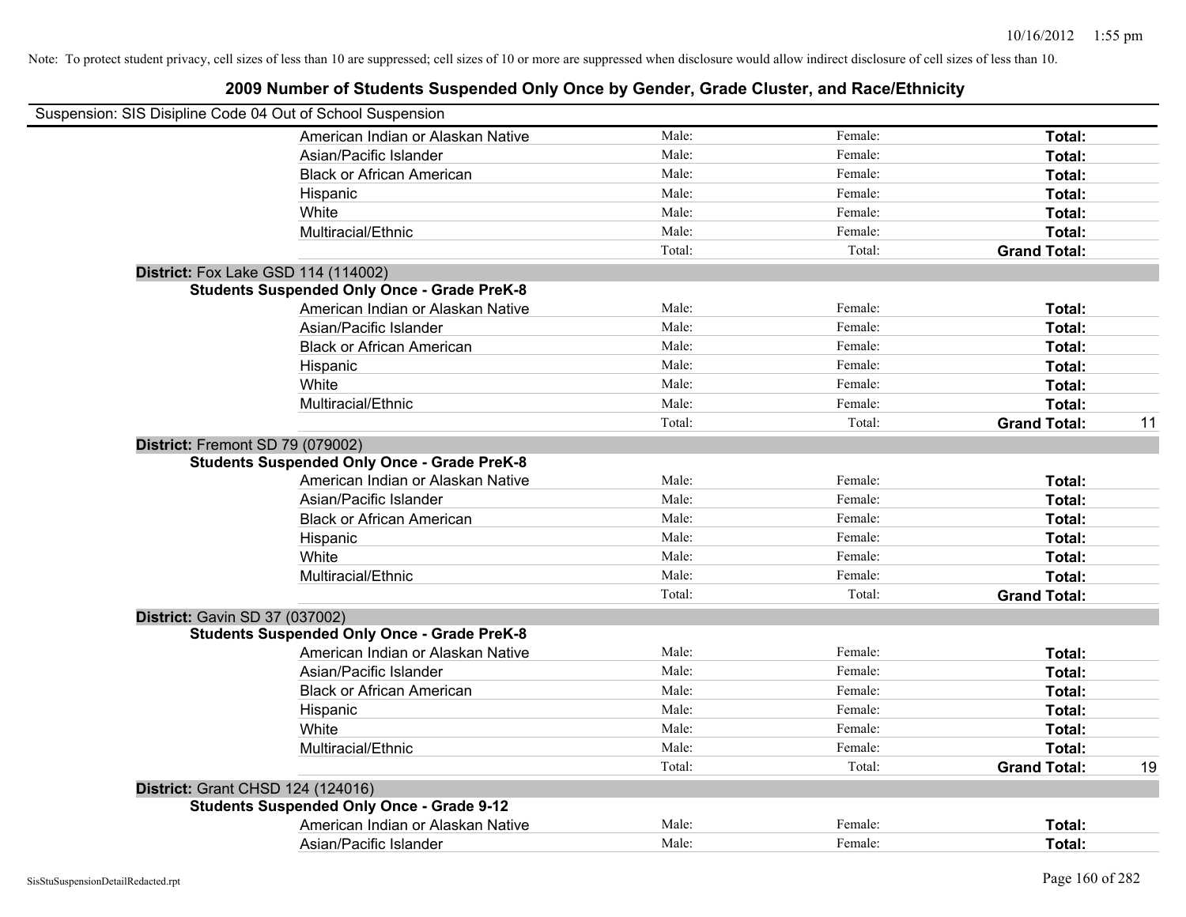Note: To protect student privacy, cell sizes of less than 10 are suppressed; cell sizes of 10 or more are suppressed when disclosure would allow indirect disclosure of cell sizes of less than 10.

# 2009 Number of Students Suspended Only Once by Gender, Grade Cluster, and Race/Ethnicity

Suspension: SIS Disipline Code 04 Out of School Suspension

| | | | | |
|---|---|---|---|---|
| American Indian or Alaskan Native | Male: | Female: | **Total:** | |
| Asian/Pacific Islander | Male: | Female: | **Total:** | |
| Black or African American | Male: | Female: | **Total:** | |
| Hispanic | Male: | Female: | **Total:** | |
| White | Male: | Female: | **Total:** | |
| Multiracial/Ethnic | Male: | Female: | **Total:** | |
| | Total: | Total: | **Grand Total:** | |

**District:** Fox Lake GSD 114 (114002)

**Students Suspended Only Once - Grade PreK-8**

| | | | | |
|---|---|---|---|---|
| American Indian or Alaskan Native | Male: | Female: | **Total:** | |
| Asian/Pacific Islander | Male: | Female: | **Total:** | |
| Black or African American | Male: | Female: | **Total:** | |
| Hispanic | Male: | Female: | **Total:** | |
| White | Male: | Female: | **Total:** | |
| Multiracial/Ethnic | Male: | Female: | **Total:** | |
| | Total: | Total: | **Grand Total:** | 11 |

**District:** Fremont SD 79 (079002)

**Students Suspended Only Once - Grade PreK-8**

| | | | | |
|---|---|---|---|---|
| American Indian or Alaskan Native | Male: | Female: | **Total:** | |
| Asian/Pacific Islander | Male: | Female: | **Total:** | |
| Black or African American | Male: | Female: | **Total:** | |
| Hispanic | Male: | Female: | **Total:** | |
| White | Male: | Female: | **Total:** | |
| Multiracial/Ethnic | Male: | Female: | **Total:** | |
| | Total: | Total: | **Grand Total:** | |

**District:** Gavin SD 37 (037002)

**Students Suspended Only Once - Grade PreK-8**

| | | | | |
|---|---|---|---|---|
| American Indian or Alaskan Native | Male: | Female: | **Total:** | |
| Asian/Pacific Islander | Male: | Female: | **Total:** | |
| Black or African American | Male: | Female: | **Total:** | |
| Hispanic | Male: | Female: | **Total:** | |
| White | Male: | Female: | **Total:** | |
| Multiracial/Ethnic | Male: | Female: | **Total:** | |
| | Total: | Total: | **Grand Total:** | 19 |

**District:** Grant CHSD 124 (124016)

**Students Suspended Only Once - Grade 9-12**

| | | | | |
|---|---|---|---|---|
| American Indian or Alaskan Native | Male: | Female: | **Total:** | |
| Asian/Pacific Islander | Male: | Female: | **Total:** | |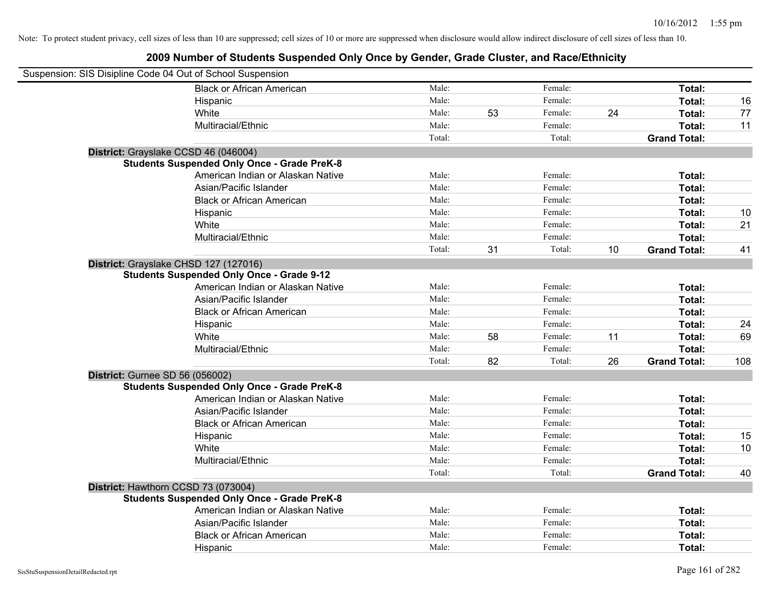Note: To protect student privacy, cell sizes of less than 10 are suppressed; cell sizes of 10 or more are suppressed when disclosure would allow indirect disclosure of cell sizes of less than 10.

## 2009 Number of Students Suspended Only Once by Gender, Grade Cluster, and Race/Ethnicity

Suspension: SIS Disipline Code 04 Out of School Suspension

| | | | | | | |
|---|---|---|---|---|---|---|
| Black or African American | Male: | | Female: | | **Total:** | |
| Hispanic | Male: | | Female: | | **Total:** | 16 |
| White | Male: | 53 | Female: | 24 | **Total:** | 77 |
| Multiracial/Ethnic | Male: | | Female: | | **Total:** | 11 |
| | Total: | | Total: | | **Grand Total:** | |

**District:** Grayslake CCSD 46 (046004)

**Students Suspended Only Once - Grade PreK-8**

| | | | | | | |
|---|---|---|---|---|---|---|
| American Indian or Alaskan Native | Male: | | Female: | | **Total:** | |
| Asian/Pacific Islander | Male: | | Female: | | **Total:** | |
| Black or African American | Male: | | Female: | | **Total:** | |
| Hispanic | Male: | | Female: | | **Total:** | 10 |
| White | Male: | | Female: | | **Total:** | 21 |
| Multiracial/Ethnic | Male: | | Female: | | **Total:** | |
| | Total: | 31 | Total: | 10 | **Grand Total:** | 41 |

**District:** Grayslake CHSD 127 (127016)

**Students Suspended Only Once - Grade 9-12**

| | | | | | | |
|---|---|---|---|---|---|---|
| American Indian or Alaskan Native | Male: | | Female: | | **Total:** | |
| Asian/Pacific Islander | Male: | | Female: | | **Total:** | |
| Black or African American | Male: | | Female: | | **Total:** | |
| Hispanic | Male: | | Female: | | **Total:** | 24 |
| White | Male: | 58 | Female: | 11 | **Total:** | 69 |
| Multiracial/Ethnic | Male: | | Female: | | **Total:** | |
| | Total: | 82 | Total: | 26 | **Grand Total:** | 108 |

**District:** Gurnee SD 56 (056002)

**Students Suspended Only Once - Grade PreK-8**

| | | | | | | |
|---|---|---|---|---|---|---|
| American Indian or Alaskan Native | Male: | | Female: | | **Total:** | |
| Asian/Pacific Islander | Male: | | Female: | | **Total:** | |
| Black or African American | Male: | | Female: | | **Total:** | |
| Hispanic | Male: | | Female: | | **Total:** | 15 |
| White | Male: | | Female: | | **Total:** | 10 |
| Multiracial/Ethnic | Male: | | Female: | | **Total:** | |
| | Total: | | Total: | | **Grand Total:** | 40 |

**District:** Hawthorn CCSD 73 (073004)

**Students Suspended Only Once - Grade PreK-8**

| | | | | | | |
|---|---|---|---|---|---|---|
| American Indian or Alaskan Native | Male: | | Female: | | **Total:** | |
| Asian/Pacific Islander | Male: | | Female: | | **Total:** | |
| Black or African American | Male: | | Female: | | **Total:** | |
| Hispanic | Male: | | Female: | | **Total:** | |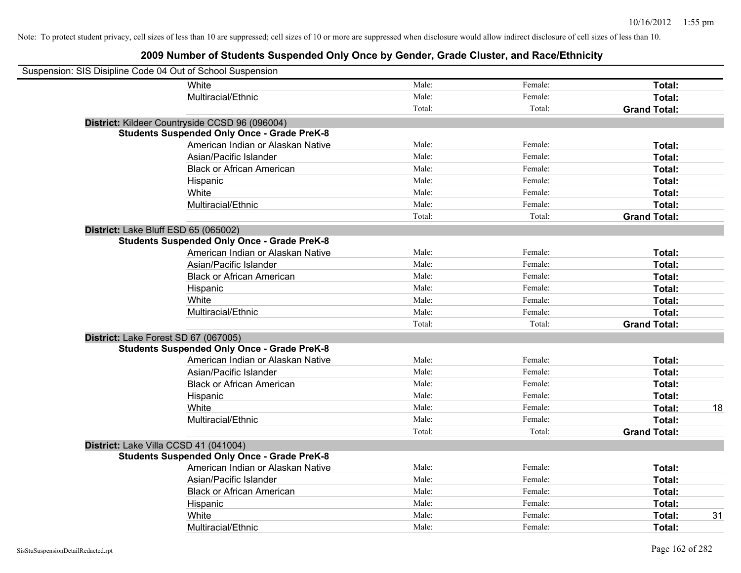Note: To protect student privacy, cell sizes of less than 10 are suppressed; cell sizes of 10 or more are suppressed when disclosure would allow indirect disclosure of cell sizes of less than 10.

## 2009 Number of Students Suspended Only Once by Gender, Grade Cluster, and Race/Ethnicity

Suspension: SIS Disipline Code 04 Out of School Suspension

| | | | | | |
|---|---|---|---|---|---|
| | White | Male: | Female: | **Total:** | |
| | Multiracial/Ethnic | Male: | Female: | **Total:** | |
| | | Total: | Total: | **Grand Total:** | |
| **District:** Kildeer Countryside CCSD 96 (096004) | | | | | |
| **Students Suspended Only Once - Grade PreK-8** | | | | | |
| | American Indian or Alaskan Native | Male: | Female: | **Total:** | |
| | Asian/Pacific Islander | Male: | Female: | **Total:** | |
| | Black or African American | Male: | Female: | **Total:** | |
| | Hispanic | Male: | Female: | **Total:** | |
| | White | Male: | Female: | **Total:** | |
| | Multiracial/Ethnic | Male: | Female: | **Total:** | |
| | | Total: | Total: | **Grand Total:** | |
| **District:** Lake Bluff ESD 65 (065002) | | | | | |
| **Students Suspended Only Once - Grade PreK-8** | | | | | |
| | American Indian or Alaskan Native | Male: | Female: | **Total:** | |
| | Asian/Pacific Islander | Male: | Female: | **Total:** | |
| | Black or African American | Male: | Female: | **Total:** | |
| | Hispanic | Male: | Female: | **Total:** | |
| | White | Male: | Female: | **Total:** | |
| | Multiracial/Ethnic | Male: | Female: | **Total:** | |
| | | Total: | Total: | **Grand Total:** | |
| **District:** Lake Forest SD 67 (067005) | | | | | |
| **Students Suspended Only Once - Grade PreK-8** | | | | | |
| | American Indian or Alaskan Native | Male: | Female: | **Total:** | |
| | Asian/Pacific Islander | Male: | Female: | **Total:** | |
| | Black or African American | Male: | Female: | **Total:** | |
| | Hispanic | Male: | Female: | **Total:** | |
| | White | Male: | Female: | **Total:** | 18 |
| | Multiracial/Ethnic | Male: | Female: | **Total:** | |
| | | Total: | Total: | **Grand Total:** | |
| **District:** Lake Villa CCSD 41 (041004) | | | | | |
| **Students Suspended Only Once - Grade PreK-8** | | | | | |
| | American Indian or Alaskan Native | Male: | Female: | **Total:** | |
| | Asian/Pacific Islander | Male: | Female: | **Total:** | |
| | Black or African American | Male: | Female: | **Total:** | |
| | Hispanic | Male: | Female: | **Total:** | |
| | White | Male: | Female: | **Total:** | 31 |
| | Multiracial/Ethnic | Male: | Female: | **Total:** | |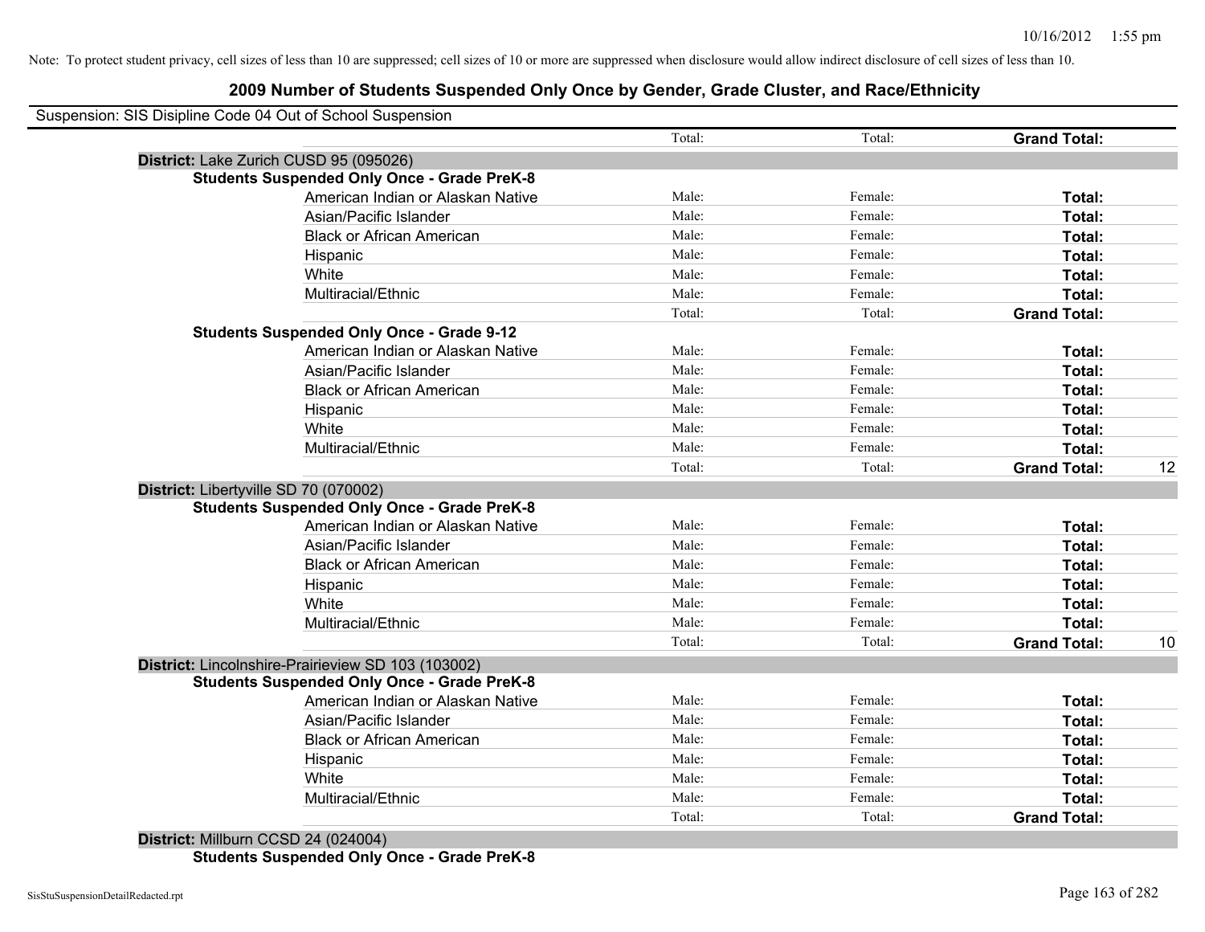Note: To protect student privacy, cell sizes of less than 10 are suppressed; cell sizes of 10 or more are suppressed when disclosure would allow indirect disclosure of cell sizes of less than 10.

## 2009 Number of Students Suspended Only Once by Gender, Grade Cluster, and Race/Ethnicity

Suspension: SIS Disipline Code 04 Out of School Suspension

| | | Male | Female | Total | |
|---|---|---|---|---|---|
| | | Total: | Total: | **Grand Total:** | |
| **District:** Lake Zurich CUSD 95 (095026) | | | | | |
| **Students Suspended Only Once - Grade PreK-8** | | | | | |
| | American Indian or Alaskan Native | Male: | Female: | **Total:** | |
| | Asian/Pacific Islander | Male: | Female: | **Total:** | |
| | Black or African American | Male: | Female: | **Total:** | |
| | Hispanic | Male: | Female: | **Total:** | |
| | White | Male: | Female: | **Total:** | |
| | Multiracial/Ethnic | Male: | Female: | **Total:** | |
| | | Total: | Total: | **Grand Total:** | |
| **Students Suspended Only Once - Grade 9-12** | | | | | |
| | American Indian or Alaskan Native | Male: | Female: | **Total:** | |
| | Asian/Pacific Islander | Male: | Female: | **Total:** | |
| | Black or African American | Male: | Female: | **Total:** | |
| | Hispanic | Male: | Female: | **Total:** | |
| | White | Male: | Female: | **Total:** | |
| | Multiracial/Ethnic | Male: | Female: | **Total:** | |
| | | Total: | Total: | **Grand Total:** | 12 |
| **District:** Libertyville SD 70 (070002) | | | | | |
| **Students Suspended Only Once - Grade PreK-8** | | | | | |
| | American Indian or Alaskan Native | Male: | Female: | **Total:** | |
| | Asian/Pacific Islander | Male: | Female: | **Total:** | |
| | Black or African American | Male: | Female: | **Total:** | |
| | Hispanic | Male: | Female: | **Total:** | |
| | White | Male: | Female: | **Total:** | |
| | Multiracial/Ethnic | Male: | Female: | **Total:** | |
| | | Total: | Total: | **Grand Total:** | 10 |
| **District:** Lincolnshire-Prairieview SD 103 (103002) | | | | | |
| **Students Suspended Only Once - Grade PreK-8** | | | | | |
| | American Indian or Alaskan Native | Male: | Female: | **Total:** | |
| | Asian/Pacific Islander | Male: | Female: | **Total:** | |
| | Black or African American | Male: | Female: | **Total:** | |
| | Hispanic | Male: | Female: | **Total:** | |
| | White | Male: | Female: | **Total:** | |
| | Multiracial/Ethnic | Male: | Female: | **Total:** | |
| | | Total: | Total: | **Grand Total:** | |
| **District:** Millburn CCSD 24 (024004) | | | | | |
| **Students Suspended Only Once - Grade PreK-8** | | | | | |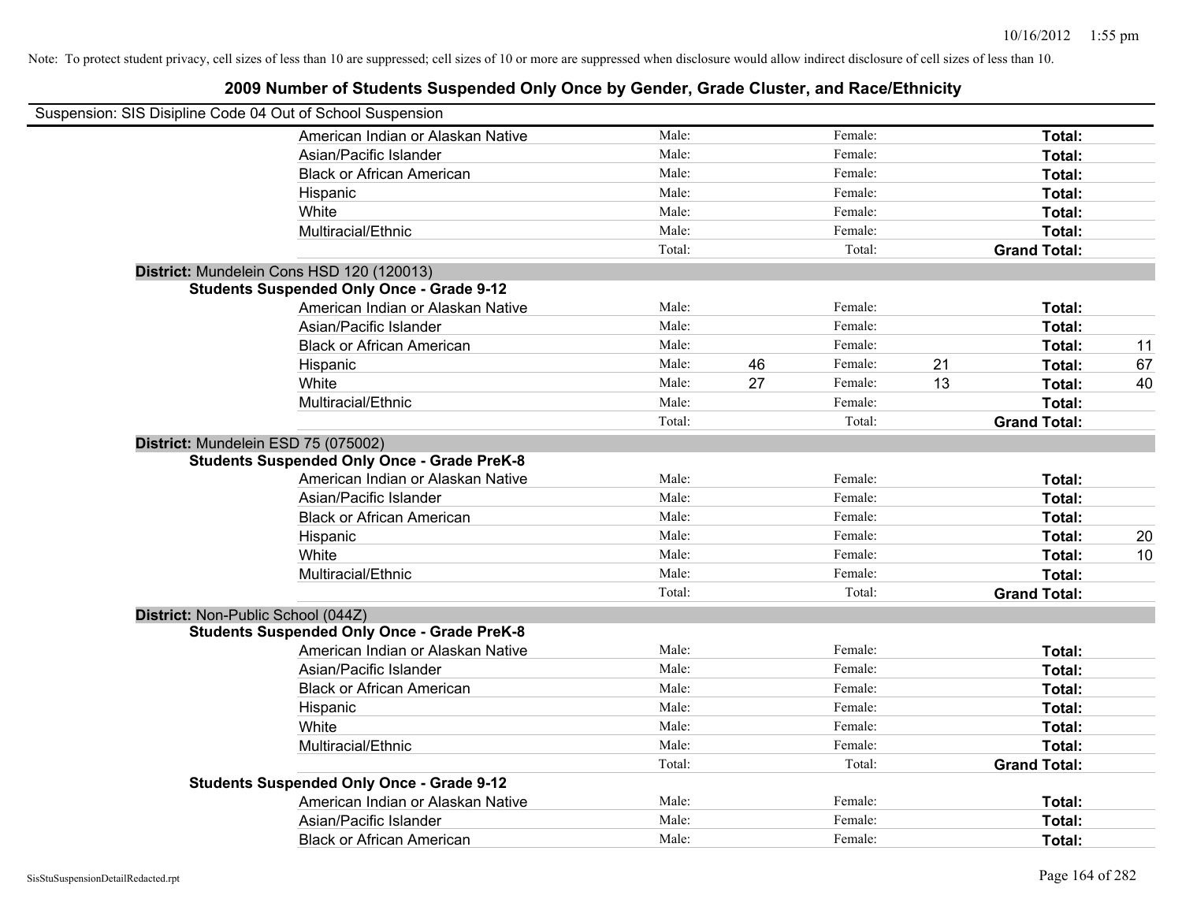Note: To protect student privacy, cell sizes of less than 10 are suppressed; cell sizes of 10 or more are suppressed when disclosure would allow indirect disclosure of cell sizes of less than 10.

# 2009 Number of Students Suspended Only Once by Gender, Grade Cluster, and Race/Ethnicity

Suspension: SIS Disipline Code 04 Out of School Suspension

| | | | | | | |
|---|---|---|---|---|---|---|
| American Indian or Alaskan Native | Male: | | Female: | | **Total:** | |
| Asian/Pacific Islander | Male: | | Female: | | **Total:** | |
| Black or African American | Male: | | Female: | | **Total:** | |
| Hispanic | Male: | | Female: | | **Total:** | |
| White | Male: | | Female: | | **Total:** | |
| Multiracial/Ethnic | Male: | | Female: | | **Total:** | |
| | Total: | | Total: | | **Grand Total:** | |

**District:** Mundelein Cons HSD 120 (120013)

**Students Suspended Only Once - Grade 9-12**

| | | | | | | |
|---|---|---|---|---|---|---|
| American Indian or Alaskan Native | Male: | | Female: | | **Total:** | |
| Asian/Pacific Islander | Male: | | Female: | | **Total:** | |
| Black or African American | Male: | | Female: | | **Total:** | 11 |
| Hispanic | Male: | 46 | Female: | 21 | **Total:** | 67 |
| White | Male: | 27 | Female: | 13 | **Total:** | 40 |
| Multiracial/Ethnic | Male: | | Female: | | **Total:** | |
| | Total: | | Total: | | **Grand Total:** | |

**District:** Mundelein ESD 75 (075002)

**Students Suspended Only Once - Grade PreK-8**

| | | | | | | |
|---|---|---|---|---|---|---|
| American Indian or Alaskan Native | Male: | | Female: | | **Total:** | |
| Asian/Pacific Islander | Male: | | Female: | | **Total:** | |
| Black or African American | Male: | | Female: | | **Total:** | |
| Hispanic | Male: | | Female: | | **Total:** | 20 |
| White | Male: | | Female: | | **Total:** | 10 |
| Multiracial/Ethnic | Male: | | Female: | | **Total:** | |
| | Total: | | Total: | | **Grand Total:** | |

**District:** Non-Public School (044Z)

**Students Suspended Only Once - Grade PreK-8**

| | | | | | | |
|---|---|---|---|---|---|---|
| American Indian or Alaskan Native | Male: | | Female: | | **Total:** | |
| Asian/Pacific Islander | Male: | | Female: | | **Total:** | |
| Black or African American | Male: | | Female: | | **Total:** | |
| Hispanic | Male: | | Female: | | **Total:** | |
| White | Male: | | Female: | | **Total:** | |
| Multiracial/Ethnic | Male: | | Female: | | **Total:** | |
| | Total: | | Total: | | **Grand Total:** | |

**Students Suspended Only Once - Grade 9-12**

| | | | | | | |
|---|---|---|---|---|---|---|
| American Indian or Alaskan Native | Male: | | Female: | | **Total:** | |
| Asian/Pacific Islander | Male: | | Female: | | **Total:** | |
| Black or African American | Male: | | Female: | | **Total:** | |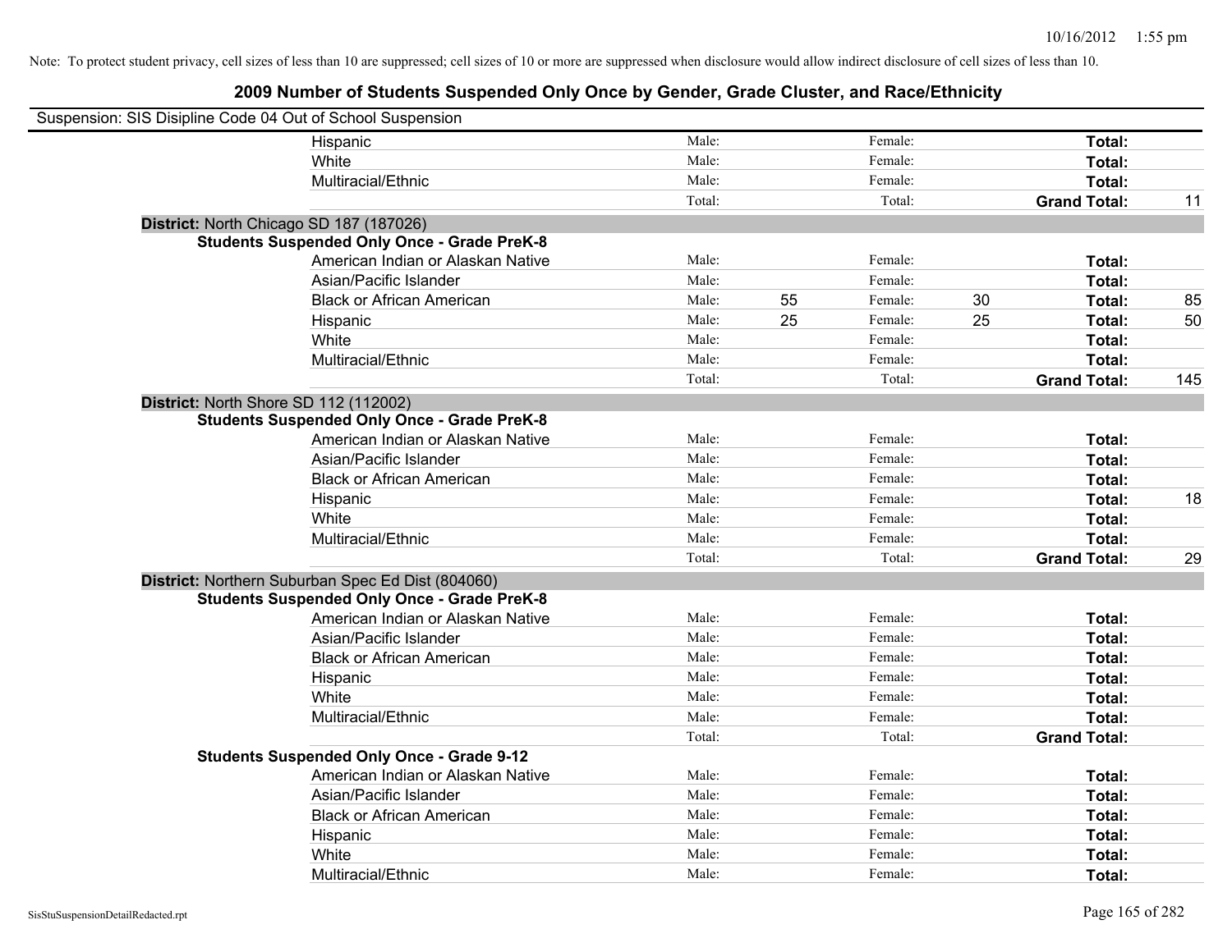Note: To protect student privacy, cell sizes of less than 10 are suppressed; cell sizes of 10 or more are suppressed when disclosure would allow indirect disclosure of cell sizes of less than 10.

## 2009 Number of Students Suspended Only Once by Gender, Grade Cluster, and Race/Ethnicity

Suspension: SIS Disipline Code 04 Out of School Suspension

| | | | | | | |
|---|---|---|---|---|---|---|
| Hispanic | Male: | | Female: | | **Total:** | |
| White | Male: | | Female: | | **Total:** | |
| Multiracial/Ethnic | Male: | | Female: | | **Total:** | |
| | Total: | | Total: | | **Grand Total:** | 11 |

**District:** North Chicago SD 187 (187026)

**Students Suspended Only Once - Grade PreK-8**

| | | | | | | |
|---|---|---|---|---|---|---|
| American Indian or Alaskan Native | Male: | | Female: | | **Total:** | |
| Asian/Pacific Islander | Male: | | Female: | | **Total:** | |
| Black or African American | Male: | 55 | Female: | 30 | **Total:** | 85 |
| Hispanic | Male: | 25 | Female: | 25 | **Total:** | 50 |
| White | Male: | | Female: | | **Total:** | |
| Multiracial/Ethnic | Male: | | Female: | | **Total:** | |
| | Total: | | Total: | | **Grand Total:** | 145 |

**District:** North Shore SD 112 (112002)

**Students Suspended Only Once - Grade PreK-8**

| | | | | | | |
|---|---|---|---|---|---|---|
| American Indian or Alaskan Native | Male: | | Female: | | **Total:** | |
| Asian/Pacific Islander | Male: | | Female: | | **Total:** | |
| Black or African American | Male: | | Female: | | **Total:** | |
| Hispanic | Male: | | Female: | | **Total:** | 18 |
| White | Male: | | Female: | | **Total:** | |
| Multiracial/Ethnic | Male: | | Female: | | **Total:** | |
| | Total: | | Total: | | **Grand Total:** | 29 |

**District:** Northern Suburban Spec Ed Dist (804060)

**Students Suspended Only Once - Grade PreK-8**

| | | | | | | |
|---|---|---|---|---|---|---|
| American Indian or Alaskan Native | Male: | | Female: | | **Total:** | |
| Asian/Pacific Islander | Male: | | Female: | | **Total:** | |
| Black or African American | Male: | | Female: | | **Total:** | |
| Hispanic | Male: | | Female: | | **Total:** | |
| White | Male: | | Female: | | **Total:** | |
| Multiracial/Ethnic | Male: | | Female: | | **Total:** | |
| | Total: | | Total: | | **Grand Total:** | |

**Students Suspended Only Once - Grade 9-12**

| | | | | | | |
|---|---|---|---|---|---|---|
| American Indian or Alaskan Native | Male: | | Female: | | **Total:** | |
| Asian/Pacific Islander | Male: | | Female: | | **Total:** | |
| Black or African American | Male: | | Female: | | **Total:** | |
| Hispanic | Male: | | Female: | | **Total:** | |
| White | Male: | | Female: | | **Total:** | |
| Multiracial/Ethnic | Male: | | Female: | | **Total:** | |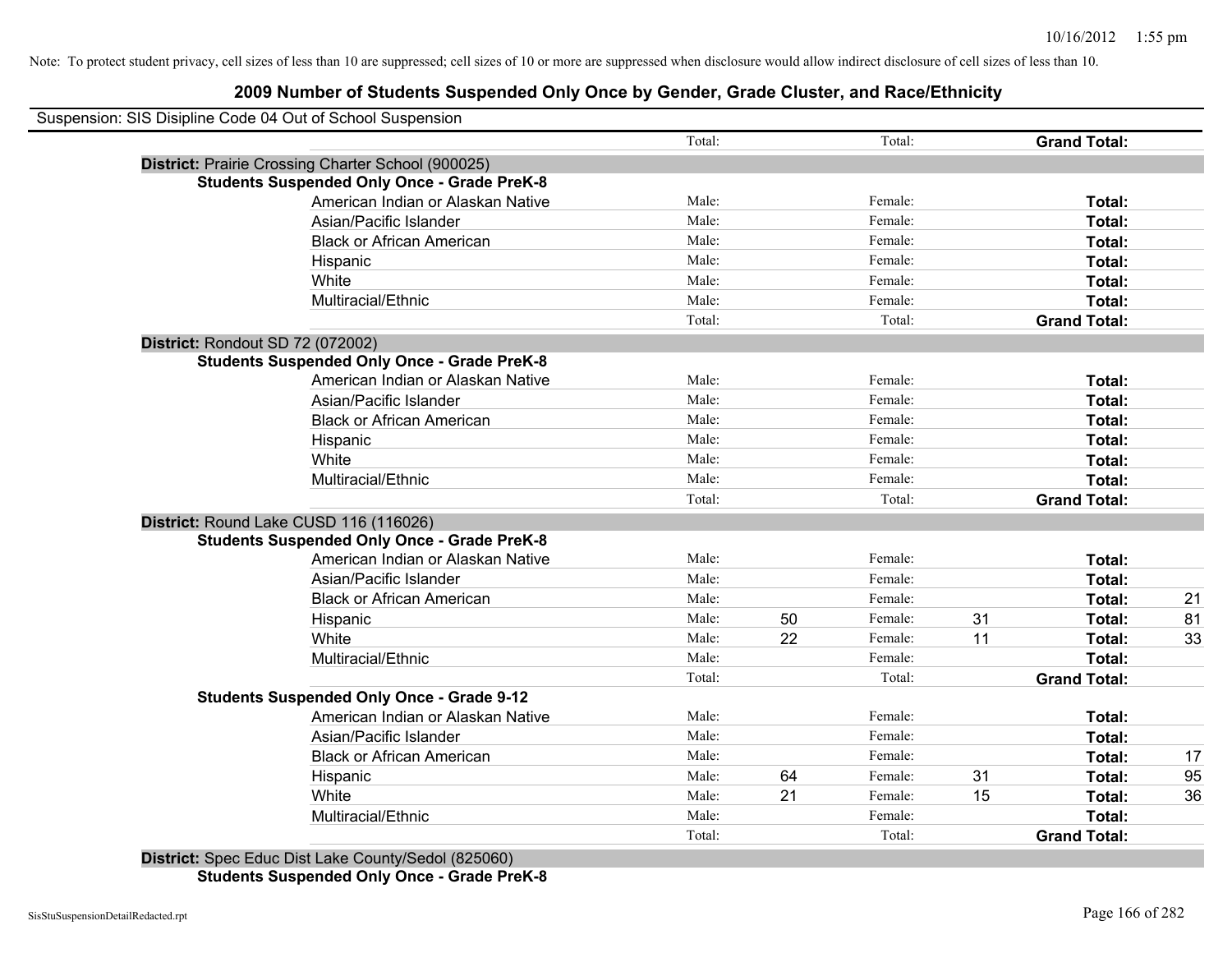Note: To protect student privacy, cell sizes of less than 10 are suppressed; cell sizes of 10 or more are suppressed when disclosure would allow indirect disclosure of cell sizes of less than 10.

## 2009 Number of Students Suspended Only Once by Gender, Grade Cluster, and Race/Ethnicity

Suspension: SIS Disipline Code 04 Out of School Suspension

| | Male | | Female | | | |
|---|---|---|---|---|---|---|
| | Total: | | Total: | | **Grand Total:** | |
| **District:** Prairie Crossing Charter School (900025) | | | | | | |
| **Students Suspended Only Once - Grade PreK-8** | | | | | | |
| American Indian or Alaskan Native | Male: | | Female: | | **Total:** | |
| Asian/Pacific Islander | Male: | | Female: | | **Total:** | |
| Black or African American | Male: | | Female: | | **Total:** | |
| Hispanic | Male: | | Female: | | **Total:** | |
| White | Male: | | Female: | | **Total:** | |
| Multiracial/Ethnic | Male: | | Female: | | **Total:** | |
| | Total: | | Total: | | **Grand Total:** | |
| **District:** Rondout SD 72 (072002) | | | | | | |
| **Students Suspended Only Once - Grade PreK-8** | | | | | | |
| American Indian or Alaskan Native | Male: | | Female: | | **Total:** | |
| Asian/Pacific Islander | Male: | | Female: | | **Total:** | |
| Black or African American | Male: | | Female: | | **Total:** | |
| Hispanic | Male: | | Female: | | **Total:** | |
| White | Male: | | Female: | | **Total:** | |
| Multiracial/Ethnic | Male: | | Female: | | **Total:** | |
| | Total: | | Total: | | **Grand Total:** | |
| **District:** Round Lake CUSD 116 (116026) | | | | | | |
| **Students Suspended Only Once - Grade PreK-8** | | | | | | |
| American Indian or Alaskan Native | Male: | | Female: | | **Total:** | |
| Asian/Pacific Islander | Male: | | Female: | | **Total:** | |
| Black or African American | Male: | | Female: | | **Total:** | 21 |
| Hispanic | Male: | 50 | Female: | 31 | **Total:** | 81 |
| White | Male: | 22 | Female: | 11 | **Total:** | 33 |
| Multiracial/Ethnic | Male: | | Female: | | **Total:** | |
| | Total: | | Total: | | **Grand Total:** | |
| **Students Suspended Only Once - Grade 9-12** | | | | | | |
| American Indian or Alaskan Native | Male: | | Female: | | **Total:** | |
| Asian/Pacific Islander | Male: | | Female: | | **Total:** | |
| Black or African American | Male: | | Female: | | **Total:** | 17 |
| Hispanic | Male: | 64 | Female: | 31 | **Total:** | 95 |
| White | Male: | 21 | Female: | 15 | **Total:** | 36 |
| Multiracial/Ethnic | Male: | | Female: | | **Total:** | |
| | Total: | | Total: | | **Grand Total:** | |
| **District:** Spec Educ Dist Lake County/Sedol (825060) | | | | | | |
| **Students Suspended Only Once - Grade PreK-8** | | | | | | |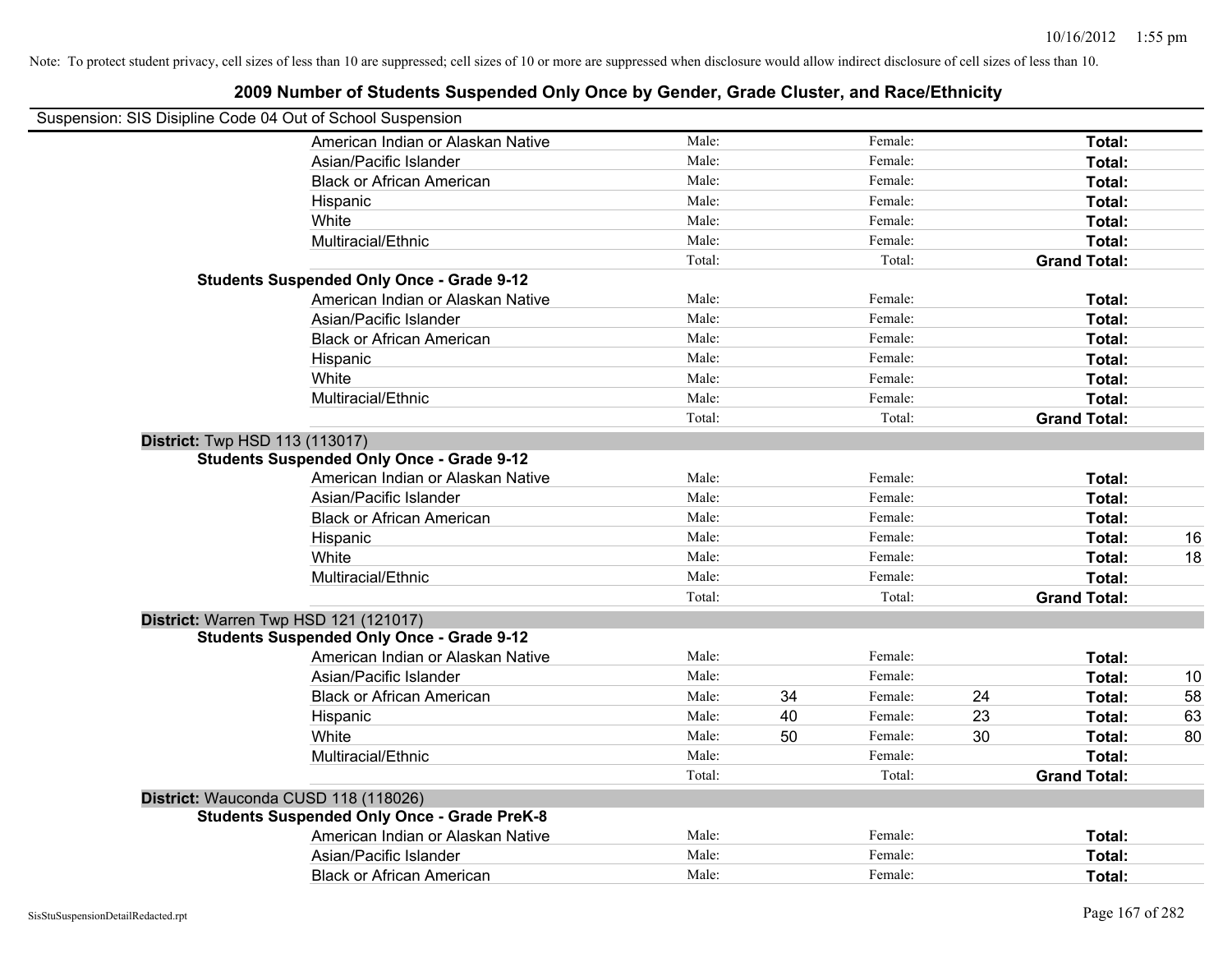Note: To protect student privacy, cell sizes of less than 10 are suppressed; cell sizes of 10 or more are suppressed when disclosure would allow indirect disclosure of cell sizes of less than 10.

## 2009 Number of Students Suspended Only Once by Gender, Grade Cluster, and Race/Ethnicity

Suspension: SIS Disipline Code 04 Out of School Suspension

| | | | | | | |
|---|---|---|---|---|---|---|
| American Indian or Alaskan Native | Male: | | Female: | | **Total:** | |
| Asian/Pacific Islander | Male: | | Female: | | **Total:** | |
| Black or African American | Male: | | Female: | | **Total:** | |
| Hispanic | Male: | | Female: | | **Total:** | |
| White | Male: | | Female: | | **Total:** | |
| Multiracial/Ethnic | Male: | | Female: | | **Total:** | |
| | Total: | | Total: | | **Grand Total:** | |

**Students Suspended Only Once - Grade 9-12**

| | | | | | | |
|---|---|---|---|---|---|---|
| American Indian or Alaskan Native | Male: | | Female: | | **Total:** | |
| Asian/Pacific Islander | Male: | | Female: | | **Total:** | |
| Black or African American | Male: | | Female: | | **Total:** | |
| Hispanic | Male: | | Female: | | **Total:** | |
| White | Male: | | Female: | | **Total:** | |
| Multiracial/Ethnic | Male: | | Female: | | **Total:** | |
| | Total: | | Total: | | **Grand Total:** | |

**District:** Twp HSD 113 (113017)

**Students Suspended Only Once - Grade 9-12**

| | | | | | | |
|---|---|---|---|---|---|---|
| American Indian or Alaskan Native | Male: | | Female: | | **Total:** | |
| Asian/Pacific Islander | Male: | | Female: | | **Total:** | |
| Black or African American | Male: | | Female: | | **Total:** | |
| Hispanic | Male: | | Female: | | **Total:** | 16 |
| White | Male: | | Female: | | **Total:** | 18 |
| Multiracial/Ethnic | Male: | | Female: | | **Total:** | |
| | Total: | | Total: | | **Grand Total:** | |

**District:** Warren Twp HSD 121 (121017)

**Students Suspended Only Once - Grade 9-12**

| | | | | | | |
|---|---|---|---|---|---|---|
| American Indian or Alaskan Native | Male: | | Female: | | **Total:** | |
| Asian/Pacific Islander | Male: | | Female: | | **Total:** | 10 |
| Black or African American | Male: | 34 | Female: | 24 | **Total:** | 58 |
| Hispanic | Male: | 40 | Female: | 23 | **Total:** | 63 |
| White | Male: | 50 | Female: | 30 | **Total:** | 80 |
| Multiracial/Ethnic | Male: | | Female: | | **Total:** | |
| | Total: | | Total: | | **Grand Total:** | |

**District:** Wauconda CUSD 118 (118026)

**Students Suspended Only Once - Grade PreK-8**

| | | | | | | |
|---|---|---|---|---|---|---|
| American Indian or Alaskan Native | Male: | | Female: | | **Total:** | |
| Asian/Pacific Islander | Male: | | Female: | | **Total:** | |
| Black or African American | Male: | | Female: | | **Total:** | |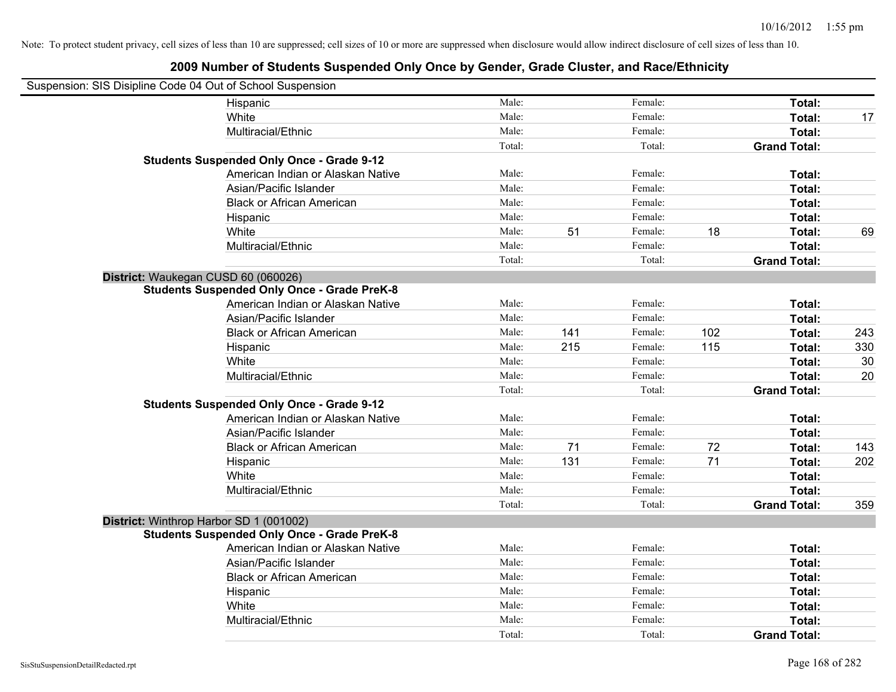Note: To protect student privacy, cell sizes of less than 10 are suppressed; cell sizes of 10 or more are suppressed when disclosure would allow indirect disclosure of cell sizes of less than 10.

# 2009 Number of Students Suspended Only Once by Gender, Grade Cluster, and Race/Ethnicity

Suspension: SIS Disipline Code 04 Out of School Suspension

| | | | | | | |
|---|---|---|---|---|---|---|
| Hispanic | Male: | | Female: | | **Total:** | |
| White | Male: | | Female: | | **Total:** | 17 |
| Multiracial/Ethnic | Male: | | Female: | | **Total:** | |
| | Total: | | Total: | | **Grand Total:** | |
| **Students Suspended Only Once - Grade 9-12** | | | | | | |
| American Indian or Alaskan Native | Male: | | Female: | | **Total:** | |
| Asian/Pacific Islander | Male: | | Female: | | **Total:** | |
| Black or African American | Male: | | Female: | | **Total:** | |
| Hispanic | Male: | | Female: | | **Total:** | |
| White | Male: | 51 | Female: | 18 | **Total:** | 69 |
| Multiracial/Ethnic | Male: | | Female: | | **Total:** | |
| | Total: | | Total: | | **Grand Total:** | |
| **District:** Waukegan CUSD 60 (060026) | | | | | | |
| **Students Suspended Only Once - Grade PreK-8** | | | | | | |
| American Indian or Alaskan Native | Male: | | Female: | | **Total:** | |
| Asian/Pacific Islander | Male: | | Female: | | **Total:** | |
| Black or African American | Male: | 141 | Female: | 102 | **Total:** | 243 |
| Hispanic | Male: | 215 | Female: | 115 | **Total:** | 330 |
| White | Male: | | Female: | | **Total:** | 30 |
| Multiracial/Ethnic | Male: | | Female: | | **Total:** | 20 |
| | Total: | | Total: | | **Grand Total:** | |
| **Students Suspended Only Once - Grade 9-12** | | | | | | |
| American Indian or Alaskan Native | Male: | | Female: | | **Total:** | |
| Asian/Pacific Islander | Male: | | Female: | | **Total:** | |
| Black or African American | Male: | 71 | Female: | 72 | **Total:** | 143 |
| Hispanic | Male: | 131 | Female: | 71 | **Total:** | 202 |
| White | Male: | | Female: | | **Total:** | |
| Multiracial/Ethnic | Male: | | Female: | | **Total:** | |
| | Total: | | Total: | | **Grand Total:** | 359 |
| **District:** Winthrop Harbor SD 1 (001002) | | | | | | |
| **Students Suspended Only Once - Grade PreK-8** | | | | | | |
| American Indian or Alaskan Native | Male: | | Female: | | **Total:** | |
| Asian/Pacific Islander | Male: | | Female: | | **Total:** | |
| Black or African American | Male: | | Female: | | **Total:** | |
| Hispanic | Male: | | Female: | | **Total:** | |
| White | Male: | | Female: | | **Total:** | |
| Multiracial/Ethnic | Male: | | Female: | | **Total:** | |
| | Total: | | Total: | | **Grand Total:** | |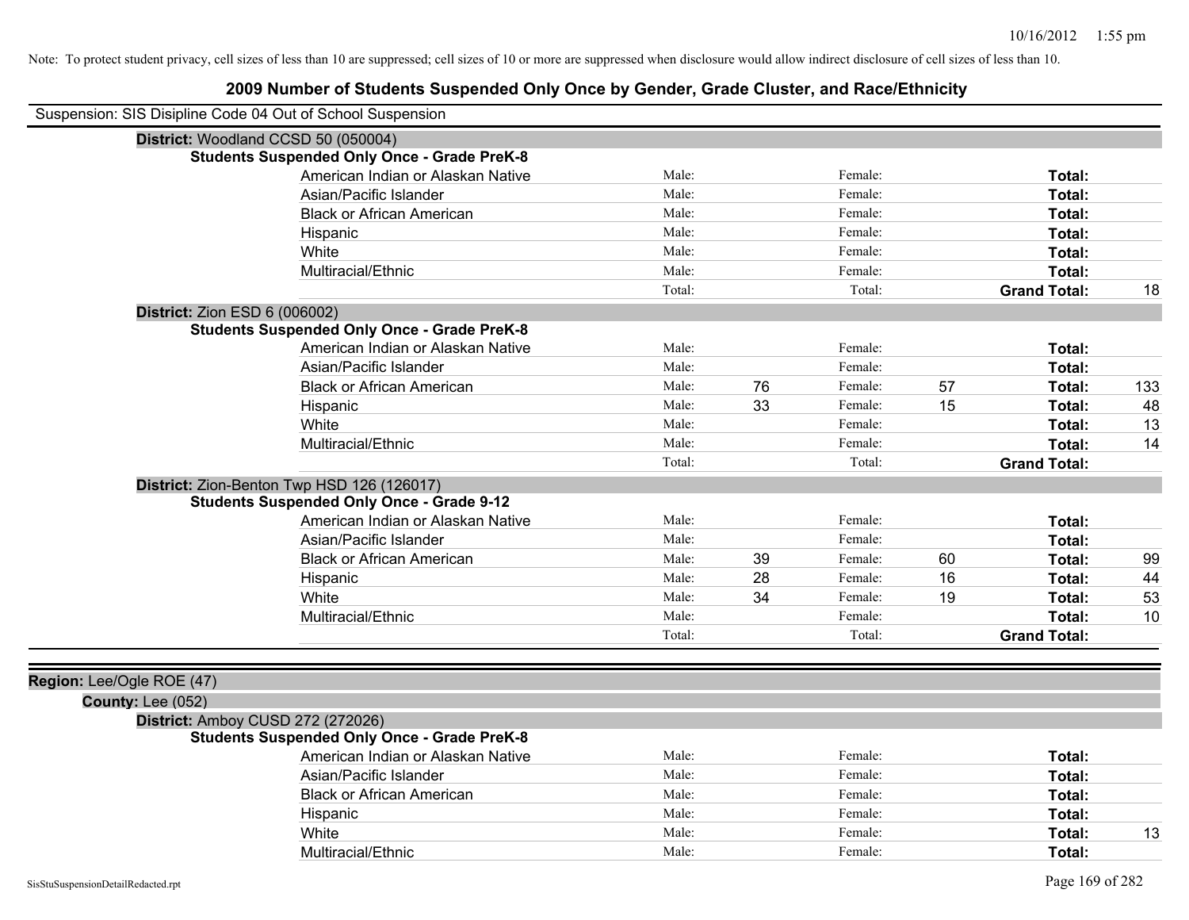Note: To protect student privacy, cell sizes of less than 10 are suppressed; cell sizes of 10 or more are suppressed when disclosure would allow indirect disclosure of cell sizes of less than 10.

# 2009 Number of Students Suspended Only Once by Gender, Grade Cluster, and Race/Ethnicity

Suspension: SIS Disipline Code 04 Out of School Suspension

**District:** Woodland CCSD 50 (050004)

**Students Suspended Only Once - Grade PreK-8**

| Race/Ethnicity | | Male | | Female | | |
|---|---|---|---|---|---|---|
| American Indian or Alaskan Native | Male: | | Female: | | **Total:** | |
| Asian/Pacific Islander | Male: | | Female: | | **Total:** | |
| Black or African American | Male: | | Female: | | **Total:** | |
| Hispanic | Male: | | Female: | | **Total:** | |
| White | Male: | | Female: | | **Total:** | |
| Multiracial/Ethnic | Male: | | Female: | | **Total:** | |
| | Total: | | Total: | | **Grand Total:** | 18 |

**District:** Zion ESD 6 (006002)

**Students Suspended Only Once - Grade PreK-8**

| Race/Ethnicity | | Male | | Female | | |
|---|---|---|---|---|---|---|
| American Indian or Alaskan Native | Male: | | Female: | | **Total:** | |
| Asian/Pacific Islander | Male: | | Female: | | **Total:** | |
| Black or African American | Male: | 76 | Female: | 57 | **Total:** | 133 |
| Hispanic | Male: | 33 | Female: | 15 | **Total:** | 48 |
| White | Male: | | Female: | | **Total:** | 13 |
| Multiracial/Ethnic | Male: | | Female: | | **Total:** | 14 |
| | Total: | | Total: | | **Grand Total:** | |

**District:** Zion-Benton Twp HSD 126 (126017)

**Students Suspended Only Once - Grade 9-12**

| Race/Ethnicity | | Male | | Female | | |
|---|---|---|---|---|---|---|
| American Indian or Alaskan Native | Male: | | Female: | | **Total:** | |
| Asian/Pacific Islander | Male: | | Female: | | **Total:** | |
| Black or African American | Male: | 39 | Female: | 60 | **Total:** | 99 |
| Hispanic | Male: | 28 | Female: | 16 | **Total:** | 44 |
| White | Male: | 34 | Female: | 19 | **Total:** | 53 |
| Multiracial/Ethnic | Male: | | Female: | | **Total:** | 10 |
| | Total: | | Total: | | **Grand Total:** | |

**Region:** Lee/Ogle ROE (47)

**County:** Lee (052)

**District:** Amboy CUSD 272 (272026)

**Students Suspended Only Once - Grade PreK-8**

| Race/Ethnicity | | Male | | Female | | |
|---|---|---|---|---|---|---|
| American Indian or Alaskan Native | Male: | | Female: | | **Total:** | |
| Asian/Pacific Islander | Male: | | Female: | | **Total:** | |
| Black or African American | Male: | | Female: | | **Total:** | |
| Hispanic | Male: | | Female: | | **Total:** | |
| White | Male: | | Female: | | **Total:** | 13 |
| Multiracial/Ethnic | Male: | | Female: | | **Total:** | |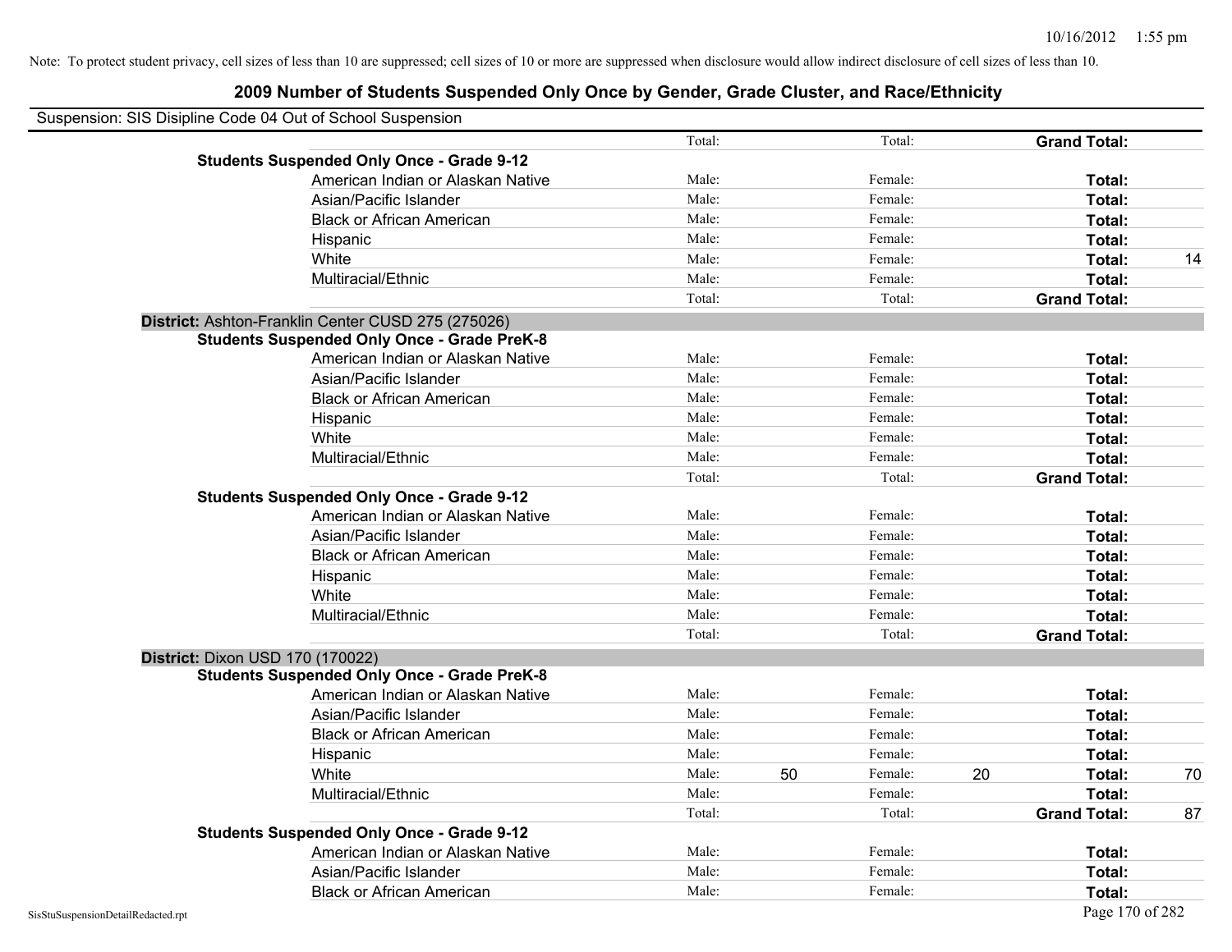Note: To protect student privacy, cell sizes of less than 10 are suppressed; cell sizes of 10 or more are suppressed when disclosure would allow indirect disclosure of cell sizes of less than 10.

# 2009 Number of Students Suspended Only Once by Gender, Grade Cluster, and Race/Ethnicity

Suspension: SIS Disipline Code 04 Out of School Suspension

| | | | | | | |
|---|---|---|---|---|---|---|
| | Total: | | Total: | | **Grand Total:** | |
| **Students Suspended Only Once - Grade 9-12** | | | | | | |
| American Indian or Alaskan Native | Male: | | Female: | | **Total:** | |
| Asian/Pacific Islander | Male: | | Female: | | **Total:** | |
| Black or African American | Male: | | Female: | | **Total:** | |
| Hispanic | Male: | | Female: | | **Total:** | |
| White | Male: | | Female: | | **Total:** | 14 |
| Multiracial/Ethnic | Male: | | Female: | | **Total:** | |
| | Total: | | Total: | | **Grand Total:** | |
| **District:** Ashton-Franklin Center CUSD 275 (275026) | | | | | | |
| **Students Suspended Only Once - Grade PreK-8** | | | | | | |
| American Indian or Alaskan Native | Male: | | Female: | | **Total:** | |
| Asian/Pacific Islander | Male: | | Female: | | **Total:** | |
| Black or African American | Male: | | Female: | | **Total:** | |
| Hispanic | Male: | | Female: | | **Total:** | |
| White | Male: | | Female: | | **Total:** | |
| Multiracial/Ethnic | Male: | | Female: | | **Total:** | |
| | Total: | | Total: | | **Grand Total:** | |
| **Students Suspended Only Once - Grade 9-12** | | | | | | |
| American Indian or Alaskan Native | Male: | | Female: | | **Total:** | |
| Asian/Pacific Islander | Male: | | Female: | | **Total:** | |
| Black or African American | Male: | | Female: | | **Total:** | |
| Hispanic | Male: | | Female: | | **Total:** | |
| White | Male: | | Female: | | **Total:** | |
| Multiracial/Ethnic | Male: | | Female: | | **Total:** | |
| | Total: | | Total: | | **Grand Total:** | |
| **District:** Dixon USD 170 (170022) | | | | | | |
| **Students Suspended Only Once - Grade PreK-8** | | | | | | |
| American Indian or Alaskan Native | Male: | | Female: | | **Total:** | |
| Asian/Pacific Islander | Male: | | Female: | | **Total:** | |
| Black or African American | Male: | | Female: | | **Total:** | |
| Hispanic | Male: | | Female: | | **Total:** | |
| White | Male: | 50 | Female: | 20 | **Total:** | 70 |
| Multiracial/Ethnic | Male: | | Female: | | **Total:** | |
| | Total: | | Total: | | **Grand Total:** | 87 |
| **Students Suspended Only Once - Grade 9-12** | | | | | | |
| American Indian or Alaskan Native | Male: | | Female: | | **Total:** | |
| Asian/Pacific Islander | Male: | | Female: | | **Total:** | |
| Black or African American | Male: | | Female: | | **Total:** | |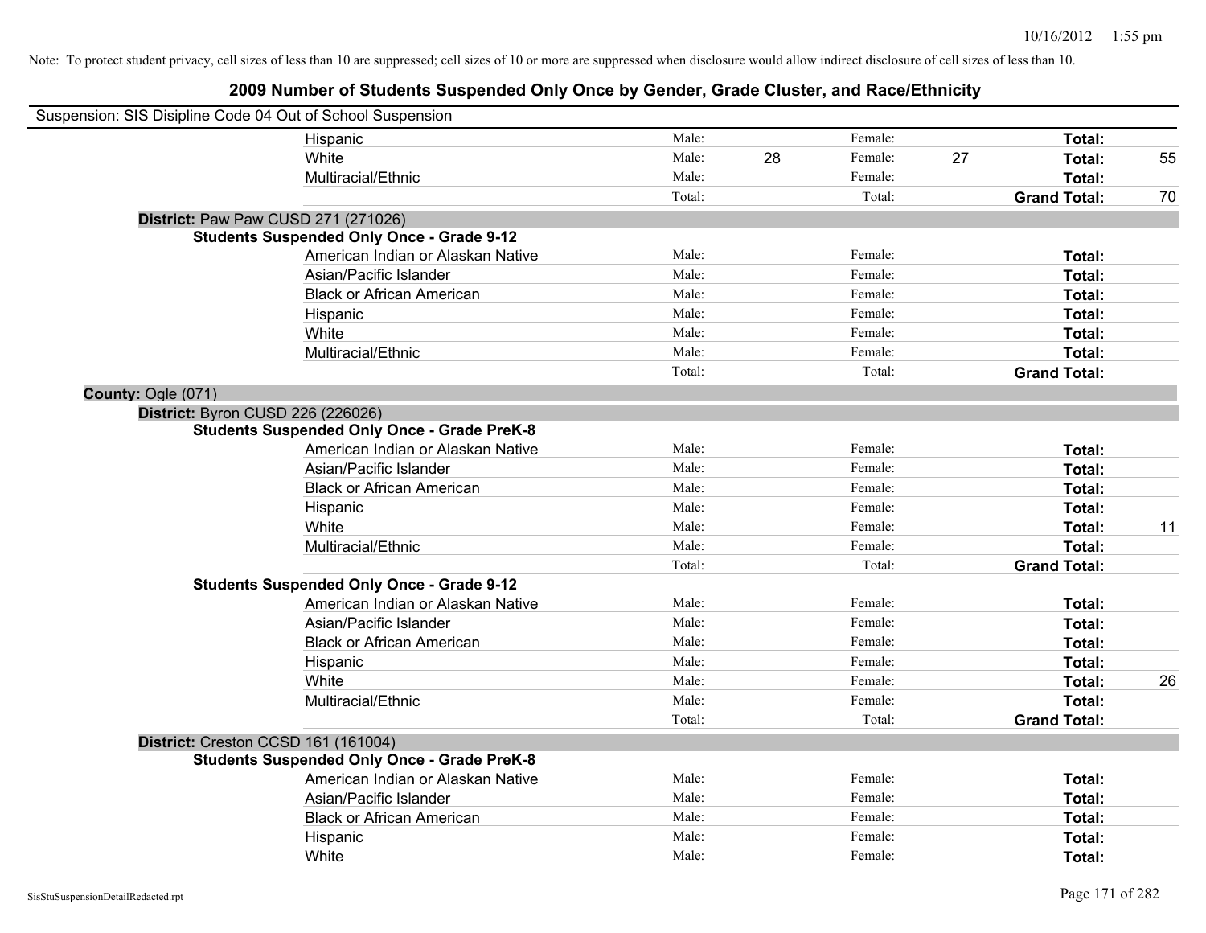Note: To protect student privacy, cell sizes of less than 10 are suppressed; cell sizes of 10 or more are suppressed when disclosure would allow indirect disclosure of cell sizes of less than 10.

## 2009 Number of Students Suspended Only Once by Gender, Grade Cluster, and Race/Ethnicity

Suspension: SIS Disipline Code 04 Out of School Suspension

| | | | | | | |
|---|---|---|---|---|---|---|
| Hispanic | Male: | | Female: | | **Total:** | |
| White | Male: | 28 | Female: | 27 | **Total:** | 55 |
| Multiracial/Ethnic | Male: | | Female: | | **Total:** | |
| | Total: | | Total: | | **Grand Total:** | 70 |

**District:** Paw Paw CUSD 271 (271026)

**Students Suspended Only Once - Grade 9-12**

| | | | | | | |
|---|---|---|---|---|---|---|
| American Indian or Alaskan Native | Male: | | Female: | | **Total:** | |
| Asian/Pacific Islander | Male: | | Female: | | **Total:** | |
| Black or African American | Male: | | Female: | | **Total:** | |
| Hispanic | Male: | | Female: | | **Total:** | |
| White | Male: | | Female: | | **Total:** | |
| Multiracial/Ethnic | Male: | | Female: | | **Total:** | |
| | Total: | | Total: | | **Grand Total:** | |

**County:** Ogle (071)

**District:** Byron CUSD 226 (226026)

**Students Suspended Only Once - Grade PreK-8**

| | | | | | | |
|---|---|---|---|---|---|---|
| American Indian or Alaskan Native | Male: | | Female: | | **Total:** | |
| Asian/Pacific Islander | Male: | | Female: | | **Total:** | |
| Black or African American | Male: | | Female: | | **Total:** | |
| Hispanic | Male: | | Female: | | **Total:** | |
| White | Male: | | Female: | | **Total:** | 11 |
| Multiracial/Ethnic | Male: | | Female: | | **Total:** | |
| | Total: | | Total: | | **Grand Total:** | |

**Students Suspended Only Once - Grade 9-12**

| | | | | | | |
|---|---|---|---|---|---|---|
| American Indian or Alaskan Native | Male: | | Female: | | **Total:** | |
| Asian/Pacific Islander | Male: | | Female: | | **Total:** | |
| Black or African American | Male: | | Female: | | **Total:** | |
| Hispanic | Male: | | Female: | | **Total:** | |
| White | Male: | | Female: | | **Total:** | 26 |
| Multiracial/Ethnic | Male: | | Female: | | **Total:** | |
| | Total: | | Total: | | **Grand Total:** | |

**District:** Creston CCSD 161 (161004)

**Students Suspended Only Once - Grade PreK-8**

| | | | | | | |
|---|---|---|---|---|---|---|
| American Indian or Alaskan Native | Male: | | Female: | | **Total:** | |
| Asian/Pacific Islander | Male: | | Female: | | **Total:** | |
| Black or African American | Male: | | Female: | | **Total:** | |
| Hispanic | Male: | | Female: | | **Total:** | |
| White | Male: | | Female: | | **Total:** | |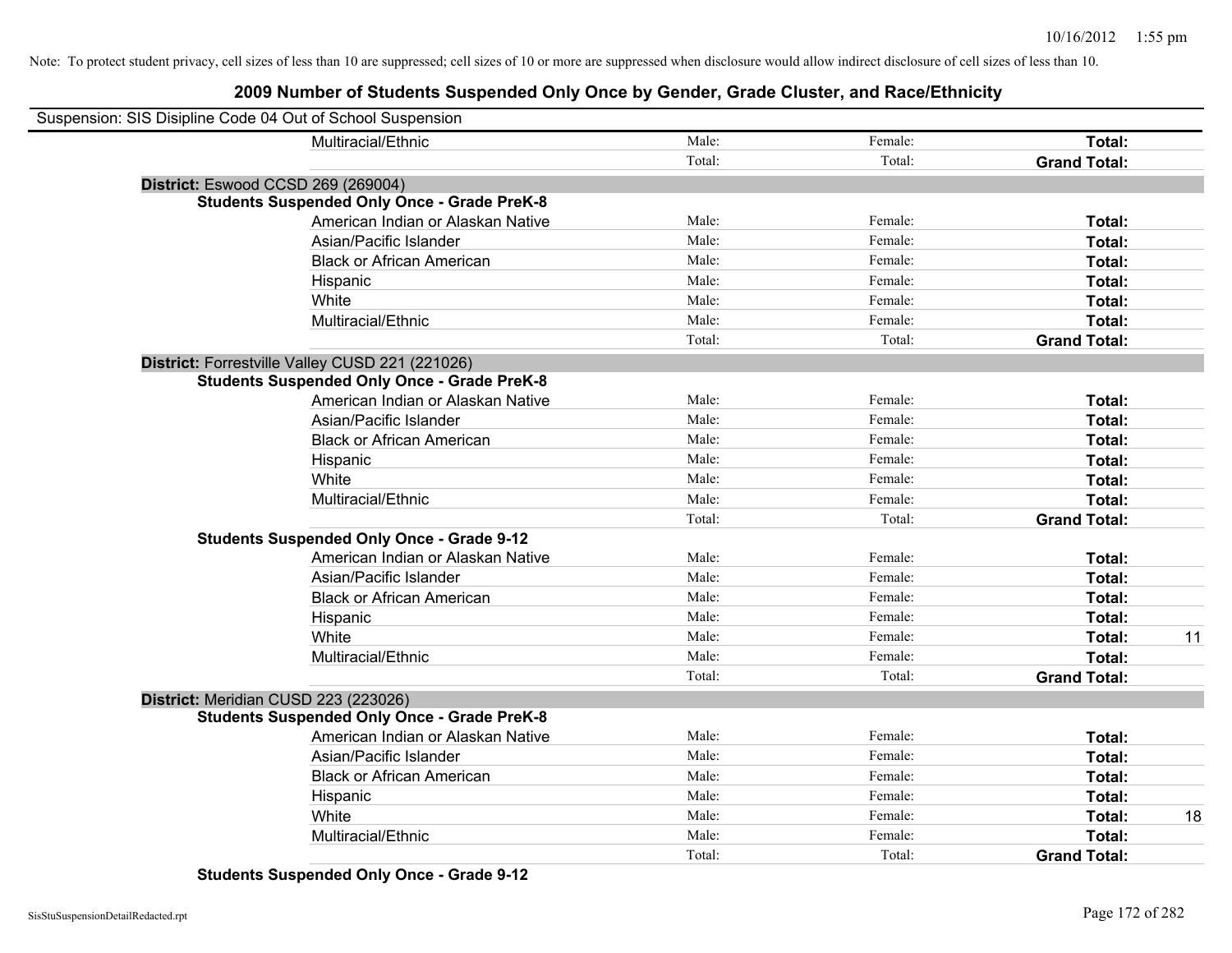Note: To protect student privacy, cell sizes of less than 10 are suppressed; cell sizes of 10 or more are suppressed when disclosure would allow indirect disclosure of cell sizes of less than 10.

# 2009 Number of Students Suspended Only Once by Gender, Grade Cluster, and Race/Ethnicity

Suspension: SIS Disipline Code 04 Out of School Suspension

| | Male | Female | Total | |
|---|---|---|---|---|
| Multiracial/Ethnic | Male: | Female: | **Total:** | |
| | Total: | Total: | **Grand Total:** | |

**District:** Eswood CCSD 269 (269004)

**Students Suspended Only Once - Grade PreK-8**

| | Male | Female | Total | |
|---|---|---|---|---|
| American Indian or Alaskan Native | Male: | Female: | **Total:** | |
| Asian/Pacific Islander | Male: | Female: | **Total:** | |
| Black or African American | Male: | Female: | **Total:** | |
| Hispanic | Male: | Female: | **Total:** | |
| White | Male: | Female: | **Total:** | |
| Multiracial/Ethnic | Male: | Female: | **Total:** | |
| | Total: | Total: | **Grand Total:** | |

**District:** Forrestville Valley CUSD 221 (221026)

**Students Suspended Only Once - Grade PreK-8**

| | Male | Female | Total | |
|---|---|---|---|---|
| American Indian or Alaskan Native | Male: | Female: | **Total:** | |
| Asian/Pacific Islander | Male: | Female: | **Total:** | |
| Black or African American | Male: | Female: | **Total:** | |
| Hispanic | Male: | Female: | **Total:** | |
| White | Male: | Female: | **Total:** | |
| Multiracial/Ethnic | Male: | Female: | **Total:** | |
| | Total: | Total: | **Grand Total:** | |

**Students Suspended Only Once - Grade 9-12**

| | Male | Female | Total | |
|---|---|---|---|---|
| American Indian or Alaskan Native | Male: | Female: | **Total:** | |
| Asian/Pacific Islander | Male: | Female: | **Total:** | |
| Black or African American | Male: | Female: | **Total:** | |
| Hispanic | Male: | Female: | **Total:** | |
| White | Male: | Female: | **Total:** | 11 |
| Multiracial/Ethnic | Male: | Female: | **Total:** | |
| | Total: | Total: | **Grand Total:** | |

**District:** Meridian CUSD 223 (223026)

**Students Suspended Only Once - Grade PreK-8**

| | Male | Female | Total | |
|---|---|---|---|---|
| American Indian or Alaskan Native | Male: | Female: | **Total:** | |
| Asian/Pacific Islander | Male: | Female: | **Total:** | |
| Black or African American | Male: | Female: | **Total:** | |
| Hispanic | Male: | Female: | **Total:** | |
| White | Male: | Female: | **Total:** | 18 |
| Multiracial/Ethnic | Male: | Female: | **Total:** | |
| | Total: | Total: | **Grand Total:** | |

**Students Suspended Only Once - Grade 9-12**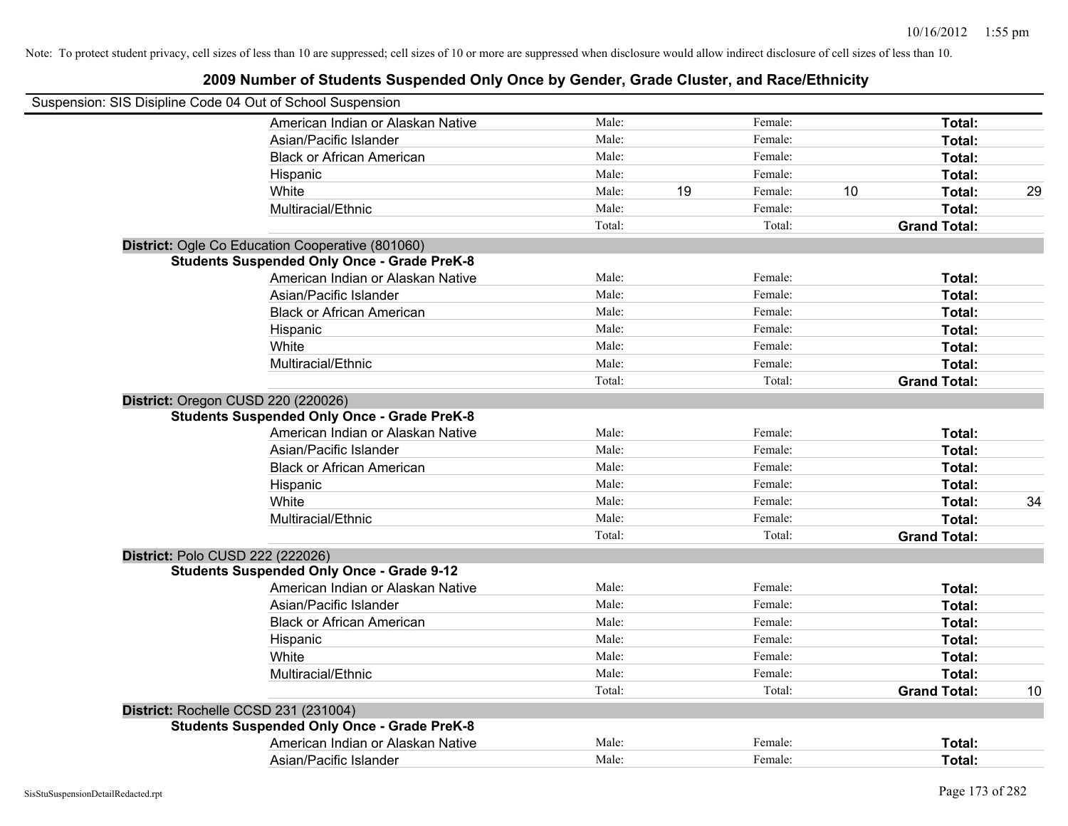Note: To protect student privacy, cell sizes of less than 10 are suppressed; cell sizes of 10 or more are suppressed when disclosure would allow indirect disclosure of cell sizes of less than 10.

## 2009 Number of Students Suspended Only Once by Gender, Grade Cluster, and Race/Ethnicity

Suspension: SIS Disipline Code 04 Out of School Suspension

| | | | | | | |
|---|---|---|---|---|---|---|
| American Indian or Alaskan Native | Male: | | Female: | | **Total:** | |
| Asian/Pacific Islander | Male: | | Female: | | **Total:** | |
| Black or African American | Male: | | Female: | | **Total:** | |
| Hispanic | Male: | | Female: | | **Total:** | |
| White | Male: | 19 | Female: | 10 | **Total:** | 29 |
| Multiracial/Ethnic | Male: | | Female: | | **Total:** | |
| | Total: | | Total: | | **Grand Total:** | |

**District:** Ogle Co Education Cooperative (801060)

**Students Suspended Only Once - Grade PreK-8**

| | | | | | | |
|---|---|---|---|---|---|---|
| American Indian or Alaskan Native | Male: | | Female: | | **Total:** | |
| Asian/Pacific Islander | Male: | | Female: | | **Total:** | |
| Black or African American | Male: | | Female: | | **Total:** | |
| Hispanic | Male: | | Female: | | **Total:** | |
| White | Male: | | Female: | | **Total:** | |
| Multiracial/Ethnic | Male: | | Female: | | **Total:** | |
| | Total: | | Total: | | **Grand Total:** | |

**District:** Oregon CUSD 220 (220026)

**Students Suspended Only Once - Grade PreK-8**

| | | | | | | |
|---|---|---|---|---|---|---|
| American Indian or Alaskan Native | Male: | | Female: | | **Total:** | |
| Asian/Pacific Islander | Male: | | Female: | | **Total:** | |
| Black or African American | Male: | | Female: | | **Total:** | |
| Hispanic | Male: | | Female: | | **Total:** | |
| White | Male: | | Female: | | **Total:** | 34 |
| Multiracial/Ethnic | Male: | | Female: | | **Total:** | |
| | Total: | | Total: | | **Grand Total:** | |

**District:** Polo CUSD 222 (222026)

**Students Suspended Only Once - Grade 9-12**

| | | | | | | |
|---|---|---|---|---|---|---|
| American Indian or Alaskan Native | Male: | | Female: | | **Total:** | |
| Asian/Pacific Islander | Male: | | Female: | | **Total:** | |
| Black or African American | Male: | | Female: | | **Total:** | |
| Hispanic | Male: | | Female: | | **Total:** | |
| White | Male: | | Female: | | **Total:** | |
| Multiracial/Ethnic | Male: | | Female: | | **Total:** | |
| | Total: | | Total: | | **Grand Total:** | 10 |

**District:** Rochelle CCSD 231 (231004)

**Students Suspended Only Once - Grade PreK-8**

| | | | | | | |
|---|---|---|---|---|---|---|
| American Indian or Alaskan Native | Male: | | Female: | | **Total:** | |
| Asian/Pacific Islander | Male: | | Female: | | **Total:** | |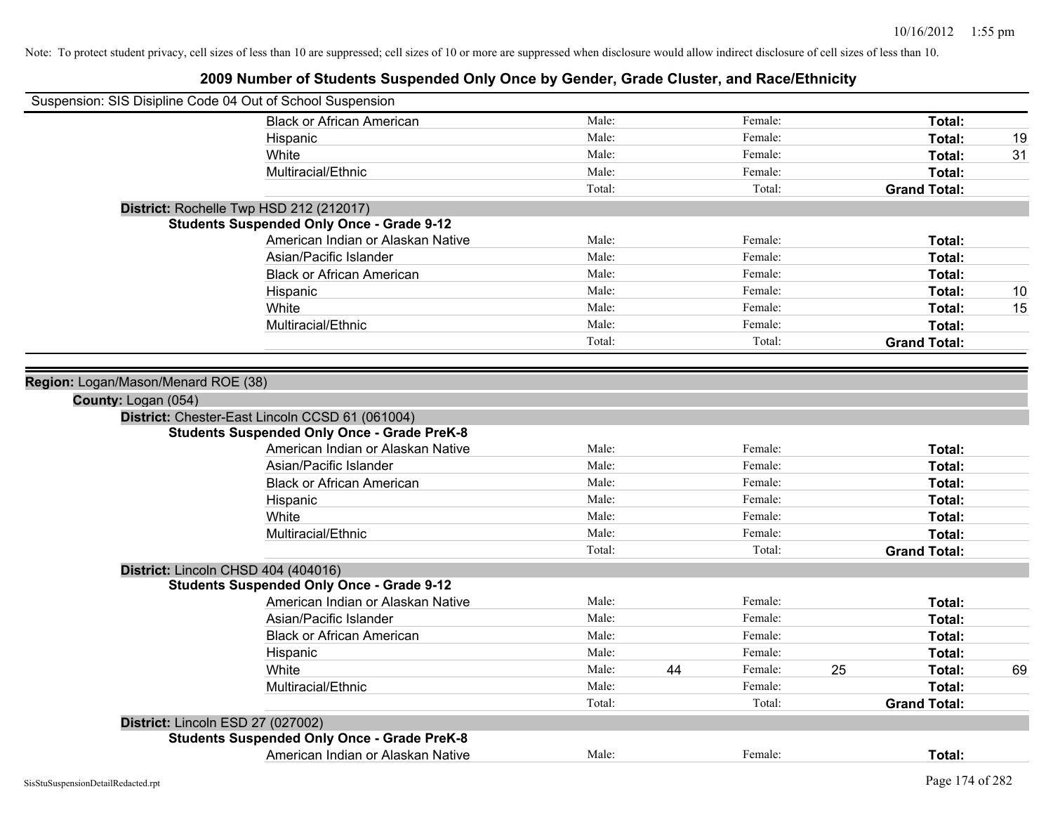Note: To protect student privacy, cell sizes of less than 10 are suppressed; cell sizes of 10 or more are suppressed when disclosure would allow indirect disclosure of cell sizes of less than 10.

# 2009 Number of Students Suspended Only Once by Gender, Grade Cluster, and Race/Ethnicity

Suspension: SIS Disipline Code 04 Out of School Suspension

| | | | | | | |
|---|---|---|---|---|---|---|
| Black or African American | Male: | | Female: | | Total: | |
| Hispanic | Male: | | Female: | | Total: | 19 |
| White | Male: | | Female: | | Total: | 31 |
| Multiracial/Ethnic | Male: | | Female: | | Total: | |
| | Total: | | Total: | | Grand Total: | |

**District:** Rochelle Twp HSD 212 (212017)

**Students Suspended Only Once - Grade 9-12**

| | | | | | | |
|---|---|---|---|---|---|---|
| American Indian or Alaskan Native | Male: | | Female: | | Total: | |
| Asian/Pacific Islander | Male: | | Female: | | Total: | |
| Black or African American | Male: | | Female: | | Total: | |
| Hispanic | Male: | | Female: | | Total: | 10 |
| White | Male: | | Female: | | Total: | 15 |
| Multiracial/Ethnic | Male: | | Female: | | Total: | |
| | Total: | | Total: | | Grand Total: | |

**Region:** Logan/Mason/Menard ROE (38)

**County:** Logan (054)

**District:** Chester-East Lincoln CCSD 61 (061004)

**Students Suspended Only Once - Grade PreK-8**

| | | | | | | |
|---|---|---|---|---|---|---|
| American Indian or Alaskan Native | Male: | | Female: | | Total: | |
| Asian/Pacific Islander | Male: | | Female: | | Total: | |
| Black or African American | Male: | | Female: | | Total: | |
| Hispanic | Male: | | Female: | | Total: | |
| White | Male: | | Female: | | Total: | |
| Multiracial/Ethnic | Male: | | Female: | | Total: | |
| | Total: | | Total: | | Grand Total: | |

**District:** Lincoln CHSD 404 (404016)

**Students Suspended Only Once - Grade 9-12**

| | | | | | | |
|---|---|---|---|---|---|---|
| American Indian or Alaskan Native | Male: | | Female: | | Total: | |
| Asian/Pacific Islander | Male: | | Female: | | Total: | |
| Black or African American | Male: | | Female: | | Total: | |
| Hispanic | Male: | | Female: | | Total: | |
| White | Male: | 44 | Female: | 25 | Total: | 69 |
| Multiracial/Ethnic | Male: | | Female: | | Total: | |
| | Total: | | Total: | | Grand Total: | |

**District:** Lincoln ESD 27 (027002)

**Students Suspended Only Once - Grade PreK-8**

| | | | | | | |
|---|---|---|---|---|---|---|
| American Indian or Alaskan Native | Male: | | Female: | | Total: | |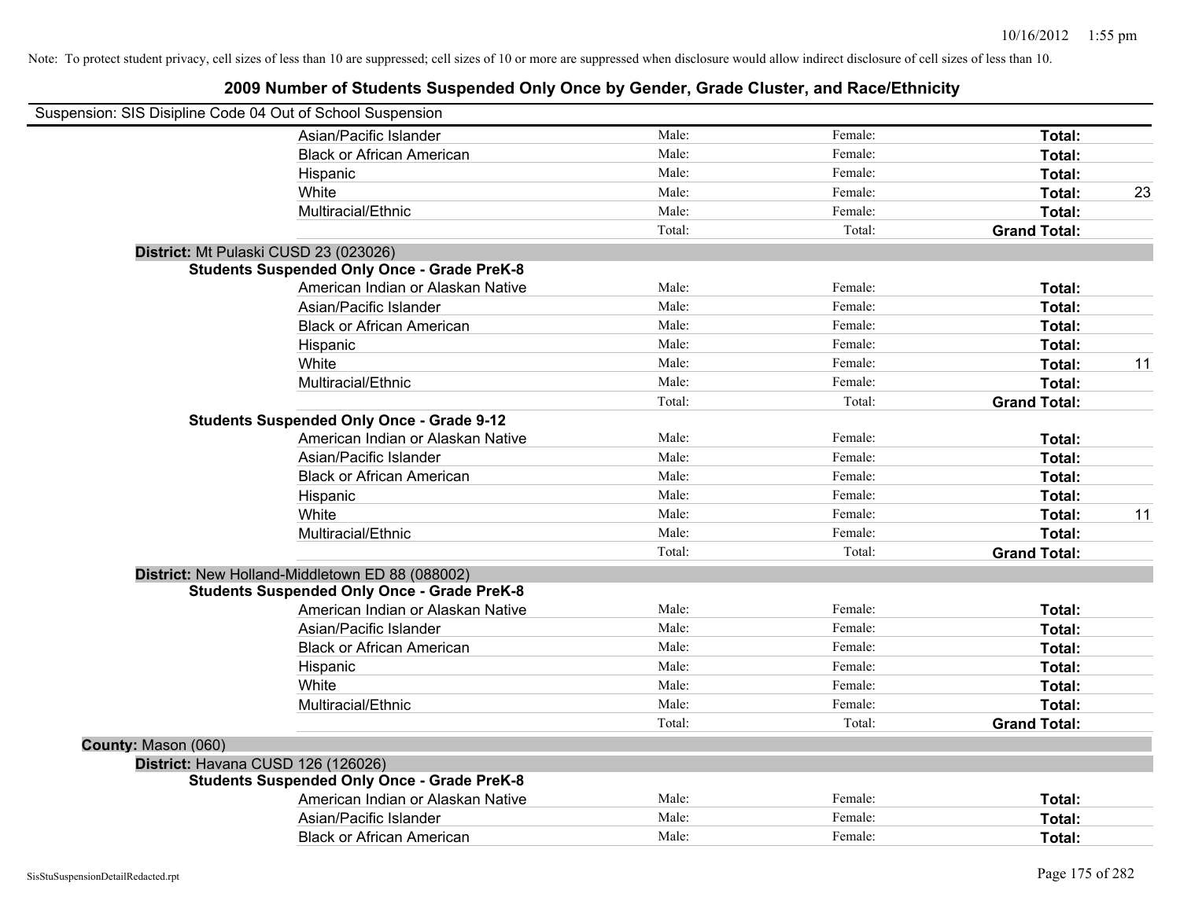Note: To protect student privacy, cell sizes of less than 10 are suppressed; cell sizes of 10 or more are suppressed when disclosure would allow indirect disclosure of cell sizes of less than 10.

## 2009 Number of Students Suspended Only Once by Gender, Grade Cluster, and Race/Ethnicity

Suspension: SIS Disipline Code 04 Out of School Suspension

| | | | | | |
|---|---|---|---|---|---|
| | Asian/Pacific Islander | Male: | Female: | **Total:** | |
| | Black or African American | Male: | Female: | **Total:** | |
| | Hispanic | Male: | Female: | **Total:** | |
| | White | Male: | Female: | **Total:** | 23 |
| | Multiracial/Ethnic | Male: | Female: | **Total:** | |
| | | Total: | Total: | **Grand Total:** | |
| **District:** Mt Pulaski CUSD 23 (023026) | | | | | |
| **Students Suspended Only Once - Grade PreK-8** | | | | | |
| | American Indian or Alaskan Native | Male: | Female: | **Total:** | |
| | Asian/Pacific Islander | Male: | Female: | **Total:** | |
| | Black or African American | Male: | Female: | **Total:** | |
| | Hispanic | Male: | Female: | **Total:** | |
| | White | Male: | Female: | **Total:** | 11 |
| | Multiracial/Ethnic | Male: | Female: | **Total:** | |
| | | Total: | Total: | **Grand Total:** | |
| **Students Suspended Only Once - Grade 9-12** | | | | | |
| | American Indian or Alaskan Native | Male: | Female: | **Total:** | |
| | Asian/Pacific Islander | Male: | Female: | **Total:** | |
| | Black or African American | Male: | Female: | **Total:** | |
| | Hispanic | Male: | Female: | **Total:** | |
| | White | Male: | Female: | **Total:** | 11 |
| | Multiracial/Ethnic | Male: | Female: | **Total:** | |
| | | Total: | Total: | **Grand Total:** | |
| **District:** New Holland-Middletown ED 88 (088002) | | | | | |
| **Students Suspended Only Once - Grade PreK-8** | | | | | |
| | American Indian or Alaskan Native | Male: | Female: | **Total:** | |
| | Asian/Pacific Islander | Male: | Female: | **Total:** | |
| | Black or African American | Male: | Female: | **Total:** | |
| | Hispanic | Male: | Female: | **Total:** | |
| | White | Male: | Female: | **Total:** | |
| | Multiracial/Ethnic | Male: | Female: | **Total:** | |
| | | Total: | Total: | **Grand Total:** | |
| **County:** Mason (060) | | | | | |
| **District:** Havana CUSD 126 (126026) | | | | | |
| **Students Suspended Only Once - Grade PreK-8** | | | | | |
| | American Indian or Alaskan Native | Male: | Female: | **Total:** | |
| | Asian/Pacific Islander | Male: | Female: | **Total:** | |
| | Black or African American | Male: | Female: | **Total:** | |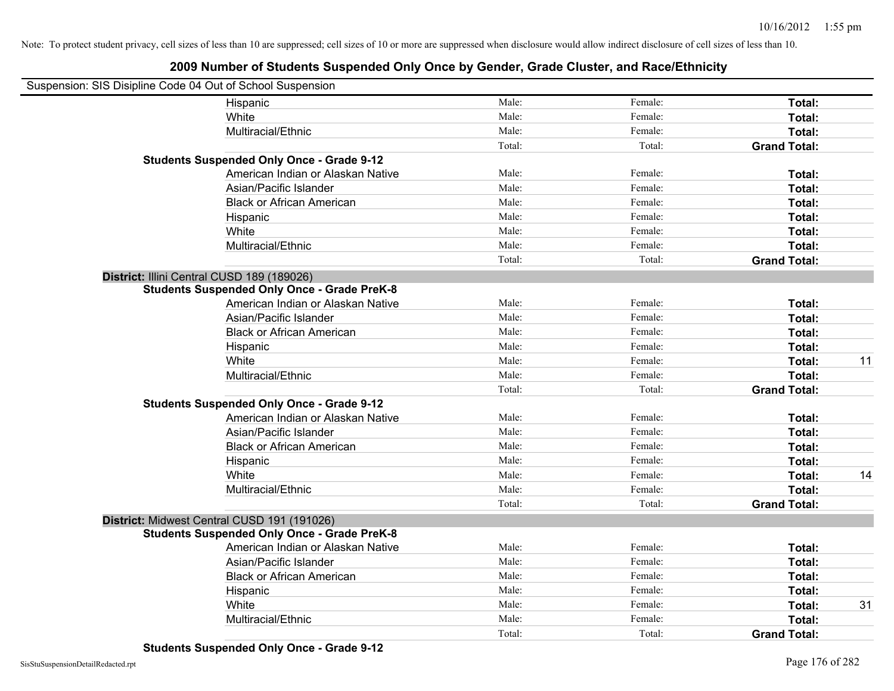Note: To protect student privacy, cell sizes of less than 10 are suppressed; cell sizes of 10 or more are suppressed when disclosure would allow indirect disclosure of cell sizes of less than 10.

# 2009 Number of Students Suspended Only Once by Gender, Grade Cluster, and Race/Ethnicity

Suspension: SIS Disipline Code 04 Out of School Suspension

| | | | | | |
|---|---|---|---|---|---|
| | Hispanic | Male: | Female: | **Total:** | |
| | White | Male: | Female: | **Total:** | |
| | Multiracial/Ethnic | Male: | Female: | **Total:** | |
| | | Total: | Total: | **Grand Total:** | |
| **Students Suspended Only Once - Grade 9-12** | | | | | |
| | American Indian or Alaskan Native | Male: | Female: | **Total:** | |
| | Asian/Pacific Islander | Male: | Female: | **Total:** | |
| | Black or African American | Male: | Female: | **Total:** | |
| | Hispanic | Male: | Female: | **Total:** | |
| | White | Male: | Female: | **Total:** | |
| | Multiracial/Ethnic | Male: | Female: | **Total:** | |
| | | Total: | Total: | **Grand Total:** | |
| **District:** Illini Central CUSD 189 (189026) | | | | | |
| **Students Suspended Only Once - Grade PreK-8** | | | | | |
| | American Indian or Alaskan Native | Male: | Female: | **Total:** | |
| | Asian/Pacific Islander | Male: | Female: | **Total:** | |
| | Black or African American | Male: | Female: | **Total:** | |
| | Hispanic | Male: | Female: | **Total:** | |
| | White | Male: | Female: | **Total:** | 11 |
| | Multiracial/Ethnic | Male: | Female: | **Total:** | |
| | | Total: | Total: | **Grand Total:** | |
| **Students Suspended Only Once - Grade 9-12** | | | | | |
| | American Indian or Alaskan Native | Male: | Female: | **Total:** | |
| | Asian/Pacific Islander | Male: | Female: | **Total:** | |
| | Black or African American | Male: | Female: | **Total:** | |
| | Hispanic | Male: | Female: | **Total:** | |
| | White | Male: | Female: | **Total:** | 14 |
| | Multiracial/Ethnic | Male: | Female: | **Total:** | |
| | | Total: | Total: | **Grand Total:** | |
| **District:** Midwest Central CUSD 191 (191026) | | | | | |
| **Students Suspended Only Once - Grade PreK-8** | | | | | |
| | American Indian or Alaskan Native | Male: | Female: | **Total:** | |
| | Asian/Pacific Islander | Male: | Female: | **Total:** | |
| | Black or African American | Male: | Female: | **Total:** | |
| | Hispanic | Male: | Female: | **Total:** | |
| | White | Male: | Female: | **Total:** | 31 |
| | Multiracial/Ethnic | Male: | Female: | **Total:** | |
| | | Total: | Total: | **Grand Total:** | |
| **Students Suspended Only Once - Grade 9-12** | | | | | |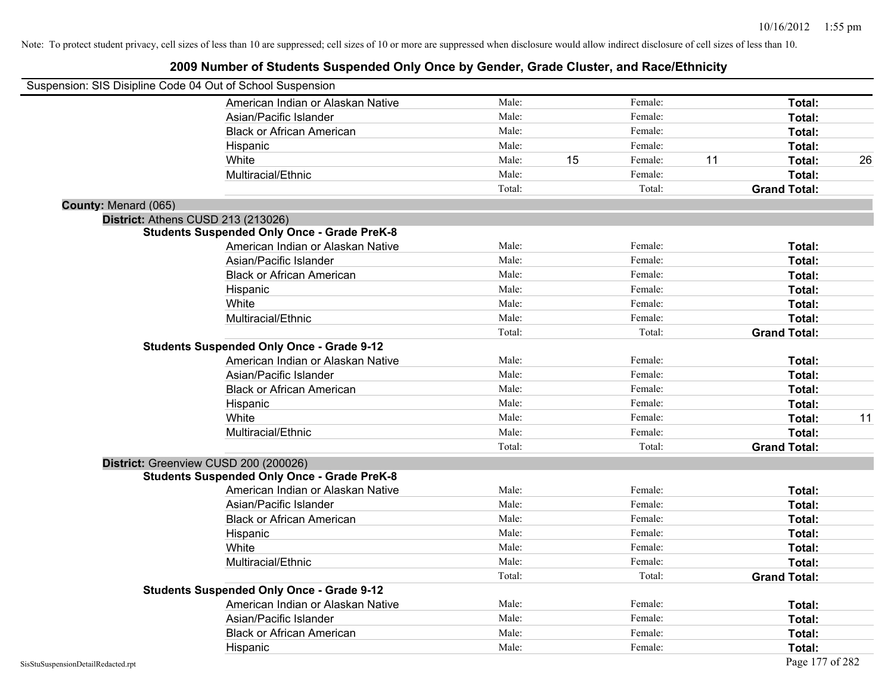Note: To protect student privacy, cell sizes of less than 10 are suppressed; cell sizes of 10 or more are suppressed when disclosure would allow indirect disclosure of cell sizes of less than 10.

# 2009 Number of Students Suspended Only Once by Gender, Grade Cluster, and Race/Ethnicity

Suspension: SIS Disipline Code 04 Out of School Suspension

| | | | | | | |
|---|---|---|---|---|---|---|
| American Indian or Alaskan Native | Male: | | Female: | | **Total:** | |
| Asian/Pacific Islander | Male: | | Female: | | **Total:** | |
| Black or African American | Male: | | Female: | | **Total:** | |
| Hispanic | Male: | | Female: | | **Total:** | |
| White | Male: | 15 | Female: | 11 | **Total:** | 26 |
| Multiracial/Ethnic | Male: | | Female: | | **Total:** | |
| | Total: | | Total: | | **Grand Total:** | |

**County:** Menard (065)

**District:** Athens CUSD 213 (213026)

**Students Suspended Only Once - Grade PreK-8**

| | | | | | | |
|---|---|---|---|---|---|---|
| American Indian or Alaskan Native | Male: | | Female: | | **Total:** | |
| Asian/Pacific Islander | Male: | | Female: | | **Total:** | |
| Black or African American | Male: | | Female: | | **Total:** | |
| Hispanic | Male: | | Female: | | **Total:** | |
| White | Male: | | Female: | | **Total:** | |
| Multiracial/Ethnic | Male: | | Female: | | **Total:** | |
| | Total: | | Total: | | **Grand Total:** | |

**Students Suspended Only Once - Grade 9-12**

| | | | | | | |
|---|---|---|---|---|---|---|
| American Indian or Alaskan Native | Male: | | Female: | | **Total:** | |
| Asian/Pacific Islander | Male: | | Female: | | **Total:** | |
| Black or African American | Male: | | Female: | | **Total:** | |
| Hispanic | Male: | | Female: | | **Total:** | |
| White | Male: | | Female: | | **Total:** | 11 |
| Multiracial/Ethnic | Male: | | Female: | | **Total:** | |
| | Total: | | Total: | | **Grand Total:** | |

**District:** Greenview CUSD 200 (200026)

**Students Suspended Only Once - Grade PreK-8**

| | | | | | | |
|---|---|---|---|---|---|---|
| American Indian or Alaskan Native | Male: | | Female: | | **Total:** | |
| Asian/Pacific Islander | Male: | | Female: | | **Total:** | |
| Black or African American | Male: | | Female: | | **Total:** | |
| Hispanic | Male: | | Female: | | **Total:** | |
| White | Male: | | Female: | | **Total:** | |
| Multiracial/Ethnic | Male: | | Female: | | **Total:** | |
| | Total: | | Total: | | **Grand Total:** | |

**Students Suspended Only Once - Grade 9-12**

| | | | | | | |
|---|---|---|---|---|---|---|
| American Indian or Alaskan Native | Male: | | Female: | | **Total:** | |
| Asian/Pacific Islander | Male: | | Female: | | **Total:** | |
| Black or African American | Male: | | Female: | | **Total:** | |
| Hispanic | Male: | | Female: | | **Total:** | |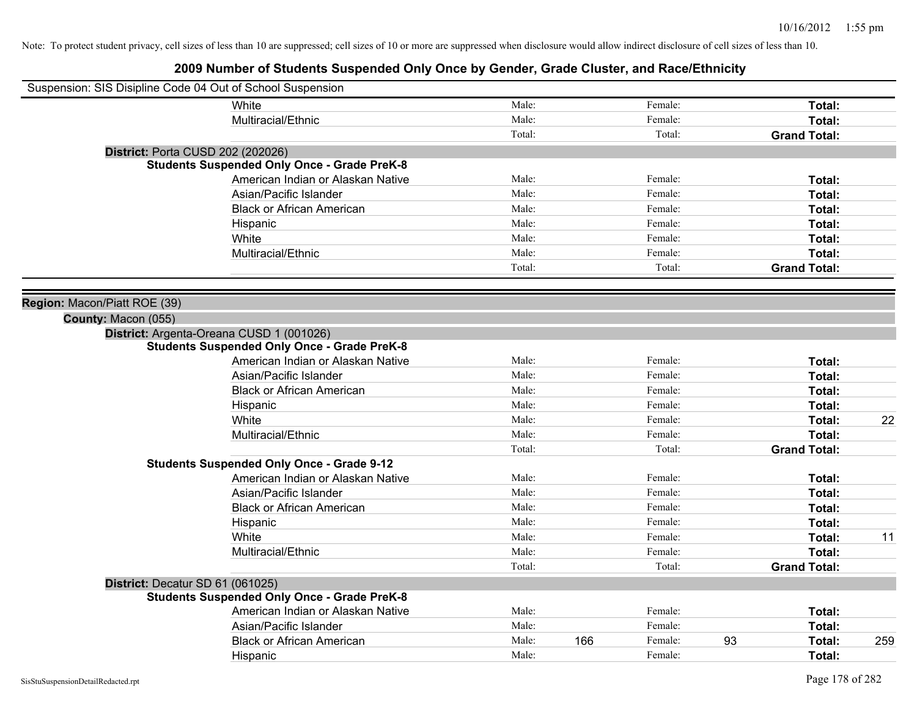Note: To protect student privacy, cell sizes of less than 10 are suppressed; cell sizes of 10 or more are suppressed when disclosure would allow indirect disclosure of cell sizes of less than 10.

## 2009 Number of Students Suspended Only Once by Gender, Grade Cluster, and Race/Ethnicity

Suspension: SIS Disipline Code 04 Out of School Suspension

| | | | | | | | |
|---|---|---|---|---|---|---|---|
| White | Male: | | Female: | | Total: | |
| Multiracial/Ethnic | Male: | | Female: | | Total: | |
| | Total: | | Total: | | Grand Total: | |

**District:** Porta CUSD 202 (202026)

**Students Suspended Only Once - Grade PreK-8**

| | | | | | | |
|---|---|---|---|---|---|---|
| American Indian or Alaskan Native | Male: | | Female: | | Total: | |
| Asian/Pacific Islander | Male: | | Female: | | Total: | |
| Black or African American | Male: | | Female: | | Total: | |
| Hispanic | Male: | | Female: | | Total: | |
| White | Male: | | Female: | | Total: | |
| Multiracial/Ethnic | Male: | | Female: | | Total: | |
| | Total: | | Total: | | Grand Total: | |

**Region:** Macon/Piatt ROE (39)

**County:** Macon (055)

**District:** Argenta-Oreana CUSD 1 (001026)

**Students Suspended Only Once - Grade PreK-8**

| | | | | | | |
|---|---|---|---|---|---|---|
| American Indian or Alaskan Native | Male: | | Female: | | Total: | |
| Asian/Pacific Islander | Male: | | Female: | | Total: | |
| Black or African American | Male: | | Female: | | Total: | |
| Hispanic | Male: | | Female: | | Total: | |
| White | Male: | | Female: | | Total: | 22 |
| Multiracial/Ethnic | Male: | | Female: | | Total: | |
| | Total: | | Total: | | Grand Total: | |

**Students Suspended Only Once - Grade 9-12**

| | | | | | | |
|---|---|---|---|---|---|---|
| American Indian or Alaskan Native | Male: | | Female: | | Total: | |
| Asian/Pacific Islander | Male: | | Female: | | Total: | |
| Black or African American | Male: | | Female: | | Total: | |
| Hispanic | Male: | | Female: | | Total: | |
| White | Male: | | Female: | | Total: | 11 |
| Multiracial/Ethnic | Male: | | Female: | | Total: | |
| | Total: | | Total: | | Grand Total: | |

**District:** Decatur SD 61 (061025)

**Students Suspended Only Once - Grade PreK-8**

| | | | | | | |
|---|---|---|---|---|---|---|
| American Indian or Alaskan Native | Male: | | Female: | | Total: | |
| Asian/Pacific Islander | Male: | | Female: | | Total: | |
| Black or African American | Male: | 166 | Female: | 93 | Total: | 259 |
| Hispanic | Male: | | Female: | | Total: | |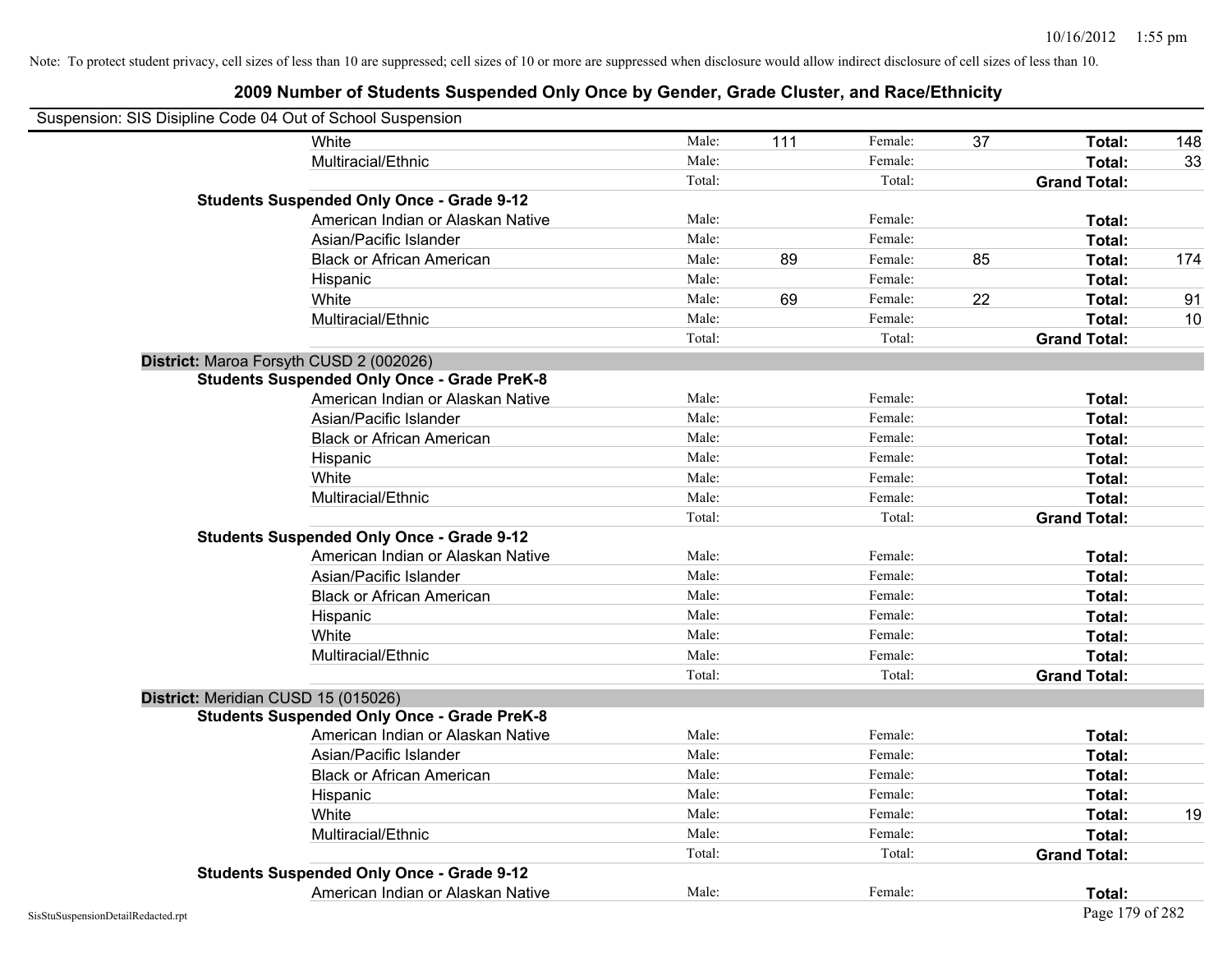Note: To protect student privacy, cell sizes of less than 10 are suppressed; cell sizes of 10 or more are suppressed when disclosure would allow indirect disclosure of cell sizes of less than 10.

## 2009 Number of Students Suspended Only Once by Gender, Grade Cluster, and Race/Ethnicity

Suspension: SIS Disipline Code 04 Out of School Suspension

| | | | | | | |
|---|---|---|---|---|---|---|
| White | Male: | 111 | Female: | 37 | **Total:** | 148 |
| Multiracial/Ethnic | Male: | | Female: | | **Total:** | 33 |
| | Total: | | Total: | | **Grand Total:** | |
| **Students Suspended Only Once - Grade 9-12** | | | | | | |
| American Indian or Alaskan Native | Male: | | Female: | | **Total:** | |
| Asian/Pacific Islander | Male: | | Female: | | **Total:** | |
| Black or African American | Male: | 89 | Female: | 85 | **Total:** | 174 |
| Hispanic | Male: | | Female: | | **Total:** | |
| White | Male: | 69 | Female: | 22 | **Total:** | 91 |
| Multiracial/Ethnic | Male: | | Female: | | **Total:** | 10 |
| | Total: | | Total: | | **Grand Total:** | |

**District:** Maroa Forsyth CUSD 2 (002026)

| | | | | | | |
|---|---|---|---|---|---|---|
| **Students Suspended Only Once - Grade PreK-8** | | | | | | |
| American Indian or Alaskan Native | Male: | | Female: | | **Total:** | |
| Asian/Pacific Islander | Male: | | Female: | | **Total:** | |
| Black or African American | Male: | | Female: | | **Total:** | |
| Hispanic | Male: | | Female: | | **Total:** | |
| White | Male: | | Female: | | **Total:** | |
| Multiracial/Ethnic | Male: | | Female: | | **Total:** | |
| | Total: | | Total: | | **Grand Total:** | |
| **Students Suspended Only Once - Grade 9-12** | | | | | | |
| American Indian or Alaskan Native | Male: | | Female: | | **Total:** | |
| Asian/Pacific Islander | Male: | | Female: | | **Total:** | |
| Black or African American | Male: | | Female: | | **Total:** | |
| Hispanic | Male: | | Female: | | **Total:** | |
| White | Male: | | Female: | | **Total:** | |
| Multiracial/Ethnic | Male: | | Female: | | **Total:** | |
| | Total: | | Total: | | **Grand Total:** | |

**District:** Meridian CUSD 15 (015026)

| | | | | | | |
|---|---|---|---|---|---|---|
| **Students Suspended Only Once - Grade PreK-8** | | | | | | |
| American Indian or Alaskan Native | Male: | | Female: | | **Total:** | |
| Asian/Pacific Islander | Male: | | Female: | | **Total:** | |
| Black or African American | Male: | | Female: | | **Total:** | |
| Hispanic | Male: | | Female: | | **Total:** | |
| White | Male: | | Female: | | **Total:** | 19 |
| Multiracial/Ethnic | Male: | | Female: | | **Total:** | |
| | Total: | | Total: | | **Grand Total:** | |
| **Students Suspended Only Once - Grade 9-12** | | | | | | |
| American Indian or Alaskan Native | Male: | | Female: | | **Total:** | |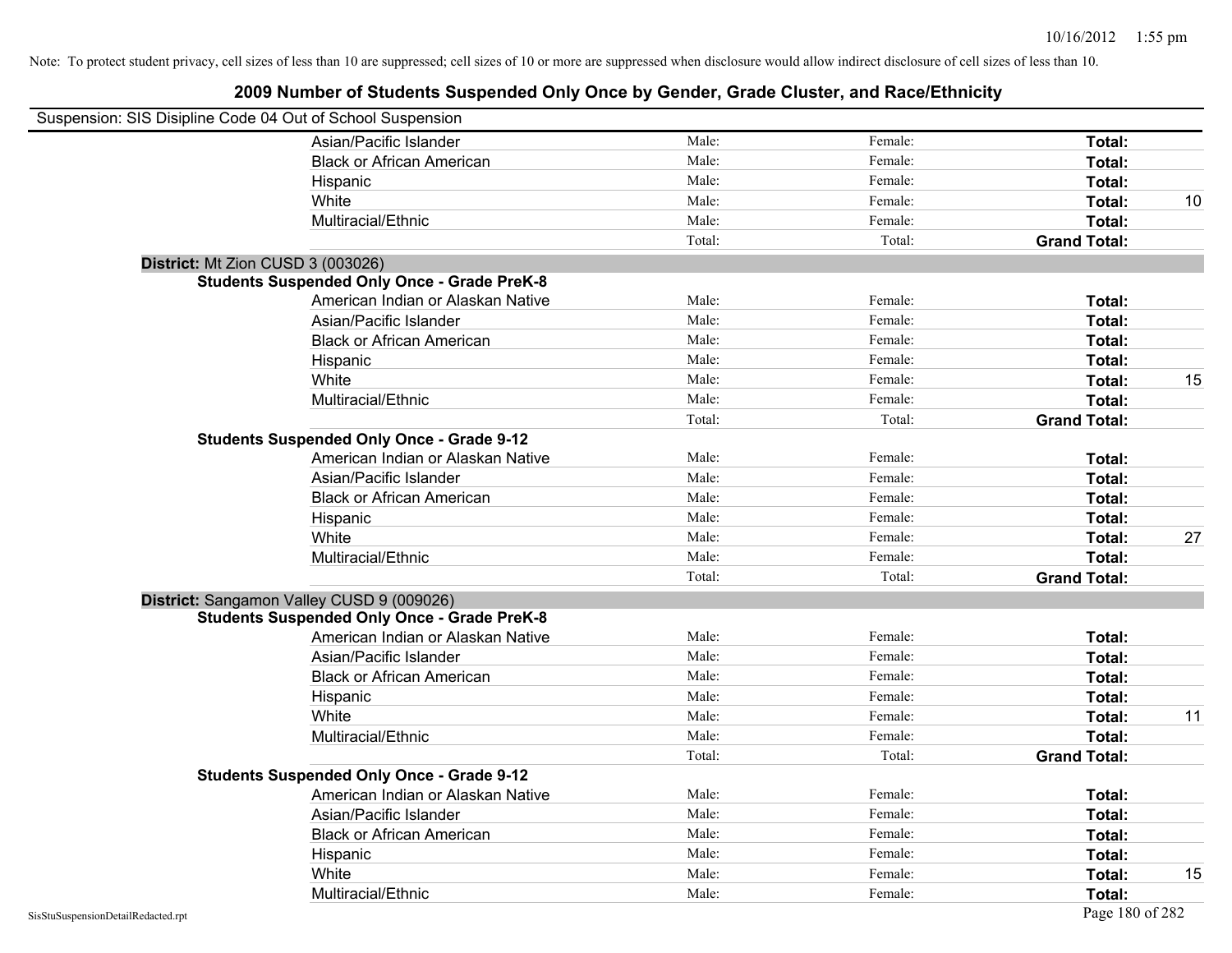Note: To protect student privacy, cell sizes of less than 10 are suppressed; cell sizes of 10 or more are suppressed when disclosure would allow indirect disclosure of cell sizes of less than 10.

# 2009 Number of Students Suspended Only Once by Gender, Grade Cluster, and Race/Ethnicity

Suspension: SIS Disipline Code 04 Out of School Suspension

| | | | | | |
|---|---|---|---|---|---|
| | Asian/Pacific Islander | Male: | Female: | **Total:** | |
| | Black or African American | Male: | Female: | **Total:** | |
| | Hispanic | Male: | Female: | **Total:** | |
| | White | Male: | Female: | **Total:** | 10 |
| | Multiracial/Ethnic | Male: | Female: | **Total:** | |
| | | Total: | Total: | **Grand Total:** | |
| **District:** Mt Zion CUSD 3 (003026) | | | | | |
| **Students Suspended Only Once - Grade PreK-8** | | | | | |
| | American Indian or Alaskan Native | Male: | Female: | **Total:** | |
| | Asian/Pacific Islander | Male: | Female: | **Total:** | |
| | Black or African American | Male: | Female: | **Total:** | |
| | Hispanic | Male: | Female: | **Total:** | |
| | White | Male: | Female: | **Total:** | 15 |
| | Multiracial/Ethnic | Male: | Female: | **Total:** | |
| | | Total: | Total: | **Grand Total:** | |
| **Students Suspended Only Once - Grade 9-12** | | | | | |
| | American Indian or Alaskan Native | Male: | Female: | **Total:** | |
| | Asian/Pacific Islander | Male: | Female: | **Total:** | |
| | Black or African American | Male: | Female: | **Total:** | |
| | Hispanic | Male: | Female: | **Total:** | |
| | White | Male: | Female: | **Total:** | 27 |
| | Multiracial/Ethnic | Male: | Female: | **Total:** | |
| | | Total: | Total: | **Grand Total:** | |
| **District:** Sangamon Valley CUSD 9 (009026) | | | | | |
| **Students Suspended Only Once - Grade PreK-8** | | | | | |
| | American Indian or Alaskan Native | Male: | Female: | **Total:** | |
| | Asian/Pacific Islander | Male: | Female: | **Total:** | |
| | Black or African American | Male: | Female: | **Total:** | |
| | Hispanic | Male: | Female: | **Total:** | |
| | White | Male: | Female: | **Total:** | 11 |
| | Multiracial/Ethnic | Male: | Female: | **Total:** | |
| | | Total: | Total: | **Grand Total:** | |
| **Students Suspended Only Once - Grade 9-12** | | | | | |
| | American Indian or Alaskan Native | Male: | Female: | **Total:** | |
| | Asian/Pacific Islander | Male: | Female: | **Total:** | |
| | Black or African American | Male: | Female: | **Total:** | |
| | Hispanic | Male: | Female: | **Total:** | |
| | White | Male: | Female: | **Total:** | 15 |
| | Multiracial/Ethnic | Male: | Female: | **Total:** | |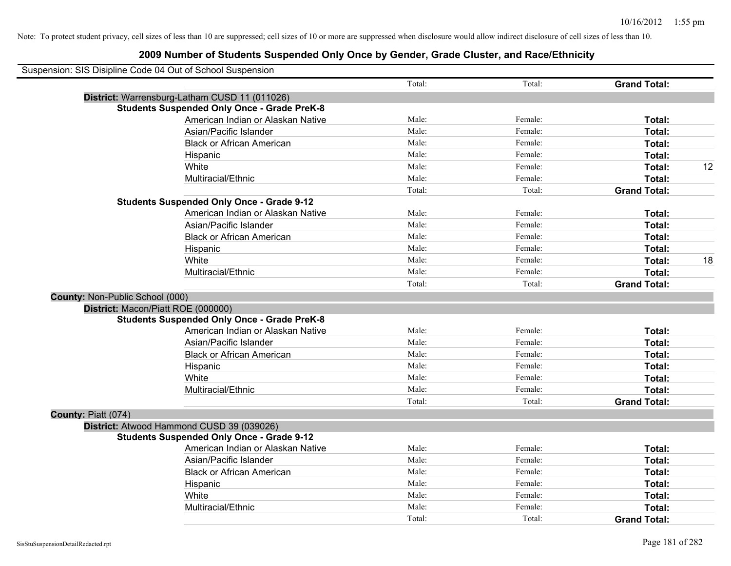Note: To protect student privacy, cell sizes of less than 10 are suppressed; cell sizes of 10 or more are suppressed when disclosure would allow indirect disclosure of cell sizes of less than 10.

# 2009 Number of Students Suspended Only Once by Gender, Grade Cluster, and Race/Ethnicity

Suspension: SIS Disipline Code 04 Out of School Suspension

| | | | | |
|---|---|---|---|---|
| | Total: | Total: | **Grand Total:** | |
| **District:** Warrensburg-Latham CUSD 11 (011026) | | | | |
| **Students Suspended Only Once - Grade PreK-8** | | | | |
| American Indian or Alaskan Native | Male: | Female: | **Total:** | |
| Asian/Pacific Islander | Male: | Female: | **Total:** | |
| Black or African American | Male: | Female: | **Total:** | |
| Hispanic | Male: | Female: | **Total:** | |
| White | Male: | Female: | **Total:** | 12 |
| Multiracial/Ethnic | Male: | Female: | **Total:** | |
| | Total: | Total: | **Grand Total:** | |
| **Students Suspended Only Once - Grade 9-12** | | | | |
| American Indian or Alaskan Native | Male: | Female: | **Total:** | |
| Asian/Pacific Islander | Male: | Female: | **Total:** | |
| Black or African American | Male: | Female: | **Total:** | |
| Hispanic | Male: | Female: | **Total:** | |
| White | Male: | Female: | **Total:** | 18 |
| Multiracial/Ethnic | Male: | Female: | **Total:** | |
| | Total: | Total: | **Grand Total:** | |
| **County:** Non-Public School (000) | | | | |
| **District:** Macon/Piatt ROE (000000) | | | | |
| **Students Suspended Only Once - Grade PreK-8** | | | | |
| American Indian or Alaskan Native | Male: | Female: | **Total:** | |
| Asian/Pacific Islander | Male: | Female: | **Total:** | |
| Black or African American | Male: | Female: | **Total:** | |
| Hispanic | Male: | Female: | **Total:** | |
| White | Male: | Female: | **Total:** | |
| Multiracial/Ethnic | Male: | Female: | **Total:** | |
| | Total: | Total: | **Grand Total:** | |
| **County:** Piatt (074) | | | | |
| **District:** Atwood Hammond CUSD 39 (039026) | | | | |
| **Students Suspended Only Once - Grade 9-12** | | | | |
| American Indian or Alaskan Native | Male: | Female: | **Total:** | |
| Asian/Pacific Islander | Male: | Female: | **Total:** | |
| Black or African American | Male: | Female: | **Total:** | |
| Hispanic | Male: | Female: | **Total:** | |
| White | Male: | Female: | **Total:** | |
| Multiracial/Ethnic | Male: | Female: | **Total:** | |
| | Total: | Total: | **Grand Total:** | |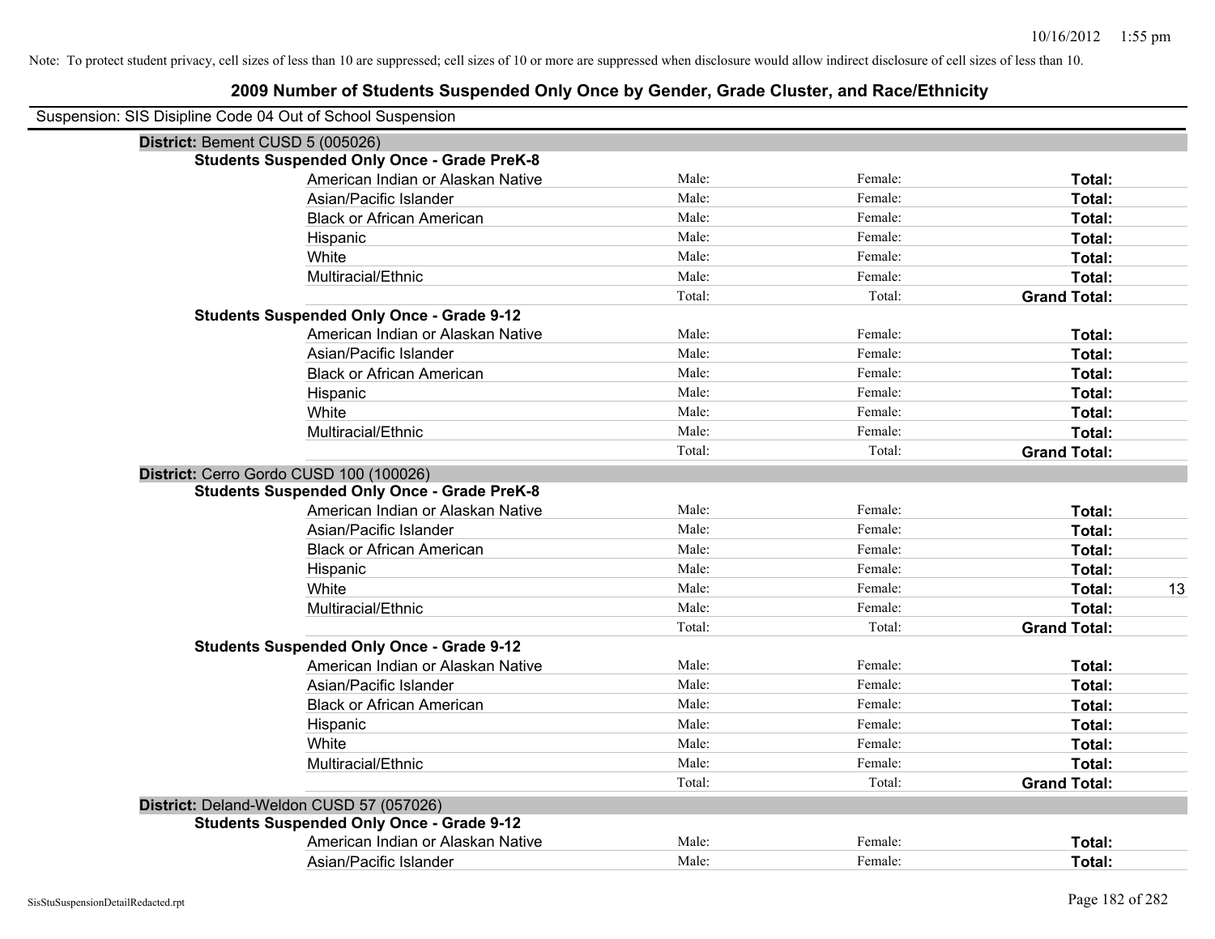Note: To protect student privacy, cell sizes of less than 10 are suppressed; cell sizes of 10 or more are suppressed when disclosure would allow indirect disclosure of cell sizes of less than 10.

## 2009 Number of Students Suspended Only Once by Gender, Grade Cluster, and Race/Ethnicity

Suspension: SIS Disipline Code 04 Out of School Suspension

**District:** Bement CUSD 5 (005026)

**Students Suspended Only Once - Grade PreK-8**

| | | | | |
|---|---|---|---|---|
| American Indian or Alaskan Native | Male: | Female: | **Total:** | |
| Asian/Pacific Islander | Male: | Female: | **Total:** | |
| Black or African American | Male: | Female: | **Total:** | |
| Hispanic | Male: | Female: | **Total:** | |
| White | Male: | Female: | **Total:** | |
| Multiracial/Ethnic | Male: | Female: | **Total:** | |
| | Total: | Total: | **Grand Total:** | |

**Students Suspended Only Once - Grade 9-12**

| | | | | |
|---|---|---|---|---|
| American Indian or Alaskan Native | Male: | Female: | **Total:** | |
| Asian/Pacific Islander | Male: | Female: | **Total:** | |
| Black or African American | Male: | Female: | **Total:** | |
| Hispanic | Male: | Female: | **Total:** | |
| White | Male: | Female: | **Total:** | |
| Multiracial/Ethnic | Male: | Female: | **Total:** | |
| | Total: | Total: | **Grand Total:** | |

**District:** Cerro Gordo CUSD 100 (100026)

**Students Suspended Only Once - Grade PreK-8**

| | | | | |
|---|---|---|---|---|
| American Indian or Alaskan Native | Male: | Female: | **Total:** | |
| Asian/Pacific Islander | Male: | Female: | **Total:** | |
| Black or African American | Male: | Female: | **Total:** | |
| Hispanic | Male: | Female: | **Total:** | |
| White | Male: | Female: | **Total:** | 13 |
| Multiracial/Ethnic | Male: | Female: | **Total:** | |
| | Total: | Total: | **Grand Total:** | |

**Students Suspended Only Once - Grade 9-12**

| | | | | |
|---|---|---|---|---|
| American Indian or Alaskan Native | Male: | Female: | **Total:** | |
| Asian/Pacific Islander | Male: | Female: | **Total:** | |
| Black or African American | Male: | Female: | **Total:** | |
| Hispanic | Male: | Female: | **Total:** | |
| White | Male: | Female: | **Total:** | |
| Multiracial/Ethnic | Male: | Female: | **Total:** | |
| | Total: | Total: | **Grand Total:** | |

**District:** Deland-Weldon CUSD 57 (057026)

**Students Suspended Only Once - Grade 9-12**

| | | | | |
|---|---|---|---|---|
| American Indian or Alaskan Native | Male: | Female: | **Total:** | |
| Asian/Pacific Islander | Male: | Female: | **Total:** | |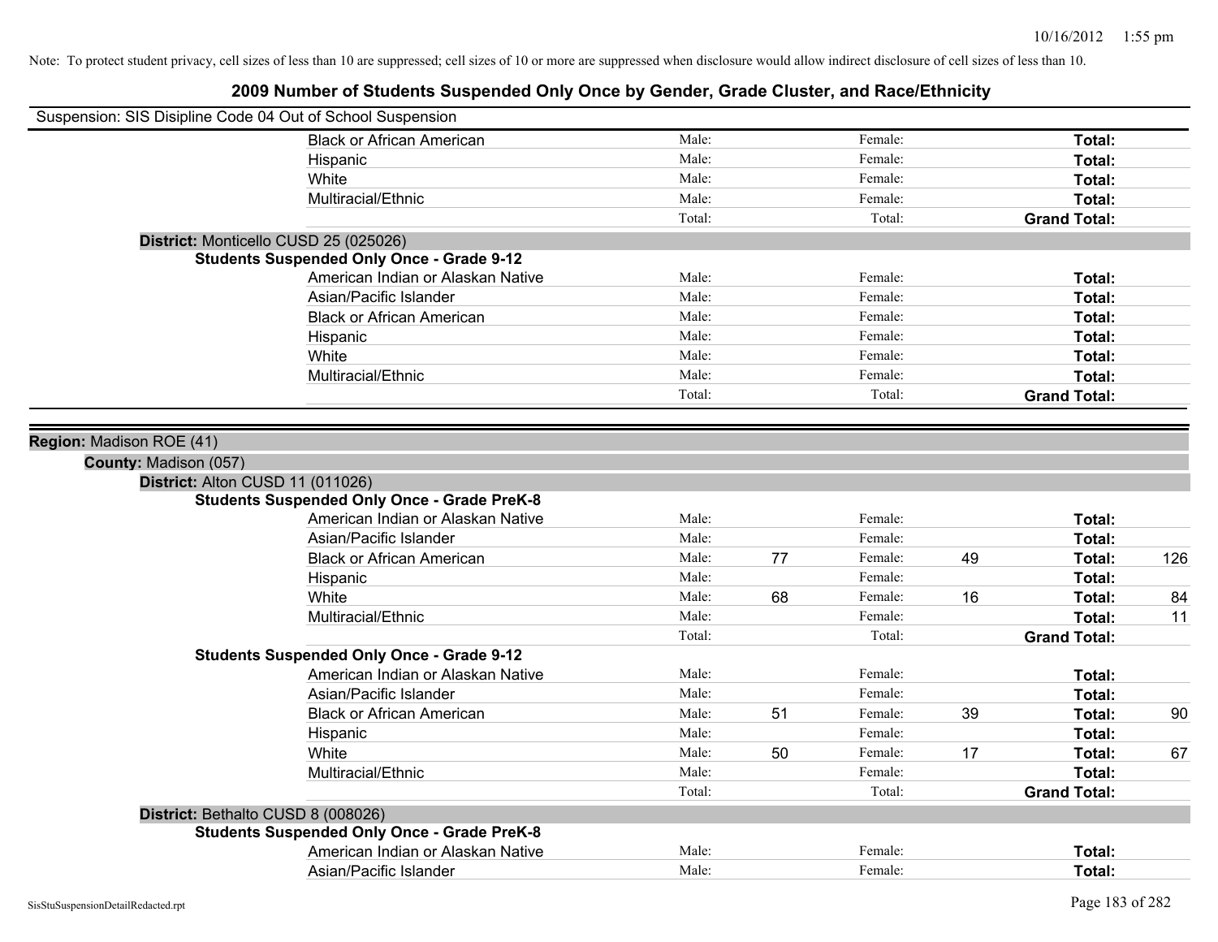Note: To protect student privacy, cell sizes of less than 10 are suppressed; cell sizes of 10 or more are suppressed when disclosure would allow indirect disclosure of cell sizes of less than 10.

# 2009 Number of Students Suspended Only Once by Gender, Grade Cluster, and Race/Ethnicity

Suspension: SIS Disipline Code 04 Out of School Suspension

| | Male | | Female | | Total | |
|---|---|---|---|---|---|---|
| Black or African American | Male: | | Female: | | **Total:** | |
| Hispanic | Male: | | Female: | | **Total:** | |
| White | Male: | | Female: | | **Total:** | |
| Multiracial/Ethnic | Male: | | Female: | | **Total:** | |
| | Total: | | Total: | | **Grand Total:** | |

**District:** Monticello CUSD 25 (025026)

**Students Suspended Only Once - Grade 9-12**

| | Male | | Female | | Total | |
|---|---|---|---|---|---|---|
| American Indian or Alaskan Native | Male: | | Female: | | **Total:** | |
| Asian/Pacific Islander | Male: | | Female: | | **Total:** | |
| Black or African American | Male: | | Female: | | **Total:** | |
| Hispanic | Male: | | Female: | | **Total:** | |
| White | Male: | | Female: | | **Total:** | |
| Multiracial/Ethnic | Male: | | Female: | | **Total:** | |
| | Total: | | Total: | | **Grand Total:** | |

**Region:** Madison ROE (41)

**County:** Madison (057)

**District:** Alton CUSD 11 (011026)

**Students Suspended Only Once - Grade PreK-8**

| | Male | | Female | | Total | |
|---|---|---|---|---|---|---|
| American Indian or Alaskan Native | Male: | | Female: | | **Total:** | |
| Asian/Pacific Islander | Male: | | Female: | | **Total:** | |
| Black or African American | Male: | 77 | Female: | 49 | **Total:** | 126 |
| Hispanic | Male: | | Female: | | **Total:** | |
| White | Male: | 68 | Female: | 16 | **Total:** | 84 |
| Multiracial/Ethnic | Male: | | Female: | | **Total:** | 11 |
| | Total: | | Total: | | **Grand Total:** | |

**Students Suspended Only Once - Grade 9-12**

| | Male | | Female | | Total | |
|---|---|---|---|---|---|---|
| American Indian or Alaskan Native | Male: | | Female: | | **Total:** | |
| Asian/Pacific Islander | Male: | | Female: | | **Total:** | |
| Black or African American | Male: | 51 | Female: | 39 | **Total:** | 90 |
| Hispanic | Male: | | Female: | | **Total:** | |
| White | Male: | 50 | Female: | 17 | **Total:** | 67 |
| Multiracial/Ethnic | Male: | | Female: | | **Total:** | |
| | Total: | | Total: | | **Grand Total:** | |

**District:** Bethalto CUSD 8 (008026)

**Students Suspended Only Once - Grade PreK-8**

| | Male | | Female | | Total | |
|---|---|---|---|---|---|---|
| American Indian or Alaskan Native | Male: | | Female: | | **Total:** | |
| Asian/Pacific Islander | Male: | | Female: | | **Total:** | |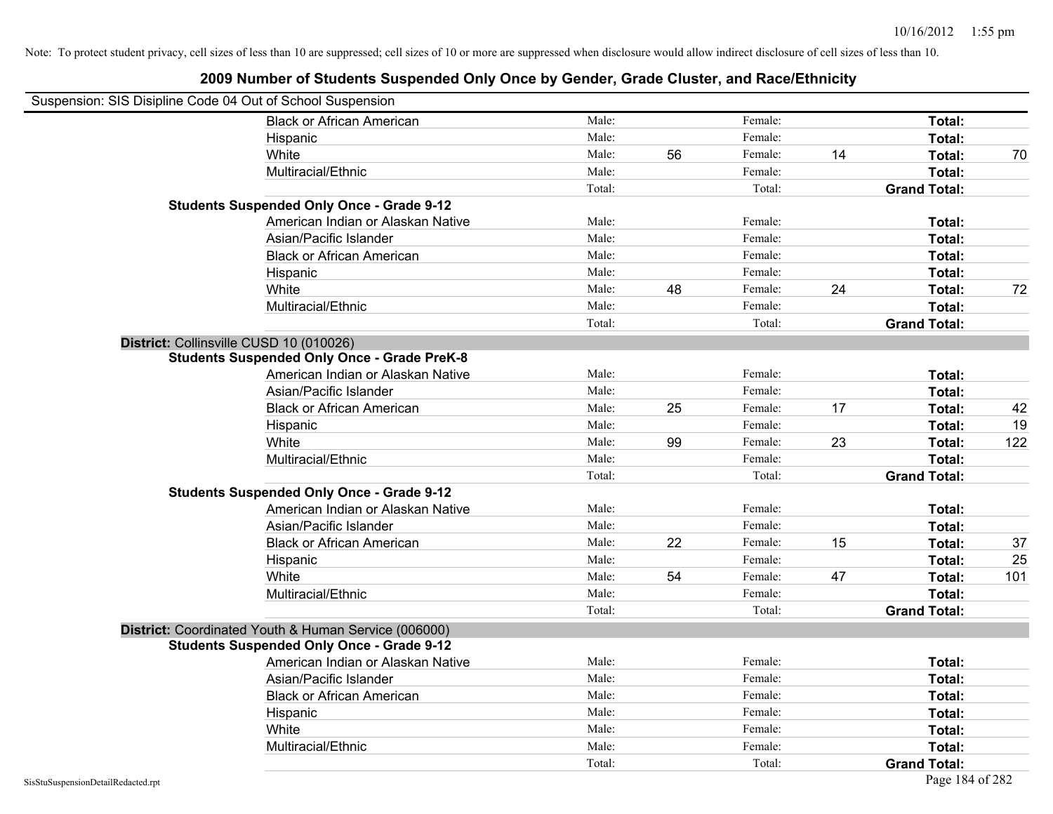Note: To protect student privacy, cell sizes of less than 10 are suppressed; cell sizes of 10 or more are suppressed when disclosure would allow indirect disclosure of cell sizes of less than 10.

# 2009 Number of Students Suspended Only Once by Gender, Grade Cluster, and Race/Ethnicity

Suspension: SIS Disipline Code 04 Out of School Suspension

| | | | | | | | |
|---|---|---|---|---|---|---|---|
| Black or African American | Male: | | Female: | | **Total:** | |
| Hispanic | Male: | | Female: | | **Total:** | |
| White | Male: | 56 | Female: | 14 | **Total:** | 70 |
| Multiracial/Ethnic | Male: | | Female: | | **Total:** | |
| | Total: | | Total: | | **Grand Total:** | |

**Students Suspended Only Once - Grade 9-12**

| | | | | | | |
|---|---|---|---|---|---|---|
| American Indian or Alaskan Native | Male: | | Female: | | **Total:** | |
| Asian/Pacific Islander | Male: | | Female: | | **Total:** | |
| Black or African American | Male: | | Female: | | **Total:** | |
| Hispanic | Male: | | Female: | | **Total:** | |
| White | Male: | 48 | Female: | 24 | **Total:** | 72 |
| Multiracial/Ethnic | Male: | | Female: | | **Total:** | |
| | Total: | | Total: | | **Grand Total:** | |

**District:** Collinsville CUSD 10 (010026)

**Students Suspended Only Once - Grade PreK-8**

| | | | | | | |
|---|---|---|---|---|---|---|
| American Indian or Alaskan Native | Male: | | Female: | | **Total:** | |
| Asian/Pacific Islander | Male: | | Female: | | **Total:** | |
| Black or African American | Male: | 25 | Female: | 17 | **Total:** | 42 |
| Hispanic | Male: | | Female: | | **Total:** | 19 |
| White | Male: | 99 | Female: | 23 | **Total:** | 122 |
| Multiracial/Ethnic | Male: | | Female: | | **Total:** | |
| | Total: | | Total: | | **Grand Total:** | |

**Students Suspended Only Once - Grade 9-12**

| | | | | | | |
|---|---|---|---|---|---|---|
| American Indian or Alaskan Native | Male: | | Female: | | **Total:** | |
| Asian/Pacific Islander | Male: | | Female: | | **Total:** | |
| Black or African American | Male: | 22 | Female: | 15 | **Total:** | 37 |
| Hispanic | Male: | | Female: | | **Total:** | 25 |
| White | Male: | 54 | Female: | 47 | **Total:** | 101 |
| Multiracial/Ethnic | Male: | | Female: | | **Total:** | |
| | Total: | | Total: | | **Grand Total:** | |

**District:** Coordinated Youth & Human Service (006000)

**Students Suspended Only Once - Grade 9-12**

| | | | | | | |
|---|---|---|---|---|---|---|
| American Indian or Alaskan Native | Male: | | Female: | | **Total:** | |
| Asian/Pacific Islander | Male: | | Female: | | **Total:** | |
| Black or African American | Male: | | Female: | | **Total:** | |
| Hispanic | Male: | | Female: | | **Total:** | |
| White | Male: | | Female: | | **Total:** | |
| Multiracial/Ethnic | Male: | | Female: | | **Total:** | |
| | Total: | | Total: | | **Grand Total:** | |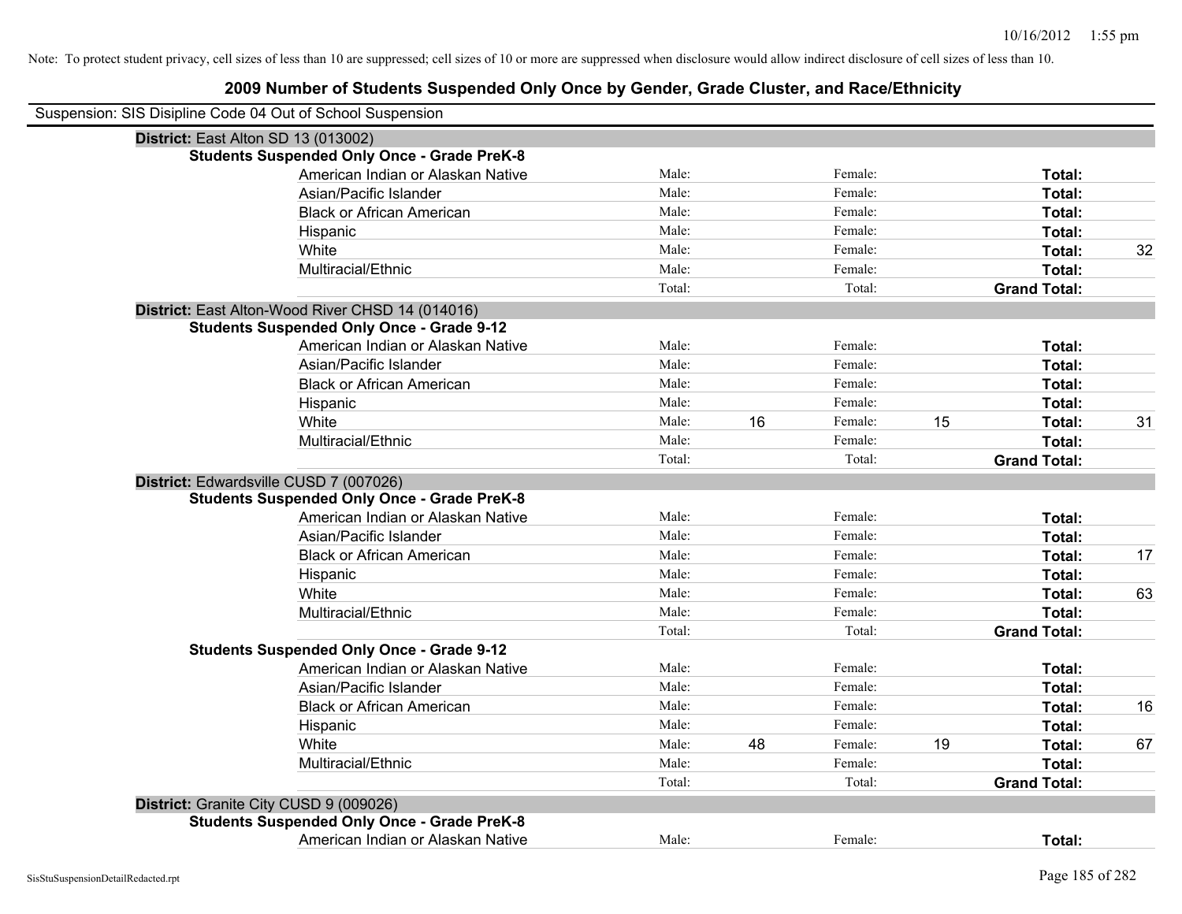Note: To protect student privacy, cell sizes of less than 10 are suppressed; cell sizes of 10 or more are suppressed when disclosure would allow indirect disclosure of cell sizes of less than 10.

# 2009 Number of Students Suspended Only Once by Gender, Grade Cluster, and Race/Ethnicity

Suspension: SIS Disipline Code 04 Out of School Suspension

**District:** East Alton SD 13 (013002)

**Students Suspended Only Once - Grade PreK-8**

| | | | | | | |
|---|---|---|---|---|---|---|
| American Indian or Alaskan Native | Male: | | Female: | | **Total:** | |
| Asian/Pacific Islander | Male: | | Female: | | **Total:** | |
| Black or African American | Male: | | Female: | | **Total:** | |
| Hispanic | Male: | | Female: | | **Total:** | |
| White | Male: | | Female: | | **Total:** | 32 |
| Multiracial/Ethnic | Male: | | Female: | | **Total:** | |
| | Total: | | Total: | | **Grand Total:** | |

**District:** East Alton-Wood River CHSD 14 (014016)

**Students Suspended Only Once - Grade 9-12**

| | | | | | | |
|---|---|---|---|---|---|---|
| American Indian or Alaskan Native | Male: | | Female: | | **Total:** | |
| Asian/Pacific Islander | Male: | | Female: | | **Total:** | |
| Black or African American | Male: | | Female: | | **Total:** | |
| Hispanic | Male: | | Female: | | **Total:** | |
| White | Male: | 16 | Female: | 15 | **Total:** | 31 |
| Multiracial/Ethnic | Male: | | Female: | | **Total:** | |
| | Total: | | Total: | | **Grand Total:** | |

**District:** Edwardsville CUSD 7 (007026)

**Students Suspended Only Once - Grade PreK-8**

| | | | | | | |
|---|---|---|---|---|---|---|
| American Indian or Alaskan Native | Male: | | Female: | | **Total:** | |
| Asian/Pacific Islander | Male: | | Female: | | **Total:** | |
| Black or African American | Male: | | Female: | | **Total:** | 17 |
| Hispanic | Male: | | Female: | | **Total:** | |
| White | Male: | | Female: | | **Total:** | 63 |
| Multiracial/Ethnic | Male: | | Female: | | **Total:** | |
| | Total: | | Total: | | **Grand Total:** | |

**Students Suspended Only Once - Grade 9-12**

| | | | | | | |
|---|---|---|---|---|---|---|
| American Indian or Alaskan Native | Male: | | Female: | | **Total:** | |
| Asian/Pacific Islander | Male: | | Female: | | **Total:** | |
| Black or African American | Male: | | Female: | | **Total:** | 16 |
| Hispanic | Male: | | Female: | | **Total:** | |
| White | Male: | 48 | Female: | 19 | **Total:** | 67 |
| Multiracial/Ethnic | Male: | | Female: | | **Total:** | |
| | Total: | | Total: | | **Grand Total:** | |

**District:** Granite City CUSD 9 (009026)

**Students Suspended Only Once - Grade PreK-8**

| | | | | | | |
|---|---|---|---|---|---|---|
| American Indian or Alaskan Native | Male: | | Female: | | **Total:** | |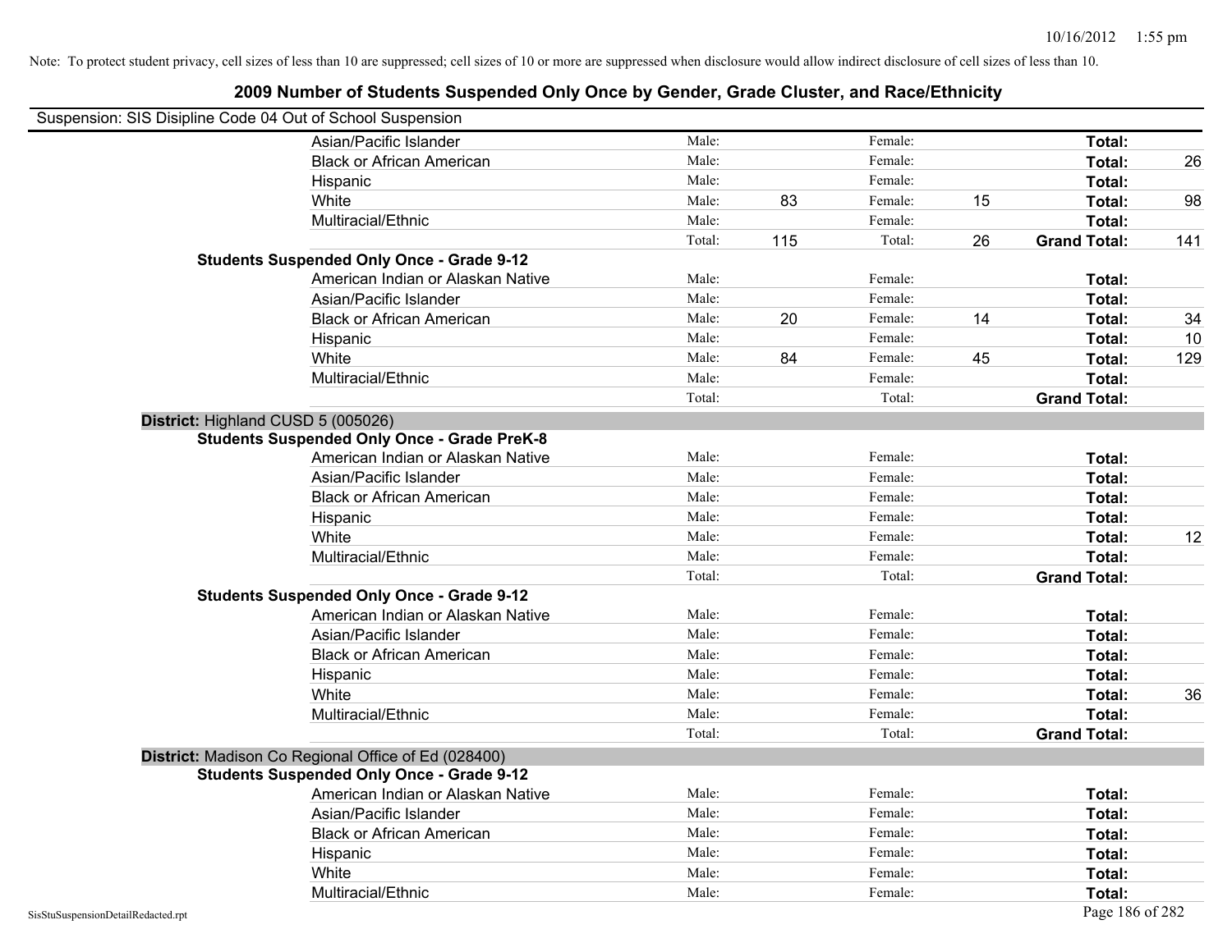Note: To protect student privacy, cell sizes of less than 10 are suppressed; cell sizes of 10 or more are suppressed when disclosure would allow indirect disclosure of cell sizes of less than 10.

## 2009 Number of Students Suspended Only Once by Gender, Grade Cluster, and Race/Ethnicity

Suspension: SIS Disipline Code 04 Out of School Suspension

| | | | | | | |
|---|---|---|---|---|---|---|
| Asian/Pacific Islander | Male: | | Female: | | **Total:** | |
| Black or African American | Male: | | Female: | | **Total:** | 26 |
| Hispanic | Male: | | Female: | | **Total:** | |
| White | Male: | 83 | Female: | 15 | **Total:** | 98 |
| Multiracial/Ethnic | Male: | | Female: | | **Total:** | |
| | Total: | 115 | Total: | 26 | **Grand Total:** | 141 |
| **Students Suspended Only Once - Grade 9-12** | | | | | | |
| American Indian or Alaskan Native | Male: | | Female: | | **Total:** | |
| Asian/Pacific Islander | Male: | | Female: | | **Total:** | |
| Black or African American | Male: | 20 | Female: | 14 | **Total:** | 34 |
| Hispanic | Male: | | Female: | | **Total:** | 10 |
| White | Male: | 84 | Female: | 45 | **Total:** | 129 |
| Multiracial/Ethnic | Male: | | Female: | | **Total:** | |
| | Total: | | Total: | | **Grand Total:** | |

**District:** Highland CUSD 5 (005026)

| | | | | | | |
|---|---|---|---|---|---|---|
| **Students Suspended Only Once - Grade PreK-8** | | | | | | |
| American Indian or Alaskan Native | Male: | | Female: | | **Total:** | |
| Asian/Pacific Islander | Male: | | Female: | | **Total:** | |
| Black or African American | Male: | | Female: | | **Total:** | |
| Hispanic | Male: | | Female: | | **Total:** | |
| White | Male: | | Female: | | **Total:** | 12 |
| Multiracial/Ethnic | Male: | | Female: | | **Total:** | |
| | Total: | | Total: | | **Grand Total:** | |
| **Students Suspended Only Once - Grade 9-12** | | | | | | |
| American Indian or Alaskan Native | Male: | | Female: | | **Total:** | |
| Asian/Pacific Islander | Male: | | Female: | | **Total:** | |
| Black or African American | Male: | | Female: | | **Total:** | |
| Hispanic | Male: | | Female: | | **Total:** | |
| White | Male: | | Female: | | **Total:** | 36 |
| Multiracial/Ethnic | Male: | | Female: | | **Total:** | |
| | Total: | | Total: | | **Grand Total:** | |

**District:** Madison Co Regional Office of Ed (028400)

| | | | | | | |
|---|---|---|---|---|---|---|
| **Students Suspended Only Once - Grade 9-12** | | | | | | |
| American Indian or Alaskan Native | Male: | | Female: | | **Total:** | |
| Asian/Pacific Islander | Male: | | Female: | | **Total:** | |
| Black or African American | Male: | | Female: | | **Total:** | |
| Hispanic | Male: | | Female: | | **Total:** | |
| White | Male: | | Female: | | **Total:** | |
| Multiracial/Ethnic | Male: | | Female: | | **Total:** | |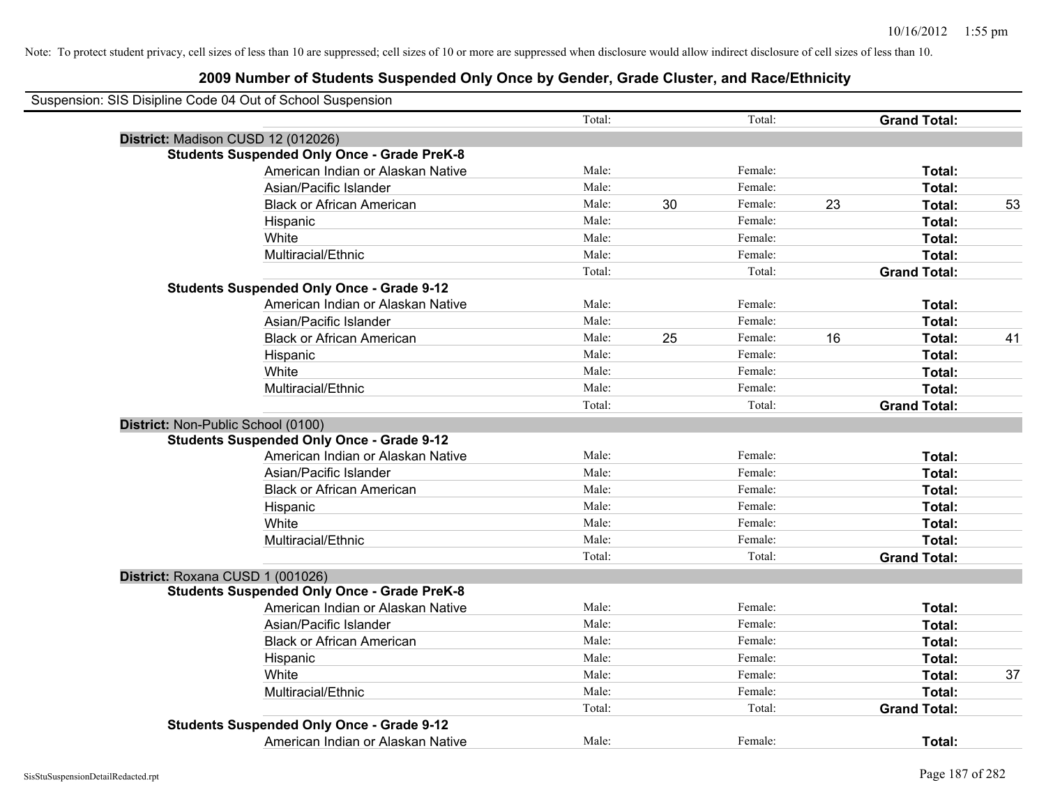Note: To protect student privacy, cell sizes of less than 10 are suppressed; cell sizes of 10 or more are suppressed when disclosure would allow indirect disclosure of cell sizes of less than 10.

## 2009 Number of Students Suspended Only Once by Gender, Grade Cluster, and Race/Ethnicity

Suspension: SIS Disipline Code 04 Out of School Suspension

| | | | | | | | |
|---|---|---|---|---|---|---|---|
| | Total: | | Total: | | **Grand Total:** | |
| **District:** Madison CUSD 12 (012026) | | | | | | |
| **Students Suspended Only Once - Grade PreK-8** | | | | | | |
| American Indian or Alaskan Native | Male: | | Female: | | **Total:** | |
| Asian/Pacific Islander | Male: | | Female: | | **Total:** | |
| Black or African American | Male: | 30 | Female: | 23 | **Total:** | 53 |
| Hispanic | Male: | | Female: | | **Total:** | |
| White | Male: | | Female: | | **Total:** | |
| Multiracial/Ethnic | Male: | | Female: | | **Total:** | |
| | Total: | | Total: | | **Grand Total:** | |
| **Students Suspended Only Once - Grade 9-12** | | | | | | |
| American Indian or Alaskan Native | Male: | | Female: | | **Total:** | |
| Asian/Pacific Islander | Male: | | Female: | | **Total:** | |
| Black or African American | Male: | 25 | Female: | 16 | **Total:** | 41 |
| Hispanic | Male: | | Female: | | **Total:** | |
| White | Male: | | Female: | | **Total:** | |
| Multiracial/Ethnic | Male: | | Female: | | **Total:** | |
| | Total: | | Total: | | **Grand Total:** | |
| **District:** Non-Public School (0100) | | | | | | |
| **Students Suspended Only Once - Grade 9-12** | | | | | | |
| American Indian or Alaskan Native | Male: | | Female: | | **Total:** | |
| Asian/Pacific Islander | Male: | | Female: | | **Total:** | |
| Black or African American | Male: | | Female: | | **Total:** | |
| Hispanic | Male: | | Female: | | **Total:** | |
| White | Male: | | Female: | | **Total:** | |
| Multiracial/Ethnic | Male: | | Female: | | **Total:** | |
| | Total: | | Total: | | **Grand Total:** | |
| **District:** Roxana CUSD 1 (001026) | | | | | | |
| **Students Suspended Only Once - Grade PreK-8** | | | | | | |
| American Indian or Alaskan Native | Male: | | Female: | | **Total:** | |
| Asian/Pacific Islander | Male: | | Female: | | **Total:** | |
| Black or African American | Male: | | Female: | | **Total:** | |
| Hispanic | Male: | | Female: | | **Total:** | |
| White | Male: | | Female: | | **Total:** | 37 |
| Multiracial/Ethnic | Male: | | Female: | | **Total:** | |
| | Total: | | Total: | | **Grand Total:** | |
| **Students Suspended Only Once - Grade 9-12** | | | | | | |
| American Indian or Alaskan Native | Male: | | Female: | | **Total:** | |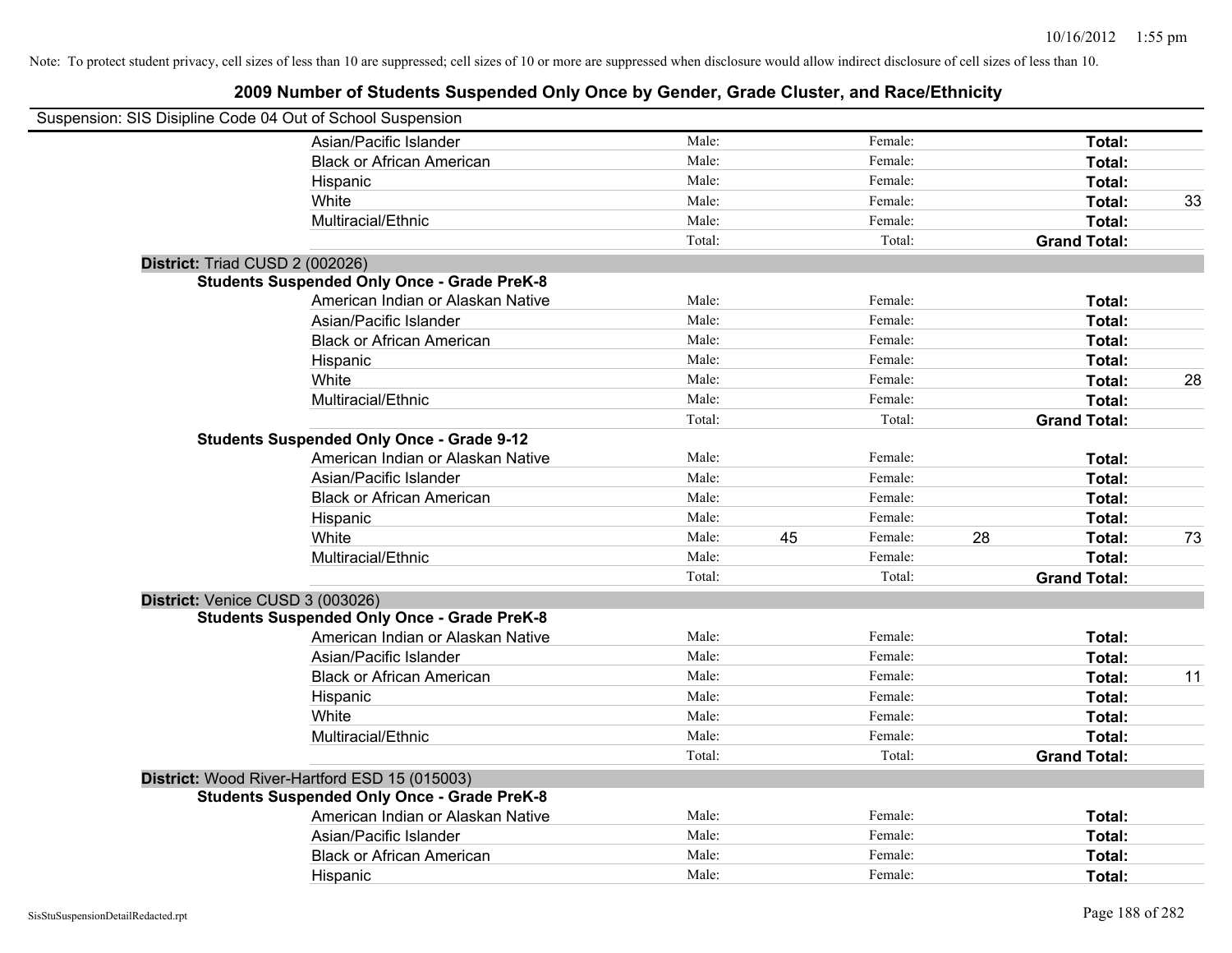Note: To protect student privacy, cell sizes of less than 10 are suppressed; cell sizes of 10 or more are suppressed when disclosure would allow indirect disclosure of cell sizes of less than 10.

# 2009 Number of Students Suspended Only Once by Gender, Grade Cluster, and Race/Ethnicity

Suspension: SIS Disipline Code 04 Out of School Suspension

| | | | | | | |
|---|---|---|---|---|---|---|
| Asian/Pacific Islander | Male: | | Female: | | **Total:** | |
| Black or African American | Male: | | Female: | | **Total:** | |
| Hispanic | Male: | | Female: | | **Total:** | |
| White | Male: | | Female: | | **Total:** | 33 |
| Multiracial/Ethnic | Male: | | Female: | | **Total:** | |
| | Total: | | Total: | | **Grand Total:** | |

**District:** Triad CUSD 2 (002026)

**Students Suspended Only Once - Grade PreK-8**

| | | | | | | |
|---|---|---|---|---|---|---|
| American Indian or Alaskan Native | Male: | | Female: | | **Total:** | |
| Asian/Pacific Islander | Male: | | Female: | | **Total:** | |
| Black or African American | Male: | | Female: | | **Total:** | |
| Hispanic | Male: | | Female: | | **Total:** | |
| White | Male: | | Female: | | **Total:** | 28 |
| Multiracial/Ethnic | Male: | | Female: | | **Total:** | |
| | Total: | | Total: | | **Grand Total:** | |

**Students Suspended Only Once - Grade 9-12**

| | | | | | | |
|---|---|---|---|---|---|---|
| American Indian or Alaskan Native | Male: | | Female: | | **Total:** | |
| Asian/Pacific Islander | Male: | | Female: | | **Total:** | |
| Black or African American | Male: | | Female: | | **Total:** | |
| Hispanic | Male: | | Female: | | **Total:** | |
| White | Male: | 45 | Female: | 28 | **Total:** | 73 |
| Multiracial/Ethnic | Male: | | Female: | | **Total:** | |
| | Total: | | Total: | | **Grand Total:** | |

**District:** Venice CUSD 3 (003026)

**Students Suspended Only Once - Grade PreK-8**

| | | | | | | |
|---|---|---|---|---|---|---|
| American Indian or Alaskan Native | Male: | | Female: | | **Total:** | |
| Asian/Pacific Islander | Male: | | Female: | | **Total:** | |
| Black or African American | Male: | | Female: | | **Total:** | 11 |
| Hispanic | Male: | | Female: | | **Total:** | |
| White | Male: | | Female: | | **Total:** | |
| Multiracial/Ethnic | Male: | | Female: | | **Total:** | |
| | Total: | | Total: | | **Grand Total:** | |

**District:** Wood River-Hartford ESD 15 (015003)

**Students Suspended Only Once - Grade PreK-8**

| | | | | | | |
|---|---|---|---|---|---|---|
| American Indian or Alaskan Native | Male: | | Female: | | **Total:** | |
| Asian/Pacific Islander | Male: | | Female: | | **Total:** | |
| Black or African American | Male: | | Female: | | **Total:** | |
| Hispanic | Male: | | Female: | | **Total:** | |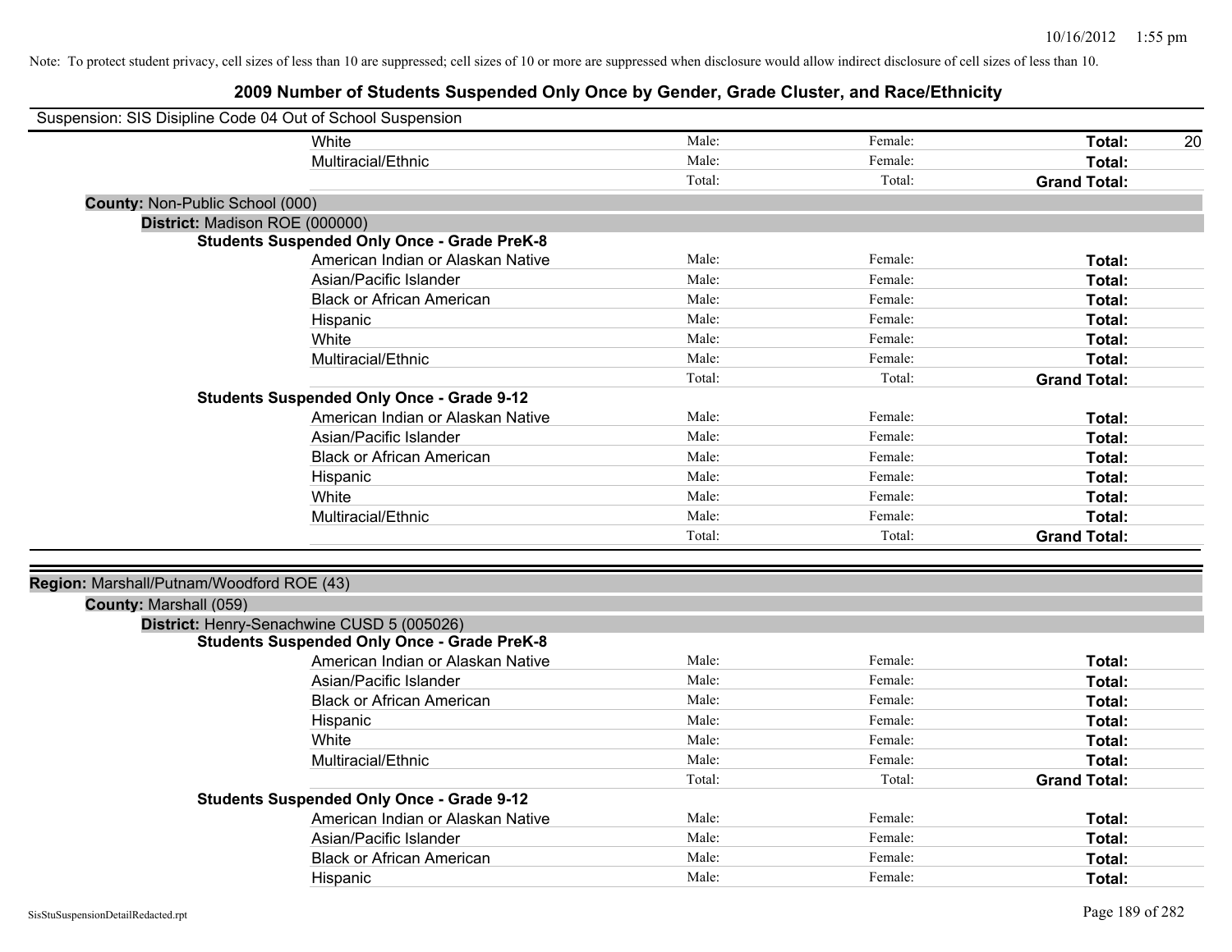Note: To protect student privacy, cell sizes of less than 10 are suppressed; cell sizes of 10 or more are suppressed when disclosure would allow indirect disclosure of cell sizes of less than 10.

# 2009 Number of Students Suspended Only Once by Gender, Grade Cluster, and Race/Ethnicity

Suspension: SIS Disipline Code 04 Out of School Suspension

| | | | | |
|---|---|---|---|---|
| White | Male: | Female: | **Total:** | 20 |
| Multiracial/Ethnic | Male: | Female: | **Total:** | |
| | Total: | Total: | **Grand Total:** | |

**County:** Non-Public School (000)

**District:** Madison ROE (000000)

**Students Suspended Only Once - Grade PreK-8**

| | | | | |
|---|---|---|---|---|
| American Indian or Alaskan Native | Male: | Female: | **Total:** | |
| Asian/Pacific Islander | Male: | Female: | **Total:** | |
| Black or African American | Male: | Female: | **Total:** | |
| Hispanic | Male: | Female: | **Total:** | |
| White | Male: | Female: | **Total:** | |
| Multiracial/Ethnic | Male: | Female: | **Total:** | |
| | Total: | Total: | **Grand Total:** | |

**Students Suspended Only Once - Grade 9-12**

| | | | | |
|---|---|---|---|---|
| American Indian or Alaskan Native | Male: | Female: | **Total:** | |
| Asian/Pacific Islander | Male: | Female: | **Total:** | |
| Black or African American | Male: | Female: | **Total:** | |
| Hispanic | Male: | Female: | **Total:** | |
| White | Male: | Female: | **Total:** | |
| Multiracial/Ethnic | Male: | Female: | **Total:** | |
| | Total: | Total: | **Grand Total:** | |

**Region:** Marshall/Putnam/Woodford ROE (43)

**County:** Marshall (059)

**District:** Henry-Senachwine CUSD 5 (005026)

**Students Suspended Only Once - Grade PreK-8**

| | | | | |
|---|---|---|---|---|
| American Indian or Alaskan Native | Male: | Female: | **Total:** | |
| Asian/Pacific Islander | Male: | Female: | **Total:** | |
| Black or African American | Male: | Female: | **Total:** | |
| Hispanic | Male: | Female: | **Total:** | |
| White | Male: | Female: | **Total:** | |
| Multiracial/Ethnic | Male: | Female: | **Total:** | |
| | Total: | Total: | **Grand Total:** | |

**Students Suspended Only Once - Grade 9-12**

| | | | | |
|---|---|---|---|---|
| American Indian or Alaskan Native | Male: | Female: | **Total:** | |
| Asian/Pacific Islander | Male: | Female: | **Total:** | |
| Black or African American | Male: | Female: | **Total:** | |
| Hispanic | Male: | Female: | **Total:** | |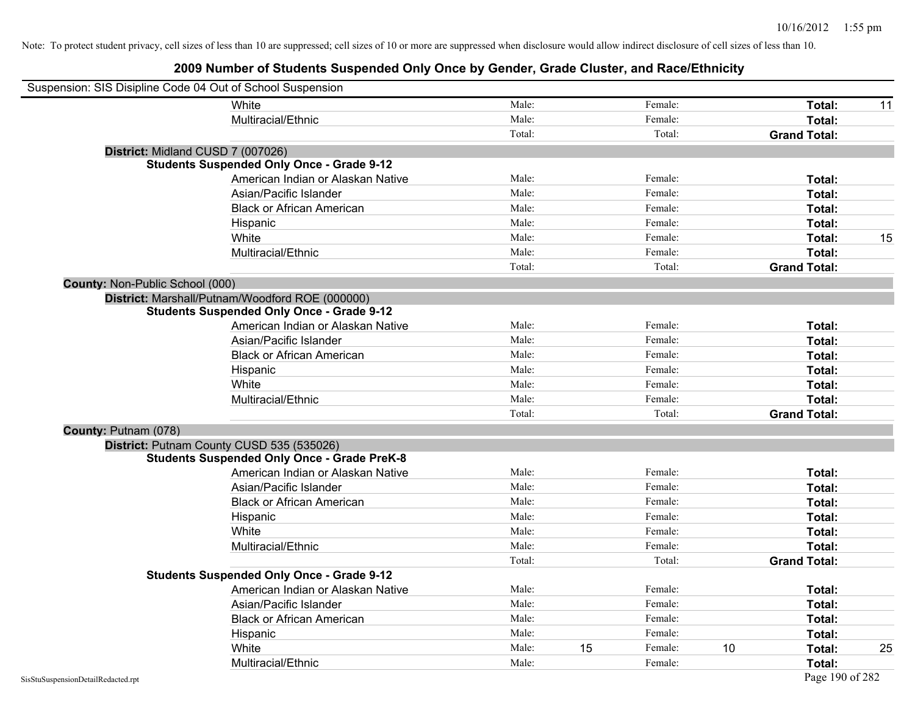Note: To protect student privacy, cell sizes of less than 10 are suppressed; cell sizes of 10 or more are suppressed when disclosure would allow indirect disclosure of cell sizes of less than 10.

# 2009 Number of Students Suspended Only Once by Gender, Grade Cluster, and Race/Ethnicity

Suspension: SIS Disipline Code 04 Out of School Suspension

| | | | | | |
|---|---|---|---|---|---|
| White | Male: | | Female: | | **Total:** 11 |
| Multiracial/Ethnic | Male: | | Female: | | **Total:** |
| | Total: | | Total: | | **Grand Total:** |

**District:** Midland CUSD 7 (007026)

**Students Suspended Only Once - Grade 9-12**

| | | | | | |
|---|---|---|---|---|---|
| American Indian or Alaskan Native | Male: | | Female: | | **Total:** |
| Asian/Pacific Islander | Male: | | Female: | | **Total:** |
| Black or African American | Male: | | Female: | | **Total:** |
| Hispanic | Male: | | Female: | | **Total:** |
| White | Male: | | Female: | | **Total:** 15 |
| Multiracial/Ethnic | Male: | | Female: | | **Total:** |
| | Total: | | Total: | | **Grand Total:** |

**County:** Non-Public School (000)

**District:** Marshall/Putnam/Woodford ROE (000000)

**Students Suspended Only Once - Grade 9-12**

| | | | | | |
|---|---|---|---|---|---|
| American Indian or Alaskan Native | Male: | | Female: | | **Total:** |
| Asian/Pacific Islander | Male: | | Female: | | **Total:** |
| Black or African American | Male: | | Female: | | **Total:** |
| Hispanic | Male: | | Female: | | **Total:** |
| White | Male: | | Female: | | **Total:** |
| Multiracial/Ethnic | Male: | | Female: | | **Total:** |
| | Total: | | Total: | | **Grand Total:** |

**County:** Putnam (078)

**District:** Putnam County CUSD 535 (535026)

**Students Suspended Only Once - Grade PreK-8**

| | | | | | |
|---|---|---|---|---|---|
| American Indian or Alaskan Native | Male: | | Female: | | **Total:** |
| Asian/Pacific Islander | Male: | | Female: | | **Total:** |
| Black or African American | Male: | | Female: | | **Total:** |
| Hispanic | Male: | | Female: | | **Total:** |
| White | Male: | | Female: | | **Total:** |
| Multiracial/Ethnic | Male: | | Female: | | **Total:** |
| | Total: | | Total: | | **Grand Total:** |

**Students Suspended Only Once - Grade 9-12**

| | | | | | |
|---|---|---|---|---|---|
| American Indian or Alaskan Native | Male: | | Female: | | **Total:** |
| Asian/Pacific Islander | Male: | | Female: | | **Total:** |
| Black or African American | Male: | | Female: | | **Total:** |
| Hispanic | Male: | | Female: | | **Total:** |
| White | Male: | 15 | Female: | 10 | **Total:** 25 |
| Multiracial/Ethnic | Male: | | Female: | | **Total:** |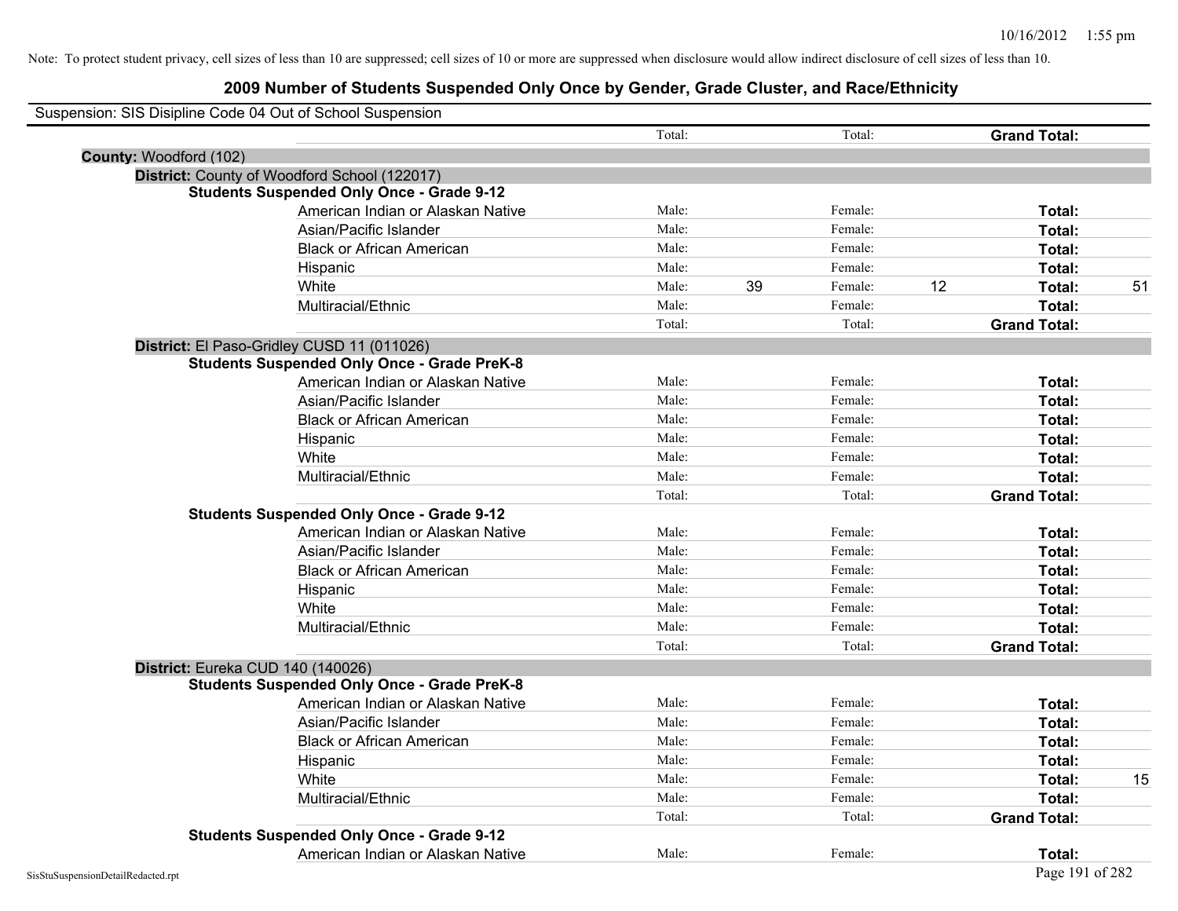Note: To protect student privacy, cell sizes of less than 10 are suppressed; cell sizes of 10 or more are suppressed when disclosure would allow indirect disclosure of cell sizes of less than 10.

# 2009 Number of Students Suspended Only Once by Gender, Grade Cluster, and Race/Ethnicity

Suspension: SIS Disipline Code 04 Out of School Suspension

| | | | | | | |
|---|---|---|---|---|---|---|
| | Total: | | Total: | | **Grand Total:** | |

**County:** Woodford (102)

**District:** County of Woodford School (122017)

**Students Suspended Only Once - Grade 9-12**

| Race/Ethnicity | | Male | | Female | | Total |
|---|---|---|---|---|---|---|
| American Indian or Alaskan Native | Male: | | Female: | | **Total:** | |
| Asian/Pacific Islander | Male: | | Female: | | **Total:** | |
| Black or African American | Male: | | Female: | | **Total:** | |
| Hispanic | Male: | | Female: | | **Total:** | |
| White | Male: | 39 | Female: | 12 | **Total:** | 51 |
| Multiracial/Ethnic | Male: | | Female: | | **Total:** | |
| | Total: | | Total: | | **Grand Total:** | |

**District:** El Paso-Gridley CUSD 11 (011026)

**Students Suspended Only Once - Grade PreK-8**

| Race/Ethnicity | | Male | | Female | | Total |
|---|---|---|---|---|---|---|
| American Indian or Alaskan Native | Male: | | Female: | | **Total:** | |
| Asian/Pacific Islander | Male: | | Female: | | **Total:** | |
| Black or African American | Male: | | Female: | | **Total:** | |
| Hispanic | Male: | | Female: | | **Total:** | |
| White | Male: | | Female: | | **Total:** | |
| Multiracial/Ethnic | Male: | | Female: | | **Total:** | |
| | Total: | | Total: | | **Grand Total:** | |

**Students Suspended Only Once - Grade 9-12**

| Race/Ethnicity | | Male | | Female | | Total |
|---|---|---|---|---|---|---|
| American Indian or Alaskan Native | Male: | | Female: | | **Total:** | |
| Asian/Pacific Islander | Male: | | Female: | | **Total:** | |
| Black or African American | Male: | | Female: | | **Total:** | |
| Hispanic | Male: | | Female: | | **Total:** | |
| White | Male: | | Female: | | **Total:** | |
| Multiracial/Ethnic | Male: | | Female: | | **Total:** | |
| | Total: | | Total: | | **Grand Total:** | |

**District:** Eureka CUD 140 (140026)

**Students Suspended Only Once - Grade PreK-8**

| Race/Ethnicity | | Male | | Female | | Total |
|---|---|---|---|---|---|---|
| American Indian or Alaskan Native | Male: | | Female: | | **Total:** | |
| Asian/Pacific Islander | Male: | | Female: | | **Total:** | |
| Black or African American | Male: | | Female: | | **Total:** | |
| Hispanic | Male: | | Female: | | **Total:** | |
| White | Male: | | Female: | | **Total:** | 15 |
| Multiracial/Ethnic | Male: | | Female: | | **Total:** | |
| | Total: | | Total: | | **Grand Total:** | |

**Students Suspended Only Once - Grade 9-12**

| Race/Ethnicity | | Male | | Female | | Total |
|---|---|---|---|---|---|---|
| American Indian or Alaskan Native | Male: | | Female: | | **Total:** | |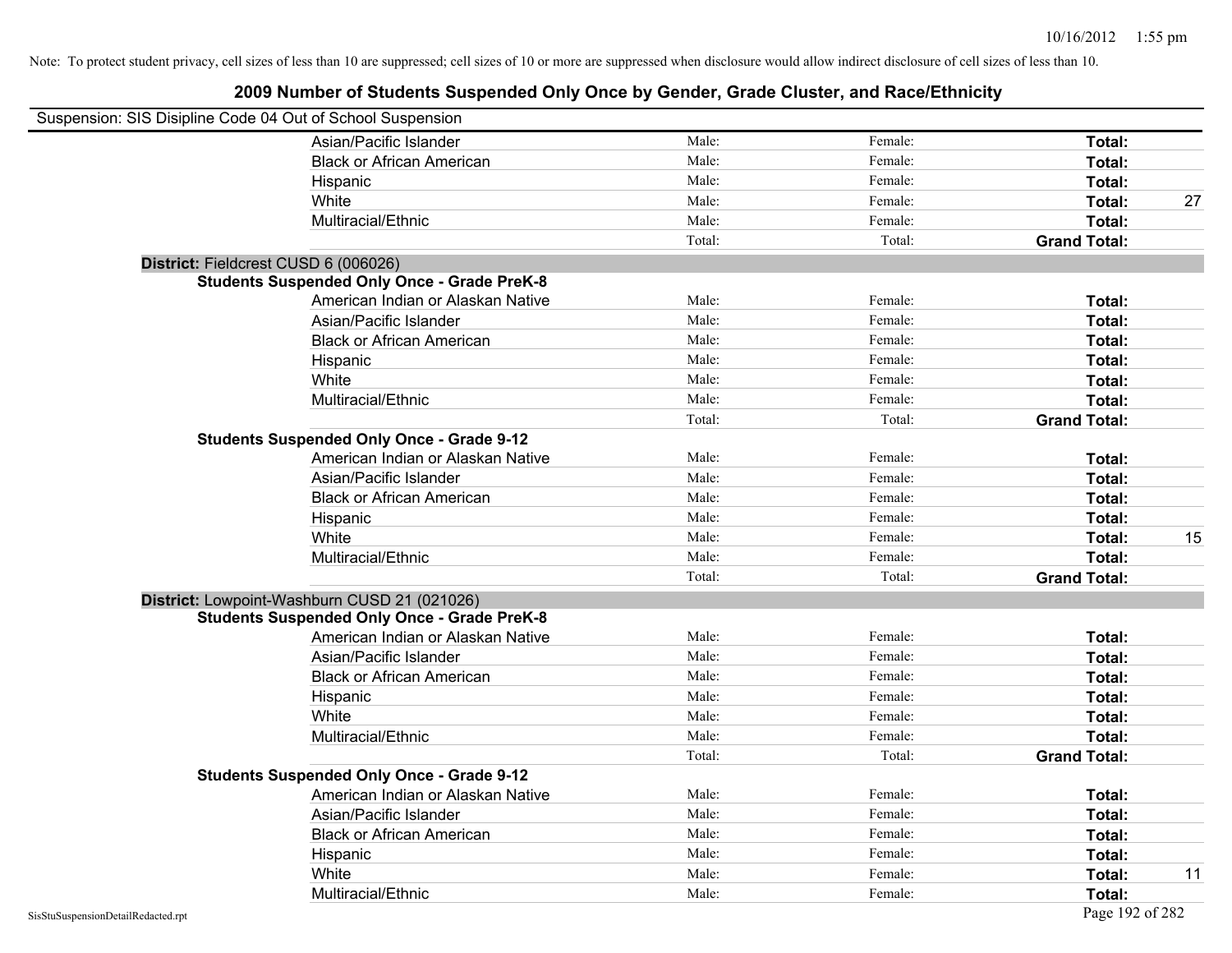Note: To protect student privacy, cell sizes of less than 10 are suppressed; cell sizes of 10 or more are suppressed when disclosure would allow indirect disclosure of cell sizes of less than 10.

## 2009 Number of Students Suspended Only Once by Gender, Grade Cluster, and Race/Ethnicity

Suspension: SIS Disipline Code 04 Out of School Suspension

| | | | | |
|---|---|---|---|---|
| Asian/Pacific Islander | Male: | Female: | **Total:** | |
| Black or African American | Male: | Female: | **Total:** | |
| Hispanic | Male: | Female: | **Total:** | |
| White | Male: | Female: | **Total:** | 27 |
| Multiracial/Ethnic | Male: | Female: | **Total:** | |
| | Total: | Total: | **Grand Total:** | |

**District:** Fieldcrest CUSD 6 (006026)

**Students Suspended Only Once - Grade PreK-8**

| | | | | |
|---|---|---|---|---|
| American Indian or Alaskan Native | Male: | Female: | **Total:** | |
| Asian/Pacific Islander | Male: | Female: | **Total:** | |
| Black or African American | Male: | Female: | **Total:** | |
| Hispanic | Male: | Female: | **Total:** | |
| White | Male: | Female: | **Total:** | |
| Multiracial/Ethnic | Male: | Female: | **Total:** | |
| | Total: | Total: | **Grand Total:** | |

**Students Suspended Only Once - Grade 9-12**

| | | | | |
|---|---|---|---|---|
| American Indian or Alaskan Native | Male: | Female: | **Total:** | |
| Asian/Pacific Islander | Male: | Female: | **Total:** | |
| Black or African American | Male: | Female: | **Total:** | |
| Hispanic | Male: | Female: | **Total:** | |
| White | Male: | Female: | **Total:** | 15 |
| Multiracial/Ethnic | Male: | Female: | **Total:** | |
| | Total: | Total: | **Grand Total:** | |

**District:** Lowpoint-Washburn CUSD 21 (021026)

**Students Suspended Only Once - Grade PreK-8**

| | | | | |
|---|---|---|---|---|
| American Indian or Alaskan Native | Male: | Female: | **Total:** | |
| Asian/Pacific Islander | Male: | Female: | **Total:** | |
| Black or African American | Male: | Female: | **Total:** | |
| Hispanic | Male: | Female: | **Total:** | |
| White | Male: | Female: | **Total:** | |
| Multiracial/Ethnic | Male: | Female: | **Total:** | |
| | Total: | Total: | **Grand Total:** | |

**Students Suspended Only Once - Grade 9-12**

| | | | | |
|---|---|---|---|---|
| American Indian or Alaskan Native | Male: | Female: | **Total:** | |
| Asian/Pacific Islander | Male: | Female: | **Total:** | |
| Black or African American | Male: | Female: | **Total:** | |
| Hispanic | Male: | Female: | **Total:** | |
| White | Male: | Female: | **Total:** | 11 |
| Multiracial/Ethnic | Male: | Female: | **Total:** | |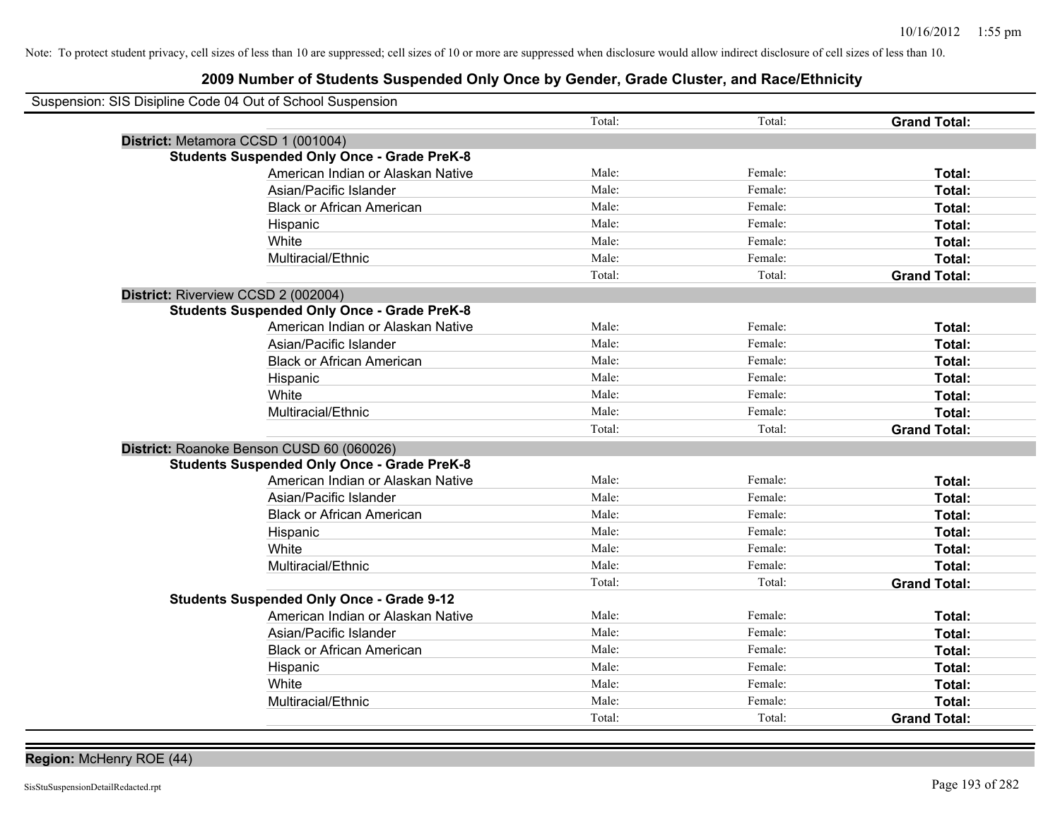Note: To protect student privacy, cell sizes of less than 10 are suppressed; cell sizes of 10 or more are suppressed when disclosure would allow indirect disclosure of cell sizes of less than 10.

## 2009 Number of Students Suspended Only Once by Gender, Grade Cluster, and Race/Ethnicity

Suspension: SIS Disipline Code 04 Out of School Suspension

| | | | | |
|---|---|---|---|---|
| | | Total: | Total: | **Grand Total:** |
| **District:** Metamora CCSD 1 (001004) | | | | |
| **Students Suspended Only Once - Grade PreK-8** | | | | |
| | American Indian or Alaskan Native | Male: | Female: | **Total:** |
| | Asian/Pacific Islander | Male: | Female: | **Total:** |
| | Black or African American | Male: | Female: | **Total:** |
| | Hispanic | Male: | Female: | **Total:** |
| | White | Male: | Female: | **Total:** |
| | Multiracial/Ethnic | Male: | Female: | **Total:** |
| | | Total: | Total: | **Grand Total:** |
| **District:** Riverview CCSD 2 (002004) | | | | |
| **Students Suspended Only Once - Grade PreK-8** | | | | |
| | American Indian or Alaskan Native | Male: | Female: | **Total:** |
| | Asian/Pacific Islander | Male: | Female: | **Total:** |
| | Black or African American | Male: | Female: | **Total:** |
| | Hispanic | Male: | Female: | **Total:** |
| | White | Male: | Female: | **Total:** |
| | Multiracial/Ethnic | Male: | Female: | **Total:** |
| | | Total: | Total: | **Grand Total:** |
| **District:** Roanoke Benson CUSD 60 (060026) | | | | |
| **Students Suspended Only Once - Grade PreK-8** | | | | |
| | American Indian or Alaskan Native | Male: | Female: | **Total:** |
| | Asian/Pacific Islander | Male: | Female: | **Total:** |
| | Black or African American | Male: | Female: | **Total:** |
| | Hispanic | Male: | Female: | **Total:** |
| | White | Male: | Female: | **Total:** |
| | Multiracial/Ethnic | Male: | Female: | **Total:** |
| | | Total: | Total: | **Grand Total:** |
| **Students Suspended Only Once - Grade 9-12** | | | | |
| | American Indian or Alaskan Native | Male: | Female: | **Total:** |
| | Asian/Pacific Islander | Male: | Female: | **Total:** |
| | Black or African American | Male: | Female: | **Total:** |
| | Hispanic | Male: | Female: | **Total:** |
| | White | Male: | Female: | **Total:** |
| | Multiracial/Ethnic | Male: | Female: | **Total:** |
| | | Total: | Total: | **Grand Total:** |

**Region:** McHenry ROE (44)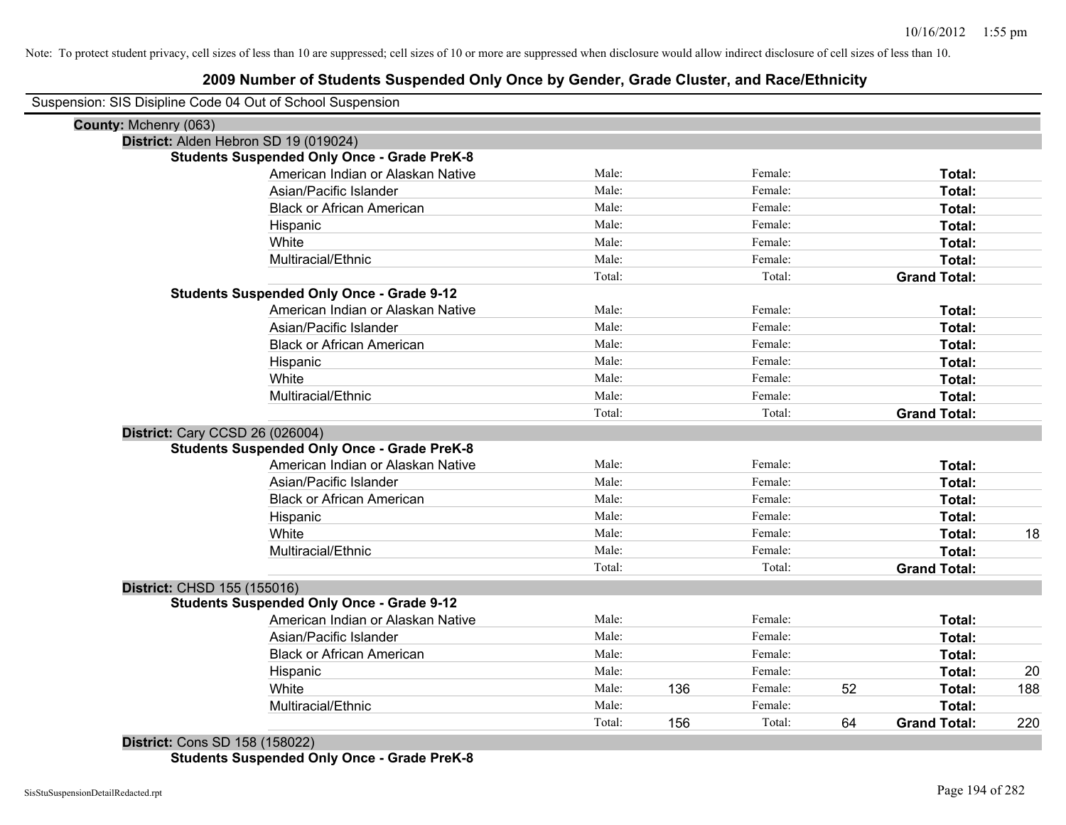Note: To protect student privacy, cell sizes of less than 10 are suppressed; cell sizes of 10 or more are suppressed when disclosure would allow indirect disclosure of cell sizes of less than 10.

# 2009 Number of Students Suspended Only Once by Gender, Grade Cluster, and Race/Ethnicity

Suspension: SIS Disipline Code 04 Out of School Suspension

**County:** Mchenry (063)

**District:** Alden Hebron SD 19 (019024)

**Students Suspended Only Once - Grade PreK-8**

| | | | | | | |
|---|---|---|---|---|---|---|
| American Indian or Alaskan Native | Male: | | Female: | | **Total:** | |
| Asian/Pacific Islander | Male: | | Female: | | **Total:** | |
| Black or African American | Male: | | Female: | | **Total:** | |
| Hispanic | Male: | | Female: | | **Total:** | |
| White | Male: | | Female: | | **Total:** | |
| Multiracial/Ethnic | Male: | | Female: | | **Total:** | |
| | Total: | | Total: | | **Grand Total:** | |

**Students Suspended Only Once - Grade 9-12**

| | | | | | | |
|---|---|---|---|---|---|---|
| American Indian or Alaskan Native | Male: | | Female: | | **Total:** | |
| Asian/Pacific Islander | Male: | | Female: | | **Total:** | |
| Black or African American | Male: | | Female: | | **Total:** | |
| Hispanic | Male: | | Female: | | **Total:** | |
| White | Male: | | Female: | | **Total:** | |
| Multiracial/Ethnic | Male: | | Female: | | **Total:** | |
| | Total: | | Total: | | **Grand Total:** | |

**District:** Cary CCSD 26 (026004)

**Students Suspended Only Once - Grade PreK-8**

| | | | | | | |
|---|---|---|---|---|---|---|
| American Indian or Alaskan Native | Male: | | Female: | | **Total:** | |
| Asian/Pacific Islander | Male: | | Female: | | **Total:** | |
| Black or African American | Male: | | Female: | | **Total:** | |
| Hispanic | Male: | | Female: | | **Total:** | |
| White | Male: | | Female: | | **Total:** | 18 |
| Multiracial/Ethnic | Male: | | Female: | | **Total:** | |
| | Total: | | Total: | | **Grand Total:** | |

**District:** CHSD 155 (155016)

**Students Suspended Only Once - Grade 9-12**

| | | | | | | |
|---|---|---|---|---|---|---|
| American Indian or Alaskan Native | Male: | | Female: | | **Total:** | |
| Asian/Pacific Islander | Male: | | Female: | | **Total:** | |
| Black or African American | Male: | | Female: | | **Total:** | |
| Hispanic | Male: | | Female: | | **Total:** | 20 |
| White | Male: | 136 | Female: | 52 | **Total:** | 188 |
| Multiracial/Ethnic | Male: | | Female: | | **Total:** | |
| | Total: | 156 | Total: | 64 | **Grand Total:** | 220 |

**District:** Cons SD 158 (158022)

**Students Suspended Only Once - Grade PreK-8**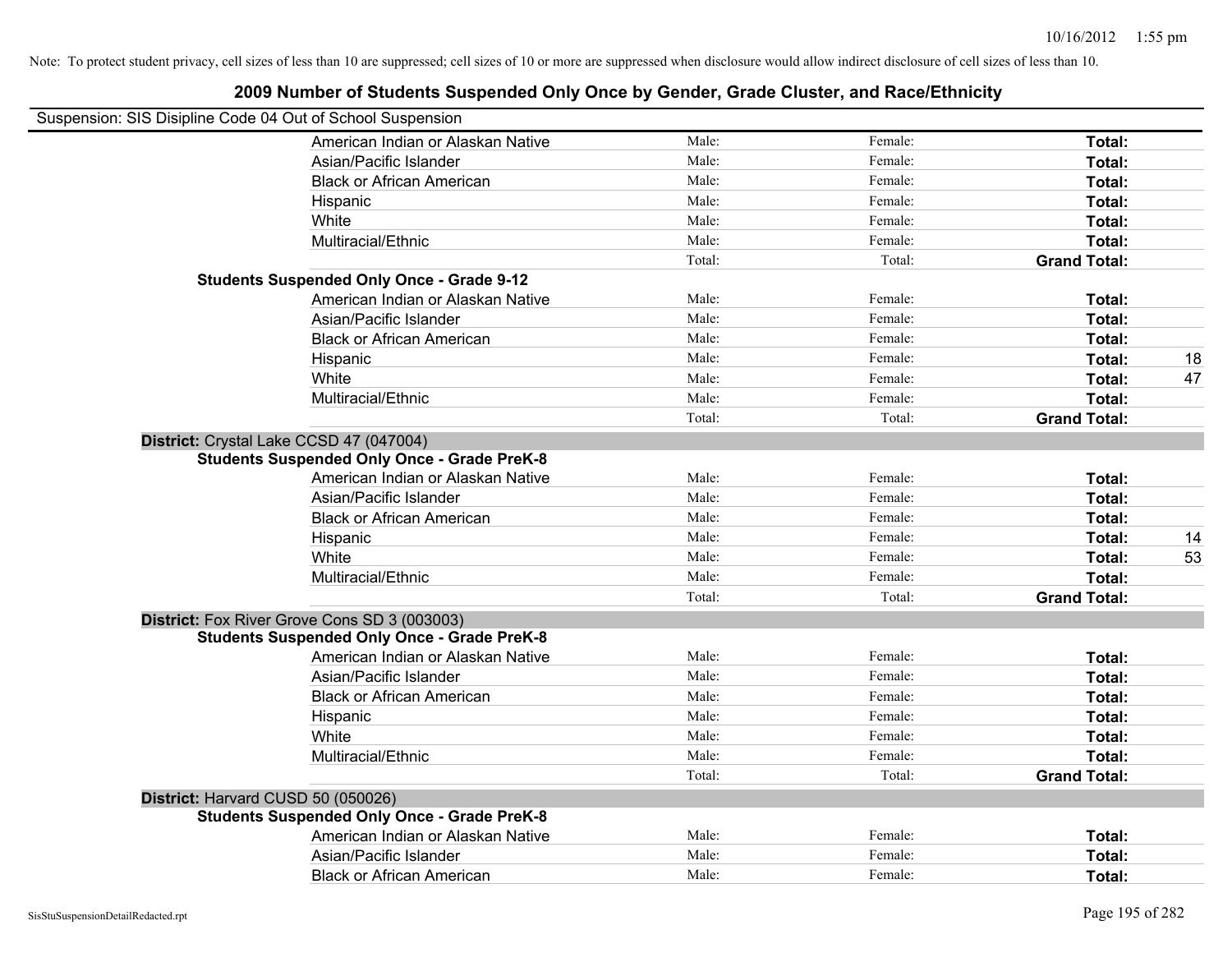Note: To protect student privacy, cell sizes of less than 10 are suppressed; cell sizes of 10 or more are suppressed when disclosure would allow indirect disclosure of cell sizes of less than 10.

## 2009 Number of Students Suspended Only Once by Gender, Grade Cluster, and Race/Ethnicity

Suspension: SIS Disipline Code 04 Out of School Suspension

| | | | | |
|---|---|---|---|---|
| American Indian or Alaskan Native | Male: | Female: | **Total:** | |
| Asian/Pacific Islander | Male: | Female: | **Total:** | |
| Black or African American | Male: | Female: | **Total:** | |
| Hispanic | Male: | Female: | **Total:** | |
| White | Male: | Female: | **Total:** | |
| Multiracial/Ethnic | Male: | Female: | **Total:** | |
| | Total: | Total: | **Grand Total:** | |
| **Students Suspended Only Once - Grade 9-12** | | | | |
| American Indian or Alaskan Native | Male: | Female: | **Total:** | |
| Asian/Pacific Islander | Male: | Female: | **Total:** | |
| Black or African American | Male: | Female: | **Total:** | |
| Hispanic | Male: | Female: | **Total:** | 18 |
| White | Male: | Female: | **Total:** | 47 |
| Multiracial/Ethnic | Male: | Female: | **Total:** | |
| | Total: | Total: | **Grand Total:** | |
| **District:** Crystal Lake CCSD 47 (047004) | | | | |
| **Students Suspended Only Once - Grade PreK-8** | | | | |
| American Indian or Alaskan Native | Male: | Female: | **Total:** | |
| Asian/Pacific Islander | Male: | Female: | **Total:** | |
| Black or African American | Male: | Female: | **Total:** | |
| Hispanic | Male: | Female: | **Total:** | 14 |
| White | Male: | Female: | **Total:** | 53 |
| Multiracial/Ethnic | Male: | Female: | **Total:** | |
| | Total: | Total: | **Grand Total:** | |
| **District:** Fox River Grove Cons SD 3 (003003) | | | | |
| **Students Suspended Only Once - Grade PreK-8** | | | | |
| American Indian or Alaskan Native | Male: | Female: | **Total:** | |
| Asian/Pacific Islander | Male: | Female: | **Total:** | |
| Black or African American | Male: | Female: | **Total:** | |
| Hispanic | Male: | Female: | **Total:** | |
| White | Male: | Female: | **Total:** | |
| Multiracial/Ethnic | Male: | Female: | **Total:** | |
| | Total: | Total: | **Grand Total:** | |
| **District:** Harvard CUSD 50 (050026) | | | | |
| **Students Suspended Only Once - Grade PreK-8** | | | | |
| American Indian or Alaskan Native | Male: | Female: | **Total:** | |
| Asian/Pacific Islander | Male: | Female: | **Total:** | |
| Black or African American | Male: | Female: | **Total:** | |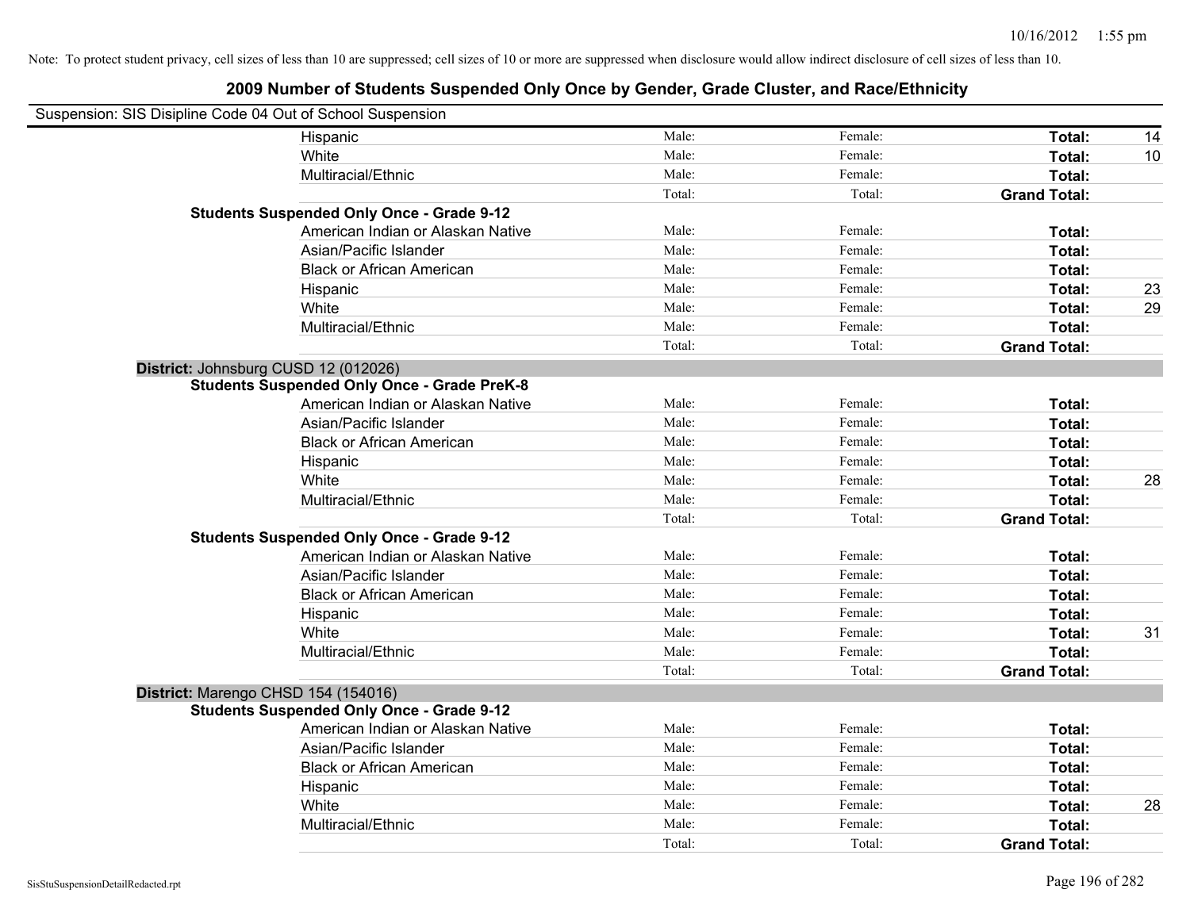Note: To protect student privacy, cell sizes of less than 10 are suppressed; cell sizes of 10 or more are suppressed when disclosure would allow indirect disclosure of cell sizes of less than 10.

## 2009 Number of Students Suspended Only Once by Gender, Grade Cluster, and Race/Ethnicity

Suspension: SIS Disipline Code 04 Out of School Suspension

| | | | | |
|---|---|---|---|---|
| Hispanic | Male: | Female: | **Total:** | 14 |
| White | Male: | Female: | **Total:** | 10 |
| Multiracial/Ethnic | Male: | Female: | **Total:** | |
| | Total: | Total: | **Grand Total:** | |
| **Students Suspended Only Once - Grade 9-12** | | | | |
| American Indian or Alaskan Native | Male: | Female: | **Total:** | |
| Asian/Pacific Islander | Male: | Female: | **Total:** | |
| Black or African American | Male: | Female: | **Total:** | |
| Hispanic | Male: | Female: | **Total:** | 23 |
| White | Male: | Female: | **Total:** | 29 |
| Multiracial/Ethnic | Male: | Female: | **Total:** | |
| | Total: | Total: | **Grand Total:** | |

**District:** Johnsburg CUSD 12 (012026)

| | | | | |
|---|---|---|---|---|
| **Students Suspended Only Once - Grade PreK-8** | | | | |
| American Indian or Alaskan Native | Male: | Female: | **Total:** | |
| Asian/Pacific Islander | Male: | Female: | **Total:** | |
| Black or African American | Male: | Female: | **Total:** | |
| Hispanic | Male: | Female: | **Total:** | |
| White | Male: | Female: | **Total:** | 28 |
| Multiracial/Ethnic | Male: | Female: | **Total:** | |
| | Total: | Total: | **Grand Total:** | |
| **Students Suspended Only Once - Grade 9-12** | | | | |
| American Indian or Alaskan Native | Male: | Female: | **Total:** | |
| Asian/Pacific Islander | Male: | Female: | **Total:** | |
| Black or African American | Male: | Female: | **Total:** | |
| Hispanic | Male: | Female: | **Total:** | |
| White | Male: | Female: | **Total:** | 31 |
| Multiracial/Ethnic | Male: | Female: | **Total:** | |
| | Total: | Total: | **Grand Total:** | |

**District:** Marengo CHSD 154 (154016)

| | | | | |
|---|---|---|---|---|
| **Students Suspended Only Once - Grade 9-12** | | | | |
| American Indian or Alaskan Native | Male: | Female: | **Total:** | |
| Asian/Pacific Islander | Male: | Female: | **Total:** | |
| Black or African American | Male: | Female: | **Total:** | |
| Hispanic | Male: | Female: | **Total:** | |
| White | Male: | Female: | **Total:** | 28 |
| Multiracial/Ethnic | Male: | Female: | **Total:** | |
| | Total: | Total: | **Grand Total:** | |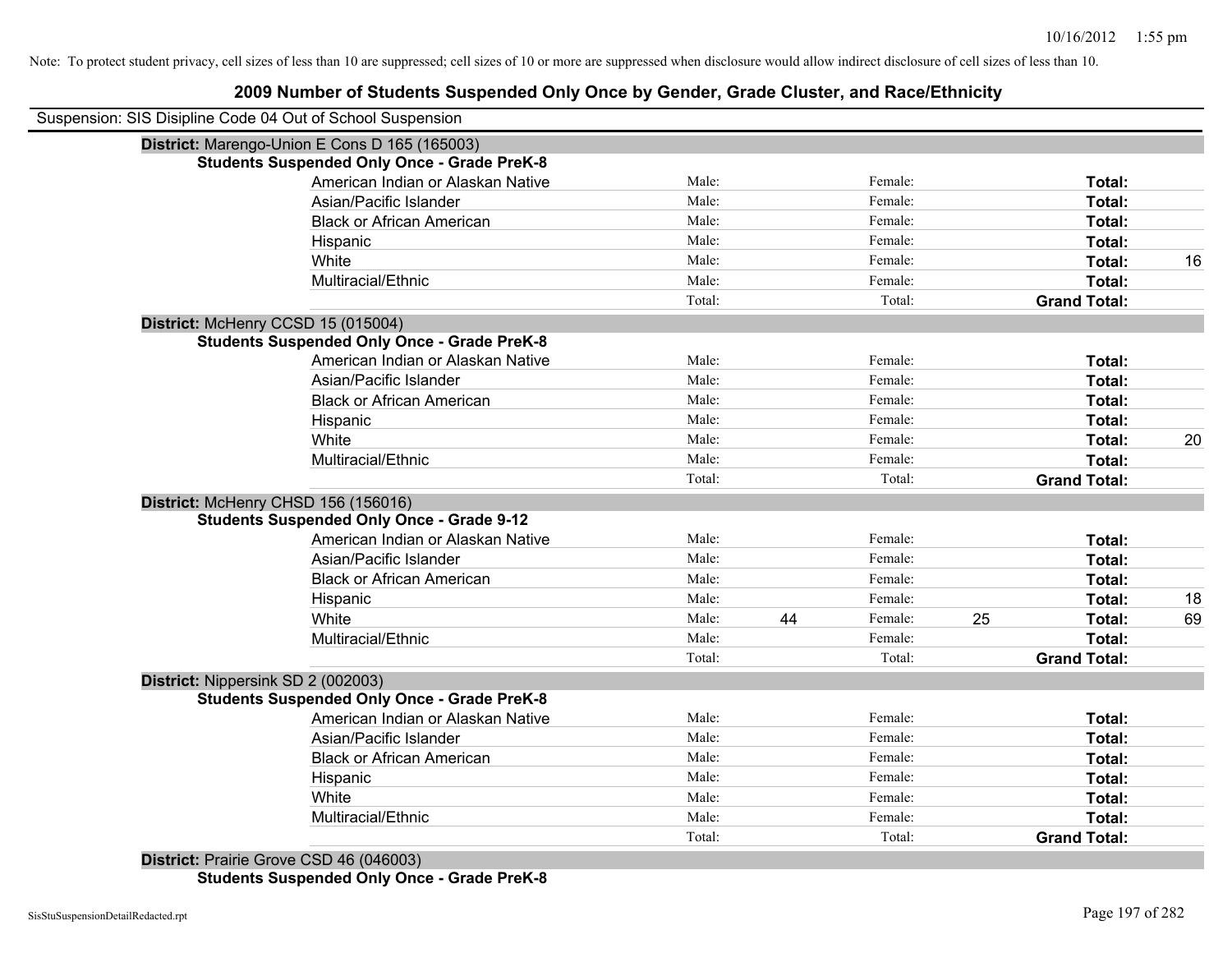Note: To protect student privacy, cell sizes of less than 10 are suppressed; cell sizes of 10 or more are suppressed when disclosure would allow indirect disclosure of cell sizes of less than 10.

## 2009 Number of Students Suspended Only Once by Gender, Grade Cluster, and Race/Ethnicity

Suspension: SIS Disipline Code 04 Out of School Suspension

**District:** Marengo-Union E Cons D 165 (165003)

**Students Suspended Only Once - Grade PreK-8**

| | | | | | | |
|---|---|---|---|---|---|---|
| American Indian or Alaskan Native | Male: | | Female: | | **Total:** | |
| Asian/Pacific Islander | Male: | | Female: | | **Total:** | |
| Black or African American | Male: | | Female: | | **Total:** | |
| Hispanic | Male: | | Female: | | **Total:** | |
| White | Male: | | Female: | | **Total:** | 16 |
| Multiracial/Ethnic | Male: | | Female: | | **Total:** | |
| | Total: | | Total: | | **Grand Total:** | |

**District:** McHenry CCSD 15 (015004)

**Students Suspended Only Once - Grade PreK-8**

| | | | | | | |
|---|---|---|---|---|---|---|
| American Indian or Alaskan Native | Male: | | Female: | | **Total:** | |
| Asian/Pacific Islander | Male: | | Female: | | **Total:** | |
| Black or African American | Male: | | Female: | | **Total:** | |
| Hispanic | Male: | | Female: | | **Total:** | |
| White | Male: | | Female: | | **Total:** | 20 |
| Multiracial/Ethnic | Male: | | Female: | | **Total:** | |
| | Total: | | Total: | | **Grand Total:** | |

**District:** McHenry CHSD 156 (156016)

**Students Suspended Only Once - Grade 9-12**

| | | | | | | |
|---|---|---|---|---|---|---|
| American Indian or Alaskan Native | Male: | | Female: | | **Total:** | |
| Asian/Pacific Islander | Male: | | Female: | | **Total:** | |
| Black or African American | Male: | | Female: | | **Total:** | |
| Hispanic | Male: | | Female: | | **Total:** | 18 |
| White | Male: | 44 | Female: | 25 | **Total:** | 69 |
| Multiracial/Ethnic | Male: | | Female: | | **Total:** | |
| | Total: | | Total: | | **Grand Total:** | |

**District:** Nippersink SD 2 (002003)

**Students Suspended Only Once - Grade PreK-8**

| | | | | | | |
|---|---|---|---|---|---|---|
| American Indian or Alaskan Native | Male: | | Female: | | **Total:** | |
| Asian/Pacific Islander | Male: | | Female: | | **Total:** | |
| Black or African American | Male: | | Female: | | **Total:** | |
| Hispanic | Male: | | Female: | | **Total:** | |
| White | Male: | | Female: | | **Total:** | |
| Multiracial/Ethnic | Male: | | Female: | | **Total:** | |
| | Total: | | Total: | | **Grand Total:** | |

**District:** Prairie Grove CSD 46 (046003)

**Students Suspended Only Once - Grade PreK-8**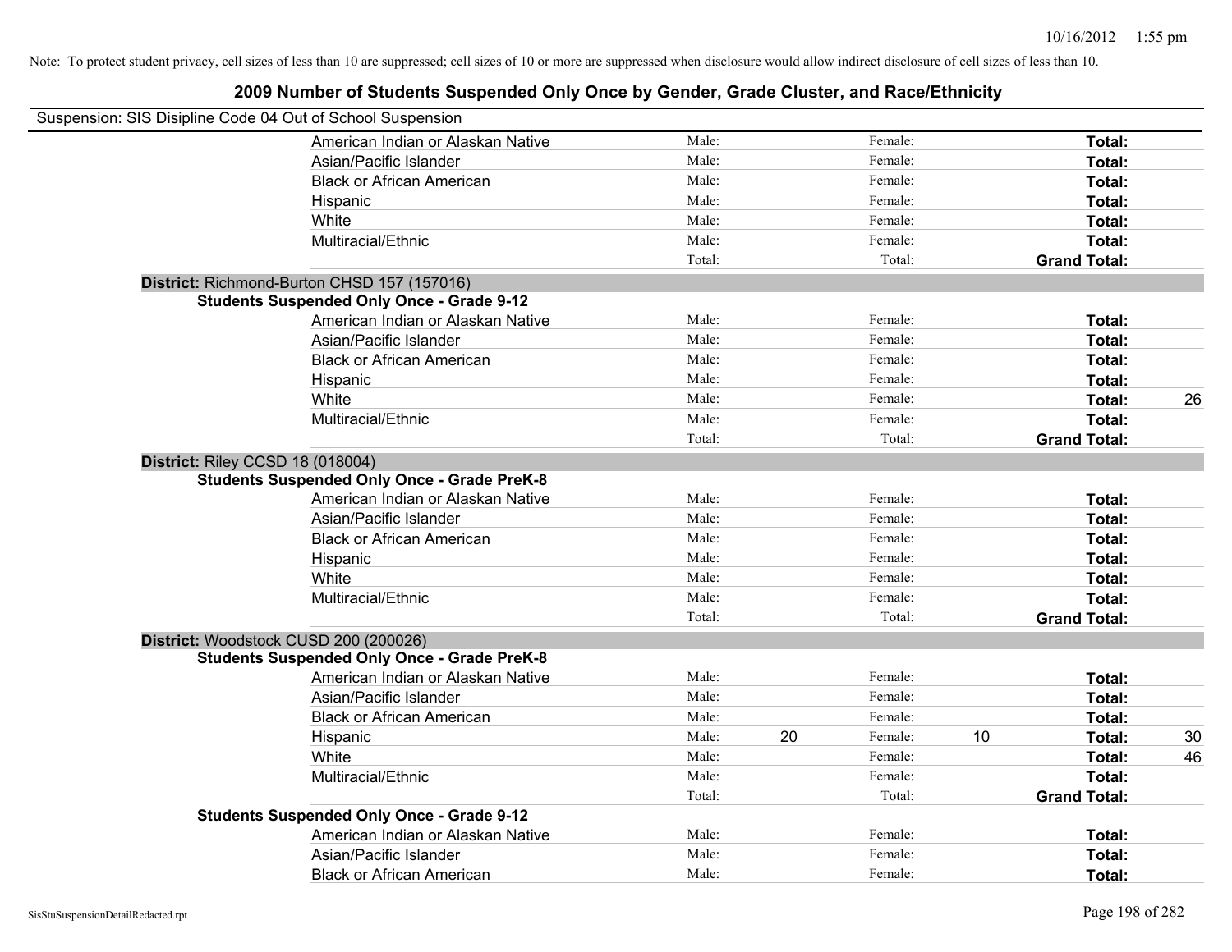Note: To protect student privacy, cell sizes of less than 10 are suppressed; cell sizes of 10 or more are suppressed when disclosure would allow indirect disclosure of cell sizes of less than 10.

## 2009 Number of Students Suspended Only Once by Gender, Grade Cluster, and Race/Ethnicity

Suspension: SIS Disipline Code 04 Out of School Suspension

| | Male | | Female | | Total | |
|---|---|---|---|---|---|---|
| American Indian or Alaskan Native | Male: | | Female: | | **Total:** | |
| Asian/Pacific Islander | Male: | | Female: | | **Total:** | |
| Black or African American | Male: | | Female: | | **Total:** | |
| Hispanic | Male: | | Female: | | **Total:** | |
| White | Male: | | Female: | | **Total:** | |
| Multiracial/Ethnic | Male: | | Female: | | **Total:** | |
| | Total: | | Total: | | **Grand Total:** | |

**District:** Richmond-Burton CHSD 157 (157016)

**Students Suspended Only Once - Grade 9-12**

| | Male | | Female | | Total | |
|---|---|---|---|---|---|---|
| American Indian or Alaskan Native | Male: | | Female: | | **Total:** | |
| Asian/Pacific Islander | Male: | | Female: | | **Total:** | |
| Black or African American | Male: | | Female: | | **Total:** | |
| Hispanic | Male: | | Female: | | **Total:** | |
| White | Male: | | Female: | | **Total:** | 26 |
| Multiracial/Ethnic | Male: | | Female: | | **Total:** | |
| | Total: | | Total: | | **Grand Total:** | |

**District:** Riley CCSD 18 (018004)

**Students Suspended Only Once - Grade PreK-8**

| | Male | | Female | | Total | |
|---|---|---|---|---|---|---|
| American Indian or Alaskan Native | Male: | | Female: | | **Total:** | |
| Asian/Pacific Islander | Male: | | Female: | | **Total:** | |
| Black or African American | Male: | | Female: | | **Total:** | |
| Hispanic | Male: | | Female: | | **Total:** | |
| White | Male: | | Female: | | **Total:** | |
| Multiracial/Ethnic | Male: | | Female: | | **Total:** | |
| | Total: | | Total: | | **Grand Total:** | |

**District:** Woodstock CUSD 200 (200026)

**Students Suspended Only Once - Grade PreK-8**

| | Male | | Female | | Total | |
|---|---|---|---|---|---|---|
| American Indian or Alaskan Native | Male: | | Female: | | **Total:** | |
| Asian/Pacific Islander | Male: | | Female: | | **Total:** | |
| Black or African American | Male: | | Female: | | **Total:** | |
| Hispanic | Male: | 20 | Female: | 10 | **Total:** | 30 |
| White | Male: | | Female: | | **Total:** | 46 |
| Multiracial/Ethnic | Male: | | Female: | | **Total:** | |
| | Total: | | Total: | | **Grand Total:** | |

**Students Suspended Only Once - Grade 9-12**

| | Male | | Female | | Total | |
|---|---|---|---|---|---|---|
| American Indian or Alaskan Native | Male: | | Female: | | **Total:** | |
| Asian/Pacific Islander | Male: | | Female: | | **Total:** | |
| Black or African American | Male: | | Female: | | **Total:** | |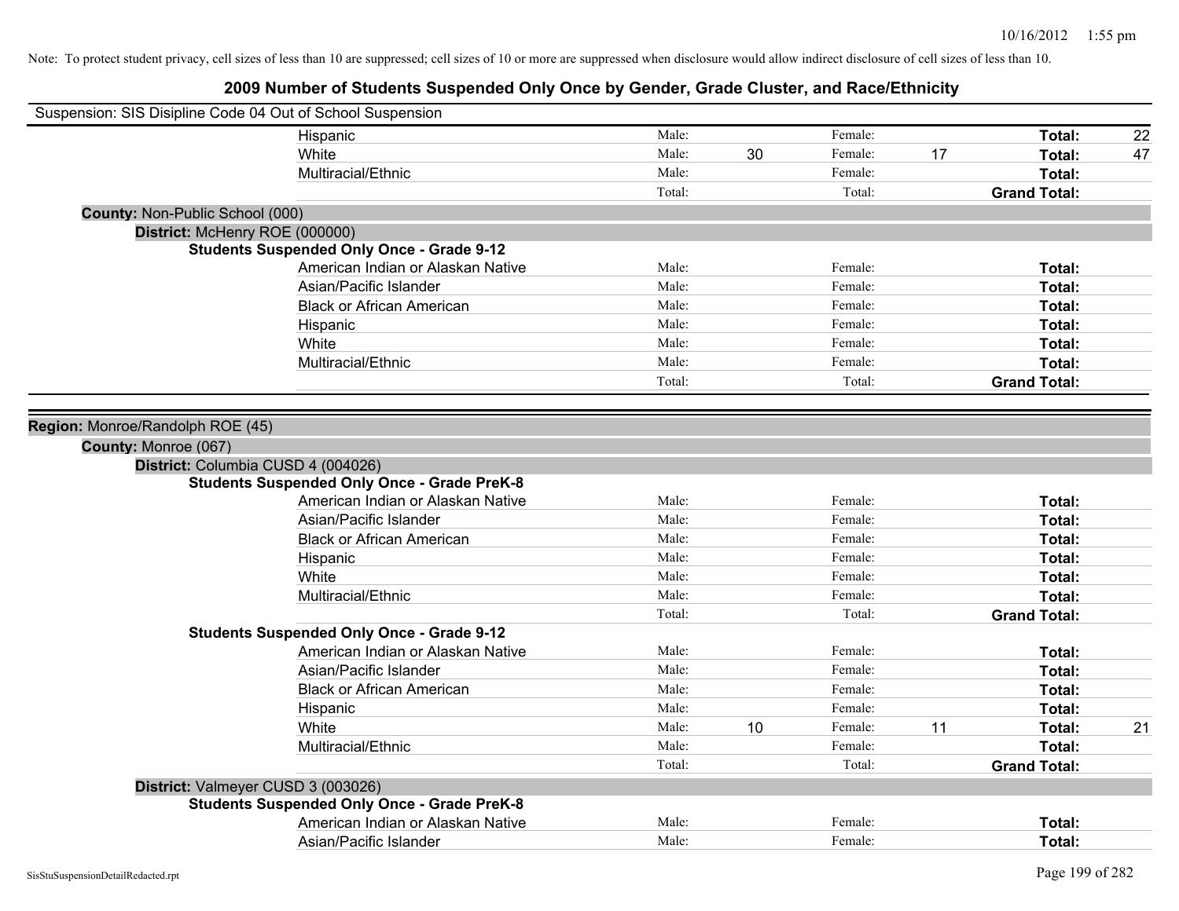Note: To protect student privacy, cell sizes of less than 10 are suppressed; cell sizes of 10 or more are suppressed when disclosure would allow indirect disclosure of cell sizes of less than 10.

# 2009 Number of Students Suspended Only Once by Gender, Grade Cluster, and Race/Ethnicity

Suspension: SIS Disipline Code 04 Out of School Suspension

| | | | | | | |
|---|---|---|---|---|---|---|
| Hispanic | Male: | | Female: | | **Total:** | 22 |
| White | Male: | 30 | Female: | 17 | **Total:** | 47 |
| Multiracial/Ethnic | Male: | | Female: | | **Total:** | |
| | Total: | | Total: | | **Grand Total:** | |

**County:** Non-Public School (000)

**District:** McHenry ROE (000000)

**Students Suspended Only Once - Grade 9-12**

| | | | | | | |
|---|---|---|---|---|---|---|
| American Indian or Alaskan Native | Male: | | Female: | | **Total:** | |
| Asian/Pacific Islander | Male: | | Female: | | **Total:** | |
| Black or African American | Male: | | Female: | | **Total:** | |
| Hispanic | Male: | | Female: | | **Total:** | |
| White | Male: | | Female: | | **Total:** | |
| Multiracial/Ethnic | Male: | | Female: | | **Total:** | |
| | Total: | | Total: | | **Grand Total:** | |

**Region:** Monroe/Randolph ROE (45)

**County:** Monroe (067)

**District:** Columbia CUSD 4 (004026)

**Students Suspended Only Once - Grade PreK-8**

| | | | | | | |
|---|---|---|---|---|---|---|
| American Indian or Alaskan Native | Male: | | Female: | | **Total:** | |
| Asian/Pacific Islander | Male: | | Female: | | **Total:** | |
| Black or African American | Male: | | Female: | | **Total:** | |
| Hispanic | Male: | | Female: | | **Total:** | |
| White | Male: | | Female: | | **Total:** | |
| Multiracial/Ethnic | Male: | | Female: | | **Total:** | |
| | Total: | | Total: | | **Grand Total:** | |

**Students Suspended Only Once - Grade 9-12**

| | | | | | | |
|---|---|---|---|---|---|---|
| American Indian or Alaskan Native | Male: | | Female: | | **Total:** | |
| Asian/Pacific Islander | Male: | | Female: | | **Total:** | |
| Black or African American | Male: | | Female: | | **Total:** | |
| Hispanic | Male: | | Female: | | **Total:** | |
| White | Male: | 10 | Female: | 11 | **Total:** | 21 |
| Multiracial/Ethnic | Male: | | Female: | | **Total:** | |
| | Total: | | Total: | | **Grand Total:** | |

**District:** Valmeyer CUSD 3 (003026)

**Students Suspended Only Once - Grade PreK-8**

| | | | | | | |
|---|---|---|---|---|---|---|
| American Indian or Alaskan Native | Male: | | Female: | | **Total:** | |
| Asian/Pacific Islander | Male: | | Female: | | **Total:** | |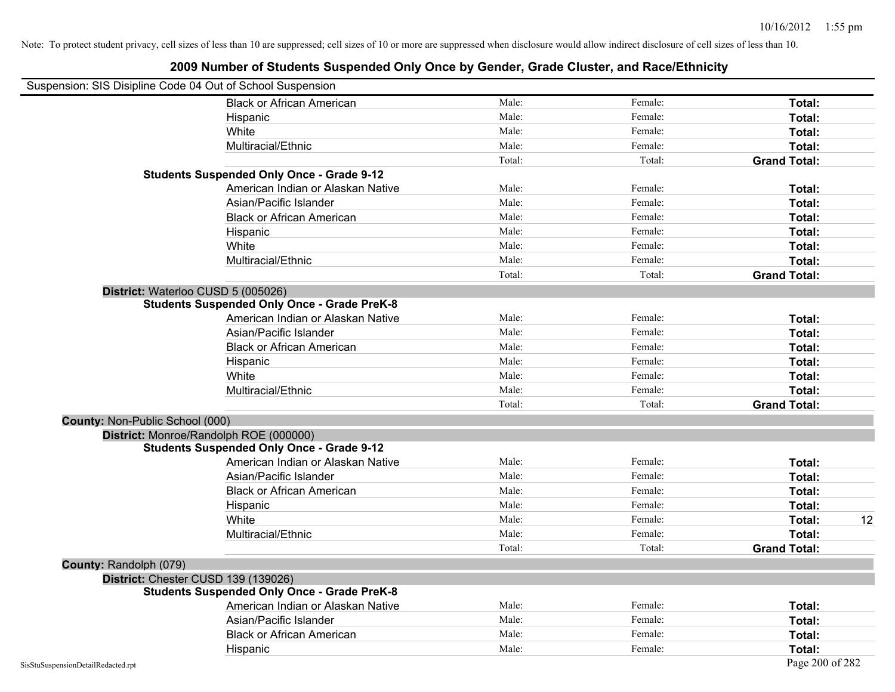Note: To protect student privacy, cell sizes of less than 10 are suppressed; cell sizes of 10 or more are suppressed when disclosure would allow indirect disclosure of cell sizes of less than 10.

# 2009 Number of Students Suspended Only Once by Gender, Grade Cluster, and Race/Ethnicity

Suspension: SIS Disipline Code 04 Out of School Suspension

| | | | | |
|---|---|---|---|---|
| Black or African American | Male: | Female: | **Total:** | |
| Hispanic | Male: | Female: | **Total:** | |
| White | Male: | Female: | **Total:** | |
| Multiracial/Ethnic | Male: | Female: | **Total:** | |
| | Total: | Total: | **Grand Total:** | |
| **Students Suspended Only Once - Grade 9-12** | | | | |
| American Indian or Alaskan Native | Male: | Female: | **Total:** | |
| Asian/Pacific Islander | Male: | Female: | **Total:** | |
| Black or African American | Male: | Female: | **Total:** | |
| Hispanic | Male: | Female: | **Total:** | |
| White | Male: | Female: | **Total:** | |
| Multiracial/Ethnic | Male: | Female: | **Total:** | |
| | Total: | Total: | **Grand Total:** | |
| **District:** Waterloo CUSD 5 (005026) | | | | |
| **Students Suspended Only Once - Grade PreK-8** | | | | |
| American Indian or Alaskan Native | Male: | Female: | **Total:** | |
| Asian/Pacific Islander | Male: | Female: | **Total:** | |
| Black or African American | Male: | Female: | **Total:** | |
| Hispanic | Male: | Female: | **Total:** | |
| White | Male: | Female: | **Total:** | |
| Multiracial/Ethnic | Male: | Female: | **Total:** | |
| | Total: | Total: | **Grand Total:** | |
| **County:** Non-Public School (000) | | | | |
| **District:** Monroe/Randolph ROE (000000) | | | | |
| **Students Suspended Only Once - Grade 9-12** | | | | |
| American Indian or Alaskan Native | Male: | Female: | **Total:** | |
| Asian/Pacific Islander | Male: | Female: | **Total:** | |
| Black or African American | Male: | Female: | **Total:** | |
| Hispanic | Male: | Female: | **Total:** | |
| White | Male: | Female: | **Total:** | 12 |
| Multiracial/Ethnic | Male: | Female: | **Total:** | |
| | Total: | Total: | **Grand Total:** | |
| **County:** Randolph (079) | | | | |
| **District:** Chester CUSD 139 (139026) | | | | |
| **Students Suspended Only Once - Grade PreK-8** | | | | |
| American Indian or Alaskan Native | Male: | Female: | **Total:** | |
| Asian/Pacific Islander | Male: | Female: | **Total:** | |
| Black or African American | Male: | Female: | **Total:** | |
| Hispanic | Male: | Female: | **Total:** | |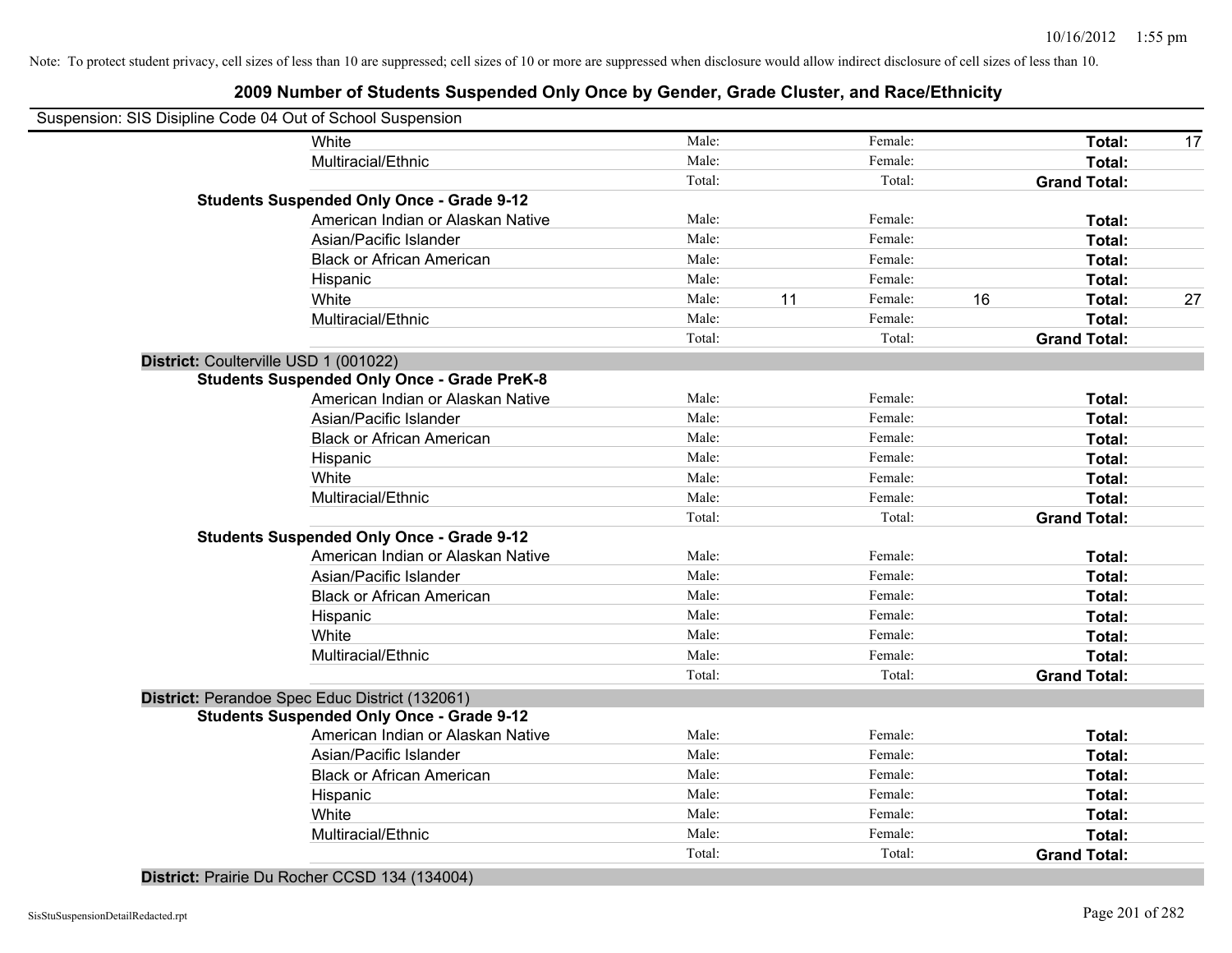Note: To protect student privacy, cell sizes of less than 10 are suppressed; cell sizes of 10 or more are suppressed when disclosure would allow indirect disclosure of cell sizes of less than 10.

# 2009 Number of Students Suspended Only Once by Gender, Grade Cluster, and Race/Ethnicity

Suspension: SIS Disipline Code 04 Out of School Suspension

| | | | | | | | |
|---|---|---|---|---|---|---|---|
| White | Male: | | Female: | | **Total:** | 17 |
| Multiracial/Ethnic | Male: | | Female: | | **Total:** | |
| | Total: | | Total: | | **Grand Total:** | |
| **Students Suspended Only Once - Grade 9-12** | | | | | | |
| American Indian or Alaskan Native | Male: | | Female: | | **Total:** | |
| Asian/Pacific Islander | Male: | | Female: | | **Total:** | |
| Black or African American | Male: | | Female: | | **Total:** | |
| Hispanic | Male: | | Female: | | **Total:** | |
| White | Male: | 11 | Female: | 16 | **Total:** | 27 |
| Multiracial/Ethnic | Male: | | Female: | | **Total:** | |
| | Total: | | Total: | | **Grand Total:** | |
| **District:** Coulterville USD 1 (001022) | | | | | | |
| **Students Suspended Only Once - Grade PreK-8** | | | | | | |
| American Indian or Alaskan Native | Male: | | Female: | | **Total:** | |
| Asian/Pacific Islander | Male: | | Female: | | **Total:** | |
| Black or African American | Male: | | Female: | | **Total:** | |
| Hispanic | Male: | | Female: | | **Total:** | |
| White | Male: | | Female: | | **Total:** | |
| Multiracial/Ethnic | Male: | | Female: | | **Total:** | |
| | Total: | | Total: | | **Grand Total:** | |
| **Students Suspended Only Once - Grade 9-12** | | | | | | |
| American Indian or Alaskan Native | Male: | | Female: | | **Total:** | |
| Asian/Pacific Islander | Male: | | Female: | | **Total:** | |
| Black or African American | Male: | | Female: | | **Total:** | |
| Hispanic | Male: | | Female: | | **Total:** | |
| White | Male: | | Female: | | **Total:** | |
| Multiracial/Ethnic | Male: | | Female: | | **Total:** | |
| | Total: | | Total: | | **Grand Total:** | |
| **District:** Perandoe Spec Educ District (132061) | | | | | | |
| **Students Suspended Only Once - Grade 9-12** | | | | | | |
| American Indian or Alaskan Native | Male: | | Female: | | **Total:** | |
| Asian/Pacific Islander | Male: | | Female: | | **Total:** | |
| Black or African American | Male: | | Female: | | **Total:** | |
| Hispanic | Male: | | Female: | | **Total:** | |
| White | Male: | | Female: | | **Total:** | |
| Multiracial/Ethnic | Male: | | Female: | | **Total:** | |
| | Total: | | Total: | | **Grand Total:** | |
| **District:** Prairie Du Rocher CCSD 134 (134004) | | | | | | |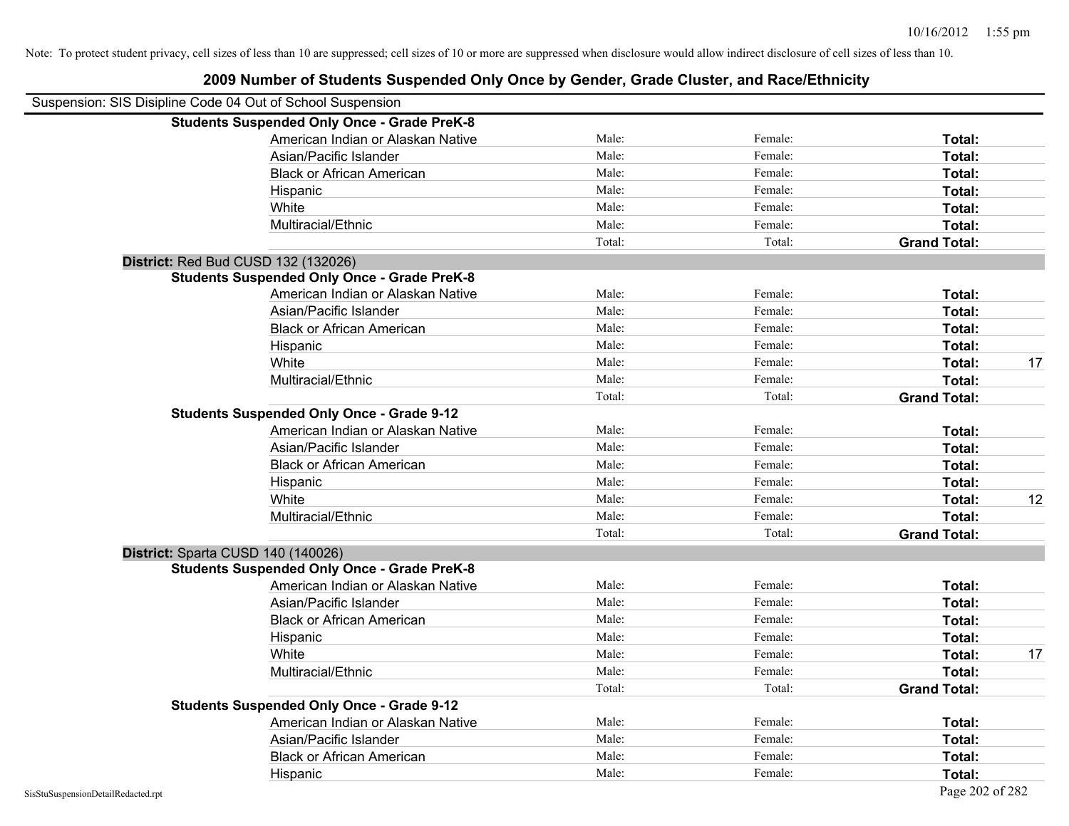Note: To protect student privacy, cell sizes of less than 10 are suppressed; cell sizes of 10 or more are suppressed when disclosure would allow indirect disclosure of cell sizes of less than 10.

## 2009 Number of Students Suspended Only Once by Gender, Grade Cluster, and Race/Ethnicity

Suspension: SIS Disipline Code 04 Out of School Suspension

| | | | | |
|---|---|---|---|---|
| **Students Suspended Only Once - Grade PreK-8** | | | | |
| American Indian or Alaskan Native | Male: | Female: | **Total:** | |
| Asian/Pacific Islander | Male: | Female: | **Total:** | |
| Black or African American | Male: | Female: | **Total:** | |
| Hispanic | Male: | Female: | **Total:** | |
| White | Male: | Female: | **Total:** | |
| Multiracial/Ethnic | Male: | Female: | **Total:** | |
| | Total: | Total: | **Grand Total:** | |
| **District:** Red Bud CUSD 132 (132026) | | | | |
| **Students Suspended Only Once - Grade PreK-8** | | | | |
| American Indian or Alaskan Native | Male: | Female: | **Total:** | |
| Asian/Pacific Islander | Male: | Female: | **Total:** | |
| Black or African American | Male: | Female: | **Total:** | |
| Hispanic | Male: | Female: | **Total:** | |
| White | Male: | Female: | **Total:** | 17 |
| Multiracial/Ethnic | Male: | Female: | **Total:** | |
| | Total: | Total: | **Grand Total:** | |
| **Students Suspended Only Once - Grade 9-12** | | | | |
| American Indian or Alaskan Native | Male: | Female: | **Total:** | |
| Asian/Pacific Islander | Male: | Female: | **Total:** | |
| Black or African American | Male: | Female: | **Total:** | |
| Hispanic | Male: | Female: | **Total:** | |
| White | Male: | Female: | **Total:** | 12 |
| Multiracial/Ethnic | Male: | Female: | **Total:** | |
| | Total: | Total: | **Grand Total:** | |
| **District:** Sparta CUSD 140 (140026) | | | | |
| **Students Suspended Only Once - Grade PreK-8** | | | | |
| American Indian or Alaskan Native | Male: | Female: | **Total:** | |
| Asian/Pacific Islander | Male: | Female: | **Total:** | |
| Black or African American | Male: | Female: | **Total:** | |
| Hispanic | Male: | Female: | **Total:** | |
| White | Male: | Female: | **Total:** | 17 |
| Multiracial/Ethnic | Male: | Female: | **Total:** | |
| | Total: | Total: | **Grand Total:** | |
| **Students Suspended Only Once - Grade 9-12** | | | | |
| American Indian or Alaskan Native | Male: | Female: | **Total:** | |
| Asian/Pacific Islander | Male: | Female: | **Total:** | |
| Black or African American | Male: | Female: | **Total:** | |
| Hispanic | Male: | Female: | **Total:** | |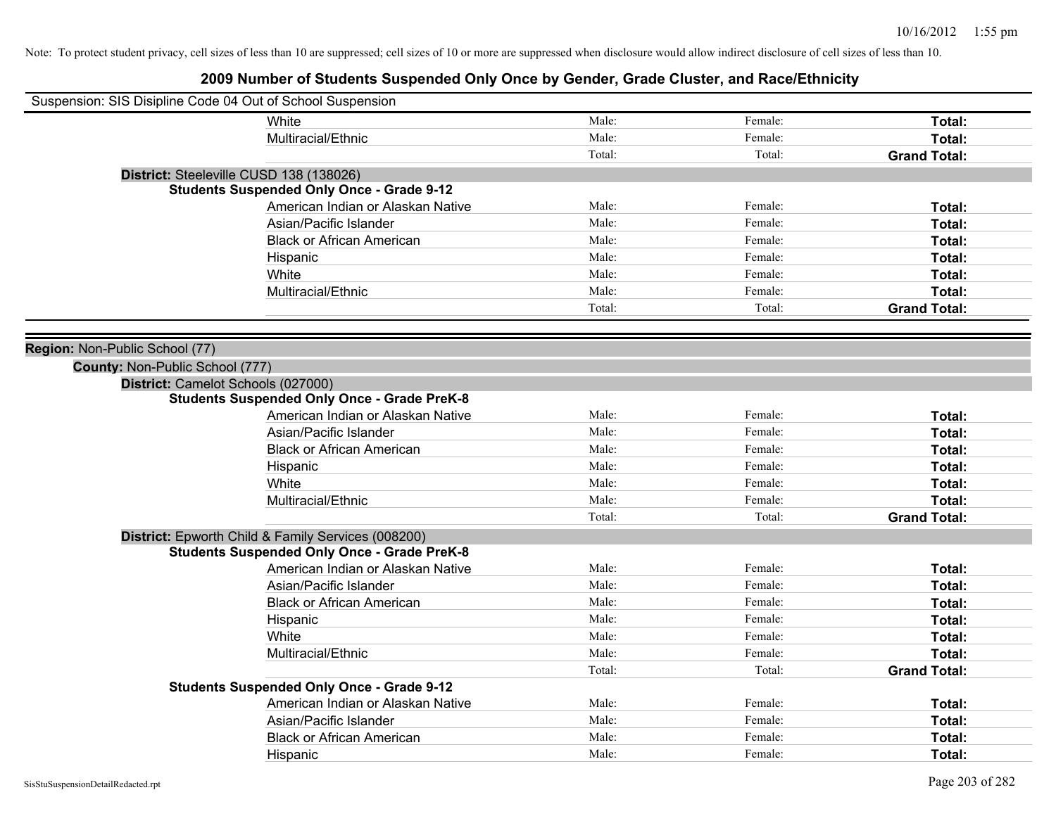Note: To protect student privacy, cell sizes of less than 10 are suppressed; cell sizes of 10 or more are suppressed when disclosure would allow indirect disclosure of cell sizes of less than 10.

# 2009 Number of Students Suspended Only Once by Gender, Grade Cluster, and Race/Ethnicity

Suspension: SIS Disipline Code 04 Out of School Suspension

| | | | |
|---|---|---|---|
| White | Male: | Female: | **Total:** |
| Multiracial/Ethnic | Male: | Female: | **Total:** |
| | Total: | Total: | **Grand Total:** |

**District:** Steeleville CUSD 138 (138026)

**Students Suspended Only Once - Grade 9-12**

| | | | |
|---|---|---|---|
| American Indian or Alaskan Native | Male: | Female: | **Total:** |
| Asian/Pacific Islander | Male: | Female: | **Total:** |
| Black or African American | Male: | Female: | **Total:** |
| Hispanic | Male: | Female: | **Total:** |
| White | Male: | Female: | **Total:** |
| Multiracial/Ethnic | Male: | Female: | **Total:** |
| | Total: | Total: | **Grand Total:** |

**Region:** Non-Public School (77)

**County:** Non-Public School (777)

**District:** Camelot Schools (027000)

**Students Suspended Only Once - Grade PreK-8**

| | | | |
|---|---|---|---|
| American Indian or Alaskan Native | Male: | Female: | **Total:** |
| Asian/Pacific Islander | Male: | Female: | **Total:** |
| Black or African American | Male: | Female: | **Total:** |
| Hispanic | Male: | Female: | **Total:** |
| White | Male: | Female: | **Total:** |
| Multiracial/Ethnic | Male: | Female: | **Total:** |
| | Total: | Total: | **Grand Total:** |

**District:** Epworth Child & Family Services (008200)

**Students Suspended Only Once - Grade PreK-8**

| | | | |
|---|---|---|---|
| American Indian or Alaskan Native | Male: | Female: | **Total:** |
| Asian/Pacific Islander | Male: | Female: | **Total:** |
| Black or African American | Male: | Female: | **Total:** |
| Hispanic | Male: | Female: | **Total:** |
| White | Male: | Female: | **Total:** |
| Multiracial/Ethnic | Male: | Female: | **Total:** |
| | Total: | Total: | **Grand Total:** |

**Students Suspended Only Once - Grade 9-12**

| | | | |
|---|---|---|---|
| American Indian or Alaskan Native | Male: | Female: | **Total:** |
| Asian/Pacific Islander | Male: | Female: | **Total:** |
| Black or African American | Male: | Female: | **Total:** |
| Hispanic | Male: | Female: | **Total:** |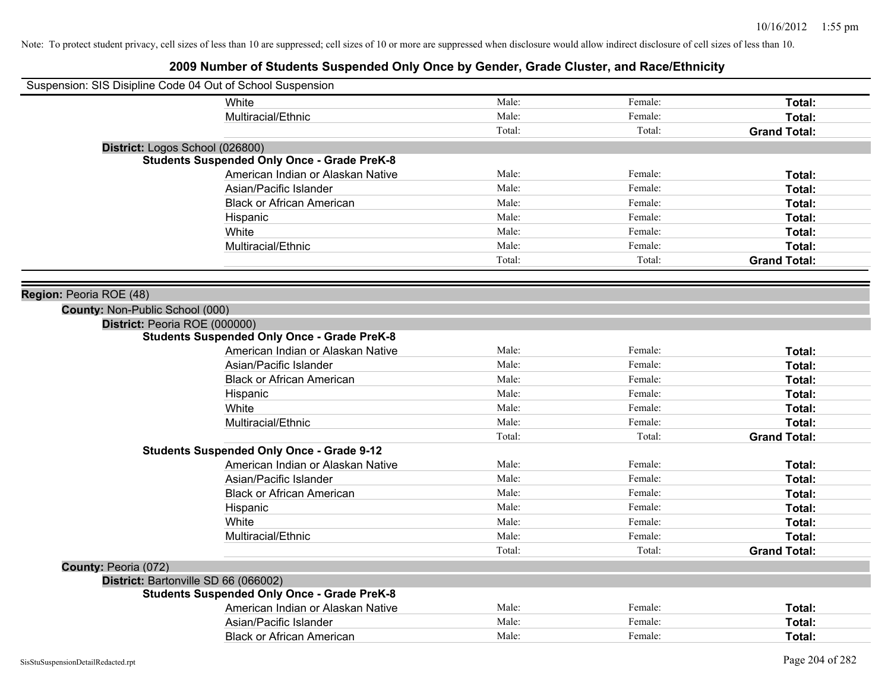Note: To protect student privacy, cell sizes of less than 10 are suppressed; cell sizes of 10 or more are suppressed when disclosure would allow indirect disclosure of cell sizes of less than 10.

# 2009 Number of Students Suspended Only Once by Gender, Grade Cluster, and Race/Ethnicity

Suspension: SIS Disipline Code 04 Out of School Suspension

| | | | |
|---|---|---|---|
| White | Male: | Female: | **Total:** |
| Multiracial/Ethnic | Male: | Female: | **Total:** |
| | Total: | Total: | **Grand Total:** |

**District:** Logos School (026800)

**Students Suspended Only Once - Grade PreK-8**

| | | | |
|---|---|---|---|
| American Indian or Alaskan Native | Male: | Female: | **Total:** |
| Asian/Pacific Islander | Male: | Female: | **Total:** |
| Black or African American | Male: | Female: | **Total:** |
| Hispanic | Male: | Female: | **Total:** |
| White | Male: | Female: | **Total:** |
| Multiracial/Ethnic | Male: | Female: | **Total:** |
| | Total: | Total: | **Grand Total:** |

**Region:** Peoria ROE (48)

**County:** Non-Public School (000)

**District:** Peoria ROE (000000)

**Students Suspended Only Once - Grade PreK-8**

| | | | |
|---|---|---|---|
| American Indian or Alaskan Native | Male: | Female: | **Total:** |
| Asian/Pacific Islander | Male: | Female: | **Total:** |
| Black or African American | Male: | Female: | **Total:** |
| Hispanic | Male: | Female: | **Total:** |
| White | Male: | Female: | **Total:** |
| Multiracial/Ethnic | Male: | Female: | **Total:** |
| | Total: | Total: | **Grand Total:** |

**Students Suspended Only Once - Grade 9-12**

| | | | |
|---|---|---|---|
| American Indian or Alaskan Native | Male: | Female: | **Total:** |
| Asian/Pacific Islander | Male: | Female: | **Total:** |
| Black or African American | Male: | Female: | **Total:** |
| Hispanic | Male: | Female: | **Total:** |
| White | Male: | Female: | **Total:** |
| Multiracial/Ethnic | Male: | Female: | **Total:** |
| | Total: | Total: | **Grand Total:** |

**County:** Peoria (072)

**District:** Bartonville SD 66 (066002)

**Students Suspended Only Once - Grade PreK-8**

| | | | |
|---|---|---|---|
| American Indian or Alaskan Native | Male: | Female: | **Total:** |
| Asian/Pacific Islander | Male: | Female: | **Total:** |
| Black or African American | Male: | Female: | **Total:** |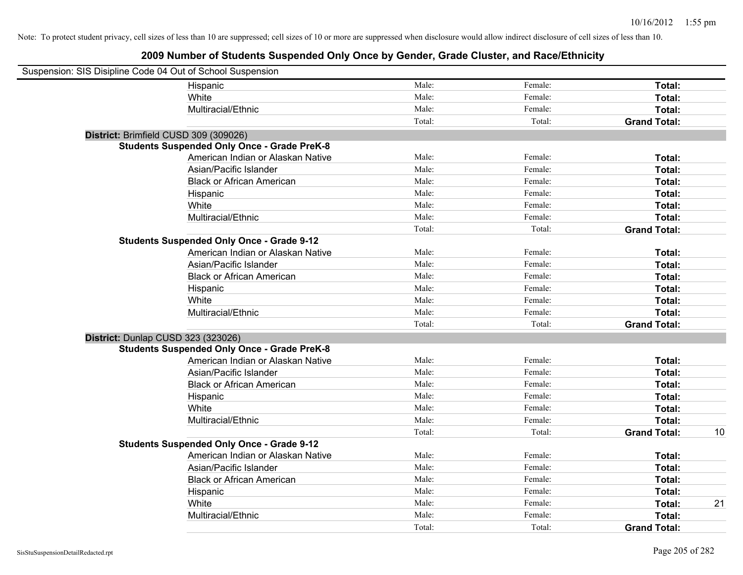Note: To protect student privacy, cell sizes of less than 10 are suppressed; cell sizes of 10 or more are suppressed when disclosure would allow indirect disclosure of cell sizes of less than 10.

# 2009 Number of Students Suspended Only Once by Gender, Grade Cluster, and Race/Ethnicity

Suspension: SIS Disipline Code 04 Out of School Suspension

| | | | | |
|---|---|---|---|---|
| Hispanic | Male: | Female: | **Total:** | |
| White | Male: | Female: | **Total:** | |
| Multiracial/Ethnic | Male: | Female: | **Total:** | |
| | Total: | Total: | **Grand Total:** | |

**District:** Brimfield CUSD 309 (309026)

**Students Suspended Only Once - Grade PreK-8**

| | | | | |
|---|---|---|---|---|
| American Indian or Alaskan Native | Male: | Female: | **Total:** | |
| Asian/Pacific Islander | Male: | Female: | **Total:** | |
| Black or African American | Male: | Female: | **Total:** | |
| Hispanic | Male: | Female: | **Total:** | |
| White | Male: | Female: | **Total:** | |
| Multiracial/Ethnic | Male: | Female: | **Total:** | |
| | Total: | Total: | **Grand Total:** | |

**Students Suspended Only Once - Grade 9-12**

| | | | | |
|---|---|---|---|---|
| American Indian or Alaskan Native | Male: | Female: | **Total:** | |
| Asian/Pacific Islander | Male: | Female: | **Total:** | |
| Black or African American | Male: | Female: | **Total:** | |
| Hispanic | Male: | Female: | **Total:** | |
| White | Male: | Female: | **Total:** | |
| Multiracial/Ethnic | Male: | Female: | **Total:** | |
| | Total: | Total: | **Grand Total:** | |

**District:** Dunlap CUSD 323 (323026)

**Students Suspended Only Once - Grade PreK-8**

| | | | | |
|---|---|---|---|---|
| American Indian or Alaskan Native | Male: | Female: | **Total:** | |
| Asian/Pacific Islander | Male: | Female: | **Total:** | |
| Black or African American | Male: | Female: | **Total:** | |
| Hispanic | Male: | Female: | **Total:** | |
| White | Male: | Female: | **Total:** | |
| Multiracial/Ethnic | Male: | Female: | **Total:** | |
| | Total: | Total: | **Grand Total:** | 10 |

**Students Suspended Only Once - Grade 9-12**

| | | | | |
|---|---|---|---|---|
| American Indian or Alaskan Native | Male: | Female: | **Total:** | |
| Asian/Pacific Islander | Male: | Female: | **Total:** | |
| Black or African American | Male: | Female: | **Total:** | |
| Hispanic | Male: | Female: | **Total:** | |
| White | Male: | Female: | **Total:** | 21 |
| Multiracial/Ethnic | Male: | Female: | **Total:** | |
| | Total: | Total: | **Grand Total:** | |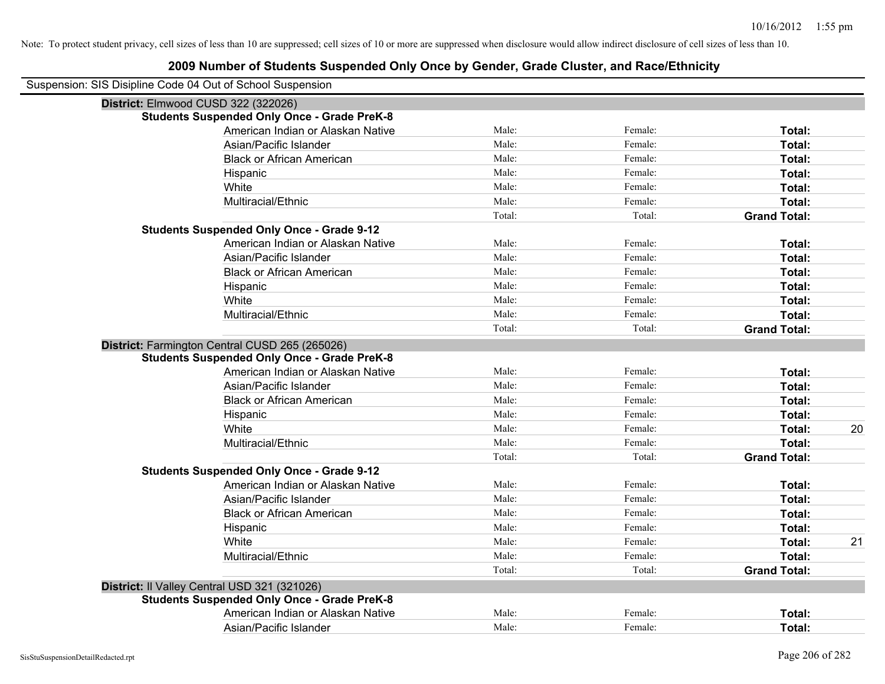Note: To protect student privacy, cell sizes of less than 10 are suppressed; cell sizes of 10 or more are suppressed when disclosure would allow indirect disclosure of cell sizes of less than 10.

## 2009 Number of Students Suspended Only Once by Gender, Grade Cluster, and Race/Ethnicity

Suspension: SIS Disipline Code 04 Out of School Suspension

### District: Elmwood CUSD 322 (322026)

**Students Suspended Only Once - Grade PreK-8**

| | | | | |
|---|---|---|---|---|
| American Indian or Alaskan Native | Male: | Female: | **Total:** | |
| Asian/Pacific Islander | Male: | Female: | **Total:** | |
| Black or African American | Male: | Female: | **Total:** | |
| Hispanic | Male: | Female: | **Total:** | |
| White | Male: | Female: | **Total:** | |
| Multiracial/Ethnic | Male: | Female: | **Total:** | |
| | Total: | Total: | **Grand Total:** | |

**Students Suspended Only Once - Grade 9-12**

| | | | | |
|---|---|---|---|---|
| American Indian or Alaskan Native | Male: | Female: | **Total:** | |
| Asian/Pacific Islander | Male: | Female: | **Total:** | |
| Black or African American | Male: | Female: | **Total:** | |
| Hispanic | Male: | Female: | **Total:** | |
| White | Male: | Female: | **Total:** | |
| Multiracial/Ethnic | Male: | Female: | **Total:** | |
| | Total: | Total: | **Grand Total:** | |

### District: Farmington Central CUSD 265 (265026)

**Students Suspended Only Once - Grade PreK-8**

| | | | | |
|---|---|---|---|---|
| American Indian or Alaskan Native | Male: | Female: | **Total:** | |
| Asian/Pacific Islander | Male: | Female: | **Total:** | |
| Black or African American | Male: | Female: | **Total:** | |
| Hispanic | Male: | Female: | **Total:** | |
| White | Male: | Female: | **Total:** | 20 |
| Multiracial/Ethnic | Male: | Female: | **Total:** | |
| | Total: | Total: | **Grand Total:** | |

**Students Suspended Only Once - Grade 9-12**

| | | | | |
|---|---|---|---|---|
| American Indian or Alaskan Native | Male: | Female: | **Total:** | |
| Asian/Pacific Islander | Male: | Female: | **Total:** | |
| Black or African American | Male: | Female: | **Total:** | |
| Hispanic | Male: | Female: | **Total:** | |
| White | Male: | Female: | **Total:** | 21 |
| Multiracial/Ethnic | Male: | Female: | **Total:** | |
| | Total: | Total: | **Grand Total:** | |

### District: Il Valley Central USD 321 (321026)

**Students Suspended Only Once - Grade PreK-8**

| | | | | |
|---|---|---|---|---|
| American Indian or Alaskan Native | Male: | Female: | **Total:** | |
| Asian/Pacific Islander | Male: | Female: | **Total:** | |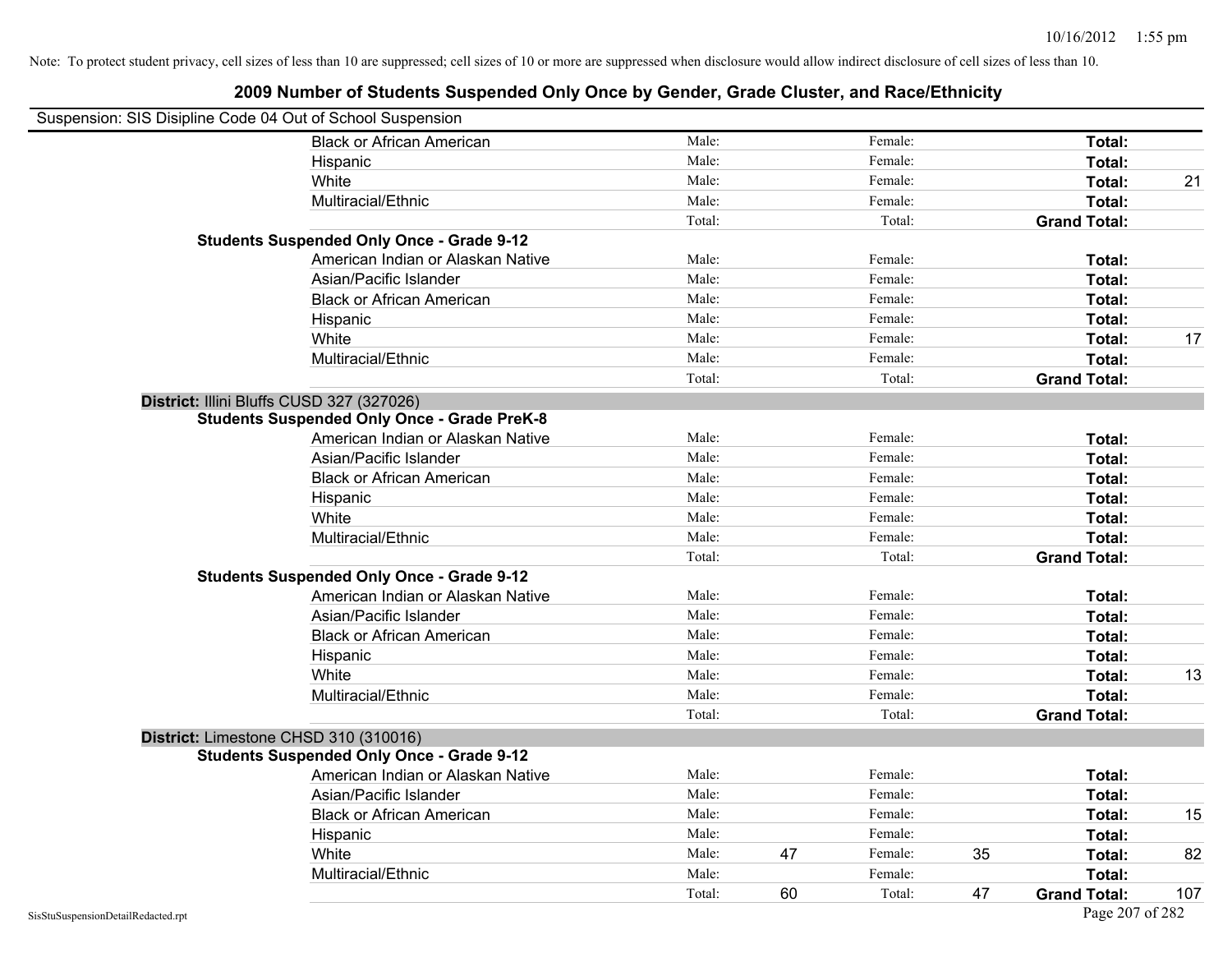Note: To protect student privacy, cell sizes of less than 10 are suppressed; cell sizes of 10 or more are suppressed when disclosure would allow indirect disclosure of cell sizes of less than 10.

# 2009 Number of Students Suspended Only Once by Gender, Grade Cluster, and Race/Ethnicity

Suspension: SIS Disipline Code 04 Out of School Suspension

| | | | | | | |
|---|---|---|---|---|---|---|
| Black or African American | Male: | | Female: | | **Total:** | |
| Hispanic | Male: | | Female: | | **Total:** | |
| White | Male: | | Female: | | **Total:** | 21 |
| Multiracial/Ethnic | Male: | | Female: | | **Total:** | |
| | Total: | | Total: | | **Grand Total:** | |

**Students Suspended Only Once - Grade 9-12**

| | | | | | | |
|---|---|---|---|---|---|---|
| American Indian or Alaskan Native | Male: | | Female: | | **Total:** | |
| Asian/Pacific Islander | Male: | | Female: | | **Total:** | |
| Black or African American | Male: | | Female: | | **Total:** | |
| Hispanic | Male: | | Female: | | **Total:** | |
| White | Male: | | Female: | | **Total:** | 17 |
| Multiracial/Ethnic | Male: | | Female: | | **Total:** | |
| | Total: | | Total: | | **Grand Total:** | |

**District:** Illini Bluffs CUSD 327 (327026)

**Students Suspended Only Once - Grade PreK-8**

| | | | | | | |
|---|---|---|---|---|---|---|
| American Indian or Alaskan Native | Male: | | Female: | | **Total:** | |
| Asian/Pacific Islander | Male: | | Female: | | **Total:** | |
| Black or African American | Male: | | Female: | | **Total:** | |
| Hispanic | Male: | | Female: | | **Total:** | |
| White | Male: | | Female: | | **Total:** | |
| Multiracial/Ethnic | Male: | | Female: | | **Total:** | |
| | Total: | | Total: | | **Grand Total:** | |

**Students Suspended Only Once - Grade 9-12**

| | | | | | | |
|---|---|---|---|---|---|---|
| American Indian or Alaskan Native | Male: | | Female: | | **Total:** | |
| Asian/Pacific Islander | Male: | | Female: | | **Total:** | |
| Black or African American | Male: | | Female: | | **Total:** | |
| Hispanic | Male: | | Female: | | **Total:** | |
| White | Male: | | Female: | | **Total:** | 13 |
| Multiracial/Ethnic | Male: | | Female: | | **Total:** | |
| | Total: | | Total: | | **Grand Total:** | |

**District:** Limestone CHSD 310 (310016)

**Students Suspended Only Once - Grade 9-12**

| | | | | | | |
|---|---|---|---|---|---|---|
| American Indian or Alaskan Native | Male: | | Female: | | **Total:** | |
| Asian/Pacific Islander | Male: | | Female: | | **Total:** | |
| Black or African American | Male: | | Female: | | **Total:** | 15 |
| Hispanic | Male: | | Female: | | **Total:** | |
| White | Male: | 47 | Female: | 35 | **Total:** | 82 |
| Multiracial/Ethnic | Male: | | Female: | | **Total:** | |
| | Total: | 60 | Total: | 47 | **Grand Total:** | 107 |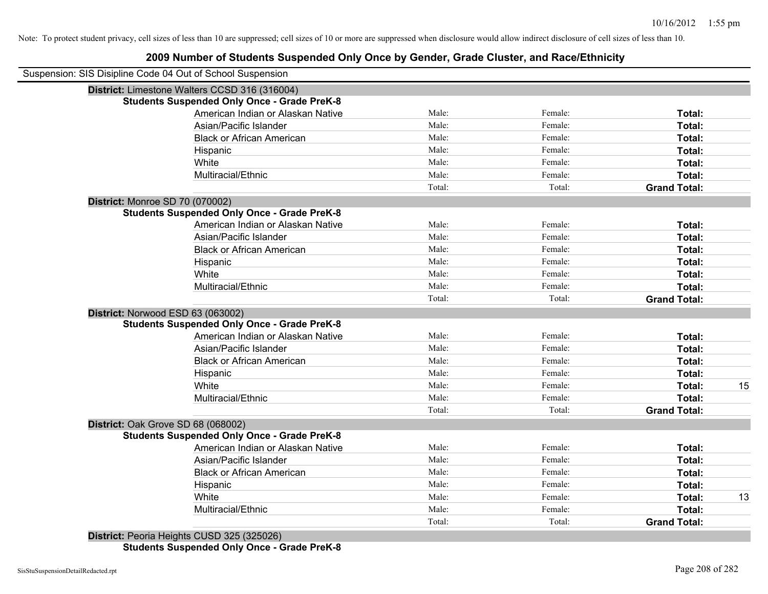Note: To protect student privacy, cell sizes of less than 10 are suppressed; cell sizes of 10 or more are suppressed when disclosure would allow indirect disclosure of cell sizes of less than 10.

## 2009 Number of Students Suspended Only Once by Gender, Grade Cluster, and Race/Ethnicity

Suspension: SIS Disipline Code 04 Out of School Suspension

**District:** Limestone Walters CCSD 316 (316004)

**Students Suspended Only Once - Grade PreK-8**

| | | | | |
|---|---|---|---|---|
| American Indian or Alaskan Native | Male: | Female: | **Total:** | |
| Asian/Pacific Islander | Male: | Female: | **Total:** | |
| Black or African American | Male: | Female: | **Total:** | |
| Hispanic | Male: | Female: | **Total:** | |
| White | Male: | Female: | **Total:** | |
| Multiracial/Ethnic | Male: | Female: | **Total:** | |
| | Total: | Total: | **Grand Total:** | |

**District:** Monroe SD 70 (070002)

**Students Suspended Only Once - Grade PreK-8**

| | | | | |
|---|---|---|---|---|
| American Indian or Alaskan Native | Male: | Female: | **Total:** | |
| Asian/Pacific Islander | Male: | Female: | **Total:** | |
| Black or African American | Male: | Female: | **Total:** | |
| Hispanic | Male: | Female: | **Total:** | |
| White | Male: | Female: | **Total:** | |
| Multiracial/Ethnic | Male: | Female: | **Total:** | |
| | Total: | Total: | **Grand Total:** | |

**District:** Norwood ESD 63 (063002)

**Students Suspended Only Once - Grade PreK-8**

| | | | | |
|---|---|---|---|---|
| American Indian or Alaskan Native | Male: | Female: | **Total:** | |
| Asian/Pacific Islander | Male: | Female: | **Total:** | |
| Black or African American | Male: | Female: | **Total:** | |
| Hispanic | Male: | Female: | **Total:** | |
| White | Male: | Female: | **Total:** | 15 |
| Multiracial/Ethnic | Male: | Female: | **Total:** | |
| | Total: | Total: | **Grand Total:** | |

**District:** Oak Grove SD 68 (068002)

**Students Suspended Only Once - Grade PreK-8**

| | | | | |
|---|---|---|---|---|
| American Indian or Alaskan Native | Male: | Female: | **Total:** | |
| Asian/Pacific Islander | Male: | Female: | **Total:** | |
| Black or African American | Male: | Female: | **Total:** | |
| Hispanic | Male: | Female: | **Total:** | |
| White | Male: | Female: | **Total:** | 13 |
| Multiracial/Ethnic | Male: | Female: | **Total:** | |
| | Total: | Total: | **Grand Total:** | |

**District:** Peoria Heights CUSD 325 (325026)

**Students Suspended Only Once - Grade PreK-8**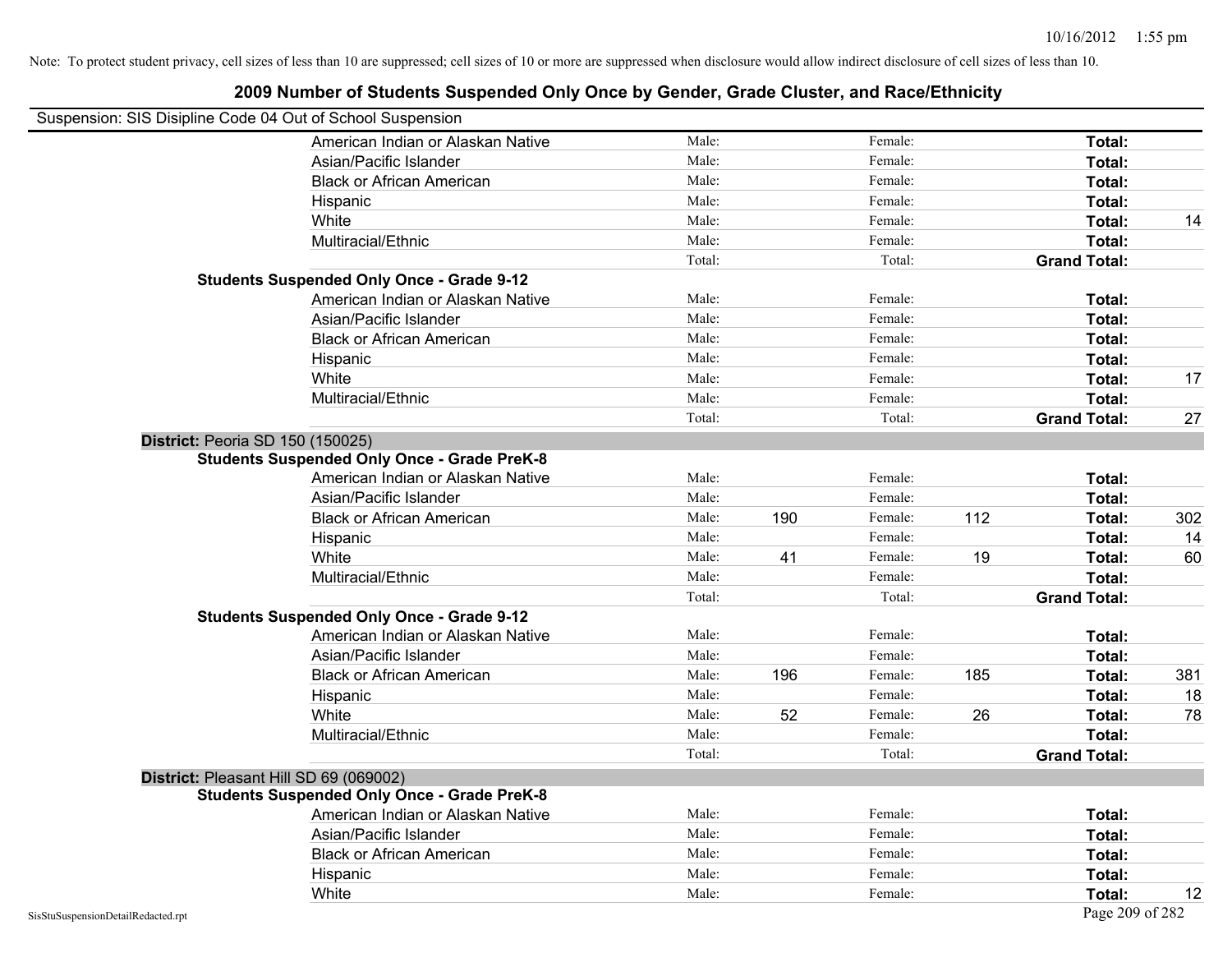Note: To protect student privacy, cell sizes of less than 10 are suppressed; cell sizes of 10 or more are suppressed when disclosure would allow indirect disclosure of cell sizes of less than 10.

# 2009 Number of Students Suspended Only Once by Gender, Grade Cluster, and Race/Ethnicity

Suspension: SIS Disipline Code 04 Out of School Suspension

| | Race/Ethnicity | | Male | | Female | | Total |
|---|---|---|---|---|---|---|---|
| | American Indian or Alaskan Native | Male: | | Female: | | Total: | |
| | Asian/Pacific Islander | Male: | | Female: | | Total: | |
| | Black or African American | Male: | | Female: | | Total: | |
| | Hispanic | Male: | | Female: | | Total: | |
| | White | Male: | | Female: | | Total: | 14 |
| | Multiracial/Ethnic | Male: | | Female: | | Total: | |
| | | Total: | | Total: | | Grand Total: | |
| **Students Suspended Only Once - Grade 9-12** | | | | | | | |
| | American Indian or Alaskan Native | Male: | | Female: | | Total: | |
| | Asian/Pacific Islander | Male: | | Female: | | Total: | |
| | Black or African American | Male: | | Female: | | Total: | |
| | Hispanic | Male: | | Female: | | Total: | |
| | White | Male: | | Female: | | Total: | 17 |
| | Multiracial/Ethnic | Male: | | Female: | | Total: | |
| | | Total: | | Total: | | Grand Total: | 27 |
| **District: Peoria SD 150 (150025)** | | | | | | | |
| **Students Suspended Only Once - Grade PreK-8** | | | | | | | |
| | American Indian or Alaskan Native | Male: | | Female: | | Total: | |
| | Asian/Pacific Islander | Male: | | Female: | | Total: | |
| | Black or African American | Male: | 190 | Female: | 112 | Total: | 302 |
| | Hispanic | Male: | | Female: | | Total: | 14 |
| | White | Male: | 41 | Female: | 19 | Total: | 60 |
| | Multiracial/Ethnic | Male: | | Female: | | Total: | |
| | | Total: | | Total: | | Grand Total: | |
| **Students Suspended Only Once - Grade 9-12** | | | | | | | |
| | American Indian or Alaskan Native | Male: | | Female: | | Total: | |
| | Asian/Pacific Islander | Male: | | Female: | | Total: | |
| | Black or African American | Male: | 196 | Female: | 185 | Total: | 381 |
| | Hispanic | Male: | | Female: | | Total: | 18 |
| | White | Male: | 52 | Female: | 26 | Total: | 78 |
| | Multiracial/Ethnic | Male: | | Female: | | Total: | |
| | | Total: | | Total: | | Grand Total: | |
| **District: Pleasant Hill SD 69 (069002)** | | | | | | | |
| **Students Suspended Only Once - Grade PreK-8** | | | | | | | |
| | American Indian or Alaskan Native | Male: | | Female: | | Total: | |
| | Asian/Pacific Islander | Male: | | Female: | | Total: | |
| | Black or African American | Male: | | Female: | | Total: | |
| | Hispanic | Male: | | Female: | | Total: | |
| | White | Male: | | Female: | | Total: | 12 |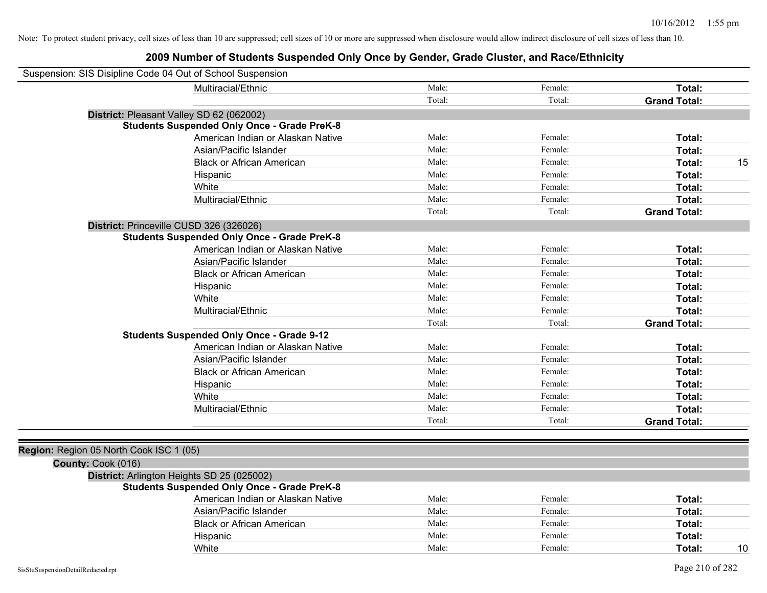Note: To protect student privacy, cell sizes of less than 10 are suppressed; cell sizes of 10 or more are suppressed when disclosure would allow indirect disclosure of cell sizes of less than 10.

# 2009 Number of Students Suspended Only Once by Gender, Grade Cluster, and Race/Ethnicity

Suspension: SIS Disipline Code 04 Out of School Suspension

| | | | | | |
|---|---|---|---|---|---|
| | Multiracial/Ethnic | Male: | Female: | **Total:** | |
| | | Total: | Total: | **Grand Total:** | |
| **District:** Pleasant Valley SD 62 (062002) | | | | | |
| **Students Suspended Only Once - Grade PreK-8** | | | | | |
| | American Indian or Alaskan Native | Male: | Female: | **Total:** | |
| | Asian/Pacific Islander | Male: | Female: | **Total:** | |
| | Black or African American | Male: | Female: | **Total:** | 15 |
| | Hispanic | Male: | Female: | **Total:** | |
| | White | Male: | Female: | **Total:** | |
| | Multiracial/Ethnic | Male: | Female: | **Total:** | |
| | | Total: | Total: | **Grand Total:** | |
| **District:** Princeville CUSD 326 (326026) | | | | | |
| **Students Suspended Only Once - Grade PreK-8** | | | | | |
| | American Indian or Alaskan Native | Male: | Female: | **Total:** | |
| | Asian/Pacific Islander | Male: | Female: | **Total:** | |
| | Black or African American | Male: | Female: | **Total:** | |
| | Hispanic | Male: | Female: | **Total:** | |
| | White | Male: | Female: | **Total:** | |
| | Multiracial/Ethnic | Male: | Female: | **Total:** | |
| | | Total: | Total: | **Grand Total:** | |
| **Students Suspended Only Once - Grade 9-12** | | | | | |
| | American Indian or Alaskan Native | Male: | Female: | **Total:** | |
| | Asian/Pacific Islander | Male: | Female: | **Total:** | |
| | Black or African American | Male: | Female: | **Total:** | |
| | Hispanic | Male: | Female: | **Total:** | |
| | White | Male: | Female: | **Total:** | |
| | Multiracial/Ethnic | Male: | Female: | **Total:** | |
| | | Total: | Total: | **Grand Total:** | |

| | | | | | |
|---|---|---|---|---|---|
| **Region:** Region 05 North Cook ISC 1 (05) | | | | | |
| **County:** Cook (016) | | | | | |
| **District:** Arlington Heights SD 25 (025002) | | | | | |
| **Students Suspended Only Once - Grade PreK-8** | | | | | |
| | American Indian or Alaskan Native | Male: | Female: | **Total:** | |
| | Asian/Pacific Islander | Male: | Female: | **Total:** | |
| | Black or African American | Male: | Female: | **Total:** | |
| | Hispanic | Male: | Female: | **Total:** | |
| | White | Male: | Female: | **Total:** | 10 |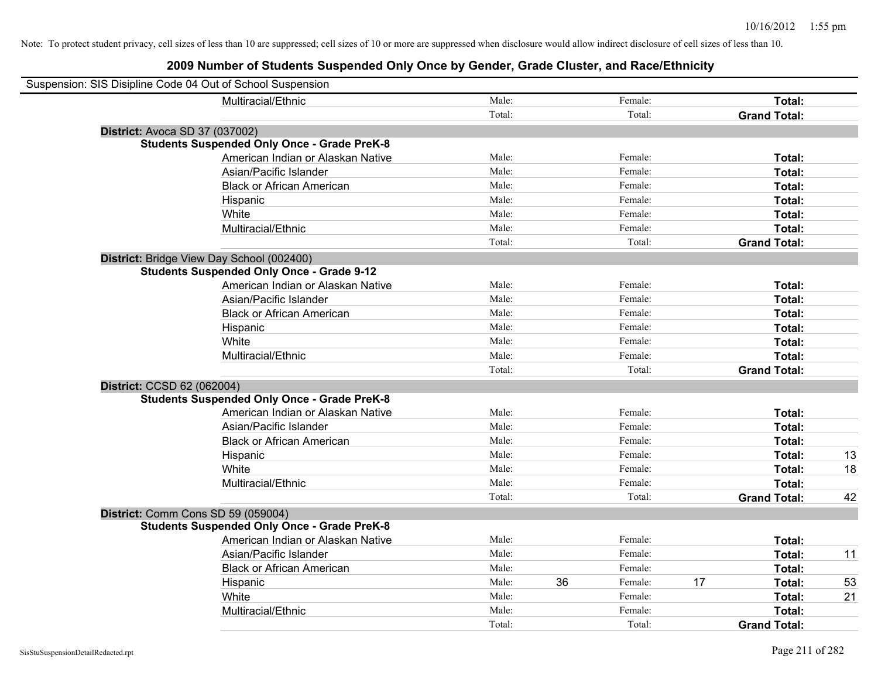Note: To protect student privacy, cell sizes of less than 10 are suppressed; cell sizes of 10 or more are suppressed when disclosure would allow indirect disclosure of cell sizes of less than 10.

# 2009 Number of Students Suspended Only Once by Gender, Grade Cluster, and Race/Ethnicity

Suspension: SIS Disipline Code 04 Out of School Suspension

| | | | | | | | |
|---|---|---|---|---|---|---|---|
| Multiracial/Ethnic | Male: | | Female: | | **Total:** | |
| | Total: | | Total: | | **Grand Total:** | |

**District:** Avoca SD 37 (037002)

**Students Suspended Only Once - Grade PreK-8**

| | | | | | | |
|---|---|---|---|---|---|---|
| American Indian or Alaskan Native | Male: | | Female: | | **Total:** | |
| Asian/Pacific Islander | Male: | | Female: | | **Total:** | |
| Black or African American | Male: | | Female: | | **Total:** | |
| Hispanic | Male: | | Female: | | **Total:** | |
| White | Male: | | Female: | | **Total:** | |
| Multiracial/Ethnic | Male: | | Female: | | **Total:** | |
| | Total: | | Total: | | **Grand Total:** | |

**District:** Bridge View Day School (002400)

**Students Suspended Only Once - Grade 9-12**

| | | | | | | |
|---|---|---|---|---|---|---|
| American Indian or Alaskan Native | Male: | | Female: | | **Total:** | |
| Asian/Pacific Islander | Male: | | Female: | | **Total:** | |
| Black or African American | Male: | | Female: | | **Total:** | |
| Hispanic | Male: | | Female: | | **Total:** | |
| White | Male: | | Female: | | **Total:** | |
| Multiracial/Ethnic | Male: | | Female: | | **Total:** | |
| | Total: | | Total: | | **Grand Total:** | |

**District:** CCSD 62 (062004)

**Students Suspended Only Once - Grade PreK-8**

| | | | | | | |
|---|---|---|---|---|---|---|
| American Indian or Alaskan Native | Male: | | Female: | | **Total:** | |
| Asian/Pacific Islander | Male: | | Female: | | **Total:** | |
| Black or African American | Male: | | Female: | | **Total:** | |
| Hispanic | Male: | | Female: | | **Total:** | 13 |
| White | Male: | | Female: | | **Total:** | 18 |
| Multiracial/Ethnic | Male: | | Female: | | **Total:** | |
| | Total: | | Total: | | **Grand Total:** | 42 |

**District:** Comm Cons SD 59 (059004)

**Students Suspended Only Once - Grade PreK-8**

| | | | | | | |
|---|---|---|---|---|---|---|
| American Indian or Alaskan Native | Male: | | Female: | | **Total:** | |
| Asian/Pacific Islander | Male: | | Female: | | **Total:** | 11 |
| Black or African American | Male: | | Female: | | **Total:** | |
| Hispanic | Male: | 36 | Female: | 17 | **Total:** | 53 |
| White | Male: | | Female: | | **Total:** | 21 |
| Multiracial/Ethnic | Male: | | Female: | | **Total:** | |
| | Total: | | Total: | | **Grand Total:** | |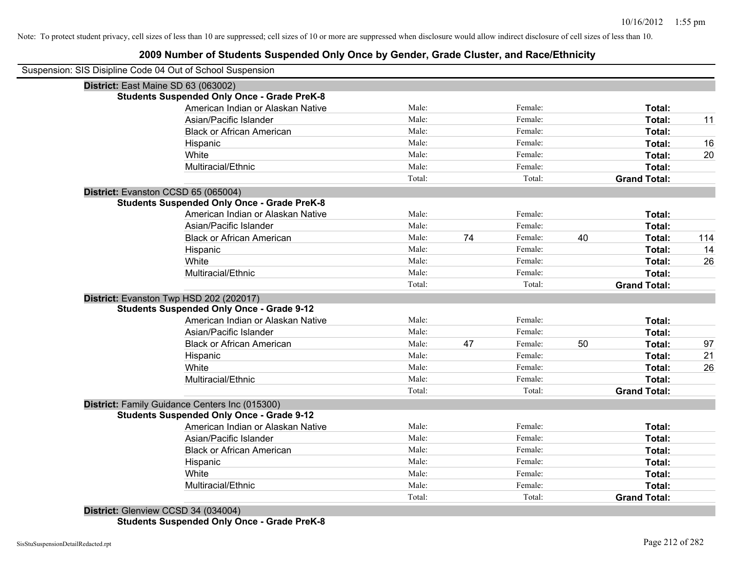Note: To protect student privacy, cell sizes of less than 10 are suppressed; cell sizes of 10 or more are suppressed when disclosure would allow indirect disclosure of cell sizes of less than 10.

## 2009 Number of Students Suspended Only Once by Gender, Grade Cluster, and Race/Ethnicity

Suspension: SIS Disipline Code 04 Out of School Suspension

**District:** East Maine SD 63 (063002)

**Students Suspended Only Once - Grade PreK-8**

| | | | | | | |
|---|---|---|---|---|---|---|
| American Indian or Alaskan Native | Male: | | Female: | | **Total:** | |
| Asian/Pacific Islander | Male: | | Female: | | **Total:** | 11 |
| Black or African American | Male: | | Female: | | **Total:** | |
| Hispanic | Male: | | Female: | | **Total:** | 16 |
| White | Male: | | Female: | | **Total:** | 20 |
| Multiracial/Ethnic | Male: | | Female: | | **Total:** | |
| | Total: | | Total: | | **Grand Total:** | |

**District:** Evanston CCSD 65 (065004)

**Students Suspended Only Once - Grade PreK-8**

| | | | | | | |
|---|---|---|---|---|---|---|
| American Indian or Alaskan Native | Male: | | Female: | | **Total:** | |
| Asian/Pacific Islander | Male: | | Female: | | **Total:** | |
| Black or African American | Male: | 74 | Female: | 40 | **Total:** | 114 |
| Hispanic | Male: | | Female: | | **Total:** | 14 |
| White | Male: | | Female: | | **Total:** | 26 |
| Multiracial/Ethnic | Male: | | Female: | | **Total:** | |
| | Total: | | Total: | | **Grand Total:** | |

**District:** Evanston Twp HSD 202 (202017)

**Students Suspended Only Once - Grade 9-12**

| | | | | | | |
|---|---|---|---|---|---|---|
| American Indian or Alaskan Native | Male: | | Female: | | **Total:** | |
| Asian/Pacific Islander | Male: | | Female: | | **Total:** | |
| Black or African American | Male: | 47 | Female: | 50 | **Total:** | 97 |
| Hispanic | Male: | | Female: | | **Total:** | 21 |
| White | Male: | | Female: | | **Total:** | 26 |
| Multiracial/Ethnic | Male: | | Female: | | **Total:** | |
| | Total: | | Total: | | **Grand Total:** | |

**District:** Family Guidance Centers Inc (015300)

**Students Suspended Only Once - Grade 9-12**

| | | | | | | |
|---|---|---|---|---|---|---|
| American Indian or Alaskan Native | Male: | | Female: | | **Total:** | |
| Asian/Pacific Islander | Male: | | Female: | | **Total:** | |
| Black or African American | Male: | | Female: | | **Total:** | |
| Hispanic | Male: | | Female: | | **Total:** | |
| White | Male: | | Female: | | **Total:** | |
| Multiracial/Ethnic | Male: | | Female: | | **Total:** | |
| | Total: | | Total: | | **Grand Total:** | |

**District:** Glenview CCSD 34 (034004)

**Students Suspended Only Once - Grade PreK-8**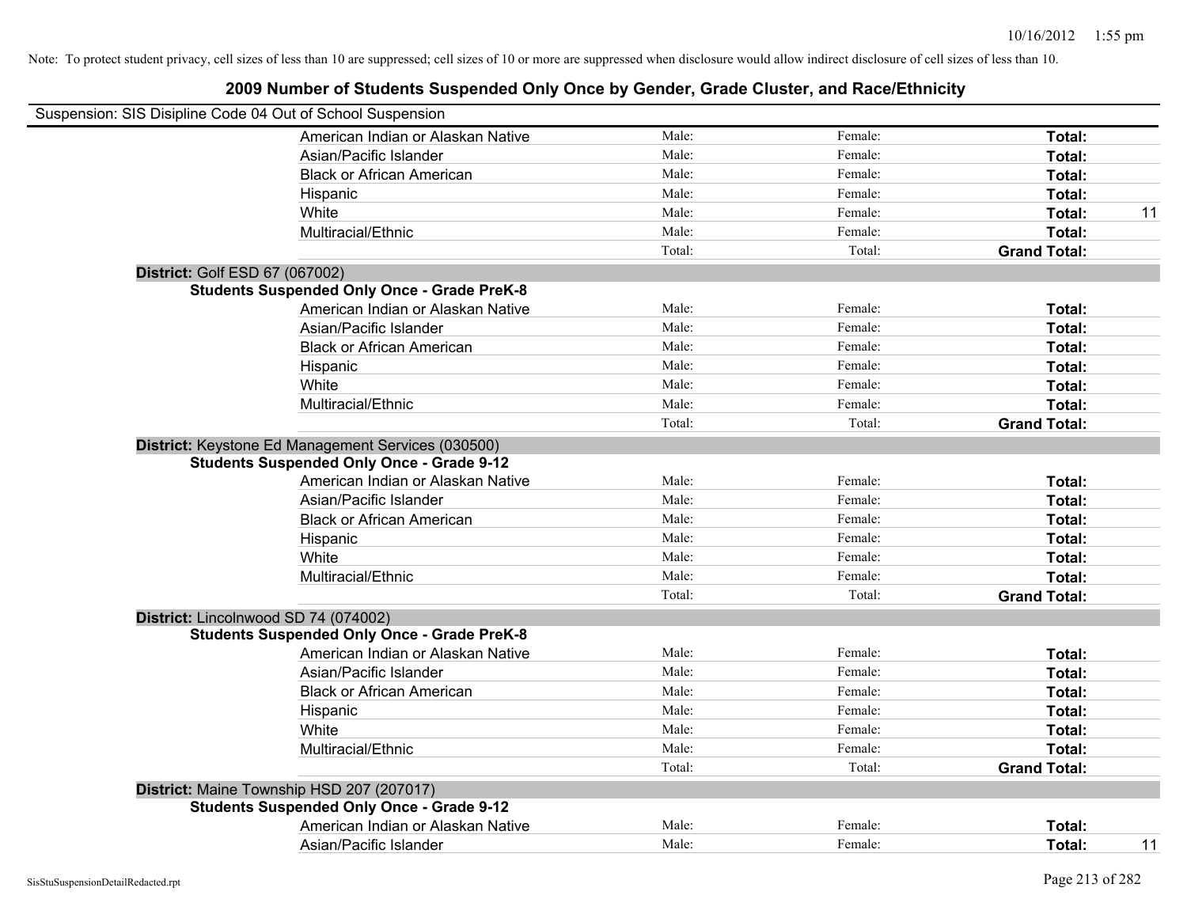Note: To protect student privacy, cell sizes of less than 10 are suppressed; cell sizes of 10 or more are suppressed when disclosure would allow indirect disclosure of cell sizes of less than 10.

## 2009 Number of Students Suspended Only Once by Gender, Grade Cluster, and Race/Ethnicity

Suspension: SIS Disipline Code 04 Out of School Suspension

| | Male | Female | Total |
|---|---|---|---|
| American Indian or Alaskan Native | Male: | Female: | **Total:** |
| Asian/Pacific Islander | Male: | Female: | **Total:** |
| Black or African American | Male: | Female: | **Total:** |
| Hispanic | Male: | Female: | **Total:** |
| White | Male: | Female: | **Total:** 11 |
| Multiracial/Ethnic | Male: | Female: | **Total:** |
| | Total: | Total: | **Grand Total:** |

**District:** Golf ESD 67 (067002)

**Students Suspended Only Once - Grade PreK-8**

| | Male | Female | Total |
|---|---|---|---|
| American Indian or Alaskan Native | Male: | Female: | **Total:** |
| Asian/Pacific Islander | Male: | Female: | **Total:** |
| Black or African American | Male: | Female: | **Total:** |
| Hispanic | Male: | Female: | **Total:** |
| White | Male: | Female: | **Total:** |
| Multiracial/Ethnic | Male: | Female: | **Total:** |
| | Total: | Total: | **Grand Total:** |

**District:** Keystone Ed Management Services (030500)

**Students Suspended Only Once - Grade 9-12**

| | Male | Female | Total |
|---|---|---|---|
| American Indian or Alaskan Native | Male: | Female: | **Total:** |
| Asian/Pacific Islander | Male: | Female: | **Total:** |
| Black or African American | Male: | Female: | **Total:** |
| Hispanic | Male: | Female: | **Total:** |
| White | Male: | Female: | **Total:** |
| Multiracial/Ethnic | Male: | Female: | **Total:** |
| | Total: | Total: | **Grand Total:** |

**District:** Lincolnwood SD 74 (074002)

**Students Suspended Only Once - Grade PreK-8**

| | Male | Female | Total |
|---|---|---|---|
| American Indian or Alaskan Native | Male: | Female: | **Total:** |
| Asian/Pacific Islander | Male: | Female: | **Total:** |
| Black or African American | Male: | Female: | **Total:** |
| Hispanic | Male: | Female: | **Total:** |
| White | Male: | Female: | **Total:** |
| Multiracial/Ethnic | Male: | Female: | **Total:** |
| | Total: | Total: | **Grand Total:** |

**District:** Maine Township HSD 207 (207017)

**Students Suspended Only Once - Grade 9-12**

| | Male | Female | Total |
|---|---|---|---|
| American Indian or Alaskan Native | Male: | Female: | **Total:** |
| Asian/Pacific Islander | Male: | Female: | **Total:** 11 |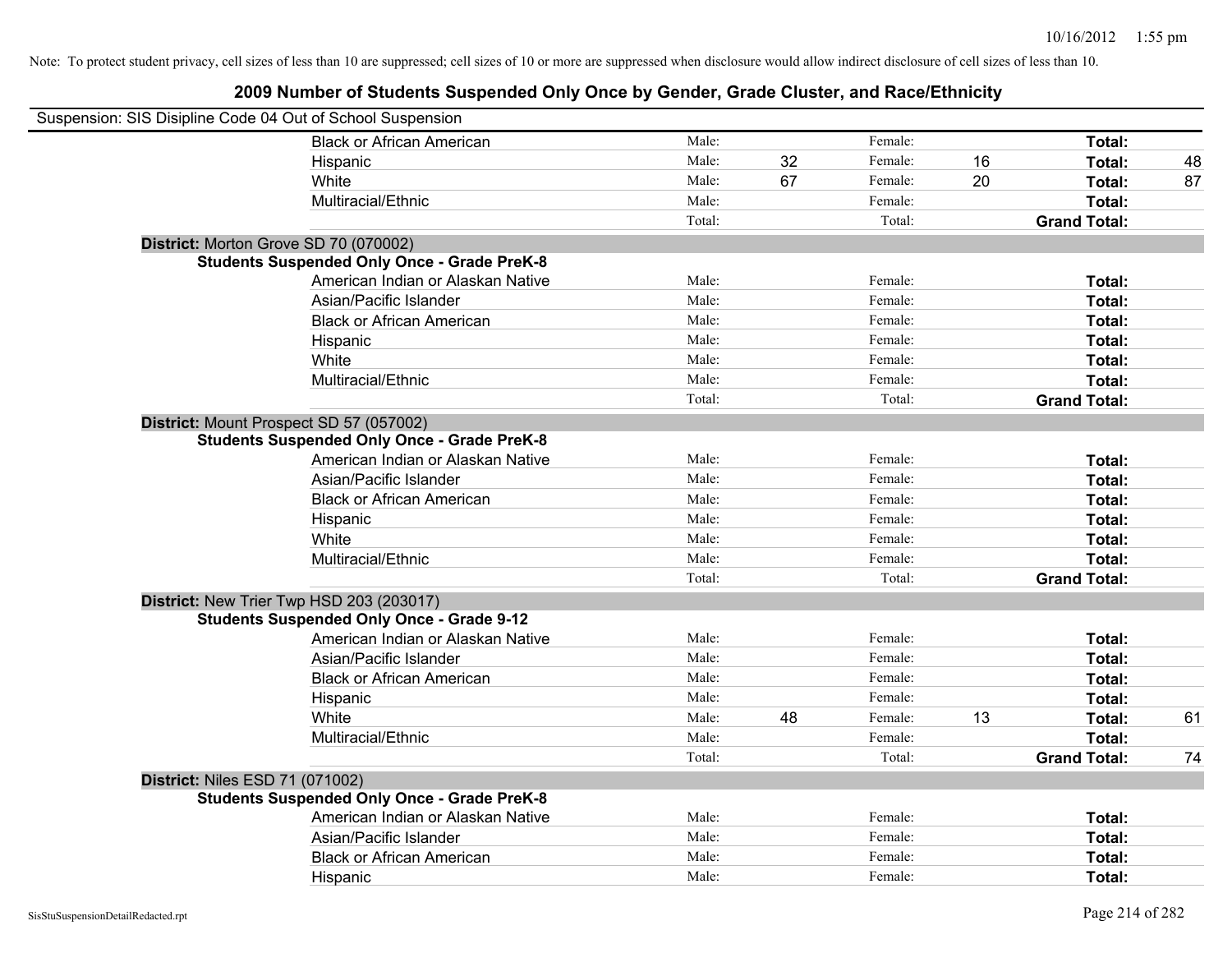Note: To protect student privacy, cell sizes of less than 10 are suppressed; cell sizes of 10 or more are suppressed when disclosure would allow indirect disclosure of cell sizes of less than 10.

## 2009 Number of Students Suspended Only Once by Gender, Grade Cluster, and Race/Ethnicity

Suspension: SIS Disipline Code 04 Out of School Suspension

| | | | | | | |
|---|---|---|---|---|---|---|
| Black or African American | Male: | | Female: | | **Total:** | |
| Hispanic | Male: | 32 | Female: | 16 | **Total:** | 48 |
| White | Male: | 67 | Female: | 20 | **Total:** | 87 |
| Multiracial/Ethnic | Male: | | Female: | | **Total:** | |
| | Total: | | Total: | | **Grand Total:** | |

**District:** Morton Grove SD 70 (070002)

**Students Suspended Only Once - Grade PreK-8**

| | | | | | | |
|---|---|---|---|---|---|---|
| American Indian or Alaskan Native | Male: | | Female: | | **Total:** | |
| Asian/Pacific Islander | Male: | | Female: | | **Total:** | |
| Black or African American | Male: | | Female: | | **Total:** | |
| Hispanic | Male: | | Female: | | **Total:** | |
| White | Male: | | Female: | | **Total:** | |
| Multiracial/Ethnic | Male: | | Female: | | **Total:** | |
| | Total: | | Total: | | **Grand Total:** | |

**District:** Mount Prospect SD 57 (057002)

**Students Suspended Only Once - Grade PreK-8**

| | | | | | | |
|---|---|---|---|---|---|---|
| American Indian or Alaskan Native | Male: | | Female: | | **Total:** | |
| Asian/Pacific Islander | Male: | | Female: | | **Total:** | |
| Black or African American | Male: | | Female: | | **Total:** | |
| Hispanic | Male: | | Female: | | **Total:** | |
| White | Male: | | Female: | | **Total:** | |
| Multiracial/Ethnic | Male: | | Female: | | **Total:** | |
| | Total: | | Total: | | **Grand Total:** | |

**District:** New Trier Twp HSD 203 (203017)

**Students Suspended Only Once - Grade 9-12**

| | | | | | | |
|---|---|---|---|---|---|---|
| American Indian or Alaskan Native | Male: | | Female: | | **Total:** | |
| Asian/Pacific Islander | Male: | | Female: | | **Total:** | |
| Black or African American | Male: | | Female: | | **Total:** | |
| Hispanic | Male: | | Female: | | **Total:** | |
| White | Male: | 48 | Female: | 13 | **Total:** | 61 |
| Multiracial/Ethnic | Male: | | Female: | | **Total:** | |
| | Total: | | Total: | | **Grand Total:** | 74 |

**District:** Niles ESD 71 (071002)

**Students Suspended Only Once - Grade PreK-8**

| | | | | | | |
|---|---|---|---|---|---|---|
| American Indian or Alaskan Native | Male: | | Female: | | **Total:** | |
| Asian/Pacific Islander | Male: | | Female: | | **Total:** | |
| Black or African American | Male: | | Female: | | **Total:** | |
| Hispanic | Male: | | Female: | | **Total:** | |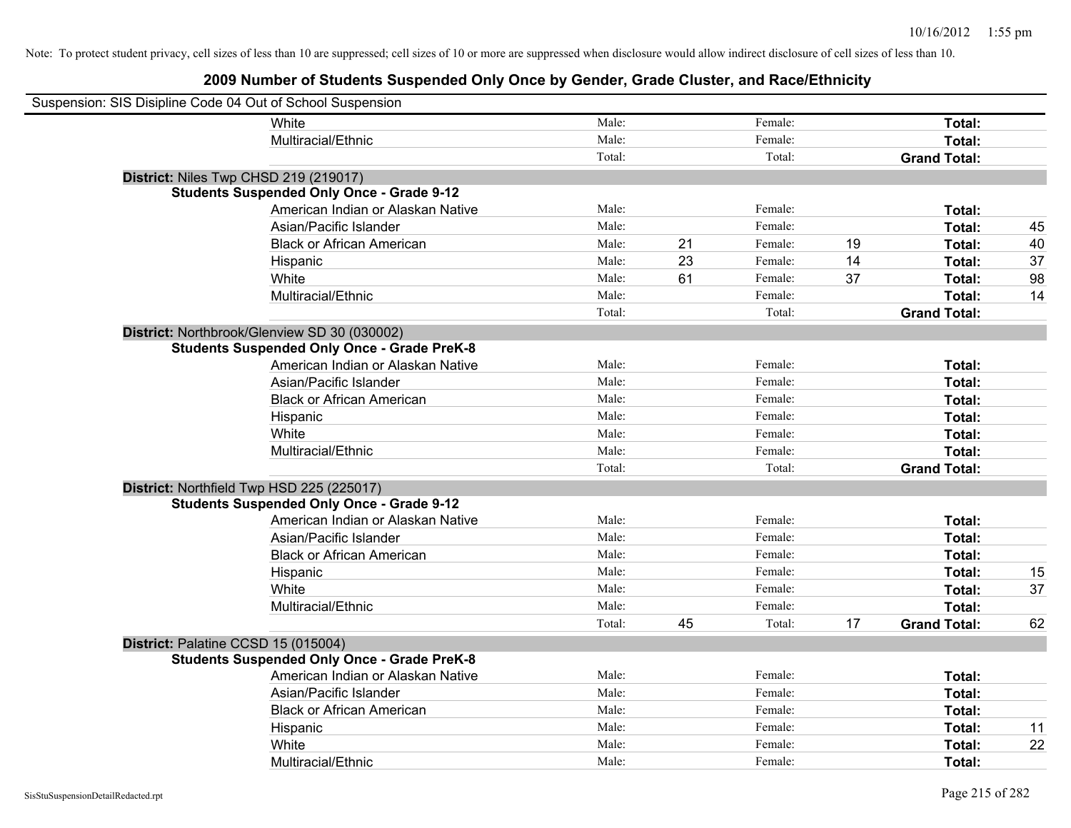Note: To protect student privacy, cell sizes of less than 10 are suppressed; cell sizes of 10 or more are suppressed when disclosure would allow indirect disclosure of cell sizes of less than 10.

## 2009 Number of Students Suspended Only Once by Gender, Grade Cluster, and Race/Ethnicity

Suspension: SIS Disipline Code 04 Out of School Suspension

| | | | | | | | |
|---|---|---|---|---|---|---|---|
| | White | Male: | | Female: | | **Total:** | |
| | Multiracial/Ethnic | Male: | | Female: | | **Total:** | |
| | | Total: | | Total: | | **Grand Total:** | |
| **District:** Niles Twp CHSD 219 (219017) | | | | | | | |
| **Students Suspended Only Once - Grade 9-12** | | | | | | | |
| | American Indian or Alaskan Native | Male: | | Female: | | **Total:** | |
| | Asian/Pacific Islander | Male: | | Female: | | **Total:** | 45 |
| | Black or African American | Male: | 21 | Female: | 19 | **Total:** | 40 |
| | Hispanic | Male: | 23 | Female: | 14 | **Total:** | 37 |
| | White | Male: | 61 | Female: | 37 | **Total:** | 98 |
| | Multiracial/Ethnic | Male: | | Female: | | **Total:** | 14 |
| | | Total: | | Total: | | **Grand Total:** | |
| **District:** Northbrook/Glenview SD 30 (030002) | | | | | | | |
| **Students Suspended Only Once - Grade PreK-8** | | | | | | | |
| | American Indian or Alaskan Native | Male: | | Female: | | **Total:** | |
| | Asian/Pacific Islander | Male: | | Female: | | **Total:** | |
| | Black or African American | Male: | | Female: | | **Total:** | |
| | Hispanic | Male: | | Female: | | **Total:** | |
| | White | Male: | | Female: | | **Total:** | |
| | Multiracial/Ethnic | Male: | | Female: | | **Total:** | |
| | | Total: | | Total: | | **Grand Total:** | |
| **District:** Northfield Twp HSD 225 (225017) | | | | | | | |
| **Students Suspended Only Once - Grade 9-12** | | | | | | | |
| | American Indian or Alaskan Native | Male: | | Female: | | **Total:** | |
| | Asian/Pacific Islander | Male: | | Female: | | **Total:** | |
| | Black or African American | Male: | | Female: | | **Total:** | |
| | Hispanic | Male: | | Female: | | **Total:** | 15 |
| | White | Male: | | Female: | | **Total:** | 37 |
| | Multiracial/Ethnic | Male: | | Female: | | **Total:** | |
| | | Total: | 45 | Total: | 17 | **Grand Total:** | 62 |
| **District:** Palatine CCSD 15 (015004) | | | | | | | |
| **Students Suspended Only Once - Grade PreK-8** | | | | | | | |
| | American Indian or Alaskan Native | Male: | | Female: | | **Total:** | |
| | Asian/Pacific Islander | Male: | | Female: | | **Total:** | |
| | Black or African American | Male: | | Female: | | **Total:** | |
| | Hispanic | Male: | | Female: | | **Total:** | 11 |
| | White | Male: | | Female: | | **Total:** | 22 |
| | Multiracial/Ethnic | Male: | | Female: | | **Total:** | |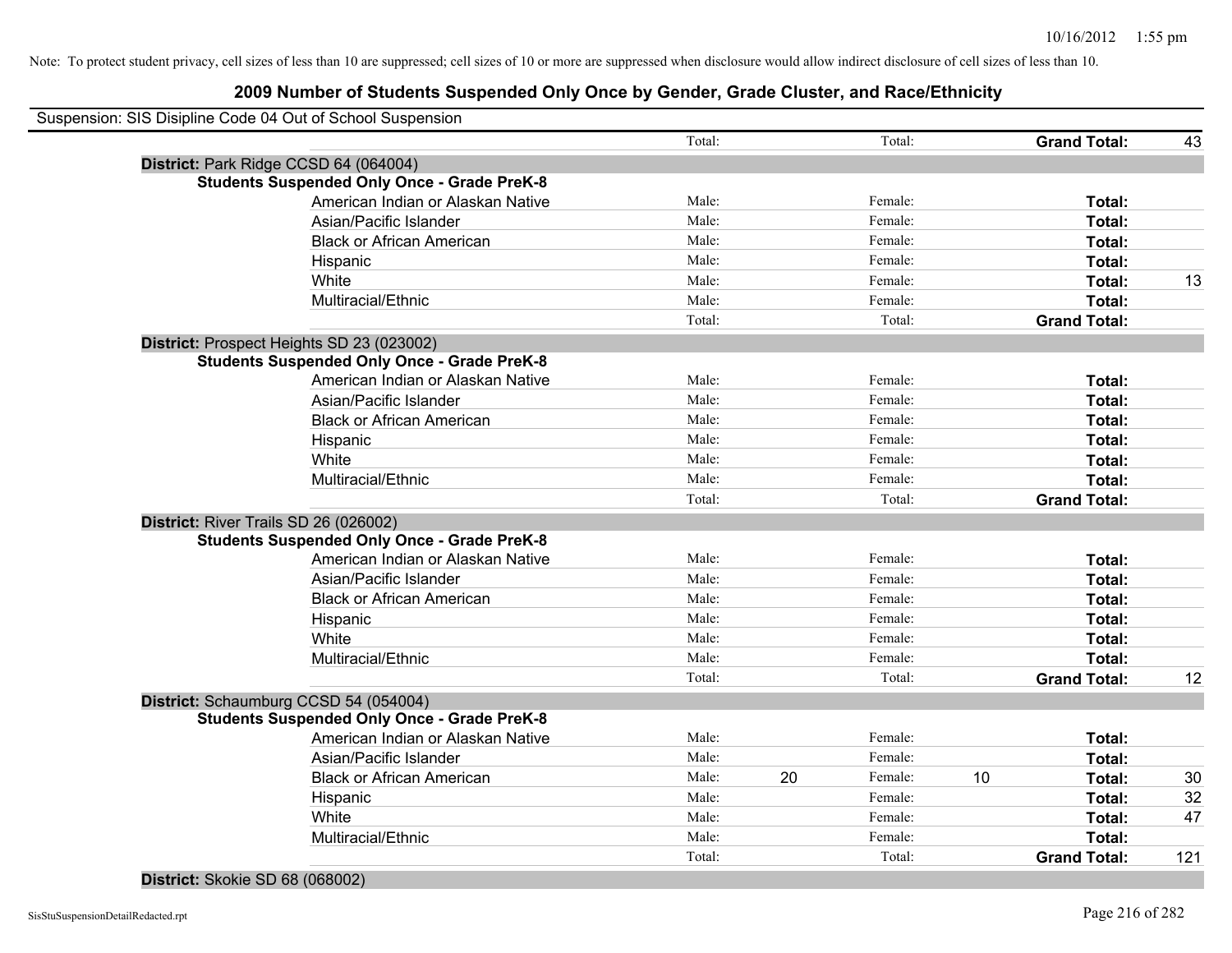Note: To protect student privacy, cell sizes of less than 10 are suppressed; cell sizes of 10 or more are suppressed when disclosure would allow indirect disclosure of cell sizes of less than 10.

## 2009 Number of Students Suspended Only Once by Gender, Grade Cluster, and Race/Ethnicity

Suspension: SIS Disipline Code 04 Out of School Suspension

| | | | | | | |
|---|---|---|---|---|---|---|
| | Total: | | Total: | | **Grand Total:** | 43 |
| **District:** Park Ridge CCSD 64 (064004) | | | | | | |
| **Students Suspended Only Once - Grade PreK-8** | | | | | | |
| American Indian or Alaskan Native | Male: | | Female: | | **Total:** | |
| Asian/Pacific Islander | Male: | | Female: | | **Total:** | |
| Black or African American | Male: | | Female: | | **Total:** | |
| Hispanic | Male: | | Female: | | **Total:** | |
| White | Male: | | Female: | | **Total:** | 13 |
| Multiracial/Ethnic | Male: | | Female: | | **Total:** | |
| | Total: | | Total: | | **Grand Total:** | |
| **District:** Prospect Heights SD 23 (023002) | | | | | | |
| **Students Suspended Only Once - Grade PreK-8** | | | | | | |
| American Indian or Alaskan Native | Male: | | Female: | | **Total:** | |
| Asian/Pacific Islander | Male: | | Female: | | **Total:** | |
| Black or African American | Male: | | Female: | | **Total:** | |
| Hispanic | Male: | | Female: | | **Total:** | |
| White | Male: | | Female: | | **Total:** | |
| Multiracial/Ethnic | Male: | | Female: | | **Total:** | |
| | Total: | | Total: | | **Grand Total:** | |
| **District:** River Trails SD 26 (026002) | | | | | | |
| **Students Suspended Only Once - Grade PreK-8** | | | | | | |
| American Indian or Alaskan Native | Male: | | Female: | | **Total:** | |
| Asian/Pacific Islander | Male: | | Female: | | **Total:** | |
| Black or African American | Male: | | Female: | | **Total:** | |
| Hispanic | Male: | | Female: | | **Total:** | |
| White | Male: | | Female: | | **Total:** | |
| Multiracial/Ethnic | Male: | | Female: | | **Total:** | |
| | Total: | | Total: | | **Grand Total:** | 12 |
| **District:** Schaumburg CCSD 54 (054004) | | | | | | |
| **Students Suspended Only Once - Grade PreK-8** | | | | | | |
| American Indian or Alaskan Native | Male: | | Female: | | **Total:** | |
| Asian/Pacific Islander | Male: | | Female: | | **Total:** | |
| Black or African American | Male: | 20 | Female: | 10 | **Total:** | 30 |
| Hispanic | Male: | | Female: | | **Total:** | 32 |
| White | Male: | | Female: | | **Total:** | 47 |
| Multiracial/Ethnic | Male: | | Female: | | **Total:** | |
| | Total: | | Total: | | **Grand Total:** | 121 |
| **District:** Skokie SD 68 (068002) | | | | | | |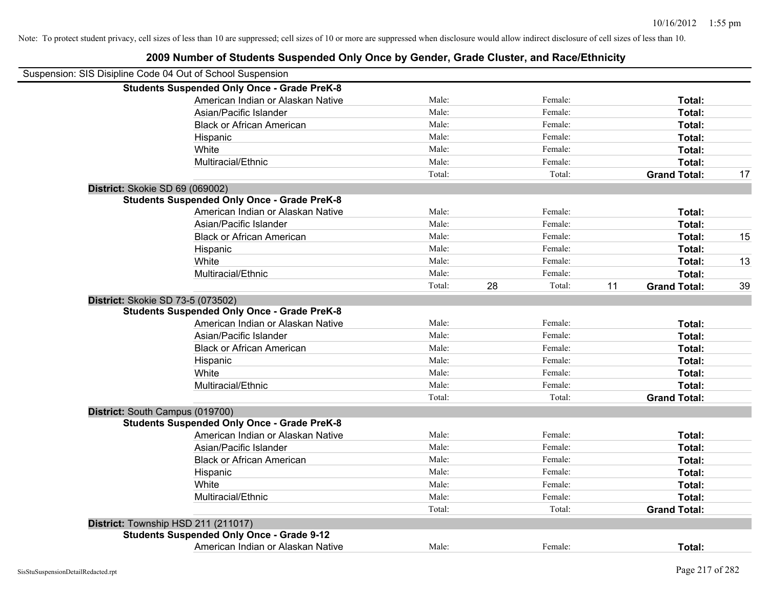Note: To protect student privacy, cell sizes of less than 10 are suppressed; cell sizes of 10 or more are suppressed when disclosure would allow indirect disclosure of cell sizes of less than 10.

# 2009 Number of Students Suspended Only Once by Gender, Grade Cluster, and Race/Ethnicity

Suspension: SIS Disipline Code 04 Out of School Suspension

| | | | | | | |
|---|---|---|---|---|---|---|
| **Students Suspended Only Once - Grade PreK-8** | | | | | | |
| American Indian or Alaskan Native | Male: | | Female: | | **Total:** | |
| Asian/Pacific Islander | Male: | | Female: | | **Total:** | |
| Black or African American | Male: | | Female: | | **Total:** | |
| Hispanic | Male: | | Female: | | **Total:** | |
| White | Male: | | Female: | | **Total:** | |
| Multiracial/Ethnic | Male: | | Female: | | **Total:** | |
| | Total: | | Total: | | **Grand Total:** | 17 |

**District:** Skokie SD 69 (069002)

| | | | | | | |
|---|---|---|---|---|---|---|
| **Students Suspended Only Once - Grade PreK-8** | | | | | | |
| American Indian or Alaskan Native | Male: | | Female: | | **Total:** | |
| Asian/Pacific Islander | Male: | | Female: | | **Total:** | |
| Black or African American | Male: | | Female: | | **Total:** | 15 |
| Hispanic | Male: | | Female: | | **Total:** | |
| White | Male: | | Female: | | **Total:** | 13 |
| Multiracial/Ethnic | Male: | | Female: | | **Total:** | |
| | Total: | 28 | Total: | 11 | **Grand Total:** | 39 |

**District:** Skokie SD 73-5 (073502)

| | | | | | | |
|---|---|---|---|---|---|---|
| **Students Suspended Only Once - Grade PreK-8** | | | | | | |
| American Indian or Alaskan Native | Male: | | Female: | | **Total:** | |
| Asian/Pacific Islander | Male: | | Female: | | **Total:** | |
| Black or African American | Male: | | Female: | | **Total:** | |
| Hispanic | Male: | | Female: | | **Total:** | |
| White | Male: | | Female: | | **Total:** | |
| Multiracial/Ethnic | Male: | | Female: | | **Total:** | |
| | Total: | | Total: | | **Grand Total:** | |

**District:** South Campus (019700)

| | | | | | | |
|---|---|---|---|---|---|---|
| **Students Suspended Only Once - Grade PreK-8** | | | | | | |
| American Indian or Alaskan Native | Male: | | Female: | | **Total:** | |
| Asian/Pacific Islander | Male: | | Female: | | **Total:** | |
| Black or African American | Male: | | Female: | | **Total:** | |
| Hispanic | Male: | | Female: | | **Total:** | |
| White | Male: | | Female: | | **Total:** | |
| Multiracial/Ethnic | Male: | | Female: | | **Total:** | |
| | Total: | | Total: | | **Grand Total:** | |

**District:** Township HSD 211 (211017)

| | | | | | | |
|---|---|---|---|---|---|---|
| **Students Suspended Only Once - Grade 9-12** | | | | | | |
| American Indian or Alaskan Native | Male: | | Female: | | **Total:** | |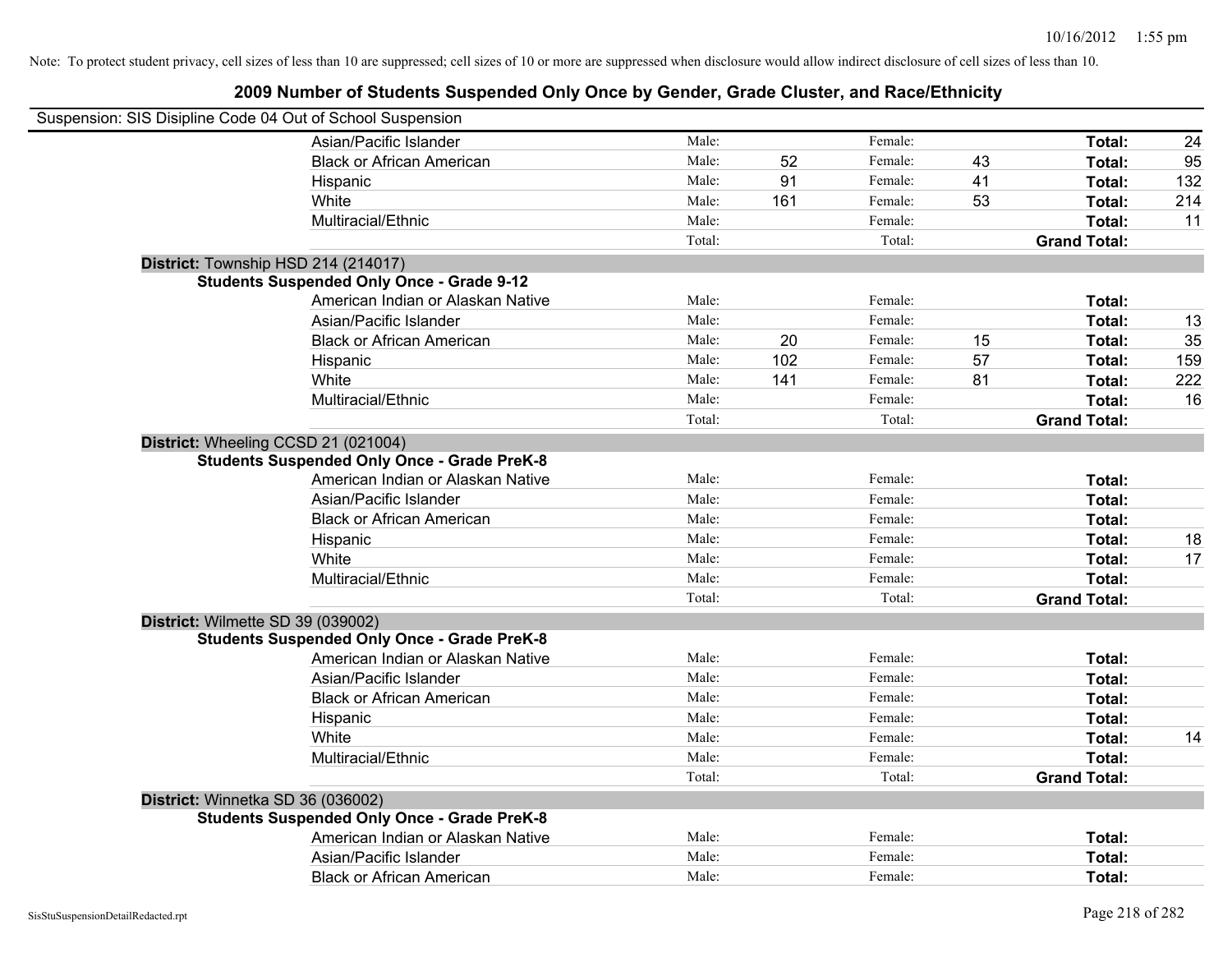Note: To protect student privacy, cell sizes of less than 10 are suppressed; cell sizes of 10 or more are suppressed when disclosure would allow indirect disclosure of cell sizes of less than 10.

## 2009 Number of Students Suspended Only Once by Gender, Grade Cluster, and Race/Ethnicity

Suspension: SIS Disipline Code 04 Out of School Suspension

| | | | | | | | |
|---|---|---|---|---|---|---|---|
| Asian/Pacific Islander | Male: | | Female: | | **Total:** | 24 |
| Black or African American | Male: | 52 | Female: | 43 | **Total:** | 95 |
| Hispanic | Male: | 91 | Female: | 41 | **Total:** | 132 |
| White | Male: | 161 | Female: | 53 | **Total:** | 214 |
| Multiracial/Ethnic | Male: | | Female: | | **Total:** | 11 |
| | Total: | | Total: | | **Grand Total:** | |

**District:** Township HSD 214 (214017)

**Students Suspended Only Once - Grade 9-12**

| | | | | | | |
|---|---|---|---|---|---|---|
| American Indian or Alaskan Native | Male: | | Female: | | **Total:** | |
| Asian/Pacific Islander | Male: | | Female: | | **Total:** | 13 |
| Black or African American | Male: | 20 | Female: | 15 | **Total:** | 35 |
| Hispanic | Male: | 102 | Female: | 57 | **Total:** | 159 |
| White | Male: | 141 | Female: | 81 | **Total:** | 222 |
| Multiracial/Ethnic | Male: | | Female: | | **Total:** | 16 |
| | Total: | | Total: | | **Grand Total:** | |

**District:** Wheeling CCSD 21 (021004)

**Students Suspended Only Once - Grade PreK-8**

| | | | | | | |
|---|---|---|---|---|---|---|
| American Indian or Alaskan Native | Male: | | Female: | | **Total:** | |
| Asian/Pacific Islander | Male: | | Female: | | **Total:** | |
| Black or African American | Male: | | Female: | | **Total:** | |
| Hispanic | Male: | | Female: | | **Total:** | 18 |
| White | Male: | | Female: | | **Total:** | 17 |
| Multiracial/Ethnic | Male: | | Female: | | **Total:** | |
| | Total: | | Total: | | **Grand Total:** | |

**District:** Wilmette SD 39 (039002)

**Students Suspended Only Once - Grade PreK-8**

| | | | | | | |
|---|---|---|---|---|---|---|
| American Indian or Alaskan Native | Male: | | Female: | | **Total:** | |
| Asian/Pacific Islander | Male: | | Female: | | **Total:** | |
| Black or African American | Male: | | Female: | | **Total:** | |
| Hispanic | Male: | | Female: | | **Total:** | |
| White | Male: | | Female: | | **Total:** | 14 |
| Multiracial/Ethnic | Male: | | Female: | | **Total:** | |
| | Total: | | Total: | | **Grand Total:** | |

**District:** Winnetka SD 36 (036002)

**Students Suspended Only Once - Grade PreK-8**

| | | | | | | |
|---|---|---|---|---|---|---|
| American Indian or Alaskan Native | Male: | | Female: | | **Total:** | |
| Asian/Pacific Islander | Male: | | Female: | | **Total:** | |
| Black or African American | Male: | | Female: | | **Total:** | |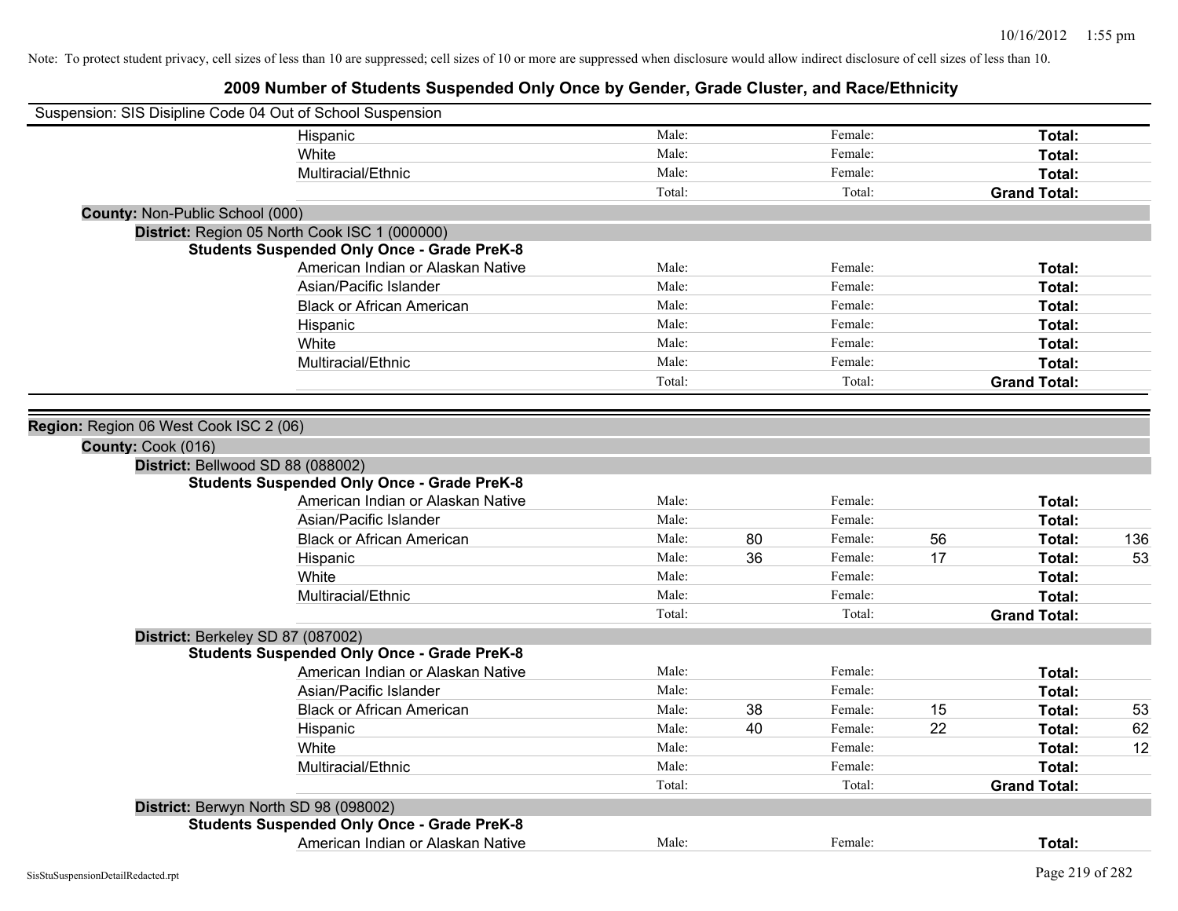Note: To protect student privacy, cell sizes of less than 10 are suppressed; cell sizes of 10 or more are suppressed when disclosure would allow indirect disclosure of cell sizes of less than 10.

## 2009 Number of Students Suspended Only Once by Gender, Grade Cluster, and Race/Ethnicity

Suspension: SIS Disipline Code 04 Out of School Suspension

| | | | | | |
|---|---|---|---|---|---|
| Hispanic | Male: | | Female: | | **Total:** |
| White | Male: | | Female: | | **Total:** |
| Multiracial/Ethnic | Male: | | Female: | | **Total:** |
| | Total: | | Total: | | **Grand Total:** |

**County:** Non-Public School (000)

**District:** Region 05 North Cook ISC 1 (000000)

**Students Suspended Only Once - Grade PreK-8**

| | | | | | | |
|---|---|---|---|---|---|---|
| American Indian or Alaskan Native | Male: | | Female: | | **Total:** | |
| Asian/Pacific Islander | Male: | | Female: | | **Total:** | |
| Black or African American | Male: | | Female: | | **Total:** | |
| Hispanic | Male: | | Female: | | **Total:** | |
| White | Male: | | Female: | | **Total:** | |
| Multiracial/Ethnic | Male: | | Female: | | **Total:** | |
| | Total: | | Total: | | **Grand Total:** | |

**Region:** Region 06 West Cook ISC 2 (06)

**County:** Cook (016)

**District:** Bellwood SD 88 (088002)

**Students Suspended Only Once - Grade PreK-8**

| | | | | | | |
|---|---|---|---|---|---|---|
| American Indian or Alaskan Native | Male: | | Female: | | **Total:** | |
| Asian/Pacific Islander | Male: | | Female: | | **Total:** | |
| Black or African American | Male: | 80 | Female: | 56 | **Total:** | 136 |
| Hispanic | Male: | 36 | Female: | 17 | **Total:** | 53 |
| White | Male: | | Female: | | **Total:** | |
| Multiracial/Ethnic | Male: | | Female: | | **Total:** | |
| | Total: | | Total: | | **Grand Total:** | |

**District:** Berkeley SD 87 (087002)

**Students Suspended Only Once - Grade PreK-8**

| | | | | | | |
|---|---|---|---|---|---|---|
| American Indian or Alaskan Native | Male: | | Female: | | **Total:** | |
| Asian/Pacific Islander | Male: | | Female: | | **Total:** | |
| Black or African American | Male: | 38 | Female: | 15 | **Total:** | 53 |
| Hispanic | Male: | 40 | Female: | 22 | **Total:** | 62 |
| White | Male: | | Female: | | **Total:** | 12 |
| Multiracial/Ethnic | Male: | | Female: | | **Total:** | |
| | Total: | | Total: | | **Grand Total:** | |

**District:** Berwyn North SD 98 (098002)

**Students Suspended Only Once - Grade PreK-8**

| | | | | | | |
|---|---|---|---|---|---|---|
| American Indian or Alaskan Native | Male: | | Female: | | **Total:** | |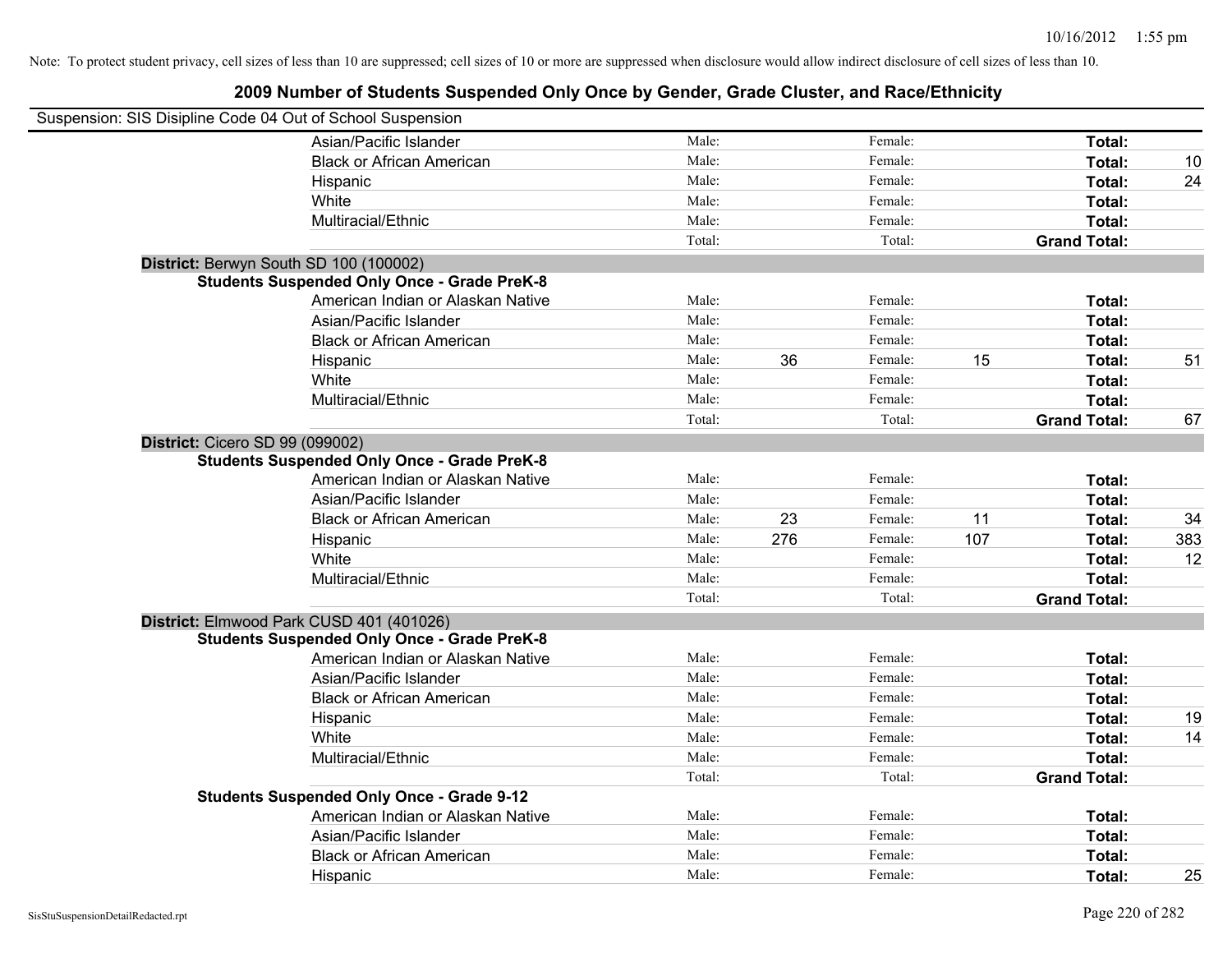Note: To protect student privacy, cell sizes of less than 10 are suppressed; cell sizes of 10 or more are suppressed when disclosure would allow indirect disclosure of cell sizes of less than 10.

# 2009 Number of Students Suspended Only Once by Gender, Grade Cluster, and Race/Ethnicity

Suspension: SIS Disipline Code 04 Out of School Suspension

| | | | | | | |
|---|---|---|---|---|---|---|
| Asian/Pacific Islander | Male: | | Female: | | **Total:** | |
| Black or African American | Male: | | Female: | | **Total:** | 10 |
| Hispanic | Male: | | Female: | | **Total:** | 24 |
| White | Male: | | Female: | | **Total:** | |
| Multiracial/Ethnic | Male: | | Female: | | **Total:** | |
| | Total: | | Total: | | **Grand Total:** | |

**District:** Berwyn South SD 100 (100002)

**Students Suspended Only Once - Grade PreK-8**

| | | | | | | |
|---|---|---|---|---|---|---|
| American Indian or Alaskan Native | Male: | | Female: | | **Total:** | |
| Asian/Pacific Islander | Male: | | Female: | | **Total:** | |
| Black or African American | Male: | | Female: | | **Total:** | |
| Hispanic | Male: | 36 | Female: | 15 | **Total:** | 51 |
| White | Male: | | Female: | | **Total:** | |
| Multiracial/Ethnic | Male: | | Female: | | **Total:** | |
| | Total: | | Total: | | **Grand Total:** | 67 |

**District:** Cicero SD 99 (099002)

**Students Suspended Only Once - Grade PreK-8**

| | | | | | | |
|---|---|---|---|---|---|---|
| American Indian or Alaskan Native | Male: | | Female: | | **Total:** | |
| Asian/Pacific Islander | Male: | | Female: | | **Total:** | |
| Black or African American | Male: | 23 | Female: | 11 | **Total:** | 34 |
| Hispanic | Male: | 276 | Female: | 107 | **Total:** | 383 |
| White | Male: | | Female: | | **Total:** | 12 |
| Multiracial/Ethnic | Male: | | Female: | | **Total:** | |
| | Total: | | Total: | | **Grand Total:** | |

**District:** Elmwood Park CUSD 401 (401026)

**Students Suspended Only Once - Grade PreK-8**

| | | | | | | |
|---|---|---|---|---|---|---|
| American Indian or Alaskan Native | Male: | | Female: | | **Total:** | |
| Asian/Pacific Islander | Male: | | Female: | | **Total:** | |
| Black or African American | Male: | | Female: | | **Total:** | |
| Hispanic | Male: | | Female: | | **Total:** | 19 |
| White | Male: | | Female: | | **Total:** | 14 |
| Multiracial/Ethnic | Male: | | Female: | | **Total:** | |
| | Total: | | Total: | | **Grand Total:** | |

**Students Suspended Only Once - Grade 9-12**

| | | | | | | |
|---|---|---|---|---|---|---|
| American Indian or Alaskan Native | Male: | | Female: | | **Total:** | |
| Asian/Pacific Islander | Male: | | Female: | | **Total:** | |
| Black or African American | Male: | | Female: | | **Total:** | |
| Hispanic | Male: | | Female: | | **Total:** | 25 |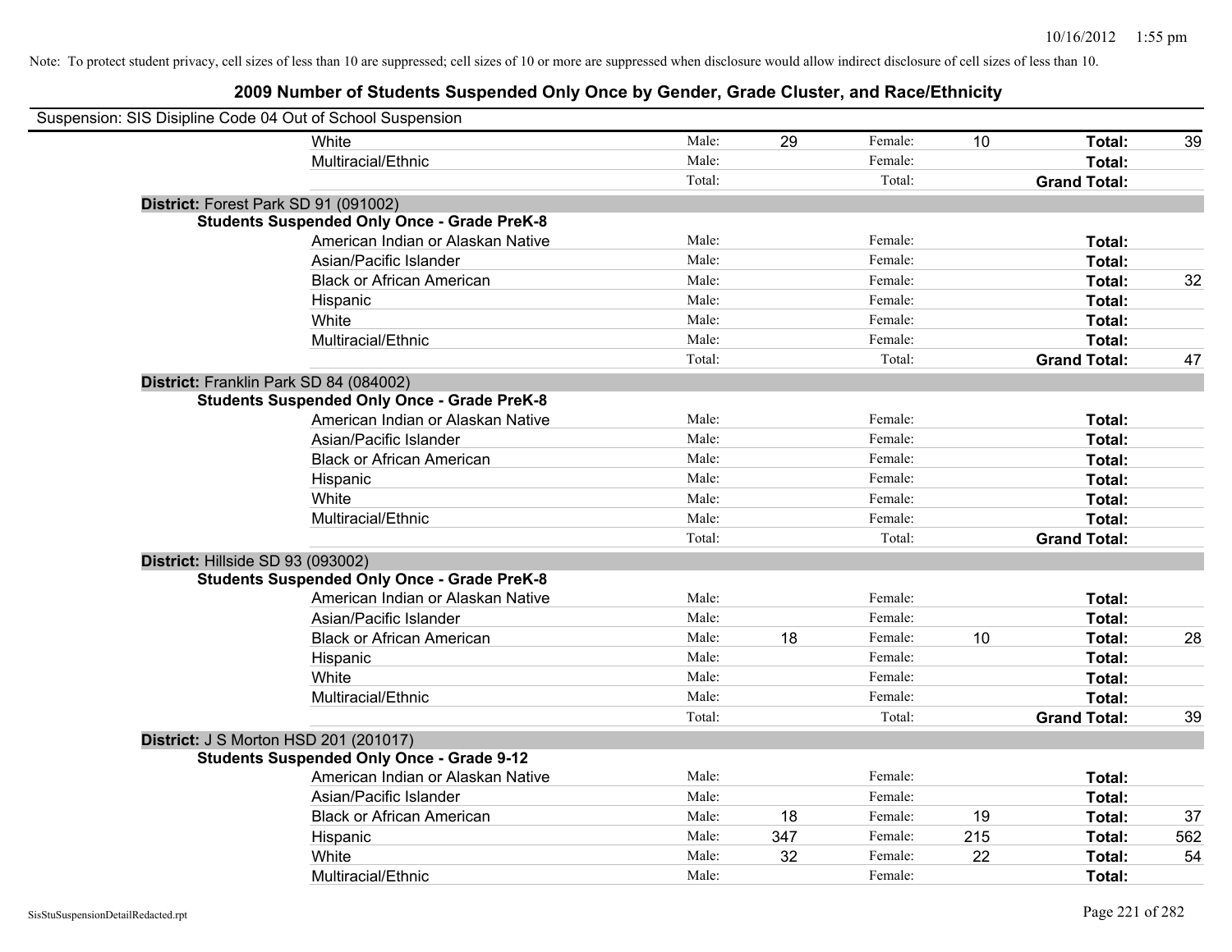Note: To protect student privacy, cell sizes of less than 10 are suppressed; cell sizes of 10 or more are suppressed when disclosure would allow indirect disclosure of cell sizes of less than 10.

## 2009 Number of Students Suspended Only Once by Gender, Grade Cluster, and Race/Ethnicity

Suspension: SIS Disipline Code 04 Out of School Suspension

| | | | | | | |
|---|---|---|---|---|---|---|
| White | Male: | 29 | Female: | 10 | **Total:** | 39 |
| Multiracial/Ethnic | Male: | | Female: | | **Total:** | |
| | Total: | | Total: | | **Grand Total:** | |

**District:** Forest Park SD 91 (091002)

**Students Suspended Only Once - Grade PreK-8**

| | | | | | | |
|---|---|---|---|---|---|---|
| American Indian or Alaskan Native | Male: | | Female: | | **Total:** | |
| Asian/Pacific Islander | Male: | | Female: | | **Total:** | |
| Black or African American | Male: | | Female: | | **Total:** | 32 |
| Hispanic | Male: | | Female: | | **Total:** | |
| White | Male: | | Female: | | **Total:** | |
| Multiracial/Ethnic | Male: | | Female: | | **Total:** | |
| | Total: | | Total: | | **Grand Total:** | 47 |

**District:** Franklin Park SD 84 (084002)

**Students Suspended Only Once - Grade PreK-8**

| | | | | | | |
|---|---|---|---|---|---|---|
| American Indian or Alaskan Native | Male: | | Female: | | **Total:** | |
| Asian/Pacific Islander | Male: | | Female: | | **Total:** | |
| Black or African American | Male: | | Female: | | **Total:** | |
| Hispanic | Male: | | Female: | | **Total:** | |
| White | Male: | | Female: | | **Total:** | |
| Multiracial/Ethnic | Male: | | Female: | | **Total:** | |
| | Total: | | Total: | | **Grand Total:** | |

**District:** Hillside SD 93 (093002)

**Students Suspended Only Once - Grade PreK-8**

| | | | | | | |
|---|---|---|---|---|---|---|
| American Indian or Alaskan Native | Male: | | Female: | | **Total:** | |
| Asian/Pacific Islander | Male: | | Female: | | **Total:** | |
| Black or African American | Male: | 18 | Female: | 10 | **Total:** | 28 |
| Hispanic | Male: | | Female: | | **Total:** | |
| White | Male: | | Female: | | **Total:** | |
| Multiracial/Ethnic | Male: | | Female: | | **Total:** | |
| | Total: | | Total: | | **Grand Total:** | 39 |

**District:** J S Morton HSD 201 (201017)

**Students Suspended Only Once - Grade 9-12**

| | | | | | | |
|---|---|---|---|---|---|---|
| American Indian or Alaskan Native | Male: | | Female: | | **Total:** | |
| Asian/Pacific Islander | Male: | | Female: | | **Total:** | |
| Black or African American | Male: | 18 | Female: | 19 | **Total:** | 37 |
| Hispanic | Male: | 347 | Female: | 215 | **Total:** | 562 |
| White | Male: | 32 | Female: | 22 | **Total:** | 54 |
| Multiracial/Ethnic | Male: | | Female: | | **Total:** | |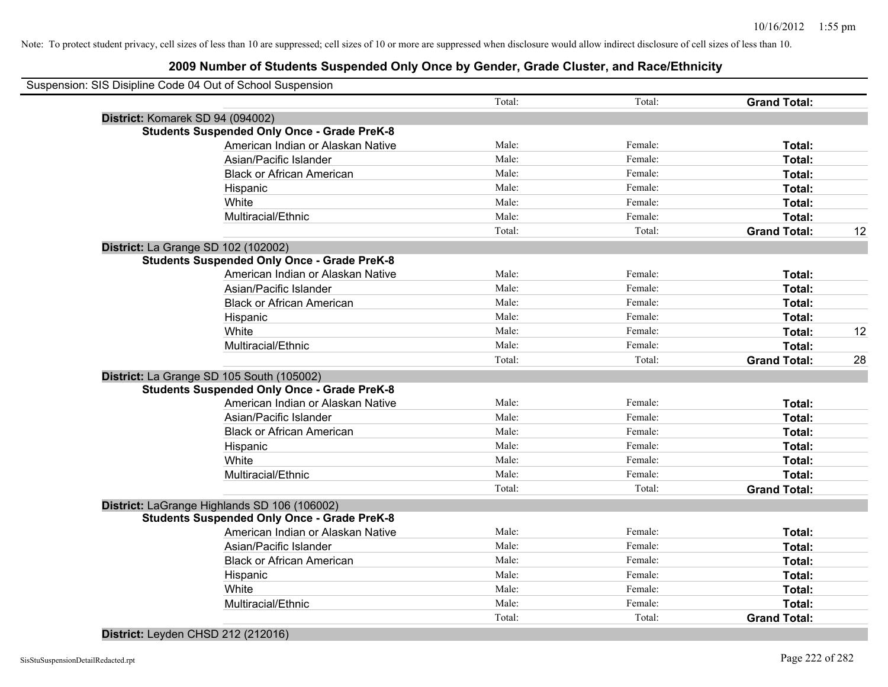Note: To protect student privacy, cell sizes of less than 10 are suppressed; cell sizes of 10 or more are suppressed when disclosure would allow indirect disclosure of cell sizes of less than 10.

# 2009 Number of Students Suspended Only Once by Gender, Grade Cluster, and Race/Ethnicity

Suspension: SIS Disipline Code 04 Out of School Suspension

| | | | | | |
|---|---|---|---|---|---|
| | | Total: | Total: | **Grand Total:** | |
| **District:** Komarek SD 94 (094002) | | | | | |
| **Students Suspended Only Once - Grade PreK-8** | | | | | |
| | American Indian or Alaskan Native | Male: | Female: | **Total:** | |
| | Asian/Pacific Islander | Male: | Female: | **Total:** | |
| | Black or African American | Male: | Female: | **Total:** | |
| | Hispanic | Male: | Female: | **Total:** | |
| | White | Male: | Female: | **Total:** | |
| | Multiracial/Ethnic | Male: | Female: | **Total:** | |
| | | Total: | Total: | **Grand Total:** | 12 |
| **District:** La Grange SD 102 (102002) | | | | | |
| **Students Suspended Only Once - Grade PreK-8** | | | | | |
| | American Indian or Alaskan Native | Male: | Female: | **Total:** | |
| | Asian/Pacific Islander | Male: | Female: | **Total:** | |
| | Black or African American | Male: | Female: | **Total:** | |
| | Hispanic | Male: | Female: | **Total:** | |
| | White | Male: | Female: | **Total:** | 12 |
| | Multiracial/Ethnic | Male: | Female: | **Total:** | |
| | | Total: | Total: | **Grand Total:** | 28 |
| **District:** La Grange SD 105 South (105002) | | | | | |
| **Students Suspended Only Once - Grade PreK-8** | | | | | |
| | American Indian or Alaskan Native | Male: | Female: | **Total:** | |
| | Asian/Pacific Islander | Male: | Female: | **Total:** | |
| | Black or African American | Male: | Female: | **Total:** | |
| | Hispanic | Male: | Female: | **Total:** | |
| | White | Male: | Female: | **Total:** | |
| | Multiracial/Ethnic | Male: | Female: | **Total:** | |
| | | Total: | Total: | **Grand Total:** | |
| **District:** LaGrange Highlands SD 106 (106002) | | | | | |
| **Students Suspended Only Once - Grade PreK-8** | | | | | |
| | American Indian or Alaskan Native | Male: | Female: | **Total:** | |
| | Asian/Pacific Islander | Male: | Female: | **Total:** | |
| | Black or African American | Male: | Female: | **Total:** | |
| | Hispanic | Male: | Female: | **Total:** | |
| | White | Male: | Female: | **Total:** | |
| | Multiracial/Ethnic | Male: | Female: | **Total:** | |
| | | Total: | Total: | **Grand Total:** | |
| **District:** Leyden CHSD 212 (212016) | | | | | |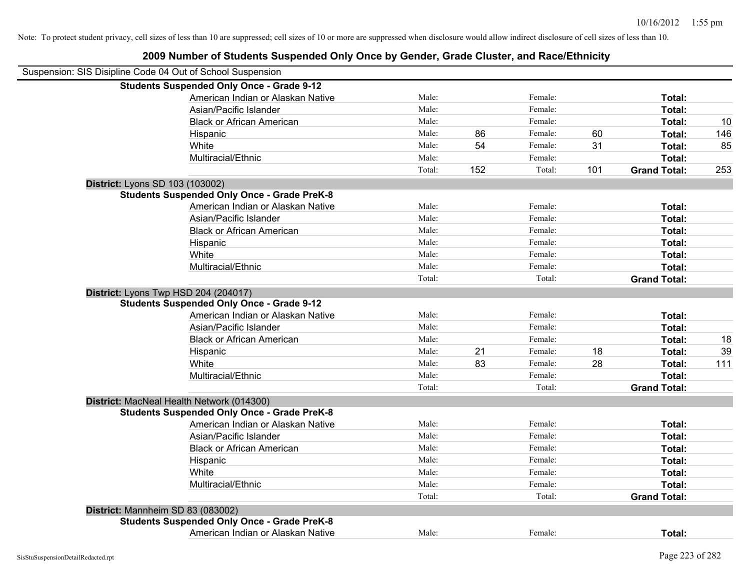Note: To protect student privacy, cell sizes of less than 10 are suppressed; cell sizes of 10 or more are suppressed when disclosure would allow indirect disclosure of cell sizes of less than 10.

## 2009 Number of Students Suspended Only Once by Gender, Grade Cluster, and Race/Ethnicity

Suspension: SIS Disipline Code 04 Out of School Suspension

**Students Suspended Only Once - Grade 9-12**

| Race/Ethnicity | | Male | | Female | | Total |
|---|---|---|---|---|---|---|
| American Indian or Alaskan Native | Male: | | Female: | | **Total:** | |
| Asian/Pacific Islander | Male: | | Female: | | **Total:** | |
| Black or African American | Male: | | Female: | | **Total:** | 10 |
| Hispanic | Male: | 86 | Female: | 60 | **Total:** | 146 |
| White | Male: | 54 | Female: | 31 | **Total:** | 85 |
| Multiracial/Ethnic | Male: | | Female: | | **Total:** | |
| | Total: | 152 | Total: | 101 | **Grand Total:** | 253 |

**District:** Lyons SD 103 (103002)

**Students Suspended Only Once - Grade PreK-8**

| Race/Ethnicity | | Male | | Female | | Total |
|---|---|---|---|---|---|---|
| American Indian or Alaskan Native | Male: | | Female: | | **Total:** | |
| Asian/Pacific Islander | Male: | | Female: | | **Total:** | |
| Black or African American | Male: | | Female: | | **Total:** | |
| Hispanic | Male: | | Female: | | **Total:** | |
| White | Male: | | Female: | | **Total:** | |
| Multiracial/Ethnic | Male: | | Female: | | **Total:** | |
| | Total: | | Total: | | **Grand Total:** | |

**District:** Lyons Twp HSD 204 (204017)

**Students Suspended Only Once - Grade 9-12**

| Race/Ethnicity | | Male | | Female | | Total |
|---|---|---|---|---|---|---|
| American Indian or Alaskan Native | Male: | | Female: | | **Total:** | |
| Asian/Pacific Islander | Male: | | Female: | | **Total:** | |
| Black or African American | Male: | | Female: | | **Total:** | 18 |
| Hispanic | Male: | 21 | Female: | 18 | **Total:** | 39 |
| White | Male: | 83 | Female: | 28 | **Total:** | 111 |
| Multiracial/Ethnic | Male: | | Female: | | **Total:** | |
| | Total: | | Total: | | **Grand Total:** | |

**District:** MacNeal Health Network (014300)

**Students Suspended Only Once - Grade PreK-8**

| Race/Ethnicity | | Male | | Female | | Total |
|---|---|---|---|---|---|---|
| American Indian or Alaskan Native | Male: | | Female: | | **Total:** | |
| Asian/Pacific Islander | Male: | | Female: | | **Total:** | |
| Black or African American | Male: | | Female: | | **Total:** | |
| Hispanic | Male: | | Female: | | **Total:** | |
| White | Male: | | Female: | | **Total:** | |
| Multiracial/Ethnic | Male: | | Female: | | **Total:** | |
| | Total: | | Total: | | **Grand Total:** | |

**District:** Mannheim SD 83 (083002)

**Students Suspended Only Once - Grade PreK-8**

| Race/Ethnicity | | Male | | Female | | Total |
|---|---|---|---|---|---|---|
| American Indian or Alaskan Native | Male: | | Female: | | **Total:** | |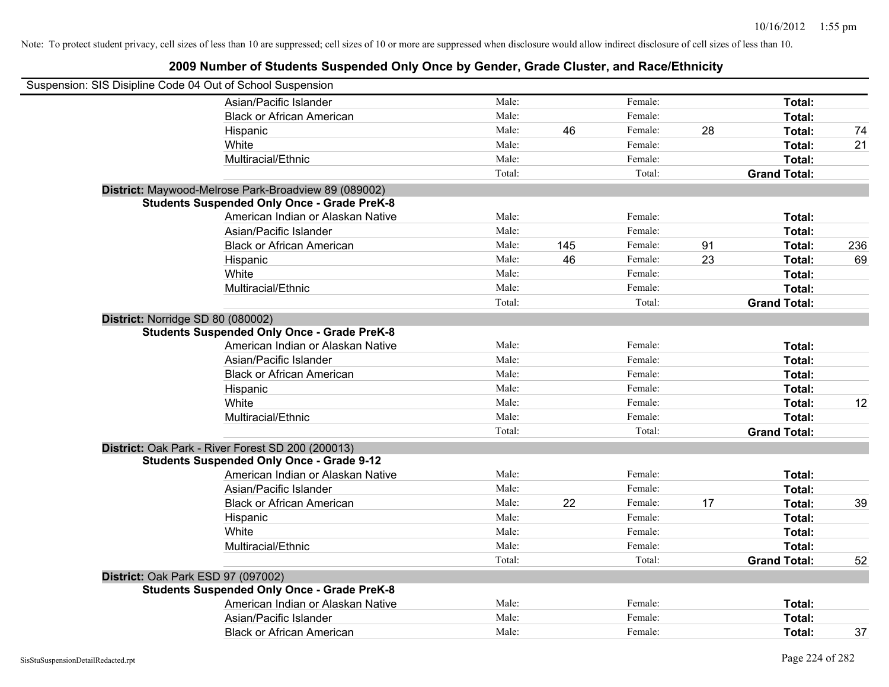Note: To protect student privacy, cell sizes of less than 10 are suppressed; cell sizes of 10 or more are suppressed when disclosure would allow indirect disclosure of cell sizes of less than 10.

## 2009 Number of Students Suspended Only Once by Gender, Grade Cluster, and Race/Ethnicity

Suspension: SIS Disipline Code 04 Out of School Suspension

| | | | | | | |
|---|---|---|---|---|---|---|
| Asian/Pacific Islander | Male: | | Female: | | **Total:** | |
| Black or African American | Male: | | Female: | | **Total:** | |
| Hispanic | Male: | 46 | Female: | 28 | **Total:** | 74 |
| White | Male: | | Female: | | **Total:** | 21 |
| Multiracial/Ethnic | Male: | | Female: | | **Total:** | |
| | Total: | | Total: | | **Grand Total:** | |

**District:** Maywood-Melrose Park-Broadview 89 (089002)

**Students Suspended Only Once - Grade PreK-8**

| | | | | | | |
|---|---|---|---|---|---|---|
| American Indian or Alaskan Native | Male: | | Female: | | **Total:** | |
| Asian/Pacific Islander | Male: | | Female: | | **Total:** | |
| Black or African American | Male: | 145 | Female: | 91 | **Total:** | 236 |
| Hispanic | Male: | 46 | Female: | 23 | **Total:** | 69 |
| White | Male: | | Female: | | **Total:** | |
| Multiracial/Ethnic | Male: | | Female: | | **Total:** | |
| | Total: | | Total: | | **Grand Total:** | |

**District:** Norridge SD 80 (080002)

**Students Suspended Only Once - Grade PreK-8**

| | | | | | | |
|---|---|---|---|---|---|---|
| American Indian or Alaskan Native | Male: | | Female: | | **Total:** | |
| Asian/Pacific Islander | Male: | | Female: | | **Total:** | |
| Black or African American | Male: | | Female: | | **Total:** | |
| Hispanic | Male: | | Female: | | **Total:** | |
| White | Male: | | Female: | | **Total:** | 12 |
| Multiracial/Ethnic | Male: | | Female: | | **Total:** | |
| | Total: | | Total: | | **Grand Total:** | |

**District:** Oak Park - River Forest SD 200 (200013)

**Students Suspended Only Once - Grade 9-12**

| | | | | | | |
|---|---|---|---|---|---|---|
| American Indian or Alaskan Native | Male: | | Female: | | **Total:** | |
| Asian/Pacific Islander | Male: | | Female: | | **Total:** | |
| Black or African American | Male: | 22 | Female: | 17 | **Total:** | 39 |
| Hispanic | Male: | | Female: | | **Total:** | |
| White | Male: | | Female: | | **Total:** | |
| Multiracial/Ethnic | Male: | | Female: | | **Total:** | |
| | Total: | | Total: | | **Grand Total:** | 52 |

**District:** Oak Park ESD 97 (097002)

**Students Suspended Only Once - Grade PreK-8**

| | | | | | | |
|---|---|---|---|---|---|---|
| American Indian or Alaskan Native | Male: | | Female: | | **Total:** | |
| Asian/Pacific Islander | Male: | | Female: | | **Total:** | |
| Black or African American | Male: | | Female: | | **Total:** | 37 |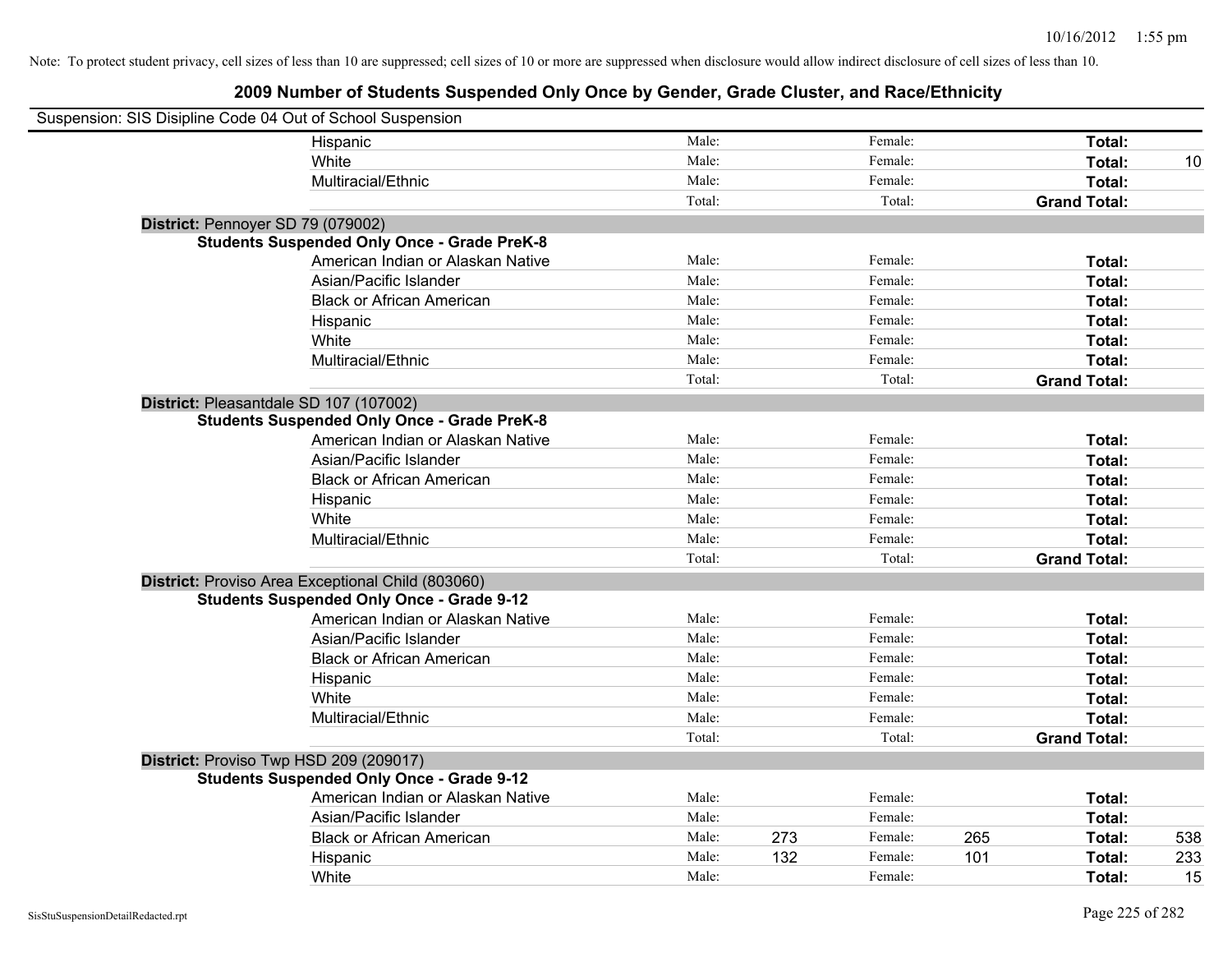Note: To protect student privacy, cell sizes of less than 10 are suppressed; cell sizes of 10 or more are suppressed when disclosure would allow indirect disclosure of cell sizes of less than 10.

## 2009 Number of Students Suspended Only Once by Gender, Grade Cluster, and Race/Ethnicity

Suspension: SIS Disipline Code 04 Out of School Suspension

| | | | | | | | |
|---|---|---|---|---|---|---|---|
| Hispanic | Male: | | Female: | | **Total:** | |
| White | Male: | | Female: | | **Total:** | 10 |
| Multiracial/Ethnic | Male: | | Female: | | **Total:** | |
| | Total: | | Total: | | **Grand Total:** | |

**District:** Pennoyer SD 79 (079002)

**Students Suspended Only Once - Grade PreK-8**

| | | | | | | |
|---|---|---|---|---|---|---|
| American Indian or Alaskan Native | Male: | | Female: | | **Total:** | |
| Asian/Pacific Islander | Male: | | Female: | | **Total:** | |
| Black or African American | Male: | | Female: | | **Total:** | |
| Hispanic | Male: | | Female: | | **Total:** | |
| White | Male: | | Female: | | **Total:** | |
| Multiracial/Ethnic | Male: | | Female: | | **Total:** | |
| | Total: | | Total: | | **Grand Total:** | |

**District:** Pleasantdale SD 107 (107002)

**Students Suspended Only Once - Grade PreK-8**

| | | | | | | |
|---|---|---|---|---|---|---|
| American Indian or Alaskan Native | Male: | | Female: | | **Total:** | |
| Asian/Pacific Islander | Male: | | Female: | | **Total:** | |
| Black or African American | Male: | | Female: | | **Total:** | |
| Hispanic | Male: | | Female: | | **Total:** | |
| White | Male: | | Female: | | **Total:** | |
| Multiracial/Ethnic | Male: | | Female: | | **Total:** | |
| | Total: | | Total: | | **Grand Total:** | |

**District:** Proviso Area Exceptional Child (803060)

**Students Suspended Only Once - Grade 9-12**

| | | | | | | |
|---|---|---|---|---|---|---|
| American Indian or Alaskan Native | Male: | | Female: | | **Total:** | |
| Asian/Pacific Islander | Male: | | Female: | | **Total:** | |
| Black or African American | Male: | | Female: | | **Total:** | |
| Hispanic | Male: | | Female: | | **Total:** | |
| White | Male: | | Female: | | **Total:** | |
| Multiracial/Ethnic | Male: | | Female: | | **Total:** | |
| | Total: | | Total: | | **Grand Total:** | |

**District:** Proviso Twp HSD 209 (209017)

**Students Suspended Only Once - Grade 9-12**

| | | | | | | |
|---|---|---|---|---|---|---|
| American Indian or Alaskan Native | Male: | | Female: | | **Total:** | |
| Asian/Pacific Islander | Male: | | Female: | | **Total:** | |
| Black or African American | Male: | 273 | Female: | 265 | **Total:** | 538 |
| Hispanic | Male: | 132 | Female: | 101 | **Total:** | 233 |
| White | Male: | | Female: | | **Total:** | 15 |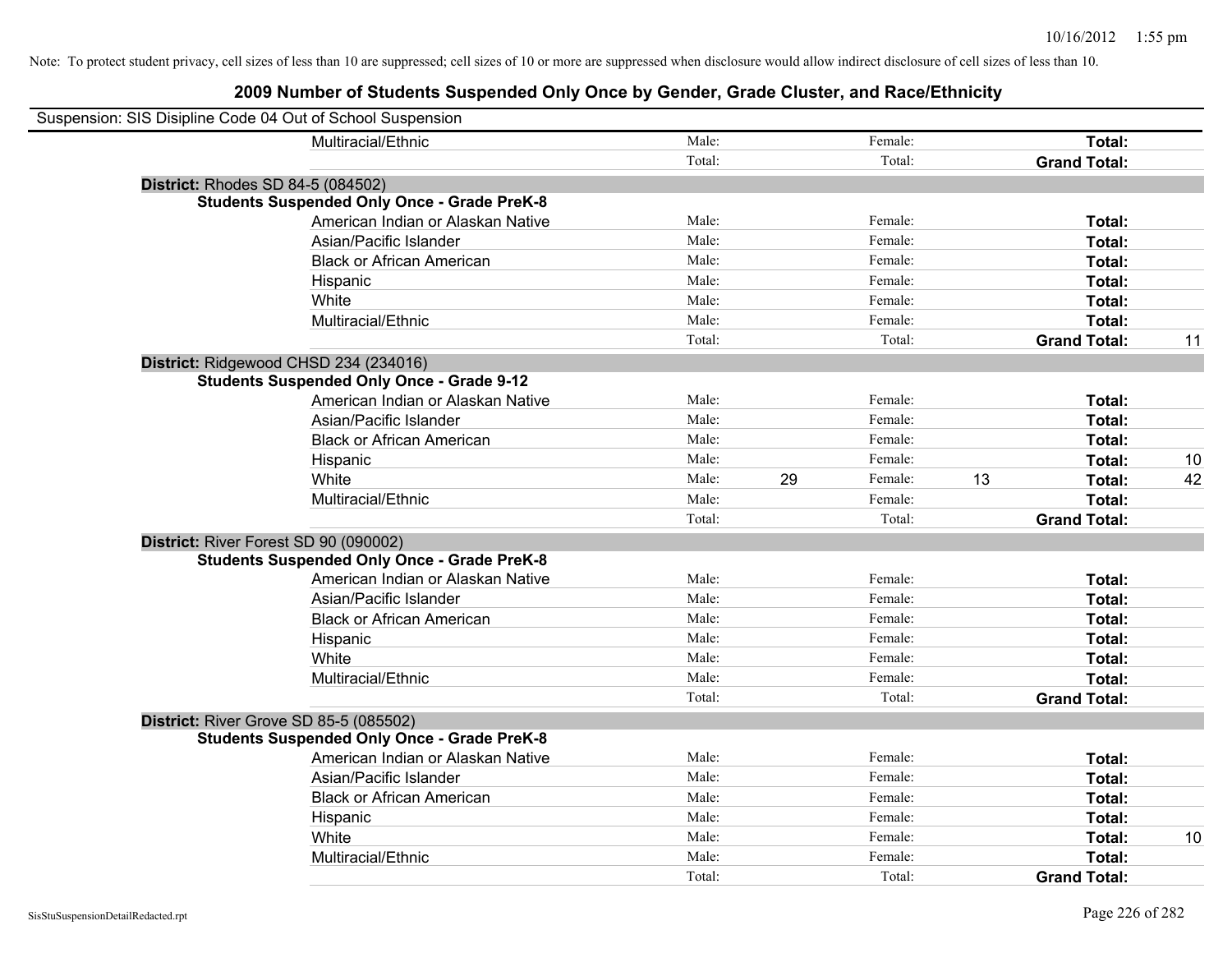Note: To protect student privacy, cell sizes of less than 10 are suppressed; cell sizes of 10 or more are suppressed when disclosure would allow indirect disclosure of cell sizes of less than 10.

# 2009 Number of Students Suspended Only Once by Gender, Grade Cluster, and Race/Ethnicity

Suspension: SIS Disipline Code 04 Out of School Suspension

| | | | | | | |
|---|---|---|---|---|---|---|
| Multiracial/Ethnic | Male: | | Female: | | **Total:** | |
| | Total: | | Total: | | **Grand Total:** | |

**District:** Rhodes SD 84-5 (084502)

**Students Suspended Only Once - Grade PreK-8**

| | | | | | | |
|---|---|---|---|---|---|---|
| American Indian or Alaskan Native | Male: | | Female: | | **Total:** | |
| Asian/Pacific Islander | Male: | | Female: | | **Total:** | |
| Black or African American | Male: | | Female: | | **Total:** | |
| Hispanic | Male: | | Female: | | **Total:** | |
| White | Male: | | Female: | | **Total:** | |
| Multiracial/Ethnic | Male: | | Female: | | **Total:** | |
| | Total: | | Total: | | **Grand Total:** | 11 |

**District:** Ridgewood CHSD 234 (234016)

**Students Suspended Only Once - Grade 9-12**

| | | | | | | |
|---|---|---|---|---|---|---|
| American Indian or Alaskan Native | Male: | | Female: | | **Total:** | |
| Asian/Pacific Islander | Male: | | Female: | | **Total:** | |
| Black or African American | Male: | | Female: | | **Total:** | |
| Hispanic | Male: | | Female: | | **Total:** | 10 |
| White | Male: | 29 | Female: | 13 | **Total:** | 42 |
| Multiracial/Ethnic | Male: | | Female: | | **Total:** | |
| | Total: | | Total: | | **Grand Total:** | |

**District:** River Forest SD 90 (090002)

**Students Suspended Only Once - Grade PreK-8**

| | | | | | | |
|---|---|---|---|---|---|---|
| American Indian or Alaskan Native | Male: | | Female: | | **Total:** | |
| Asian/Pacific Islander | Male: | | Female: | | **Total:** | |
| Black or African American | Male: | | Female: | | **Total:** | |
| Hispanic | Male: | | Female: | | **Total:** | |
| White | Male: | | Female: | | **Total:** | |
| Multiracial/Ethnic | Male: | | Female: | | **Total:** | |
| | Total: | | Total: | | **Grand Total:** | |

**District:** River Grove SD 85-5 (085502)

**Students Suspended Only Once - Grade PreK-8**

| | | | | | | |
|---|---|---|---|---|---|---|
| American Indian or Alaskan Native | Male: | | Female: | | **Total:** | |
| Asian/Pacific Islander | Male: | | Female: | | **Total:** | |
| Black or African American | Male: | | Female: | | **Total:** | |
| Hispanic | Male: | | Female: | | **Total:** | |
| White | Male: | | Female: | | **Total:** | 10 |
| Multiracial/Ethnic | Male: | | Female: | | **Total:** | |
| | Total: | | Total: | | **Grand Total:** | |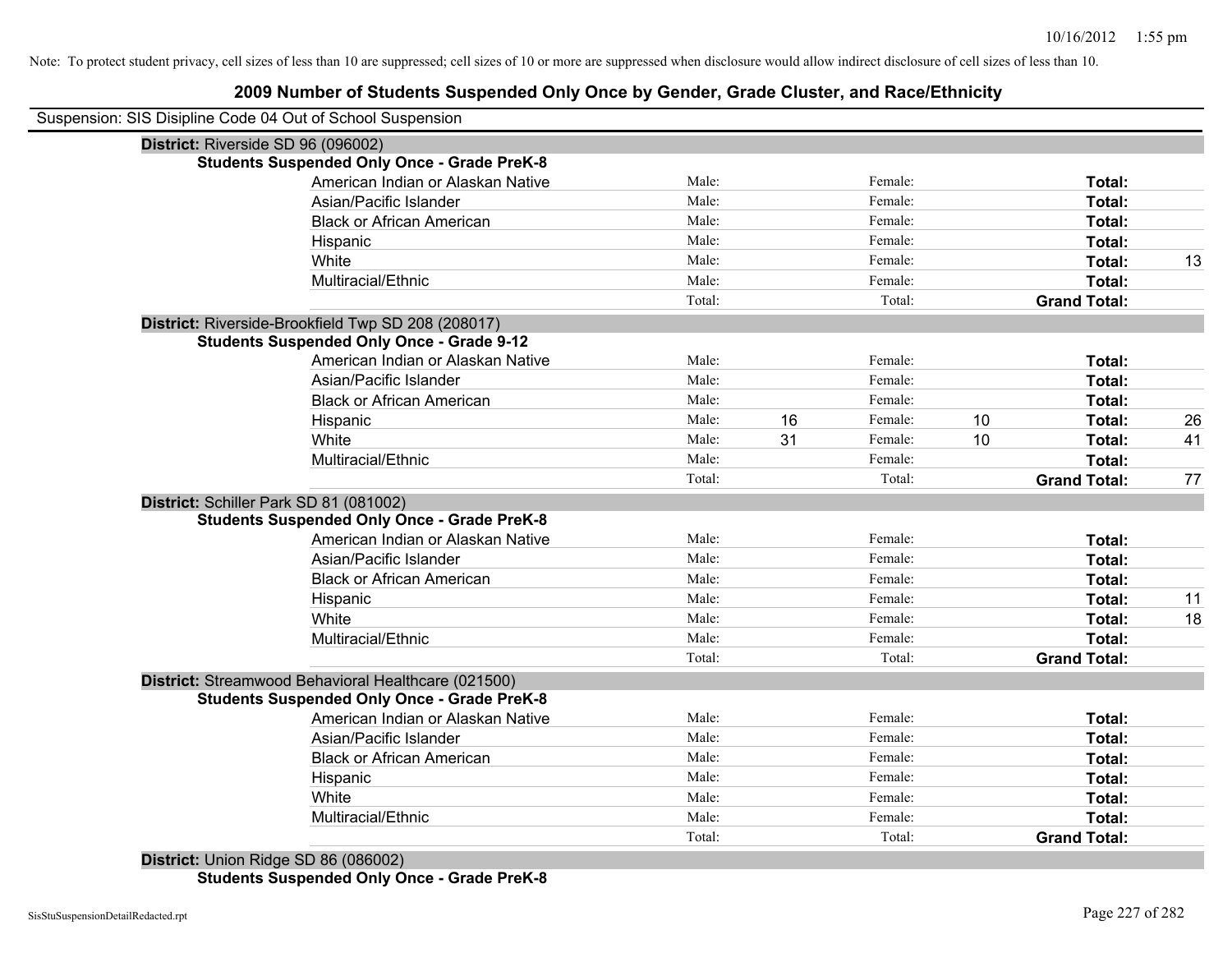Note: To protect student privacy, cell sizes of less than 10 are suppressed; cell sizes of 10 or more are suppressed when disclosure would allow indirect disclosure of cell sizes of less than 10.

## 2009 Number of Students Suspended Only Once by Gender, Grade Cluster, and Race/Ethnicity

Suspension: SIS Disipline Code 04 Out of School Suspension

**District:** Riverside SD 96 (096002)

**Students Suspended Only Once - Grade PreK-8**

| | | | | | | |
|---|---|---|---|---|---|---|
| American Indian or Alaskan Native | Male: | | Female: | | **Total:** | |
| Asian/Pacific Islander | Male: | | Female: | | **Total:** | |
| Black or African American | Male: | | Female: | | **Total:** | |
| Hispanic | Male: | | Female: | | **Total:** | |
| White | Male: | | Female: | | **Total:** | 13 |
| Multiracial/Ethnic | Male: | | Female: | | **Total:** | |
| | Total: | | Total: | | **Grand Total:** | |

**District:** Riverside-Brookfield Twp SD 208 (208017)

**Students Suspended Only Once - Grade 9-12**

| | | | | | | |
|---|---|---|---|---|---|---|
| American Indian or Alaskan Native | Male: | | Female: | | **Total:** | |
| Asian/Pacific Islander | Male: | | Female: | | **Total:** | |
| Black or African American | Male: | | Female: | | **Total:** | |
| Hispanic | Male: | 16 | Female: | 10 | **Total:** | 26 |
| White | Male: | 31 | Female: | 10 | **Total:** | 41 |
| Multiracial/Ethnic | Male: | | Female: | | **Total:** | |
| | Total: | | Total: | | **Grand Total:** | 77 |

**District:** Schiller Park SD 81 (081002)

**Students Suspended Only Once - Grade PreK-8**

| | | | | | | |
|---|---|---|---|---|---|---|
| American Indian or Alaskan Native | Male: | | Female: | | **Total:** | |
| Asian/Pacific Islander | Male: | | Female: | | **Total:** | |
| Black or African American | Male: | | Female: | | **Total:** | |
| Hispanic | Male: | | Female: | | **Total:** | 11 |
| White | Male: | | Female: | | **Total:** | 18 |
| Multiracial/Ethnic | Male: | | Female: | | **Total:** | |
| | Total: | | Total: | | **Grand Total:** | |

**District:** Streamwood Behavioral Healthcare (021500)

**Students Suspended Only Once - Grade PreK-8**

| | | | | | | |
|---|---|---|---|---|---|---|
| American Indian or Alaskan Native | Male: | | Female: | | **Total:** | |
| Asian/Pacific Islander | Male: | | Female: | | **Total:** | |
| Black or African American | Male: | | Female: | | **Total:** | |
| Hispanic | Male: | | Female: | | **Total:** | |
| White | Male: | | Female: | | **Total:** | |
| Multiracial/Ethnic | Male: | | Female: | | **Total:** | |
| | Total: | | Total: | | **Grand Total:** | |

**District:** Union Ridge SD 86 (086002)

**Students Suspended Only Once - Grade PreK-8**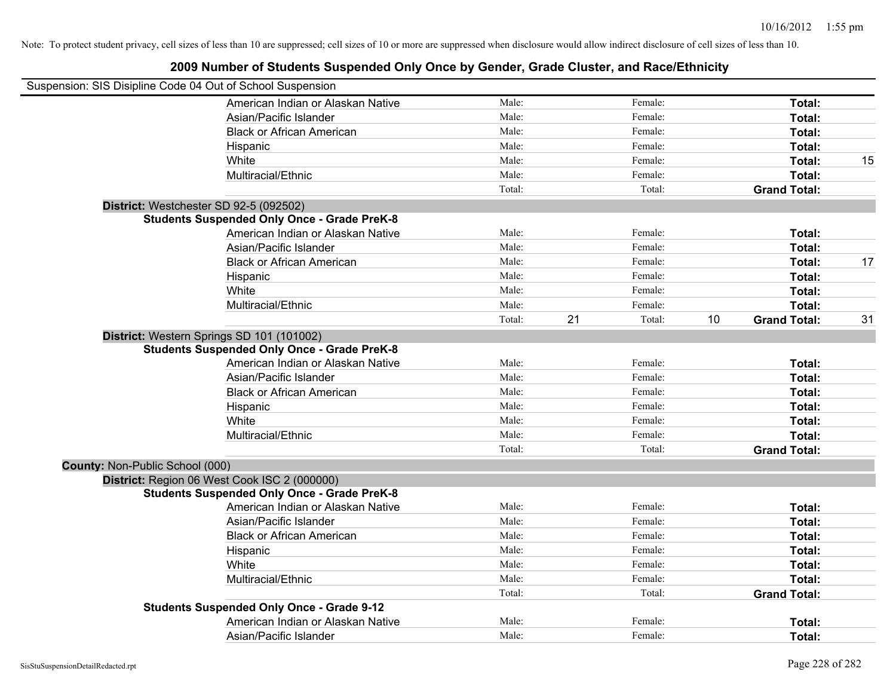Note: To protect student privacy, cell sizes of less than 10 are suppressed; cell sizes of 10 or more are suppressed when disclosure would allow indirect disclosure of cell sizes of less than 10.

## 2009 Number of Students Suspended Only Once by Gender, Grade Cluster, and Race/Ethnicity

Suspension: SIS Disipline Code 04 Out of School Suspension

| | | | | | | |
|---|---|---|---|---|---|---|
| American Indian or Alaskan Native | Male: | | Female: | | **Total:** | |
| Asian/Pacific Islander | Male: | | Female: | | **Total:** | |
| Black or African American | Male: | | Female: | | **Total:** | |
| Hispanic | Male: | | Female: | | **Total:** | |
| White | Male: | | Female: | | **Total:** | 15 |
| Multiracial/Ethnic | Male: | | Female: | | **Total:** | |
| | Total: | | Total: | | **Grand Total:** | |

**District:** Westchester SD 92-5 (092502)

**Students Suspended Only Once - Grade PreK-8**

| | | | | | | |
|---|---|---|---|---|---|---|
| American Indian or Alaskan Native | Male: | | Female: | | **Total:** | |
| Asian/Pacific Islander | Male: | | Female: | | **Total:** | |
| Black or African American | Male: | | Female: | | **Total:** | 17 |
| Hispanic | Male: | | Female: | | **Total:** | |
| White | Male: | | Female: | | **Total:** | |
| Multiracial/Ethnic | Male: | | Female: | | **Total:** | |
| | Total: | 21 | Total: | 10 | **Grand Total:** | 31 |

**District:** Western Springs SD 101 (101002)

**Students Suspended Only Once - Grade PreK-8**

| | | | | | | |
|---|---|---|---|---|---|---|
| American Indian or Alaskan Native | Male: | | Female: | | **Total:** | |
| Asian/Pacific Islander | Male: | | Female: | | **Total:** | |
| Black or African American | Male: | | Female: | | **Total:** | |
| Hispanic | Male: | | Female: | | **Total:** | |
| White | Male: | | Female: | | **Total:** | |
| Multiracial/Ethnic | Male: | | Female: | | **Total:** | |
| | Total: | | Total: | | **Grand Total:** | |

**County:** Non-Public School (000)

**District:** Region 06 West Cook ISC 2 (000000)

**Students Suspended Only Once - Grade PreK-8**

| | | | | | | |
|---|---|---|---|---|---|---|
| American Indian or Alaskan Native | Male: | | Female: | | **Total:** | |
| Asian/Pacific Islander | Male: | | Female: | | **Total:** | |
| Black or African American | Male: | | Female: | | **Total:** | |
| Hispanic | Male: | | Female: | | **Total:** | |
| White | Male: | | Female: | | **Total:** | |
| Multiracial/Ethnic | Male: | | Female: | | **Total:** | |
| | Total: | | Total: | | **Grand Total:** | |

**Students Suspended Only Once - Grade 9-12**

| | | | | | | |
|---|---|---|---|---|---|---|
| American Indian or Alaskan Native | Male: | | Female: | | **Total:** | |
| Asian/Pacific Islander | Male: | | Female: | | **Total:** | |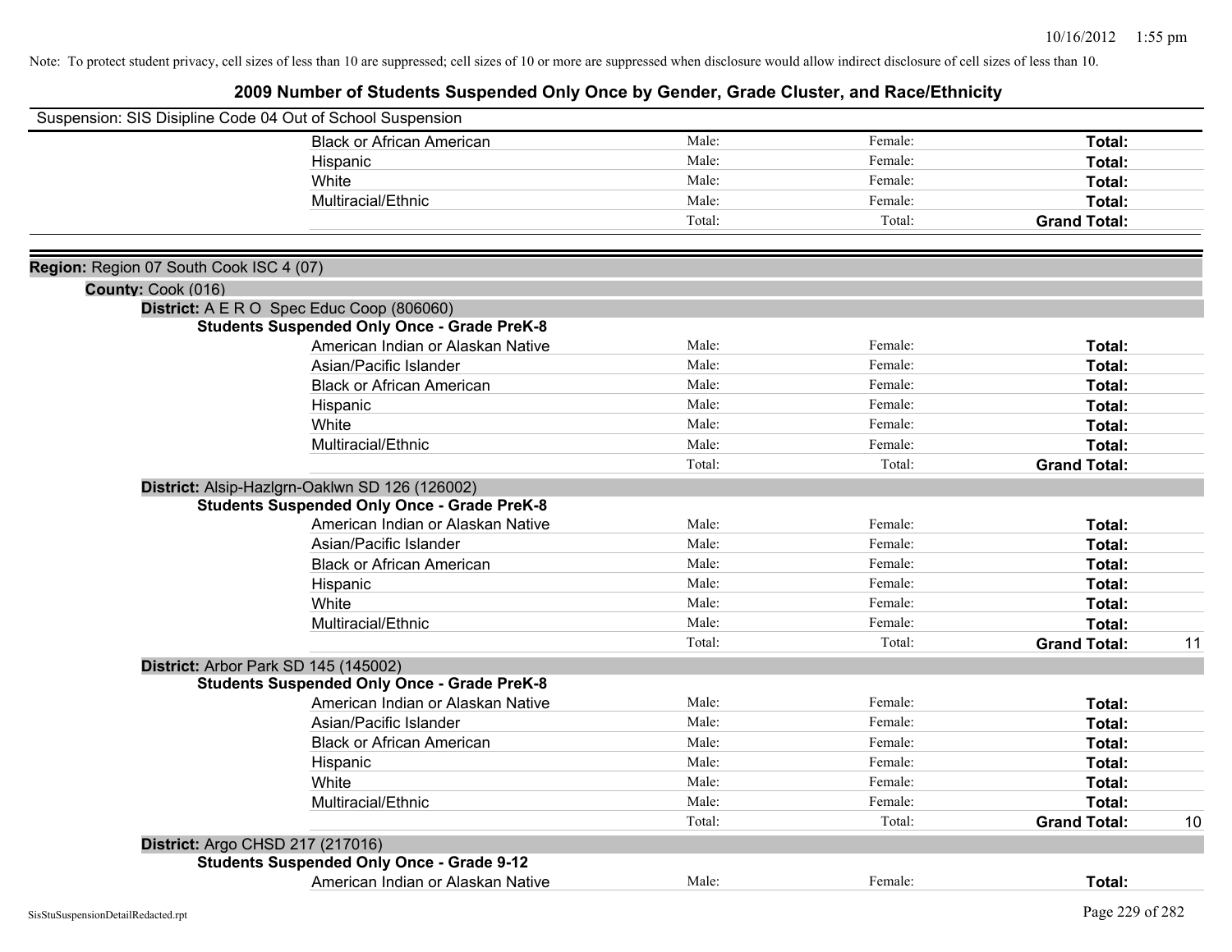Note: To protect student privacy, cell sizes of less than 10 are suppressed; cell sizes of 10 or more are suppressed when disclosure would allow indirect disclosure of cell sizes of less than 10.

# 2009 Number of Students Suspended Only Once by Gender, Grade Cluster, and Race/Ethnicity

Suspension: SIS Disipline Code 04 Out of School Suspension

| | | | | |
|---|---|---|---|---|
| Black or African American | Male: | Female: | **Total:** | |
| Hispanic | Male: | Female: | **Total:** | |
| White | Male: | Female: | **Total:** | |
| Multiracial/Ethnic | Male: | Female: | **Total:** | |
| | Total: | Total: | **Grand Total:** | |

**Region:** Region 07 South Cook ISC 4 (07)

**County:** Cook (016)

**District:** A E R O Spec Educ Coop (806060)

**Students Suspended Only Once - Grade PreK-8**

| | | | | |
|---|---|---|---|---|
| American Indian or Alaskan Native | Male: | Female: | **Total:** | |
| Asian/Pacific Islander | Male: | Female: | **Total:** | |
| Black or African American | Male: | Female: | **Total:** | |
| Hispanic | Male: | Female: | **Total:** | |
| White | Male: | Female: | **Total:** | |
| Multiracial/Ethnic | Male: | Female: | **Total:** | |
| | Total: | Total: | **Grand Total:** | |

**District:** Alsip-Hazlgrn-Oaklwn SD 126 (126002)

**Students Suspended Only Once - Grade PreK-8**

| | | | | |
|---|---|---|---|---|
| American Indian or Alaskan Native | Male: | Female: | **Total:** | |
| Asian/Pacific Islander | Male: | Female: | **Total:** | |
| Black or African American | Male: | Female: | **Total:** | |
| Hispanic | Male: | Female: | **Total:** | |
| White | Male: | Female: | **Total:** | |
| Multiracial/Ethnic | Male: | Female: | **Total:** | |
| | Total: | Total: | **Grand Total:** | 11 |

**District:** Arbor Park SD 145 (145002)

**Students Suspended Only Once - Grade PreK-8**

| | | | | |
|---|---|---|---|---|
| American Indian or Alaskan Native | Male: | Female: | **Total:** | |
| Asian/Pacific Islander | Male: | Female: | **Total:** | |
| Black or African American | Male: | Female: | **Total:** | |
| Hispanic | Male: | Female: | **Total:** | |
| White | Male: | Female: | **Total:** | |
| Multiracial/Ethnic | Male: | Female: | **Total:** | |
| | Total: | Total: | **Grand Total:** | 10 |

**District:** Argo CHSD 217 (217016)

**Students Suspended Only Once - Grade 9-12**

| | | | | |
|---|---|---|---|---|
| American Indian or Alaskan Native | Male: | Female: | **Total:** | |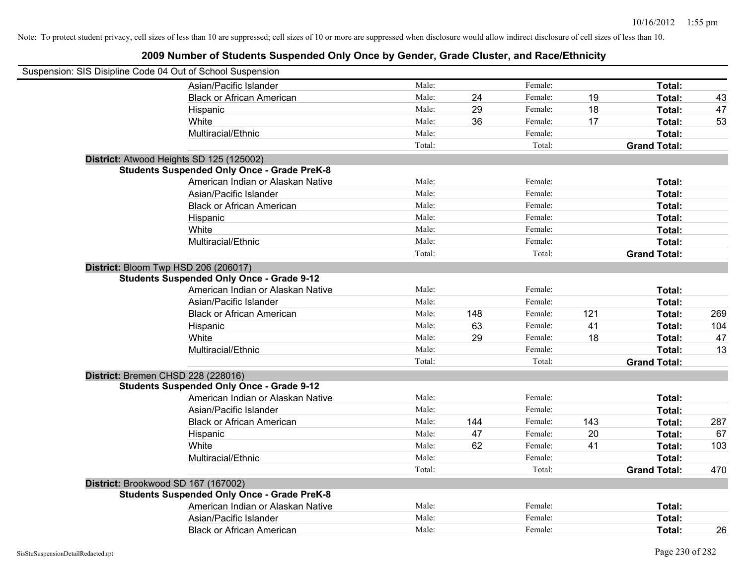Note: To protect student privacy, cell sizes of less than 10 are suppressed; cell sizes of 10 or more are suppressed when disclosure would allow indirect disclosure of cell sizes of less than 10.

## 2009 Number of Students Suspended Only Once by Gender, Grade Cluster, and Race/Ethnicity

Suspension: SIS Disipline Code 04 Out of School Suspension

| | | | | | | |
|---|---|---|---|---|---|---|
| Asian/Pacific Islander | Male: | | Female: | | **Total:** | |
| Black or African American | Male: | 24 | Female: | 19 | **Total:** | 43 |
| Hispanic | Male: | 29 | Female: | 18 | **Total:** | 47 |
| White | Male: | 36 | Female: | 17 | **Total:** | 53 |
| Multiracial/Ethnic | Male: | | Female: | | **Total:** | |
| | Total: | | Total: | | **Grand Total:** | |

**District:** Atwood Heights SD 125 (125002)

**Students Suspended Only Once - Grade PreK-8**

| | | | | | | |
|---|---|---|---|---|---|---|
| American Indian or Alaskan Native | Male: | | Female: | | **Total:** | |
| Asian/Pacific Islander | Male: | | Female: | | **Total:** | |
| Black or African American | Male: | | Female: | | **Total:** | |
| Hispanic | Male: | | Female: | | **Total:** | |
| White | Male: | | Female: | | **Total:** | |
| Multiracial/Ethnic | Male: | | Female: | | **Total:** | |
| | Total: | | Total: | | **Grand Total:** | |

**District:** Bloom Twp HSD 206 (206017)

**Students Suspended Only Once - Grade 9-12**

| | | | | | | |
|---|---|---|---|---|---|---|
| American Indian or Alaskan Native | Male: | | Female: | | **Total:** | |
| Asian/Pacific Islander | Male: | | Female: | | **Total:** | |
| Black or African American | Male: | 148 | Female: | 121 | **Total:** | 269 |
| Hispanic | Male: | 63 | Female: | 41 | **Total:** | 104 |
| White | Male: | 29 | Female: | 18 | **Total:** | 47 |
| Multiracial/Ethnic | Male: | | Female: | | **Total:** | 13 |
| | Total: | | Total: | | **Grand Total:** | |

**District:** Bremen CHSD 228 (228016)

**Students Suspended Only Once - Grade 9-12**

| | | | | | | |
|---|---|---|---|---|---|---|
| American Indian or Alaskan Native | Male: | | Female: | | **Total:** | |
| Asian/Pacific Islander | Male: | | Female: | | **Total:** | |
| Black or African American | Male: | 144 | Female: | 143 | **Total:** | 287 |
| Hispanic | Male: | 47 | Female: | 20 | **Total:** | 67 |
| White | Male: | 62 | Female: | 41 | **Total:** | 103 |
| Multiracial/Ethnic | Male: | | Female: | | **Total:** | |
| | Total: | | Total: | | **Grand Total:** | 470 |

**District:** Brookwood SD 167 (167002)

**Students Suspended Only Once - Grade PreK-8**

| | | | | | | |
|---|---|---|---|---|---|---|
| American Indian or Alaskan Native | Male: | | Female: | | **Total:** | |
| Asian/Pacific Islander | Male: | | Female: | | **Total:** | |
| Black or African American | Male: | | Female: | | **Total:** | 26 |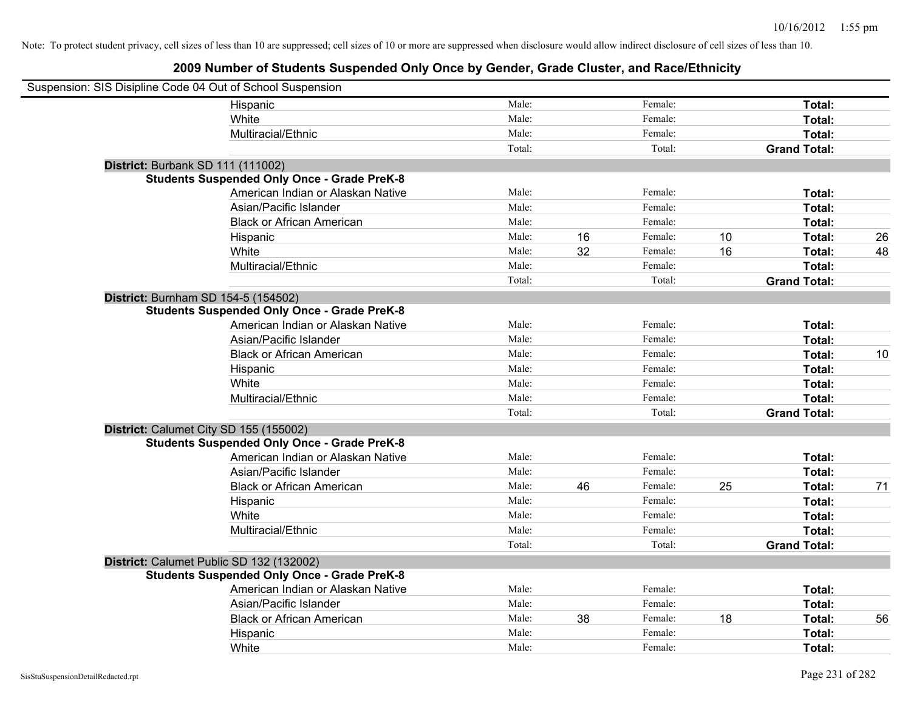Note: To protect student privacy, cell sizes of less than 10 are suppressed; cell sizes of 10 or more are suppressed when disclosure would allow indirect disclosure of cell sizes of less than 10.

## 2009 Number of Students Suspended Only Once by Gender, Grade Cluster, and Race/Ethnicity

Suspension: SIS Disipline Code 04 Out of School Suspension

| | | | | | | |
|---|---|---|---|---|---|---|
| Hispanic | Male: | | Female: | | **Total:** | |
| White | Male: | | Female: | | **Total:** | |
| Multiracial/Ethnic | Male: | | Female: | | **Total:** | |
| | Total: | | Total: | | **Grand Total:** | |

**District:** Burbank SD 111 (111002)

**Students Suspended Only Once - Grade PreK-8**

| | | | | | | |
|---|---|---|---|---|---|---|
| American Indian or Alaskan Native | Male: | | Female: | | **Total:** | |
| Asian/Pacific Islander | Male: | | Female: | | **Total:** | |
| Black or African American | Male: | | Female: | | **Total:** | |
| Hispanic | Male: | 16 | Female: | 10 | **Total:** | 26 |
| White | Male: | 32 | Female: | 16 | **Total:** | 48 |
| Multiracial/Ethnic | Male: | | Female: | | **Total:** | |
| | Total: | | Total: | | **Grand Total:** | |

**District:** Burnham SD 154-5 (154502)

**Students Suspended Only Once - Grade PreK-8**

| | | | | | | |
|---|---|---|---|---|---|---|
| American Indian or Alaskan Native | Male: | | Female: | | **Total:** | |
| Asian/Pacific Islander | Male: | | Female: | | **Total:** | |
| Black or African American | Male: | | Female: | | **Total:** | 10 |
| Hispanic | Male: | | Female: | | **Total:** | |
| White | Male: | | Female: | | **Total:** | |
| Multiracial/Ethnic | Male: | | Female: | | **Total:** | |
| | Total: | | Total: | | **Grand Total:** | |

**District:** Calumet City SD 155 (155002)

**Students Suspended Only Once - Grade PreK-8**

| | | | | | | |
|---|---|---|---|---|---|---|
| American Indian or Alaskan Native | Male: | | Female: | | **Total:** | |
| Asian/Pacific Islander | Male: | | Female: | | **Total:** | |
| Black or African American | Male: | 46 | Female: | 25 | **Total:** | 71 |
| Hispanic | Male: | | Female: | | **Total:** | |
| White | Male: | | Female: | | **Total:** | |
| Multiracial/Ethnic | Male: | | Female: | | **Total:** | |
| | Total: | | Total: | | **Grand Total:** | |

**District:** Calumet Public SD 132 (132002)

**Students Suspended Only Once - Grade PreK-8**

| | | | | | | |
|---|---|---|---|---|---|---|
| American Indian or Alaskan Native | Male: | | Female: | | **Total:** | |
| Asian/Pacific Islander | Male: | | Female: | | **Total:** | |
| Black or African American | Male: | 38 | Female: | 18 | **Total:** | 56 |
| Hispanic | Male: | | Female: | | **Total:** | |
| White | Male: | | Female: | | **Total:** | |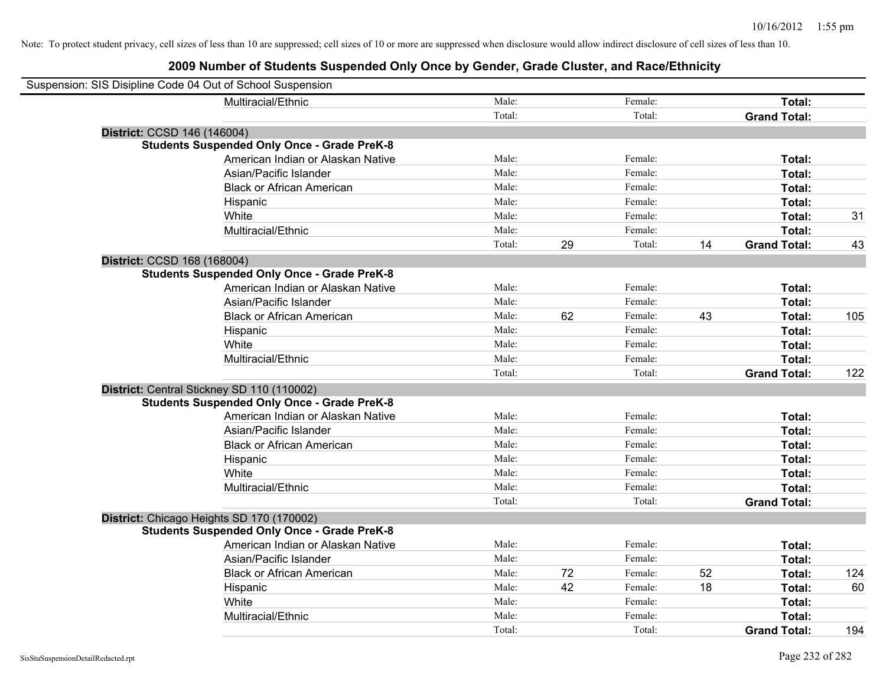Note: To protect student privacy, cell sizes of less than 10 are suppressed; cell sizes of 10 or more are suppressed when disclosure would allow indirect disclosure of cell sizes of less than 10.

# 2009 Number of Students Suspended Only Once by Gender, Grade Cluster, and Race/Ethnicity

Suspension: SIS Disipline Code 04 Out of School Suspension

| | | | | | | |
|---|---|---|---|---|---|---|
| Multiracial/Ethnic | Male: | | Female: | | **Total:** | |
| | Total: | | Total: | | **Grand Total:** | |

**District:** CCSD 146 (146004)

**Students Suspended Only Once - Grade PreK-8**

| | | | | | | |
|---|---|---|---|---|---|---|
| American Indian or Alaskan Native | Male: | | Female: | | **Total:** | |
| Asian/Pacific Islander | Male: | | Female: | | **Total:** | |
| Black or African American | Male: | | Female: | | **Total:** | |
| Hispanic | Male: | | Female: | | **Total:** | |
| White | Male: | | Female: | | **Total:** | 31 |
| Multiracial/Ethnic | Male: | | Female: | | **Total:** | |
| | Total: | 29 | Total: | 14 | **Grand Total:** | 43 |

**District:** CCSD 168 (168004)

**Students Suspended Only Once - Grade PreK-8**

| | | | | | | |
|---|---|---|---|---|---|---|
| American Indian or Alaskan Native | Male: | | Female: | | **Total:** | |
| Asian/Pacific Islander | Male: | | Female: | | **Total:** | |
| Black or African American | Male: | 62 | Female: | 43 | **Total:** | 105 |
| Hispanic | Male: | | Female: | | **Total:** | |
| White | Male: | | Female: | | **Total:** | |
| Multiracial/Ethnic | Male: | | Female: | | **Total:** | |
| | Total: | | Total: | | **Grand Total:** | 122 |

**District:** Central Stickney SD 110 (110002)

**Students Suspended Only Once - Grade PreK-8**

| | | | | | | |
|---|---|---|---|---|---|---|
| American Indian or Alaskan Native | Male: | | Female: | | **Total:** | |
| Asian/Pacific Islander | Male: | | Female: | | **Total:** | |
| Black or African American | Male: | | Female: | | **Total:** | |
| Hispanic | Male: | | Female: | | **Total:** | |
| White | Male: | | Female: | | **Total:** | |
| Multiracial/Ethnic | Male: | | Female: | | **Total:** | |
| | Total: | | Total: | | **Grand Total:** | |

**District:** Chicago Heights SD 170 (170002)

**Students Suspended Only Once - Grade PreK-8**

| | | | | | | |
|---|---|---|---|---|---|---|
| American Indian or Alaskan Native | Male: | | Female: | | **Total:** | |
| Asian/Pacific Islander | Male: | | Female: | | **Total:** | |
| Black or African American | Male: | 72 | Female: | 52 | **Total:** | 124 |
| Hispanic | Male: | 42 | Female: | 18 | **Total:** | 60 |
| White | Male: | | Female: | | **Total:** | |
| Multiracial/Ethnic | Male: | | Female: | | **Total:** | |
| | Total: | | Total: | | **Grand Total:** | 194 |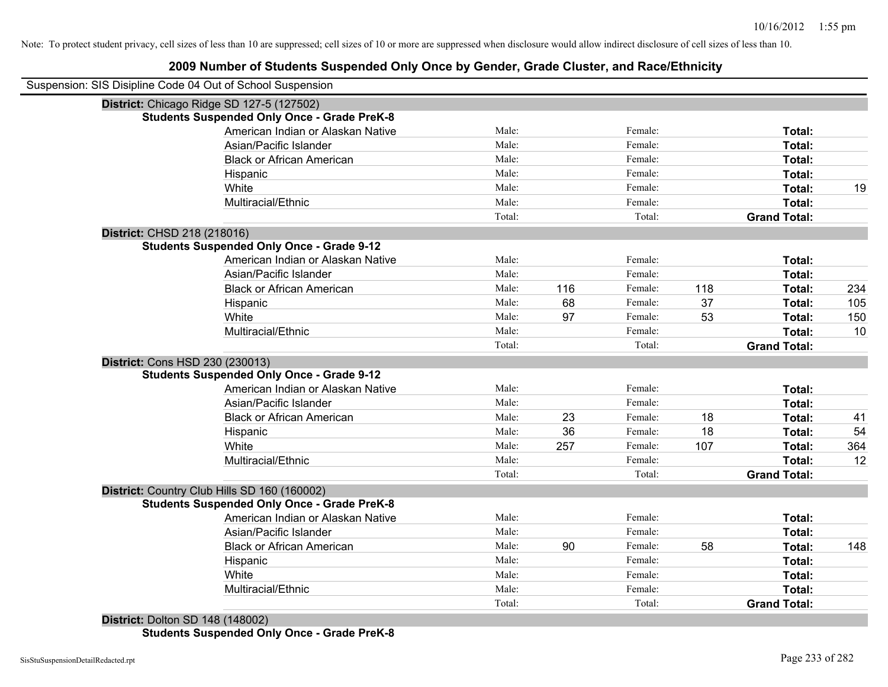Note: To protect student privacy, cell sizes of less than 10 are suppressed; cell sizes of 10 or more are suppressed when disclosure would allow indirect disclosure of cell sizes of less than 10.

## 2009 Number of Students Suspended Only Once by Gender, Grade Cluster, and Race/Ethnicity

Suspension: SIS Disipline Code 04 Out of School Suspension

**District:** Chicago Ridge SD 127-5 (127502)

**Students Suspended Only Once - Grade PreK-8**

| | | | | | | |
|---|---|---|---|---|---|---|
| American Indian or Alaskan Native | Male: | | Female: | | **Total:** | |
| Asian/Pacific Islander | Male: | | Female: | | **Total:** | |
| Black or African American | Male: | | Female: | | **Total:** | |
| Hispanic | Male: | | Female: | | **Total:** | |
| White | Male: | | Female: | | **Total:** | 19 |
| Multiracial/Ethnic | Male: | | Female: | | **Total:** | |
| | Total: | | Total: | | **Grand Total:** | |

**District:** CHSD 218 (218016)

**Students Suspended Only Once - Grade 9-12**

| | | | | | | |
|---|---|---|---|---|---|---|
| American Indian or Alaskan Native | Male: | | Female: | | **Total:** | |
| Asian/Pacific Islander | Male: | | Female: | | **Total:** | |
| Black or African American | Male: | 116 | Female: | 118 | **Total:** | 234 |
| Hispanic | Male: | 68 | Female: | 37 | **Total:** | 105 |
| White | Male: | 97 | Female: | 53 | **Total:** | 150 |
| Multiracial/Ethnic | Male: | | Female: | | **Total:** | 10 |
| | Total: | | Total: | | **Grand Total:** | |

**District:** Cons HSD 230 (230013)

**Students Suspended Only Once - Grade 9-12**

| | | | | | | |
|---|---|---|---|---|---|---|
| American Indian or Alaskan Native | Male: | | Female: | | **Total:** | |
| Asian/Pacific Islander | Male: | | Female: | | **Total:** | |
| Black or African American | Male: | 23 | Female: | 18 | **Total:** | 41 |
| Hispanic | Male: | 36 | Female: | 18 | **Total:** | 54 |
| White | Male: | 257 | Female: | 107 | **Total:** | 364 |
| Multiracial/Ethnic | Male: | | Female: | | **Total:** | 12 |
| | Total: | | Total: | | **Grand Total:** | |

**District:** Country Club Hills SD 160 (160002)

**Students Suspended Only Once - Grade PreK-8**

| | | | | | | |
|---|---|---|---|---|---|---|
| American Indian or Alaskan Native | Male: | | Female: | | **Total:** | |
| Asian/Pacific Islander | Male: | | Female: | | **Total:** | |
| Black or African American | Male: | 90 | Female: | 58 | **Total:** | 148 |
| Hispanic | Male: | | Female: | | **Total:** | |
| White | Male: | | Female: | | **Total:** | |
| Multiracial/Ethnic | Male: | | Female: | | **Total:** | |
| | Total: | | Total: | | **Grand Total:** | |

**District:** Dolton SD 148 (148002)

**Students Suspended Only Once - Grade PreK-8**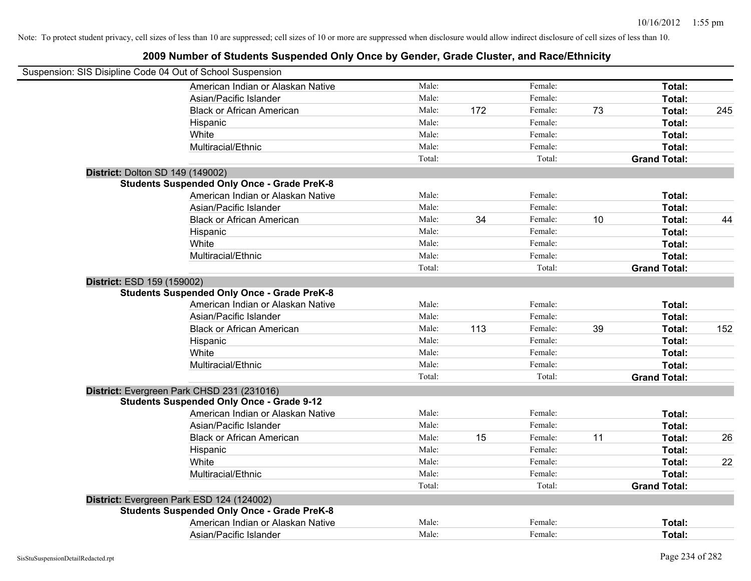Note: To protect student privacy, cell sizes of less than 10 are suppressed; cell sizes of 10 or more are suppressed when disclosure would allow indirect disclosure of cell sizes of less than 10.

## 2009 Number of Students Suspended Only Once by Gender, Grade Cluster, and Race/Ethnicity

Suspension: SIS Disipline Code 04 Out of School Suspension

| | | | | | | |
|---|---|---|---|---|---|---|
| American Indian or Alaskan Native | Male: | | Female: | | **Total:** | |
| Asian/Pacific Islander | Male: | | Female: | | **Total:** | |
| Black or African American | Male: | 172 | Female: | 73 | **Total:** | 245 |
| Hispanic | Male: | | Female: | | **Total:** | |
| White | Male: | | Female: | | **Total:** | |
| Multiracial/Ethnic | Male: | | Female: | | **Total:** | |
| | Total: | | Total: | | **Grand Total:** | |

**District:** Dolton SD 149 (149002)

**Students Suspended Only Once - Grade PreK-8**

| | | | | | | |
|---|---|---|---|---|---|---|
| American Indian or Alaskan Native | Male: | | Female: | | **Total:** | |
| Asian/Pacific Islander | Male: | | Female: | | **Total:** | |
| Black or African American | Male: | 34 | Female: | 10 | **Total:** | 44 |
| Hispanic | Male: | | Female: | | **Total:** | |
| White | Male: | | Female: | | **Total:** | |
| Multiracial/Ethnic | Male: | | Female: | | **Total:** | |
| | Total: | | Total: | | **Grand Total:** | |

**District:** ESD 159 (159002)

**Students Suspended Only Once - Grade PreK-8**

| | | | | | | |
|---|---|---|---|---|---|---|
| American Indian or Alaskan Native | Male: | | Female: | | **Total:** | |
| Asian/Pacific Islander | Male: | | Female: | | **Total:** | |
| Black or African American | Male: | 113 | Female: | 39 | **Total:** | 152 |
| Hispanic | Male: | | Female: | | **Total:** | |
| White | Male: | | Female: | | **Total:** | |
| Multiracial/Ethnic | Male: | | Female: | | **Total:** | |
| | Total: | | Total: | | **Grand Total:** | |

**District:** Evergreen Park CHSD 231 (231016)

**Students Suspended Only Once - Grade 9-12**

| | | | | | | |
|---|---|---|---|---|---|---|
| American Indian or Alaskan Native | Male: | | Female: | | **Total:** | |
| Asian/Pacific Islander | Male: | | Female: | | **Total:** | |
| Black or African American | Male: | 15 | Female: | 11 | **Total:** | 26 |
| Hispanic | Male: | | Female: | | **Total:** | |
| White | Male: | | Female: | | **Total:** | 22 |
| Multiracial/Ethnic | Male: | | Female: | | **Total:** | |
| | Total: | | Total: | | **Grand Total:** | |

**District:** Evergreen Park ESD 124 (124002)

**Students Suspended Only Once - Grade PreK-8**

| | | | | | | |
|---|---|---|---|---|---|---|
| American Indian or Alaskan Native | Male: | | Female: | | **Total:** | |
| Asian/Pacific Islander | Male: | | Female: | | **Total:** | |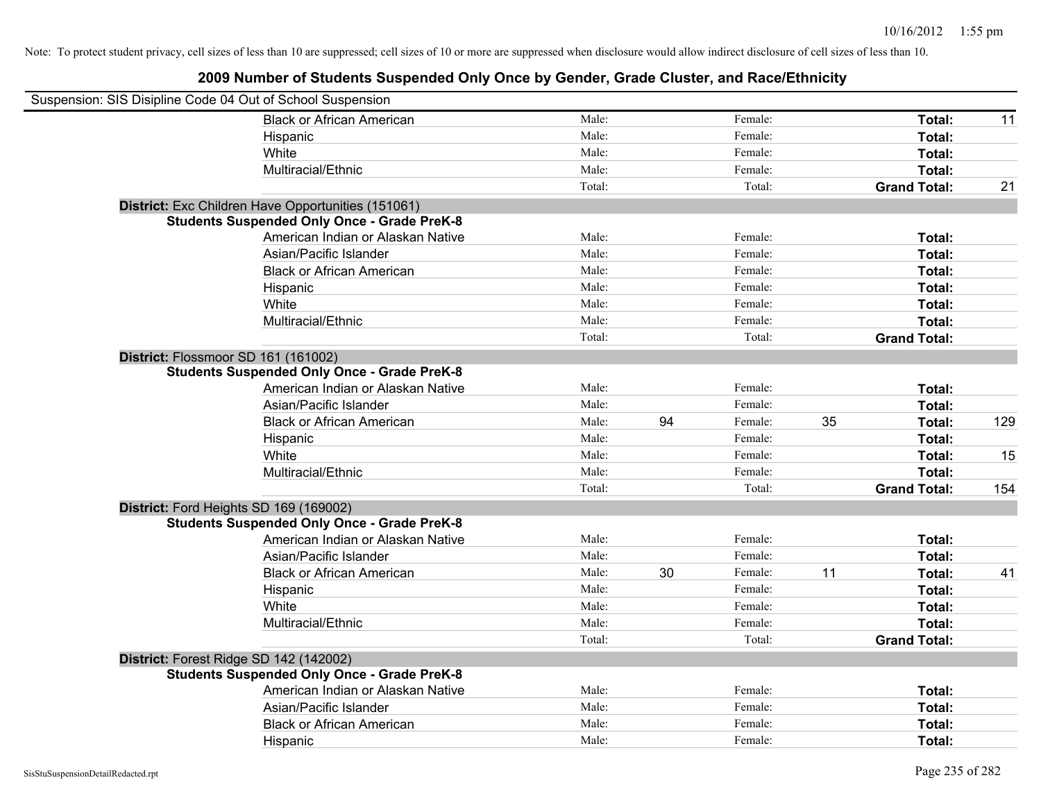Note: To protect student privacy, cell sizes of less than 10 are suppressed; cell sizes of 10 or more are suppressed when disclosure would allow indirect disclosure of cell sizes of less than 10.

## 2009 Number of Students Suspended Only Once by Gender, Grade Cluster, and Race/Ethnicity

Suspension: SIS Disipline Code 04 Out of School Suspension

| | | | | | | |
|---|---|---|---|---|---|---|
| Black or African American | Male: | | Female: | | **Total:** | 11 |
| Hispanic | Male: | | Female: | | **Total:** | |
| White | Male: | | Female: | | **Total:** | |
| Multiracial/Ethnic | Male: | | Female: | | **Total:** | |
| | Total: | | Total: | | **Grand Total:** | 21 |

**District:** Exc Children Have Opportunities (151061)

**Students Suspended Only Once - Grade PreK-8**

| | | | | | | |
|---|---|---|---|---|---|---|
| American Indian or Alaskan Native | Male: | | Female: | | **Total:** | |
| Asian/Pacific Islander | Male: | | Female: | | **Total:** | |
| Black or African American | Male: | | Female: | | **Total:** | |
| Hispanic | Male: | | Female: | | **Total:** | |
| White | Male: | | Female: | | **Total:** | |
| Multiracial/Ethnic | Male: | | Female: | | **Total:** | |
| | Total: | | Total: | | **Grand Total:** | |

**District:** Flossmoor SD 161 (161002)

**Students Suspended Only Once - Grade PreK-8**

| | | | | | | |
|---|---|---|---|---|---|---|
| American Indian or Alaskan Native | Male: | | Female: | | **Total:** | |
| Asian/Pacific Islander | Male: | | Female: | | **Total:** | |
| Black or African American | Male: | 94 | Female: | 35 | **Total:** | 129 |
| Hispanic | Male: | | Female: | | **Total:** | |
| White | Male: | | Female: | | **Total:** | 15 |
| Multiracial/Ethnic | Male: | | Female: | | **Total:** | |
| | Total: | | Total: | | **Grand Total:** | 154 |

**District:** Ford Heights SD 169 (169002)

**Students Suspended Only Once - Grade PreK-8**

| | | | | | | |
|---|---|---|---|---|---|---|
| American Indian or Alaskan Native | Male: | | Female: | | **Total:** | |
| Asian/Pacific Islander | Male: | | Female: | | **Total:** | |
| Black or African American | Male: | 30 | Female: | 11 | **Total:** | 41 |
| Hispanic | Male: | | Female: | | **Total:** | |
| White | Male: | | Female: | | **Total:** | |
| Multiracial/Ethnic | Male: | | Female: | | **Total:** | |
| | Total: | | Total: | | **Grand Total:** | |

**District:** Forest Ridge SD 142 (142002)

**Students Suspended Only Once - Grade PreK-8**

| | | | | | | |
|---|---|---|---|---|---|---|
| American Indian or Alaskan Native | Male: | | Female: | | **Total:** | |
| Asian/Pacific Islander | Male: | | Female: | | **Total:** | |
| Black or African American | Male: | | Female: | | **Total:** | |
| Hispanic | Male: | | Female: | | **Total:** | |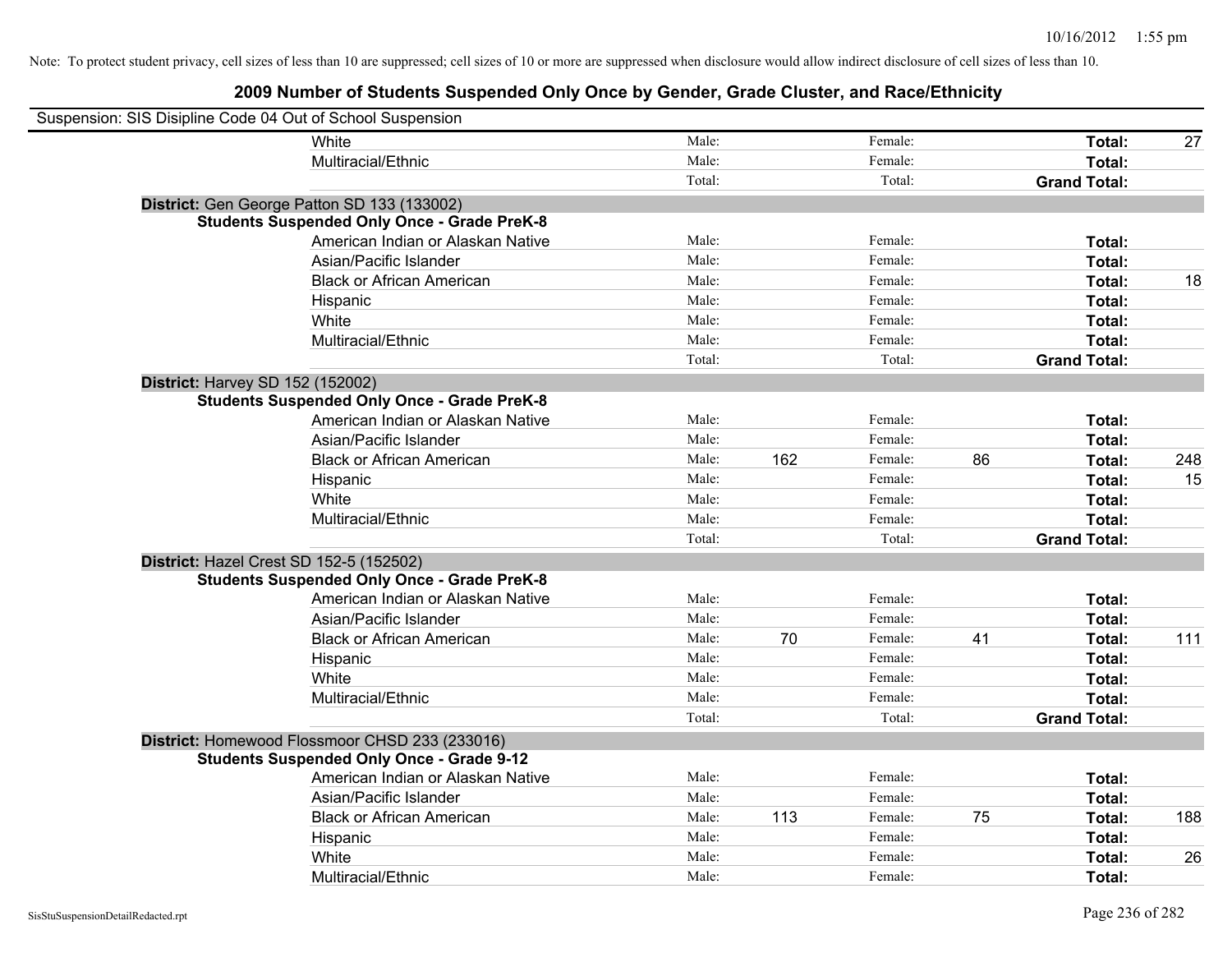Note: To protect student privacy, cell sizes of less than 10 are suppressed; cell sizes of 10 or more are suppressed when disclosure would allow indirect disclosure of cell sizes of less than 10.

## 2009 Number of Students Suspended Only Once by Gender, Grade Cluster, and Race/Ethnicity

Suspension: SIS Disipline Code 04 Out of School Suspension

| | | | | | | | |
|---|---|---|---|---|---|---|---|
| White | Male: | | Female: | | **Total:** | 27 |
| Multiracial/Ethnic | Male: | | Female: | | **Total:** | |
| | Total: | | Total: | | **Grand Total:** | |

**District:** Gen George Patton SD 133 (133002)

**Students Suspended Only Once - Grade PreK-8**

| | | | | | | |
|---|---|---|---|---|---|---|
| American Indian or Alaskan Native | Male: | | Female: | | **Total:** | |
| Asian/Pacific Islander | Male: | | Female: | | **Total:** | |
| Black or African American | Male: | | Female: | | **Total:** | 18 |
| Hispanic | Male: | | Female: | | **Total:** | |
| White | Male: | | Female: | | **Total:** | |
| Multiracial/Ethnic | Male: | | Female: | | **Total:** | |
| | Total: | | Total: | | **Grand Total:** | |

**District:** Harvey SD 152 (152002)

**Students Suspended Only Once - Grade PreK-8**

| | | | | | | |
|---|---|---|---|---|---|---|
| American Indian or Alaskan Native | Male: | | Female: | | **Total:** | |
| Asian/Pacific Islander | Male: | | Female: | | **Total:** | |
| Black or African American | Male: | 162 | Female: | 86 | **Total:** | 248 |
| Hispanic | Male: | | Female: | | **Total:** | 15 |
| White | Male: | | Female: | | **Total:** | |
| Multiracial/Ethnic | Male: | | Female: | | **Total:** | |
| | Total: | | Total: | | **Grand Total:** | |

**District:** Hazel Crest SD 152-5 (152502)

**Students Suspended Only Once - Grade PreK-8**

| | | | | | | |
|---|---|---|---|---|---|---|
| American Indian or Alaskan Native | Male: | | Female: | | **Total:** | |
| Asian/Pacific Islander | Male: | | Female: | | **Total:** | |
| Black or African American | Male: | 70 | Female: | 41 | **Total:** | 111 |
| Hispanic | Male: | | Female: | | **Total:** | |
| White | Male: | | Female: | | **Total:** | |
| Multiracial/Ethnic | Male: | | Female: | | **Total:** | |
| | Total: | | Total: | | **Grand Total:** | |

**District:** Homewood Flossmoor CHSD 233 (233016)

**Students Suspended Only Once - Grade 9-12**

| | | | | | | |
|---|---|---|---|---|---|---|
| American Indian or Alaskan Native | Male: | | Female: | | **Total:** | |
| Asian/Pacific Islander | Male: | | Female: | | **Total:** | |
| Black or African American | Male: | 113 | Female: | 75 | **Total:** | 188 |
| Hispanic | Male: | | Female: | | **Total:** | |
| White | Male: | | Female: | | **Total:** | 26 |
| Multiracial/Ethnic | Male: | | Female: | | **Total:** | |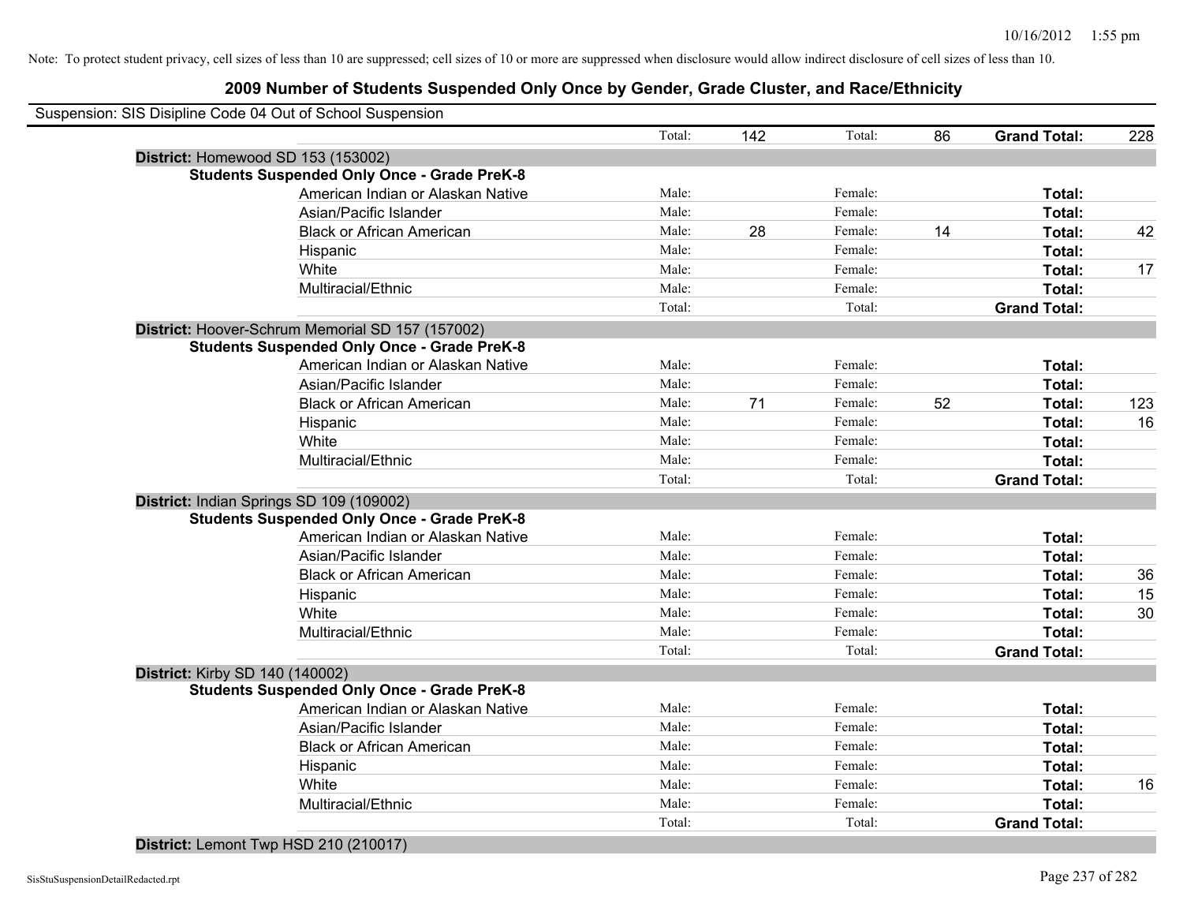Note: To protect student privacy, cell sizes of less than 10 are suppressed; cell sizes of 10 or more are suppressed when disclosure would allow indirect disclosure of cell sizes of less than 10.

## 2009 Number of Students Suspended Only Once by Gender, Grade Cluster, and Race/Ethnicity

Suspension: SIS Disipline Code 04 Out of School Suspension

| | | | | | | |
|---|---|---|---|---|---|---|
| | Total: | 142 | Total: | 86 | **Grand Total:** | 228 |

**District:** Homewood SD 153 (153002)

**Students Suspended Only Once - Grade PreK-8**

| Race/Ethnicity | | Male | | Female | | Total |
|---|---|---|---|---|---|---|
| American Indian or Alaskan Native | Male: | | Female: | | **Total:** | |
| Asian/Pacific Islander | Male: | | Female: | | **Total:** | |
| Black or African American | Male: | 28 | Female: | 14 | **Total:** | 42 |
| Hispanic | Male: | | Female: | | **Total:** | |
| White | Male: | | Female: | | **Total:** | 17 |
| Multiracial/Ethnic | Male: | | Female: | | **Total:** | |
| | Total: | | Total: | | **Grand Total:** | |

**District:** Hoover-Schrum Memorial SD 157 (157002)

**Students Suspended Only Once - Grade PreK-8**

| Race/Ethnicity | | Male | | Female | | Total |
|---|---|---|---|---|---|---|
| American Indian or Alaskan Native | Male: | | Female: | | **Total:** | |
| Asian/Pacific Islander | Male: | | Female: | | **Total:** | |
| Black or African American | Male: | 71 | Female: | 52 | **Total:** | 123 |
| Hispanic | Male: | | Female: | | **Total:** | 16 |
| White | Male: | | Female: | | **Total:** | |
| Multiracial/Ethnic | Male: | | Female: | | **Total:** | |
| | Total: | | Total: | | **Grand Total:** | |

**District:** Indian Springs SD 109 (109002)

**Students Suspended Only Once - Grade PreK-8**

| Race/Ethnicity | | Male | | Female | | Total |
|---|---|---|---|---|---|---|
| American Indian or Alaskan Native | Male: | | Female: | | **Total:** | |
| Asian/Pacific Islander | Male: | | Female: | | **Total:** | |
| Black or African American | Male: | | Female: | | **Total:** | 36 |
| Hispanic | Male: | | Female: | | **Total:** | 15 |
| White | Male: | | Female: | | **Total:** | 30 |
| Multiracial/Ethnic | Male: | | Female: | | **Total:** | |
| | Total: | | Total: | | **Grand Total:** | |

**District:** Kirby SD 140 (140002)

**Students Suspended Only Once - Grade PreK-8**

| Race/Ethnicity | | Male | | Female | | Total |
|---|---|---|---|---|---|---|
| American Indian or Alaskan Native | Male: | | Female: | | **Total:** | |
| Asian/Pacific Islander | Male: | | Female: | | **Total:** | |
| Black or African American | Male: | | Female: | | **Total:** | |
| Hispanic | Male: | | Female: | | **Total:** | |
| White | Male: | | Female: | | **Total:** | 16 |
| Multiracial/Ethnic | Male: | | Female: | | **Total:** | |
| | Total: | | Total: | | **Grand Total:** | |

**District:** Lemont Twp HSD 210 (210017)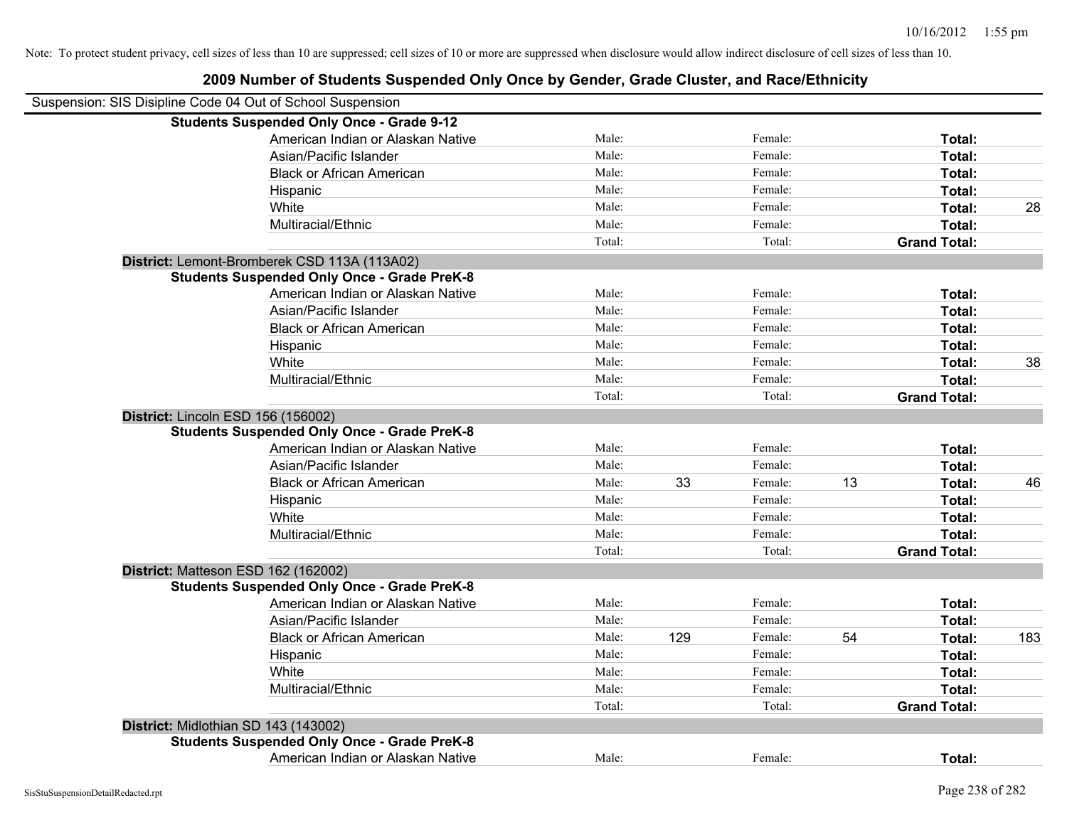Note: To protect student privacy, cell sizes of less than 10 are suppressed; cell sizes of 10 or more are suppressed when disclosure would allow indirect disclosure of cell sizes of less than 10.

## 2009 Number of Students Suspended Only Once by Gender, Grade Cluster, and Race/Ethnicity

Suspension: SIS Disipline Code 04 Out of School Suspension

| | | | | | | |
|---|---|---|---|---|---|---|
| **Students Suspended Only Once - Grade 9-12** | | | | | | |
| American Indian or Alaskan Native | Male: | | Female: | | **Total:** | |
| Asian/Pacific Islander | Male: | | Female: | | **Total:** | |
| Black or African American | Male: | | Female: | | **Total:** | |
| Hispanic | Male: | | Female: | | **Total:** | |
| White | Male: | | Female: | | **Total:** | 28 |
| Multiracial/Ethnic | Male: | | Female: | | **Total:** | |
| | Total: | | Total: | | **Grand Total:** | |

**District:** Lemont-Bromberek CSD 113A (113A02)

| | | | | | | |
|---|---|---|---|---|---|---|
| **Students Suspended Only Once - Grade PreK-8** | | | | | | |
| American Indian or Alaskan Native | Male: | | Female: | | **Total:** | |
| Asian/Pacific Islander | Male: | | Female: | | **Total:** | |
| Black or African American | Male: | | Female: | | **Total:** | |
| Hispanic | Male: | | Female: | | **Total:** | |
| White | Male: | | Female: | | **Total:** | 38 |
| Multiracial/Ethnic | Male: | | Female: | | **Total:** | |
| | Total: | | Total: | | **Grand Total:** | |

**District:** Lincoln ESD 156 (156002)

| | | | | | | |
|---|---|---|---|---|---|---|
| **Students Suspended Only Once - Grade PreK-8** | | | | | | |
| American Indian or Alaskan Native | Male: | | Female: | | **Total:** | |
| Asian/Pacific Islander | Male: | | Female: | | **Total:** | |
| Black or African American | Male: | 33 | Female: | 13 | **Total:** | 46 |
| Hispanic | Male: | | Female: | | **Total:** | |
| White | Male: | | Female: | | **Total:** | |
| Multiracial/Ethnic | Male: | | Female: | | **Total:** | |
| | Total: | | Total: | | **Grand Total:** | |

**District:** Matteson ESD 162 (162002)

| | | | | | | |
|---|---|---|---|---|---|---|
| **Students Suspended Only Once - Grade PreK-8** | | | | | | |
| American Indian or Alaskan Native | Male: | | Female: | | **Total:** | |
| Asian/Pacific Islander | Male: | | Female: | | **Total:** | |
| Black or African American | Male: | 129 | Female: | 54 | **Total:** | 183 |
| Hispanic | Male: | | Female: | | **Total:** | |
| White | Male: | | Female: | | **Total:** | |
| Multiracial/Ethnic | Male: | | Female: | | **Total:** | |
| | Total: | | Total: | | **Grand Total:** | |

**District:** Midlothian SD 143 (143002)

| | | | | | | |
|---|---|---|---|---|---|---|
| **Students Suspended Only Once - Grade PreK-8** | | | | | | |
| American Indian or Alaskan Native | Male: | | Female: | | **Total:** | |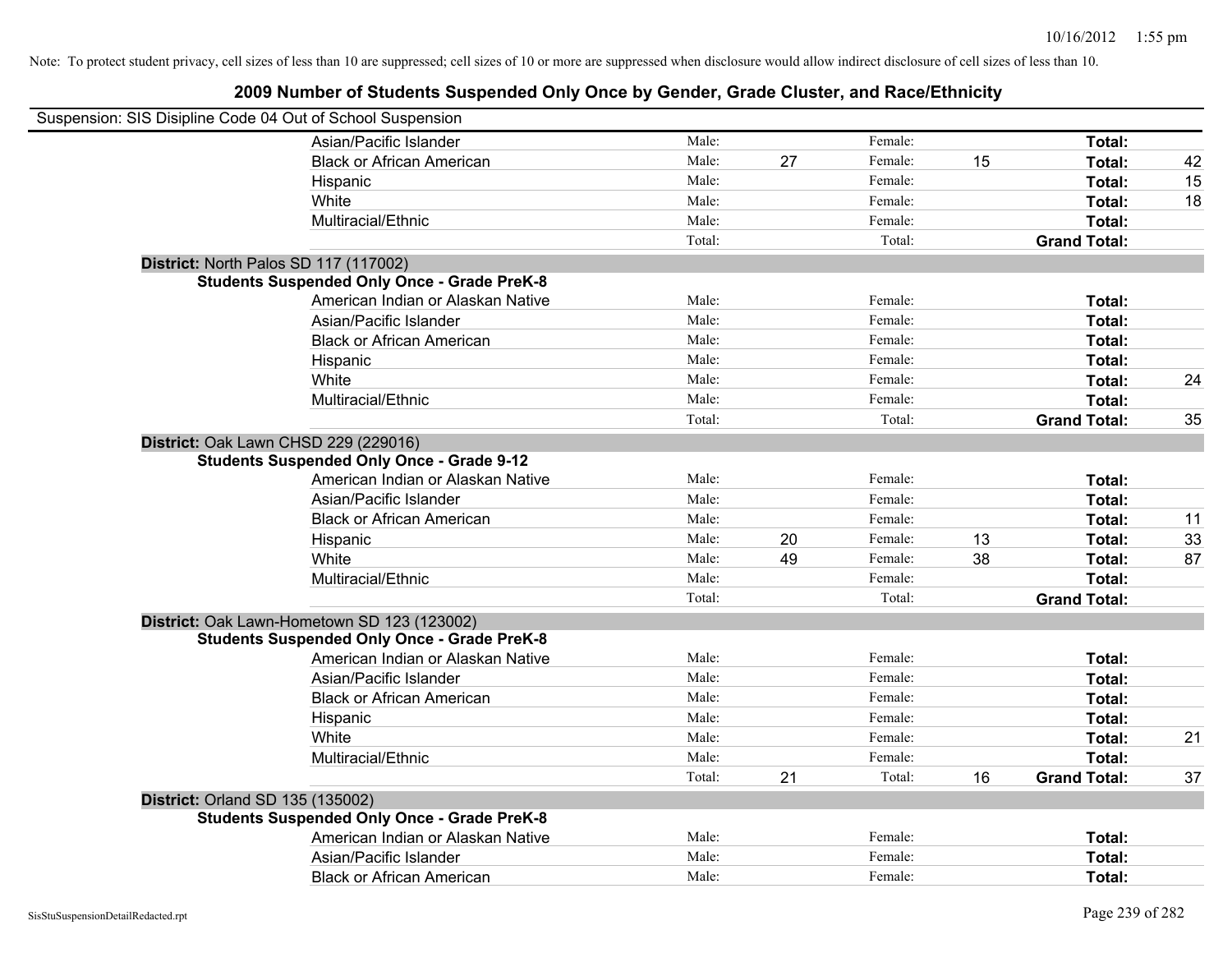Note: To protect student privacy, cell sizes of less than 10 are suppressed; cell sizes of 10 or more are suppressed when disclosure would allow indirect disclosure of cell sizes of less than 10.

## 2009 Number of Students Suspended Only Once by Gender, Grade Cluster, and Race/Ethnicity

Suspension: SIS Disipline Code 04 Out of School Suspension

| | | | | | | |
|---|---|---|---|---|---|---|
| Asian/Pacific Islander | Male: | | Female: | | **Total:** | |
| Black or African American | Male: | 27 | Female: | 15 | **Total:** | 42 |
| Hispanic | Male: | | Female: | | **Total:** | 15 |
| White | Male: | | Female: | | **Total:** | 18 |
| Multiracial/Ethnic | Male: | | Female: | | **Total:** | |
| | Total: | | Total: | | **Grand Total:** | |

**District:** North Palos SD 117 (117002)

**Students Suspended Only Once - Grade PreK-8**

| | | | | | | |
|---|---|---|---|---|---|---|
| American Indian or Alaskan Native | Male: | | Female: | | **Total:** | |
| Asian/Pacific Islander | Male: | | Female: | | **Total:** | |
| Black or African American | Male: | | Female: | | **Total:** | |
| Hispanic | Male: | | Female: | | **Total:** | |
| White | Male: | | Female: | | **Total:** | 24 |
| Multiracial/Ethnic | Male: | | Female: | | **Total:** | |
| | Total: | | Total: | | **Grand Total:** | 35 |

**District:** Oak Lawn CHSD 229 (229016)

**Students Suspended Only Once - Grade 9-12**

| | | | | | | |
|---|---|---|---|---|---|---|
| American Indian or Alaskan Native | Male: | | Female: | | **Total:** | |
| Asian/Pacific Islander | Male: | | Female: | | **Total:** | |
| Black or African American | Male: | | Female: | | **Total:** | 11 |
| Hispanic | Male: | 20 | Female: | 13 | **Total:** | 33 |
| White | Male: | 49 | Female: | 38 | **Total:** | 87 |
| Multiracial/Ethnic | Male: | | Female: | | **Total:** | |
| | Total: | | Total: | | **Grand Total:** | |

**District:** Oak Lawn-Hometown SD 123 (123002)

**Students Suspended Only Once - Grade PreK-8**

| | | | | | | |
|---|---|---|---|---|---|---|
| American Indian or Alaskan Native | Male: | | Female: | | **Total:** | |
| Asian/Pacific Islander | Male: | | Female: | | **Total:** | |
| Black or African American | Male: | | Female: | | **Total:** | |
| Hispanic | Male: | | Female: | | **Total:** | |
| White | Male: | | Female: | | **Total:** | 21 |
| Multiracial/Ethnic | Male: | | Female: | | **Total:** | |
| | Total: | 21 | Total: | 16 | **Grand Total:** | 37 |

**District:** Orland SD 135 (135002)

**Students Suspended Only Once - Grade PreK-8**

| | | | | | | |
|---|---|---|---|---|---|---|
| American Indian or Alaskan Native | Male: | | Female: | | **Total:** | |
| Asian/Pacific Islander | Male: | | Female: | | **Total:** | |
| Black or African American | Male: | | Female: | | **Total:** | |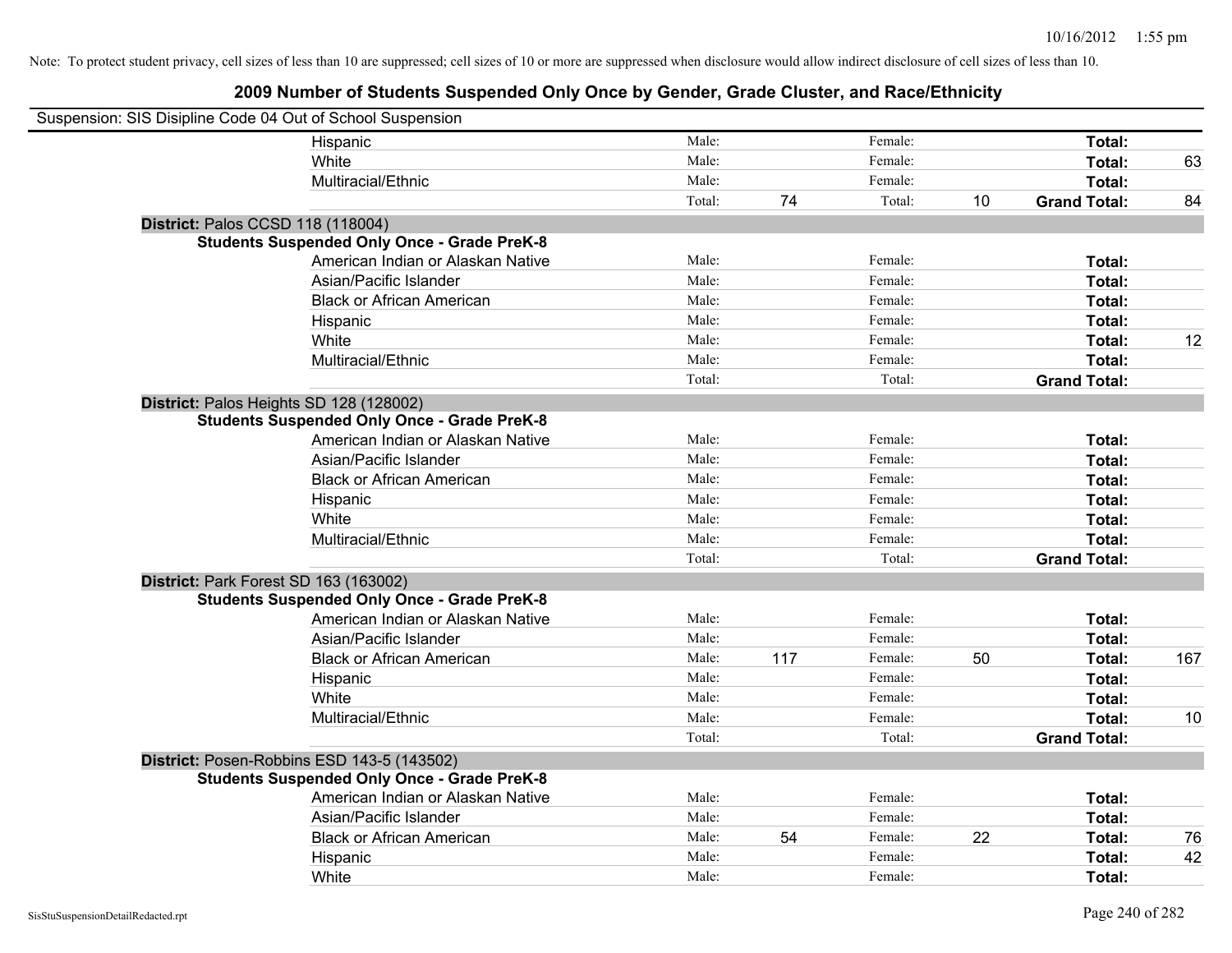Note: To protect student privacy, cell sizes of less than 10 are suppressed; cell sizes of 10 or more are suppressed when disclosure would allow indirect disclosure of cell sizes of less than 10.

## 2009 Number of Students Suspended Only Once by Gender, Grade Cluster, and Race/Ethnicity

Suspension: SIS Disipline Code 04 Out of School Suspension

| | | | | | | | |
|---|---|---|---|---|---|---|---|
| Hispanic | Male: | | Female: | | **Total:** | |
| White | Male: | | Female: | | **Total:** | 63 |
| Multiracial/Ethnic | Male: | | Female: | | **Total:** | |
| | Total: | 74 | Total: | 10 | **Grand Total:** | 84 |

**District:** Palos CCSD 118 (118004)

**Students Suspended Only Once - Grade PreK-8**

| | | | | | | |
|---|---|---|---|---|---|---|
| American Indian or Alaskan Native | Male: | | Female: | | **Total:** | |
| Asian/Pacific Islander | Male: | | Female: | | **Total:** | |
| Black or African American | Male: | | Female: | | **Total:** | |
| Hispanic | Male: | | Female: | | **Total:** | |
| White | Male: | | Female: | | **Total:** | 12 |
| Multiracial/Ethnic | Male: | | Female: | | **Total:** | |
| | Total: | | Total: | | **Grand Total:** | |

**District:** Palos Heights SD 128 (128002)

**Students Suspended Only Once - Grade PreK-8**

| | | | | | | |
|---|---|---|---|---|---|---|
| American Indian or Alaskan Native | Male: | | Female: | | **Total:** | |
| Asian/Pacific Islander | Male: | | Female: | | **Total:** | |
| Black or African American | Male: | | Female: | | **Total:** | |
| Hispanic | Male: | | Female: | | **Total:** | |
| White | Male: | | Female: | | **Total:** | |
| Multiracial/Ethnic | Male: | | Female: | | **Total:** | |
| | Total: | | Total: | | **Grand Total:** | |

**District:** Park Forest SD 163 (163002)

**Students Suspended Only Once - Grade PreK-8**

| | | | | | | |
|---|---|---|---|---|---|---|
| American Indian or Alaskan Native | Male: | | Female: | | **Total:** | |
| Asian/Pacific Islander | Male: | | Female: | | **Total:** | |
| Black or African American | Male: | 117 | Female: | 50 | **Total:** | 167 |
| Hispanic | Male: | | Female: | | **Total:** | |
| White | Male: | | Female: | | **Total:** | |
| Multiracial/Ethnic | Male: | | Female: | | **Total:** | 10 |
| | Total: | | Total: | | **Grand Total:** | |

**District:** Posen-Robbins ESD 143-5 (143502)

**Students Suspended Only Once - Grade PreK-8**

| | | | | | | |
|---|---|---|---|---|---|---|
| American Indian or Alaskan Native | Male: | | Female: | | **Total:** | |
| Asian/Pacific Islander | Male: | | Female: | | **Total:** | |
| Black or African American | Male: | 54 | Female: | 22 | **Total:** | 76 |
| Hispanic | Male: | | Female: | | **Total:** | 42 |
| White | Male: | | Female: | | **Total:** | |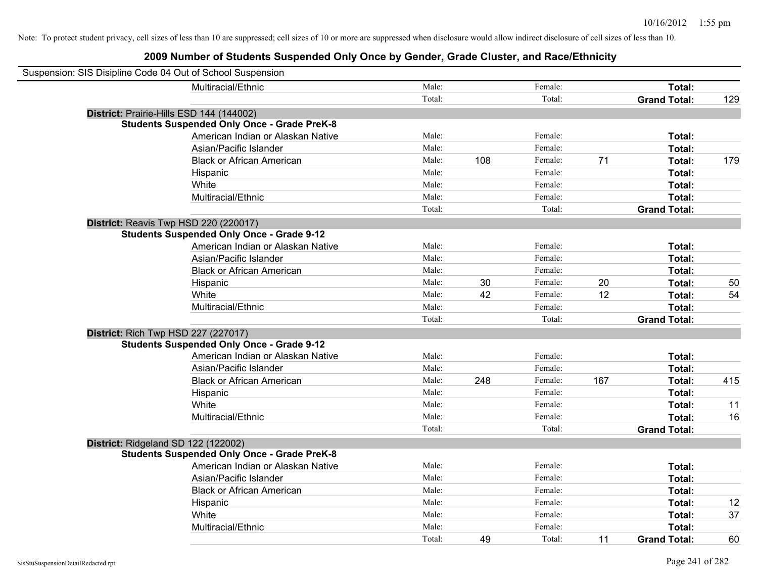Note: To protect student privacy, cell sizes of less than 10 are suppressed; cell sizes of 10 or more are suppressed when disclosure would allow indirect disclosure of cell sizes of less than 10.

## 2009 Number of Students Suspended Only Once by Gender, Grade Cluster, and Race/Ethnicity

Suspension: SIS Disipline Code 04 Out of School Suspension

| | | | | | | |
|---|---|---|---|---|---|---|
| Multiracial/Ethnic | Male: | | Female: | | **Total:** | |
| | Total: | | Total: | | **Grand Total:** | 129 |
| **District:** Prairie-Hills ESD 144 (144002) | | | | | | |
| **Students Suspended Only Once - Grade PreK-8** | | | | | | |
| American Indian or Alaskan Native | Male: | | Female: | | **Total:** | |
| Asian/Pacific Islander | Male: | | Female: | | **Total:** | |
| Black or African American | Male: | 108 | Female: | 71 | **Total:** | 179 |
| Hispanic | Male: | | Female: | | **Total:** | |
| White | Male: | | Female: | | **Total:** | |
| Multiracial/Ethnic | Male: | | Female: | | **Total:** | |
| | Total: | | Total: | | **Grand Total:** | |
| **District:** Reavis Twp HSD 220 (220017) | | | | | | |
| **Students Suspended Only Once - Grade 9-12** | | | | | | |
| American Indian or Alaskan Native | Male: | | Female: | | **Total:** | |
| Asian/Pacific Islander | Male: | | Female: | | **Total:** | |
| Black or African American | Male: | | Female: | | **Total:** | |
| Hispanic | Male: | 30 | Female: | 20 | **Total:** | 50 |
| White | Male: | 42 | Female: | 12 | **Total:** | 54 |
| Multiracial/Ethnic | Male: | | Female: | | **Total:** | |
| | Total: | | Total: | | **Grand Total:** | |
| **District:** Rich Twp HSD 227 (227017) | | | | | | |
| **Students Suspended Only Once - Grade 9-12** | | | | | | |
| American Indian or Alaskan Native | Male: | | Female: | | **Total:** | |
| Asian/Pacific Islander | Male: | | Female: | | **Total:** | |
| Black or African American | Male: | 248 | Female: | 167 | **Total:** | 415 |
| Hispanic | Male: | | Female: | | **Total:** | |
| White | Male: | | Female: | | **Total:** | 11 |
| Multiracial/Ethnic | Male: | | Female: | | **Total:** | 16 |
| | Total: | | Total: | | **Grand Total:** | |
| **District:** Ridgeland SD 122 (122002) | | | | | | |
| **Students Suspended Only Once - Grade PreK-8** | | | | | | |
| American Indian or Alaskan Native | Male: | | Female: | | **Total:** | |
| Asian/Pacific Islander | Male: | | Female: | | **Total:** | |
| Black or African American | Male: | | Female: | | **Total:** | |
| Hispanic | Male: | | Female: | | **Total:** | 12 |
| White | Male: | | Female: | | **Total:** | 37 |
| Multiracial/Ethnic | Male: | | Female: | | **Total:** | |
| | Total: | 49 | Total: | 11 | **Grand Total:** | 60 |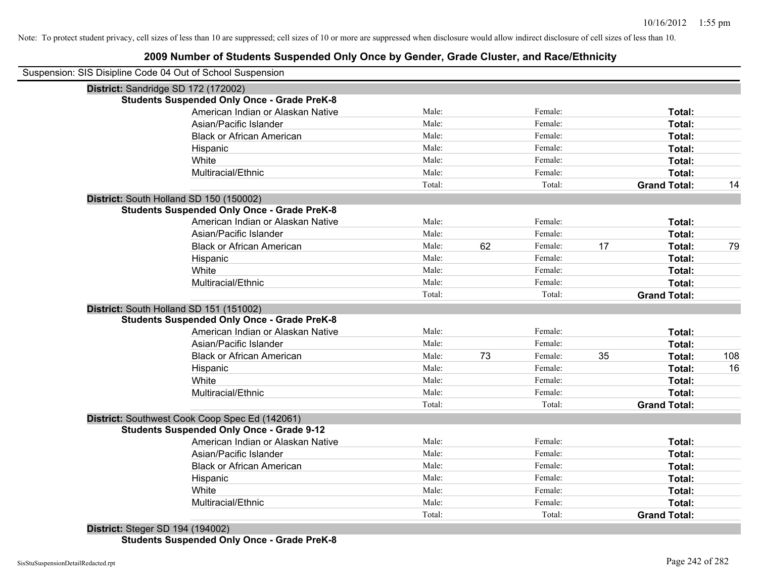Note: To protect student privacy, cell sizes of less than 10 are suppressed; cell sizes of 10 or more are suppressed when disclosure would allow indirect disclosure of cell sizes of less than 10.

## 2009 Number of Students Suspended Only Once by Gender, Grade Cluster, and Race/Ethnicity

Suspension: SIS Disipline Code 04 Out of School Suspension

**District:** Sandridge SD 172 (172002)

**Students Suspended Only Once - Grade PreK-8**

| Race/Ethnicity | | | | | | |
|---|---|---|---|---|---|---|
| American Indian or Alaskan Native | Male: | | Female: | | **Total:** | |
| Asian/Pacific Islander | Male: | | Female: | | **Total:** | |
| Black or African American | Male: | | Female: | | **Total:** | |
| Hispanic | Male: | | Female: | | **Total:** | |
| White | Male: | | Female: | | **Total:** | |
| Multiracial/Ethnic | Male: | | Female: | | **Total:** | |
| | Total: | | Total: | | **Grand Total:** | 14 |

**District:** South Holland SD 150 (150002)

**Students Suspended Only Once - Grade PreK-8**

| Race/Ethnicity | | | | | | |
|---|---|---|---|---|---|---|
| American Indian or Alaskan Native | Male: | | Female: | | **Total:** | |
| Asian/Pacific Islander | Male: | | Female: | | **Total:** | |
| Black or African American | Male: | 62 | Female: | 17 | **Total:** | 79 |
| Hispanic | Male: | | Female: | | **Total:** | |
| White | Male: | | Female: | | **Total:** | |
| Multiracial/Ethnic | Male: | | Female: | | **Total:** | |
| | Total: | | Total: | | **Grand Total:** | |

**District:** South Holland SD 151 (151002)

**Students Suspended Only Once - Grade PreK-8**

| Race/Ethnicity | | | | | | |
|---|---|---|---|---|---|---|
| American Indian or Alaskan Native | Male: | | Female: | | **Total:** | |
| Asian/Pacific Islander | Male: | | Female: | | **Total:** | |
| Black or African American | Male: | 73 | Female: | 35 | **Total:** | 108 |
| Hispanic | Male: | | Female: | | **Total:** | 16 |
| White | Male: | | Female: | | **Total:** | |
| Multiracial/Ethnic | Male: | | Female: | | **Total:** | |
| | Total: | | Total: | | **Grand Total:** | |

**District:** Southwest Cook Coop Spec Ed (142061)

**Students Suspended Only Once - Grade 9-12**

| Race/Ethnicity | | | | | | |
|---|---|---|---|---|---|---|
| American Indian or Alaskan Native | Male: | | Female: | | **Total:** | |
| Asian/Pacific Islander | Male: | | Female: | | **Total:** | |
| Black or African American | Male: | | Female: | | **Total:** | |
| Hispanic | Male: | | Female: | | **Total:** | |
| White | Male: | | Female: | | **Total:** | |
| Multiracial/Ethnic | Male: | | Female: | | **Total:** | |
| | Total: | | Total: | | **Grand Total:** | |

**District:** Steger SD 194 (194002)

**Students Suspended Only Once - Grade PreK-8**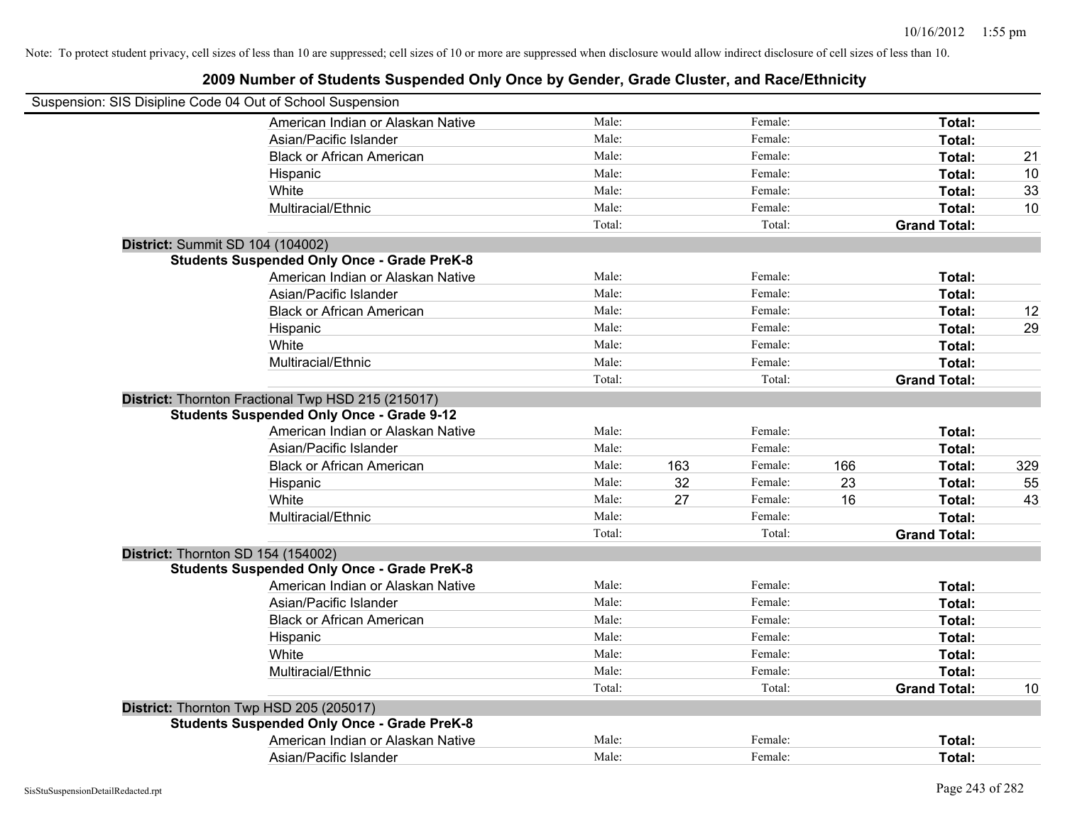Note: To protect student privacy, cell sizes of less than 10 are suppressed; cell sizes of 10 or more are suppressed when disclosure would allow indirect disclosure of cell sizes of less than 10.

## 2009 Number of Students Suspended Only Once by Gender, Grade Cluster, and Race/Ethnicity

Suspension: SIS Disipline Code 04 Out of School Suspension

| | Male: | | Female: | | | |
|---|---|---|---|---|---|---|
| American Indian or Alaskan Native | Male: | | Female: | | **Total:** | |
| Asian/Pacific Islander | Male: | | Female: | | **Total:** | |
| Black or African American | Male: | | Female: | | **Total:** | 21 |
| Hispanic | Male: | | Female: | | **Total:** | 10 |
| White | Male: | | Female: | | **Total:** | 33 |
| Multiracial/Ethnic | Male: | | Female: | | **Total:** | 10 |
| | Total: | | Total: | | **Grand Total:** | |

**District:** Summit SD 104 (104002)

**Students Suspended Only Once - Grade PreK-8**

| | | | | | | |
|---|---|---|---|---|---|---|
| American Indian or Alaskan Native | Male: | | Female: | | **Total:** | |
| Asian/Pacific Islander | Male: | | Female: | | **Total:** | |
| Black or African American | Male: | | Female: | | **Total:** | 12 |
| Hispanic | Male: | | Female: | | **Total:** | 29 |
| White | Male: | | Female: | | **Total:** | |
| Multiracial/Ethnic | Male: | | Female: | | **Total:** | |
| | Total: | | Total: | | **Grand Total:** | |

**District:** Thornton Fractional Twp HSD 215 (215017)

**Students Suspended Only Once - Grade 9-12**

| | | | | | | |
|---|---|---|---|---|---|---|
| American Indian or Alaskan Native | Male: | | Female: | | **Total:** | |
| Asian/Pacific Islander | Male: | | Female: | | **Total:** | |
| Black or African American | Male: | 163 | Female: | 166 | **Total:** | 329 |
| Hispanic | Male: | 32 | Female: | 23 | **Total:** | 55 |
| White | Male: | 27 | Female: | 16 | **Total:** | 43 |
| Multiracial/Ethnic | Male: | | Female: | | **Total:** | |
| | Total: | | Total: | | **Grand Total:** | |

**District:** Thornton SD 154 (154002)

**Students Suspended Only Once - Grade PreK-8**

| | | | | | | |
|---|---|---|---|---|---|---|
| American Indian or Alaskan Native | Male: | | Female: | | **Total:** | |
| Asian/Pacific Islander | Male: | | Female: | | **Total:** | |
| Black or African American | Male: | | Female: | | **Total:** | |
| Hispanic | Male: | | Female: | | **Total:** | |
| White | Male: | | Female: | | **Total:** | |
| Multiracial/Ethnic | Male: | | Female: | | **Total:** | |
| | Total: | | Total: | | **Grand Total:** | 10 |

**District:** Thornton Twp HSD 205 (205017)

**Students Suspended Only Once - Grade PreK-8**

| | | | | | | |
|---|---|---|---|---|---|---|
| American Indian or Alaskan Native | Male: | | Female: | | **Total:** | |
| Asian/Pacific Islander | Male: | | Female: | | **Total:** | |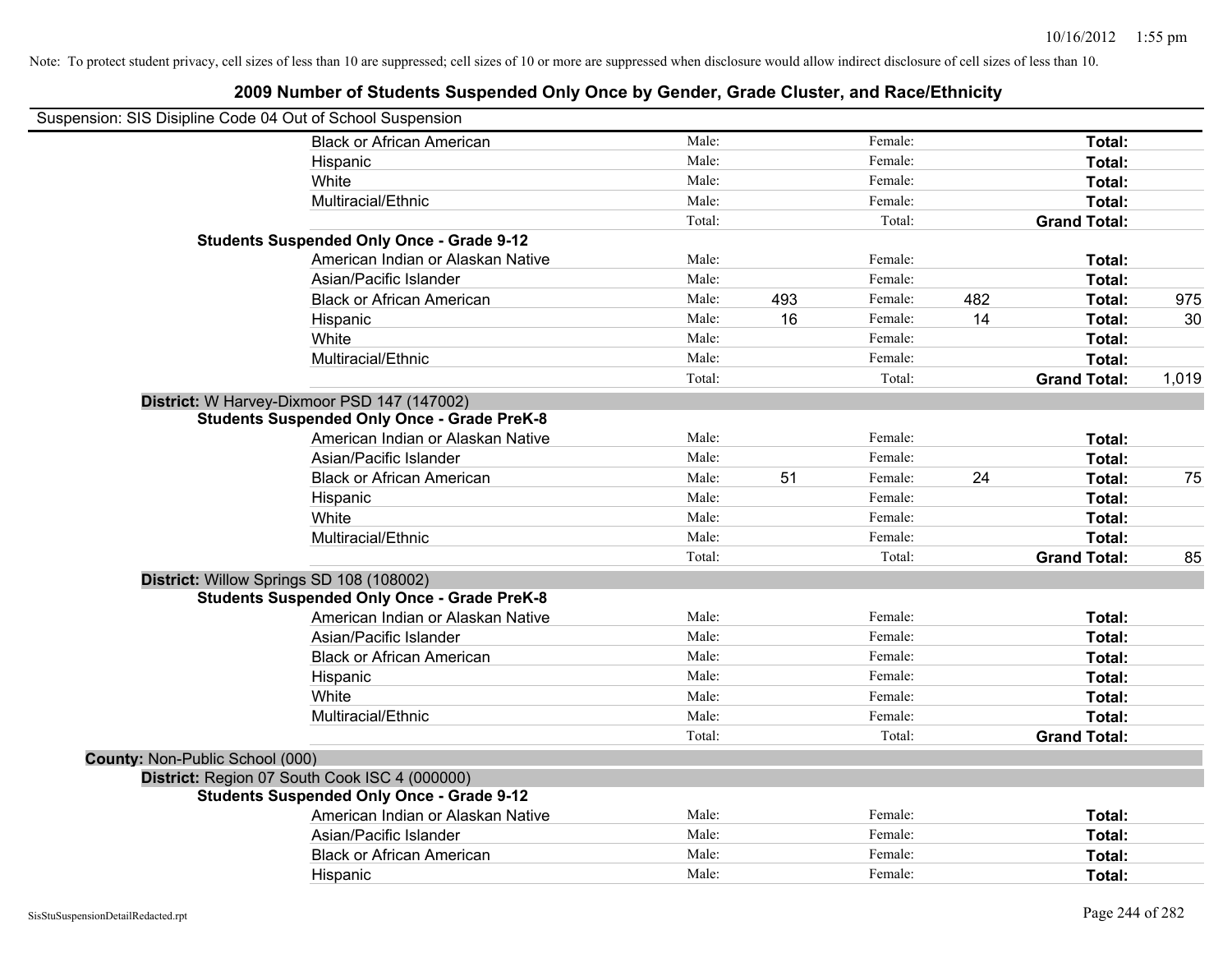Note: To protect student privacy, cell sizes of less than 10 are suppressed; cell sizes of 10 or more are suppressed when disclosure would allow indirect disclosure of cell sizes of less than 10.

## 2009 Number of Students Suspended Only Once by Gender, Grade Cluster, and Race/Ethnicity

Suspension: SIS Disipline Code 04 Out of School Suspension

| | | | | | | |
|---|---|---|---|---|---|---|
| Black or African American | Male: | | Female: | | **Total:** | |
| Hispanic | Male: | | Female: | | **Total:** | |
| White | Male: | | Female: | | **Total:** | |
| Multiracial/Ethnic | Male: | | Female: | | **Total:** | |
| | Total: | | Total: | | **Grand Total:** | |
| **Students Suspended Only Once - Grade 9-12** | | | | | | |
| American Indian or Alaskan Native | Male: | | Female: | | **Total:** | |
| Asian/Pacific Islander | Male: | | Female: | | **Total:** | |
| Black or African American | Male: | 493 | Female: | 482 | **Total:** | 975 |
| Hispanic | Male: | 16 | Female: | 14 | **Total:** | 30 |
| White | Male: | | Female: | | **Total:** | |
| Multiracial/Ethnic | Male: | | Female: | | **Total:** | |
| | Total: | | Total: | | **Grand Total:** | 1,019 |

**District:** W Harvey-Dixmoor PSD 147 (147002)

| | | | | | | |
|---|---|---|---|---|---|---|
| **Students Suspended Only Once - Grade PreK-8** | | | | | | |
| American Indian or Alaskan Native | Male: | | Female: | | **Total:** | |
| Asian/Pacific Islander | Male: | | Female: | | **Total:** | |
| Black or African American | Male: | 51 | Female: | 24 | **Total:** | 75 |
| Hispanic | Male: | | Female: | | **Total:** | |
| White | Male: | | Female: | | **Total:** | |
| Multiracial/Ethnic | Male: | | Female: | | **Total:** | |
| | Total: | | Total: | | **Grand Total:** | 85 |

**District:** Willow Springs SD 108 (108002)

| | | | | | | |
|---|---|---|---|---|---|---|
| **Students Suspended Only Once - Grade PreK-8** | | | | | | |
| American Indian or Alaskan Native | Male: | | Female: | | **Total:** | |
| Asian/Pacific Islander | Male: | | Female: | | **Total:** | |
| Black or African American | Male: | | Female: | | **Total:** | |
| Hispanic | Male: | | Female: | | **Total:** | |
| White | Male: | | Female: | | **Total:** | |
| Multiracial/Ethnic | Male: | | Female: | | **Total:** | |
| | Total: | | Total: | | **Grand Total:** | |

**County:** Non-Public School (000)

**District:** Region 07 South Cook ISC 4 (000000)

| | | | | | | |
|---|---|---|---|---|---|---|
| **Students Suspended Only Once - Grade 9-12** | | | | | | |
| American Indian or Alaskan Native | Male: | | Female: | | **Total:** | |
| Asian/Pacific Islander | Male: | | Female: | | **Total:** | |
| Black or African American | Male: | | Female: | | **Total:** | |
| Hispanic | Male: | | Female: | | **Total:** | |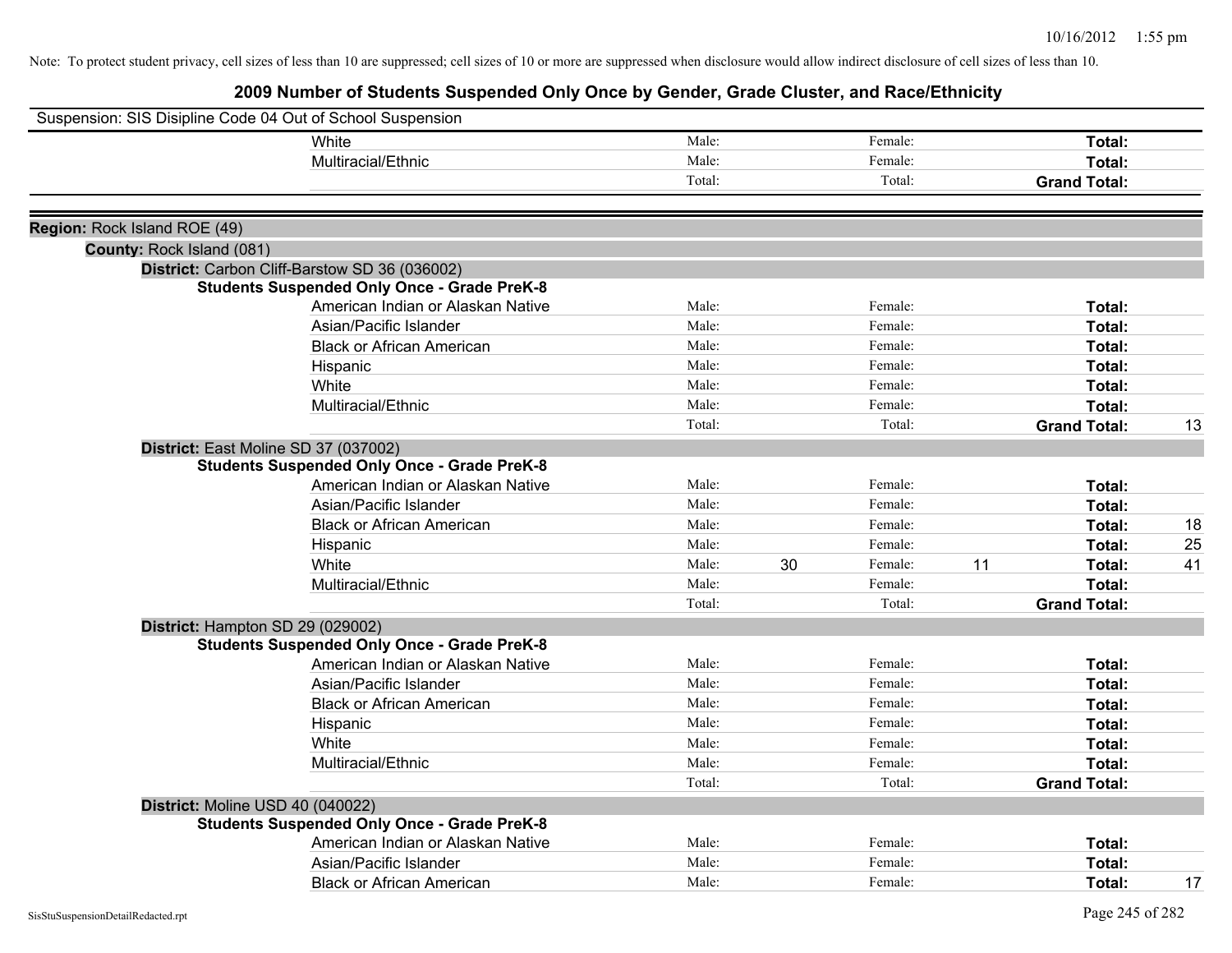Note: To protect student privacy, cell sizes of less than 10 are suppressed; cell sizes of 10 or more are suppressed when disclosure would allow indirect disclosure of cell sizes of less than 10.

## 2009 Number of Students Suspended Only Once by Gender, Grade Cluster, and Race/Ethnicity

Suspension: SIS Disipline Code 04 Out of School Suspension

| | Male | | Female | | Total | |
|---|---|---|---|---|---|---|
| White | Male: | | Female: | | **Total:** | |
| Multiracial/Ethnic | Male: | | Female: | | **Total:** | |
| | Total: | | Total: | | **Grand Total:** | |

**Region:** Rock Island ROE (49)

**County:** Rock Island (081)

**District:** Carbon Cliff-Barstow SD 36 (036002)

**Students Suspended Only Once - Grade PreK-8**

| | Male | | Female | | Total | |
|---|---|---|---|---|---|---|
| American Indian or Alaskan Native | Male: | | Female: | | **Total:** | |
| Asian/Pacific Islander | Male: | | Female: | | **Total:** | |
| Black or African American | Male: | | Female: | | **Total:** | |
| Hispanic | Male: | | Female: | | **Total:** | |
| White | Male: | | Female: | | **Total:** | |
| Multiracial/Ethnic | Male: | | Female: | | **Total:** | |
| | Total: | | Total: | | **Grand Total:** | 13 |

**District:** East Moline SD 37 (037002)

**Students Suspended Only Once - Grade PreK-8**

| | Male | | Female | | Total | |
|---|---|---|---|---|---|---|
| American Indian or Alaskan Native | Male: | | Female: | | **Total:** | |
| Asian/Pacific Islander | Male: | | Female: | | **Total:** | |
| Black or African American | Male: | | Female: | | **Total:** | 18 |
| Hispanic | Male: | | Female: | | **Total:** | 25 |
| White | Male: | 30 | Female: | 11 | **Total:** | 41 |
| Multiracial/Ethnic | Male: | | Female: | | **Total:** | |
| | Total: | | Total: | | **Grand Total:** | |

**District:** Hampton SD 29 (029002)

**Students Suspended Only Once - Grade PreK-8**

| | Male | | Female | | Total | |
|---|---|---|---|---|---|---|
| American Indian or Alaskan Native | Male: | | Female: | | **Total:** | |
| Asian/Pacific Islander | Male: | | Female: | | **Total:** | |
| Black or African American | Male: | | Female: | | **Total:** | |
| Hispanic | Male: | | Female: | | **Total:** | |
| White | Male: | | Female: | | **Total:** | |
| Multiracial/Ethnic | Male: | | Female: | | **Total:** | |
| | Total: | | Total: | | **Grand Total:** | |

**District:** Moline USD 40 (040022)

**Students Suspended Only Once - Grade PreK-8**

| | Male | | Female | | Total | |
|---|---|---|---|---|---|---|
| American Indian or Alaskan Native | Male: | | Female: | | **Total:** | |
| Asian/Pacific Islander | Male: | | Female: | | **Total:** | |
| Black or African American | Male: | | Female: | | **Total:** | 17 |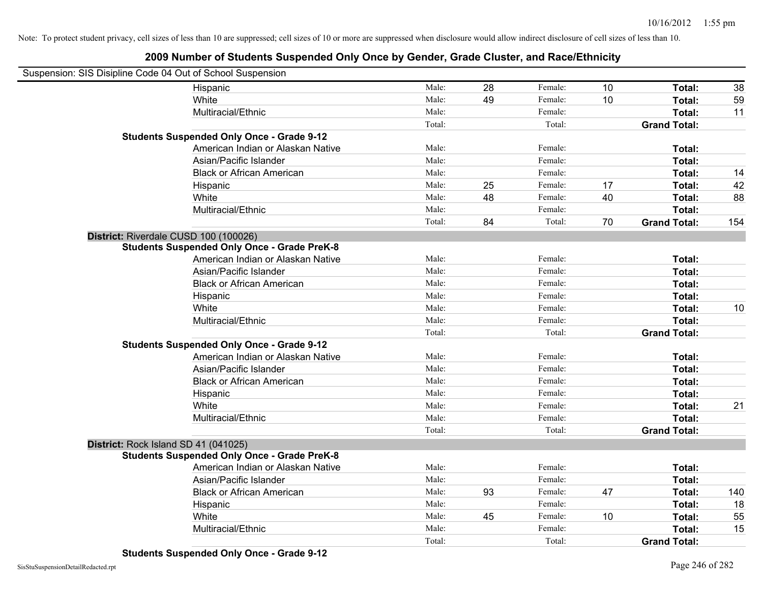Note: To protect student privacy, cell sizes of less than 10 are suppressed; cell sizes of 10 or more are suppressed when disclosure would allow indirect disclosure of cell sizes of less than 10.

# 2009 Number of Students Suspended Only Once by Gender, Grade Cluster, and Race/Ethnicity

Suspension: SIS Disipline Code 04 Out of School Suspension

| | | | | | | | |
|---|---|---|---|---|---|---|---|
| Hispanic | Male: | 28 | Female: | 10 | **Total:** | 38 |
| White | Male: | 49 | Female: | 10 | **Total:** | 59 |
| Multiracial/Ethnic | Male: | | Female: | | **Total:** | 11 |
| | Total: | | Total: | | **Grand Total:** | |
| **Students Suspended Only Once - Grade 9-12** | | | | | | |
| American Indian or Alaskan Native | Male: | | Female: | | **Total:** | |
| Asian/Pacific Islander | Male: | | Female: | | **Total:** | |
| Black or African American | Male: | | Female: | | **Total:** | 14 |
| Hispanic | Male: | 25 | Female: | 17 | **Total:** | 42 |
| White | Male: | 48 | Female: | 40 | **Total:** | 88 |
| Multiracial/Ethnic | Male: | | Female: | | **Total:** | |
| | Total: | 84 | Total: | 70 | **Grand Total:** | 154 |

**District:** Riverdale CUSD 100 (100026)

| | | | | | | |
|---|---|---|---|---|---|---|
| **Students Suspended Only Once - Grade PreK-8** | | | | | | |
| American Indian or Alaskan Native | Male: | | Female: | | **Total:** | |
| Asian/Pacific Islander | Male: | | Female: | | **Total:** | |
| Black or African American | Male: | | Female: | | **Total:** | |
| Hispanic | Male: | | Female: | | **Total:** | |
| White | Male: | | Female: | | **Total:** | 10 |
| Multiracial/Ethnic | Male: | | Female: | | **Total:** | |
| | Total: | | Total: | | **Grand Total:** | |
| **Students Suspended Only Once - Grade 9-12** | | | | | | |
| American Indian or Alaskan Native | Male: | | Female: | | **Total:** | |
| Asian/Pacific Islander | Male: | | Female: | | **Total:** | |
| Black or African American | Male: | | Female: | | **Total:** | |
| Hispanic | Male: | | Female: | | **Total:** | |
| White | Male: | | Female: | | **Total:** | 21 |
| Multiracial/Ethnic | Male: | | Female: | | **Total:** | |
| | Total: | | Total: | | **Grand Total:** | |

**District:** Rock Island SD 41 (041025)

| | | | | | | |
|---|---|---|---|---|---|---|
| **Students Suspended Only Once - Grade PreK-8** | | | | | | |
| American Indian or Alaskan Native | Male: | | Female: | | **Total:** | |
| Asian/Pacific Islander | Male: | | Female: | | **Total:** | |
| Black or African American | Male: | 93 | Female: | 47 | **Total:** | 140 |
| Hispanic | Male: | | Female: | | **Total:** | 18 |
| White | Male: | 45 | Female: | 10 | **Total:** | 55 |
| Multiracial/Ethnic | Male: | | Female: | | **Total:** | 15 |
| | Total: | | Total: | | **Grand Total:** | |

**Students Suspended Only Once - Grade 9-12**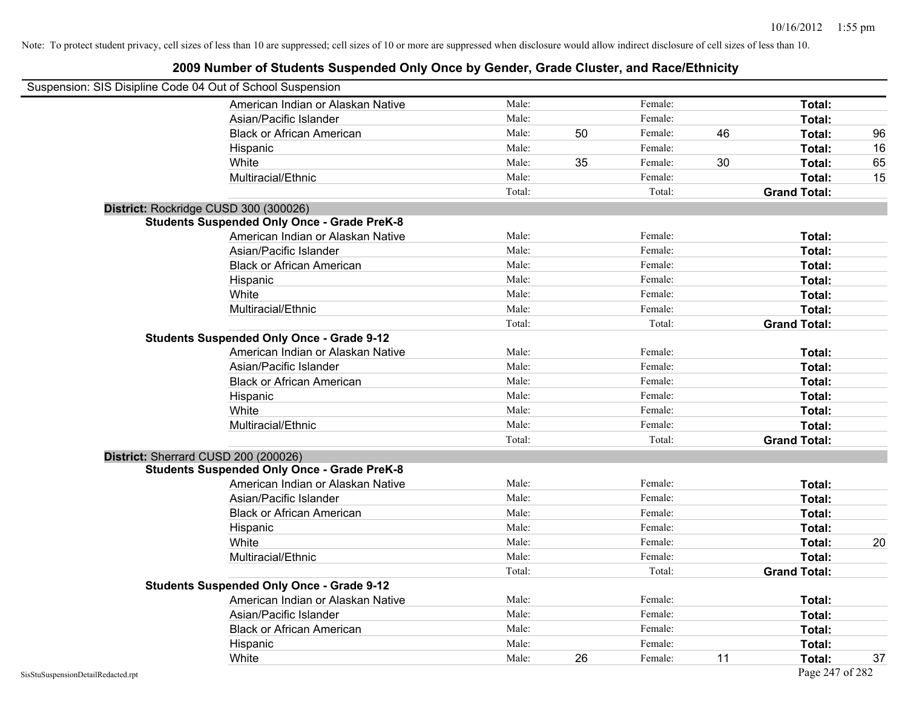Note: To protect student privacy, cell sizes of less than 10 are suppressed; cell sizes of 10 or more are suppressed when disclosure would allow indirect disclosure of cell sizes of less than 10.

## 2009 Number of Students Suspended Only Once by Gender, Grade Cluster, and Race/Ethnicity

Suspension: SIS Disipline Code 04 Out of School Suspension

| | | | | | | |
|---|---|---|---|---|---|---|
| American Indian or Alaskan Native | Male: | | Female: | | **Total:** | |
| Asian/Pacific Islander | Male: | | Female: | | **Total:** | |
| Black or African American | Male: | 50 | Female: | 46 | **Total:** | 96 |
| Hispanic | Male: | | Female: | | **Total:** | 16 |
| White | Male: | 35 | Female: | 30 | **Total:** | 65 |
| Multiracial/Ethnic | Male: | | Female: | | **Total:** | 15 |
| | Total: | | Total: | | **Grand Total:** | |

**District:** Rockridge CUSD 300 (300026)

**Students Suspended Only Once - Grade PreK-8**

| | | | | | | |
|---|---|---|---|---|---|---|
| American Indian or Alaskan Native | Male: | | Female: | | **Total:** | |
| Asian/Pacific Islander | Male: | | Female: | | **Total:** | |
| Black or African American | Male: | | Female: | | **Total:** | |
| Hispanic | Male: | | Female: | | **Total:** | |
| White | Male: | | Female: | | **Total:** | |
| Multiracial/Ethnic | Male: | | Female: | | **Total:** | |
| | Total: | | Total: | | **Grand Total:** | |

**Students Suspended Only Once - Grade 9-12**

| | | | | | | |
|---|---|---|---|---|---|---|
| American Indian or Alaskan Native | Male: | | Female: | | **Total:** | |
| Asian/Pacific Islander | Male: | | Female: | | **Total:** | |
| Black or African American | Male: | | Female: | | **Total:** | |
| Hispanic | Male: | | Female: | | **Total:** | |
| White | Male: | | Female: | | **Total:** | |
| Multiracial/Ethnic | Male: | | Female: | | **Total:** | |
| | Total: | | Total: | | **Grand Total:** | |

**District:** Sherrard CUSD 200 (200026)

**Students Suspended Only Once - Grade PreK-8**

| | | | | | | |
|---|---|---|---|---|---|---|
| American Indian or Alaskan Native | Male: | | Female: | | **Total:** | |
| Asian/Pacific Islander | Male: | | Female: | | **Total:** | |
| Black or African American | Male: | | Female: | | **Total:** | |
| Hispanic | Male: | | Female: | | **Total:** | |
| White | Male: | | Female: | | **Total:** | 20 |
| Multiracial/Ethnic | Male: | | Female: | | **Total:** | |
| | Total: | | Total: | | **Grand Total:** | |

**Students Suspended Only Once - Grade 9-12**

| | | | | | | |
|---|---|---|---|---|---|---|
| American Indian or Alaskan Native | Male: | | Female: | | **Total:** | |
| Asian/Pacific Islander | Male: | | Female: | | **Total:** | |
| Black or African American | Male: | | Female: | | **Total:** | |
| Hispanic | Male: | | Female: | | **Total:** | |
| White | Male: | 26 | Female: | 11 | **Total:** | 37 |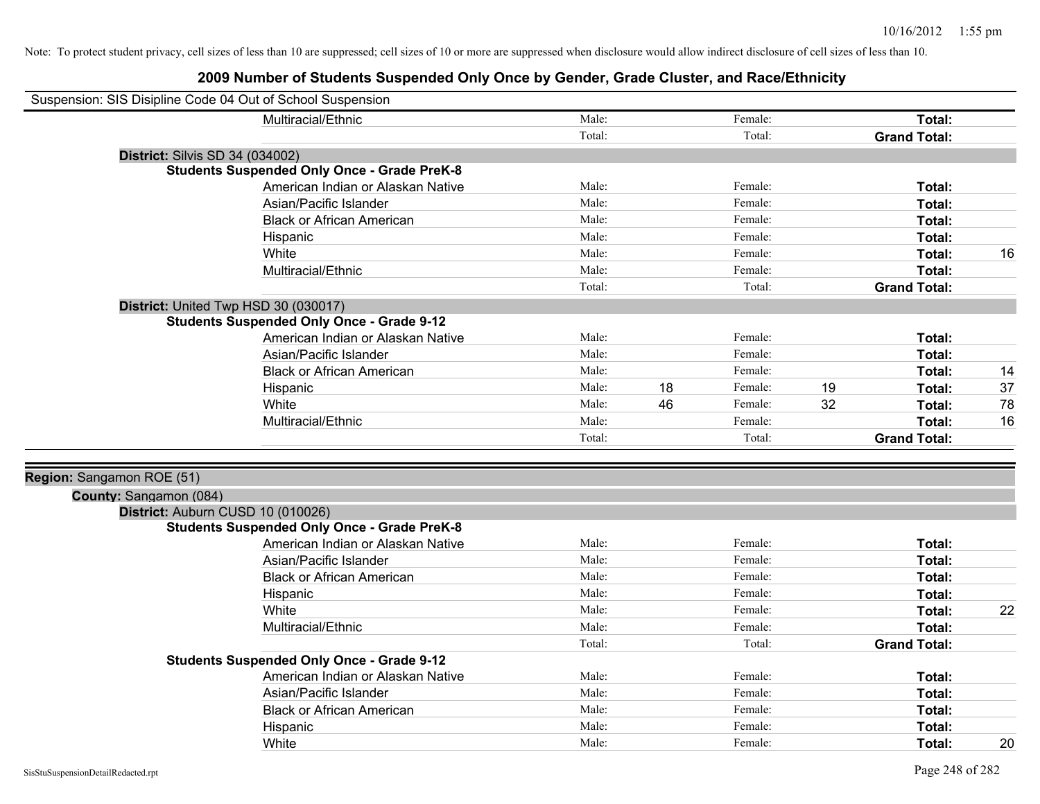Note: To protect student privacy, cell sizes of less than 10 are suppressed; cell sizes of 10 or more are suppressed when disclosure would allow indirect disclosure of cell sizes of less than 10.

# 2009 Number of Students Suspended Only Once by Gender, Grade Cluster, and Race/Ethnicity

Suspension: SIS Disipline Code 04 Out of School Suspension

| | | | | | | |
|---|---|---|---|---|---|---|
| Multiracial/Ethnic | Male: | | Female: | | **Total:** | |
| | Total: | | Total: | | **Grand Total:** | |

**District:** Silvis SD 34 (034002)

**Students Suspended Only Once - Grade PreK-8**

| | | | | | | |
|---|---|---|---|---|---|---|
| American Indian or Alaskan Native | Male: | | Female: | | **Total:** | |
| Asian/Pacific Islander | Male: | | Female: | | **Total:** | |
| Black or African American | Male: | | Female: | | **Total:** | |
| Hispanic | Male: | | Female: | | **Total:** | |
| White | Male: | | Female: | | **Total:** | 16 |
| Multiracial/Ethnic | Male: | | Female: | | **Total:** | |
| | Total: | | Total: | | **Grand Total:** | |

**District:** United Twp HSD 30 (030017)

**Students Suspended Only Once - Grade 9-12**

| | | | | | | |
|---|---|---|---|---|---|---|
| American Indian or Alaskan Native | Male: | | Female: | | **Total:** | |
| Asian/Pacific Islander | Male: | | Female: | | **Total:** | |
| Black or African American | Male: | | Female: | | **Total:** | 14 |
| Hispanic | Male: | 18 | Female: | 19 | **Total:** | 37 |
| White | Male: | 46 | Female: | 32 | **Total:** | 78 |
| Multiracial/Ethnic | Male: | | Female: | | **Total:** | 16 |
| | Total: | | Total: | | **Grand Total:** | |

**Region:** Sangamon ROE (51)

**County:** Sangamon (084)

**District:** Auburn CUSD 10 (010026)

**Students Suspended Only Once - Grade PreK-8**

| | | | | | | |
|---|---|---|---|---|---|---|
| American Indian or Alaskan Native | Male: | | Female: | | **Total:** | |
| Asian/Pacific Islander | Male: | | Female: | | **Total:** | |
| Black or African American | Male: | | Female: | | **Total:** | |
| Hispanic | Male: | | Female: | | **Total:** | |
| White | Male: | | Female: | | **Total:** | 22 |
| Multiracial/Ethnic | Male: | | Female: | | **Total:** | |
| | Total: | | Total: | | **Grand Total:** | |

**Students Suspended Only Once - Grade 9-12**

| | | | | | | |
|---|---|---|---|---|---|---|
| American Indian or Alaskan Native | Male: | | Female: | | **Total:** | |
| Asian/Pacific Islander | Male: | | Female: | | **Total:** | |
| Black or African American | Male: | | Female: | | **Total:** | |
| Hispanic | Male: | | Female: | | **Total:** | |
| White | Male: | | Female: | | **Total:** | 20 |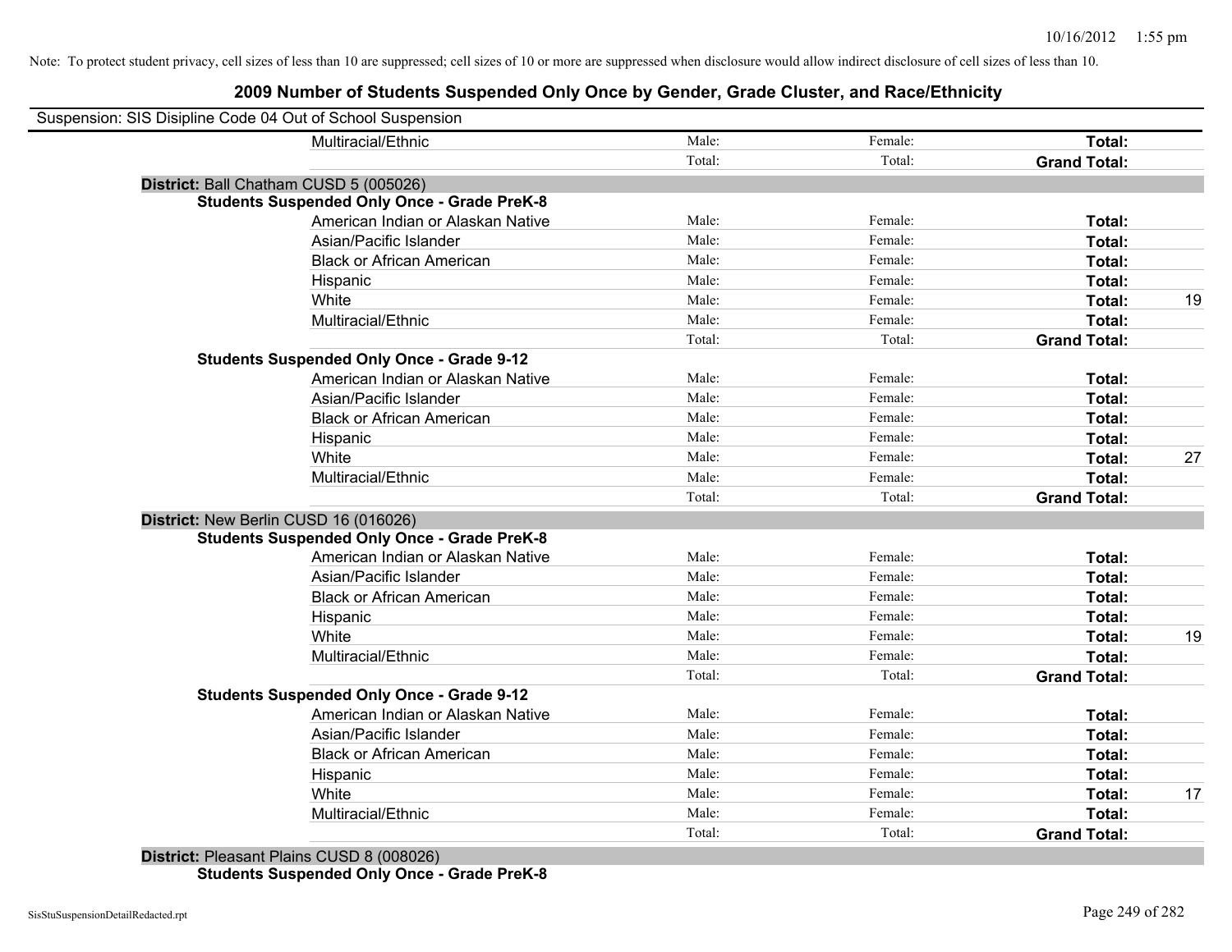Note: To protect student privacy, cell sizes of less than 10 are suppressed; cell sizes of 10 or more are suppressed when disclosure would allow indirect disclosure of cell sizes of less than 10.

## 2009 Number of Students Suspended Only Once by Gender, Grade Cluster, and Race/Ethnicity

Suspension: SIS Disipline Code 04 Out of School Suspension

| | | | | |
|---|---|---|---|---|
| Multiracial/Ethnic | Male: | Female: | **Total:** | |
| | Total: | Total: | **Grand Total:** | |

**District:** Ball Chatham CUSD 5 (005026)

**Students Suspended Only Once - Grade PreK-8**

| | | | | |
|---|---|---|---|---|
| American Indian or Alaskan Native | Male: | Female: | **Total:** | |
| Asian/Pacific Islander | Male: | Female: | **Total:** | |
| Black or African American | Male: | Female: | **Total:** | |
| Hispanic | Male: | Female: | **Total:** | |
| White | Male: | Female: | **Total:** | 19 |
| Multiracial/Ethnic | Male: | Female: | **Total:** | |
| | Total: | Total: | **Grand Total:** | |

**Students Suspended Only Once - Grade 9-12**

| | | | | |
|---|---|---|---|---|
| American Indian or Alaskan Native | Male: | Female: | **Total:** | |
| Asian/Pacific Islander | Male: | Female: | **Total:** | |
| Black or African American | Male: | Female: | **Total:** | |
| Hispanic | Male: | Female: | **Total:** | |
| White | Male: | Female: | **Total:** | 27 |
| Multiracial/Ethnic | Male: | Female: | **Total:** | |
| | Total: | Total: | **Grand Total:** | |

**District:** New Berlin CUSD 16 (016026)

**Students Suspended Only Once - Grade PreK-8**

| | | | | |
|---|---|---|---|---|
| American Indian or Alaskan Native | Male: | Female: | **Total:** | |
| Asian/Pacific Islander | Male: | Female: | **Total:** | |
| Black or African American | Male: | Female: | **Total:** | |
| Hispanic | Male: | Female: | **Total:** | |
| White | Male: | Female: | **Total:** | 19 |
| Multiracial/Ethnic | Male: | Female: | **Total:** | |
| | Total: | Total: | **Grand Total:** | |

**Students Suspended Only Once - Grade 9-12**

| | | | | |
|---|---|---|---|---|
| American Indian or Alaskan Native | Male: | Female: | **Total:** | |
| Asian/Pacific Islander | Male: | Female: | **Total:** | |
| Black or African American | Male: | Female: | **Total:** | |
| Hispanic | Male: | Female: | **Total:** | |
| White | Male: | Female: | **Total:** | 17 |
| Multiracial/Ethnic | Male: | Female: | **Total:** | |
| | Total: | Total: | **Grand Total:** | |

**District:** Pleasant Plains CUSD 8 (008026)

**Students Suspended Only Once - Grade PreK-8**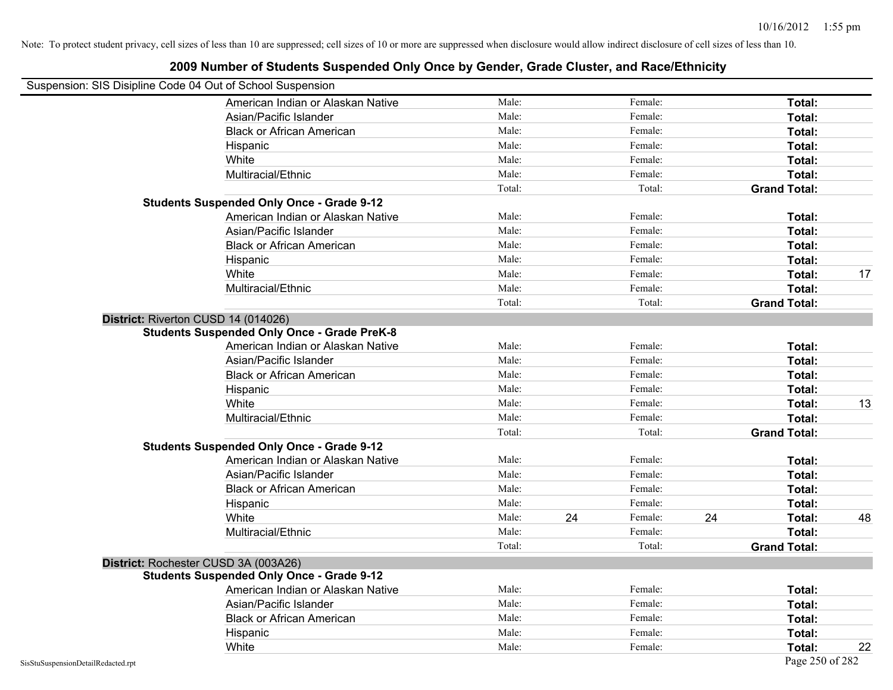Note: To protect student privacy, cell sizes of less than 10 are suppressed; cell sizes of 10 or more are suppressed when disclosure would allow indirect disclosure of cell sizes of less than 10.

## 2009 Number of Students Suspended Only Once by Gender, Grade Cluster, and Race/Ethnicity

Suspension: SIS Disipline Code 04 Out of School Suspension

| | | | | | | |
|---|---|---|---|---|---|---|
| American Indian or Alaskan Native | Male: | | Female: | | **Total:** | |
| Asian/Pacific Islander | Male: | | Female: | | **Total:** | |
| Black or African American | Male: | | Female: | | **Total:** | |
| Hispanic | Male: | | Female: | | **Total:** | |
| White | Male: | | Female: | | **Total:** | |
| Multiracial/Ethnic | Male: | | Female: | | **Total:** | |
| | Total: | | Total: | | **Grand Total:** | |

**Students Suspended Only Once - Grade 9-12**

| | | | | | | |
|---|---|---|---|---|---|---|
| American Indian or Alaskan Native | Male: | | Female: | | **Total:** | |
| Asian/Pacific Islander | Male: | | Female: | | **Total:** | |
| Black or African American | Male: | | Female: | | **Total:** | |
| Hispanic | Male: | | Female: | | **Total:** | |
| White | Male: | | Female: | | **Total:** | 17 |
| Multiracial/Ethnic | Male: | | Female: | | **Total:** | |
| | Total: | | Total: | | **Grand Total:** | |

### District: Riverton CUSD 14 (014026)

**Students Suspended Only Once - Grade PreK-8**

| | | | | | | |
|---|---|---|---|---|---|---|
| American Indian or Alaskan Native | Male: | | Female: | | **Total:** | |
| Asian/Pacific Islander | Male: | | Female: | | **Total:** | |
| Black or African American | Male: | | Female: | | **Total:** | |
| Hispanic | Male: | | Female: | | **Total:** | |
| White | Male: | | Female: | | **Total:** | 13 |
| Multiracial/Ethnic | Male: | | Female: | | **Total:** | |
| | Total: | | Total: | | **Grand Total:** | |

**Students Suspended Only Once - Grade 9-12**

| | | | | | | |
|---|---|---|---|---|---|---|
| American Indian or Alaskan Native | Male: | | Female: | | **Total:** | |
| Asian/Pacific Islander | Male: | | Female: | | **Total:** | |
| Black or African American | Male: | | Female: | | **Total:** | |
| Hispanic | Male: | | Female: | | **Total:** | |
| White | Male: | 24 | Female: | 24 | **Total:** | 48 |
| Multiracial/Ethnic | Male: | | Female: | | **Total:** | |
| | Total: | | Total: | | **Grand Total:** | |

### District: Rochester CUSD 3A (003A26)

**Students Suspended Only Once - Grade 9-12**

| | | | | | | |
|---|---|---|---|---|---|---|
| American Indian or Alaskan Native | Male: | | Female: | | **Total:** | |
| Asian/Pacific Islander | Male: | | Female: | | **Total:** | |
| Black or African American | Male: | | Female: | | **Total:** | |
| Hispanic | Male: | | Female: | | **Total:** | |
| White | Male: | | Female: | | **Total:** | 22 |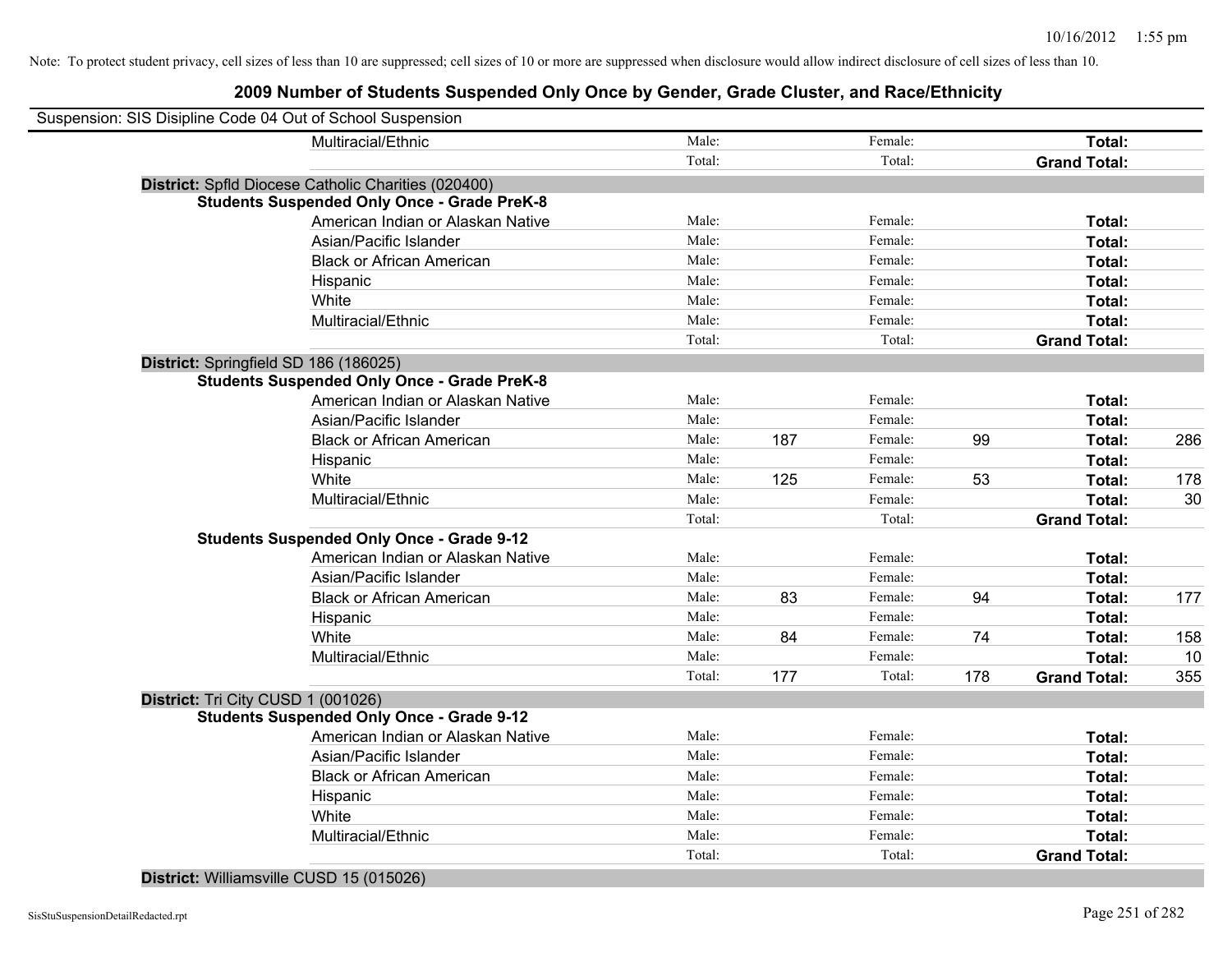Note: To protect student privacy, cell sizes of less than 10 are suppressed; cell sizes of 10 or more are suppressed when disclosure would allow indirect disclosure of cell sizes of less than 10.

## 2009 Number of Students Suspended Only Once by Gender, Grade Cluster, and Race/Ethnicity

Suspension: SIS Disipline Code 04 Out of School Suspension

| | | | | | | |
|---|---|---|---|---|---|---|
| Multiracial/Ethnic | Male: | | Female: | | **Total:** | |
| | Total: | | Total: | | **Grand Total:** | |

**District:** Spfld Diocese Catholic Charities (020400)

**Students Suspended Only Once - Grade PreK-8**

| | | | | | | |
|---|---|---|---|---|---|---|
| American Indian or Alaskan Native | Male: | | Female: | | **Total:** | |
| Asian/Pacific Islander | Male: | | Female: | | **Total:** | |
| Black or African American | Male: | | Female: | | **Total:** | |
| Hispanic | Male: | | Female: | | **Total:** | |
| White | Male: | | Female: | | **Total:** | |
| Multiracial/Ethnic | Male: | | Female: | | **Total:** | |
| | Total: | | Total: | | **Grand Total:** | |

**District:** Springfield SD 186 (186025)

**Students Suspended Only Once - Grade PreK-8**

| | | | | | | |
|---|---|---|---|---|---|---|
| American Indian or Alaskan Native | Male: | | Female: | | **Total:** | |
| Asian/Pacific Islander | Male: | | Female: | | **Total:** | |
| Black or African American | Male: | 187 | Female: | 99 | **Total:** | 286 |
| Hispanic | Male: | | Female: | | **Total:** | |
| White | Male: | 125 | Female: | 53 | **Total:** | 178 |
| Multiracial/Ethnic | Male: | | Female: | | **Total:** | 30 |
| | Total: | | Total: | | **Grand Total:** | |

**Students Suspended Only Once - Grade 9-12**

| | | | | | | |
|---|---|---|---|---|---|---|
| American Indian or Alaskan Native | Male: | | Female: | | **Total:** | |
| Asian/Pacific Islander | Male: | | Female: | | **Total:** | |
| Black or African American | Male: | 83 | Female: | 94 | **Total:** | 177 |
| Hispanic | Male: | | Female: | | **Total:** | |
| White | Male: | 84 | Female: | 74 | **Total:** | 158 |
| Multiracial/Ethnic | Male: | | Female: | | **Total:** | 10 |
| | Total: | 177 | Total: | 178 | **Grand Total:** | 355 |

**District:** Tri City CUSD 1 (001026)

**Students Suspended Only Once - Grade 9-12**

| | | | | | | |
|---|---|---|---|---|---|---|
| American Indian or Alaskan Native | Male: | | Female: | | **Total:** | |
| Asian/Pacific Islander | Male: | | Female: | | **Total:** | |
| Black or African American | Male: | | Female: | | **Total:** | |
| Hispanic | Male: | | Female: | | **Total:** | |
| White | Male: | | Female: | | **Total:** | |
| Multiracial/Ethnic | Male: | | Female: | | **Total:** | |
| | Total: | | Total: | | **Grand Total:** | |

**District:** Williamsville CUSD 15 (015026)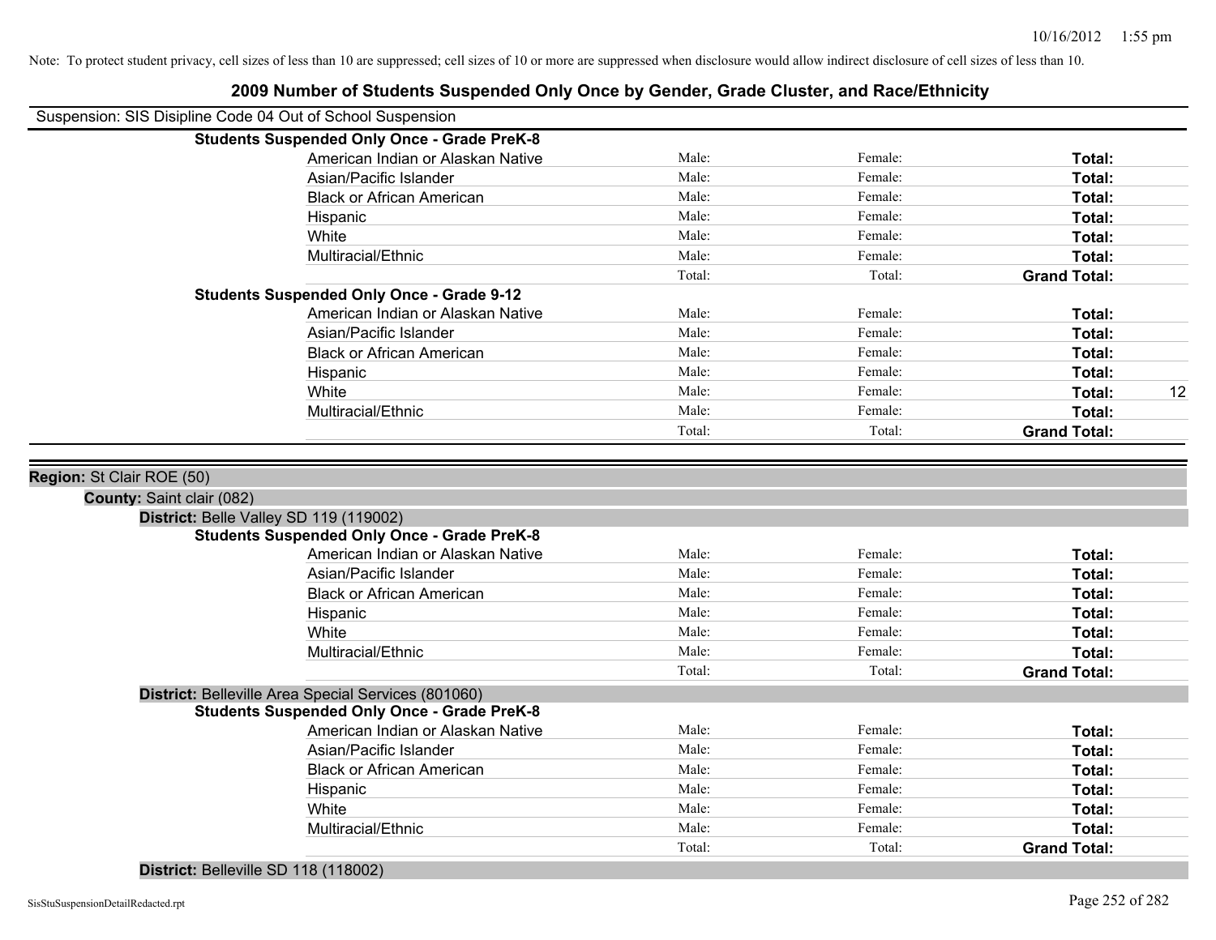Note: To protect student privacy, cell sizes of less than 10 are suppressed; cell sizes of 10 or more are suppressed when disclosure would allow indirect disclosure of cell sizes of less than 10.

# 2009 Number of Students Suspended Only Once by Gender, Grade Cluster, and Race/Ethnicity

Suspension: SIS Disipline Code 04 Out of School Suspension

**Students Suspended Only Once - Grade PreK-8**

| | | | | |
|---|---|---|---|---|
| American Indian or Alaskan Native | Male: | Female: | **Total:** | |
| Asian/Pacific Islander | Male: | Female: | **Total:** | |
| Black or African American | Male: | Female: | **Total:** | |
| Hispanic | Male: | Female: | **Total:** | |
| White | Male: | Female: | **Total:** | |
| Multiracial/Ethnic | Male: | Female: | **Total:** | |
| | Total: | Total: | **Grand Total:** | |

**Students Suspended Only Once - Grade 9-12**

| | | | | |
|---|---|---|---|---|
| American Indian or Alaskan Native | Male: | Female: | **Total:** | |
| Asian/Pacific Islander | Male: | Female: | **Total:** | |
| Black or African American | Male: | Female: | **Total:** | |
| Hispanic | Male: | Female: | **Total:** | |
| White | Male: | Female: | **Total:** | 12 |
| Multiracial/Ethnic | Male: | Female: | **Total:** | |
| | Total: | Total: | **Grand Total:** | |

**Region:** St Clair ROE (50)

**County:** Saint clair (082)

**District:** Belle Valley SD 119 (119002)

**Students Suspended Only Once - Grade PreK-8**

| | | | | |
|---|---|---|---|---|
| American Indian or Alaskan Native | Male: | Female: | **Total:** | |
| Asian/Pacific Islander | Male: | Female: | **Total:** | |
| Black or African American | Male: | Female: | **Total:** | |
| Hispanic | Male: | Female: | **Total:** | |
| White | Male: | Female: | **Total:** | |
| Multiracial/Ethnic | Male: | Female: | **Total:** | |
| | Total: | Total: | **Grand Total:** | |

**District:** Belleville Area Special Services (801060)

**Students Suspended Only Once - Grade PreK-8**

| | | | | |
|---|---|---|---|---|
| American Indian or Alaskan Native | Male: | Female: | **Total:** | |
| Asian/Pacific Islander | Male: | Female: | **Total:** | |
| Black or African American | Male: | Female: | **Total:** | |
| Hispanic | Male: | Female: | **Total:** | |
| White | Male: | Female: | **Total:** | |
| Multiracial/Ethnic | Male: | Female: | **Total:** | |
| | Total: | Total: | **Grand Total:** | |

**District:** Belleville SD 118 (118002)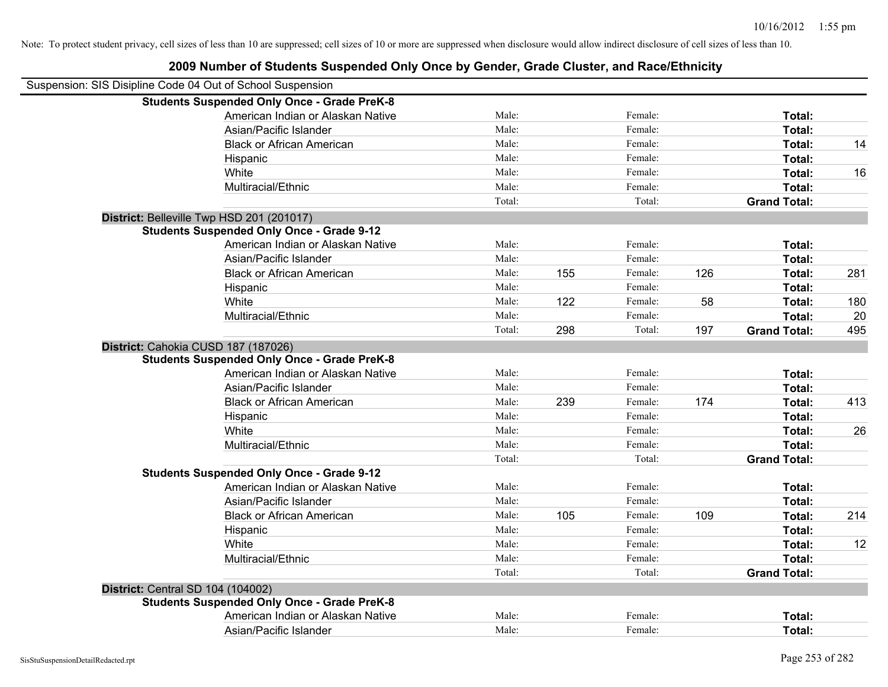Note: To protect student privacy, cell sizes of less than 10 are suppressed; cell sizes of 10 or more are suppressed when disclosure would allow indirect disclosure of cell sizes of less than 10.

# 2009 Number of Students Suspended Only Once by Gender, Grade Cluster, and Race/Ethnicity

Suspension: SIS Disipline Code 04 Out of School Suspension

| | | | | | | |
|---|---|---|---|---|---|---|
| **Students Suspended Only Once - Grade PreK-8** | | | | | | |
| American Indian or Alaskan Native | Male: | | Female: | | **Total:** | |
| Asian/Pacific Islander | Male: | | Female: | | **Total:** | |
| Black or African American | Male: | | Female: | | **Total:** | 14 |
| Hispanic | Male: | | Female: | | **Total:** | |
| White | Male: | | Female: | | **Total:** | 16 |
| Multiracial/Ethnic | Male: | | Female: | | **Total:** | |
| | Total: | | Total: | | **Grand Total:** | |
| **District:** Belleville Twp HSD 201 (201017) | | | | | | |
| **Students Suspended Only Once - Grade 9-12** | | | | | | |
| American Indian or Alaskan Native | Male: | | Female: | | **Total:** | |
| Asian/Pacific Islander | Male: | | Female: | | **Total:** | |
| Black or African American | Male: | 155 | Female: | 126 | **Total:** | 281 |
| Hispanic | Male: | | Female: | | **Total:** | |
| White | Male: | 122 | Female: | 58 | **Total:** | 180 |
| Multiracial/Ethnic | Male: | | Female: | | **Total:** | 20 |
| | Total: | 298 | Total: | 197 | **Grand Total:** | 495 |
| **District:** Cahokia CUSD 187 (187026) | | | | | | |
| **Students Suspended Only Once - Grade PreK-8** | | | | | | |
| American Indian or Alaskan Native | Male: | | Female: | | **Total:** | |
| Asian/Pacific Islander | Male: | | Female: | | **Total:** | |
| Black or African American | Male: | 239 | Female: | 174 | **Total:** | 413 |
| Hispanic | Male: | | Female: | | **Total:** | |
| White | Male: | | Female: | | **Total:** | 26 |
| Multiracial/Ethnic | Male: | | Female: | | **Total:** | |
| | Total: | | Total: | | **Grand Total:** | |
| **Students Suspended Only Once - Grade 9-12** | | | | | | |
| American Indian or Alaskan Native | Male: | | Female: | | **Total:** | |
| Asian/Pacific Islander | Male: | | Female: | | **Total:** | |
| Black or African American | Male: | 105 | Female: | 109 | **Total:** | 214 |
| Hispanic | Male: | | Female: | | **Total:** | |
| White | Male: | | Female: | | **Total:** | 12 |
| Multiracial/Ethnic | Male: | | Female: | | **Total:** | |
| | Total: | | Total: | | **Grand Total:** | |
| **District:** Central SD 104 (104002) | | | | | | |
| **Students Suspended Only Once - Grade PreK-8** | | | | | | |
| American Indian or Alaskan Native | Male: | | Female: | | **Total:** | |
| Asian/Pacific Islander | Male: | | Female: | | **Total:** | |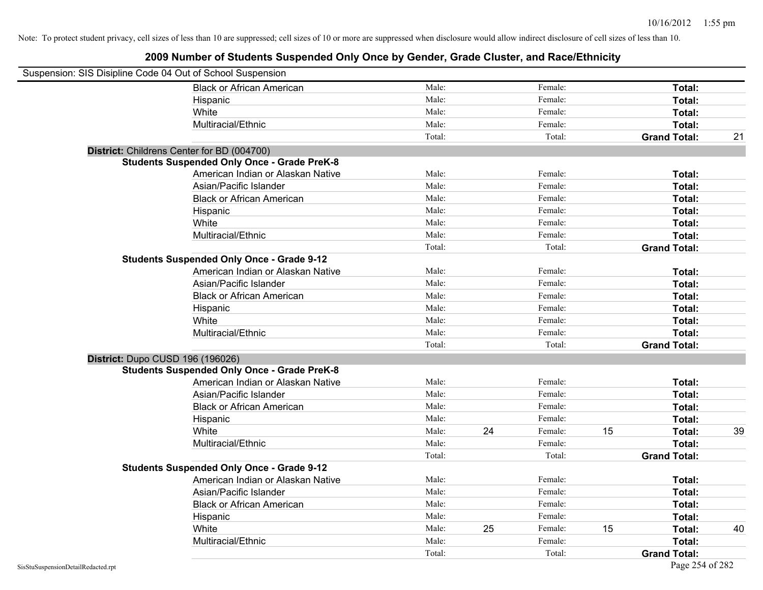Note: To protect student privacy, cell sizes of less than 10 are suppressed; cell sizes of 10 or more are suppressed when disclosure would allow indirect disclosure of cell sizes of less than 10.

# 2009 Number of Students Suspended Only Once by Gender, Grade Cluster, and Race/Ethnicity

Suspension: SIS Disipline Code 04 Out of School Suspension

| | | | | | | |
|---|---|---|---|---|---|---|
| Black or African American | Male: | | Female: | | **Total:** | |
| Hispanic | Male: | | Female: | | **Total:** | |
| White | Male: | | Female: | | **Total:** | |
| Multiracial/Ethnic | Male: | | Female: | | **Total:** | |
| | Total: | | Total: | | **Grand Total:** | 21 |

**District:** Childrens Center for BD (004700)

**Students Suspended Only Once - Grade PreK-8**

| | | | | | | |
|---|---|---|---|---|---|---|
| American Indian or Alaskan Native | Male: | | Female: | | **Total:** | |
| Asian/Pacific Islander | Male: | | Female: | | **Total:** | |
| Black or African American | Male: | | Female: | | **Total:** | |
| Hispanic | Male: | | Female: | | **Total:** | |
| White | Male: | | Female: | | **Total:** | |
| Multiracial/Ethnic | Male: | | Female: | | **Total:** | |
| | Total: | | Total: | | **Grand Total:** | |

**Students Suspended Only Once - Grade 9-12**

| | | | | | | |
|---|---|---|---|---|---|---|
| American Indian or Alaskan Native | Male: | | Female: | | **Total:** | |
| Asian/Pacific Islander | Male: | | Female: | | **Total:** | |
| Black or African American | Male: | | Female: | | **Total:** | |
| Hispanic | Male: | | Female: | | **Total:** | |
| White | Male: | | Female: | | **Total:** | |
| Multiracial/Ethnic | Male: | | Female: | | **Total:** | |
| | Total: | | Total: | | **Grand Total:** | |

**District:** Dupo CUSD 196 (196026)

**Students Suspended Only Once - Grade PreK-8**

| | | | | | | |
|---|---|---|---|---|---|---|
| American Indian or Alaskan Native | Male: | | Female: | | **Total:** | |
| Asian/Pacific Islander | Male: | | Female: | | **Total:** | |
| Black or African American | Male: | | Female: | | **Total:** | |
| Hispanic | Male: | | Female: | | **Total:** | |
| White | Male: | 24 | Female: | 15 | **Total:** | 39 |
| Multiracial/Ethnic | Male: | | Female: | | **Total:** | |
| | Total: | | Total: | | **Grand Total:** | |

**Students Suspended Only Once - Grade 9-12**

| | | | | | | |
|---|---|---|---|---|---|---|
| American Indian or Alaskan Native | Male: | | Female: | | **Total:** | |
| Asian/Pacific Islander | Male: | | Female: | | **Total:** | |
| Black or African American | Male: | | Female: | | **Total:** | |
| Hispanic | Male: | | Female: | | **Total:** | |
| White | Male: | 25 | Female: | 15 | **Total:** | 40 |
| Multiracial/Ethnic | Male: | | Female: | | **Total:** | |
| | Total: | | Total: | | **Grand Total:** | |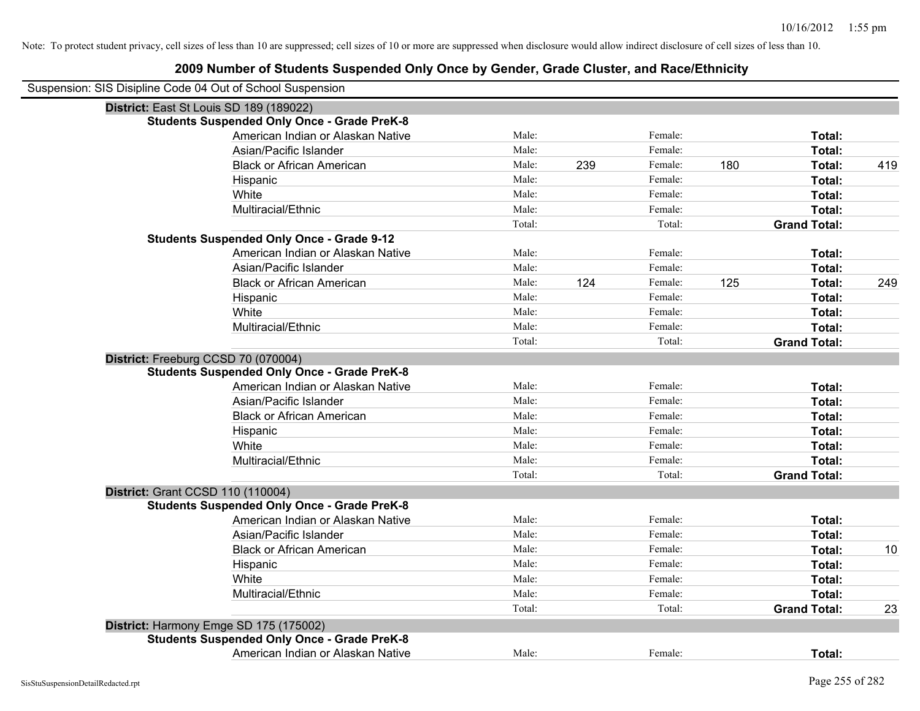Note: To protect student privacy, cell sizes of less than 10 are suppressed; cell sizes of 10 or more are suppressed when disclosure would allow indirect disclosure of cell sizes of less than 10.

## 2009 Number of Students Suspended Only Once by Gender, Grade Cluster, and Race/Ethnicity

Suspension: SIS Disipline Code 04 Out of School Suspension

**District:** East St Louis SD 189 (189022)

**Students Suspended Only Once - Grade PreK-8**

| | | | | | | |
|---|---|---|---|---|---|---|
| American Indian or Alaskan Native | Male: | | Female: | | **Total:** | |
| Asian/Pacific Islander | Male: | | Female: | | **Total:** | |
| Black or African American | Male: | 239 | Female: | 180 | **Total:** | 419 |
| Hispanic | Male: | | Female: | | **Total:** | |
| White | Male: | | Female: | | **Total:** | |
| Multiracial/Ethnic | Male: | | Female: | | **Total:** | |
| | Total: | | Total: | | **Grand Total:** | |

**Students Suspended Only Once - Grade 9-12**

| | | | | | | |
|---|---|---|---|---|---|---|
| American Indian or Alaskan Native | Male: | | Female: | | **Total:** | |
| Asian/Pacific Islander | Male: | | Female: | | **Total:** | |
| Black or African American | Male: | 124 | Female: | 125 | **Total:** | 249 |
| Hispanic | Male: | | Female: | | **Total:** | |
| White | Male: | | Female: | | **Total:** | |
| Multiracial/Ethnic | Male: | | Female: | | **Total:** | |
| | Total: | | Total: | | **Grand Total:** | |

**District:** Freeburg CCSD 70 (070004)

**Students Suspended Only Once - Grade PreK-8**

| | | | | | | |
|---|---|---|---|---|---|---|
| American Indian or Alaskan Native | Male: | | Female: | | **Total:** | |
| Asian/Pacific Islander | Male: | | Female: | | **Total:** | |
| Black or African American | Male: | | Female: | | **Total:** | |
| Hispanic | Male: | | Female: | | **Total:** | |
| White | Male: | | Female: | | **Total:** | |
| Multiracial/Ethnic | Male: | | Female: | | **Total:** | |
| | Total: | | Total: | | **Grand Total:** | |

**District:** Grant CCSD 110 (110004)

**Students Suspended Only Once - Grade PreK-8**

| | | | | | | |
|---|---|---|---|---|---|---|
| American Indian or Alaskan Native | Male: | | Female: | | **Total:** | |
| Asian/Pacific Islander | Male: | | Female: | | **Total:** | |
| Black or African American | Male: | | Female: | | **Total:** | 10 |
| Hispanic | Male: | | Female: | | **Total:** | |
| White | Male: | | Female: | | **Total:** | |
| Multiracial/Ethnic | Male: | | Female: | | **Total:** | |
| | Total: | | Total: | | **Grand Total:** | 23 |

**District:** Harmony Emge SD 175 (175002)

**Students Suspended Only Once - Grade PreK-8**

| | | | | | | |
|---|---|---|---|---|---|---|
| American Indian or Alaskan Native | Male: | | Female: | | **Total:** | |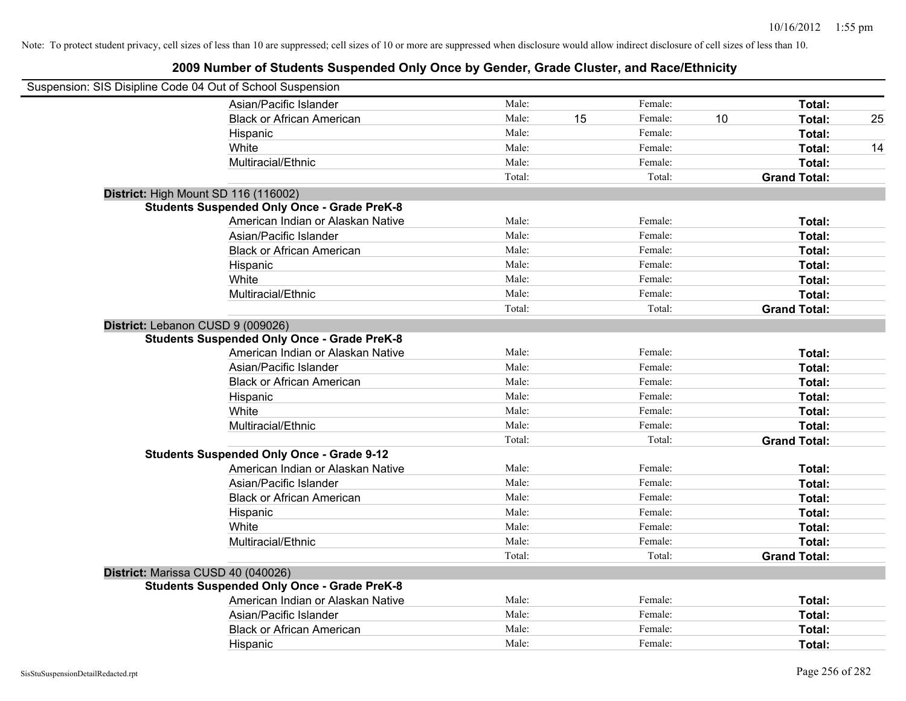Note: To protect student privacy, cell sizes of less than 10 are suppressed; cell sizes of 10 or more are suppressed when disclosure would allow indirect disclosure of cell sizes of less than 10.

## 2009 Number of Students Suspended Only Once by Gender, Grade Cluster, and Race/Ethnicity

Suspension: SIS Disipline Code 04 Out of School Suspension

| | | | | | | |
|---|---|---|---|---|---|---|
| Asian/Pacific Islander | Male: | | Female: | | **Total:** | |
| Black or African American | Male: | 15 | Female: | 10 | **Total:** | 25 |
| Hispanic | Male: | | Female: | | **Total:** | |
| White | Male: | | Female: | | **Total:** | 14 |
| Multiracial/Ethnic | Male: | | Female: | | **Total:** | |
| | Total: | | Total: | | **Grand Total:** | |

**District:** High Mount SD 116 (116002)

**Students Suspended Only Once - Grade PreK-8**

| | | | | | | |
|---|---|---|---|---|---|---|
| American Indian or Alaskan Native | Male: | | Female: | | **Total:** | |
| Asian/Pacific Islander | Male: | | Female: | | **Total:** | |
| Black or African American | Male: | | Female: | | **Total:** | |
| Hispanic | Male: | | Female: | | **Total:** | |
| White | Male: | | Female: | | **Total:** | |
| Multiracial/Ethnic | Male: | | Female: | | **Total:** | |
| | Total: | | Total: | | **Grand Total:** | |

**District:** Lebanon CUSD 9 (009026)

**Students Suspended Only Once - Grade PreK-8**

| | | | | | | |
|---|---|---|---|---|---|---|
| American Indian or Alaskan Native | Male: | | Female: | | **Total:** | |
| Asian/Pacific Islander | Male: | | Female: | | **Total:** | |
| Black or African American | Male: | | Female: | | **Total:** | |
| Hispanic | Male: | | Female: | | **Total:** | |
| White | Male: | | Female: | | **Total:** | |
| Multiracial/Ethnic | Male: | | Female: | | **Total:** | |
| | Total: | | Total: | | **Grand Total:** | |

**Students Suspended Only Once - Grade 9-12**

| | | | | | | |
|---|---|---|---|---|---|---|
| American Indian or Alaskan Native | Male: | | Female: | | **Total:** | |
| Asian/Pacific Islander | Male: | | Female: | | **Total:** | |
| Black or African American | Male: | | Female: | | **Total:** | |
| Hispanic | Male: | | Female: | | **Total:** | |
| White | Male: | | Female: | | **Total:** | |
| Multiracial/Ethnic | Male: | | Female: | | **Total:** | |
| | Total: | | Total: | | **Grand Total:** | |

**District:** Marissa CUSD 40 (040026)

**Students Suspended Only Once - Grade PreK-8**

| | | | | | | |
|---|---|---|---|---|---|---|
| American Indian or Alaskan Native | Male: | | Female: | | **Total:** | |
| Asian/Pacific Islander | Male: | | Female: | | **Total:** | |
| Black or African American | Male: | | Female: | | **Total:** | |
| Hispanic | Male: | | Female: | | **Total:** | |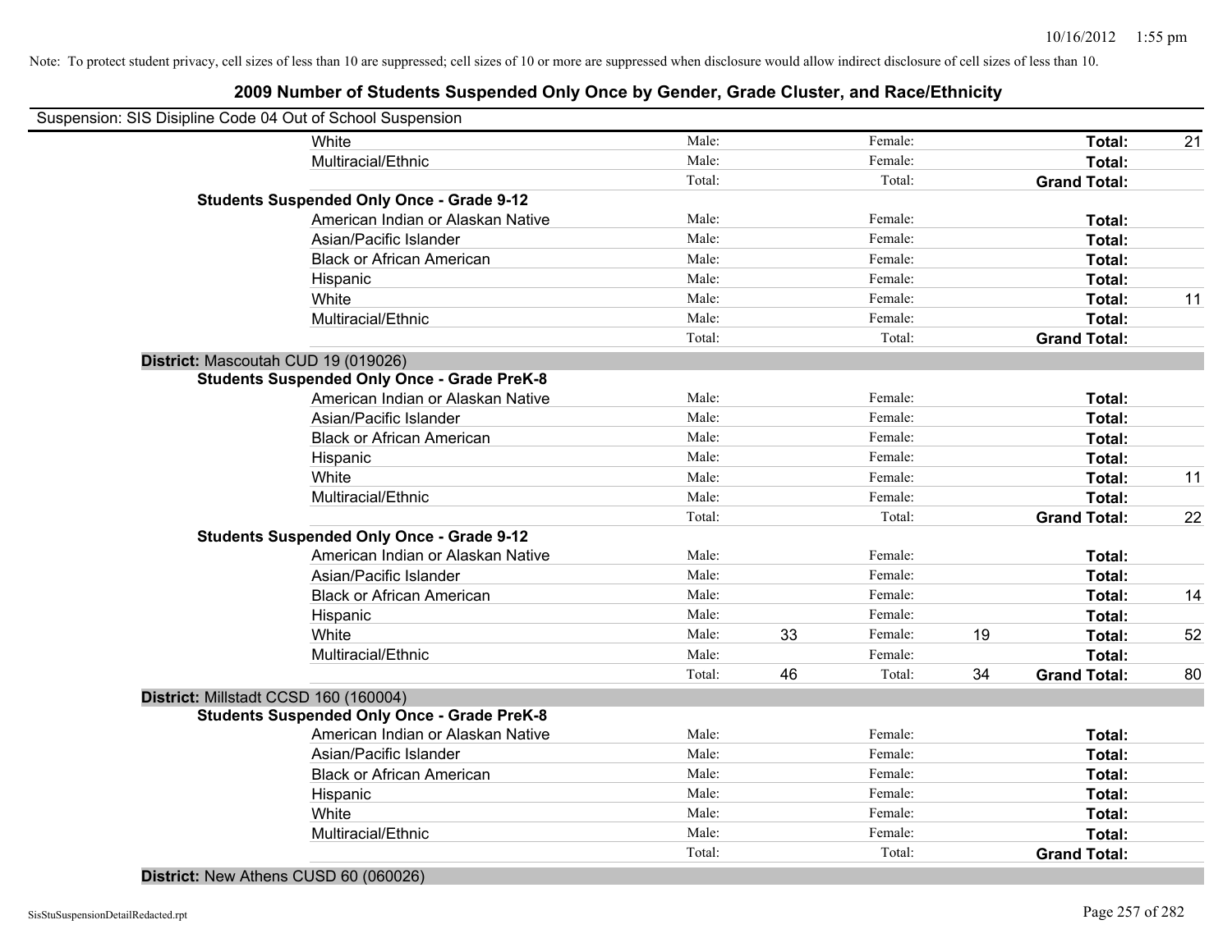Note: To protect student privacy, cell sizes of less than 10 are suppressed; cell sizes of 10 or more are suppressed when disclosure would allow indirect disclosure of cell sizes of less than 10.

## 2009 Number of Students Suspended Only Once by Gender, Grade Cluster, and Race/Ethnicity

Suspension: SIS Disipline Code 04 Out of School Suspension

| | | | | | | | |
|---|---|---|---|---|---|---|---|
| White | Male: | | Female: | | **Total:** | 21 |
| Multiracial/Ethnic | Male: | | Female: | | **Total:** | |
| | Total: | | Total: | | **Grand Total:** | |

**Students Suspended Only Once - Grade 9-12**

| | | | | | | |
|---|---|---|---|---|---|---|
| American Indian or Alaskan Native | Male: | | Female: | | **Total:** | |
| Asian/Pacific Islander | Male: | | Female: | | **Total:** | |
| Black or African American | Male: | | Female: | | **Total:** | |
| Hispanic | Male: | | Female: | | **Total:** | |
| White | Male: | | Female: | | **Total:** | 11 |
| Multiracial/Ethnic | Male: | | Female: | | **Total:** | |
| | Total: | | Total: | | **Grand Total:** | |

**District:** Mascoutah CUD 19 (019026)

**Students Suspended Only Once - Grade PreK-8**

| | | | | | | |
|---|---|---|---|---|---|---|
| American Indian or Alaskan Native | Male: | | Female: | | **Total:** | |
| Asian/Pacific Islander | Male: | | Female: | | **Total:** | |
| Black or African American | Male: | | Female: | | **Total:** | |
| Hispanic | Male: | | Female: | | **Total:** | |
| White | Male: | | Female: | | **Total:** | 11 |
| Multiracial/Ethnic | Male: | | Female: | | **Total:** | |
| | Total: | | Total: | | **Grand Total:** | 22 |

**Students Suspended Only Once - Grade 9-12**

| | | | | | | |
|---|---|---|---|---|---|---|
| American Indian or Alaskan Native | Male: | | Female: | | **Total:** | |
| Asian/Pacific Islander | Male: | | Female: | | **Total:** | |
| Black or African American | Male: | | Female: | | **Total:** | 14 |
| Hispanic | Male: | | Female: | | **Total:** | |
| White | Male: | 33 | Female: | 19 | **Total:** | 52 |
| Multiracial/Ethnic | Male: | | Female: | | **Total:** | |
| | Total: | 46 | Total: | 34 | **Grand Total:** | 80 |

**District:** Millstadt CCSD 160 (160004)

**Students Suspended Only Once - Grade PreK-8**

| | | | | | | |
|---|---|---|---|---|---|---|
| American Indian or Alaskan Native | Male: | | Female: | | **Total:** | |
| Asian/Pacific Islander | Male: | | Female: | | **Total:** | |
| Black or African American | Male: | | Female: | | **Total:** | |
| Hispanic | Male: | | Female: | | **Total:** | |
| White | Male: | | Female: | | **Total:** | |
| Multiracial/Ethnic | Male: | | Female: | | **Total:** | |
| | Total: | | Total: | | **Grand Total:** | |

**District:** New Athens CUSD 60 (060026)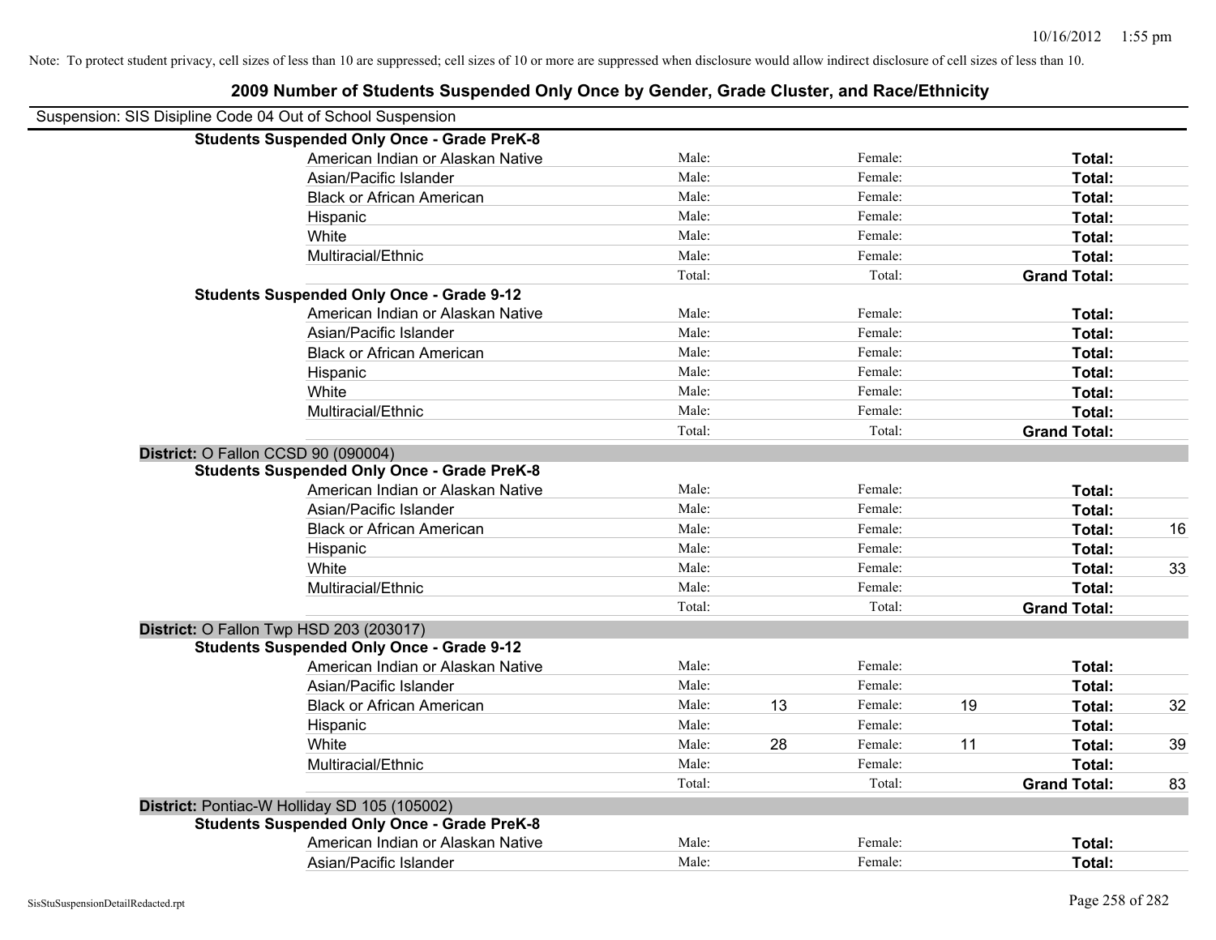Note: To protect student privacy, cell sizes of less than 10 are suppressed; cell sizes of 10 or more are suppressed when disclosure would allow indirect disclosure of cell sizes of less than 10.

## 2009 Number of Students Suspended Only Once by Gender, Grade Cluster, and Race/Ethnicity

Suspension: SIS Disipline Code 04 Out of School Suspension

| | | | | | | |
|---|---|---|---|---|---|---|
| **Students Suspended Only Once - Grade PreK-8** | | | | | | |
| American Indian or Alaskan Native | Male: | | Female: | | **Total:** | |
| Asian/Pacific Islander | Male: | | Female: | | **Total:** | |
| Black or African American | Male: | | Female: | | **Total:** | |
| Hispanic | Male: | | Female: | | **Total:** | |
| White | Male: | | Female: | | **Total:** | |
| Multiracial/Ethnic | Male: | | Female: | | **Total:** | |
| | Total: | | Total: | | **Grand Total:** | |
| **Students Suspended Only Once - Grade 9-12** | | | | | | |
| American Indian or Alaskan Native | Male: | | Female: | | **Total:** | |
| Asian/Pacific Islander | Male: | | Female: | | **Total:** | |
| Black or African American | Male: | | Female: | | **Total:** | |
| Hispanic | Male: | | Female: | | **Total:** | |
| White | Male: | | Female: | | **Total:** | |
| Multiracial/Ethnic | Male: | | Female: | | **Total:** | |
| | Total: | | Total: | | **Grand Total:** | |
| **District:** O Fallon CCSD 90 (090004) | | | | | | |
| **Students Suspended Only Once - Grade PreK-8** | | | | | | |
| American Indian or Alaskan Native | Male: | | Female: | | **Total:** | |
| Asian/Pacific Islander | Male: | | Female: | | **Total:** | |
| Black or African American | Male: | | Female: | | **Total:** | 16 |
| Hispanic | Male: | | Female: | | **Total:** | |
| White | Male: | | Female: | | **Total:** | 33 |
| Multiracial/Ethnic | Male: | | Female: | | **Total:** | |
| | Total: | | Total: | | **Grand Total:** | |
| **District:** O Fallon Twp HSD 203 (203017) | | | | | | |
| **Students Suspended Only Once - Grade 9-12** | | | | | | |
| American Indian or Alaskan Native | Male: | | Female: | | **Total:** | |
| Asian/Pacific Islander | Male: | | Female: | | **Total:** | |
| Black or African American | Male: | 13 | Female: | 19 | **Total:** | 32 |
| Hispanic | Male: | | Female: | | **Total:** | |
| White | Male: | 28 | Female: | 11 | **Total:** | 39 |
| Multiracial/Ethnic | Male: | | Female: | | **Total:** | |
| | Total: | | Total: | | **Grand Total:** | 83 |
| **District:** Pontiac-W Holliday SD 105 (105002) | | | | | | |
| **Students Suspended Only Once - Grade PreK-8** | | | | | | |
| American Indian or Alaskan Native | Male: | | Female: | | **Total:** | |
| Asian/Pacific Islander | Male: | | Female: | | **Total:** | |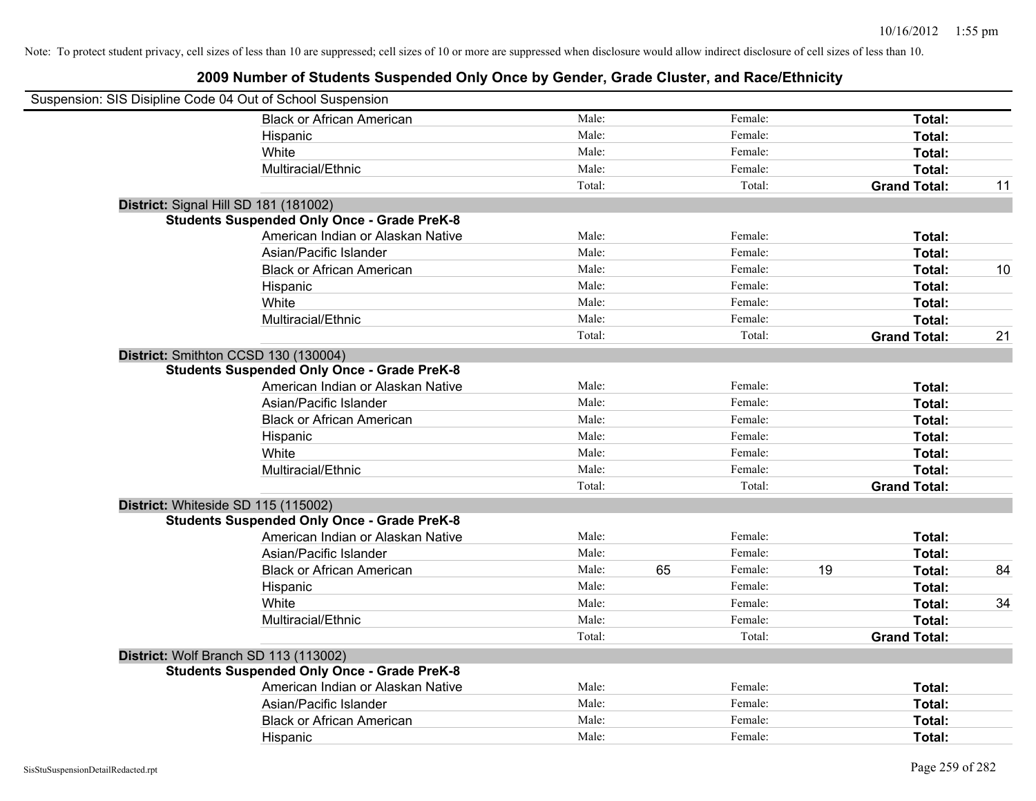Note: To protect student privacy, cell sizes of less than 10 are suppressed; cell sizes of 10 or more are suppressed when disclosure would allow indirect disclosure of cell sizes of less than 10.

# 2009 Number of Students Suspended Only Once by Gender, Grade Cluster, and Race/Ethnicity

Suspension: SIS Disipline Code 04 Out of School Suspension

| | | | | | | | |
|---|---|---|---|---|---|---|---|
| Black or African American | Male: | | Female: | | **Total:** | |
| Hispanic | Male: | | Female: | | **Total:** | |
| White | Male: | | Female: | | **Total:** | |
| Multiracial/Ethnic | Male: | | Female: | | **Total:** | |
| | Total: | | Total: | | **Grand Total:** | 11 |

**District:** Signal Hill SD 181 (181002)

**Students Suspended Only Once - Grade PreK-8**

| | | | | | | |
|---|---|---|---|---|---|---|
| American Indian or Alaskan Native | Male: | | Female: | | **Total:** | |
| Asian/Pacific Islander | Male: | | Female: | | **Total:** | |
| Black or African American | Male: | | Female: | | **Total:** | 10 |
| Hispanic | Male: | | Female: | | **Total:** | |
| White | Male: | | Female: | | **Total:** | |
| Multiracial/Ethnic | Male: | | Female: | | **Total:** | |
| | Total: | | Total: | | **Grand Total:** | 21 |

**District:** Smithton CCSD 130 (130004)

**Students Suspended Only Once - Grade PreK-8**

| | | | | | | |
|---|---|---|---|---|---|---|
| American Indian or Alaskan Native | Male: | | Female: | | **Total:** | |
| Asian/Pacific Islander | Male: | | Female: | | **Total:** | |
| Black or African American | Male: | | Female: | | **Total:** | |
| Hispanic | Male: | | Female: | | **Total:** | |
| White | Male: | | Female: | | **Total:** | |
| Multiracial/Ethnic | Male: | | Female: | | **Total:** | |
| | Total: | | Total: | | **Grand Total:** | |

**District:** Whiteside SD 115 (115002)

**Students Suspended Only Once - Grade PreK-8**

| | | | | | | |
|---|---|---|---|---|---|---|
| American Indian or Alaskan Native | Male: | | Female: | | **Total:** | |
| Asian/Pacific Islander | Male: | | Female: | | **Total:** | |
| Black or African American | Male: | 65 | Female: | 19 | **Total:** | 84 |
| Hispanic | Male: | | Female: | | **Total:** | |
| White | Male: | | Female: | | **Total:** | 34 |
| Multiracial/Ethnic | Male: | | Female: | | **Total:** | |
| | Total: | | Total: | | **Grand Total:** | |

**District:** Wolf Branch SD 113 (113002)

**Students Suspended Only Once - Grade PreK-8**

| | | | | | | |
|---|---|---|---|---|---|---|
| American Indian or Alaskan Native | Male: | | Female: | | **Total:** | |
| Asian/Pacific Islander | Male: | | Female: | | **Total:** | |
| Black or African American | Male: | | Female: | | **Total:** | |
| Hispanic | Male: | | Female: | | **Total:** | |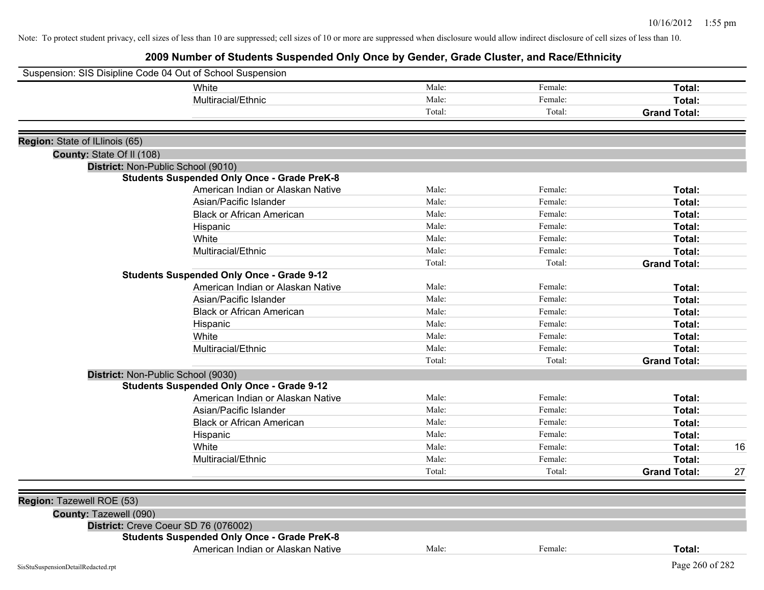Note: To protect student privacy, cell sizes of less than 10 are suppressed; cell sizes of 10 or more are suppressed when disclosure would allow indirect disclosure of cell sizes of less than 10.

# 2009 Number of Students Suspended Only Once by Gender, Grade Cluster, and Race/Ethnicity

Suspension: SIS Disipline Code 04 Out of School Suspension

| | | | | |
|---|---|---|---|---|
| White | Male: | Female: | **Total:** | |
| Multiracial/Ethnic | Male: | Female: | **Total:** | |
| | Total: | Total: | **Grand Total:** | |

**Region:** State of ILlinois (65)

**County:** State Of Il (108)

**District:** Non-Public School (9010)

**Students Suspended Only Once - Grade PreK-8**

| | | | | |
|---|---|---|---|---|
| American Indian or Alaskan Native | Male: | Female: | **Total:** | |
| Asian/Pacific Islander | Male: | Female: | **Total:** | |
| Black or African American | Male: | Female: | **Total:** | |
| Hispanic | Male: | Female: | **Total:** | |
| White | Male: | Female: | **Total:** | |
| Multiracial/Ethnic | Male: | Female: | **Total:** | |
| | Total: | Total: | **Grand Total:** | |

**Students Suspended Only Once - Grade 9-12**

| | | | | |
|---|---|---|---|---|
| American Indian or Alaskan Native | Male: | Female: | **Total:** | |
| Asian/Pacific Islander | Male: | Female: | **Total:** | |
| Black or African American | Male: | Female: | **Total:** | |
| Hispanic | Male: | Female: | **Total:** | |
| White | Male: | Female: | **Total:** | |
| Multiracial/Ethnic | Male: | Female: | **Total:** | |
| | Total: | Total: | **Grand Total:** | |

**District:** Non-Public School (9030)

**Students Suspended Only Once - Grade 9-12**

| | | | | |
|---|---|---|---|---|
| American Indian or Alaskan Native | Male: | Female: | **Total:** | |
| Asian/Pacific Islander | Male: | Female: | **Total:** | |
| Black or African American | Male: | Female: | **Total:** | |
| Hispanic | Male: | Female: | **Total:** | |
| White | Male: | Female: | **Total:** | 16 |
| Multiracial/Ethnic | Male: | Female: | **Total:** | |
| | Total: | Total: | **Grand Total:** | 27 |

**Region:** Tazewell ROE (53)

**County:** Tazewell (090)

**District:** Creve Coeur SD 76 (076002)

**Students Suspended Only Once - Grade PreK-8**

| | | | | |
|---|---|---|---|---|
| American Indian or Alaskan Native | Male: | Female: | **Total:** | |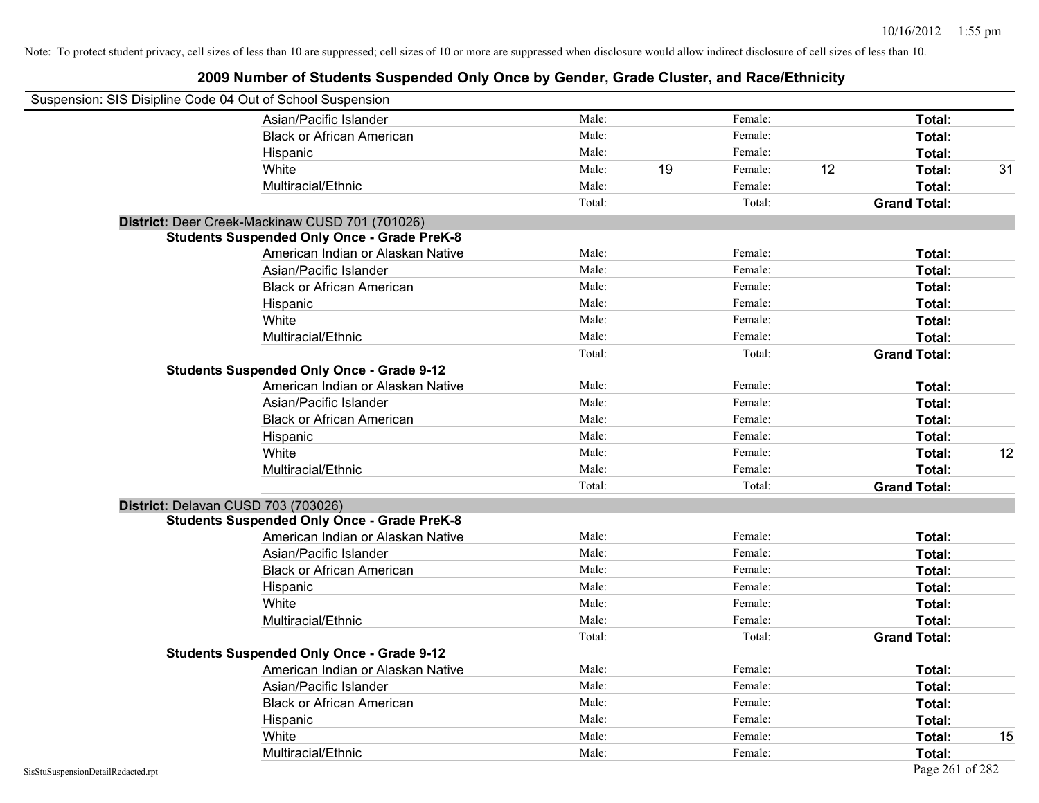Note: To protect student privacy, cell sizes of less than 10 are suppressed; cell sizes of 10 or more are suppressed when disclosure would allow indirect disclosure of cell sizes of less than 10.

## 2009 Number of Students Suspended Only Once by Gender, Grade Cluster, and Race/Ethnicity

Suspension: SIS Disipline Code 04 Out of School Suspension

| | | | | | | |
|---|---|---|---|---|---|---|
| Asian/Pacific Islander | Male: | | Female: | | **Total:** | |
| Black or African American | Male: | | Female: | | **Total:** | |
| Hispanic | Male: | | Female: | | **Total:** | |
| White | Male: | 19 | Female: | 12 | **Total:** | 31 |
| Multiracial/Ethnic | Male: | | Female: | | **Total:** | |
| | Total: | | Total: | | **Grand Total:** | |

**District:** Deer Creek-Mackinaw CUSD 701 (701026)

**Students Suspended Only Once - Grade PreK-8**

| | | | | | | |
|---|---|---|---|---|---|---|
| American Indian or Alaskan Native | Male: | | Female: | | **Total:** | |
| Asian/Pacific Islander | Male: | | Female: | | **Total:** | |
| Black or African American | Male: | | Female: | | **Total:** | |
| Hispanic | Male: | | Female: | | **Total:** | |
| White | Male: | | Female: | | **Total:** | |
| Multiracial/Ethnic | Male: | | Female: | | **Total:** | |
| | Total: | | Total: | | **Grand Total:** | |

**Students Suspended Only Once - Grade 9-12**

| | | | | | | |
|---|---|---|---|---|---|---|
| American Indian or Alaskan Native | Male: | | Female: | | **Total:** | |
| Asian/Pacific Islander | Male: | | Female: | | **Total:** | |
| Black or African American | Male: | | Female: | | **Total:** | |
| Hispanic | Male: | | Female: | | **Total:** | |
| White | Male: | | Female: | | **Total:** | 12 |
| Multiracial/Ethnic | Male: | | Female: | | **Total:** | |
| | Total: | | Total: | | **Grand Total:** | |

**District:** Delavan CUSD 703 (703026)

**Students Suspended Only Once - Grade PreK-8**

| | | | | | | |
|---|---|---|---|---|---|---|
| American Indian or Alaskan Native | Male: | | Female: | | **Total:** | |
| Asian/Pacific Islander | Male: | | Female: | | **Total:** | |
| Black or African American | Male: | | Female: | | **Total:** | |
| Hispanic | Male: | | Female: | | **Total:** | |
| White | Male: | | Female: | | **Total:** | |
| Multiracial/Ethnic | Male: | | Female: | | **Total:** | |
| | Total: | | Total: | | **Grand Total:** | |

**Students Suspended Only Once - Grade 9-12**

| | | | | | | |
|---|---|---|---|---|---|---|
| American Indian or Alaskan Native | Male: | | Female: | | **Total:** | |
| Asian/Pacific Islander | Male: | | Female: | | **Total:** | |
| Black or African American | Male: | | Female: | | **Total:** | |
| Hispanic | Male: | | Female: | | **Total:** | |
| White | Male: | | Female: | | **Total:** | 15 |
| Multiracial/Ethnic | Male: | | Female: | | **Total:** | |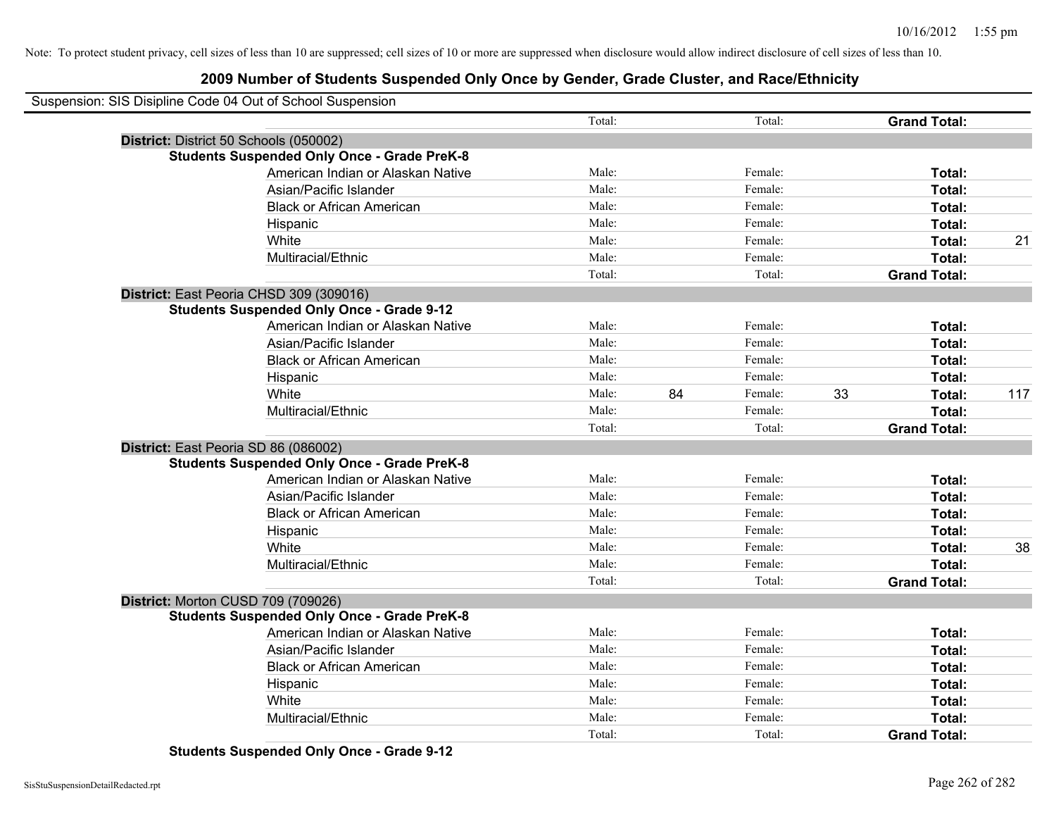Note: To protect student privacy, cell sizes of less than 10 are suppressed; cell sizes of 10 or more are suppressed when disclosure would allow indirect disclosure of cell sizes of less than 10.

# 2009 Number of Students Suspended Only Once by Gender, Grade Cluster, and Race/Ethnicity

Suspension: SIS Disipline Code 04 Out of School Suspension

| | | | | | | | |
|---|---|---|---|---|---|---|---|
| | | Total: | | Total: | | **Grand Total:** | |
| **District:** District 50 Schools (050002) | | | | | | | |
| **Students Suspended Only Once - Grade PreK-8** | | | | | | | |
| | American Indian or Alaskan Native | Male: | | Female: | | **Total:** | |
| | Asian/Pacific Islander | Male: | | Female: | | **Total:** | |
| | Black or African American | Male: | | Female: | | **Total:** | |
| | Hispanic | Male: | | Female: | | **Total:** | |
| | White | Male: | | Female: | | **Total:** | 21 |
| | Multiracial/Ethnic | Male: | | Female: | | **Total:** | |
| | | Total: | | Total: | | **Grand Total:** | |
| **District:** East Peoria CHSD 309 (309016) | | | | | | | |
| **Students Suspended Only Once - Grade 9-12** | | | | | | | |
| | American Indian or Alaskan Native | Male: | | Female: | | **Total:** | |
| | Asian/Pacific Islander | Male: | | Female: | | **Total:** | |
| | Black or African American | Male: | | Female: | | **Total:** | |
| | Hispanic | Male: | | Female: | | **Total:** | |
| | White | Male: | 84 | Female: | 33 | **Total:** | 117 |
| | Multiracial/Ethnic | Male: | | Female: | | **Total:** | |
| | | Total: | | Total: | | **Grand Total:** | |
| **District:** East Peoria SD 86 (086002) | | | | | | | |
| **Students Suspended Only Once - Grade PreK-8** | | | | | | | |
| | American Indian or Alaskan Native | Male: | | Female: | | **Total:** | |
| | Asian/Pacific Islander | Male: | | Female: | | **Total:** | |
| | Black or African American | Male: | | Female: | | **Total:** | |
| | Hispanic | Male: | | Female: | | **Total:** | |
| | White | Male: | | Female: | | **Total:** | 38 |
| | Multiracial/Ethnic | Male: | | Female: | | **Total:** | |
| | | Total: | | Total: | | **Grand Total:** | |
| **District:** Morton CUSD 709 (709026) | | | | | | | |
| **Students Suspended Only Once - Grade PreK-8** | | | | | | | |
| | American Indian or Alaskan Native | Male: | | Female: | | **Total:** | |
| | Asian/Pacific Islander | Male: | | Female: | | **Total:** | |
| | Black or African American | Male: | | Female: | | **Total:** | |
| | Hispanic | Male: | | Female: | | **Total:** | |
| | White | Male: | | Female: | | **Total:** | |
| | Multiracial/Ethnic | Male: | | Female: | | **Total:** | |
| | | Total: | | Total: | | **Grand Total:** | |
| **Students Suspended Only Once - Grade 9-12** | | | | | | | |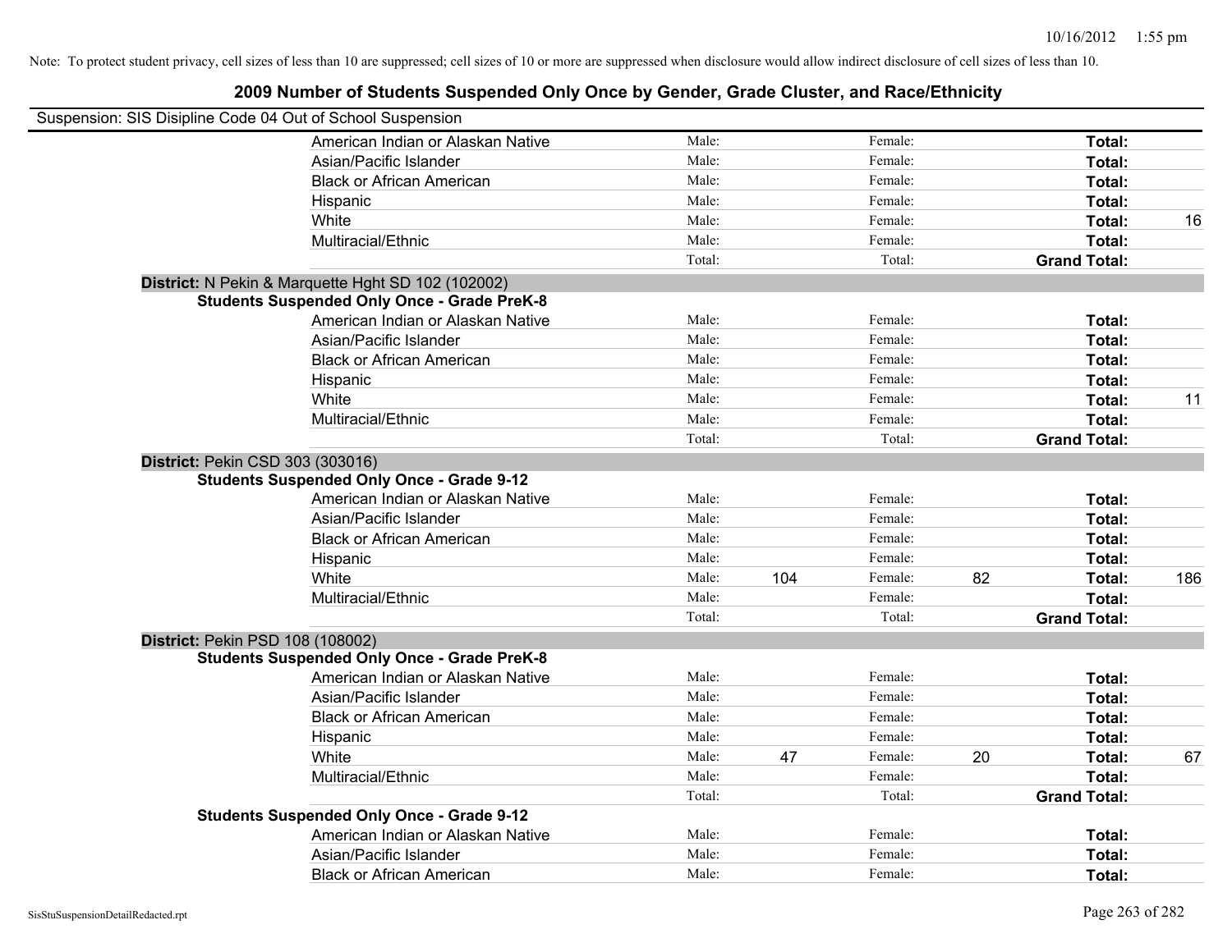Note: To protect student privacy, cell sizes of less than 10 are suppressed; cell sizes of 10 or more are suppressed when disclosure would allow indirect disclosure of cell sizes of less than 10.

# 2009 Number of Students Suspended Only Once by Gender, Grade Cluster, and Race/Ethnicity

Suspension: SIS Disipline Code 04 Out of School Suspension

| | | | | | | |
|---|---|---|---|---|---|---|
| American Indian or Alaskan Native | Male: | | Female: | | **Total:** | |
| Asian/Pacific Islander | Male: | | Female: | | **Total:** | |
| Black or African American | Male: | | Female: | | **Total:** | |
| Hispanic | Male: | | Female: | | **Total:** | |
| White | Male: | | Female: | | **Total:** | 16 |
| Multiracial/Ethnic | Male: | | Female: | | **Total:** | |
| | Total: | | Total: | | **Grand Total:** | |

**District:** N Pekin & Marquette Hght SD 102 (102002)

**Students Suspended Only Once - Grade PreK-8**

| | | | | | | |
|---|---|---|---|---|---|---|
| American Indian or Alaskan Native | Male: | | Female: | | **Total:** | |
| Asian/Pacific Islander | Male: | | Female: | | **Total:** | |
| Black or African American | Male: | | Female: | | **Total:** | |
| Hispanic | Male: | | Female: | | **Total:** | |
| White | Male: | | Female: | | **Total:** | 11 |
| Multiracial/Ethnic | Male: | | Female: | | **Total:** | |
| | Total: | | Total: | | **Grand Total:** | |

**District:** Pekin CSD 303 (303016)

**Students Suspended Only Once - Grade 9-12**

| | | | | | | |
|---|---|---|---|---|---|---|
| American Indian or Alaskan Native | Male: | | Female: | | **Total:** | |
| Asian/Pacific Islander | Male: | | Female: | | **Total:** | |
| Black or African American | Male: | | Female: | | **Total:** | |
| Hispanic | Male: | | Female: | | **Total:** | |
| White | Male: | 104 | Female: | 82 | **Total:** | 186 |
| Multiracial/Ethnic | Male: | | Female: | | **Total:** | |
| | Total: | | Total: | | **Grand Total:** | |

**District:** Pekin PSD 108 (108002)

**Students Suspended Only Once - Grade PreK-8**

| | | | | | | |
|---|---|---|---|---|---|---|
| American Indian or Alaskan Native | Male: | | Female: | | **Total:** | |
| Asian/Pacific Islander | Male: | | Female: | | **Total:** | |
| Black or African American | Male: | | Female: | | **Total:** | |
| Hispanic | Male: | | Female: | | **Total:** | |
| White | Male: | 47 | Female: | 20 | **Total:** | 67 |
| Multiracial/Ethnic | Male: | | Female: | | **Total:** | |
| | Total: | | Total: | | **Grand Total:** | |

**Students Suspended Only Once - Grade 9-12**

| | | | | | | |
|---|---|---|---|---|---|---|
| American Indian or Alaskan Native | Male: | | Female: | | **Total:** | |
| Asian/Pacific Islander | Male: | | Female: | | **Total:** | |
| Black or African American | Male: | | Female: | | **Total:** | |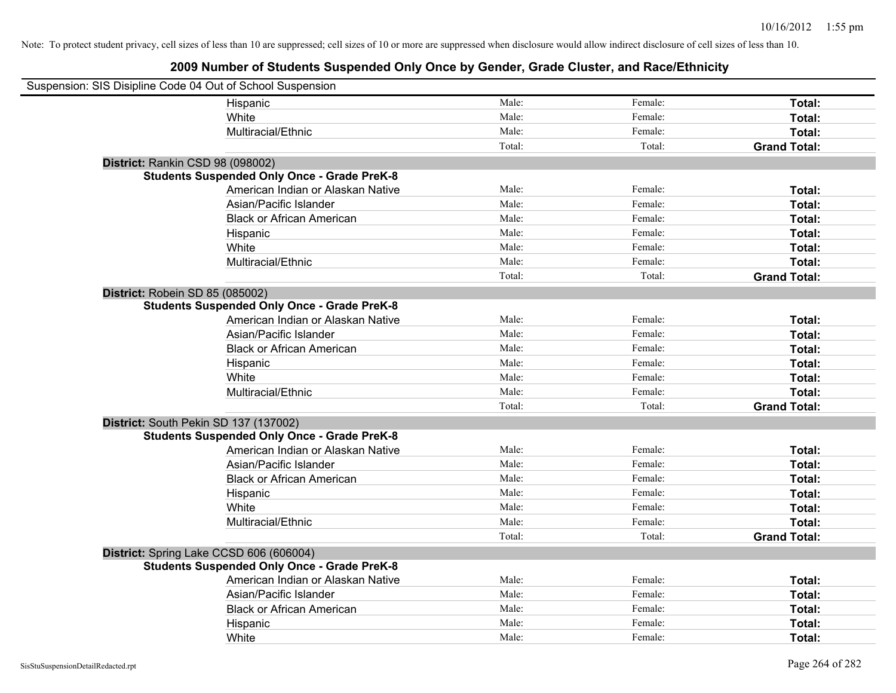Note: To protect student privacy, cell sizes of less than 10 are suppressed; cell sizes of 10 or more are suppressed when disclosure would allow indirect disclosure of cell sizes of less than 10.

## 2009 Number of Students Suspended Only Once by Gender, Grade Cluster, and Race/Ethnicity

Suspension: SIS Disipline Code 04 Out of School Suspension

| | | | | |
|---|---|---|---|---|
| | Hispanic | Male: | Female: | **Total:** |
| | White | Male: | Female: | **Total:** |
| | Multiracial/Ethnic | Male: | Female: | **Total:** |
| | | Total: | Total: | **Grand Total:** |
| **District:** Rankin CSD 98 (098002) | | | | |
| **Students Suspended Only Once - Grade PreK-8** | | | | |
| | American Indian or Alaskan Native | Male: | Female: | **Total:** |
| | Asian/Pacific Islander | Male: | Female: | **Total:** |
| | Black or African American | Male: | Female: | **Total:** |
| | Hispanic | Male: | Female: | **Total:** |
| | White | Male: | Female: | **Total:** |
| | Multiracial/Ethnic | Male: | Female: | **Total:** |
| | | Total: | Total: | **Grand Total:** |
| **District:** Robein SD 85 (085002) | | | | |
| **Students Suspended Only Once - Grade PreK-8** | | | | |
| | American Indian or Alaskan Native | Male: | Female: | **Total:** |
| | Asian/Pacific Islander | Male: | Female: | **Total:** |
| | Black or African American | Male: | Female: | **Total:** |
| | Hispanic | Male: | Female: | **Total:** |
| | White | Male: | Female: | **Total:** |
| | Multiracial/Ethnic | Male: | Female: | **Total:** |
| | | Total: | Total: | **Grand Total:** |
| **District:** South Pekin SD 137 (137002) | | | | |
| **Students Suspended Only Once - Grade PreK-8** | | | | |
| | American Indian or Alaskan Native | Male: | Female: | **Total:** |
| | Asian/Pacific Islander | Male: | Female: | **Total:** |
| | Black or African American | Male: | Female: | **Total:** |
| | Hispanic | Male: | Female: | **Total:** |
| | White | Male: | Female: | **Total:** |
| | Multiracial/Ethnic | Male: | Female: | **Total:** |
| | | Total: | Total: | **Grand Total:** |
| **District:** Spring Lake CCSD 606 (606004) | | | | |
| **Students Suspended Only Once - Grade PreK-8** | | | | |
| | American Indian or Alaskan Native | Male: | Female: | **Total:** |
| | Asian/Pacific Islander | Male: | Female: | **Total:** |
| | Black or African American | Male: | Female: | **Total:** |
| | Hispanic | Male: | Female: | **Total:** |
| | White | Male: | Female: | **Total:** |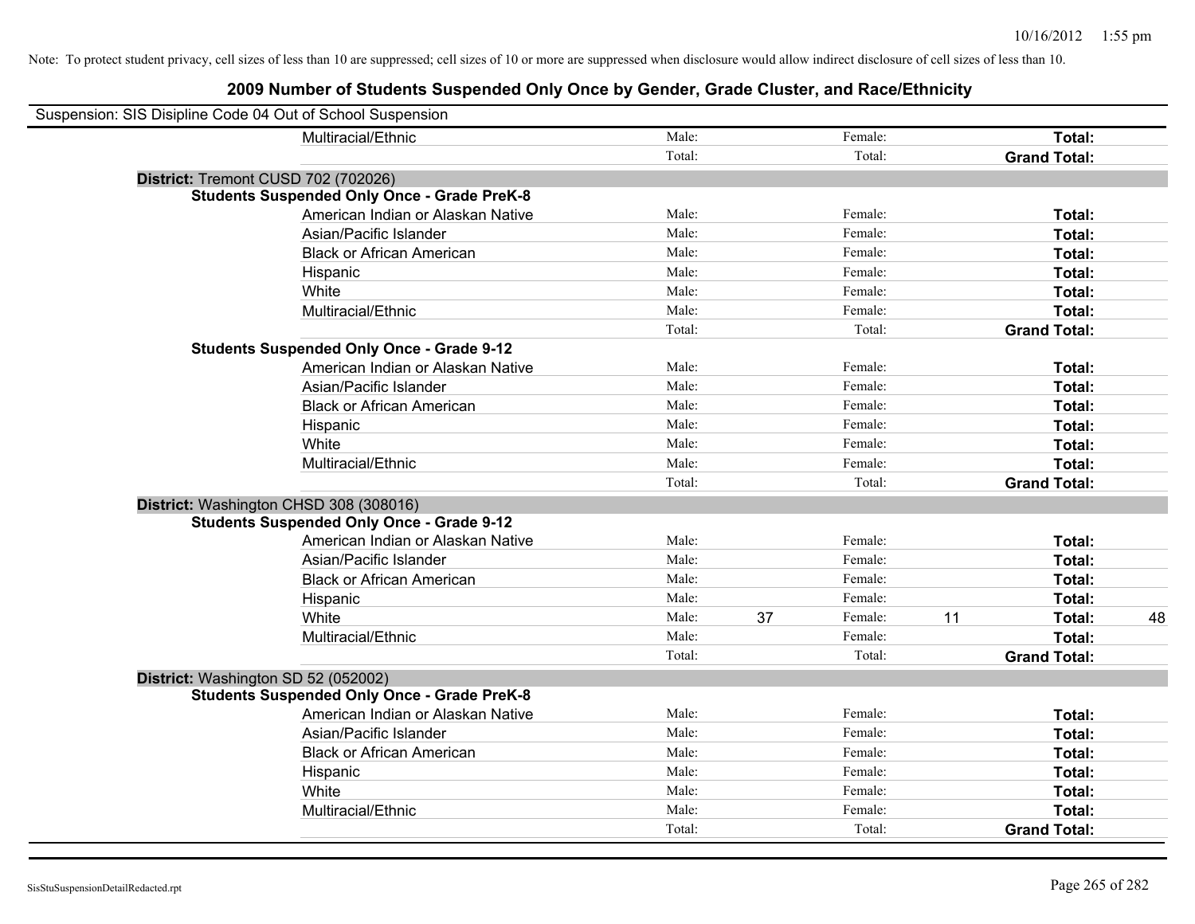Note: To protect student privacy, cell sizes of less than 10 are suppressed; cell sizes of 10 or more are suppressed when disclosure would allow indirect disclosure of cell sizes of less than 10.

# 2009 Number of Students Suspended Only Once by Gender, Grade Cluster, and Race/Ethnicity

Suspension: SIS Disipline Code 04 Out of School Suspension

| | | | | | | |
|---|---|---|---|---|---|---|
| Multiracial/Ethnic | Male: | | Female: | | **Total:** | |
| | Total: | | Total: | | **Grand Total:** | |

**District:** Tremont CUSD 702 (702026)

**Students Suspended Only Once - Grade PreK-8**

| | | | | | | |
|---|---|---|---|---|---|---|
| American Indian or Alaskan Native | Male: | | Female: | | **Total:** | |
| Asian/Pacific Islander | Male: | | Female: | | **Total:** | |
| Black or African American | Male: | | Female: | | **Total:** | |
| Hispanic | Male: | | Female: | | **Total:** | |
| White | Male: | | Female: | | **Total:** | |
| Multiracial/Ethnic | Male: | | Female: | | **Total:** | |
| | Total: | | Total: | | **Grand Total:** | |

**Students Suspended Only Once - Grade 9-12**

| | | | | | | |
|---|---|---|---|---|---|---|
| American Indian or Alaskan Native | Male: | | Female: | | **Total:** | |
| Asian/Pacific Islander | Male: | | Female: | | **Total:** | |
| Black or African American | Male: | | Female: | | **Total:** | |
| Hispanic | Male: | | Female: | | **Total:** | |
| White | Male: | | Female: | | **Total:** | |
| Multiracial/Ethnic | Male: | | Female: | | **Total:** | |
| | Total: | | Total: | | **Grand Total:** | |

**District:** Washington CHSD 308 (308016)

**Students Suspended Only Once - Grade 9-12**

| | | | | | | |
|---|---|---|---|---|---|---|
| American Indian or Alaskan Native | Male: | | Female: | | **Total:** | |
| Asian/Pacific Islander | Male: | | Female: | | **Total:** | |
| Black or African American | Male: | | Female: | | **Total:** | |
| Hispanic | Male: | | Female: | | **Total:** | |
| White | Male: | 37 | Female: | 11 | **Total:** | 48 |
| Multiracial/Ethnic | Male: | | Female: | | **Total:** | |
| | Total: | | Total: | | **Grand Total:** | |

**District:** Washington SD 52 (052002)

**Students Suspended Only Once - Grade PreK-8**

| | | | | | | |
|---|---|---|---|---|---|---|
| American Indian or Alaskan Native | Male: | | Female: | | **Total:** | |
| Asian/Pacific Islander | Male: | | Female: | | **Total:** | |
| Black or African American | Male: | | Female: | | **Total:** | |
| Hispanic | Male: | | Female: | | **Total:** | |
| White | Male: | | Female: | | **Total:** | |
| Multiracial/Ethnic | Male: | | Female: | | **Total:** | |
| | Total: | | Total: | | **Grand Total:** | |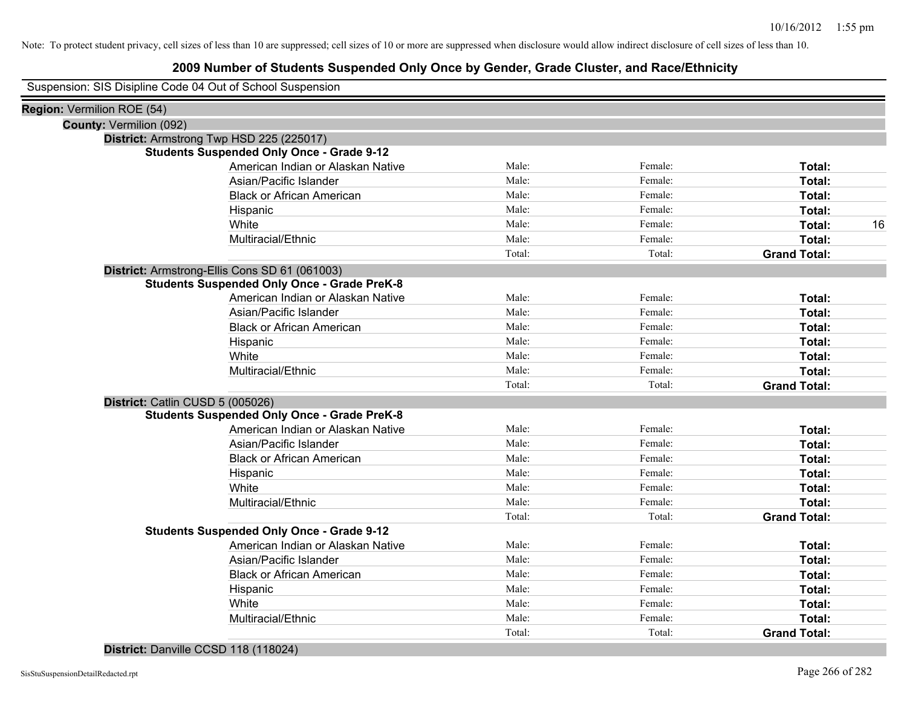Note: To protect student privacy, cell sizes of less than 10 are suppressed; cell sizes of 10 or more are suppressed when disclosure would allow indirect disclosure of cell sizes of less than 10.

# 2009 Number of Students Suspended Only Once by Gender, Grade Cluster, and Race/Ethnicity

Suspension: SIS Disipline Code 04 Out of School Suspension

**Region:** Vermilion ROE (54)

**County:** Vermilion (092)

**District:** Armstrong Twp HSD 225 (225017)

**Students Suspended Only Once - Grade 9-12**

| | | | | |
|---|---|---|---|---|
| American Indian or Alaskan Native | Male: | Female: | **Total:** | |
| Asian/Pacific Islander | Male: | Female: | **Total:** | |
| Black or African American | Male: | Female: | **Total:** | |
| Hispanic | Male: | Female: | **Total:** | |
| White | Male: | Female: | **Total:** | 16 |
| Multiracial/Ethnic | Male: | Female: | **Total:** | |
| | Total: | Total: | **Grand Total:** | |

**District:** Armstrong-Ellis Cons SD 61 (061003)

**Students Suspended Only Once - Grade PreK-8**

| | | | | |
|---|---|---|---|---|
| American Indian or Alaskan Native | Male: | Female: | **Total:** | |
| Asian/Pacific Islander | Male: | Female: | **Total:** | |
| Black or African American | Male: | Female: | **Total:** | |
| Hispanic | Male: | Female: | **Total:** | |
| White | Male: | Female: | **Total:** | |
| Multiracial/Ethnic | Male: | Female: | **Total:** | |
| | Total: | Total: | **Grand Total:** | |

**District:** Catlin CUSD 5 (005026)

**Students Suspended Only Once - Grade PreK-8**

| | | | | |
|---|---|---|---|---|
| American Indian or Alaskan Native | Male: | Female: | **Total:** | |
| Asian/Pacific Islander | Male: | Female: | **Total:** | |
| Black or African American | Male: | Female: | **Total:** | |
| Hispanic | Male: | Female: | **Total:** | |
| White | Male: | Female: | **Total:** | |
| Multiracial/Ethnic | Male: | Female: | **Total:** | |
| | Total: | Total: | **Grand Total:** | |

**Students Suspended Only Once - Grade 9-12**

| | | | | |
|---|---|---|---|---|
| American Indian or Alaskan Native | Male: | Female: | **Total:** | |
| Asian/Pacific Islander | Male: | Female: | **Total:** | |
| Black or African American | Male: | Female: | **Total:** | |
| Hispanic | Male: | Female: | **Total:** | |
| White | Male: | Female: | **Total:** | |
| Multiracial/Ethnic | Male: | Female: | **Total:** | |
| | Total: | Total: | **Grand Total:** | |

**District:** Danville CCSD 118 (118024)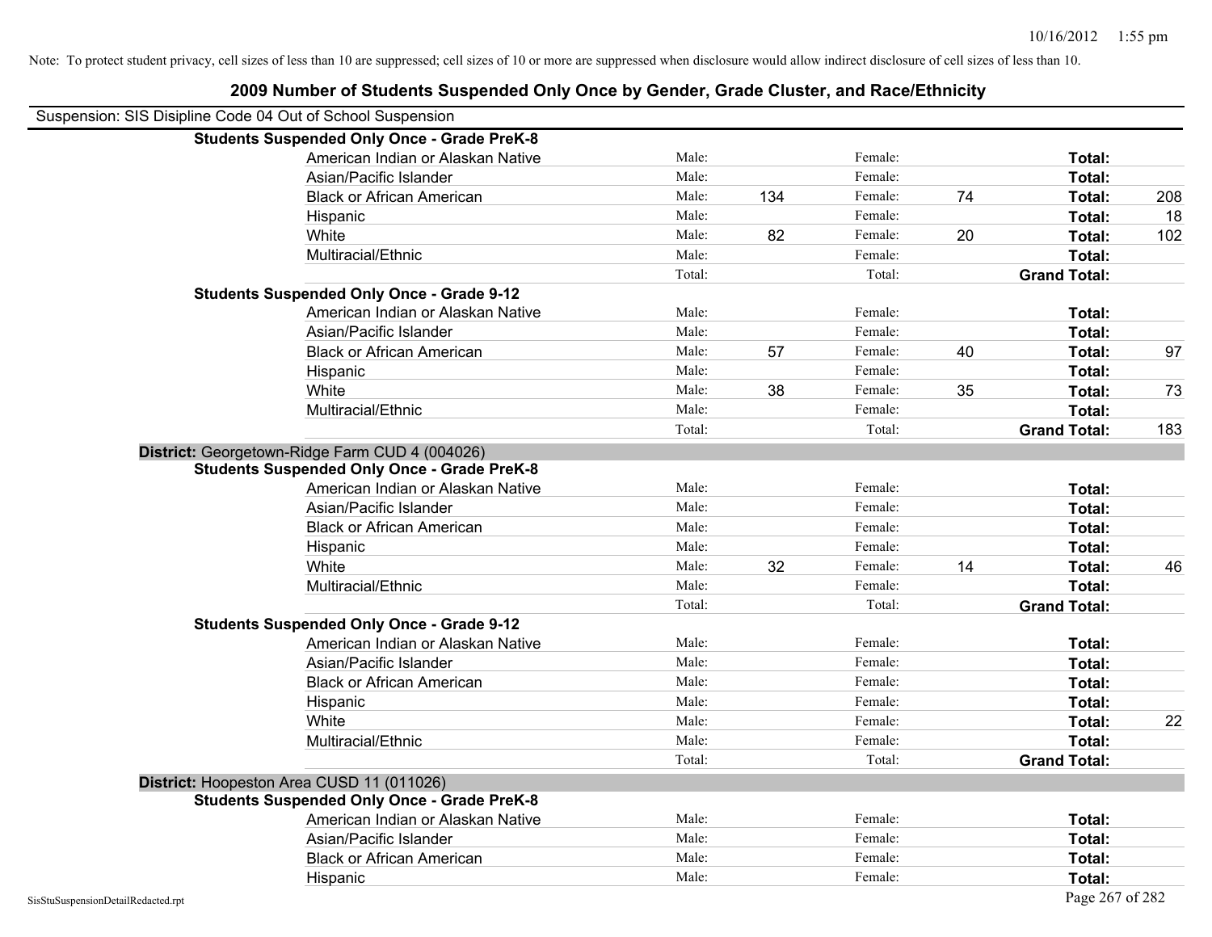Note: To protect student privacy, cell sizes of less than 10 are suppressed; cell sizes of 10 or more are suppressed when disclosure would allow indirect disclosure of cell sizes of less than 10.

## 2009 Number of Students Suspended Only Once by Gender, Grade Cluster, and Race/Ethnicity

Suspension: SIS Disipline Code 04 Out of School Suspension

| | | | | | | |
|---|---|---|---|---|---|---|
| **Students Suspended Only Once - Grade PreK-8** | | | | | | |
| American Indian or Alaskan Native | Male: | | Female: | | **Total:** | |
| Asian/Pacific Islander | Male: | | Female: | | **Total:** | |
| Black or African American | Male: | 134 | Female: | 74 | **Total:** | 208 |
| Hispanic | Male: | | Female: | | **Total:** | 18 |
| White | Male: | 82 | Female: | 20 | **Total:** | 102 |
| Multiracial/Ethnic | Male: | | Female: | | **Total:** | |
| | Total: | | Total: | | **Grand Total:** | |
| **Students Suspended Only Once - Grade 9-12** | | | | | | |
| American Indian or Alaskan Native | Male: | | Female: | | **Total:** | |
| Asian/Pacific Islander | Male: | | Female: | | **Total:** | |
| Black or African American | Male: | 57 | Female: | 40 | **Total:** | 97 |
| Hispanic | Male: | | Female: | | **Total:** | |
| White | Male: | 38 | Female: | 35 | **Total:** | 73 |
| Multiracial/Ethnic | Male: | | Female: | | **Total:** | |
| | Total: | | Total: | | **Grand Total:** | 183 |

**District:** Georgetown-Ridge Farm CUD 4 (004026)

| | | | | | | |
|---|---|---|---|---|---|---|
| **Students Suspended Only Once - Grade PreK-8** | | | | | | |
| American Indian or Alaskan Native | Male: | | Female: | | **Total:** | |
| Asian/Pacific Islander | Male: | | Female: | | **Total:** | |
| Black or African American | Male: | | Female: | | **Total:** | |
| Hispanic | Male: | | Female: | | **Total:** | |
| White | Male: | 32 | Female: | 14 | **Total:** | 46 |
| Multiracial/Ethnic | Male: | | Female: | | **Total:** | |
| | Total: | | Total: | | **Grand Total:** | |
| **Students Suspended Only Once - Grade 9-12** | | | | | | |
| American Indian or Alaskan Native | Male: | | Female: | | **Total:** | |
| Asian/Pacific Islander | Male: | | Female: | | **Total:** | |
| Black or African American | Male: | | Female: | | **Total:** | |
| Hispanic | Male: | | Female: | | **Total:** | |
| White | Male: | | Female: | | **Total:** | 22 |
| Multiracial/Ethnic | Male: | | Female: | | **Total:** | |
| | Total: | | Total: | | **Grand Total:** | |

**District:** Hoopeston Area CUSD 11 (011026)

| | | | | | | |
|---|---|---|---|---|---|---|
| **Students Suspended Only Once - Grade PreK-8** | | | | | | |
| American Indian or Alaskan Native | Male: | | Female: | | **Total:** | |
| Asian/Pacific Islander | Male: | | Female: | | **Total:** | |
| Black or African American | Male: | | Female: | | **Total:** | |
| Hispanic | Male: | | Female: | | **Total:** | |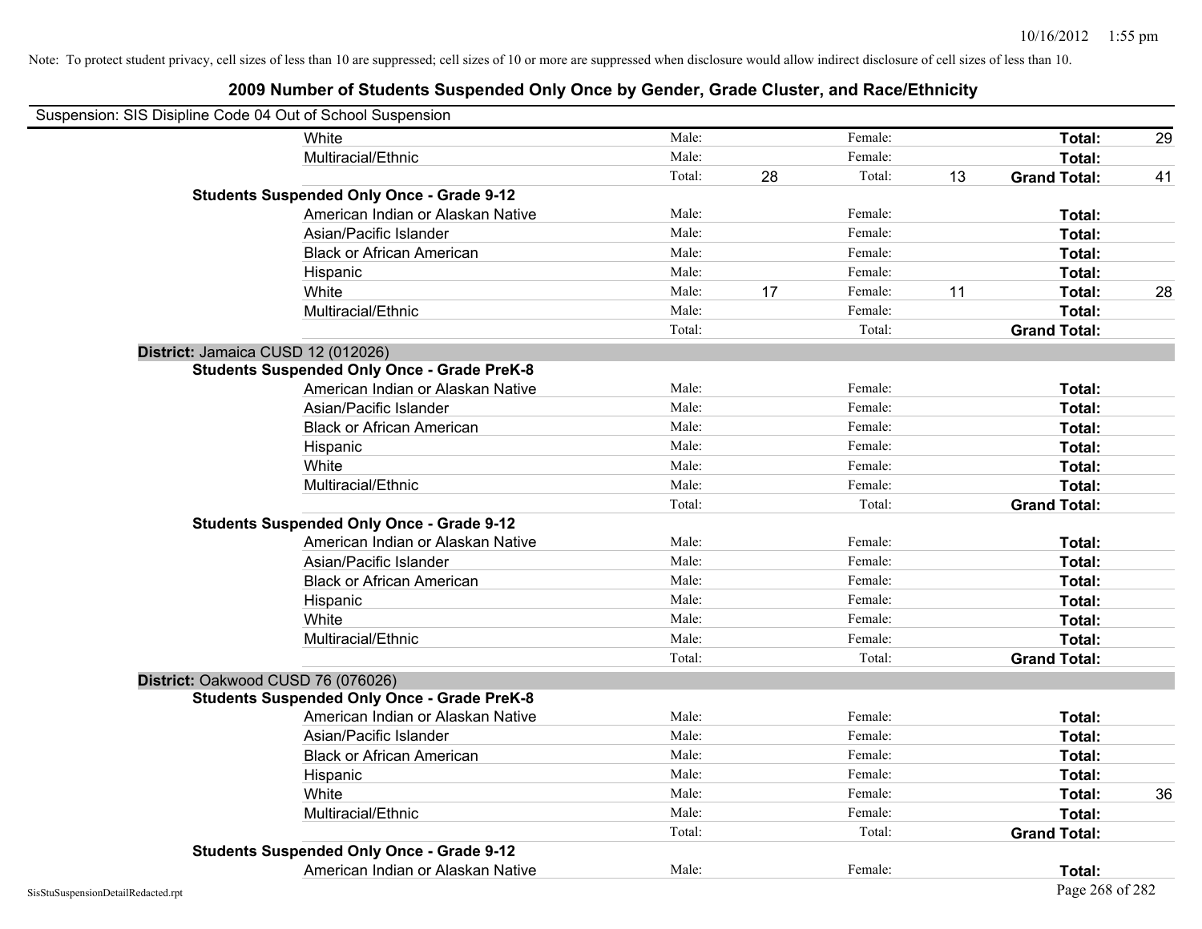Note: To protect student privacy, cell sizes of less than 10 are suppressed; cell sizes of 10 or more are suppressed when disclosure would allow indirect disclosure of cell sizes of less than 10.

# 2009 Number of Students Suspended Only Once by Gender, Grade Cluster, and Race/Ethnicity

Suspension: SIS Disipline Code 04 Out of School Suspension

| | | | | | | |
|---|---|---|---|---|---|---|
| White | Male: | | Female: | | **Total:** | 29 |
| Multiracial/Ethnic | Male: | | Female: | | **Total:** | |
| | Total: | 28 | Total: | 13 | **Grand Total:** | 41 |
| **Students Suspended Only Once - Grade 9-12** | | | | | | |
| American Indian or Alaskan Native | Male: | | Female: | | **Total:** | |
| Asian/Pacific Islander | Male: | | Female: | | **Total:** | |
| Black or African American | Male: | | Female: | | **Total:** | |
| Hispanic | Male: | | Female: | | **Total:** | |
| White | Male: | 17 | Female: | 11 | **Total:** | 28 |
| Multiracial/Ethnic | Male: | | Female: | | **Total:** | |
| | Total: | | Total: | | **Grand Total:** | |

**District:** Jamaica CUSD 12 (012026)

| | | | | | | |
|---|---|---|---|---|---|---|
| **Students Suspended Only Once - Grade PreK-8** | | | | | | |
| American Indian or Alaskan Native | Male: | | Female: | | **Total:** | |
| Asian/Pacific Islander | Male: | | Female: | | **Total:** | |
| Black or African American | Male: | | Female: | | **Total:** | |
| Hispanic | Male: | | Female: | | **Total:** | |
| White | Male: | | Female: | | **Total:** | |
| Multiracial/Ethnic | Male: | | Female: | | **Total:** | |
| | Total: | | Total: | | **Grand Total:** | |
| **Students Suspended Only Once - Grade 9-12** | | | | | | |
| American Indian or Alaskan Native | Male: | | Female: | | **Total:** | |
| Asian/Pacific Islander | Male: | | Female: | | **Total:** | |
| Black or African American | Male: | | Female: | | **Total:** | |
| Hispanic | Male: | | Female: | | **Total:** | |
| White | Male: | | Female: | | **Total:** | |
| Multiracial/Ethnic | Male: | | Female: | | **Total:** | |
| | Total: | | Total: | | **Grand Total:** | |

**District:** Oakwood CUSD 76 (076026)

| | | | | | | |
|---|---|---|---|---|---|---|
| **Students Suspended Only Once - Grade PreK-8** | | | | | | |
| American Indian or Alaskan Native | Male: | | Female: | | **Total:** | |
| Asian/Pacific Islander | Male: | | Female: | | **Total:** | |
| Black or African American | Male: | | Female: | | **Total:** | |
| Hispanic | Male: | | Female: | | **Total:** | |
| White | Male: | | Female: | | **Total:** | 36 |
| Multiracial/Ethnic | Male: | | Female: | | **Total:** | |
| | Total: | | Total: | | **Grand Total:** | |
| **Students Suspended Only Once - Grade 9-12** | | | | | | |
| American Indian or Alaskan Native | Male: | | Female: | | **Total:** | |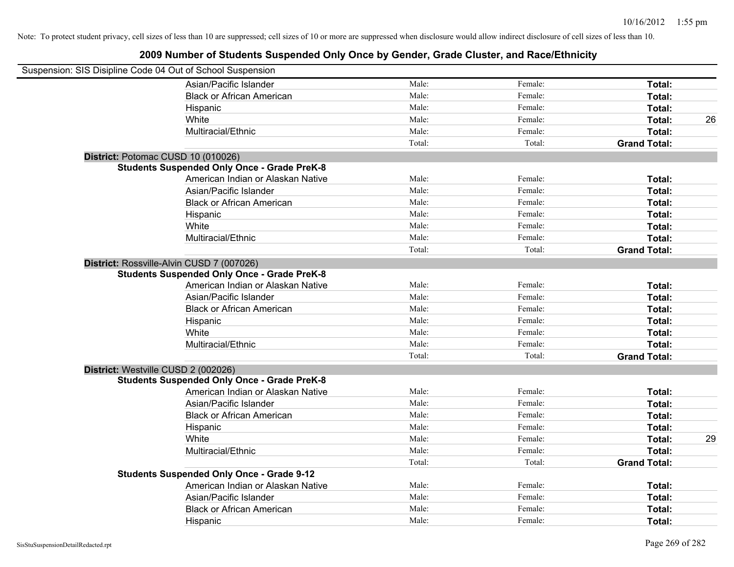Note: To protect student privacy, cell sizes of less than 10 are suppressed; cell sizes of 10 or more are suppressed when disclosure would allow indirect disclosure of cell sizes of less than 10.

# 2009 Number of Students Suspended Only Once by Gender, Grade Cluster, and Race/Ethnicity

Suspension: SIS Disipline Code 04 Out of School Suspension

| | | | | |
|---|---|---|---|---|
| Asian/Pacific Islander | Male: | Female: | **Total:** | |
| Black or African American | Male: | Female: | **Total:** | |
| Hispanic | Male: | Female: | **Total:** | |
| White | Male: | Female: | **Total:** | 26 |
| Multiracial/Ethnic | Male: | Female: | **Total:** | |
| | Total: | Total: | **Grand Total:** | |

**District:** Potomac CUSD 10 (010026)

**Students Suspended Only Once - Grade PreK-8**

| | | | | |
|---|---|---|---|---|
| American Indian or Alaskan Native | Male: | Female: | **Total:** | |
| Asian/Pacific Islander | Male: | Female: | **Total:** | |
| Black or African American | Male: | Female: | **Total:** | |
| Hispanic | Male: | Female: | **Total:** | |
| White | Male: | Female: | **Total:** | |
| Multiracial/Ethnic | Male: | Female: | **Total:** | |
| | Total: | Total: | **Grand Total:** | |

**District:** Rossville-Alvin CUSD 7 (007026)

**Students Suspended Only Once - Grade PreK-8**

| | | | | |
|---|---|---|---|---|
| American Indian or Alaskan Native | Male: | Female: | **Total:** | |
| Asian/Pacific Islander | Male: | Female: | **Total:** | |
| Black or African American | Male: | Female: | **Total:** | |
| Hispanic | Male: | Female: | **Total:** | |
| White | Male: | Female: | **Total:** | |
| Multiracial/Ethnic | Male: | Female: | **Total:** | |
| | Total: | Total: | **Grand Total:** | |

**District:** Westville CUSD 2 (002026)

**Students Suspended Only Once - Grade PreK-8**

| | | | | |
|---|---|---|---|---|
| American Indian or Alaskan Native | Male: | Female: | **Total:** | |
| Asian/Pacific Islander | Male: | Female: | **Total:** | |
| Black or African American | Male: | Female: | **Total:** | |
| Hispanic | Male: | Female: | **Total:** | |
| White | Male: | Female: | **Total:** | 29 |
| Multiracial/Ethnic | Male: | Female: | **Total:** | |
| | Total: | Total: | **Grand Total:** | |

**Students Suspended Only Once - Grade 9-12**

| | | | | |
|---|---|---|---|---|
| American Indian or Alaskan Native | Male: | Female: | **Total:** | |
| Asian/Pacific Islander | Male: | Female: | **Total:** | |
| Black or African American | Male: | Female: | **Total:** | |
| Hispanic | Male: | Female: | **Total:** | |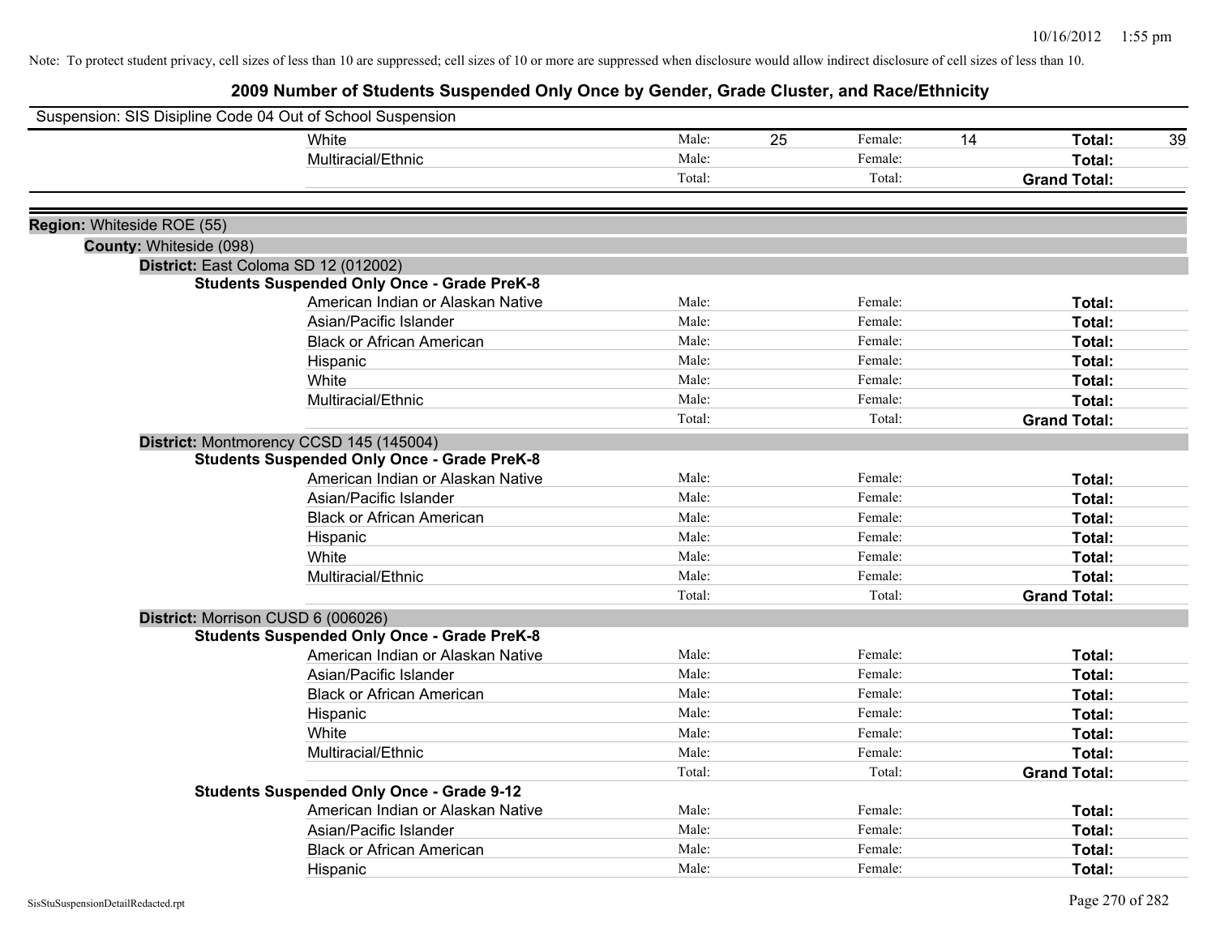Note: To protect student privacy, cell sizes of less than 10 are suppressed; cell sizes of 10 or more are suppressed when disclosure would allow indirect disclosure of cell sizes of less than 10.

# 2009 Number of Students Suspended Only Once by Gender, Grade Cluster, and Race/Ethnicity

Suspension: SIS Disipline Code 04 Out of School Suspension

| | Male/Total | | Female/Total | | Total/Grand Total | |
|---|---|---|---|---|---|---|
| White | Male: | 25 | Female: | 14 | **Total:** | 39 |
| Multiracial/Ethnic | Male: | | Female: | | **Total:** | |
| | Total: | | Total: | | **Grand Total:** | |

**Region:** Whiteside ROE (55)

**County:** Whiteside (098)

**District:** East Coloma SD 12 (012002)

**Students Suspended Only Once - Grade PreK-8**

| | | | | | | |
|---|---|---|---|---|---|---|
| American Indian or Alaskan Native | Male: | | Female: | | **Total:** | |
| Asian/Pacific Islander | Male: | | Female: | | **Total:** | |
| Black or African American | Male: | | Female: | | **Total:** | |
| Hispanic | Male: | | Female: | | **Total:** | |
| White | Male: | | Female: | | **Total:** | |
| Multiracial/Ethnic | Male: | | Female: | | **Total:** | |
| | Total: | | Total: | | **Grand Total:** | |

**District:** Montmorency CCSD 145 (145004)

**Students Suspended Only Once - Grade PreK-8**

| | | | | | | |
|---|---|---|---|---|---|---|
| American Indian or Alaskan Native | Male: | | Female: | | **Total:** | |
| Asian/Pacific Islander | Male: | | Female: | | **Total:** | |
| Black or African American | Male: | | Female: | | **Total:** | |
| Hispanic | Male: | | Female: | | **Total:** | |
| White | Male: | | Female: | | **Total:** | |
| Multiracial/Ethnic | Male: | | Female: | | **Total:** | |
| | Total: | | Total: | | **Grand Total:** | |

**District:** Morrison CUSD 6 (006026)

**Students Suspended Only Once - Grade PreK-8**

| | | | | | | |
|---|---|---|---|---|---|---|
| American Indian or Alaskan Native | Male: | | Female: | | **Total:** | |
| Asian/Pacific Islander | Male: | | Female: | | **Total:** | |
| Black or African American | Male: | | Female: | | **Total:** | |
| Hispanic | Male: | | Female: | | **Total:** | |
| White | Male: | | Female: | | **Total:** | |
| Multiracial/Ethnic | Male: | | Female: | | **Total:** | |
| | Total: | | Total: | | **Grand Total:** | |

**Students Suspended Only Once - Grade 9-12**

| | | | | | | |
|---|---|---|---|---|---|---|
| American Indian or Alaskan Native | Male: | | Female: | | **Total:** | |
| Asian/Pacific Islander | Male: | | Female: | | **Total:** | |
| Black or African American | Male: | | Female: | | **Total:** | |
| Hispanic | Male: | | Female: | | **Total:** | |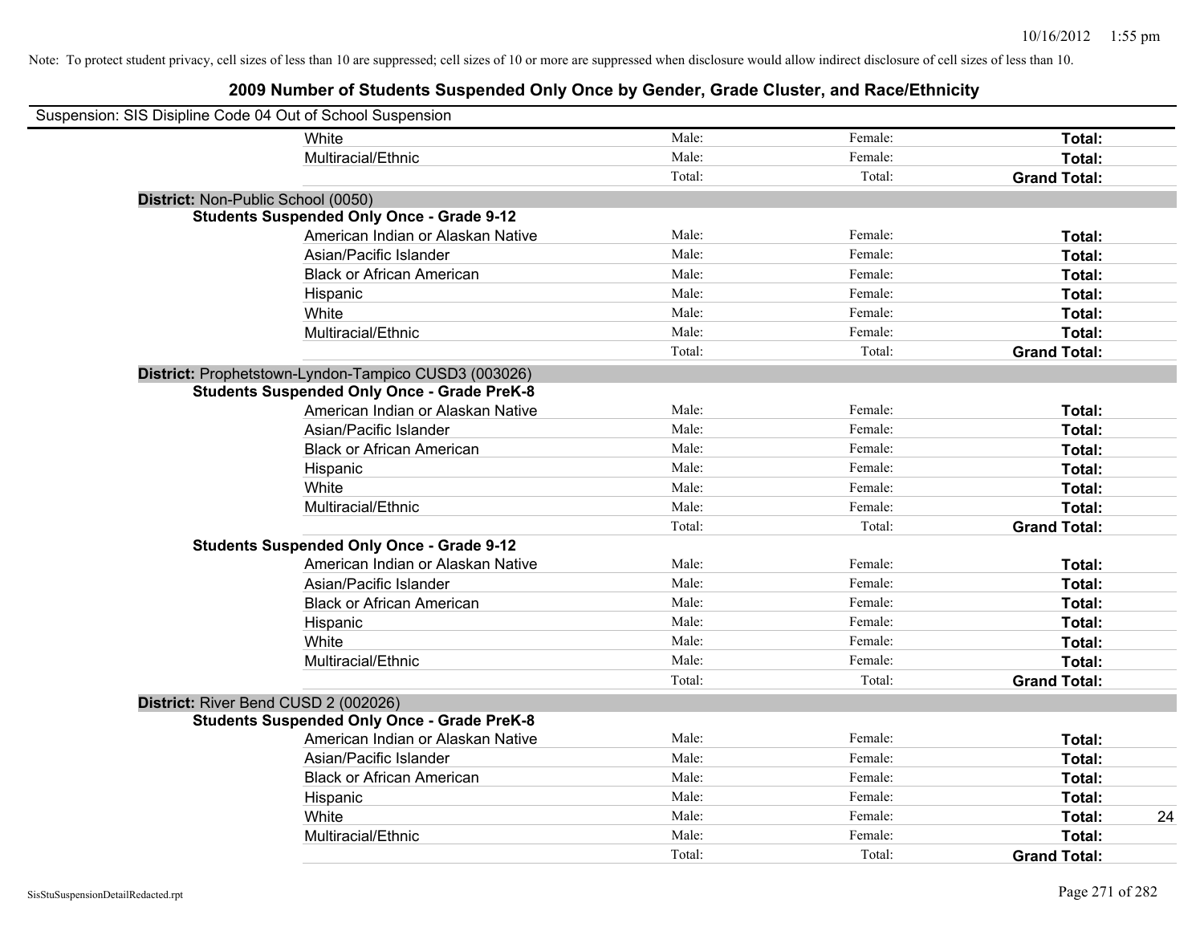Note: To protect student privacy, cell sizes of less than 10 are suppressed; cell sizes of 10 or more are suppressed when disclosure would allow indirect disclosure of cell sizes of less than 10.

## 2009 Number of Students Suspended Only Once by Gender, Grade Cluster, and Race/Ethnicity

Suspension: SIS Disipline Code 04 Out of School Suspension

| | | | | |
|---|---|---|---|---|
| White | Male: | Female: | **Total:** | |
| Multiracial/Ethnic | Male: | Female: | **Total:** | |
| | Total: | Total: | **Grand Total:** | |

**District:** Non-Public School (0050)

**Students Suspended Only Once - Grade 9-12**

| | | | | |
|---|---|---|---|---|
| American Indian or Alaskan Native | Male: | Female: | **Total:** | |
| Asian/Pacific Islander | Male: | Female: | **Total:** | |
| Black or African American | Male: | Female: | **Total:** | |
| Hispanic | Male: | Female: | **Total:** | |
| White | Male: | Female: | **Total:** | |
| Multiracial/Ethnic | Male: | Female: | **Total:** | |
| | Total: | Total: | **Grand Total:** | |

**District:** Prophetstown-Lyndon-Tampico CUSD3 (003026)

**Students Suspended Only Once - Grade PreK-8**

| | | | | |
|---|---|---|---|---|
| American Indian or Alaskan Native | Male: | Female: | **Total:** | |
| Asian/Pacific Islander | Male: | Female: | **Total:** | |
| Black or African American | Male: | Female: | **Total:** | |
| Hispanic | Male: | Female: | **Total:** | |
| White | Male: | Female: | **Total:** | |
| Multiracial/Ethnic | Male: | Female: | **Total:** | |
| | Total: | Total: | **Grand Total:** | |

**Students Suspended Only Once - Grade 9-12**

| | | | | |
|---|---|---|---|---|
| American Indian or Alaskan Native | Male: | Female: | **Total:** | |
| Asian/Pacific Islander | Male: | Female: | **Total:** | |
| Black or African American | Male: | Female: | **Total:** | |
| Hispanic | Male: | Female: | **Total:** | |
| White | Male: | Female: | **Total:** | |
| Multiracial/Ethnic | Male: | Female: | **Total:** | |
| | Total: | Total: | **Grand Total:** | |

**District:** River Bend CUSD 2 (002026)

**Students Suspended Only Once - Grade PreK-8**

| | | | | |
|---|---|---|---|---|
| American Indian or Alaskan Native | Male: | Female: | **Total:** | |
| Asian/Pacific Islander | Male: | Female: | **Total:** | |
| Black or African American | Male: | Female: | **Total:** | |
| Hispanic | Male: | Female: | **Total:** | |
| White | Male: | Female: | **Total:** | 24 |
| Multiracial/Ethnic | Male: | Female: | **Total:** | |
| | Total: | Total: | **Grand Total:** | |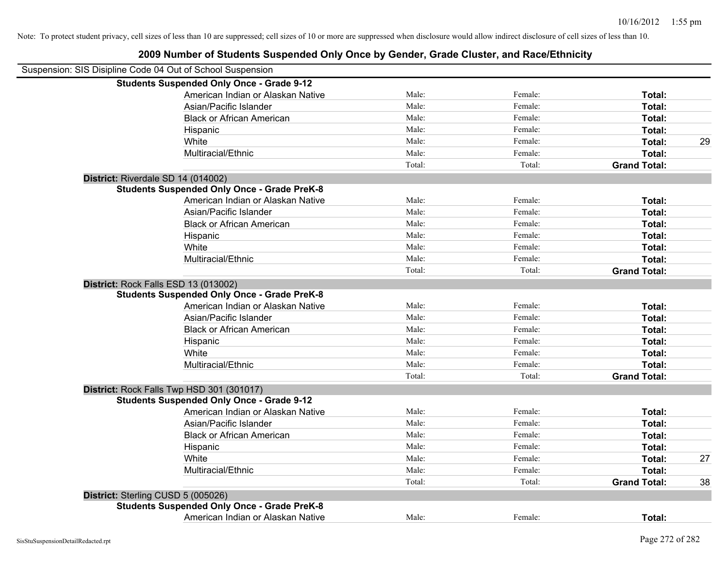Note: To protect student privacy, cell sizes of less than 10 are suppressed; cell sizes of 10 or more are suppressed when disclosure would allow indirect disclosure of cell sizes of less than 10.

## 2009 Number of Students Suspended Only Once by Gender, Grade Cluster, and Race/Ethnicity

Suspension: SIS Disipline Code 04 Out of School Suspension

| | | | | |
|---|---|---|---|---|
| **Students Suspended Only Once - Grade 9-12** | | | | |
| American Indian or Alaskan Native | Male: | Female: | **Total:** | |
| Asian/Pacific Islander | Male: | Female: | **Total:** | |
| Black or African American | Male: | Female: | **Total:** | |
| Hispanic | Male: | Female: | **Total:** | |
| White | Male: | Female: | **Total:** | 29 |
| Multiracial/Ethnic | Male: | Female: | **Total:** | |
| | Total: | Total: | **Grand Total:** | |

**District:** Riverdale SD 14 (014002)

| | | | | |
|---|---|---|---|---|
| **Students Suspended Only Once - Grade PreK-8** | | | | |
| American Indian or Alaskan Native | Male: | Female: | **Total:** | |
| Asian/Pacific Islander | Male: | Female: | **Total:** | |
| Black or African American | Male: | Female: | **Total:** | |
| Hispanic | Male: | Female: | **Total:** | |
| White | Male: | Female: | **Total:** | |
| Multiracial/Ethnic | Male: | Female: | **Total:** | |
| | Total: | Total: | **Grand Total:** | |

**District:** Rock Falls ESD 13 (013002)

| | | | | |
|---|---|---|---|---|
| **Students Suspended Only Once - Grade PreK-8** | | | | |
| American Indian or Alaskan Native | Male: | Female: | **Total:** | |
| Asian/Pacific Islander | Male: | Female: | **Total:** | |
| Black or African American | Male: | Female: | **Total:** | |
| Hispanic | Male: | Female: | **Total:** | |
| White | Male: | Female: | **Total:** | |
| Multiracial/Ethnic | Male: | Female: | **Total:** | |
| | Total: | Total: | **Grand Total:** | |

**District:** Rock Falls Twp HSD 301 (301017)

| | | | | |
|---|---|---|---|---|
| **Students Suspended Only Once - Grade 9-12** | | | | |
| American Indian or Alaskan Native | Male: | Female: | **Total:** | |
| Asian/Pacific Islander | Male: | Female: | **Total:** | |
| Black or African American | Male: | Female: | **Total:** | |
| Hispanic | Male: | Female: | **Total:** | |
| White | Male: | Female: | **Total:** | 27 |
| Multiracial/Ethnic | Male: | Female: | **Total:** | |
| | Total: | Total: | **Grand Total:** | 38 |

**District:** Sterling CUSD 5 (005026)

| | | | | |
|---|---|---|---|---|
| **Students Suspended Only Once - Grade PreK-8** | | | | |
| American Indian or Alaskan Native | Male: | Female: | **Total:** | |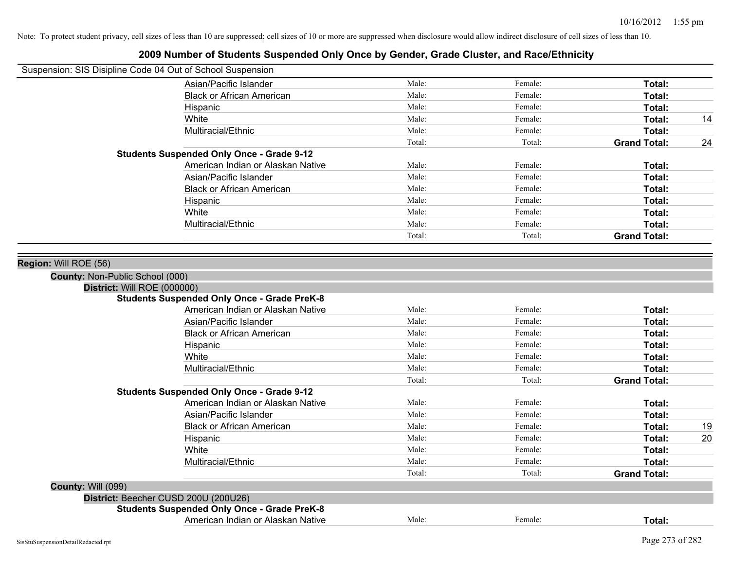Note: To protect student privacy, cell sizes of less than 10 are suppressed; cell sizes of 10 or more are suppressed when disclosure would allow indirect disclosure of cell sizes of less than 10.

# 2009 Number of Students Suspended Only Once by Gender, Grade Cluster, and Race/Ethnicity

Suspension: SIS Disipline Code 04 Out of School Suspension

| | | | | |
|---|---|---|---|---|
| Asian/Pacific Islander | Male: | Female: | **Total:** | |
| Black or African American | Male: | Female: | **Total:** | |
| Hispanic | Male: | Female: | **Total:** | |
| White | Male: | Female: | **Total:** | 14 |
| Multiracial/Ethnic | Male: | Female: | **Total:** | |
| | Total: | Total: | **Grand Total:** | 24 |

**Students Suspended Only Once - Grade 9-12**

| | | | | |
|---|---|---|---|---|
| American Indian or Alaskan Native | Male: | Female: | **Total:** | |
| Asian/Pacific Islander | Male: | Female: | **Total:** | |
| Black or African American | Male: | Female: | **Total:** | |
| Hispanic | Male: | Female: | **Total:** | |
| White | Male: | Female: | **Total:** | |
| Multiracial/Ethnic | Male: | Female: | **Total:** | |
| | Total: | Total: | **Grand Total:** | |

**Region:** Will ROE (56)

**County:** Non-Public School (000)

**District:** Will ROE (000000)

**Students Suspended Only Once - Grade PreK-8**

| | | | | |
|---|---|---|---|---|
| American Indian or Alaskan Native | Male: | Female: | **Total:** | |
| Asian/Pacific Islander | Male: | Female: | **Total:** | |
| Black or African American | Male: | Female: | **Total:** | |
| Hispanic | Male: | Female: | **Total:** | |
| White | Male: | Female: | **Total:** | |
| Multiracial/Ethnic | Male: | Female: | **Total:** | |
| | Total: | Total: | **Grand Total:** | |

**Students Suspended Only Once - Grade 9-12**

| | | | | |
|---|---|---|---|---|
| American Indian or Alaskan Native | Male: | Female: | **Total:** | |
| Asian/Pacific Islander | Male: | Female: | **Total:** | |
| Black or African American | Male: | Female: | **Total:** | 19 |
| Hispanic | Male: | Female: | **Total:** | 20 |
| White | Male: | Female: | **Total:** | |
| Multiracial/Ethnic | Male: | Female: | **Total:** | |
| | Total: | Total: | **Grand Total:** | |

**County:** Will (099)

**District:** Beecher CUSD 200U (200U26)

**Students Suspended Only Once - Grade PreK-8**

| | | | | |
|---|---|---|---|---|
| American Indian or Alaskan Native | Male: | Female: | **Total:** | |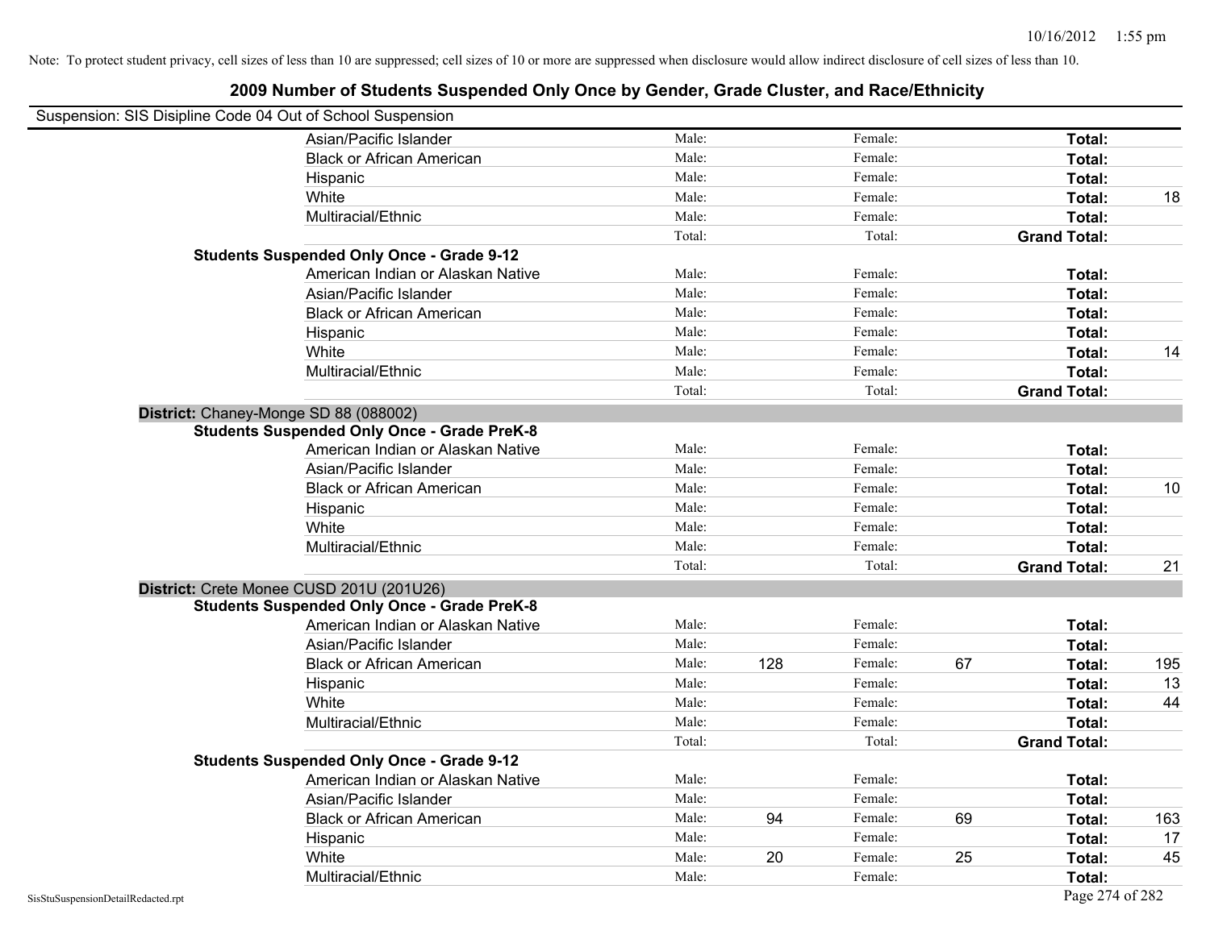Note: To protect student privacy, cell sizes of less than 10 are suppressed; cell sizes of 10 or more are suppressed when disclosure would allow indirect disclosure of cell sizes of less than 10.

## 2009 Number of Students Suspended Only Once by Gender, Grade Cluster, and Race/Ethnicity

Suspension: SIS Disipline Code 04 Out of School Suspension

| | | | | | | |
|---|---|---|---|---|---|---|
| Asian/Pacific Islander | Male: | | Female: | | **Total:** | |
| Black or African American | Male: | | Female: | | **Total:** | |
| Hispanic | Male: | | Female: | | **Total:** | |
| White | Male: | | Female: | | **Total:** | 18 |
| Multiracial/Ethnic | Male: | | Female: | | **Total:** | |
| | Total: | | Total: | | **Grand Total:** | |
| **Students Suspended Only Once - Grade 9-12** | | | | | | |
| American Indian or Alaskan Native | Male: | | Female: | | **Total:** | |
| Asian/Pacific Islander | Male: | | Female: | | **Total:** | |
| Black or African American | Male: | | Female: | | **Total:** | |
| Hispanic | Male: | | Female: | | **Total:** | |
| White | Male: | | Female: | | **Total:** | 14 |
| Multiracial/Ethnic | Male: | | Female: | | **Total:** | |
| | Total: | | Total: | | **Grand Total:** | |
| **District:** Chaney-Monge SD 88 (088002) | | | | | | |
| **Students Suspended Only Once - Grade PreK-8** | | | | | | |
| American Indian or Alaskan Native | Male: | | Female: | | **Total:** | |
| Asian/Pacific Islander | Male: | | Female: | | **Total:** | |
| Black or African American | Male: | | Female: | | **Total:** | 10 |
| Hispanic | Male: | | Female: | | **Total:** | |
| White | Male: | | Female: | | **Total:** | |
| Multiracial/Ethnic | Male: | | Female: | | **Total:** | |
| | Total: | | Total: | | **Grand Total:** | 21 |
| **District:** Crete Monee CUSD 201U (201U26) | | | | | | |
| **Students Suspended Only Once - Grade PreK-8** | | | | | | |
| American Indian or Alaskan Native | Male: | | Female: | | **Total:** | |
| Asian/Pacific Islander | Male: | | Female: | | **Total:** | |
| Black or African American | Male: | 128 | Female: | 67 | **Total:** | 195 |
| Hispanic | Male: | | Female: | | **Total:** | 13 |
| White | Male: | | Female: | | **Total:** | 44 |
| Multiracial/Ethnic | Male: | | Female: | | **Total:** | |
| | Total: | | Total: | | **Grand Total:** | |
| **Students Suspended Only Once - Grade 9-12** | | | | | | |
| American Indian or Alaskan Native | Male: | | Female: | | **Total:** | |
| Asian/Pacific Islander | Male: | | Female: | | **Total:** | |
| Black or African American | Male: | 94 | Female: | 69 | **Total:** | 163 |
| Hispanic | Male: | | Female: | | **Total:** | 17 |
| White | Male: | 20 | Female: | 25 | **Total:** | 45 |
| Multiracial/Ethnic | Male: | | Female: | | **Total:** | |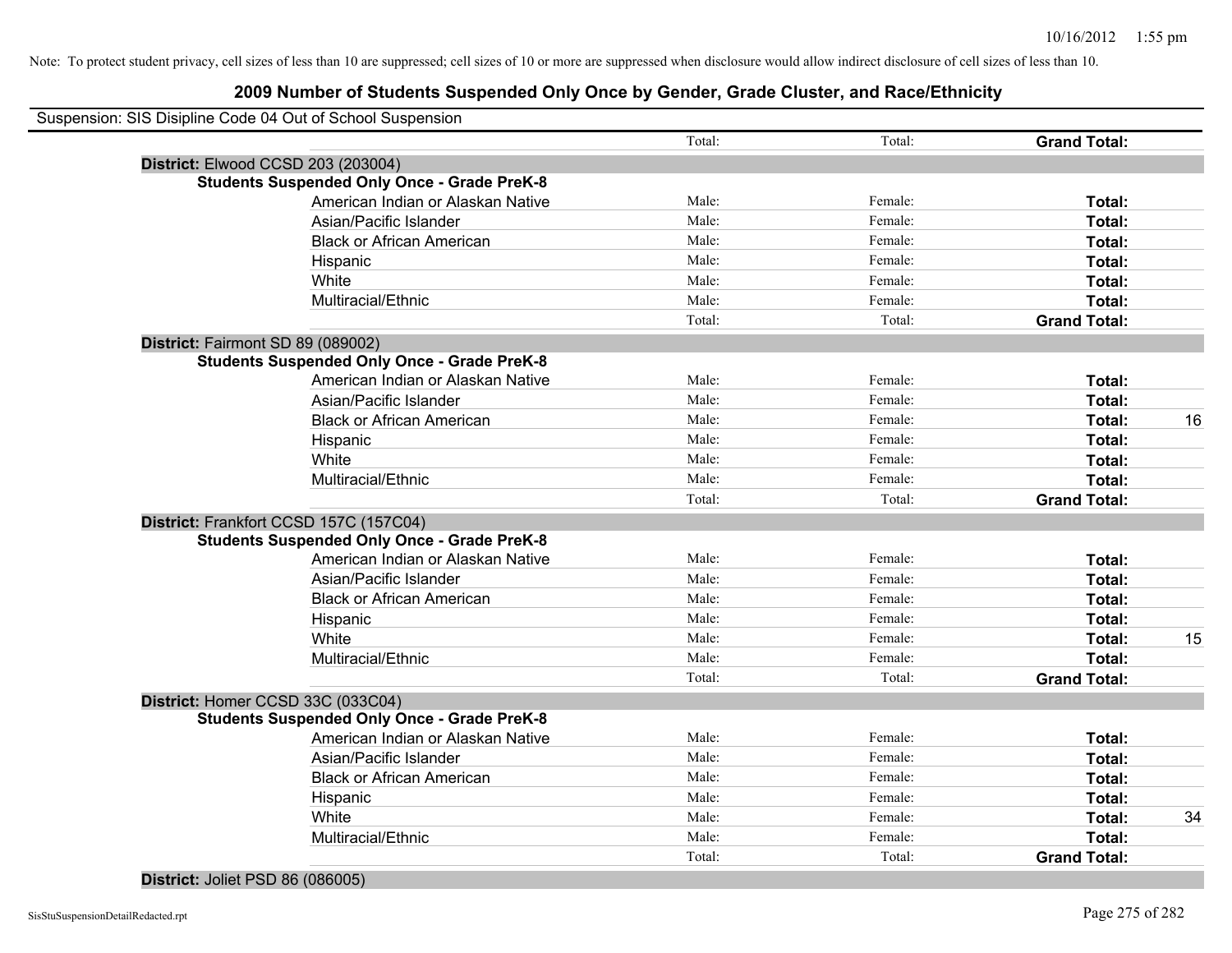Note: To protect student privacy, cell sizes of less than 10 are suppressed; cell sizes of 10 or more are suppressed when disclosure would allow indirect disclosure of cell sizes of less than 10.

## 2009 Number of Students Suspended Only Once by Gender, Grade Cluster, and Race/Ethnicity

Suspension: SIS Disipline Code 04 Out of School Suspension

| | | | | | |
|---|---|---|---|---|---|
| | | Total: | Total: | **Grand Total:** | |
| **District:** Elwood CCSD 203 (203004) | | | | | |
| **Students Suspended Only Once - Grade PreK-8** | | | | | |
| | American Indian or Alaskan Native | Male: | Female: | **Total:** | |
| | Asian/Pacific Islander | Male: | Female: | **Total:** | |
| | Black or African American | Male: | Female: | **Total:** | |
| | Hispanic | Male: | Female: | **Total:** | |
| | White | Male: | Female: | **Total:** | |
| | Multiracial/Ethnic | Male: | Female: | **Total:** | |
| | | Total: | Total: | **Grand Total:** | |
| **District:** Fairmont SD 89 (089002) | | | | | |
| **Students Suspended Only Once - Grade PreK-8** | | | | | |
| | American Indian or Alaskan Native | Male: | Female: | **Total:** | |
| | Asian/Pacific Islander | Male: | Female: | **Total:** | |
| | Black or African American | Male: | Female: | **Total:** | 16 |
| | Hispanic | Male: | Female: | **Total:** | |
| | White | Male: | Female: | **Total:** | |
| | Multiracial/Ethnic | Male: | Female: | **Total:** | |
| | | Total: | Total: | **Grand Total:** | |
| **District:** Frankfort CCSD 157C (157C04) | | | | | |
| **Students Suspended Only Once - Grade PreK-8** | | | | | |
| | American Indian or Alaskan Native | Male: | Female: | **Total:** | |
| | Asian/Pacific Islander | Male: | Female: | **Total:** | |
| | Black or African American | Male: | Female: | **Total:** | |
| | Hispanic | Male: | Female: | **Total:** | |
| | White | Male: | Female: | **Total:** | 15 |
| | Multiracial/Ethnic | Male: | Female: | **Total:** | |
| | | Total: | Total: | **Grand Total:** | |
| **District:** Homer CCSD 33C (033C04) | | | | | |
| **Students Suspended Only Once - Grade PreK-8** | | | | | |
| | American Indian or Alaskan Native | Male: | Female: | **Total:** | |
| | Asian/Pacific Islander | Male: | Female: | **Total:** | |
| | Black or African American | Male: | Female: | **Total:** | |
| | Hispanic | Male: | Female: | **Total:** | |
| | White | Male: | Female: | **Total:** | 34 |
| | Multiracial/Ethnic | Male: | Female: | **Total:** | |
| | | Total: | Total: | **Grand Total:** | |
| **District:** Joliet PSD 86 (086005) | | | | | |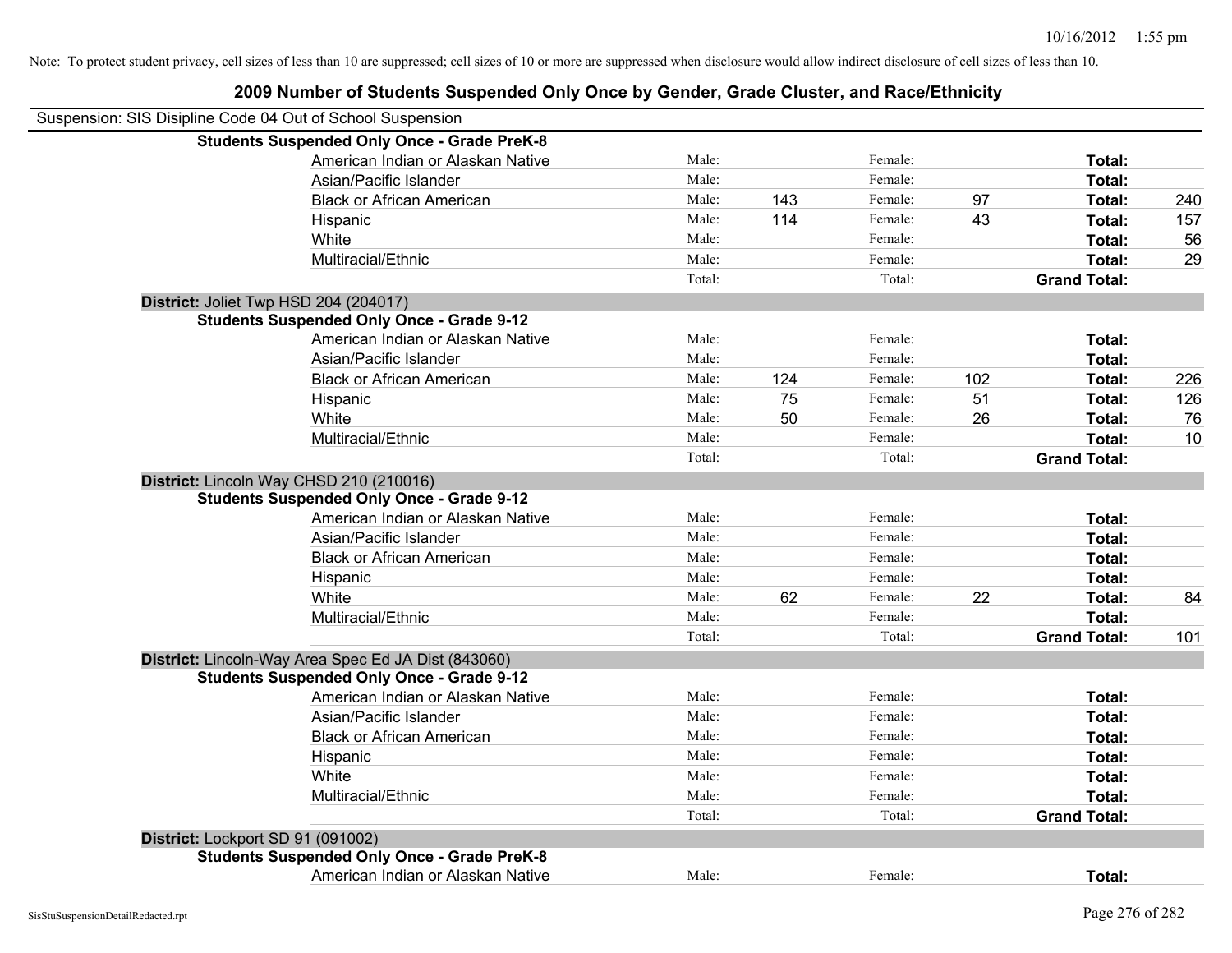Note: To protect student privacy, cell sizes of less than 10 are suppressed; cell sizes of 10 or more are suppressed when disclosure would allow indirect disclosure of cell sizes of less than 10.

## 2009 Number of Students Suspended Only Once by Gender, Grade Cluster, and Race/Ethnicity

Suspension: SIS Disipline Code 04 Out of School Suspension

**Students Suspended Only Once - Grade PreK-8**

| Race/Ethnicity | | Male | | Female | | Total |
|---|---|---|---|---|---|---|
| American Indian or Alaskan Native | Male: | | Female: | | **Total:** | |
| Asian/Pacific Islander | Male: | | Female: | | **Total:** | |
| Black or African American | Male: | 143 | Female: | 97 | **Total:** | 240 |
| Hispanic | Male: | 114 | Female: | 43 | **Total:** | 157 |
| White | Male: | | Female: | | **Total:** | 56 |
| Multiracial/Ethnic | Male: | | Female: | | **Total:** | 29 |
| | Total: | | Total: | | **Grand Total:** | |

**District:** Joliet Twp HSD 204 (204017)

**Students Suspended Only Once - Grade 9-12**

| Race/Ethnicity | | Male | | Female | | Total |
|---|---|---|---|---|---|---|
| American Indian or Alaskan Native | Male: | | Female: | | **Total:** | |
| Asian/Pacific Islander | Male: | | Female: | | **Total:** | |
| Black or African American | Male: | 124 | Female: | 102 | **Total:** | 226 |
| Hispanic | Male: | 75 | Female: | 51 | **Total:** | 126 |
| White | Male: | 50 | Female: | 26 | **Total:** | 76 |
| Multiracial/Ethnic | Male: | | Female: | | **Total:** | 10 |
| | Total: | | Total: | | **Grand Total:** | |

**District:** Lincoln Way CHSD 210 (210016)

**Students Suspended Only Once - Grade 9-12**

| Race/Ethnicity | | Male | | Female | | Total |
|---|---|---|---|---|---|---|
| American Indian or Alaskan Native | Male: | | Female: | | **Total:** | |
| Asian/Pacific Islander | Male: | | Female: | | **Total:** | |
| Black or African American | Male: | | Female: | | **Total:** | |
| Hispanic | Male: | | Female: | | **Total:** | |
| White | Male: | 62 | Female: | 22 | **Total:** | 84 |
| Multiracial/Ethnic | Male: | | Female: | | **Total:** | |
| | Total: | | Total: | | **Grand Total:** | 101 |

**District:** Lincoln-Way Area Spec Ed JA Dist (843060)

**Students Suspended Only Once - Grade 9-12**

| Race/Ethnicity | | Male | | Female | | Total |
|---|---|---|---|---|---|---|
| American Indian or Alaskan Native | Male: | | Female: | | **Total:** | |
| Asian/Pacific Islander | Male: | | Female: | | **Total:** | |
| Black or African American | Male: | | Female: | | **Total:** | |
| Hispanic | Male: | | Female: | | **Total:** | |
| White | Male: | | Female: | | **Total:** | |
| Multiracial/Ethnic | Male: | | Female: | | **Total:** | |
| | Total: | | Total: | | **Grand Total:** | |

**District:** Lockport SD 91 (091002)

**Students Suspended Only Once - Grade PreK-8**

| Race/Ethnicity | | Male | | Female | | Total |
|---|---|---|---|---|---|---|
| American Indian or Alaskan Native | Male: | | Female: | | **Total:** | |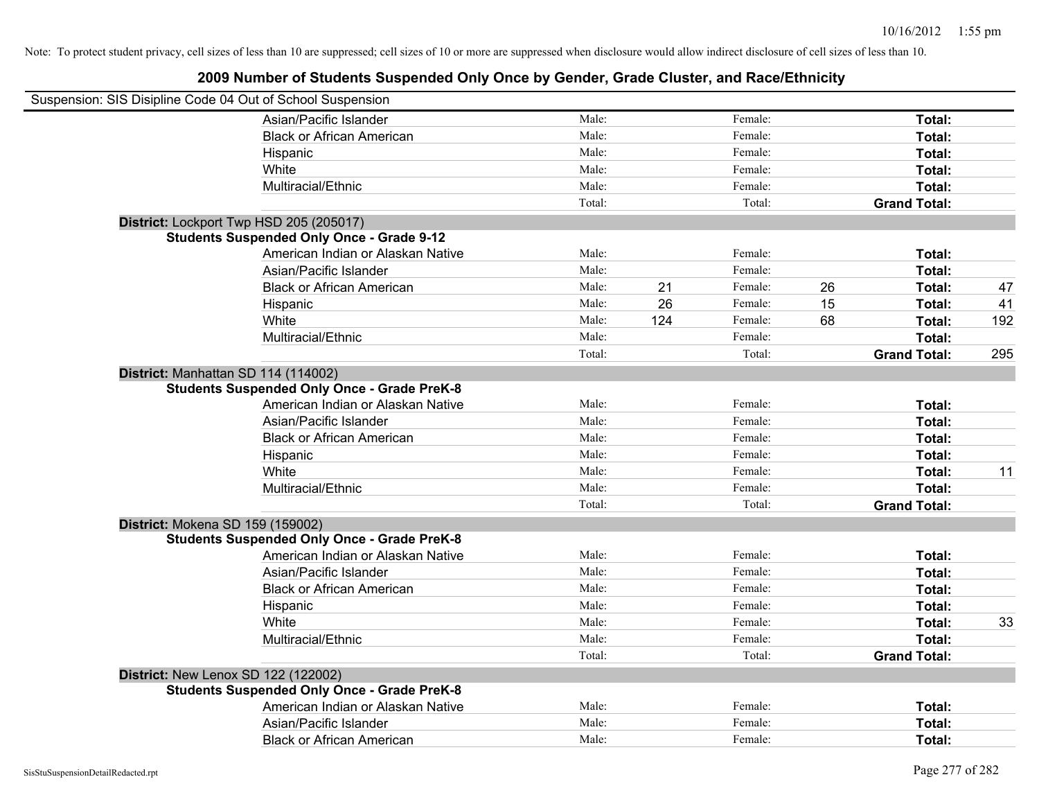Note: To protect student privacy, cell sizes of less than 10 are suppressed; cell sizes of 10 or more are suppressed when disclosure would allow indirect disclosure of cell sizes of less than 10.

# 2009 Number of Students Suspended Only Once by Gender, Grade Cluster, and Race/Ethnicity

Suspension: SIS Disipline Code 04 Out of School Suspension

| | | | | | | | |
|---|---|---|---|---|---|---|---|
| Asian/Pacific Islander | Male: | | Female: | | **Total:** | |
| Black or African American | Male: | | Female: | | **Total:** | |
| Hispanic | Male: | | Female: | | **Total:** | |
| White | Male: | | Female: | | **Total:** | |
| Multiracial/Ethnic | Male: | | Female: | | **Total:** | |
| | Total: | | Total: | | **Grand Total:** | |

**District:** Lockport Twp HSD 205 (205017)

**Students Suspended Only Once - Grade 9-12**

| | | | | | | |
|---|---|---|---|---|---|---|
| American Indian or Alaskan Native | Male: | | Female: | | **Total:** | |
| Asian/Pacific Islander | Male: | | Female: | | **Total:** | |
| Black or African American | Male: | 21 | Female: | 26 | **Total:** | 47 |
| Hispanic | Male: | 26 | Female: | 15 | **Total:** | 41 |
| White | Male: | 124 | Female: | 68 | **Total:** | 192 |
| Multiracial/Ethnic | Male: | | Female: | | **Total:** | |
| | Total: | | Total: | | **Grand Total:** | 295 |

**District:** Manhattan SD 114 (114002)

**Students Suspended Only Once - Grade PreK-8**

| | | | | | | |
|---|---|---|---|---|---|---|
| American Indian or Alaskan Native | Male: | | Female: | | **Total:** | |
| Asian/Pacific Islander | Male: | | Female: | | **Total:** | |
| Black or African American | Male: | | Female: | | **Total:** | |
| Hispanic | Male: | | Female: | | **Total:** | |
| White | Male: | | Female: | | **Total:** | 11 |
| Multiracial/Ethnic | Male: | | Female: | | **Total:** | |
| | Total: | | Total: | | **Grand Total:** | |

**District:** Mokena SD 159 (159002)

**Students Suspended Only Once - Grade PreK-8**

| | | | | | | |
|---|---|---|---|---|---|---|
| American Indian or Alaskan Native | Male: | | Female: | | **Total:** | |
| Asian/Pacific Islander | Male: | | Female: | | **Total:** | |
| Black or African American | Male: | | Female: | | **Total:** | |
| Hispanic | Male: | | Female: | | **Total:** | |
| White | Male: | | Female: | | **Total:** | 33 |
| Multiracial/Ethnic | Male: | | Female: | | **Total:** | |
| | Total: | | Total: | | **Grand Total:** | |

**District:** New Lenox SD 122 (122002)

**Students Suspended Only Once - Grade PreK-8**

| | | | | | | |
|---|---|---|---|---|---|---|
| American Indian or Alaskan Native | Male: | | Female: | | **Total:** | |
| Asian/Pacific Islander | Male: | | Female: | | **Total:** | |
| Black or African American | Male: | | Female: | | **Total:** | |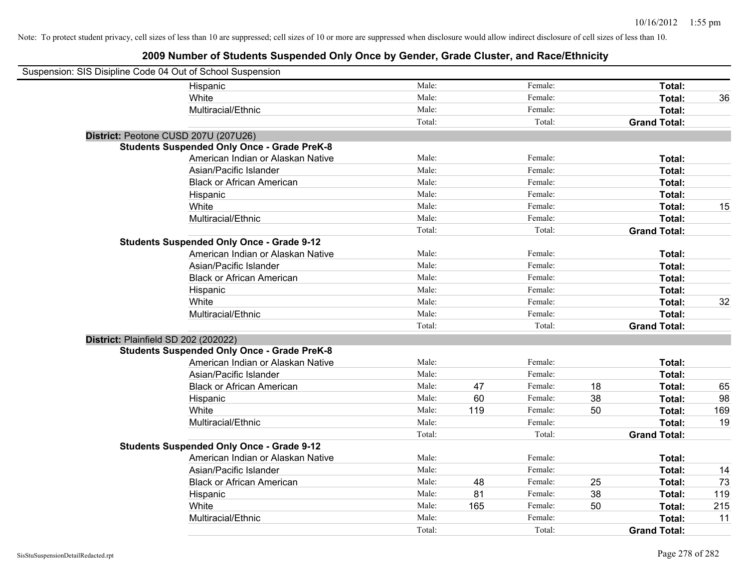Note: To protect student privacy, cell sizes of less than 10 are suppressed; cell sizes of 10 or more are suppressed when disclosure would allow indirect disclosure of cell sizes of less than 10.

## 2009 Number of Students Suspended Only Once by Gender, Grade Cluster, and Race/Ethnicity

Suspension: SIS Disipline Code 04 Out of School Suspension

| | | | | | | |
|---|---|---|---|---|---|---|
| Hispanic | Male: | | Female: | | **Total:** | |
| White | Male: | | Female: | | **Total:** | 36 |
| Multiracial/Ethnic | Male: | | Female: | | **Total:** | |
| | Total: | | Total: | | **Grand Total:** | |

**District:** Peotone CUSD 207U (207U26)

**Students Suspended Only Once - Grade PreK-8**

| | | | | | | |
|---|---|---|---|---|---|---|
| American Indian or Alaskan Native | Male: | | Female: | | **Total:** | |
| Asian/Pacific Islander | Male: | | Female: | | **Total:** | |
| Black or African American | Male: | | Female: | | **Total:** | |
| Hispanic | Male: | | Female: | | **Total:** | |
| White | Male: | | Female: | | **Total:** | 15 |
| Multiracial/Ethnic | Male: | | Female: | | **Total:** | |
| | Total: | | Total: | | **Grand Total:** | |

**Students Suspended Only Once - Grade 9-12**

| | | | | | | |
|---|---|---|---|---|---|---|
| American Indian or Alaskan Native | Male: | | Female: | | **Total:** | |
| Asian/Pacific Islander | Male: | | Female: | | **Total:** | |
| Black or African American | Male: | | Female: | | **Total:** | |
| Hispanic | Male: | | Female: | | **Total:** | |
| White | Male: | | Female: | | **Total:** | 32 |
| Multiracial/Ethnic | Male: | | Female: | | **Total:** | |
| | Total: | | Total: | | **Grand Total:** | |

**District:** Plainfield SD 202 (202022)

**Students Suspended Only Once - Grade PreK-8**

| | | | | | | |
|---|---|---|---|---|---|---|
| American Indian or Alaskan Native | Male: | | Female: | | **Total:** | |
| Asian/Pacific Islander | Male: | | Female: | | **Total:** | |
| Black or African American | Male: | 47 | Female: | 18 | **Total:** | 65 |
| Hispanic | Male: | 60 | Female: | 38 | **Total:** | 98 |
| White | Male: | 119 | Female: | 50 | **Total:** | 169 |
| Multiracial/Ethnic | Male: | | Female: | | **Total:** | 19 |
| | Total: | | Total: | | **Grand Total:** | |

**Students Suspended Only Once - Grade 9-12**

| | | | | | | |
|---|---|---|---|---|---|---|
| American Indian or Alaskan Native | Male: | | Female: | | **Total:** | |
| Asian/Pacific Islander | Male: | | Female: | | **Total:** | 14 |
| Black or African American | Male: | 48 | Female: | 25 | **Total:** | 73 |
| Hispanic | Male: | 81 | Female: | 38 | **Total:** | 119 |
| White | Male: | 165 | Female: | 50 | **Total:** | 215 |
| Multiracial/Ethnic | Male: | | Female: | | **Total:** | 11 |
| | Total: | | Total: | | **Grand Total:** | |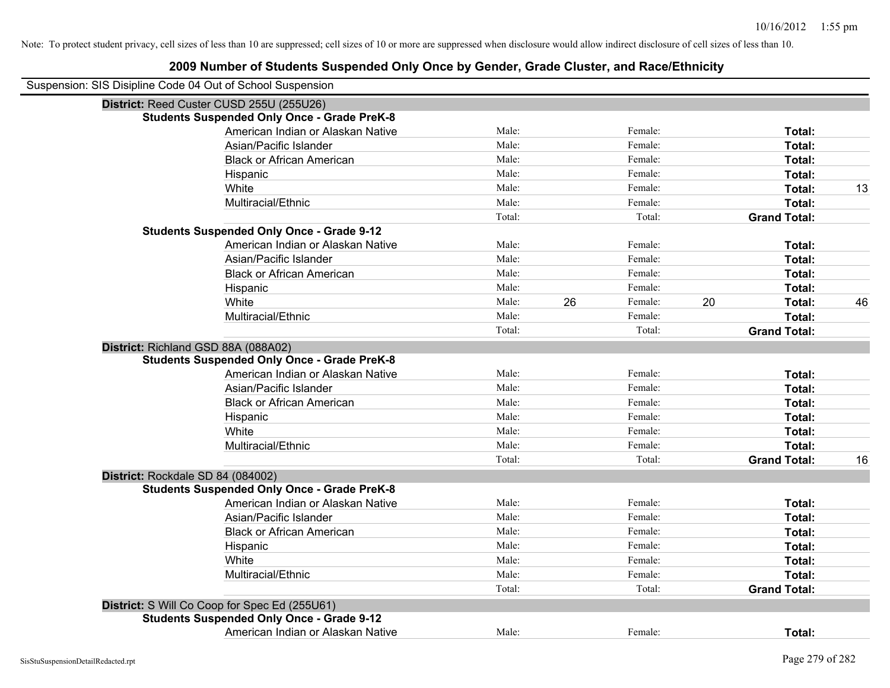Note: To protect student privacy, cell sizes of less than 10 are suppressed; cell sizes of 10 or more are suppressed when disclosure would allow indirect disclosure of cell sizes of less than 10.

# 2009 Number of Students Suspended Only Once by Gender, Grade Cluster, and Race/Ethnicity

Suspension: SIS Disipline Code 04 Out of School Suspension

**District:** Reed Custer CUSD 255U (255U26)

**Students Suspended Only Once - Grade PreK-8**

| | | | | | | |
|---|---|---|---|---|---|---|
| American Indian or Alaskan Native | Male: | | Female: | | **Total:** | |
| Asian/Pacific Islander | Male: | | Female: | | **Total:** | |
| Black or African American | Male: | | Female: | | **Total:** | |
| Hispanic | Male: | | Female: | | **Total:** | |
| White | Male: | | Female: | | **Total:** | 13 |
| Multiracial/Ethnic | Male: | | Female: | | **Total:** | |
| | Total: | | Total: | | **Grand Total:** | |

**Students Suspended Only Once - Grade 9-12**

| | | | | | | |
|---|---|---|---|---|---|---|
| American Indian or Alaskan Native | Male: | | Female: | | **Total:** | |
| Asian/Pacific Islander | Male: | | Female: | | **Total:** | |
| Black or African American | Male: | | Female: | | **Total:** | |
| Hispanic | Male: | | Female: | | **Total:** | |
| White | Male: | 26 | Female: | 20 | **Total:** | 46 |
| Multiracial/Ethnic | Male: | | Female: | | **Total:** | |
| | Total: | | Total: | | **Grand Total:** | |

**District:** Richland GSD 88A (088A02)

**Students Suspended Only Once - Grade PreK-8**

| | | | | | | |
|---|---|---|---|---|---|---|
| American Indian or Alaskan Native | Male: | | Female: | | **Total:** | |
| Asian/Pacific Islander | Male: | | Female: | | **Total:** | |
| Black or African American | Male: | | Female: | | **Total:** | |
| Hispanic | Male: | | Female: | | **Total:** | |
| White | Male: | | Female: | | **Total:** | |
| Multiracial/Ethnic | Male: | | Female: | | **Total:** | |
| | Total: | | Total: | | **Grand Total:** | 16 |

**District:** Rockdale SD 84 (084002)

**Students Suspended Only Once - Grade PreK-8**

| | | | | | | |
|---|---|---|---|---|---|---|
| American Indian or Alaskan Native | Male: | | Female: | | **Total:** | |
| Asian/Pacific Islander | Male: | | Female: | | **Total:** | |
| Black or African American | Male: | | Female: | | **Total:** | |
| Hispanic | Male: | | Female: | | **Total:** | |
| White | Male: | | Female: | | **Total:** | |
| Multiracial/Ethnic | Male: | | Female: | | **Total:** | |
| | Total: | | Total: | | **Grand Total:** | |

**District:** S Will Co Coop for Spec Ed (255U61)

**Students Suspended Only Once - Grade 9-12**

| | | | | | | |
|---|---|---|---|---|---|---|
| American Indian or Alaskan Native | Male: | | Female: | | **Total:** | |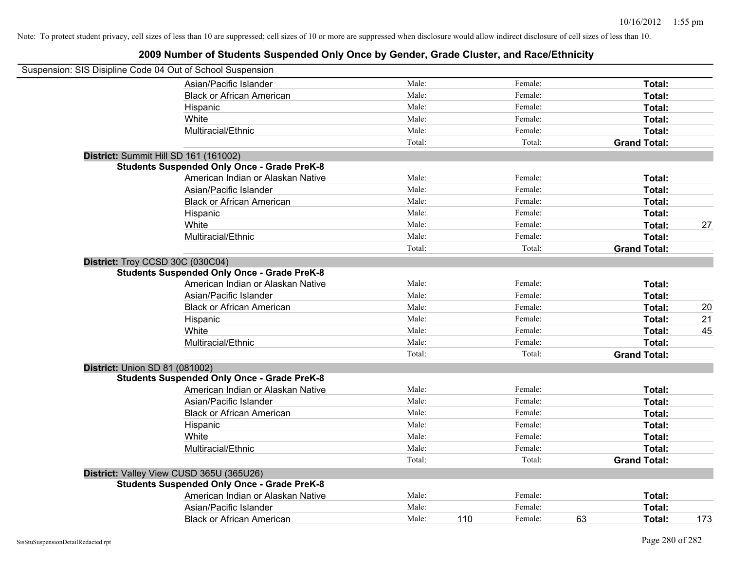Note: To protect student privacy, cell sizes of less than 10 are suppressed; cell sizes of 10 or more are suppressed when disclosure would allow indirect disclosure of cell sizes of less than 10.

## 2009 Number of Students Suspended Only Once by Gender, Grade Cluster, and Race/Ethnicity

Suspension: SIS Disipline Code 04 Out of School Suspension

| | | | | | | | |
|---|---|---|---|---|---|---|---|
| Asian/Pacific Islander | Male: | | Female: | | **Total:** | |
| Black or African American | Male: | | Female: | | **Total:** | |
| Hispanic | Male: | | Female: | | **Total:** | |
| White | Male: | | Female: | | **Total:** | |
| Multiracial/Ethnic | Male: | | Female: | | **Total:** | |
| | Total: | | Total: | | **Grand Total:** | |

**District:** Summit Hill SD 161 (161002)

**Students Suspended Only Once - Grade PreK-8**

| | | | | | | |
|---|---|---|---|---|---|---|
| American Indian or Alaskan Native | Male: | | Female: | | **Total:** | |
| Asian/Pacific Islander | Male: | | Female: | | **Total:** | |
| Black or African American | Male: | | Female: | | **Total:** | |
| Hispanic | Male: | | Female: | | **Total:** | |
| White | Male: | | Female: | | **Total:** | 27 |
| Multiracial/Ethnic | Male: | | Female: | | **Total:** | |
| | Total: | | Total: | | **Grand Total:** | |

**District:** Troy CCSD 30C (030C04)

**Students Suspended Only Once - Grade PreK-8**

| | | | | | | |
|---|---|---|---|---|---|---|
| American Indian or Alaskan Native | Male: | | Female: | | **Total:** | |
| Asian/Pacific Islander | Male: | | Female: | | **Total:** | |
| Black or African American | Male: | | Female: | | **Total:** | 20 |
| Hispanic | Male: | | Female: | | **Total:** | 21 |
| White | Male: | | Female: | | **Total:** | 45 |
| Multiracial/Ethnic | Male: | | Female: | | **Total:** | |
| | Total: | | Total: | | **Grand Total:** | |

**District:** Union SD 81 (081002)

**Students Suspended Only Once - Grade PreK-8**

| | | | | | | |
|---|---|---|---|---|---|---|
| American Indian or Alaskan Native | Male: | | Female: | | **Total:** | |
| Asian/Pacific Islander | Male: | | Female: | | **Total:** | |
| Black or African American | Male: | | Female: | | **Total:** | |
| Hispanic | Male: | | Female: | | **Total:** | |
| White | Male: | | Female: | | **Total:** | |
| Multiracial/Ethnic | Male: | | Female: | | **Total:** | |
| | Total: | | Total: | | **Grand Total:** | |

**District:** Valley View CUSD 365U (365U26)

**Students Suspended Only Once - Grade PreK-8**

| | | | | | | |
|---|---|---|---|---|---|---|
| American Indian or Alaskan Native | Male: | | Female: | | **Total:** | |
| Asian/Pacific Islander | Male: | | Female: | | **Total:** | |
| Black or African American | Male: | 110 | Female: | 63 | **Total:** | 173 |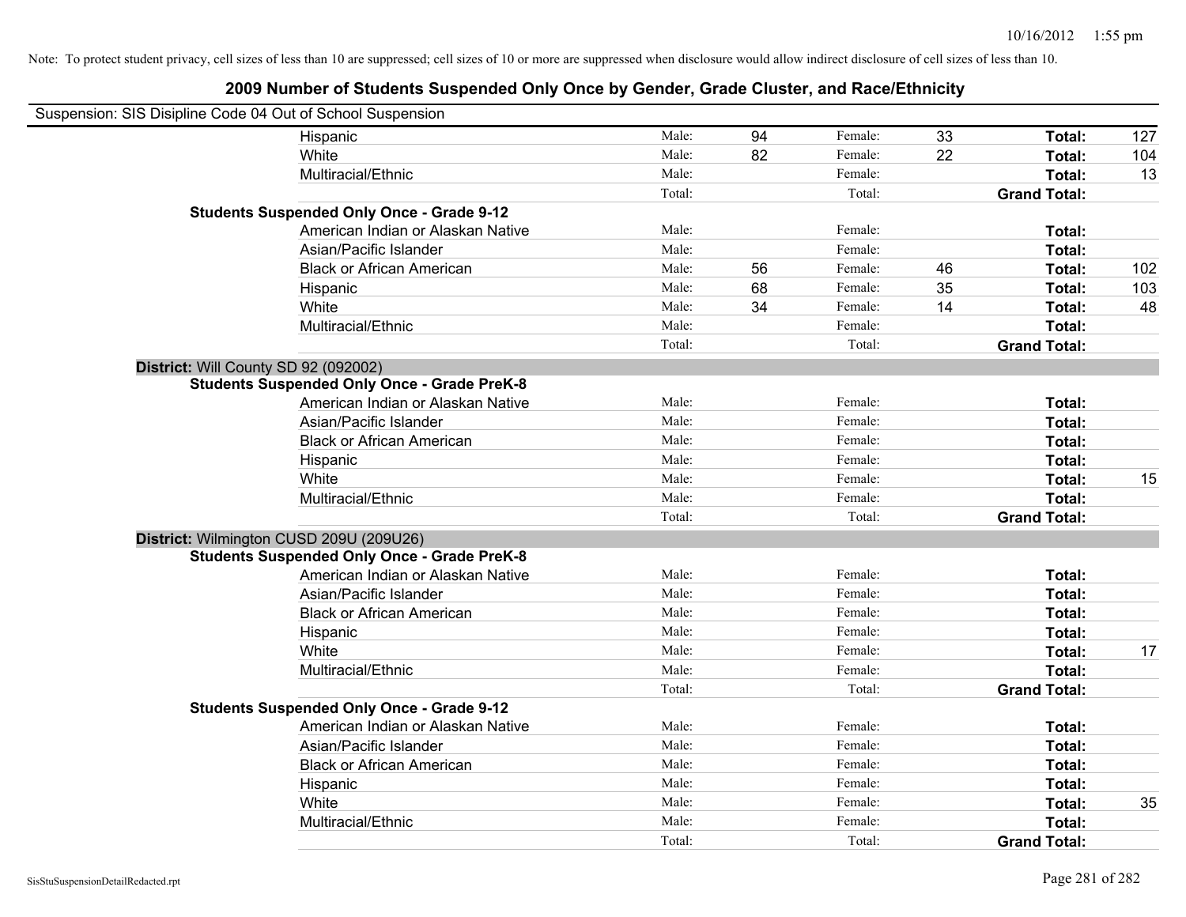Note: To protect student privacy, cell sizes of less than 10 are suppressed; cell sizes of 10 or more are suppressed when disclosure would allow indirect disclosure of cell sizes of less than 10.

## 2009 Number of Students Suspended Only Once by Gender, Grade Cluster, and Race/Ethnicity

Suspension: SIS Disipline Code 04 Out of School Suspension

| | | | | | | |
|---|---|---|---|---|---|---|
| Hispanic | Male: | 94 | Female: | 33 | **Total:** | 127 |
| White | Male: | 82 | Female: | 22 | **Total:** | 104 |
| Multiracial/Ethnic | Male: | | Female: | | **Total:** | 13 |
| | Total: | | Total: | | **Grand Total:** | |

**Students Suspended Only Once - Grade 9-12**

| | | | | | | |
|---|---|---|---|---|---|---|
| American Indian or Alaskan Native | Male: | | Female: | | **Total:** | |
| Asian/Pacific Islander | Male: | | Female: | | **Total:** | |
| Black or African American | Male: | 56 | Female: | 46 | **Total:** | 102 |
| Hispanic | Male: | 68 | Female: | 35 | **Total:** | 103 |
| White | Male: | 34 | Female: | 14 | **Total:** | 48 |
| Multiracial/Ethnic | Male: | | Female: | | **Total:** | |
| | Total: | | Total: | | **Grand Total:** | |

**District:** Will County SD 92 (092002)

**Students Suspended Only Once - Grade PreK-8**

| | | | | | | |
|---|---|---|---|---|---|---|
| American Indian or Alaskan Native | Male: | | Female: | | **Total:** | |
| Asian/Pacific Islander | Male: | | Female: | | **Total:** | |
| Black or African American | Male: | | Female: | | **Total:** | |
| Hispanic | Male: | | Female: | | **Total:** | |
| White | Male: | | Female: | | **Total:** | 15 |
| Multiracial/Ethnic | Male: | | Female: | | **Total:** | |
| | Total: | | Total: | | **Grand Total:** | |

**District:** Wilmington CUSD 209U (209U26)

**Students Suspended Only Once - Grade PreK-8**

| | | | | | | |
|---|---|---|---|---|---|---|
| American Indian or Alaskan Native | Male: | | Female: | | **Total:** | |
| Asian/Pacific Islander | Male: | | Female: | | **Total:** | |
| Black or African American | Male: | | Female: | | **Total:** | |
| Hispanic | Male: | | Female: | | **Total:** | |
| White | Male: | | Female: | | **Total:** | 17 |
| Multiracial/Ethnic | Male: | | Female: | | **Total:** | |
| | Total: | | Total: | | **Grand Total:** | |

**Students Suspended Only Once - Grade 9-12**

| | | | | | | |
|---|---|---|---|---|---|---|
| American Indian or Alaskan Native | Male: | | Female: | | **Total:** | |
| Asian/Pacific Islander | Male: | | Female: | | **Total:** | |
| Black or African American | Male: | | Female: | | **Total:** | |
| Hispanic | Male: | | Female: | | **Total:** | |
| White | Male: | | Female: | | **Total:** | 35 |
| Multiracial/Ethnic | Male: | | Female: | | **Total:** | |
| | Total: | | Total: | | **Grand Total:** | |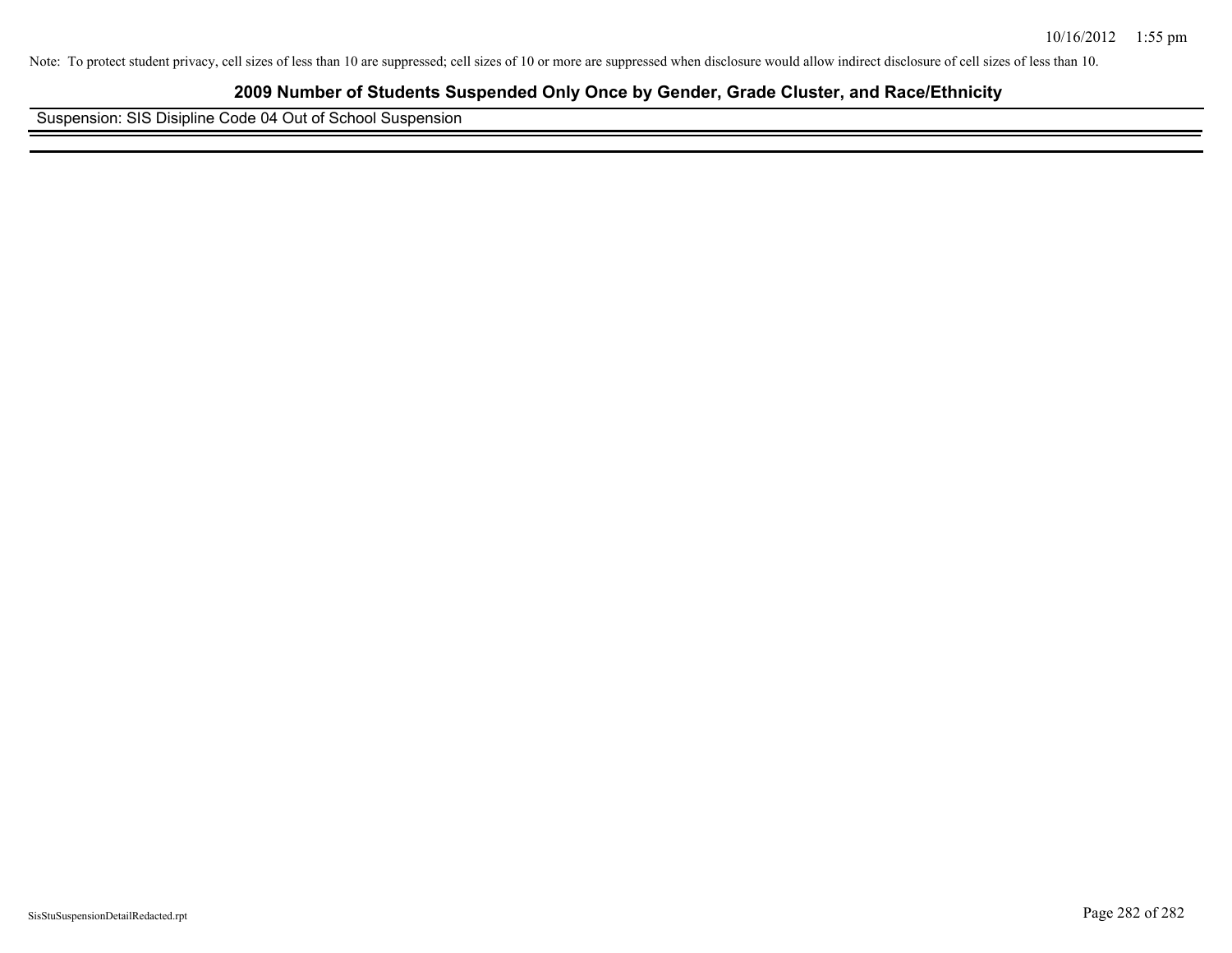Note: To protect student privacy, cell sizes of less than 10 are suppressed; cell sizes of 10 or more are suppressed when disclosure would allow indirect disclosure of cell sizes of less than 10.

## 2009 Number of Students Suspended Only Once by Gender, Grade Cluster, and Race/Ethnicity

Suspension: SIS Disipline Code 04 Out of School Suspension